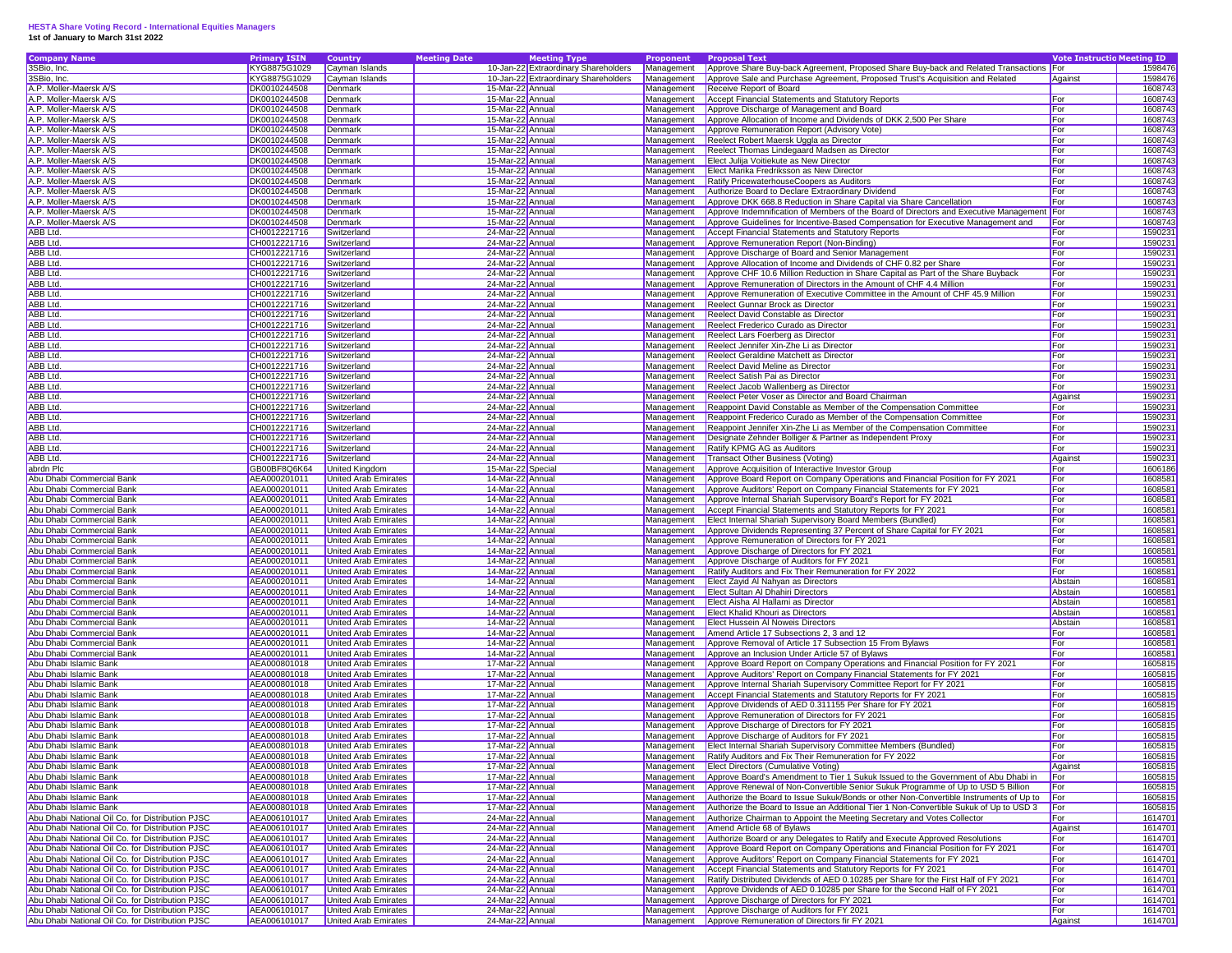# HESTA Share Voting Record - International Equities Managers

**1st of January to March 31st 2022**

| Company Name | Primary ISIN | Country | Meeting Date | Meeting Type | Proponent | Proposal Text | Vote Instruction | Meeting ID |
|---|---|---|---|---|---|---|---|---|
| 3SBio, Inc. | KYG8875G1029 | Cayman Islands | 10-Jan-22 | Extraordinary Shareholders | Management | Approve Share Buy-back Agreement, Proposed Share Buy-back and Related Transactions | For | 1598476 |
| 3SBio, Inc. | KYG8875G1029 | Cayman Islands | 10-Jan-22 | Extraordinary Shareholders | Management | Approve Sale and Purchase Agreement, Proposed Trust's Acquisition and Related | Against | 1598476 |
| A.P. Moller-Maersk A/S | DK0010244508 | Denmark | 15-Mar-22 | Annual | Management | Receive Report of Board | | 1608743 |
| A.P. Moller-Maersk A/S | DK0010244508 | Denmark | 15-Mar-22 | Annual | Management | Accept Financial Statements and Statutory Reports | For | 1608743 |
| A.P. Moller-Maersk A/S | DK0010244508 | Denmark | 15-Mar-22 | Annual | Management | Approve Discharge of Management and Board | For | 1608743 |
| A.P. Moller-Maersk A/S | DK0010244508 | Denmark | 15-Mar-22 | Annual | Management | Approve Allocation of Income and Dividends of DKK 2,500 Per Share | For | 1608743 |
| A.P. Moller-Maersk A/S | DK0010244508 | Denmark | 15-Mar-22 | Annual | Management | Approve Remuneration Report (Advisory Vote) | For | 1608743 |
| A.P. Moller-Maersk A/S | DK0010244508 | Denmark | 15-Mar-22 | Annual | Management | Reelect Robert Maersk Uggla as Director | For | 1608743 |
| A.P. Moller-Maersk A/S | DK0010244508 | Denmark | 15-Mar-22 | Annual | Management | Reelect Thomas Lindegaard Madsen as Director | For | 1608743 |
| A.P. Moller-Maersk A/S | DK0010244508 | Denmark | 15-Mar-22 | Annual | Management | Elect Julija Voitiekute as New Director | For | 1608743 |
| A.P. Moller-Maersk A/S | DK0010244508 | Denmark | 15-Mar-22 | Annual | Management | Elect Marika Fredriksson as New Director | For | 1608743 |
| A.P. Moller-Maersk A/S | DK0010244508 | Denmark | 15-Mar-22 | Annual | Management | Ratify PricewaterhouseCoopers as Auditors | For | 1608743 |
| A.P. Moller-Maersk A/S | DK0010244508 | Denmark | 15-Mar-22 | Annual | Management | Authorize Board to Declare Extraordinary Dividend | For | 1608743 |
| A.P. Moller-Maersk A/S | DK0010244508 | Denmark | 15-Mar-22 | Annual | Management | Approve DKK 668.8 Reduction in Share Capital via Share Cancellation | For | 1608743 |
| A.P. Moller-Maersk A/S | DK0010244508 | Denmark | 15-Mar-22 | Annual | Management | Approve Indemnification of Members of the Board of Directors and Executive Management | For | 1608743 |
| A.P. Moller-Maersk A/S | DK0010244508 | Denmark | 15-Mar-22 | Annual | Management | Approve Guidelines for Incentive-Based Compensation for Executive Management and | For | 1608743 |
| ABB Ltd. | CH0012221716 | Switzerland | 24-Mar-22 | Annual | Management | Accept Financial Statements and Statutory Reports | For | 1590231 |
| ABB Ltd. | CH0012221716 | Switzerland | 24-Mar-22 | Annual | Management | Approve Remuneration Report (Non-Binding) | For | 1590231 |
| ABB Ltd. | CH0012221716 | Switzerland | 24-Mar-22 | Annual | Management | Approve Discharge of Board and Senior Management | For | 1590231 |
| ABB Ltd. | CH0012221716 | Switzerland | 24-Mar-22 | Annual | Management | Approve Allocation of Income and Dividends of CHF 0.82 per Share | For | 1590231 |
| ABB Ltd. | CH0012221716 | Switzerland | 24-Mar-22 | Annual | Management | Approve CHF 10.6 Million Reduction in Share Capital as Part of the Share Buyback | For | 1590231 |
| ABB Ltd. | CH0012221716 | Switzerland | 24-Mar-22 | Annual | Management | Approve Remuneration of Directors in the Amount of CHF 4.4 Million | For | 1590231 |
| ABB Ltd. | CH0012221716 | Switzerland | 24-Mar-22 | Annual | Management | Approve Remuneration of Executive Committee in the Amount of CHF 45.9 Million | For | 1590231 |
| ABB Ltd. | CH0012221716 | Switzerland | 24-Mar-22 | Annual | Management | Reelect Gunnar Brock as Director | For | 1590231 |
| ABB Ltd. | CH0012221716 | Switzerland | 24-Mar-22 | Annual | Management | Reelect David Constable as Director | For | 1590231 |
| ABB Ltd. | CH0012221716 | Switzerland | 24-Mar-22 | Annual | Management | Reelect Frederico Curado as Director | For | 1590231 |
| ABB Ltd. | CH0012221716 | Switzerland | 24-Mar-22 | Annual | Management | Reelect Lars Foerberg as Director | For | 1590231 |
| ABB Ltd. | CH0012221716 | Switzerland | 24-Mar-22 | Annual | Management | Reelect Jennifer Xin-Zhe Li as Director | For | 1590231 |
| ABB Ltd. | CH0012221716 | Switzerland | 24-Mar-22 | Annual | Management | Reelect Geraldine Matchett as Director | For | 1590231 |
| ABB Ltd. | CH0012221716 | Switzerland | 24-Mar-22 | Annual | Management | Reelect David Meline as Director | For | 1590231 |
| ABB Ltd. | CH0012221716 | Switzerland | 24-Mar-22 | Annual | Management | Reelect Satish Pai as Director | For | 1590231 |
| ABB Ltd. | CH0012221716 | Switzerland | 24-Mar-22 | Annual | Management | Reelect Jacob Wallenberg as Director | For | 1590231 |
| ABB Ltd. | CH0012221716 | Switzerland | 24-Mar-22 | Annual | Management | Reelect Peter Voser as Director and Board Chairman | Against | 1590231 |
| ABB Ltd. | CH0012221716 | Switzerland | 24-Mar-22 | Annual | Management | Reappoint David Constable as Member of the Compensation Committee | For | 1590231 |
| ABB Ltd. | CH0012221716 | Switzerland | 24-Mar-22 | Annual | Management | Reappoint Frederico Curado as Member of the Compensation Committee | For | 1590231 |
| ABB Ltd. | CH0012221716 | Switzerland | 24-Mar-22 | Annual | Management | Reappoint Jennifer Xin-Zhe Li as Member of the Compensation Committee | For | 1590231 |
| ABB Ltd. | CH0012221716 | Switzerland | 24-Mar-22 | Annual | Management | Designate Zehnder Bolliger & Partner as Independent Proxy | For | 1590231 |
| ABB Ltd. | CH0012221716 | Switzerland | 24-Mar-22 | Annual | Management | Ratify KPMG AG as Auditors | For | 1590231 |
| ABB Ltd. | CH0012221716 | Switzerland | 24-Mar-22 | Annual | Management | Transact Other Business (Voting) | Against | 1590231 |
| abrdn Plc | GB00BF8Q6K64 | United Kingdom | 15-Mar-22 | Special | Management | Approve Acquisition of Interactive Investor Group | For | 1606186 |
| Abu Dhabi Commercial Bank | AEA000201011 | United Arab Emirates | 14-Mar-22 | Annual | Management | Approve Board Report on Company Operations and Financial Position for FY 2021 | For | 1608581 |
| Abu Dhabi Commercial Bank | AEA000201011 | United Arab Emirates | 14-Mar-22 | Annual | Management | Approve Auditors' Report on Company Financial Statements for FY 2021 | For | 1608581 |
| Abu Dhabi Commercial Bank | AEA000201011 | United Arab Emirates | 14-Mar-22 | Annual | Management | Approve Internal Shariah Supervisory Board's Report for FY 2021 | For | 1608581 |
| Abu Dhabi Commercial Bank | AEA000201011 | United Arab Emirates | 14-Mar-22 | Annual | Management | Accept Financial Statements and Statutory Reports for FY 2021 | For | 1608581 |
| Abu Dhabi Commercial Bank | AEA000201011 | United Arab Emirates | 14-Mar-22 | Annual | Management | Elect Internal Shariah Supervisory Board Members (Bundled) | For | 1608581 |
| Abu Dhabi Commercial Bank | AEA000201011 | United Arab Emirates | 14-Mar-22 | Annual | Management | Approve Dividends Representing 37 Percent of Share Capital for FY 2021 | For | 1608581 |
| Abu Dhabi Commercial Bank | AEA000201011 | United Arab Emirates | 14-Mar-22 | Annual | Management | Approve Remuneration of Directors for FY 2021 | For | 1608581 |
| Abu Dhabi Commercial Bank | AEA000201011 | United Arab Emirates | 14-Mar-22 | Annual | Management | Approve Discharge of Directors for FY 2021 | For | 1608581 |
| Abu Dhabi Commercial Bank | AEA000201011 | United Arab Emirates | 14-Mar-22 | Annual | Management | Approve Discharge of Auditors for FY 2021 | For | 1608581 |
| Abu Dhabi Commercial Bank | AEA000201011 | United Arab Emirates | 14-Mar-22 | Annual | Management | Ratify Auditors and Fix Their Remuneration for FY 2022 | For | 1608581 |
| Abu Dhabi Commercial Bank | AEA000201011 | United Arab Emirates | 14-Mar-22 | Annual | Management | Elect Zayid Al Nahyan as Directors | Abstain | 1608581 |
| Abu Dhabi Commercial Bank | AEA000201011 | United Arab Emirates | 14-Mar-22 | Annual | Management | Elect Sultan Al Dhahiri Directors | Abstain | 1608581 |
| Abu Dhabi Commercial Bank | AEA000201011 | United Arab Emirates | 14-Mar-22 | Annual | Management | Elect Aisha Al Hallami as Director | Abstain | 1608581 |
| Abu Dhabi Commercial Bank | AEA000201011 | United Arab Emirates | 14-Mar-22 | Annual | Management | Elect Khalid Khouri as Directors | Abstain | 1608581 |
| Abu Dhabi Commercial Bank | AEA000201011 | United Arab Emirates | 14-Mar-22 | Annual | Management | Elect Hussein Al Noweis Directors | Abstain | 1608581 |
| Abu Dhabi Commercial Bank | AEA000201011 | United Arab Emirates | 14-Mar-22 | Annual | Management | Amend Article 17 Subsections 2, 3 and 12 | For | 1608581 |
| Abu Dhabi Commercial Bank | AEA000201011 | United Arab Emirates | 14-Mar-22 | Annual | Management | Approve Removal of Article 17 Subsection 15 From Bylaws | For | 1608581 |
| Abu Dhabi Commercial Bank | AEA000201011 | United Arab Emirates | 14-Mar-22 | Annual | Management | Approve an Inclusion Under Article 57 of Bylaws | For | 1608581 |
| Abu Dhabi Islamic Bank | AEA000801018 | United Arab Emirates | 17-Mar-22 | Annual | Management | Approve Board Report on Company Operations and Financial Position for FY 2021 | For | 1605815 |
| Abu Dhabi Islamic Bank | AEA000801018 | United Arab Emirates | 17-Mar-22 | Annual | Management | Approve Auditors' Report on Company Financial Statements for FY 2021 | For | 1605815 |
| Abu Dhabi Islamic Bank | AEA000801018 | United Arab Emirates | 17-Mar-22 | Annual | Management | Approve Internal Shariah Supervisory Committee Report for FY 2021 | For | 1605815 |
| Abu Dhabi Islamic Bank | AEA000801018 | United Arab Emirates | 17-Mar-22 | Annual | Management | Accept Financial Statements and Statutory Reports for FY 2021 | For | 1605815 |
| Abu Dhabi Islamic Bank | AEA000801018 | United Arab Emirates | 17-Mar-22 | Annual | Management | Approve Dividends of AED 0.311155 Per Share for FY 2021 | For | 1605815 |
| Abu Dhabi Islamic Bank | AEA000801018 | United Arab Emirates | 17-Mar-22 | Annual | Management | Approve Remuneration of Directors for FY 2021 | For | 1605815 |
| Abu Dhabi Islamic Bank | AEA000801018 | United Arab Emirates | 17-Mar-22 | Annual | Management | Approve Discharge of Directors for FY 2021 | For | 1605815 |
| Abu Dhabi Islamic Bank | AEA000801018 | United Arab Emirates | 17-Mar-22 | Annual | Management | Approve Discharge of Auditors for FY 2021 | For | 1605815 |
| Abu Dhabi Islamic Bank | AEA000801018 | United Arab Emirates | 17-Mar-22 | Annual | Management | Elect Internal Shariah Supervisory Committee Members (Bundled) | For | 1605815 |
| Abu Dhabi Islamic Bank | AEA000801018 | United Arab Emirates | 17-Mar-22 | Annual | Management | Ratify Auditors and Fix Their Remuneration for FY 2022 | For | 1605815 |
| Abu Dhabi Islamic Bank | AEA000801018 | United Arab Emirates | 17-Mar-22 | Annual | Management | Elect Directors (Cumulative Voting) | Against | 1605815 |
| Abu Dhabi Islamic Bank | AEA000801018 | United Arab Emirates | 17-Mar-22 | Annual | Management | Approve Board's Amendment to Tier 1 Sukuk Issued to the Government of Abu Dhabi in | For | 1605815 |
| Abu Dhabi Islamic Bank | AEA000801018 | United Arab Emirates | 17-Mar-22 | Annual | Management | Approve Renewal of Non-Convertible Senior Sukuk Programme of Up to USD 5 Billion | For | 1605815 |
| Abu Dhabi Islamic Bank | AEA000801018 | United Arab Emirates | 17-Mar-22 | Annual | Management | Authorize the Board to Issue Sukuk/Bonds or other Non-Convertible Instruments of Up to | For | 1605815 |
| Abu Dhabi Islamic Bank | AEA000801018 | United Arab Emirates | 17-Mar-22 | Annual | Management | Authorize the Board to Issue an Additional Tier 1 Non-Convertible Sukuk of Up to USD 3 | For | 1605815 |
| Abu Dhabi National Oil Co. for Distribution PJSC | AEA006101017 | United Arab Emirates | 24-Mar-22 | Annual | Management | Authorize Chairman to Appoint the Meeting Secretary and Votes Collector | For | 1614701 |
| Abu Dhabi National Oil Co. for Distribution PJSC | AEA006101017 | United Arab Emirates | 24-Mar-22 | Annual | Management | Amend Article 68 of Bylaws | Against | 1614701 |
| Abu Dhabi National Oil Co. for Distribution PJSC | AEA006101017 | United Arab Emirates | 24-Mar-22 | Annual | Management | Authorize Board or any Delegates to Ratify and Execute Approved Resolutions | For | 1614701 |
| Abu Dhabi National Oil Co. for Distribution PJSC | AEA006101017 | United Arab Emirates | 24-Mar-22 | Annual | Management | Approve Board Report on Company Operations and Financial Position for FY 2021 | For | 1614701 |
| Abu Dhabi National Oil Co. for Distribution PJSC | AEA006101017 | United Arab Emirates | 24-Mar-22 | Annual | Management | Approve Auditors' Report on Company Financial Statements for FY 2021 | For | 1614701 |
| Abu Dhabi National Oil Co. for Distribution PJSC | AEA006101017 | United Arab Emirates | 24-Mar-22 | Annual | Management | Accept Financial Statements and Statutory Reports for FY 2021 | For | 1614701 |
| Abu Dhabi National Oil Co. for Distribution PJSC | AEA006101017 | United Arab Emirates | 24-Mar-22 | Annual | Management | Ratify Distributed Dividends of AED 0.10285 per Share for the First Half of FY 2021 | For | 1614701 |
| Abu Dhabi National Oil Co. for Distribution PJSC | AEA006101017 | United Arab Emirates | 24-Mar-22 | Annual | Management | Approve Dividends of AED 0.10285 per Share for the Second Half of FY 2021 | For | 1614701 |
| Abu Dhabi National Oil Co. for Distribution PJSC | AEA006101017 | United Arab Emirates | 24-Mar-22 | Annual | Management | Approve Discharge of Directors for FY 2021 | For | 1614701 |
| Abu Dhabi National Oil Co. for Distribution PJSC | AEA006101017 | United Arab Emirates | 24-Mar-22 | Annual | Management | Approve Discharge of Auditors for FY 2021 | For | 1614701 |
| Abu Dhabi National Oil Co. for Distribution PJSC | AEA006101017 | United Arab Emirates | 24-Mar-22 | Annual | Management | Approve Remuneration of Directors fir FY 2021 | Against | 1614701 |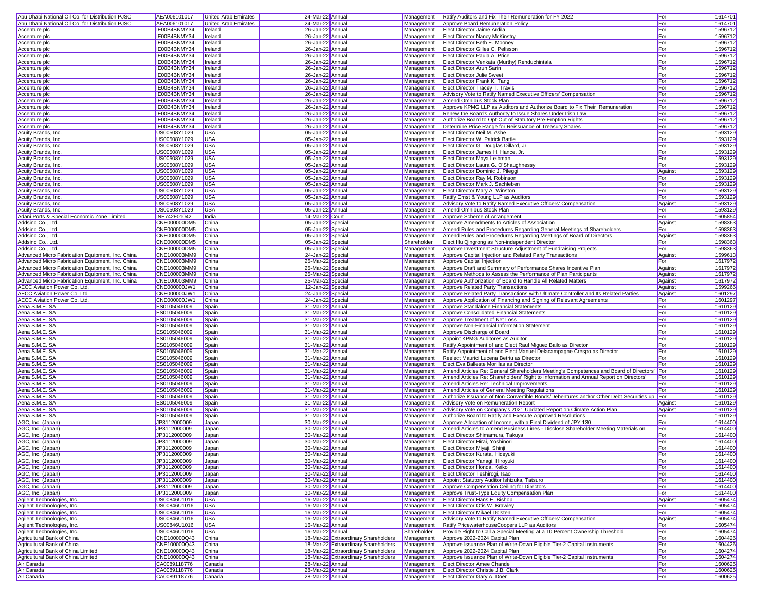| | | | | | | | | |
|---|---|---|---|---|---|---|---|---|
| Abu Dhabi National Oil Co. for Distribution PJSC | AEA006101017 | United Arab Emirates | 24-Mar-22 | Annual | Management | Ratify Auditors and Fix Their Remuneration for FY 2022 | For | 1614701 |
| Abu Dhabi National Oil Co. for Distribution PJSC | AEA006101017 | United Arab Emirates | 24-Mar-22 | Annual | Management | Approve Board Remuneration Policy | For | 1614701 |
| Accenture plc | IE00B4BNMY34 | Ireland | 26-Jan-22 | Annual | Management | Elect Director Jaime Ardila | For | 1596712 |
| Accenture plc | IE00B4BNMY34 | Ireland | 26-Jan-22 | Annual | Management | Elect Director Nancy McKinstry | For | 1596712 |
| Accenture plc | IE00B4BNMY34 | Ireland | 26-Jan-22 | Annual | Management | Elect Director Beth E. Mooney | For | 1596712 |
| Accenture plc | IE00B4BNMY34 | Ireland | 26-Jan-22 | Annual | Management | Elect Director Gilles C. Pelisson | For | 1596712 |
| Accenture plc | IE00B4BNMY34 | Ireland | 26-Jan-22 | Annual | Management | Elect Director Paula A. Price | For | 1596712 |
| Accenture plc | IE00B4BNMY34 | Ireland | 26-Jan-22 | Annual | Management | Elect Director Venkata (Murthy) Renduchintala | For | 1596712 |
| Accenture plc | IE00B4BNMY34 | Ireland | 26-Jan-22 | Annual | Management | Elect Director Arun Sarin | For | 1596712 |
| Accenture plc | IE00B4BNMY34 | Ireland | 26-Jan-22 | Annual | Management | Elect Director Julie Sweet | For | 1596712 |
| Accenture plc | IE00B4BNMY34 | Ireland | 26-Jan-22 | Annual | Management | Elect Director Frank K. Tang | For | 1596712 |
| Accenture plc | IE00B4BNMY34 | Ireland | 26-Jan-22 | Annual | Management | Elect Director Tracey T. Travis | For | 1596712 |
| Accenture plc | IE00B4BNMY34 | Ireland | 26-Jan-22 | Annual | Management | Advisory Vote to Ratify Named Executive Officers' Compensation | For | 1596712 |
| Accenture plc | IE00B4BNMY34 | Ireland | 26-Jan-22 | Annual | Management | Amend Omnibus Stock Plan | For | 1596712 |
| Accenture plc | IE00B4BNMY34 | Ireland | 26-Jan-22 | Annual | Management | Approve KPMG LLP as Auditors and Authorize Board to Fix Their Remuneration | For | 1596712 |
| Accenture plc | IE00B4BNMY34 | Ireland | 26-Jan-22 | Annual | Management | Renew the Board's Authority to Issue Shares Under Irish Law | For | 1596712 |
| Accenture plc | IE00B4BNMY34 | Ireland | 26-Jan-22 | Annual | Management | Authorize Board to Opt-Out of Statutory Pre-Emption Rights | For | 1596712 |
| Accenture plc | IE00B4BNMY34 | Ireland | 26-Jan-22 | Annual | Management | Determine Price Range for Reissuance of Treasury Shares | For | 1596712 |
| Acuity Brands, Inc. | US00508Y1029 | USA | 05-Jan-22 | Annual | Management | Elect Director Neil M. Ashe | For | 1593129 |
| Acuity Brands, Inc. | US00508Y1029 | USA | 05-Jan-22 | Annual | Management | Elect Director W. Patrick Battle | For | 1593129 |
| Acuity Brands, Inc. | US00508Y1029 | USA | 05-Jan-22 | Annual | Management | Elect Director G. Douglas Dillard, Jr. | For | 1593129 |
| Acuity Brands, Inc. | US00508Y1029 | USA | 05-Jan-22 | Annual | Management | Elect Director James H. Hance, Jr. | For | 1593129 |
| Acuity Brands, Inc. | US00508Y1029 | USA | 05-Jan-22 | Annual | Management | Elect Director Maya Leibman | For | 1593129 |
| Acuity Brands, Inc. | US00508Y1029 | USA | 05-Jan-22 | Annual | Management | Elect Director Laura G. O'Shaughnessy | For | 1593129 |
| Acuity Brands, Inc. | US00508Y1029 | USA | 05-Jan-22 | Annual | Management | Elect Director Dominic J. Pileggi | Against | 1593129 |
| Acuity Brands, Inc. | US00508Y1029 | USA | 05-Jan-22 | Annual | Management | Elect Director Ray M. Robinson | For | 1593129 |
| Acuity Brands, Inc. | US00508Y1029 | USA | 05-Jan-22 | Annual | Management | Elect Director Mark J. Sachleben | For | 1593129 |
| Acuity Brands, Inc. | US00508Y1029 | USA | 05-Jan-22 | Annual | Management | Elect Director Mary A. Winston | For | 1593129 |
| Acuity Brands, Inc. | US00508Y1029 | USA | 05-Jan-22 | Annual | Management | Ratify Ernst & Young LLP as Auditors | For | 1593129 |
| Acuity Brands, Inc. | US00508Y1029 | USA | 05-Jan-22 | Annual | Management | Advisory Vote to Ratify Named Executive Officers' Compensation | Against | 1593129 |
| Acuity Brands, Inc. | US00508Y1029 | USA | 05-Jan-22 | Annual | Management | Amend Omnibus Stock Plan | For | 1593129 |
| Adani Ports & Special Economic Zone Limited | INE742F01042 | India | 14-Mar-22 | Court | Management | Approve Scheme of Arrangement | For | 1605854 |
| Addsino Co., Ltd. | CNE000000DM5 | China | 05-Jan-22 | Special | Management | Approve Amendments to Articles of Association | Against | 1598363 |
| Addsino Co., Ltd. | CNE000000DM5 | China | 05-Jan-22 | Special | Management | Amend Rules and Procedures Regarding General Meetings of Shareholders | For | 1598363 |
| Addsino Co., Ltd. | CNE000000DM5 | China | 05-Jan-22 | Special | Management | Amend Rules and Procedures Regarding Meetings of Board of Directors | Against | 1598363 |
| Addsino Co., Ltd. | CNE000000DM5 | China | 05-Jan-22 | Special | Shareholder | Elect Hu Qingrong as Non-independent Director | For | 1598363 |
| Addsino Co., Ltd. | CNE000000DM5 | China | 05-Jan-22 | Special | Management | Approve Investment Structure Adjustment of Fundraising Projects | For | 1598363 |
| Advanced Micro Fabrication Equipment, Inc. China | CNE100003MM9 | China | 24-Jan-22 | Special | Management | Approve Capital Injection and Related Party Transactions | Against | 1599613 |
| Advanced Micro Fabrication Equipment, Inc. China | CNE100003MM9 | China | 25-Mar-22 | Special | Management | Approve Capital Injection | For | 1617972 |
| Advanced Micro Fabrication Equipment, Inc. China | CNE100003MM9 | China | 25-Mar-22 | Special | Management | Approve Draft and Summary of Performance Shares Incentive Plan | Against | 1617972 |
| Advanced Micro Fabrication Equipment, Inc. China | CNE100003MM9 | China | 25-Mar-22 | Special | Management | Approve Methods to Assess the Performance of Plan Participants | Against | 1617972 |
| Advanced Micro Fabrication Equipment, Inc. China | CNE100003MM9 | China | 25-Mar-22 | Special | Management | Approve Authorization of Board to Handle All Related Matters | Against | 1617972 |
| AECC Aviation Power Co. Ltd. | CNE000000JW1 | China | 12-Jan-22 | Special | Management | Approve Related Party Transactions | Against | 1599266 |
| AECC Aviation Power Co. Ltd. | CNE000000JW1 | China | 24-Jan-22 | Special | Management | Approve Related Party Transactions with Ultimate Controller and Its Related Parties | Against | 1601297 |
| AECC Aviation Power Co. Ltd. | CNE000000JW1 | China | 24-Jan-22 | Special | Management | Approve Application of Financing and Signing of Relevant Agreements | For | 1601297 |
| Aena S.M.E. SA | ES0105046009 | Spain | 31-Mar-22 | Annual | Management | Approve Standalone Financial Statements | For | 1610129 |
| Aena S.M.E. SA | ES0105046009 | Spain | 31-Mar-22 | Annual | Management | Approve Consolidated Financial Statements | For | 1610129 |
| Aena S.M.E. SA | ES0105046009 | Spain | 31-Mar-22 | Annual | Management | Approve Treatment of Net Loss | For | 1610129 |
| Aena S.M.E. SA | ES0105046009 | Spain | 31-Mar-22 | Annual | Management | Approve Non-Financial Information Statement | For | 1610129 |
| Aena S.M.E. SA | ES0105046009 | Spain | 31-Mar-22 | Annual | Management | Approve Discharge of Board | For | 1610129 |
| Aena S.M.E. SA | ES0105046009 | Spain | 31-Mar-22 | Annual | Management | Appoint KPMG Auditores as Auditor | For | 1610129 |
| Aena S.M.E. SA | ES0105046009 | Spain | 31-Mar-22 | Annual | Management | Ratify Appointment of and Elect Raul Miguez Bailo as Director | For | 1610129 |
| Aena S.M.E. SA | ES0105046009 | Spain | 31-Mar-22 | Annual | Management | Ratify Appointment of and Elect Manuel Delacampagne Crespo as Director | For | 1610129 |
| Aena S.M.E. SA | ES0105046009 | Spain | 31-Mar-22 | Annual | Management | Reelect Maurici Lucena Betriu as Director | For | 1610129 |
| Aena S.M.E. SA | ES0105046009 | Spain | 31-Mar-22 | Annual | Management | Elect Eva Balleste Morillas as Director | For | 1610129 |
| Aena S.M.E. SA | ES0105046009 | Spain | 31-Mar-22 | Annual | Management | Amend Articles Re: General Shareholders Meeting's Competences and Board of Directors' | For | 1610129 |
| Aena S.M.E. SA | ES0105046009 | Spain | 31-Mar-22 | Annual | Management | Amend Articles Re: Shareholders' Right to Information and Annual Report on Directors' | For | 1610129 |
| Aena S.M.E. SA | ES0105046009 | Spain | 31-Mar-22 | Annual | Management | Amend Articles Re: Technical Improvements | For | 1610129 |
| Aena S.M.E. SA | ES0105046009 | Spain | 31-Mar-22 | Annual | Management | Amend Articles of General Meeting Regulations | For | 1610129 |
| Aena S.M.E. SA | ES0105046009 | Spain | 31-Mar-22 | Annual | Management | Authorize Issuance of Non-Convertible Bonds/Debentures and/or Other Debt Securities up | For | 1610129 |
| Aena S.M.E. SA | ES0105046009 | Spain | 31-Mar-22 | Annual | Management | Advisory Vote on Remuneration Report | Against | 1610129 |
| Aena S.M.E. SA | ES0105046009 | Spain | 31-Mar-22 | Annual | Management | Advisory Vote on Company's 2021 Updated Report on Climate Action Plan | Against | 1610129 |
| Aena S.M.E. SA | ES0105046009 | Spain | 31-Mar-22 | Annual | Management | Authorize Board to Ratify and Execute Approved Resolutions | For | 1610129 |
| AGC, Inc. (Japan) | JP3112000009 | Japan | 30-Mar-22 | Annual | Management | Approve Allocation of Income, with a Final Dividend of JPY 130 | For | 1614400 |
| AGC, Inc. (Japan) | JP3112000009 | Japan | 30-Mar-22 | Annual | Management | Amend Articles to Amend Business Lines - Disclose Shareholder Meeting Materials on | For | 1614400 |
| AGC, Inc. (Japan) | JP3112000009 | Japan | 30-Mar-22 | Annual | Management | Elect Director Shimamura, Takuya | For | 1614400 |
| AGC, Inc. (Japan) | JP3112000009 | Japan | 30-Mar-22 | Annual | Management | Elect Director Hirai, Yoshinori | For | 1614400 |
| AGC, Inc. (Japan) | JP3112000009 | Japan | 30-Mar-22 | Annual | Management | Elect Director Miyaji, Shinji | For | 1614400 |
| AGC, Inc. (Japan) | JP3112000009 | Japan | 30-Mar-22 | Annual | Management | Elect Director Kurata, Hideyuki | For | 1614400 |
| AGC, Inc. (Japan) | JP3112000009 | Japan | 30-Mar-22 | Annual | Management | Elect Director Yanagi, Hiroyuki | For | 1614400 |
| AGC, Inc. (Japan) | JP3112000009 | Japan | 30-Mar-22 | Annual | Management | Elect Director Honda, Keiko | For | 1614400 |
| AGC, Inc. (Japan) | JP3112000009 | Japan | 30-Mar-22 | Annual | Management | Elect Director Teshirogi, Isao | For | 1614400 |
| AGC, Inc. (Japan) | JP3112000009 | Japan | 30-Mar-22 | Annual | Management | Appoint Statutory Auditor Ishizuka, Tatsuro | For | 1614400 |
| AGC, Inc. (Japan) | JP3112000009 | Japan | 30-Mar-22 | Annual | Management | Approve Compensation Ceiling for Directors | For | 1614400 |
| AGC, Inc. (Japan) | JP3112000009 | Japan | 30-Mar-22 | Annual | Management | Approve Trust-Type Equity Compensation Plan | For | 1614400 |
| Agilent Technologies, Inc. | US00846U1016 | USA | 16-Mar-22 | Annual | Management | Elect Director Hans E. Bishop | Against | 1605474 |
| Agilent Technologies, Inc. | US00846U1016 | USA | 16-Mar-22 | Annual | Management | Elect Director Otis W. Brawley | For | 1605474 |
| Agilent Technologies, Inc. | US00846U1016 | USA | 16-Mar-22 | Annual | Management | Elect Director Mikael Dolsten | For | 1605474 |
| Agilent Technologies, Inc. | US00846U1016 | USA | 16-Mar-22 | Annual | Management | Advisory Vote to Ratify Named Executive Officers' Compensation | Against | 1605474 |
| Agilent Technologies, Inc. | US00846U1016 | USA | 16-Mar-22 | Annual | Management | Ratify PricewaterhouseCoopers LLP as Auditors | For | 1605474 |
| Agilent Technologies, Inc. | US00846U1016 | USA | 16-Mar-22 | Annual | Shareholder | Provide Right to Call a Special Meeting at a 10 Percent Ownership Threshold | For | 1605474 |
| Agricultural Bank of China | CNE100000Q43 | China | 18-Mar-22 | Extraordinary Shareholders | Management | Approve 2022-2024 Capital Plan | For | 1604426 |
| Agricultural Bank of China | CNE100000Q43 | China | 18-Mar-22 | Extraordinary Shareholders | Management | Approve Issuance Plan of Write-Down Eligible Tier-2 Capital Instruments | For | 1604426 |
| Agricultural Bank of China Limited | CNE100000Q43 | China | 18-Mar-22 | Extraordinary Shareholders | Management | Approve 2022-2024 Capital Plan | For | 1604274 |
| Agricultural Bank of China Limited | CNE100000Q43 | China | 18-Mar-22 | Extraordinary Shareholders | Management | Approve Issuance Plan of Write-Down Eligible Tier-2 Capital Instruments | For | 1604274 |
| Air Canada | CA0089118776 | Canada | 28-Mar-22 | Annual | Management | Elect Director Amee Chande | For | 1600625 |
| Air Canada | CA0089118776 | Canada | 28-Mar-22 | Annual | Management | Elect Director Christie J.B. Clark | For | 1600625 |
| Air Canada | CA0089118776 | Canada | 28-Mar-22 | Annual | Management | Elect Director Gary A. Doer | For | 1600625 |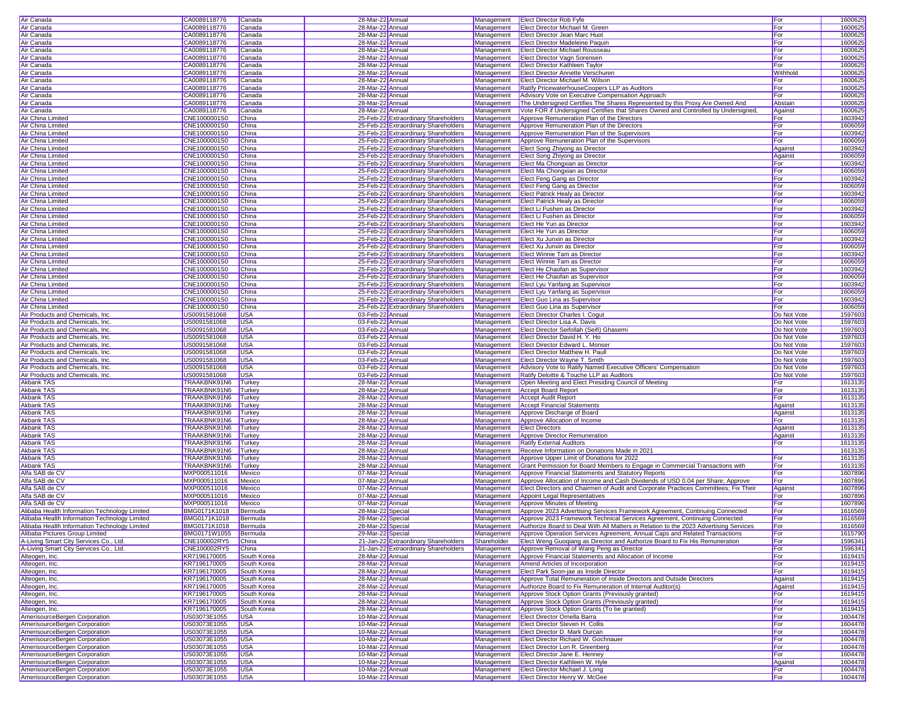| | | | | | | | | |
|---|---|---|---|---|---|---|---|---|
| Air Canada | CA0089118776 | Canada | 28-Mar-22 | Annual | Management | Elect Director Rob Fyfe | For | 1600625 |
| Air Canada | CA0089118776 | Canada | 28-Mar-22 | Annual | Management | Elect Director Michael M. Green | For | 1600625 |
| Air Canada | CA0089118776 | Canada | 28-Mar-22 | Annual | Management | Elect Director Jean Marc Huot | For | 1600625 |
| Air Canada | CA0089118776 | Canada | 28-Mar-22 | Annual | Management | Elect Director Madeleine Paquin | For | 1600625 |
| Air Canada | CA0089118776 | Canada | 28-Mar-22 | Annual | Management | Elect Director Michael Rousseau | For | 1600625 |
| Air Canada | CA0089118776 | Canada | 28-Mar-22 | Annual | Management | Elect Director Vagn Sorensen | For | 1600625 |
| Air Canada | CA0089118776 | Canada | 28-Mar-22 | Annual | Management | Elect Director Kathleen Taylor | For | 1600625 |
| Air Canada | CA0089118776 | Canada | 28-Mar-22 | Annual | Management | Elect Director Annette Verschuren | Withhold | 1600625 |
| Air Canada | CA0089118776 | Canada | 28-Mar-22 | Annual | Management | Elect Director Michael M. Wilson | For | 1600625 |
| Air Canada | CA0089118776 | Canada | 28-Mar-22 | Annual | Management | Ratify PricewaterhouseCoopers LLP as Auditors | For | 1600625 |
| Air Canada | CA0089118776 | Canada | 28-Mar-22 | Annual | Management | Advisory Vote on Executive Compensation Approach | For | 1600625 |
| Air Canada | CA0089118776 | Canada | 28-Mar-22 | Annual | Management | The Undersigned Certifies The Shares Represented by this Proxy Are Owned And | Abstain | 1600625 |
| Air Canada | CA0089118776 | Canada | 28-Mar-22 | Annual | Management | Vote FOR if Undersigned Certifies that Shares Owned and Controlled by Undersigned, | Against | 1600625 |
| Air China Limited | CNE1000001S0 | China | 25-Feb-22 | Extraordinary Shareholders | Management | Approve Remuneration Plan of the Directors | For | 1603942 |
| Air China Limited | CNE1000001S0 | China | 25-Feb-22 | Extraordinary Shareholders | Management | Approve Remuneration Plan of the Directors | For | 1606059 |
| Air China Limited | CNE1000001S0 | China | 25-Feb-22 | Extraordinary Shareholders | Management | Approve Remuneration Plan of the Supervisors | For | 1603942 |
| Air China Limited | CNE1000001S0 | China | 25-Feb-22 | Extraordinary Shareholders | Management | Approve Remuneration Plan of the Supervisors | For | 1606059 |
| Air China Limited | CNE1000001S0 | China | 25-Feb-22 | Extraordinary Shareholders | Management | Elect Song Zhiyong as Director | Against | 1603942 |
| Air China Limited | CNE1000001S0 | China | 25-Feb-22 | Extraordinary Shareholders | Management | Elect Song Zhiyong as Director | Against | 1606059 |
| Air China Limited | CNE1000001S0 | China | 25-Feb-22 | Extraordinary Shareholders | Management | Elect Ma Chongxian as Director | For | 1603942 |
| Air China Limited | CNE1000001S0 | China | 25-Feb-22 | Extraordinary Shareholders | Management | Elect Ma Chongxian as Director | For | 1606059 |
| Air China Limited | CNE1000001S0 | China | 25-Feb-22 | Extraordinary Shareholders | Management | Elect Feng Gang as Director | For | 1603942 |
| Air China Limited | CNE1000001S0 | China | 25-Feb-22 | Extraordinary Shareholders | Management | Elect Feng Gang as Director | For | 1606059 |
| Air China Limited | CNE1000001S0 | China | 25-Feb-22 | Extraordinary Shareholders | Management | Elect Patrick Healy as Director | For | 1603942 |
| Air China Limited | CNE1000001S0 | China | 25-Feb-22 | Extraordinary Shareholders | Management | Elect Patrick Healy as Director | For | 1606059 |
| Air China Limited | CNE1000001S0 | China | 25-Feb-22 | Extraordinary Shareholders | Management | Elect Li Fushen as Director | For | 1603942 |
| Air China Limited | CNE1000001S0 | China | 25-Feb-22 | Extraordinary Shareholders | Management | Elect Li Fushen as Director | For | 1606059 |
| Air China Limited | CNE1000001S0 | China | 25-Feb-22 | Extraordinary Shareholders | Management | Elect He Yun as Director | For | 1603942 |
| Air China Limited | CNE1000001S0 | China | 25-Feb-22 | Extraordinary Shareholders | Management | Elect He Yun as Director | For | 1606059 |
| Air China Limited | CNE1000001S0 | China | 25-Feb-22 | Extraordinary Shareholders | Management | Elect Xu Junxin as Director | For | 1603942 |
| Air China Limited | CNE1000001S0 | China | 25-Feb-22 | Extraordinary Shareholders | Management | Elect Xu Junxin as Director | For | 1606059 |
| Air China Limited | CNE1000001S0 | China | 25-Feb-22 | Extraordinary Shareholders | Management | Elect Winnie Tam as Director | For | 1603942 |
| Air China Limited | CNE1000001S0 | China | 25-Feb-22 | Extraordinary Shareholders | Management | Elect Winnie Tam as Director | For | 1606059 |
| Air China Limited | CNE1000001S0 | China | 25-Feb-22 | Extraordinary Shareholders | Management | Elect He Chaofan as Supervisor | For | 1603942 |
| Air China Limited | CNE1000001S0 | China | 25-Feb-22 | Extraordinary Shareholders | Management | Elect He Chaofan as Supervisor | For | 1606059 |
| Air China Limited | CNE1000001S0 | China | 25-Feb-22 | Extraordinary Shareholders | Management | Elect Lyu Yanfang as Supervisor | For | 1603942 |
| Air China Limited | CNE1000001S0 | China | 25-Feb-22 | Extraordinary Shareholders | Management | Elect Lyu Yanfang as Supervisor | For | 1606059 |
| Air China Limited | CNE1000001S0 | China | 25-Feb-22 | Extraordinary Shareholders | Management | Elect Guo Lina as Supervisor | For | 1603942 |
| Air China Limited | CNE1000001S0 | China | 25-Feb-22 | Extraordinary Shareholders | Management | Elect Guo Lina as Supervisor | For | 1606059 |
| Air Products and Chemicals, Inc. | US0091581068 | USA | 03-Feb-22 | Annual | Management | Elect Director Charles I. Cogut | Do Not Vote | 1597603 |
| Air Products and Chemicals, Inc. | US0091581068 | USA | 03-Feb-22 | Annual | Management | Elect Director Lisa A. Davis | Do Not Vote | 1597603 |
| Air Products and Chemicals, Inc. | US0091581068 | USA | 03-Feb-22 | Annual | Management | Elect Director Seifollah (Seifi) Ghasemi | Do Not Vote | 1597603 |
| Air Products and Chemicals, Inc. | US0091581068 | USA | 03-Feb-22 | Annual | Management | Elect Director David H. Y. Ho | Do Not Vote | 1597603 |
| Air Products and Chemicals, Inc. | US0091581068 | USA | 03-Feb-22 | Annual | Management | Elect Director Edward L. Monser | Do Not Vote | 1597603 |
| Air Products and Chemicals, Inc. | US0091581068 | USA | 03-Feb-22 | Annual | Management | Elect Director Matthew H. Paull | Do Not Vote | 1597603 |
| Air Products and Chemicals, Inc. | US0091581068 | USA | 03-Feb-22 | Annual | Management | Elect Director Wayne T. Smith | Do Not Vote | 1597603 |
| Air Products and Chemicals, Inc. | US0091581068 | USA | 03-Feb-22 | Annual | Management | Advisory Vote to Ratify Named Executive Officers' Compensation | Do Not Vote | 1597603 |
| Air Products and Chemicals, Inc. | US0091581068 | USA | 03-Feb-22 | Annual | Management | Ratify Deloitte & Touche LLP as Auditors | Do Not Vote | 1597603 |
| Akbank TAS | TRAAKBNK91N6 | Turkey | 28-Mar-22 | Annual | Management | Open Meeting and Elect Presiding Council of Meeting | For | 1613135 |
| Akbank TAS | TRAAKBNK91N6 | Turkey | 28-Mar-22 | Annual | Management | Accept Board Report | For | 1613135 |
| Akbank TAS | TRAAKBNK91N6 | Turkey | 28-Mar-22 | Annual | Management | Accept Audit Report | For | 1613135 |
| Akbank TAS | TRAAKBNK91N6 | Turkey | 28-Mar-22 | Annual | Management | Accept Financial Statements | Against | 1613135 |
| Akbank TAS | TRAAKBNK91N6 | Turkey | 28-Mar-22 | Annual | Management | Approve Discharge of Board | Against | 1613135 |
| Akbank TAS | TRAAKBNK91N6 | Turkey | 28-Mar-22 | Annual | Management | Approve Allocation of Income | For | 1613135 |
| Akbank TAS | TRAAKBNK91N6 | Turkey | 28-Mar-22 | Annual | Management | Elect Directors | Against | 1613135 |
| Akbank TAS | TRAAKBNK91N6 | Turkey | 28-Mar-22 | Annual | Management | Approve Director Remuneration | Against | 1613135 |
| Akbank TAS | TRAAKBNK91N6 | Turkey | 28-Mar-22 | Annual | Management | Ratify External Auditors | For | 1613135 |
| Akbank TAS | TRAAKBNK91N6 | Turkey | 28-Mar-22 | Annual | Management | Receive Information on Donations Made in 2021 | | 1613135 |
| Akbank TAS | TRAAKBNK91N6 | Turkey | 28-Mar-22 | Annual | Management | Approve Upper Limit of Donations for 2022 | For | 1613135 |
| Akbank TAS | TRAAKBNK91N6 | Turkey | 28-Mar-22 | Annual | Management | Grant Permission for Board Members to Engage in Commercial Transactions with | For | 1613135 |
| Alfa SAB de CV | MXP000511016 | Mexico | 07-Mar-22 | Annual | Management | Approve Financial Statements and Statutory Reports | For | 1607896 |
| Alfa SAB de CV | MXP000511016 | Mexico | 07-Mar-22 | Annual | Management | Approve Allocation of Income and Cash Dividends of USD 0.04 per Share; Approve | For | 1607896 |
| Alfa SAB de CV | MXP000511016 | Mexico | 07-Mar-22 | Annual | Management | Elect Directors and Chairmen of Audit and Corporate Practices Committees; Fix Their | Against | 1607896 |
| Alfa SAB de CV | MXP000511016 | Mexico | 07-Mar-22 | Annual | Management | Appoint Legal Representatives | For | 1607896 |
| Alfa SAB de CV | MXP000511016 | Mexico | 07-Mar-22 | Annual | Management | Approve Minutes of Meeting | For | 1607896 |
| Alibaba Health Information Technology Limited | BMG0171K1018 | Bermuda | 28-Mar-22 | Special | Management | Approve 2023 Advertising Services Framework Agreement, Continuing Connected | For | 1616569 |
| Alibaba Health Information Technology Limited | BMG0171K1018 | Bermuda | 28-Mar-22 | Special | Management | Approve 2023 Framework Technical Services Agreement, Continuing Connected | For | 1616569 |
| Alibaba Health Information Technology Limited | BMG0171K1018 | Bermuda | 28-Mar-22 | Special | Management | Authorize Board to Deal With All Matters in Relation to the 2023 Advertising Services | For | 1616569 |
| Alibaba Pictures Group Limited | BMG0171W1055 | Bermuda | 29-Mar-22 | Special | Management | Approve Operation Services Agreement, Annual Caps and Related Transactions | For | 1615790 |
| A-Living Smart City Services Co., Ltd. | CNE100002RY5 | China | 21-Jan-22 | Extraordinary Shareholders | Shareholder | Elect Weng Guoqiang as Director and Authorize Board to Fix His Remuneration | For | 1596341 |
| A-Living Smart City Services Co., Ltd. | CNE100002RY5 | China | 21-Jan-22 | Extraordinary Shareholders | Management | Approve Removal of Wang Peng as Director | For | 1596341 |
| Alteogen, Inc. | KR7196170005 | South Korea | 28-Mar-22 | Annual | Management | Approve Financial Statements and Allocation of Income | For | 1619415 |
| Alteogen, Inc. | KR7196170005 | South Korea | 28-Mar-22 | Annual | Management | Amend Articles of Incorporation | For | 1619415 |
| Alteogen, Inc. | KR7196170005 | South Korea | 28-Mar-22 | Annual | Management | Elect Park Soon-jae as Inside Director | For | 1619415 |
| Alteogen, Inc. | KR7196170005 | South Korea | 28-Mar-22 | Annual | Management | Approve Total Remuneration of Inside Directors and Outside Directors | Against | 1619415 |
| Alteogen, Inc. | KR7196170005 | South Korea | 28-Mar-22 | Annual | Management | Authorize Board to Fix Remuneration of Internal Auditor(s) | Against | 1619415 |
| Alteogen, Inc. | KR7196170005 | South Korea | 28-Mar-22 | Annual | Management | Approve Stock Option Grants (Previously granted) | For | 1619415 |
| Alteogen, Inc. | KR7196170005 | South Korea | 28-Mar-22 | Annual | Management | Approve Stock Option Grants (Previously granted) | For | 1619415 |
| Alteogen, Inc. | KR7196170005 | South Korea | 28-Mar-22 | Annual | Management | Approve Stock Option Grants (To be granted) | For | 1619415 |
| AmerisourceBergen Corporation | US03073E1055 | USA | 10-Mar-22 | Annual | Management | Elect Director Ornella Barra | For | 1604478 |
| AmerisourceBergen Corporation | US03073E1055 | USA | 10-Mar-22 | Annual | Management | Elect Director Steven H. Collis | For | 1604478 |
| AmerisourceBergen Corporation | US03073E1055 | USA | 10-Mar-22 | Annual | Management | Elect Director D. Mark Durcan | For | 1604478 |
| AmerisourceBergen Corporation | US03073E1055 | USA | 10-Mar-22 | Annual | Management | Elect Director Richard W. Gochnauer | For | 1604478 |
| AmerisourceBergen Corporation | US03073E1055 | USA | 10-Mar-22 | Annual | Management | Elect Director Lon R. Greenberg | For | 1604478 |
| AmerisourceBergen Corporation | US03073E1055 | USA | 10-Mar-22 | Annual | Management | Elect Director Jane E. Henney | For | 1604478 |
| AmerisourceBergen Corporation | US03073E1055 | USA | 10-Mar-22 | Annual | Management | Elect Director Kathleen W. Hyle | Against | 1604478 |
| AmerisourceBergen Corporation | US03073E1055 | USA | 10-Mar-22 | Annual | Management | Elect Director Michael J. Long | For | 1604478 |
| AmerisourceBergen Corporation | US03073E1055 | USA | 10-Mar-22 | Annual | Management | Elect Director Henry W. McGee | For | 1604478 |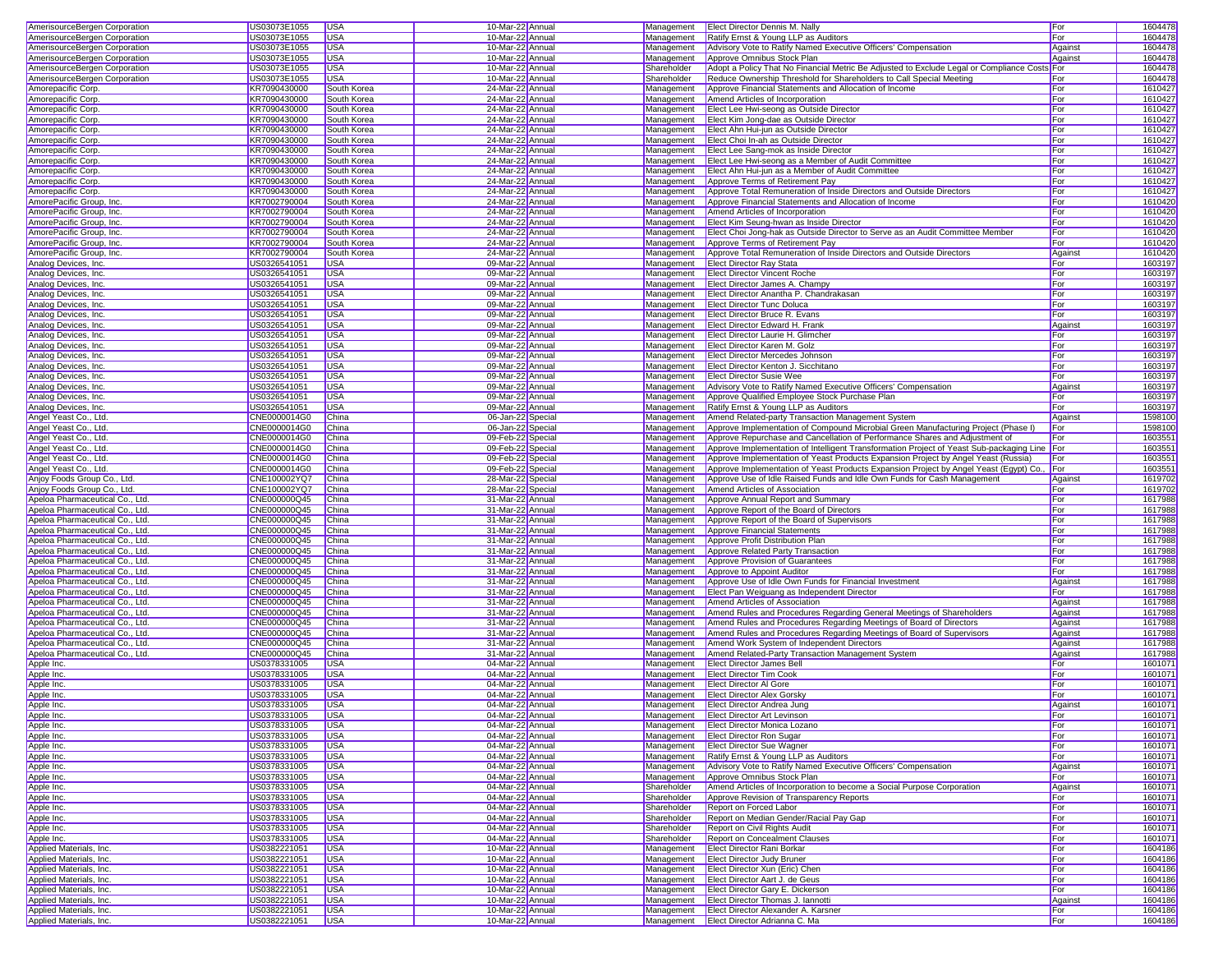| AmerisourceBergen Corporation | US03073E1055 | USA | 10-Mar-22 | Annual | Management | Elect Director Dennis M. Nally | For | 1604478 |
|---|---|---|---|---|---|---|---|---|
| AmerisourceBergen Corporation | US03073E1055 | USA | 10-Mar-22 | Annual | Management | Ratify Ernst & Young LLP as Auditors | For | 1604478 |
| AmerisourceBergen Corporation | US03073E1055 | USA | 10-Mar-22 | Annual | Management | Advisory Vote to Ratify Named Executive Officers' Compensation | Against | 1604478 |
| AmerisourceBergen Corporation | US03073E1055 | USA | 10-Mar-22 | Annual | Management | Approve Omnibus Stock Plan | Against | 1604478 |
| AmerisourceBergen Corporation | US03073E1055 | USA | 10-Mar-22 | Annual | Shareholder | Adopt a Policy That No Financial Metric Be Adjusted to Exclude Legal or Compliance Costs | For | 1604478 |
| AmerisourceBergen Corporation | US03073E1055 | USA | 10-Mar-22 | Annual | Shareholder | Reduce Ownership Threshold for Shareholders to Call Special Meeting | For | 1604478 |
| Amorepacific Corp. | KR7090430000 | South Korea | 24-Mar-22 | Annual | Management | Approve Financial Statements and Allocation of Income | For | 1610427 |
| Amorepacific Corp. | KR7090430000 | South Korea | 24-Mar-22 | Annual | Management | Amend Articles of Incorporation | For | 1610427 |
| Amorepacific Corp. | KR7090430000 | South Korea | 24-Mar-22 | Annual | Management | Elect Lee Hwi-seong as Outside Director | For | 1610427 |
| Amorepacific Corp. | KR7090430000 | South Korea | 24-Mar-22 | Annual | Management | Elect Kim Jong-dae as Outside Director | For | 1610427 |
| Amorepacific Corp. | KR7090430000 | South Korea | 24-Mar-22 | Annual | Management | Elect Ahn Hui-jun as Outside Director | For | 1610427 |
| Amorepacific Corp. | KR7090430000 | South Korea | 24-Mar-22 | Annual | Management | Elect Choi In-ah as Outside Director | For | 1610427 |
| Amorepacific Corp. | KR7090430000 | South Korea | 24-Mar-22 | Annual | Management | Elect Lee Sang-mok as Inside Director | For | 1610427 |
| Amorepacific Corp. | KR7090430000 | South Korea | 24-Mar-22 | Annual | Management | Elect Lee Hwi-seong as a Member of Audit Committee | For | 1610427 |
| Amorepacific Corp. | KR7090430000 | South Korea | 24-Mar-22 | Annual | Management | Elect Ahn Hui-jun as a Member of Audit Committee | For | 1610427 |
| Amorepacific Corp. | KR7090430000 | South Korea | 24-Mar-22 | Annual | Management | Approve Terms of Retirement Pay | For | 1610427 |
| Amorepacific Corp. | KR7090430000 | South Korea | 24-Mar-22 | Annual | Management | Approve Total Remuneration of Inside Directors and Outside Directors | For | 1610427 |
| AmorePacific Group, Inc. | KR7002790004 | South Korea | 24-Mar-22 | Annual | Management | Approve Financial Statements and Allocation of Income | For | 1610420 |
| AmorePacific Group, Inc. | KR7002790004 | South Korea | 24-Mar-22 | Annual | Management | Amend Articles of Incorporation | For | 1610420 |
| AmorePacific Group, Inc. | KR7002790004 | South Korea | 24-Mar-22 | Annual | Management | Elect Kim Seung-hwan as Inside Director | For | 1610420 |
| AmorePacific Group, Inc. | KR7002790004 | South Korea | 24-Mar-22 | Annual | Management | Elect Choi Jong-hak as Outside Director to Serve as an Audit Committee Member | For | 1610420 |
| AmorePacific Group, Inc. | KR7002790004 | South Korea | 24-Mar-22 | Annual | Management | Approve Terms of Retirement Pay | For | 1610420 |
| AmorePacific Group, Inc. | KR7002790004 | South Korea | 24-Mar-22 | Annual | Management | Approve Total Remuneration of Inside Directors and Outside Directors | Against | 1610420 |
| Analog Devices, Inc. | US0326541051 | USA | 09-Mar-22 | Annual | Management | Elect Director Ray Stata | For | 1603197 |
| Analog Devices, Inc. | US0326541051 | USA | 09-Mar-22 | Annual | Management | Elect Director Vincent Roche | For | 1603197 |
| Analog Devices, Inc. | US0326541051 | USA | 09-Mar-22 | Annual | Management | Elect Director James A. Champy | For | 1603197 |
| Analog Devices, Inc. | US0326541051 | USA | 09-Mar-22 | Annual | Management | Elect Director Anantha P. Chandrakasan | For | 1603197 |
| Analog Devices, Inc. | US0326541051 | USA | 09-Mar-22 | Annual | Management | Elect Director Tunc Doluca | For | 1603197 |
| Analog Devices, Inc. | US0326541051 | USA | 09-Mar-22 | Annual | Management | Elect Director Bruce R. Evans | For | 1603197 |
| Analog Devices, Inc. | US0326541051 | USA | 09-Mar-22 | Annual | Management | Elect Director Edward H. Frank | Against | 1603197 |
| Analog Devices, Inc. | US0326541051 | USA | 09-Mar-22 | Annual | Management | Elect Director Laurie H. Glimcher | For | 1603197 |
| Analog Devices, Inc. | US0326541051 | USA | 09-Mar-22 | Annual | Management | Elect Director Karen M. Golz | For | 1603197 |
| Analog Devices, Inc. | US0326541051 | USA | 09-Mar-22 | Annual | Management | Elect Director Mercedes Johnson | For | 1603197 |
| Analog Devices, Inc. | US0326541051 | USA | 09-Mar-22 | Annual | Management | Elect Director Kenton J. Sicchitano | For | 1603197 |
| Analog Devices, Inc. | US0326541051 | USA | 09-Mar-22 | Annual | Management | Elect Director Susie Wee | For | 1603197 |
| Analog Devices, Inc. | US0326541051 | USA | 09-Mar-22 | Annual | Management | Advisory Vote to Ratify Named Executive Officers' Compensation | Against | 1603197 |
| Analog Devices, Inc. | US0326541051 | USA | 09-Mar-22 | Annual | Management | Approve Qualified Employee Stock Purchase Plan | For | 1603197 |
| Analog Devices, Inc. | US0326541051 | USA | 09-Mar-22 | Annual | Management | Ratify Ernst & Young LLP as Auditors | For | 1603197 |
| Angel Yeast Co., Ltd. | CNE0000014G0 | China | 06-Jan-22 | Special | Management | Amend Related-party Transaction Management System | Against | 1598100 |
| Angel Yeast Co., Ltd. | CNE0000014G0 | China | 06-Jan-22 | Special | Management | Approve Implementation of Compound Microbial Green Manufacturing Project (Phase I) | For | 1598100 |
| Angel Yeast Co., Ltd. | CNE0000014G0 | China | 09-Feb-22 | Special | Management | Approve Repurchase and Cancellation of Performance Shares and Adjustment of | For | 1603551 |
| Angel Yeast Co., Ltd. | CNE0000014G0 | China | 09-Feb-22 | Special | Management | Approve Implementation of Intelligent Transformation Project of Yeast Sub-packaging Line | For | 1603551 |
| Angel Yeast Co., Ltd. | CNE0000014G0 | China | 09-Feb-22 | Special | Management | Approve Implementation of Yeast Products Expansion Project by Angel Yeast (Russia) | For | 1603551 |
| Angel Yeast Co., Ltd. | CNE0000014G0 | China | 09-Feb-22 | Special | Management | Approve Implementation of Yeast Products Expansion Project by Angel Yeast (Egypt) Co., | For | 1603551 |
| Anjoy Foods Group Co., Ltd. | CNE100002YQ7 | China | 28-Mar-22 | Special | Management | Approve Use of Idle Raised Funds and Idle Own Funds for Cash Management | Against | 1619702 |
| Anjoy Foods Group Co., Ltd. | CNE100002YQ7 | China | 28-Mar-22 | Special | Management | Amend Articles of Association | For | 1619702 |
| Apeloa Pharmaceutical Co., Ltd. | CNE000000Q45 | China | 31-Mar-22 | Annual | Management | Approve Annual Report and Summary | For | 1617988 |
| Apeloa Pharmaceutical Co., Ltd. | CNE000000Q45 | China | 31-Mar-22 | Annual | Management | Approve Report of the Board of Directors | For | 1617988 |
| Apeloa Pharmaceutical Co., Ltd. | CNE000000Q45 | China | 31-Mar-22 | Annual | Management | Approve Report of the Board of Supervisors | For | 1617988 |
| Apeloa Pharmaceutical Co., Ltd. | CNE000000Q45 | China | 31-Mar-22 | Annual | Management | Approve Financial Statements | For | 1617988 |
| Apeloa Pharmaceutical Co., Ltd. | CNE000000Q45 | China | 31-Mar-22 | Annual | Management | Approve Profit Distribution Plan | For | 1617988 |
| Apeloa Pharmaceutical Co., Ltd. | CNE000000Q45 | China | 31-Mar-22 | Annual | Management | Approve Related Party Transaction | For | 1617988 |
| Apeloa Pharmaceutical Co., Ltd. | CNE000000Q45 | China | 31-Mar-22 | Annual | Management | Approve Provision of Guarantees | For | 1617988 |
| Apeloa Pharmaceutical Co., Ltd. | CNE000000Q45 | China | 31-Mar-22 | Annual | Management | Approve to Appoint Auditor | For | 1617988 |
| Apeloa Pharmaceutical Co., Ltd. | CNE000000Q45 | China | 31-Mar-22 | Annual | Management | Approve Use of Idle Own Funds for Financial Investment | Against | 1617988 |
| Apeloa Pharmaceutical Co., Ltd. | CNE000000Q45 | China | 31-Mar-22 | Annual | Management | Elect Pan Weiguang as Independent Director | For | 1617988 |
| Apeloa Pharmaceutical Co., Ltd. | CNE000000Q45 | China | 31-Mar-22 | Annual | Management | Amend Articles of Association | Against | 1617988 |
| Apeloa Pharmaceutical Co., Ltd. | CNE000000Q45 | China | 31-Mar-22 | Annual | Management | Amend Rules and Procedures Regarding General Meetings of Shareholders | Against | 1617988 |
| Apeloa Pharmaceutical Co., Ltd. | CNE000000Q45 | China | 31-Mar-22 | Annual | Management | Amend Rules and Procedures Regarding Meetings of Board of Directors | Against | 1617988 |
| Apeloa Pharmaceutical Co., Ltd. | CNE000000Q45 | China | 31-Mar-22 | Annual | Management | Amend Rules and Procedures Regarding Meetings of Board of Supervisors | Against | 1617988 |
| Apeloa Pharmaceutical Co., Ltd. | CNE000000Q45 | China | 31-Mar-22 | Annual | Management | Amend Work System of Independent Directors | Against | 1617988 |
| Apeloa Pharmaceutical Co., Ltd. | CNE000000Q45 | China | 31-Mar-22 | Annual | Management | Amend Related-Party Transaction Management System | Against | 1617988 |
| Apple Inc. | US0378331005 | USA | 04-Mar-22 | Annual | Management | Elect Director James Bell | For | 1601071 |
| Apple Inc. | US0378331005 | USA | 04-Mar-22 | Annual | Management | Elect Director Tim Cook | For | 1601071 |
| Apple Inc. | US0378331005 | USA | 04-Mar-22 | Annual | Management | Elect Director Al Gore | For | 1601071 |
| Apple Inc. | US0378331005 | USA | 04-Mar-22 | Annual | Management | Elect Director Alex Gorsky | For | 1601071 |
| Apple Inc. | US0378331005 | USA | 04-Mar-22 | Annual | Management | Elect Director Andrea Jung | Against | 1601071 |
| Apple Inc. | US0378331005 | USA | 04-Mar-22 | Annual | Management | Elect Director Art Levinson | For | 1601071 |
| Apple Inc. | US0378331005 | USA | 04-Mar-22 | Annual | Management | Elect Director Monica Lozano | For | 1601071 |
| Apple Inc. | US0378331005 | USA | 04-Mar-22 | Annual | Management | Elect Director Ron Sugar | For | 1601071 |
| Apple Inc. | US0378331005 | USA | 04-Mar-22 | Annual | Management | Elect Director Sue Wagner | For | 1601071 |
| Apple Inc. | US0378331005 | USA | 04-Mar-22 | Annual | Management | Ratify Ernst & Young LLP as Auditors | For | 1601071 |
| Apple Inc. | US0378331005 | USA | 04-Mar-22 | Annual | Management | Advisory Vote to Ratify Named Executive Officers' Compensation | Against | 1601071 |
| Apple Inc. | US0378331005 | USA | 04-Mar-22 | Annual | Management | Approve Omnibus Stock Plan | For | 1601071 |
| Apple Inc. | US0378331005 | USA | 04-Mar-22 | Annual | Shareholder | Amend Articles of Incorporation to become a Social Purpose Corporation | Against | 1601071 |
| Apple Inc. | US0378331005 | USA | 04-Mar-22 | Annual | Shareholder | Approve Revision of Transparency Reports | For | 1601071 |
| Apple Inc. | US0378331005 | USA | 04-Mar-22 | Annual | Shareholder | Report on Forced Labor | For | 1601071 |
| Apple Inc. | US0378331005 | USA | 04-Mar-22 | Annual | Shareholder | Report on Median Gender/Racial Pay Gap | For | 1601071 |
| Apple Inc. | US0378331005 | USA | 04-Mar-22 | Annual | Shareholder | Report on Civil Rights Audit | For | 1601071 |
| Apple Inc. | US0378331005 | USA | 04-Mar-22 | Annual | Shareholder | Report on Concealment Clauses | For | 1601071 |
| Applied Materials, Inc. | US0382221051 | USA | 10-Mar-22 | Annual | Management | Elect Director Rani Borkar | For | 1604186 |
| Applied Materials, Inc. | US0382221051 | USA | 10-Mar-22 | Annual | Management | Elect Director Judy Bruner | For | 1604186 |
| Applied Materials, Inc. | US0382221051 | USA | 10-Mar-22 | Annual | Management | Elect Director Xun (Eric) Chen | For | 1604186 |
| Applied Materials, Inc. | US0382221051 | USA | 10-Mar-22 | Annual | Management | Elect Director Aart J. de Geus | For | 1604186 |
| Applied Materials, Inc. | US0382221051 | USA | 10-Mar-22 | Annual | Management | Elect Director Gary E. Dickerson | For | 1604186 |
| Applied Materials, Inc. | US0382221051 | USA | 10-Mar-22 | Annual | Management | Elect Director Thomas J. Iannotti | Against | 1604186 |
| Applied Materials, Inc. | US0382221051 | USA | 10-Mar-22 | Annual | Management | Elect Director Alexander A. Karsner | For | 1604186 |
| Applied Materials, Inc. | US0382221051 | USA | 10-Mar-22 | Annual | Management | Elect Director Adrianna C. Ma | For | 1604186 |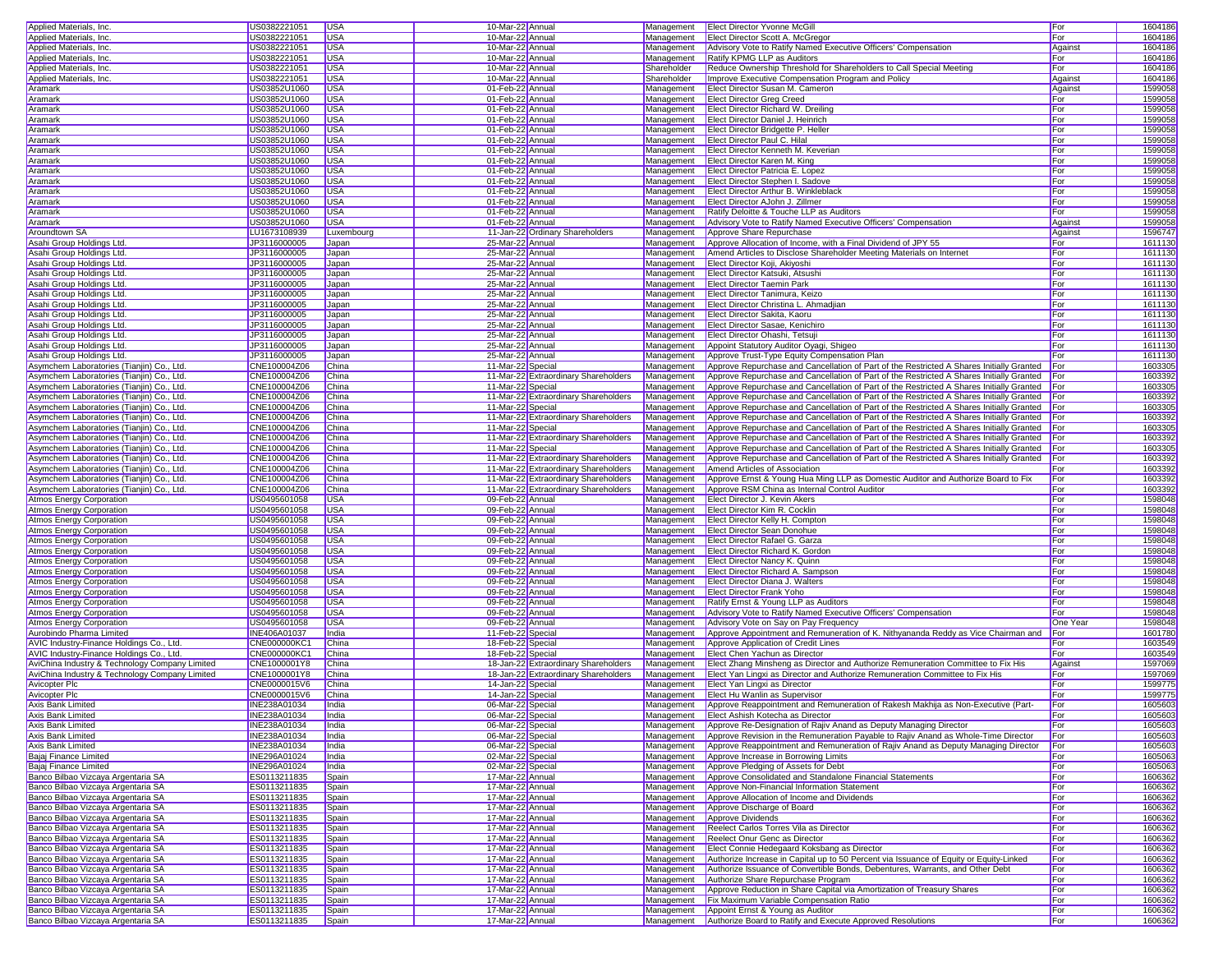| | | | | | | | | |
|---|---|---|---|---|---|---|---|---|
| Applied Materials, Inc. | US0382221051 | USA | 10-Mar-22 | Annual | Management | Elect Director Yvonne McGill | For | 1604186 |
| Applied Materials, Inc. | US0382221051 | USA | 10-Mar-22 | Annual | Management | Elect Director Scott A. McGregor | For | 1604186 |
| Applied Materials, Inc. | US0382221051 | USA | 10-Mar-22 | Annual | Management | Advisory Vote to Ratify Named Executive Officers' Compensation | Against | 1604186 |
| Applied Materials, Inc. | US0382221051 | USA | 10-Mar-22 | Annual | Management | Ratify KPMG LLP as Auditors | For | 1604186 |
| Applied Materials, Inc. | US0382221051 | USA | 10-Mar-22 | Annual | Shareholder | Reduce Ownership Threshold for Shareholders to Call Special Meeting | For | 1604186 |
| Applied Materials, Inc. | US0382221051 | USA | 10-Mar-22 | Annual | Shareholder | Improve Executive Compensation Program and Policy | Against | 1604186 |
| Aramark | US03852U1060 | USA | 01-Feb-22 | Annual | Management | Elect Director Susan M. Cameron | Against | 1599058 |
| Aramark | US03852U1060 | USA | 01-Feb-22 | Annual | Management | Elect Director Greg Creed | For | 1599058 |
| Aramark | US03852U1060 | USA | 01-Feb-22 | Annual | Management | Elect Director Richard W. Dreiling | For | 1599058 |
| Aramark | US03852U1060 | USA | 01-Feb-22 | Annual | Management | Elect Director Daniel J. Heinrich | For | 1599058 |
| Aramark | US03852U1060 | USA | 01-Feb-22 | Annual | Management | Elect Director Bridgette P. Heller | For | 1599058 |
| Aramark | US03852U1060 | USA | 01-Feb-22 | Annual | Management | Elect Director Paul C. Hilal | For | 1599058 |
| Aramark | US03852U1060 | USA | 01-Feb-22 | Annual | Management | Elect Director Kenneth M. Keverian | For | 1599058 |
| Aramark | US03852U1060 | USA | 01-Feb-22 | Annual | Management | Elect Director Karen M. King | For | 1599058 |
| Aramark | US03852U1060 | USA | 01-Feb-22 | Annual | Management | Elect Director Patricia E. Lopez | For | 1599058 |
| Aramark | US03852U1060 | USA | 01-Feb-22 | Annual | Management | Elect Director Stephen I. Sadove | For | 1599058 |
| Aramark | US03852U1060 | USA | 01-Feb-22 | Annual | Management | Elect Director Arthur B. Winkleblack | For | 1599058 |
| Aramark | US03852U1060 | USA | 01-Feb-22 | Annual | Management | Elect Director AJohn J. Zillmer | For | 1599058 |
| Aramark | US03852U1060 | USA | 01-Feb-22 | Annual | Management | Ratify Deloitte & Touche LLP as Auditors | For | 1599058 |
| Aramark | US03852U1060 | USA | 01-Feb-22 | Annual | Management | Advisory Vote to Ratify Named Executive Officers' Compensation | Against | 1599058 |
| Aroundtown SA | LU1673108939 | Luxembourg | 11-Jan-22 | Ordinary Shareholders | Management | Approve Share Repurchase | Against | 1596747 |
| Asahi Group Holdings Ltd. | JP3116000005 | Japan | 25-Mar-22 | Annual | Management | Approve Allocation of Income, with a Final Dividend of JPY 55 | For | 1611130 |
| Asahi Group Holdings Ltd. | JP3116000005 | Japan | 25-Mar-22 | Annual | Management | Amend Articles to Disclose Shareholder Meeting Materials on Internet | For | 1611130 |
| Asahi Group Holdings Ltd. | JP3116000005 | Japan | 25-Mar-22 | Annual | Management | Elect Director Koji, Akiyoshi | For | 1611130 |
| Asahi Group Holdings Ltd. | JP3116000005 | Japan | 25-Mar-22 | Annual | Management | Elect Director Katsuki, Atsushi | For | 1611130 |
| Asahi Group Holdings Ltd. | JP3116000005 | Japan | 25-Mar-22 | Annual | Management | Elect Director Taemin Park | For | 1611130 |
| Asahi Group Holdings Ltd. | JP3116000005 | Japan | 25-Mar-22 | Annual | Management | Elect Director Tanimura, Keizo | For | 1611130 |
| Asahi Group Holdings Ltd. | JP3116000005 | Japan | 25-Mar-22 | Annual | Management | Elect Director Christina L. Ahmadjian | For | 1611130 |
| Asahi Group Holdings Ltd. | JP3116000005 | Japan | 25-Mar-22 | Annual | Management | Elect Director Sakita, Kaoru | For | 1611130 |
| Asahi Group Holdings Ltd. | JP3116000005 | Japan | 25-Mar-22 | Annual | Management | Elect Director Sasae, Kenichiro | For | 1611130 |
| Asahi Group Holdings Ltd. | JP3116000005 | Japan | 25-Mar-22 | Annual | Management | Elect Director Ohashi, Tetsuji | For | 1611130 |
| Asahi Group Holdings Ltd. | JP3116000005 | Japan | 25-Mar-22 | Annual | Management | Appoint Statutory Auditor Oyagi, Shigeo | For | 1611130 |
| Asahi Group Holdings Ltd. | JP3116000005 | Japan | 25-Mar-22 | Annual | Management | Approve Trust-Type Equity Compensation Plan | For | 1611130 |
| Asymchem Laboratories (Tianjin) Co., Ltd. | CNE100004Z06 | China | 11-Mar-22 | Special | Management | Approve Repurchase and Cancellation of Part of the Restricted A Shares Initially Granted | For | 1603305 |
| Asymchem Laboratories (Tianjin) Co., Ltd. | CNE100004Z06 | China | 11-Mar-22 | Extraordinary Shareholders | Management | Approve Repurchase and Cancellation of Part of the Restricted A Shares Initially Granted | For | 1603392 |
| Asymchem Laboratories (Tianjin) Co., Ltd. | CNE100004Z06 | China | 11-Mar-22 | Special | Management | Approve Repurchase and Cancellation of Part of the Restricted A Shares Initially Granted | For | 1603305 |
| Asymchem Laboratories (Tianjin) Co., Ltd. | CNE100004Z06 | China | 11-Mar-22 | Extraordinary Shareholders | Management | Approve Repurchase and Cancellation of Part of the Restricted A Shares Initially Granted | For | 1603392 |
| Asymchem Laboratories (Tianjin) Co., Ltd. | CNE100004Z06 | China | 11-Mar-22 | Special | Management | Approve Repurchase and Cancellation of Part of the Restricted A Shares Initially Granted | For | 1603305 |
| Asymchem Laboratories (Tianjin) Co., Ltd. | CNE100004Z06 | China | 11-Mar-22 | Extraordinary Shareholders | Management | Approve Repurchase and Cancellation of Part of the Restricted A Shares Initially Granted | For | 1603392 |
| Asymchem Laboratories (Tianjin) Co., Ltd. | CNE100004Z06 | China | 11-Mar-22 | Special | Management | Approve Repurchase and Cancellation of Part of the Restricted A Shares Initially Granted | For | 1603305 |
| Asymchem Laboratories (Tianjin) Co., Ltd. | CNE100004Z06 | China | 11-Mar-22 | Extraordinary Shareholders | Management | Approve Repurchase and Cancellation of Part of the Restricted A Shares Initially Granted | For | 1603392 |
| Asymchem Laboratories (Tianjin) Co., Ltd. | CNE100004Z06 | China | 11-Mar-22 | Special | Management | Approve Repurchase and Cancellation of Part of the Restricted A Shares Initially Granted | For | 1603305 |
| Asymchem Laboratories (Tianjin) Co., Ltd. | CNE100004Z06 | China | 11-Mar-22 | Extraordinary Shareholders | Management | Approve Repurchase and Cancellation of Part of the Restricted A Shares Initially Granted | For | 1603392 |
| Asymchem Laboratories (Tianjin) Co., Ltd. | CNE100004Z06 | China | 11-Mar-22 | Extraordinary Shareholders | Management | Amend Articles of Association | For | 1603392 |
| Asymchem Laboratories (Tianjin) Co., Ltd. | CNE100004Z06 | China | 11-Mar-22 | Extraordinary Shareholders | Management | Approve Ernst & Young Hua Ming LLP as Domestic Auditor and Authorize Board to Fix | For | 1603392 |
| Asymchem Laboratories (Tianjin) Co., Ltd. | CNE100004Z06 | China | 11-Mar-22 | Extraordinary Shareholders | Management | Approve RSM China as Internal Control Auditor | For | 1603392 |
| Atmos Energy Corporation | US0495601058 | USA | 09-Feb-22 | Annual | Management | Elect Director J. Kevin Akers | For | 1598048 |
| Atmos Energy Corporation | US0495601058 | USA | 09-Feb-22 | Annual | Management | Elect Director Kim R. Cocklin | For | 1598048 |
| Atmos Energy Corporation | US0495601058 | USA | 09-Feb-22 | Annual | Management | Elect Director Kelly H. Compton | For | 1598048 |
| Atmos Energy Corporation | US0495601058 | USA | 09-Feb-22 | Annual | Management | Elect Director Sean Donohue | For | 1598048 |
| Atmos Energy Corporation | US0495601058 | USA | 09-Feb-22 | Annual | Management | Elect Director Rafael G. Garza | For | 1598048 |
| Atmos Energy Corporation | US0495601058 | USA | 09-Feb-22 | Annual | Management | Elect Director Richard K. Gordon | For | 1598048 |
| Atmos Energy Corporation | US0495601058 | USA | 09-Feb-22 | Annual | Management | Elect Director Nancy K. Quinn | For | 1598048 |
| Atmos Energy Corporation | US0495601058 | USA | 09-Feb-22 | Annual | Management | Elect Director Richard A. Sampson | For | 1598048 |
| Atmos Energy Corporation | US0495601058 | USA | 09-Feb-22 | Annual | Management | Elect Director Diana J. Walters | For | 1598048 |
| Atmos Energy Corporation | US0495601058 | USA | 09-Feb-22 | Annual | Management | Elect Director Frank Yoho | For | 1598048 |
| Atmos Energy Corporation | US0495601058 | USA | 09-Feb-22 | Annual | Management | Ratify Ernst & Young LLP as Auditors | For | 1598048 |
| Atmos Energy Corporation | US0495601058 | USA | 09-Feb-22 | Annual | Management | Advisory Vote to Ratify Named Executive Officers' Compensation | For | 1598048 |
| Atmos Energy Corporation | US0495601058 | USA | 09-Feb-22 | Annual | Management | Advisory Vote on Say on Pay Frequency | One Year | 1598048 |
| Aurobindo Pharma Limited | INE406A01037 | India | 11-Feb-22 | Special | Management | Approve Appointment and Remuneration of K. Nithyananda Reddy as Vice Chairman and | For | 1601780 |
| AVIC Industry-Finance Holdings Co., Ltd. | CNE000000KC1 | China | 18-Feb-22 | Special | Management | Approve Application of Credit Lines | For | 1603549 |
| AVIC Industry-Finance Holdings Co., Ltd. | CNE000000KC1 | China | 18-Feb-22 | Special | Management | Elect Chen Yachun as Director | For | 1603549 |
| AviChina Industry & Technology Company Limited | CNE1000001Y8 | China | 18-Jan-22 | Extraordinary Shareholders | Management | Elect Zhang Minsheng as Director and Authorize Remuneration Committee to Fix His | Against | 1597069 |
| AviChina Industry & Technology Company Limited | CNE1000001Y8 | China | 18-Jan-22 | Extraordinary Shareholders | Management | Elect Yan Lingxi as Director and Authorize Remuneration Committee to Fix His | For | 1597069 |
| Avicopter Plc | CNE0000015V6 | China | 14-Jan-22 | Special | Management | Elect Yan Lingxi as Director | For | 1599775 |
| Avicopter Plc | CNE0000015V6 | China | 14-Jan-22 | Special | Management | Elect Hu Wanlin as Supervisor | For | 1599775 |
| Axis Bank Limited | INE238A01034 | India | 06-Mar-22 | Special | Management | Approve Reappointment and Remuneration of Rakesh Makhija as Non-Executive (Part- | For | 1605603 |
| Axis Bank Limited | INE238A01034 | India | 06-Mar-22 | Special | Management | Elect Ashish Kotecha as Director | For | 1605603 |
| Axis Bank Limited | INE238A01034 | India | 06-Mar-22 | Special | Management | Approve Re-Designation of Rajiv Anand as Deputy Managing Director | For | 1605603 |
| Axis Bank Limited | INE238A01034 | India | 06-Mar-22 | Special | Management | Approve Revision in the Remuneration Payable to Rajiv Anand as Whole-Time Director | For | 1605603 |
| Axis Bank Limited | INE238A01034 | India | 06-Mar-22 | Special | Management | Approve Reappointment and Remuneration of Rajiv Anand as Deputy Managing Director | For | 1605603 |
| Bajaj Finance Limited | INE296A01024 | India | 02-Mar-22 | Special | Management | Approve Increase in Borrowing Limits | For | 1605063 |
| Bajaj Finance Limited | INE296A01024 | India | 02-Mar-22 | Special | Management | Approve Pledging of Assets for Debt | For | 1605063 |
| Banco Bilbao Vizcaya Argentaria SA | ES0113211835 | Spain | 17-Mar-22 | Annual | Management | Approve Consolidated and Standalone Financial Statements | For | 1606362 |
| Banco Bilbao Vizcaya Argentaria SA | ES0113211835 | Spain | 17-Mar-22 | Annual | Management | Approve Non-Financial Information Statement | For | 1606362 |
| Banco Bilbao Vizcaya Argentaria SA | ES0113211835 | Spain | 17-Mar-22 | Annual | Management | Approve Allocation of Income and Dividends | For | 1606362 |
| Banco Bilbao Vizcaya Argentaria SA | ES0113211835 | Spain | 17-Mar-22 | Annual | Management | Approve Discharge of Board | For | 1606362 |
| Banco Bilbao Vizcaya Argentaria SA | ES0113211835 | Spain | 17-Mar-22 | Annual | Management | Approve Dividends | For | 1606362 |
| Banco Bilbao Vizcaya Argentaria SA | ES0113211835 | Spain | 17-Mar-22 | Annual | Management | Reelect Carlos Torres Vila as Director | For | 1606362 |
| Banco Bilbao Vizcaya Argentaria SA | ES0113211835 | Spain | 17-Mar-22 | Annual | Management | Reelect Onur Genc as Director | For | 1606362 |
| Banco Bilbao Vizcaya Argentaria SA | ES0113211835 | Spain | 17-Mar-22 | Annual | Management | Elect Connie Hedegaard Koksbang as Director | For | 1606362 |
| Banco Bilbao Vizcaya Argentaria SA | ES0113211835 | Spain | 17-Mar-22 | Annual | Management | Authorize Increase in Capital up to 50 Percent via Issuance of Equity or Equity-Linked | For | 1606362 |
| Banco Bilbao Vizcaya Argentaria SA | ES0113211835 | Spain | 17-Mar-22 | Annual | Management | Authorize Issuance of Convertible Bonds, Debentures, Warrants, and Other Debt | For | 1606362 |
| Banco Bilbao Vizcaya Argentaria SA | ES0113211835 | Spain | 17-Mar-22 | Annual | Management | Authorize Share Repurchase Program | For | 1606362 |
| Banco Bilbao Vizcaya Argentaria SA | ES0113211835 | Spain | 17-Mar-22 | Annual | Management | Approve Reduction in Share Capital via Amortization of Treasury Shares | For | 1606362 |
| Banco Bilbao Vizcaya Argentaria SA | ES0113211835 | Spain | 17-Mar-22 | Annual | Management | Fix Maximum Variable Compensation Ratio | For | 1606362 |
| Banco Bilbao Vizcaya Argentaria SA | ES0113211835 | Spain | 17-Mar-22 | Annual | Management | Appoint Ernst & Young as Auditor | For | 1606362 |
| Banco Bilbao Vizcaya Argentaria SA | ES0113211835 | Spain | 17-Mar-22 | Annual | Management | Authorize Board to Ratify and Execute Approved Resolutions | For | 1606362 |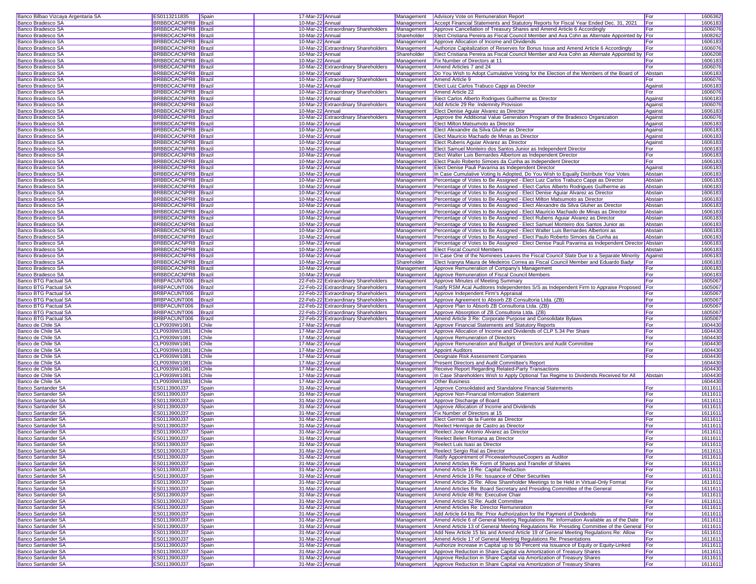| | | | | | | | | |
|---|---|---|---|---|---|---|---|---|
| Banco Bilbao Vizcaya Argentaria SA | ES0113211835 | Spain | 17-Mar-22 | Annual | Management | Advisory Vote on Remuneration Report | For | 1606362 |
| Banco Bradesco SA | BRBBDCACNPR8 | Brazil | 10-Mar-22 | Annual | Management | Accept Financial Statements and Statutory Reports for Fiscal Year Ended Dec. 31, 2021 | For | 1606183 |
| Banco Bradesco SA | BRBBDCACNPR8 | Brazil | 10-Mar-22 | Extraordinary Shareholders | Management | Approve Cancellation of Treasury Shares and Amend Article 6 Accordingly | For | 1606076 |
| Banco Bradesco SA | BRBBDCACNPR8 | Brazil | 10-Mar-22 | Annual | Shareholder | Elect Cristiana Pereira as Fiscal Council Member and Ava Cohn as Alternate Appointed by | For | 1608262 |
| Banco Bradesco SA | BRBBDCACNPR8 | Brazil | 10-Mar-22 | Annual | Management | Approve Allocation of Income and Dividends | For | 1606183 |
| Banco Bradesco SA | BRBBDCACNPR8 | Brazil | 10-Mar-22 | Extraordinary Shareholders | Management | Authorize Capitalization of Reserves for Bonus Issue and Amend Article 6 Accordingly | For | 1606076 |
| Banco Bradesco SA | BRBBDCACNPR8 | Brazil | 10-Mar-22 | Annual | Shareholder | Elect Cristiana Pereira as Fiscal Council Member and Ava Cohn as Alternate Appointed by | For | 1606208 |
| Banco Bradesco SA | BRBBDCACNPR8 | Brazil | 10-Mar-22 | Annual | Management | Fix Number of Directors at 11 | For | 1606183 |
| Banco Bradesco SA | BRBBDCACNPR8 | Brazil | 10-Mar-22 | Extraordinary Shareholders | Management | Amend Articles 7 and 24 | For | 1606076 |
| Banco Bradesco SA | BRBBDCACNPR8 | Brazil | 10-Mar-22 | Annual | Management | Do You Wish to Adopt Cumulative Voting for the Election of the Members of the Board of | Abstain | 1606183 |
| Banco Bradesco SA | BRBBDCACNPR8 | Brazil | 10-Mar-22 | Extraordinary Shareholders | Management | Amend Article 9 | For | 1606076 |
| Banco Bradesco SA | BRBBDCACNPR8 | Brazil | 10-Mar-22 | Annual | Management | Elect Luiz Carlos Trabuco Cappi as Director | Against | 1606183 |
| Banco Bradesco SA | BRBBDCACNPR8 | Brazil | 10-Mar-22 | Extraordinary Shareholders | Management | Amend Article 22 | For | 1606076 |
| Banco Bradesco SA | BRBBDCACNPR8 | Brazil | 10-Mar-22 | Annual | Management | Elect Carlos Alberto Rodrigues Guilherme as Director | Against | 1606183 |
| Banco Bradesco SA | BRBBDCACNPR8 | Brazil | 10-Mar-22 | Extraordinary Shareholders | Management | Add Article 29 Re: Indemnity Provision | Against | 1606076 |
| Banco Bradesco SA | BRBBDCACNPR8 | Brazil | 10-Mar-22 | Annual | Management | Elect Denise Aguiar Alvarez as Director | Against | 1606183 |
| Banco Bradesco SA | BRBBDCACNPR8 | Brazil | 10-Mar-22 | Extraordinary Shareholders | Management | Approve the Additional Value Generation Program of the Bradesco Organization | Against | 1606076 |
| Banco Bradesco SA | BRBBDCACNPR8 | Brazil | 10-Mar-22 | Annual | Management | Elect Milton Matsumoto as Director | Against | 1606183 |
| Banco Bradesco SA | BRBBDCACNPR8 | Brazil | 10-Mar-22 | Annual | Management | Elect Alexandre da Silva Gluher as Director | Against | 1606183 |
| Banco Bradesco SA | BRBBDCACNPR8 | Brazil | 10-Mar-22 | Annual | Management | Elect Mauricio Machado de Minas as Director | Against | 1606183 |
| Banco Bradesco SA | BRBBDCACNPR8 | Brazil | 10-Mar-22 | Annual | Management | Elect Rubens Aguiar Alvarez as Director | Against | 1606183 |
| Banco Bradesco SA | BRBBDCACNPR8 | Brazil | 10-Mar-22 | Annual | Management | Elect Samuel Monteiro dos Santos Junior as Independent Director | For | 1606183 |
| Banco Bradesco SA | BRBBDCACNPR8 | Brazil | 10-Mar-22 | Annual | Management | Elect Walter Luis Bernardes Albertoni as Independent Director | For | 1606183 |
| Banco Bradesco SA | BRBBDCACNPR8 | Brazil | 10-Mar-22 | Annual | Management | Elect Paulo Roberto Simoes da Cunha as Independent Director | For | 1606183 |
| Banco Bradesco SA | BRBBDCACNPR8 | Brazil | 10-Mar-22 | Annual | Management | Elect Denise Pauli Pavarina as Independent Director | Against | 1606183 |
| Banco Bradesco SA | BRBBDCACNPR8 | Brazil | 10-Mar-22 | Annual | Management | In Case Cumulative Voting Is Adopted, Do You Wish to Equally Distribute Your Votes | Abstain | 1606183 |
| Banco Bradesco SA | BRBBDCACNPR8 | Brazil | 10-Mar-22 | Annual | Management | Percentage of Votes to Be Assigned - Elect Luiz Carlos Trabuco Cappi as Director | Abstain | 1606183 |
| Banco Bradesco SA | BRBBDCACNPR8 | Brazil | 10-Mar-22 | Annual | Management | Percentage of Votes to Be Assigned - Elect Carlos Alberto Rodrigues Guilherme as | Abstain | 1606183 |
| Banco Bradesco SA | BRBBDCACNPR8 | Brazil | 10-Mar-22 | Annual | Management | Percentage of Votes to Be Assigned - Elect Denise Aguiar Alvarez as Director | Abstain | 1606183 |
| Banco Bradesco SA | BRBBDCACNPR8 | Brazil | 10-Mar-22 | Annual | Management | Percentage of Votes to Be Assigned - Elect Milton Matsumoto as Director | Abstain | 1606183 |
| Banco Bradesco SA | BRBBDCACNPR8 | Brazil | 10-Mar-22 | Annual | Management | Percentage of Votes to Be Assigned - Elect Alexandre da Silva Gluher as Director | Abstain | 1606183 |
| Banco Bradesco SA | BRBBDCACNPR8 | Brazil | 10-Mar-22 | Annual | Management | Percentage of Votes to Be Assigned - Elect Mauricio Machado de Minas as Director | Abstain | 1606183 |
| Banco Bradesco SA | BRBBDCACNPR8 | Brazil | 10-Mar-22 | Annual | Management | Percentage of Votes to Be Assigned - Elect Rubens Aguiar Alvarez as Director | Abstain | 1606183 |
| Banco Bradesco SA | BRBBDCACNPR8 | Brazil | 10-Mar-22 | Annual | Management | Percentage of Votes to Be Assigned - Elect Samuel Monteiro dos Santos Junior as | Abstain | 1606183 |
| Banco Bradesco SA | BRBBDCACNPR8 | Brazil | 10-Mar-22 | Annual | Management | Percentage of Votes to Be Assigned - Elect Walter Luis Bernardes Albertoni as | Abstain | 1606183 |
| Banco Bradesco SA | BRBBDCACNPR8 | Brazil | 10-Mar-22 | Annual | Management | Percentage of Votes to Be Assigned - Elect Paulo Roberto Simoes da Cunha as | Abstain | 1606183 |
| Banco Bradesco SA | BRBBDCACNPR8 | Brazil | 10-Mar-22 | Annual | Management | Percentage of Votes to Be Assigned - Elect Denise Pauli Pavarina as Independent Director | Abstain | 1606183 |
| Banco Bradesco SA | BRBBDCACNPR8 | Brazil | 10-Mar-22 | Annual | Management | Elect Fiscal Council Members | Abstain | 1606183 |
| Banco Bradesco SA | BRBBDCACNPR8 | Brazil | 10-Mar-22 | Annual | Management | In Case One of the Nominees Leaves the Fiscal Council Slate Due to a Separate Minority | Against | 1606183 |
| Banco Bradesco SA | BRBBDCACNPR8 | Brazil | 10-Mar-22 | Annual | Shareholder | Elect Ivanyra Maura de Medeiros Correa as Fiscal Council Member and Eduardo Badyr | For | 1606183 |
| Banco Bradesco SA | BRBBDCACNPR8 | Brazil | 10-Mar-22 | Annual | Management | Approve Remuneration of Company's Management | For | 1606183 |
| Banco Bradesco SA | BRBBDCACNPR8 | Brazil | 10-Mar-22 | Annual | Management | Approve Remuneration of Fiscal Council Members | For | 1606183 |
| Banco BTG Pactual SA | BRBPACUNT006 | Brazil | 22-Feb-22 | Extraordinary Shareholders | Management | Approve Minutes of Meeting Summary | For | 1605067 |
| Banco BTG Pactual SA | BRBPACUNT006 | Brazil | 22-Feb-22 | Extraordinary Shareholders | Management | Ratify RSM Acal Auditores Independentes S/S as Independent Firm to Appraise Proposed | For | 1605067 |
| Banco BTG Pactual SA | BRBPACUNT006 | Brazil | 22-Feb-22 | Extraordinary Shareholders | Management | Approve Independent Firm's Appraisal | For | 1605067 |
| Banco BTG Pactual SA | BRBPACUNT006 | Brazil | 22-Feb-22 | Extraordinary Shareholders | Management | Approve Agreement to Absorb ZB Consultoria Ltda. (ZB) | For | 1605067 |
| Banco BTG Pactual SA | BRBPACUNT006 | Brazil | 22-Feb-22 | Extraordinary Shareholders | Management | Approve Plan to Absorb ZB Consultoria Ltda. (ZB) | For | 1605067 |
| Banco BTG Pactual SA | BRBPACUNT006 | Brazil | 22-Feb-22 | Extraordinary Shareholders | Management | Approve Absorption of ZB Consultoria Ltda. (ZB) | For | 1605067 |
| Banco BTG Pactual SA | BRBPACUNT006 | Brazil | 22-Feb-22 | Extraordinary Shareholders | Management | Amend Article 3 Re: Corporate Purpose and Consolidate Bylaws | For | 1605067 |
| Banco de Chile SA | CLP0939W1081 | Chile | 17-Mar-22 | Annual | Management | Approve Financial Statements and Statutory Reports | For | 1604430 |
| Banco de Chile SA | CLP0939W1081 | Chile | 17-Mar-22 | Annual | Management | Approve Allocation of Income and Dividends of CLP 5.34 Per Share | For | 1604430 |
| Banco de Chile SA | CLP0939W1081 | Chile | 17-Mar-22 | Annual | Management | Approve Remuneration of Directors | For | 1604430 |
| Banco de Chile SA | CLP0939W1081 | Chile | 17-Mar-22 | Annual | Management | Approve Remuneration and Budget of Directors and Audit Committee | For | 1604430 |
| Banco de Chile SA | CLP0939W1081 | Chile | 17-Mar-22 | Annual | Management | Appoint Auditors | For | 1604430 |
| Banco de Chile SA | CLP0939W1081 | Chile | 17-Mar-22 | Annual | Management | Designate Risk Assessment Companies | For | 1604430 |
| Banco de Chile SA | CLP0939W1081 | Chile | 17-Mar-22 | Annual | Management | Present Directors and Audit Committee's Report | | 1604430 |
| Banco de Chile SA | CLP0939W1081 | Chile | 17-Mar-22 | Annual | Management | Receive Report Regarding Related-Party Transactions | | 1604430 |
| Banco de Chile SA | CLP0939W1081 | Chile | 17-Mar-22 | Annual | Management | In Case Shareholders Wish to Apply Optional Tax Regime to Dividends Received for All | Abstain | 1604430 |
| Banco de Chile SA | CLP0939W1081 | Chile | 17-Mar-22 | Annual | Management | Other Business | | 1604430 |
| Banco Santander SA | ES0113900J37 | Spain | 31-Mar-22 | Annual | Management | Approve Consolidated and Standalone Financial Statements | For | 1611611 |
| Banco Santander SA | ES0113900J37 | Spain | 31-Mar-22 | Annual | Management | Approve Non-Financial Information Statement | For | 1611611 |
| Banco Santander SA | ES0113900J37 | Spain | 31-Mar-22 | Annual | Management | Approve Discharge of Board | For | 1611611 |
| Banco Santander SA | ES0113900J37 | Spain | 31-Mar-22 | Annual | Management | Approve Allocation of Income and Dividends | For | 1611611 |
| Banco Santander SA | ES0113900J37 | Spain | 31-Mar-22 | Annual | Management | Fix Number of Directors at 15 | For | 1611611 |
| Banco Santander SA | ES0113900J37 | Spain | 31-Mar-22 | Annual | Management | Elect German de la Fuente as Director | For | 1611611 |
| Banco Santander SA | ES0113900J37 | Spain | 31-Mar-22 | Annual | Management | Reelect Henrique de Castro as Director | For | 1611611 |
| Banco Santander SA | ES0113900J37 | Spain | 31-Mar-22 | Annual | Management | Reelect Jose Antonio Alvarez as Director | For | 1611611 |
| Banco Santander SA | ES0113900J37 | Spain | 31-Mar-22 | Annual | Management | Reelect Belen Romana as Director | For | 1611611 |
| Banco Santander SA | ES0113900J37 | Spain | 31-Mar-22 | Annual | Management | Reelect Luis Isasi as Director | For | 1611611 |
| Banco Santander SA | ES0113900J37 | Spain | 31-Mar-22 | Annual | Management | Reelect Sergio Rial as Director | For | 1611611 |
| Banco Santander SA | ES0113900J37 | Spain | 31-Mar-22 | Annual | Management | Ratify Appointment of PricewaterhouseCoopers as Auditor | For | 1611611 |
| Banco Santander SA | ES0113900J37 | Spain | 31-Mar-22 | Annual | Management | Amend Articles Re: Form of Shares and Transfer of Shares | For | 1611611 |
| Banco Santander SA | ES0113900J37 | Spain | 31-Mar-22 | Annual | Management | Amend Article 16 Re: Capital Reduction | For | 1611611 |
| Banco Santander SA | ES0113900J37 | Spain | 31-Mar-22 | Annual | Management | Amend Article 19 Re: Issuance of Other Securities | For | 1611611 |
| Banco Santander SA | ES0113900J37 | Spain | 31-Mar-22 | Annual | Management | Amend Article 26 Re: Allow Shareholder Meetings to be Held in Virtual-Only Format | For | 1611611 |
| Banco Santander SA | ES0113900J37 | Spain | 31-Mar-22 | Annual | Management | Amend Articles Re: Board Secretary and Presiding Committee of the General | For | 1611611 |
| Banco Santander SA | ES0113900J37 | Spain | 31-Mar-22 | Annual | Management | Amend Article 48 Re: Executive Chair | For | 1611611 |
| Banco Santander SA | ES0113900J37 | Spain | 31-Mar-22 | Annual | Management | Amend Article 52 Re: Audit Committee | For | 1611611 |
| Banco Santander SA | ES0113900J37 | Spain | 31-Mar-22 | Annual | Management | Amend Articles Re: Director Remuneration | For | 1611611 |
| Banco Santander SA | ES0113900J37 | Spain | 31-Mar-22 | Annual | Management | Add Article 64 bis Re: Prior Authorization for the Payment of Dividends | For | 1611611 |
| Banco Santander SA | ES0113900J37 | Spain | 31-Mar-22 | Annual | Management | Amend Article 6 of General Meeting Regulations Re: Information Available as of the Date | For | 1611611 |
| Banco Santander SA | ES0113900J37 | Spain | 31-Mar-22 | Annual | Management | Amend Article 13 of General Meeting Regulations Re: Presiding Committee of the General | For | 1611611 |
| Banco Santander SA | ES0113900J37 | Spain | 31-Mar-22 | Annual | Management | Add New Article 15 bis and Amend Article 19 of General Meeting Regulations Re: Allow | For | 1611611 |
| Banco Santander SA | ES0113900J37 | Spain | 31-Mar-22 | Annual | Management | Amend Article 17 of General Meeting Regulations Re: Presentations | For | 1611611 |
| Banco Santander SA | ES0113900J37 | Spain | 31-Mar-22 | Annual | Management | Authorize Increase in Capital up to 50 Percent via Issuance of Equity or Equity-Linked | For | 1611611 |
| Banco Santander SA | ES0113900J37 | Spain | 31-Mar-22 | Annual | Management | Approve Reduction in Share Capital via Amortization of Treasury Shares | For | 1611611 |
| Banco Santander SA | ES0113900J37 | Spain | 31-Mar-22 | Annual | Management | Approve Reduction in Share Capital via Amortization of Treasury Shares | For | 1611611 |
| Banco Santander SA | ES0113900J37 | Spain | 31-Mar-22 | Annual | Management | Approve Reduction in Share Capital via Amortization of Treasury Shares | For | 1611611 |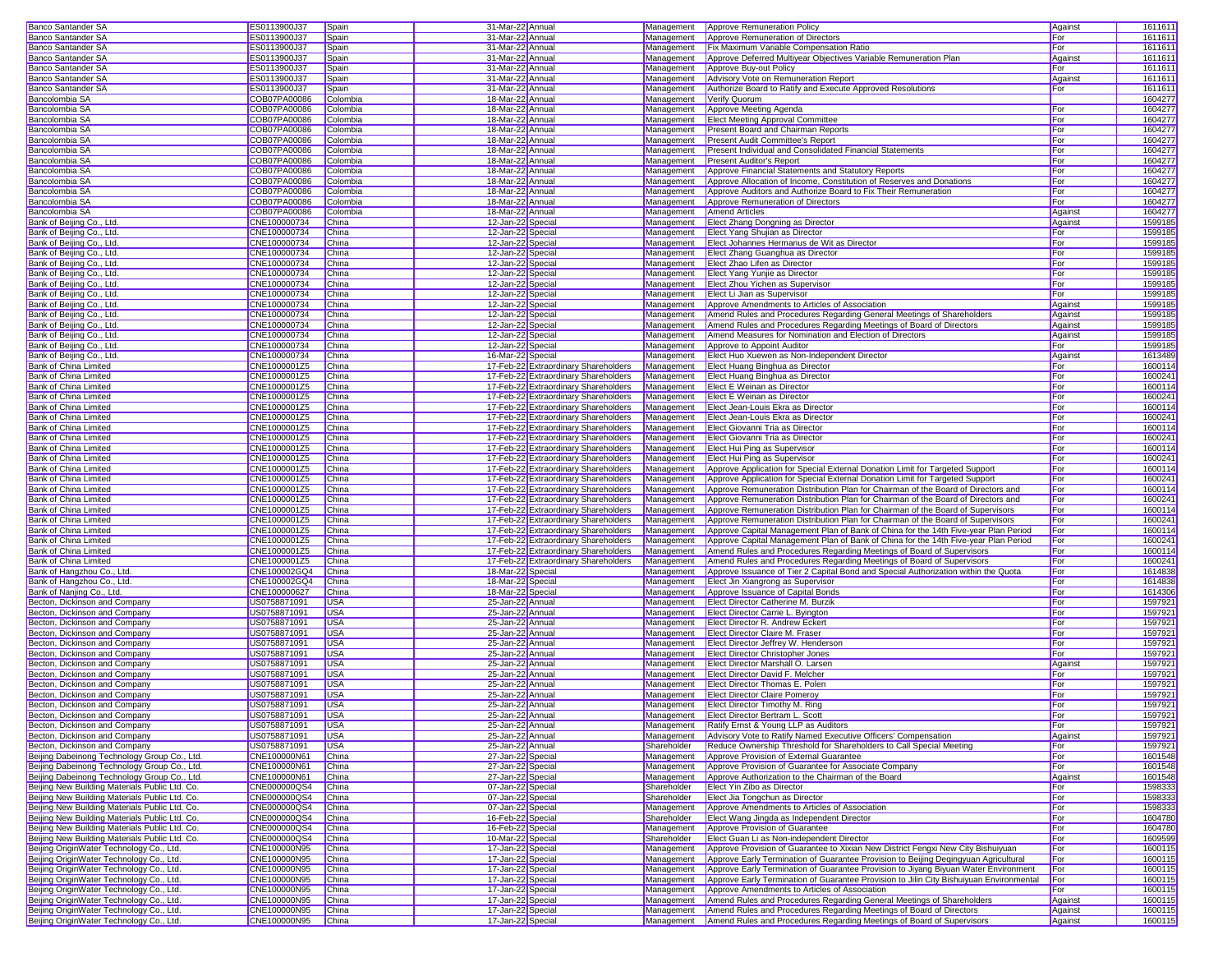| Banco Santander SA | ES0113900J37 | Spain | 31-Mar-22 | Annual | Management | Approve Remuneration Policy | Against | 1611611 |
|---|---|---|---|---|---|---|---|---|
| Banco Santander SA | ES0113900J37 | Spain | 31-Mar-22 | Annual | Management | Approve Remuneration of Directors | For | 1611611 |
| Banco Santander SA | ES0113900J37 | Spain | 31-Mar-22 | Annual | Management | Fix Maximum Variable Compensation Ratio | For | 1611611 |
| Banco Santander SA | ES0113900J37 | Spain | 31-Mar-22 | Annual | Management | Approve Deferred Multiyear Objectives Variable Remuneration Plan | Against | 1611611 |
| Banco Santander SA | ES0113900J37 | Spain | 31-Mar-22 | Annual | Management | Approve Buy-out Policy | For | 1611611 |
| Banco Santander SA | ES0113900J37 | Spain | 31-Mar-22 | Annual | Management | Advisory Vote on Remuneration Report | Against | 1611611 |
| Banco Santander SA | ES0113900J37 | Spain | 31-Mar-22 | Annual | Management | Authorize Board to Ratify and Execute Approved Resolutions | For | 1611611 |
| Bancolombia SA | COB07PA00086 | Colombia | 18-Mar-22 | Annual | Management | Verify Quorum | | 1604277 |
| Bancolombia SA | COB07PA00086 | Colombia | 18-Mar-22 | Annual | Management | Approve Meeting Agenda | For | 1604277 |
| Bancolombia SA | COB07PA00086 | Colombia | 18-Mar-22 | Annual | Management | Elect Meeting Approval Committee | For | 1604277 |
| Bancolombia SA | COB07PA00086 | Colombia | 18-Mar-22 | Annual | Management | Present Board and Chairman Reports | For | 1604277 |
| Bancolombia SA | COB07PA00086 | Colombia | 18-Mar-22 | Annual | Management | Present Audit Committee's Report | For | 1604277 |
| Bancolombia SA | COB07PA00086 | Colombia | 18-Mar-22 | Annual | Management | Present Individual and Consolidated Financial Statements | For | 1604277 |
| Bancolombia SA | COB07PA00086 | Colombia | 18-Mar-22 | Annual | Management | Present Auditor's Report | For | 1604277 |
| Bancolombia SA | COB07PA00086 | Colombia | 18-Mar-22 | Annual | Management | Approve Financial Statements and Statutory Reports | For | 1604277 |
| Bancolombia SA | COB07PA00086 | Colombia | 18-Mar-22 | Annual | Management | Approve Allocation of Income, Constitution of Reserves and Donations | For | 1604277 |
| Bancolombia SA | COB07PA00086 | Colombia | 18-Mar-22 | Annual | Management | Approve Auditors and Authorize Board to Fix Their Remuneration | For | 1604277 |
| Bancolombia SA | COB07PA00086 | Colombia | 18-Mar-22 | Annual | Management | Approve Remuneration of Directors | For | 1604277 |
| Bancolombia SA | COB07PA00086 | Colombia | 18-Mar-22 | Annual | Management | Amend Articles | Against | 1604277 |
| Bank of Beijing Co., Ltd. | CNE100000734 | China | 12-Jan-22 | Special | Management | Elect Zhang Dongning as Director | Against | 1599185 |
| Bank of Beijing Co., Ltd. | CNE100000734 | China | 12-Jan-22 | Special | Management | Elect Yang Shujian as Director | For | 1599185 |
| Bank of Beijing Co., Ltd. | CNE100000734 | China | 12-Jan-22 | Special | Management | Elect Johannes Hermanus de Wit as Director | For | 1599185 |
| Bank of Beijing Co., Ltd. | CNE100000734 | China | 12-Jan-22 | Special | Management | Elect Zhang Guanghua as Director | For | 1599185 |
| Bank of Beijing Co., Ltd. | CNE100000734 | China | 12-Jan-22 | Special | Management | Elect Zhao Lifen as Director | For | 1599185 |
| Bank of Beijing Co., Ltd. | CNE100000734 | China | 12-Jan-22 | Special | Management | Elect Yang Yunjie as Director | For | 1599185 |
| Bank of Beijing Co., Ltd. | CNE100000734 | China | 12-Jan-22 | Special | Management | Elect Zhou Yichen as Supervisor | For | 1599185 |
| Bank of Beijing Co., Ltd. | CNE100000734 | China | 12-Jan-22 | Special | Management | Elect Li Jian as Supervisor | For | 1599185 |
| Bank of Beijing Co., Ltd. | CNE100000734 | China | 12-Jan-22 | Special | Management | Approve Amendments to Articles of Association | Against | 1599185 |
| Bank of Beijing Co., Ltd. | CNE100000734 | China | 12-Jan-22 | Special | Management | Amend Rules and Procedures Regarding General Meetings of Shareholders | Against | 1599185 |
| Bank of Beijing Co., Ltd. | CNE100000734 | China | 12-Jan-22 | Special | Management | Amend Rules and Procedures Regarding Meetings of Board of Directors | Against | 1599185 |
| Bank of Beijing Co., Ltd. | CNE100000734 | China | 12-Jan-22 | Special | Management | Amend Measures for Nomination and Election of Directors | Against | 1599185 |
| Bank of Beijing Co., Ltd. | CNE100000734 | China | 12-Jan-22 | Special | Management | Approve to Appoint Auditor | For | 1599185 |
| Bank of Beijing Co., Ltd. | CNE100000734 | China | 16-Mar-22 | Special | Management | Elect Huo Xuewen as Non-Independent Director | Against | 1613489 |
| Bank of China Limited | CNE1000001Z5 | China | 17-Feb-22 | Extraordinary Shareholders | Management | Elect Huang Binghua as Director | For | 1600114 |
| Bank of China Limited | CNE1000001Z5 | China | 17-Feb-22 | Extraordinary Shareholders | Management | Elect Huang Binghua as Director | For | 1600241 |
| Bank of China Limited | CNE1000001Z5 | China | 17-Feb-22 | Extraordinary Shareholders | Management | Elect E Weinan as Director | For | 1600114 |
| Bank of China Limited | CNE1000001Z5 | China | 17-Feb-22 | Extraordinary Shareholders | Management | Elect E Weinan as Director | For | 1600241 |
| Bank of China Limited | CNE1000001Z5 | China | 17-Feb-22 | Extraordinary Shareholders | Management | Elect Jean-Louis Ekra as Director | For | 1600114 |
| Bank of China Limited | CNE1000001Z5 | China | 17-Feb-22 | Extraordinary Shareholders | Management | Elect Jean-Louis Ekra as Director | For | 1600241 |
| Bank of China Limited | CNE1000001Z5 | China | 17-Feb-22 | Extraordinary Shareholders | Management | Elect Giovanni Tria as Director | For | 1600114 |
| Bank of China Limited | CNE1000001Z5 | China | 17-Feb-22 | Extraordinary Shareholders | Management | Elect Giovanni Tria as Director | For | 1600241 |
| Bank of China Limited | CNE1000001Z5 | China | 17-Feb-22 | Extraordinary Shareholders | Management | Elect Hui Ping as Supervisor | For | 1600114 |
| Bank of China Limited | CNE1000001Z5 | China | 17-Feb-22 | Extraordinary Shareholders | Management | Elect Hui Ping as Supervisor | For | 1600241 |
| Bank of China Limited | CNE1000001Z5 | China | 17-Feb-22 | Extraordinary Shareholders | Management | Approve Application for Special External Donation Limit for Targeted Support | For | 1600114 |
| Bank of China Limited | CNE1000001Z5 | China | 17-Feb-22 | Extraordinary Shareholders | Management | Approve Application for Special External Donation Limit for Targeted Support | For | 1600241 |
| Bank of China Limited | CNE1000001Z5 | China | 17-Feb-22 | Extraordinary Shareholders | Management | Approve Remuneration Distribution Plan for Chairman of the Board of Directors and | For | 1600114 |
| Bank of China Limited | CNE1000001Z5 | China | 17-Feb-22 | Extraordinary Shareholders | Management | Approve Remuneration Distribution Plan for Chairman of the Board of Directors and | For | 1600241 |
| Bank of China Limited | CNE1000001Z5 | China | 17-Feb-22 | Extraordinary Shareholders | Management | Approve Remuneration Distribution Plan for Chairman of the Board of Supervisors | For | 1600114 |
| Bank of China Limited | CNE1000001Z5 | China | 17-Feb-22 | Extraordinary Shareholders | Management | Approve Remuneration Distribution Plan for Chairman of the Board of Supervisors | For | 1600241 |
| Bank of China Limited | CNE1000001Z5 | China | 17-Feb-22 | Extraordinary Shareholders | Management | Approve Capital Management Plan of Bank of China for the 14th Five-year Plan Period | For | 1600114 |
| Bank of China Limited | CNE1000001Z5 | China | 17-Feb-22 | Extraordinary Shareholders | Management | Approve Capital Management Plan of Bank of China for the 14th Five-year Plan Period | For | 1600241 |
| Bank of China Limited | CNE1000001Z5 | China | 17-Feb-22 | Extraordinary Shareholders | Management | Amend Rules and Procedures Regarding Meetings of Board of Supervisors | For | 1600114 |
| Bank of China Limited | CNE1000001Z5 | China | 17-Feb-22 | Extraordinary Shareholders | Management | Amend Rules and Procedures Regarding Meetings of Board of Supervisors | For | 1600241 |
| Bank of Hangzhou Co., Ltd. | CNE100002GQ4 | China | 18-Mar-22 | Special | Management | Approve Issuance of Tier 2 Capital Bond and Special Authorization within the Quota | For | 1614838 |
| Bank of Hangzhou Co., Ltd. | CNE100002GQ4 | China | 18-Mar-22 | Special | Management | Elect Jin Xiangrong as Supervisor | For | 1614838 |
| Bank of Nanjing Co., Ltd. | CNE100000627 | China | 18-Mar-22 | Special | Management | Approve Issuance of Capital Bonds | For | 1614306 |
| Becton, Dickinson and Company | US0758871091 | USA | 25-Jan-22 | Annual | Management | Elect Director Catherine M. Burzik | For | 1597921 |
| Becton, Dickinson and Company | US0758871091 | USA | 25-Jan-22 | Annual | Management | Elect Director Carrie L. Byington | For | 1597921 |
| Becton, Dickinson and Company | US0758871091 | USA | 25-Jan-22 | Annual | Management | Elect Director R. Andrew Eckert | For | 1597921 |
| Becton, Dickinson and Company | US0758871091 | USA | 25-Jan-22 | Annual | Management | Elect Director Claire M. Fraser | For | 1597921 |
| Becton, Dickinson and Company | US0758871091 | USA | 25-Jan-22 | Annual | Management | Elect Director Jeffrey W. Henderson | For | 1597921 |
| Becton, Dickinson and Company | US0758871091 | USA | 25-Jan-22 | Annual | Management | Elect Director Christopher Jones | For | 1597921 |
| Becton, Dickinson and Company | US0758871091 | USA | 25-Jan-22 | Annual | Management | Elect Director Marshall O. Larsen | Against | 1597921 |
| Becton, Dickinson and Company | US0758871091 | USA | 25-Jan-22 | Annual | Management | Elect Director David F. Melcher | For | 1597921 |
| Becton, Dickinson and Company | US0758871091 | USA | 25-Jan-22 | Annual | Management | Elect Director Thomas E. Polen | For | 1597921 |
| Becton, Dickinson and Company | US0758871091 | USA | 25-Jan-22 | Annual | Management | Elect Director Claire Pomeroy | For | 1597921 |
| Becton, Dickinson and Company | US0758871091 | USA | 25-Jan-22 | Annual | Management | Elect Director Timothy M. Ring | For | 1597921 |
| Becton, Dickinson and Company | US0758871091 | USA | 25-Jan-22 | Annual | Management | Elect Director Bertram L. Scott | For | 1597921 |
| Becton, Dickinson and Company | US0758871091 | USA | 25-Jan-22 | Annual | Management | Ratify Ernst & Young LLP as Auditors | For | 1597921 |
| Becton, Dickinson and Company | US0758871091 | USA | 25-Jan-22 | Annual | Management | Advisory Vote to Ratify Named Executive Officers' Compensation | Against | 1597921 |
| Becton, Dickinson and Company | US0758871091 | USA | 25-Jan-22 | Annual | Shareholder | Reduce Ownership Threshold for Shareholders to Call Special Meeting | For | 1597921 |
| Beijing Dabeinong Technology Group Co., Ltd. | CNE100000N61 | China | 27-Jan-22 | Special | Management | Approve Provision of External Guarantee | For | 1601548 |
| Beijing Dabeinong Technology Group Co., Ltd. | CNE100000N61 | China | 27-Jan-22 | Special | Management | Approve Provision of Guarantee for Associate Company | For | 1601548 |
| Beijing Dabeinong Technology Group Co., Ltd. | CNE100000N61 | China | 27-Jan-22 | Special | Management | Approve Authorization to the Chairman of the Board | Against | 1601548 |
| Beijing New Building Materials Public Ltd. Co. | CNE000000QS4 | China | 07-Jan-22 | Special | Shareholder | Elect Yin Zibo as Director | For | 1598333 |
| Beijing New Building Materials Public Ltd. Co. | CNE000000QS4 | China | 07-Jan-22 | Special | Shareholder | Elect Jia Tongchun as Director | For | 1598333 |
| Beijing New Building Materials Public Ltd. Co. | CNE000000QS4 | China | 07-Jan-22 | Special | Management | Approve Amendments to Articles of Association | For | 1598333 |
| Beijing New Building Materials Public Ltd. Co. | CNE000000QS4 | China | 16-Feb-22 | Special | Shareholder | Elect Wang Jingda as Independent Director | For | 1604780 |
| Beijing New Building Materials Public Ltd. Co. | CNE000000QS4 | China | 16-Feb-22 | Special | Management | Approve Provision of Guarantee | For | 1604780 |
| Beijing New Building Materials Public Ltd. Co. | CNE000000QS4 | China | 10-Mar-22 | Special | Shareholder | Elect Guan Li as Non-independent Director | For | 1609599 |
| Beijing OriginWater Technology Co., Ltd. | CNE100000N95 | China | 17-Jan-22 | Special | Management | Approve Provision of Guarantee to Xixian New District Fengxi New City Bishuiyuan | For | 1600115 |
| Beijing OriginWater Technology Co., Ltd. | CNE100000N95 | China | 17-Jan-22 | Special | Management | Approve Early Termination of Guarantee Provision to Beijing Deqingyuan Agricultural | For | 1600115 |
| Beijing OriginWater Technology Co., Ltd. | CNE100000N95 | China | 17-Jan-22 | Special | Management | Approve Early Termination of Guarantee Provision to Jiyang Biyuan Water Environment | For | 1600115 |
| Beijing OriginWater Technology Co., Ltd. | CNE100000N95 | China | 17-Jan-22 | Special | Management | Approve Early Termination of Guarantee Provision to Jilin City Bishuiyuan Environmental | For | 1600115 |
| Beijing OriginWater Technology Co., Ltd. | CNE100000N95 | China | 17-Jan-22 | Special | Management | Approve Amendments to Articles of Association | For | 1600115 |
| Beijing OriginWater Technology Co., Ltd. | CNE100000N95 | China | 17-Jan-22 | Special | Management | Amend Rules and Procedures Regarding General Meetings of Shareholders | Against | 1600115 |
| Beijing OriginWater Technology Co., Ltd. | CNE100000N95 | China | 17-Jan-22 | Special | Management | Amend Rules and Procedures Regarding Meetings of Board of Directors | Against | 1600115 |
| Beijing OriginWater Technology Co., Ltd. | CNE100000N95 | China | 17-Jan-22 | Special | Management | Amend Rules and Procedures Regarding Meetings of Board of Supervisors | Against | 1600115 |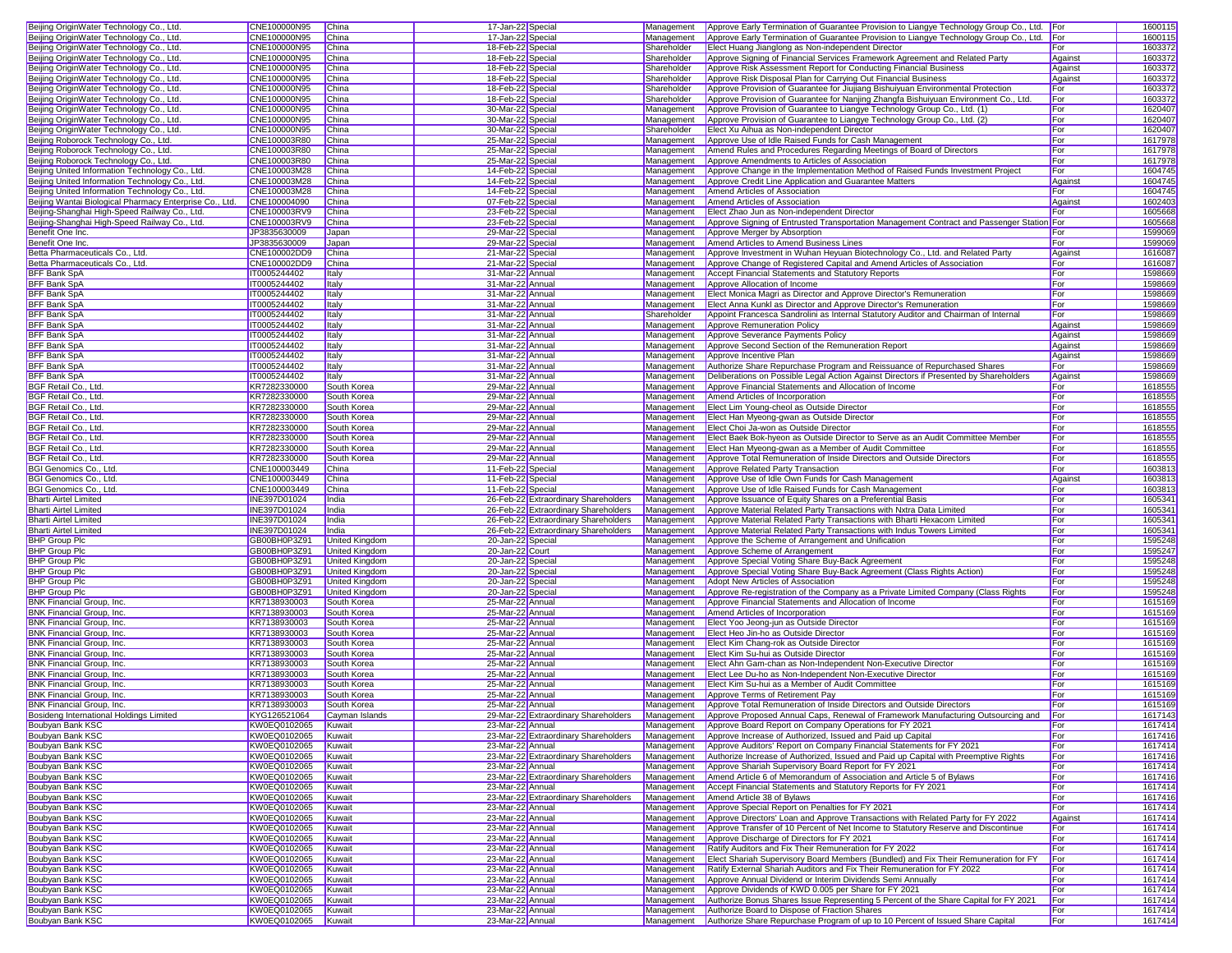| | | | | | | | | |
|---|---|---|---|---|---|---|---|---|
| Beijing OriginWater Technology Co., Ltd. | CNE100000N95 | China | 17-Jan-22 | Special | Management | Approve Early Termination of Guarantee Provision to Liangye Technology Group Co., Ltd. | For | 1600115 |
| Beijing OriginWater Technology Co., Ltd. | CNE100000N95 | China | 17-Jan-22 | Special | Management | Approve Early Termination of Guarantee Provision to Liangye Technology Group Co., Ltd. | For | 1600115 |
| Beijing OriginWater Technology Co., Ltd. | CNE100000N95 | China | 18-Feb-22 | Special | Shareholder | Elect Huang Jianglong as Non-independent Director | For | 1603372 |
| Beijing OriginWater Technology Co., Ltd. | CNE100000N95 | China | 18-Feb-22 | Special | Shareholder | Approve Signing of Financial Services Framework Agreement and Related Party | Against | 1603372 |
| Beijing OriginWater Technology Co., Ltd. | CNE100000N95 | China | 18-Feb-22 | Special | Shareholder | Approve Risk Assessment Report for Conducting Financial Business | Against | 1603372 |
| Beijing OriginWater Technology Co., Ltd. | CNE100000N95 | China | 18-Feb-22 | Special | Shareholder | Approve Risk Disposal Plan for Carrying Out Financial Business | Against | 1603372 |
| Beijing OriginWater Technology Co., Ltd. | CNE100000N95 | China | 18-Feb-22 | Special | Shareholder | Approve Provision of Guarantee for Jiujiang Bishuiyuan Environmental Protection | For | 1603372 |
| Beijing OriginWater Technology Co., Ltd. | CNE100000N95 | China | 18-Feb-22 | Special | Shareholder | Approve Provision of Guarantee for Nanjing Zhangfa Bishuiyuan Environment Co., Ltd. | For | 1603372 |
| Beijing OriginWater Technology Co., Ltd. | CNE100000N95 | China | 30-Mar-22 | Special | Management | Approve Provision of Guarantee to Liangye Technology Group Co., Ltd. (1) | For | 1620407 |
| Beijing OriginWater Technology Co., Ltd. | CNE100000N95 | China | 30-Mar-22 | Special | Management | Approve Provision of Guarantee to Liangye Technology Group Co., Ltd. (2) | For | 1620407 |
| Beijing OriginWater Technology Co., Ltd. | CNE100000N95 | China | 30-Mar-22 | Special | Shareholder | Elect Xu Aihua as Non-independent Director | For | 1620407 |
| Beijing Roborock Technology Co., Ltd. | CNE100003R80 | China | 25-Mar-22 | Special | Management | Approve Use of Idle Raised Funds for Cash Management | For | 1617978 |
| Beijing Roborock Technology Co., Ltd. | CNE100003R80 | China | 25-Mar-22 | Special | Management | Amend Rules and Procedures Regarding Meetings of Board of Directors | For | 1617978 |
| Beijing Roborock Technology Co., Ltd. | CNE100003R80 | China | 25-Mar-22 | Special | Management | Approve Amendments to Articles of Association | For | 1617978 |
| Beijing United Information Technology Co., Ltd. | CNE100003M28 | China | 14-Feb-22 | Special | Management | Approve Change in the Implementation Method of Raised Funds Investment Project | For | 1604745 |
| Beijing United Information Technology Co., Ltd. | CNE100003M28 | China | 14-Feb-22 | Special | Management | Approve Credit Line Application and Guarantee Matters | Against | 1604745 |
| Beijing United Information Technology Co., Ltd. | CNE100003M28 | China | 14-Feb-22 | Special | Management | Amend Articles of Association | For | 1604745 |
| Beijing Wantai Biological Pharmacy Enterprise Co., Ltd. | CNE100004090 | China | 07-Feb-22 | Special | Management | Amend Articles of Association | Against | 1602403 |
| Beijing-Shanghai High-Speed Railway Co., Ltd. | CNE100003RV9 | China | 23-Feb-22 | Special | Management | Elect Zhao Jun as Non-independent Director | For | 1605668 |
| Beijing-Shanghai High-Speed Railway Co., Ltd. | CNE100003RV9 | China | 23-Feb-22 | Special | Management | Approve Signing of Entrusted Transportation Management Contract and Passenger Station | For | 1605668 |
| Benefit One Inc. | JP3835630009 | Japan | 29-Mar-22 | Special | Management | Approve Merger by Absorption | For | 1599069 |
| Benefit One Inc. | JP3835630009 | Japan | 29-Mar-22 | Special | Management | Amend Articles to Amend Business Lines | For | 1599069 |
| Betta Pharmaceuticals Co., Ltd. | CNE100002DD9 | China | 21-Mar-22 | Special | Management | Approve Investment in Wuhan Heyuan Biotechnology Co., Ltd. and Related Party | Against | 1616087 |
| Betta Pharmaceuticals Co., Ltd. | CNE100002DD9 | China | 21-Mar-22 | Special | Management | Approve Change of Registered Capital and Amend Articles of Association | For | 1616087 |
| BFF Bank SpA | IT0005244402 | Italy | 31-Mar-22 | Annual | Management | Accept Financial Statements and Statutory Reports | For | 1598669 |
| BFF Bank SpA | IT0005244402 | Italy | 31-Mar-22 | Annual | Management | Approve Allocation of Income | For | 1598669 |
| BFF Bank SpA | IT0005244402 | Italy | 31-Mar-22 | Annual | Management | Elect Monica Magri as Director and Approve Director's Remuneration | For | 1598669 |
| BFF Bank SpA | IT0005244402 | Italy | 31-Mar-22 | Annual | Management | Elect Anna Kunkl as Director and Approve Director's Remuneration | For | 1598669 |
| BFF Bank SpA | IT0005244402 | Italy | 31-Mar-22 | Annual | Shareholder | Appoint Francesca Sandrolini as Internal Statutory Auditor and Chairman of Internal | For | 1598669 |
| BFF Bank SpA | IT0005244402 | Italy | 31-Mar-22 | Annual | Management | Approve Remuneration Policy | Against | 1598669 |
| BFF Bank SpA | IT0005244402 | Italy | 31-Mar-22 | Annual | Management | Approve Severance Payments Policy | Against | 1598669 |
| BFF Bank SpA | IT0005244402 | Italy | 31-Mar-22 | Annual | Management | Approve Second Section of the Remuneration Report | Against | 1598669 |
| BFF Bank SpA | IT0005244402 | Italy | 31-Mar-22 | Annual | Management | Approve Incentive Plan | Against | 1598669 |
| BFF Bank SpA | IT0005244402 | Italy | 31-Mar-22 | Annual | Management | Authorize Share Repurchase Program and Reissuance of Repurchased Shares | For | 1598669 |
| BFF Bank SpA | IT0005244402 | Italy | 31-Mar-22 | Annual | Management | Deliberations on Possible Legal Action Against Directors if Presented by Shareholders | Against | 1598669 |
| BGF Retail Co., Ltd. | KR7282330000 | South Korea | 29-Mar-22 | Annual | Management | Approve Financial Statements and Allocation of Income | For | 1618555 |
| BGF Retail Co., Ltd. | KR7282330000 | South Korea | 29-Mar-22 | Annual | Management | Amend Articles of Incorporation | For | 1618555 |
| BGF Retail Co., Ltd. | KR7282330000 | South Korea | 29-Mar-22 | Annual | Management | Elect Lim Young-cheol as Outside Director | For | 1618555 |
| BGF Retail Co., Ltd. | KR7282330000 | South Korea | 29-Mar-22 | Annual | Management | Elect Han Myeong-gwan as Outside Director | For | 1618555 |
| BGF Retail Co., Ltd. | KR7282330000 | South Korea | 29-Mar-22 | Annual | Management | Elect Choi Ja-won as Outside Director | For | 1618555 |
| BGF Retail Co., Ltd. | KR7282330000 | South Korea | 29-Mar-22 | Annual | Management | Elect Baek Bok-hyeon as Outside Director to Serve as an Audit Committee Member | For | 1618555 |
| BGF Retail Co., Ltd. | KR7282330000 | South Korea | 29-Mar-22 | Annual | Management | Elect Han Myeong-gwan as a Member of Audit Committee | For | 1618555 |
| BGF Retail Co., Ltd. | KR7282330000 | South Korea | 29-Mar-22 | Annual | Management | Approve Total Remuneration of Inside Directors and Outside Directors | For | 1618555 |
| BGI Genomics Co., Ltd. | CNE100003449 | China | 11-Feb-22 | Special | Management | Approve Related Party Transaction | For | 1603813 |
| BGI Genomics Co., Ltd. | CNE100003449 | China | 11-Feb-22 | Special | Management | Approve Use of Idle Own Funds for Cash Management | Against | 1603813 |
| BGI Genomics Co., Ltd. | CNE100003449 | China | 11-Feb-22 | Special | Management | Approve Use of Idle Raised Funds for Cash Management | For | 1603813 |
| Bharti Airtel Limited | INE397D01024 | India | 26-Feb-22 | Extraordinary Shareholders | Management | Approve Issuance of Equity Shares on a Preferential Basis | For | 1605341 |
| Bharti Airtel Limited | INE397D01024 | India | 26-Feb-22 | Extraordinary Shareholders | Management | Approve Material Related Party Transactions with Nxtra Data Limited | For | 1605341 |
| Bharti Airtel Limited | INE397D01024 | India | 26-Feb-22 | Extraordinary Shareholders | Management | Approve Material Related Party Transactions with Bharti Hexacom Limited | For | 1605341 |
| Bharti Airtel Limited | INE397D01024 | India | 26-Feb-22 | Extraordinary Shareholders | Management | Approve Material Related Party Transactions with Indus Towers Limited | For | 1605341 |
| BHP Group Plc | GB00BH0P3Z91 | United Kingdom | 20-Jan-22 | Special | Management | Approve the Scheme of Arrangement and Unification | For | 1595248 |
| BHP Group Plc | GB00BH0P3Z91 | United Kingdom | 20-Jan-22 | Court | Management | Approve Scheme of Arrangement | For | 1595247 |
| BHP Group Plc | GB00BH0P3Z91 | United Kingdom | 20-Jan-22 | Special | Management | Approve Special Voting Share Buy-Back Agreement | For | 1595248 |
| BHP Group Plc | GB00BH0P3Z91 | United Kingdom | 20-Jan-22 | Special | Management | Approve Special Voting Share Buy-Back Agreement (Class Rights Action) | For | 1595248 |
| BHP Group Plc | GB00BH0P3Z91 | United Kingdom | 20-Jan-22 | Special | Management | Adopt New Articles of Association | For | 1595248 |
| BHP Group Plc | GB00BH0P3Z91 | United Kingdom | 20-Jan-22 | Special | Management | Approve Re-registration of the Company as a Private Limited Company (Class Rights | For | 1595248 |
| BNK Financial Group, Inc. | KR7138930003 | South Korea | 25-Mar-22 | Annual | Management | Approve Financial Statements and Allocation of Income | For | 1615169 |
| BNK Financial Group, Inc. | KR7138930003 | South Korea | 25-Mar-22 | Annual | Management | Amend Articles of Incorporation | For | 1615169 |
| BNK Financial Group, Inc. | KR7138930003 | South Korea | 25-Mar-22 | Annual | Management | Elect Yoo Jeong-jun as Outside Director | For | 1615169 |
| BNK Financial Group, Inc. | KR7138930003 | South Korea | 25-Mar-22 | Annual | Management | Elect Heo Jin-ho as Outside Director | For | 1615169 |
| BNK Financial Group, Inc. | KR7138930003 | South Korea | 25-Mar-22 | Annual | Management | Elect Kim Chang-rok as Outside Director | For | 1615169 |
| BNK Financial Group, Inc. | KR7138930003 | South Korea | 25-Mar-22 | Annual | Management | Elect Kim Su-hui as Outside Director | For | 1615169 |
| BNK Financial Group, Inc. | KR7138930003 | South Korea | 25-Mar-22 | Annual | Management | Elect Ahn Gam-chan as Non-Independent Non-Executive Director | For | 1615169 |
| BNK Financial Group, Inc. | KR7138930003 | South Korea | 25-Mar-22 | Annual | Management | Elect Lee Du-ho as Non-Independent Non-Executive Director | For | 1615169 |
| BNK Financial Group, Inc. | KR7138930003 | South Korea | 25-Mar-22 | Annual | Management | Elect Kim Su-hui as a Member of Audit Committee | For | 1615169 |
| BNK Financial Group, Inc. | KR7138930003 | South Korea | 25-Mar-22 | Annual | Management | Approve Terms of Retirement Pay | For | 1615169 |
| BNK Financial Group, Inc. | KR7138930003 | South Korea | 25-Mar-22 | Annual | Management | Approve Total Remuneration of Inside Directors and Outside Directors | For | 1615169 |
| Bosideng International Holdings Limited | KYG126521064 | Cayman Islands | 29-Mar-22 | Extraordinary Shareholders | Management | Approve Proposed Annual Caps, Renewal of Framework Manufacturing Outsourcing and | For | 1617143 |
| Boubyan Bank KSC | KW0EQ0102065 | Kuwait | 23-Mar-22 | Annual | Management | Approve Board Report on Company Operations for FY 2021 | For | 1617414 |
| Boubyan Bank KSC | KW0EQ0102065 | Kuwait | 23-Mar-22 | Extraordinary Shareholders | Management | Approve Increase of Authorized, Issued and Paid up Capital | For | 1617416 |
| Boubyan Bank KSC | KW0EQ0102065 | Kuwait | 23-Mar-22 | Annual | Management | Approve Auditors' Report on Company Financial Statements for FY 2021 | For | 1617414 |
| Boubyan Bank KSC | KW0EQ0102065 | Kuwait | 23-Mar-22 | Extraordinary Shareholders | Management | Authorize Increase of Authorized, Issued and Paid up Capital with Preemptive Rights | For | 1617416 |
| Boubyan Bank KSC | KW0EQ0102065 | Kuwait | 23-Mar-22 | Annual | Management | Approve Shariah Supervisory Board Report for FY 2021 | For | 1617414 |
| Boubyan Bank KSC | KW0EQ0102065 | Kuwait | 23-Mar-22 | Extraordinary Shareholders | Management | Amend Article 6 of Memorandum of Association and Article 5 of Bylaws | For | 1617416 |
| Boubyan Bank KSC | KW0EQ0102065 | Kuwait | 23-Mar-22 | Annual | Management | Accept Financial Statements and Statutory Reports for FY 2021 | For | 1617414 |
| Boubyan Bank KSC | KW0EQ0102065 | Kuwait | 23-Mar-22 | Extraordinary Shareholders | Management | Amend Article 38 of Bylaws | For | 1617416 |
| Boubyan Bank KSC | KW0EQ0102065 | Kuwait | 23-Mar-22 | Annual | Management | Approve Special Report on Penalties for FY 2021 | For | 1617414 |
| Boubyan Bank KSC | KW0EQ0102065 | Kuwait | 23-Mar-22 | Annual | Management | Approve Directors' Loan and Approve Transactions with Related Party for FY 2022 | Against | 1617414 |
| Boubyan Bank KSC | KW0EQ0102065 | Kuwait | 23-Mar-22 | Annual | Management | Approve Transfer of 10 Percent of Net Income to Statutory Reserve and Discontinue | For | 1617414 |
| Boubyan Bank KSC | KW0EQ0102065 | Kuwait | 23-Mar-22 | Annual | Management | Approve Discharge of Directors for FY 2021 | For | 1617414 |
| Boubyan Bank KSC | KW0EQ0102065 | Kuwait | 23-Mar-22 | Annual | Management | Ratify Auditors and Fix Their Remuneration for FY 2022 | For | 1617414 |
| Boubyan Bank KSC | KW0EQ0102065 | Kuwait | 23-Mar-22 | Annual | Management | Elect Shariah Supervisory Board Members (Bundled) and Fix Their Remuneration for FY | For | 1617414 |
| Boubyan Bank KSC | KW0EQ0102065 | Kuwait | 23-Mar-22 | Annual | Management | Ratify External Shariah Auditors and Fix Their Remuneration for FY 2022 | For | 1617414 |
| Boubyan Bank KSC | KW0EQ0102065 | Kuwait | 23-Mar-22 | Annual | Management | Approve Annual Dividend or Interim Dividends Semi Annually | For | 1617414 |
| Boubyan Bank KSC | KW0EQ0102065 | Kuwait | 23-Mar-22 | Annual | Management | Approve Dividends of KWD 0.005 per Share for FY 2021 | For | 1617414 |
| Boubyan Bank KSC | KW0EQ0102065 | Kuwait | 23-Mar-22 | Annual | Management | Authorize Bonus Shares Issue Representing 5 Percent of the Share Capital for FY 2021 | For | 1617414 |
| Boubyan Bank KSC | KW0EQ0102065 | Kuwait | 23-Mar-22 | Annual | Management | Authorize Board to Dispose of Fraction Shares | For | 1617414 |
| Boubyan Bank KSC | KW0EQ0102065 | Kuwait | 23-Mar-22 | Annual | Management | Authorize Share Repurchase Program of up to 10 Percent of Issued Share Capital | For | 1617414 |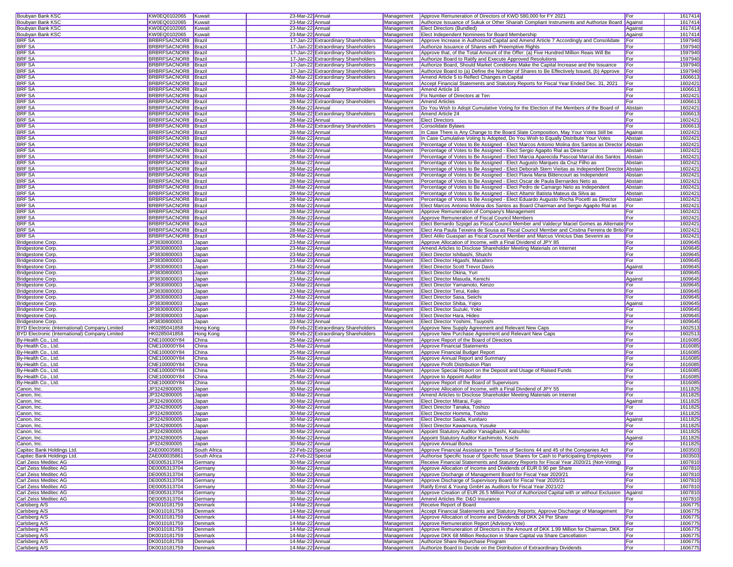| Boubyan Bank KSC | KW0EQ0102065 | Kuwait | 23-Mar-22 | Annual | Management | Approve Remuneration of Directors of KWD 580,000 for FY 2021 | For | 1617414 |
|---|---|---|---|---|---|---|---|---|
| Boubyan Bank KSC | KW0EQ0102065 | Kuwait | 23-Mar-22 | Annual | Management | Authorize Issuance of Sukuk or Other Shariah Compliant Instruments and Authorize Board | Against | 1617414 |
| Boubyan Bank KSC | KW0EQ0102065 | Kuwait | 23-Mar-22 | Annual | Management | Elect Directors (Bundled) | Against | 1617414 |
| Boubyan Bank KSC | KW0EQ0102065 | Kuwait | 23-Mar-22 | Annual | Management | Elect Independent Nominees for Board Membership | Against | 1617414 |
| BRF SA | BRBRFSACNOR8 | Brazil | 17-Jan-22 | Extraordinary Shareholders | Management | Approve Increase in Authorized Capital and Amend Article 7 Accordingly and Consolidate | For | 1597940 |
| BRF SA | BRBRFSACNOR8 | Brazil | 17-Jan-22 | Extraordinary Shareholders | Management | Authorize Issuance of Shares with Preemptive Rights | For | 1597940 |
| BRF SA | BRBRFSACNOR8 | Brazil | 17-Jan-22 | Extraordinary Shareholders | Management | Approve that, of the Total Amount of the Offer: (a) Five Hundred Million Reais Will Be | For | 1597940 |
| BRF SA | BRBRFSACNOR8 | Brazil | 17-Jan-22 | Extraordinary Shareholders | Management | Authorize Board to Ratify and Execute Approved Resolutions | For | 1597940 |
| BRF SA | BRBRFSACNOR8 | Brazil | 17-Jan-22 | Extraordinary Shareholders | Management | Authorize Board, Should Market Conditions Make the Capital Increase and the Issuance | For | 1597940 |
| BRF SA | BRBRFSACNOR8 | Brazil | 17-Jan-22 | Extraordinary Shareholders | Management | Authorize Board to (a) Define the Number of Shares to Be Effectively Issued, (b) Approve | For | 1597940 |
| BRF SA | BRBRFSACNOR8 | Brazil | 28-Mar-22 | Extraordinary Shareholders | Management | Amend Article 5 to Reflect Changes in Capital | For | 1606613 |
| BRF SA | BRBRFSACNOR8 | Brazil | 28-Mar-22 | Annual | Management | Accept Financial Statements and Statutory Reports for Fiscal Year Ended Dec. 31, 2021 | For | 1602421 |
| BRF SA | BRBRFSACNOR8 | Brazil | 28-Mar-22 | Extraordinary Shareholders | Management | Amend Article 16 | For | 1606613 |
| BRF SA | BRBRFSACNOR8 | Brazil | 28-Mar-22 | Annual | Management | Fix Number of Directors at Ten | For | 1602421 |
| BRF SA | BRBRFSACNOR8 | Brazil | 28-Mar-22 | Extraordinary Shareholders | Management | Amend Articles | For | 1606613 |
| BRF SA | BRBRFSACNOR8 | Brazil | 28-Mar-22 | Annual | Management | Do You Wish to Adopt Cumulative Voting for the Election of the Members of the Board of | Abstain | 1602421 |
| BRF SA | BRBRFSACNOR8 | Brazil | 28-Mar-22 | Extraordinary Shareholders | Management | Amend Article 24 | For | 1606613 |
| BRF SA | BRBRFSACNOR8 | Brazil | 28-Mar-22 | Annual | Management | Elect Directors | For | 1602421 |
| BRF SA | BRBRFSACNOR8 | Brazil | 28-Mar-22 | Extraordinary Shareholders | Management | Consolidate Bylaws | For | 1606613 |
| BRF SA | BRBRFSACNOR8 | Brazil | 28-Mar-22 | Annual | Management | In Case There is Any Change to the Board Slate Composition, May Your Votes Still be | Against | 1602421 |
| BRF SA | BRBRFSACNOR8 | Brazil | 28-Mar-22 | Annual | Management | In Case Cumulative Voting Is Adopted, Do You Wish to Equally Distribute Your Votes | Abstain | 1602421 |
| BRF SA | BRBRFSACNOR8 | Brazil | 28-Mar-22 | Annual | Management | Percentage of Votes to Be Assigned - Elect Marcos Antonio Molina dos Santos as Director | Abstain | 1602421 |
| BRF SA | BRBRFSACNOR8 | Brazil | 28-Mar-22 | Annual | Management | Percentage of Votes to Be Assigned - Elect Sergio Agapito Rial as Director | Abstain | 1602421 |
| BRF SA | BRBRFSACNOR8 | Brazil | 28-Mar-22 | Annual | Management | Percentage of Votes to Be Assigned - Elect Marcia Aparecida Pascoal Marcal dos Santos | Abstain | 1602421 |
| BRF SA | BRBRFSACNOR8 | Brazil | 28-Mar-22 | Annual | Management | Percentage of Votes to Be Assigned - Elect Augusto Marques da Cruz Filho as | Abstain | 1602421 |
| BRF SA | BRBRFSACNOR8 | Brazil | 28-Mar-22 | Annual | Management | Percentage of Votes to Be Assigned - Elect Deborah Stern Vieitas as Independent Director | Abstain | 1602421 |
| BRF SA | BRBRFSACNOR8 | Brazil | 28-Mar-22 | Annual | Management | Percentage of Votes to Be Assigned - Elect Flavia Maria Bittencourt as Independent | Abstain | 1602421 |
| BRF SA | BRBRFSACNOR8 | Brazil | 28-Mar-22 | Annual | Management | Percentage of Votes to Be Assigned - Elect Oscar de Paula Bernardes Neto as | Abstain | 1602421 |
| BRF SA | BRBRFSACNOR8 | Brazil | 28-Mar-22 | Annual | Management | Percentage of Votes to Be Assigned - Elect Pedro de Camargo Neto as Independent | Abstain | 1602421 |
| BRF SA | BRBRFSACNOR8 | Brazil | 28-Mar-22 | Annual | Management | Percentage of Votes to Be Assigned - Elect Altamir Batista Mateus da Silva as | Abstain | 1602421 |
| BRF SA | BRBRFSACNOR8 | Brazil | 28-Mar-22 | Annual | Management | Percentage of Votes to Be Assigned - Elect Eduardo Augusto Rocha Pocetti as Director | Abstain | 1602421 |
| BRF SA | BRBRFSACNOR8 | Brazil | 28-Mar-22 | Annual | Management | Elect Marcos Antonio Molina dos Santos as Board Chairman and Sergio Agapito Rial as | For | 1602421 |
| BRF SA | BRBRFSACNOR8 | Brazil | 28-Mar-22 | Annual | Management | Approve Remuneration of Company's Management | For | 1602421 |
| BRF SA | BRBRFSACNOR8 | Brazil | 28-Mar-22 | Annual | Management | Approve Remuneration of Fiscal Council Members | For | 1602421 |
| BRF SA | BRBRFSACNOR8 | Brazil | 28-Mar-22 | Annual | Management | Elect Bernardo Szpigel as Fiscal Council Member and Valdecyr Maciel Gomes as Alternate | For | 1602421 |
| BRF SA | BRBRFSACNOR8 | Brazil | 28-Mar-22 | Annual | Management | Elect Ana Paula Teixeira de Sousa as Fiscal Council Member and Cristina Ferreira de Brito | For | 1602421 |
| BRF SA | BRBRFSACNOR8 | Brazil | 28-Mar-22 | Annual | Management | Elect Atilio Guaspari as Fiscal Council Member and Marcus Vinicius Dias Severini as | For | 1602421 |
| Bridgestone Corp. | JP3830800003 | Japan | 23-Mar-22 | Annual | Management | Approve Allocation of Income, with a Final Dividend of JPY 85 | For | 1609645 |
| Bridgestone Corp. | JP3830800003 | Japan | 23-Mar-22 | Annual | Management | Amend Articles to Disclose Shareholder Meeting Materials on Internet | For | 1609645 |
| Bridgestone Corp. | JP3830800003 | Japan | 23-Mar-22 | Annual | Management | Elect Director Ishibashi, Shuichi | For | 1609645 |
| Bridgestone Corp. | JP3830800003 | Japan | 23-Mar-22 | Annual | Management | Elect Director Higashi, Masahiro | For | 1609645 |
| Bridgestone Corp. | JP3830800003 | Japan | 23-Mar-22 | Annual | Management | Elect Director Scott Trevor Davis | Against | 1609645 |
| Bridgestone Corp. | JP3830800003 | Japan | 23-Mar-22 | Annual | Management | Elect Director Okina, Yuri | For | 1609645 |
| Bridgestone Corp. | JP3830800003 | Japan | 23-Mar-22 | Annual | Management | Elect Director Masuda, Kenichi | Against | 1609645 |
| Bridgestone Corp. | JP3830800003 | Japan | 23-Mar-22 | Annual | Management | Elect Director Yamamoto, Kenzo | For | 1609645 |
| Bridgestone Corp. | JP3830800003 | Japan | 23-Mar-22 | Annual | Management | Elect Director Terui, Keiko | For | 1609645 |
| Bridgestone Corp. | JP3830800003 | Japan | 23-Mar-22 | Annual | Management | Elect Director Sasa, Seiichi | For | 1609645 |
| Bridgestone Corp. | JP3830800003 | Japan | 23-Mar-22 | Annual | Management | Elect Director Shiba, Yojiro | Against | 1609645 |
| Bridgestone Corp. | JP3830800003 | Japan | 23-Mar-22 | Annual | Management | Elect Director Suzuki, Yoko | For | 1609645 |
| Bridgestone Corp. | JP3830800003 | Japan | 23-Mar-22 | Annual | Management | Elect Director Hara, Hideo | For | 1609645 |
| Bridgestone Corp. | JP3830800003 | Japan | 23-Mar-22 | Annual | Management | Elect Director Yoshimi, Tsuyoshi | For | 1609645 |
| BYD Electronic (International) Company Limited | HK0285041858 | Hong Kong | 09-Feb-22 | Extraordinary Shareholders | Management | Approve New Supply Agreement and Relevant New Caps | For | 1602513 |
| BYD Electronic (International) Company Limited | HK0285041858 | Hong Kong | 09-Feb-22 | Extraordinary Shareholders | Management | Approve New Purchase Agreement and Relevant New Caps | For | 1602513 |
| By-Health Co., Ltd. | CNE100000Y84 | China | 25-Mar-22 | Annual | Management | Approve Report of the Board of Directors | For | 1616085 |
| By-Health Co., Ltd. | CNE100000Y84 | China | 25-Mar-22 | Annual | Management | Approve Financial Statements | For | 1616085 |
| By-Health Co., Ltd. | CNE100000Y84 | China | 25-Mar-22 | Annual | Management | Approve Financial Budget Report | For | 1616085 |
| By-Health Co., Ltd. | CNE100000Y84 | China | 25-Mar-22 | Annual | Management | Approve Annual Report and Summary | For | 1616085 |
| By-Health Co., Ltd. | CNE100000Y84 | China | 25-Mar-22 | Annual | Management | Approve Profit Distribution Plan | For | 1616085 |
| By-Health Co., Ltd. | CNE100000Y84 | China | 25-Mar-22 | Annual | Management | Approve Special Report on the Deposit and Usage of Raised Funds | For | 1616085 |
| By-Health Co., Ltd. | CNE100000Y84 | China | 25-Mar-22 | Annual | Management | Approve to Appoint Auditor | For | 1616085 |
| By-Health Co., Ltd. | CNE100000Y84 | China | 25-Mar-22 | Annual | Management | Approve Report of the Board of Supervisors | For | 1616085 |
| Canon, Inc. | JP3242800005 | Japan | 30-Mar-22 | Annual | Management | Approve Allocation of Income, with a Final Dividend of JPY 55 | For | 1611825 |
| Canon, Inc. | JP3242800005 | Japan | 30-Mar-22 | Annual | Management | Amend Articles to Disclose Shareholder Meeting Materials on Internet | For | 1611825 |
| Canon, Inc. | JP3242800005 | Japan | 30-Mar-22 | Annual | Management | Elect Director Mitarai, Fujio | Against | 1611825 |
| Canon, Inc. | JP3242800005 | Japan | 30-Mar-22 | Annual | Management | Elect Director Tanaka, Toshizo | For | 1611825 |
| Canon, Inc. | JP3242800005 | Japan | 30-Mar-22 | Annual | Management | Elect Director Homma, Toshio | For | 1611825 |
| Canon, Inc. | JP3242800005 | Japan | 30-Mar-22 | Annual | Management | Elect Director Saida, Kunitaro | Against | 1611825 |
| Canon, Inc. | JP3242800005 | Japan | 30-Mar-22 | Annual | Management | Elect Director Kawamura, Yusuke | For | 1611825 |
| Canon, Inc. | JP3242800005 | Japan | 30-Mar-22 | Annual | Management | Appoint Statutory Auditor Yanagibashi, Katsuhito | For | 1611825 |
| Canon, Inc. | JP3242800005 | Japan | 30-Mar-22 | Annual | Management | Appoint Statutory Auditor Kashimoto, Koichi | Against | 1611825 |
| Canon, Inc. | JP3242800005 | Japan | 30-Mar-22 | Annual | Management | Approve Annual Bonus | For | 1611825 |
| Capitec Bank Holdings Ltd. | ZAE000035861 | South Africa | 22-Feb-22 | Special | Management | Approve Financial Assistance in Terms of Sections 44 and 45 of the Companies Act | For | 1603503 |
| Capitec Bank Holdings Ltd. | ZAE000035861 | South Africa | 22-Feb-22 | Special | Management | Authorise Specific Issue of Specific Issue Shares for Cash to Participating Employees | For | 1603503 |
| Carl Zeiss Meditec AG | DE0005313704 | Germany | 30-Mar-22 | Annual | Management | Receive Financial Statements and Statutory Reports for Fiscal Year 2020/21 (Non-Voting) | | 1607810 |
| Carl Zeiss Meditec AG | DE0005313704 | Germany | 30-Mar-22 | Annual | Management | Approve Allocation of Income and Dividends of EUR 0.90 per Share | For | 1607810 |
| Carl Zeiss Meditec AG | DE0005313704 | Germany | 30-Mar-22 | Annual | Management | Approve Discharge of Management Board for Fiscal Year 2020/21 | For | 1607810 |
| Carl Zeiss Meditec AG | DE0005313704 | Germany | 30-Mar-22 | Annual | Management | Approve Discharge of Supervisory Board for Fiscal Year 2020/21 | For | 1607810 |
| Carl Zeiss Meditec AG | DE0005313704 | Germany | 30-Mar-22 | Annual | Management | Ratify Ernst & Young GmbH as Auditors for Fiscal Year 2021/22 | For | 1607810 |
| Carl Zeiss Meditec AG | DE0005313704 | Germany | 30-Mar-22 | Annual | Management | Approve Creation of EUR 26.5 Million Pool of Authorized Capital with or without Exclusion | Against | 1607810 |
| Carl Zeiss Meditec AG | DE0005313704 | Germany | 30-Mar-22 | Annual | Management | Amend Articles Re: D&O Insurance | For | 1607810 |
| Carlsberg A/S | DK0010181759 | Denmark | 14-Mar-22 | Annual | Management | Receive Report of Board | | 1606775 |
| Carlsberg A/S | DK0010181759 | Denmark | 14-Mar-22 | Annual | Management | Accept Financial Statements and Statutory Reports; Approve Discharge of Management | For | 1606775 |
| Carlsberg A/S | DK0010181759 | Denmark | 14-Mar-22 | Annual | Management | Approve Allocation of Income and Dividends of DKK 24 Per Share | For | 1606775 |
| Carlsberg A/S | DK0010181759 | Denmark | 14-Mar-22 | Annual | Management | Approve Remuneration Report (Advisory Vote) | For | 1606775 |
| Carlsberg A/S | DK0010181759 | Denmark | 14-Mar-22 | Annual | Management | Approve Remuneration of Directors in the Amount of DKK 1.99 Million for Chairman, DKK | For | 1606775 |
| Carlsberg A/S | DK0010181759 | Denmark | 14-Mar-22 | Annual | Management | Approve DKK 68 Million Reduction in Share Capital via Share Cancellation | For | 1606775 |
| Carlsberg A/S | DK0010181759 | Denmark | 14-Mar-22 | Annual | Management | Authorize Share Repurchase Program | For | 1606775 |
| Carlsberg A/S | DK0010181759 | Denmark | 14-Mar-22 | Annual | Management | Authorize Board to Decide on the Distribution of Extraordinary Dividends | For | 1606775 |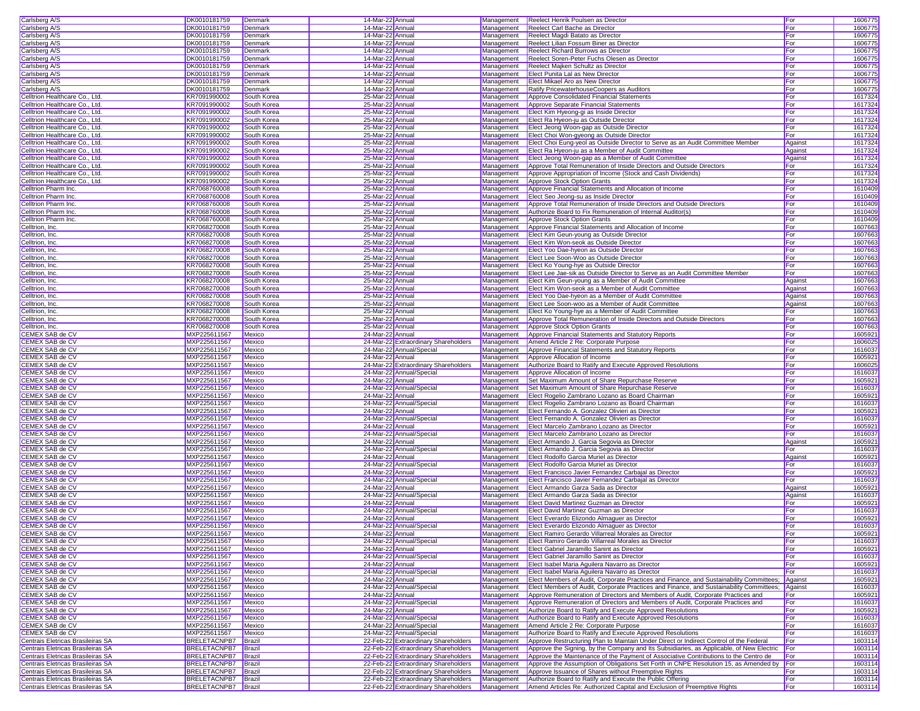| | | | | | | | | |
|---|---|---|---|---|---|---|---|---|
| Carlsberg A/S | DK0010181759 | Denmark | 14-Mar-22 | Annual | Management | Reelect Henrik Poulsen as Director | For | 1606775 |
| Carlsberg A/S | DK0010181759 | Denmark | 14-Mar-22 | Annual | Management | Reelect Carl Bache as Director | For | 1606775 |
| Carlsberg A/S | DK0010181759 | Denmark | 14-Mar-22 | Annual | Management | Reelect Magdi Batato as Director | For | 1606775 |
| Carlsberg A/S | DK0010181759 | Denmark | 14-Mar-22 | Annual | Management | Reelect Lilian Fossum Biner as Director | For | 1606775 |
| Carlsberg A/S | DK0010181759 | Denmark | 14-Mar-22 | Annual | Management | Reelect Richard Burrows as Director | For | 1606775 |
| Carlsberg A/S | DK0010181759 | Denmark | 14-Mar-22 | Annual | Management | Reelect Soren-Peter Fuchs Olesen as Director | For | 1606775 |
| Carlsberg A/S | DK0010181759 | Denmark | 14-Mar-22 | Annual | Management | Reelect Majken Schultz as Director | For | 1606775 |
| Carlsberg A/S | DK0010181759 | Denmark | 14-Mar-22 | Annual | Management | Elect Punita Lal as New Director | For | 1606775 |
| Carlsberg A/S | DK0010181759 | Denmark | 14-Mar-22 | Annual | Management | Elect Mikael Aro as New Director | For | 1606775 |
| Carlsberg A/S | DK0010181759 | Denmark | 14-Mar-22 | Annual | Management | Ratify PricewaterhouseCoopers as Auditors | For | 1606775 |
| Celltrion Healthcare Co., Ltd. | KR7091990002 | South Korea | 25-Mar-22 | Annual | Management | Approve Consolidated Financial Statements | For | 1617324 |
| Celltrion Healthcare Co., Ltd. | KR7091990002 | South Korea | 25-Mar-22 | Annual | Management | Approve Separate Financial Statements | For | 1617324 |
| Celltrion Healthcare Co., Ltd. | KR7091990002 | South Korea | 25-Mar-22 | Annual | Management | Elect Kim Hyeong-gi as Inside Director | For | 1617324 |
| Celltrion Healthcare Co., Ltd. | KR7091990002 | South Korea | 25-Mar-22 | Annual | Management | Elect Ra Hyeon-ju as Outside Director | For | 1617324 |
| Celltrion Healthcare Co., Ltd. | KR7091990002 | South Korea | 25-Mar-22 | Annual | Management | Elect Jeong Woon-gap as Outside Director | For | 1617324 |
| Celltrion Healthcare Co., Ltd. | KR7091990002 | South Korea | 25-Mar-22 | Annual | Management | Elect Choi Won-gyeong as Outside Director | For | 1617324 |
| Celltrion Healthcare Co., Ltd. | KR7091990002 | South Korea | 25-Mar-22 | Annual | Management | Elect Choi Eung-yeol as Outside Director to Serve as an Audit Committee Member | Against | 1617324 |
| Celltrion Healthcare Co., Ltd. | KR7091990002 | South Korea | 25-Mar-22 | Annual | Management | Elect Ra Hyeon-ju as a Member of Audit Committee | Against | 1617324 |
| Celltrion Healthcare Co., Ltd. | KR7091990002 | South Korea | 25-Mar-22 | Annual | Management | Elect Jeong Woon-gap as a Member of Audit Committee | Against | 1617324 |
| Celltrion Healthcare Co., Ltd. | KR7091990002 | South Korea | 25-Mar-22 | Annual | Management | Approve Total Remuneration of Inside Directors and Outside Directors | For | 1617324 |
| Celltrion Healthcare Co., Ltd. | KR7091990002 | South Korea | 25-Mar-22 | Annual | Management | Approve Appropriation of Income (Stock and Cash Dividends) | For | 1617324 |
| Celltrion Healthcare Co., Ltd. | KR7091990002 | South Korea | 25-Mar-22 | Annual | Management | Approve Stock Option Grants | For | 1617324 |
| Celltrion Pharm Inc. | KR7068760008 | South Korea | 25-Mar-22 | Annual | Management | Approve Financial Statements and Allocation of Income | For | 1610409 |
| Celltrion Pharm Inc. | KR7068760008 | South Korea | 25-Mar-22 | Annual | Management | Elect Seo Jeong-su as Inside Director | For | 1610409 |
| Celltrion Pharm Inc. | KR7068760008 | South Korea | 25-Mar-22 | Annual | Management | Approve Total Remuneration of Inside Directors and Outside Directors | For | 1610409 |
| Celltrion Pharm Inc. | KR7068760008 | South Korea | 25-Mar-22 | Annual | Management | Authorize Board to Fix Remuneration of Internal Auditor(s) | For | 1610409 |
| Celltrion Pharm Inc. | KR7068760008 | South Korea | 25-Mar-22 | Annual | Management | Approve Stock Option Grants | For | 1610409 |
| Celltrion, Inc. | KR7068270008 | South Korea | 25-Mar-22 | Annual | Management | Approve Financial Statements and Allocation of Income | For | 1607663 |
| Celltrion, Inc. | KR7068270008 | South Korea | 25-Mar-22 | Annual | Management | Elect Kim Geun-young as Outside Director | For | 1607663 |
| Celltrion, Inc. | KR7068270008 | South Korea | 25-Mar-22 | Annual | Management | Elect Kim Won-seok as Outside Director | For | 1607663 |
| Celltrion, Inc. | KR7068270008 | South Korea | 25-Mar-22 | Annual | Management | Elect Yoo Dae-hyeon as Outside Director | For | 1607663 |
| Celltrion, Inc. | KR7068270008 | South Korea | 25-Mar-22 | Annual | Management | Elect Lee Soon-Woo as Outside Director | For | 1607663 |
| Celltrion, Inc. | KR7068270008 | South Korea | 25-Mar-22 | Annual | Management | Elect Ko Young-hye as Outside Director | For | 1607663 |
| Celltrion, Inc. | KR7068270008 | South Korea | 25-Mar-22 | Annual | Management | Elect Lee Jae-sik as Outside Director to Serve as an Audit Committee Member | For | 1607663 |
| Celltrion, Inc. | KR7068270008 | South Korea | 25-Mar-22 | Annual | Management | Elect Kim Geun-young as a Member of Audit Committee | Against | 1607663 |
| Celltrion, Inc. | KR7068270008 | South Korea | 25-Mar-22 | Annual | Management | Elect Kim Won-seok as a Member of Audit Committee | Against | 1607663 |
| Celltrion, Inc. | KR7068270008 | South Korea | 25-Mar-22 | Annual | Management | Elect Yoo Dae-hyeon as a Member of Audit Committee | Against | 1607663 |
| Celltrion, Inc. | KR7068270008 | South Korea | 25-Mar-22 | Annual | Management | Elect Lee Soon-woo as a Member of Audit Committee | Against | 1607663 |
| Celltrion, Inc. | KR7068270008 | South Korea | 25-Mar-22 | Annual | Management | Elect Ko Young-hye as a Member of Audit Committee | For | 1607663 |
| Celltrion, Inc. | KR7068270008 | South Korea | 25-Mar-22 | Annual | Management | Approve Total Remuneration of Inside Directors and Outside Directors | For | 1607663 |
| Celltrion, Inc. | KR7068270008 | South Korea | 25-Mar-22 | Annual | Management | Approve Stock Option Grants | For | 1607663 |
| CEMEX SAB de CV | MXP225611567 | Mexico | 24-Mar-22 | Annual | Management | Approve Financial Statements and Statutory Reports | For | 1605921 |
| CEMEX SAB de CV | MXP225611567 | Mexico | 24-Mar-22 | Extraordinary Shareholders | Management | Amend Article 2 Re: Corporate Purpose | For | 1606025 |
| CEMEX SAB de CV | MXP225611567 | Mexico | 24-Mar-22 | Annual/Special | Management | Approve Financial Statements and Statutory Reports | For | 1616037 |
| CEMEX SAB de CV | MXP225611567 | Mexico | 24-Mar-22 | Annual | Management | Approve Allocation of Income | For | 1605921 |
| CEMEX SAB de CV | MXP225611567 | Mexico | 24-Mar-22 | Extraordinary Shareholders | Management | Authorize Board to Ratify and Execute Approved Resolutions | For | 1606025 |
| CEMEX SAB de CV | MXP225611567 | Mexico | 24-Mar-22 | Annual/Special | Management | Approve Allocation of Income | For | 1616037 |
| CEMEX SAB de CV | MXP225611567 | Mexico | 24-Mar-22 | Annual | Management | Set Maximum Amount of Share Repurchase Reserve | For | 1605921 |
| CEMEX SAB de CV | MXP225611567 | Mexico | 24-Mar-22 | Annual/Special | Management | Set Maximum Amount of Share Repurchase Reserve | For | 1616037 |
| CEMEX SAB de CV | MXP225611567 | Mexico | 24-Mar-22 | Annual | Management | Elect Rogelio Zambrano Lozano as Board Chairman | For | 1605921 |
| CEMEX SAB de CV | MXP225611567 | Mexico | 24-Mar-22 | Annual/Special | Management | Elect Rogelio Zambrano Lozano as Board Chairman | For | 1616037 |
| CEMEX SAB de CV | MXP225611567 | Mexico | 24-Mar-22 | Annual | Management | Elect Fernando A. Gonzalez Olivieri as Director | For | 1605921 |
| CEMEX SAB de CV | MXP225611567 | Mexico | 24-Mar-22 | Annual/Special | Management | Elect Fernando A. Gonzalez Olivieri as Director | For | 1616037 |
| CEMEX SAB de CV | MXP225611567 | Mexico | 24-Mar-22 | Annual | Management | Elect Marcelo Zambrano Lozano as Director | For | 1605921 |
| CEMEX SAB de CV | MXP225611567 | Mexico | 24-Mar-22 | Annual/Special | Management | Elect Marcelo Zambrano Lozano as Director | For | 1616037 |
| CEMEX SAB de CV | MXP225611567 | Mexico | 24-Mar-22 | Annual | Management | Elect Armando J. Garcia Segovia as Director | Against | 1605921 |
| CEMEX SAB de CV | MXP225611567 | Mexico | 24-Mar-22 | Annual/Special | Management | Elect Armando J. Garcia Segovia as Director | For | 1616037 |
| CEMEX SAB de CV | MXP225611567 | Mexico | 24-Mar-22 | Annual | Management | Elect Rodolfo Garcia Muriel as Director | Against | 1605921 |
| CEMEX SAB de CV | MXP225611567 | Mexico | 24-Mar-22 | Annual/Special | Management | Elect Rodolfo Garcia Muriel as Director | For | 1616037 |
| CEMEX SAB de CV | MXP225611567 | Mexico | 24-Mar-22 | Annual | Management | Elect Francisco Javier Fernandez Carbajal as Director | For | 1605921 |
| CEMEX SAB de CV | MXP225611567 | Mexico | 24-Mar-22 | Annual/Special | Management | Elect Francisco Javier Fernandez Carbajal as Director | For | 1616037 |
| CEMEX SAB de CV | MXP225611567 | Mexico | 24-Mar-22 | Annual | Management | Elect Armando Garza Sada as Director | Against | 1605921 |
| CEMEX SAB de CV | MXP225611567 | Mexico | 24-Mar-22 | Annual/Special | Management | Elect Armando Garza Sada as Director | Against | 1616037 |
| CEMEX SAB de CV | MXP225611567 | Mexico | 24-Mar-22 | Annual | Management | Elect David Martinez Guzman as Director | For | 1605921 |
| CEMEX SAB de CV | MXP225611567 | Mexico | 24-Mar-22 | Annual/Special | Management | Elect David Martinez Guzman as Director | For | 1616037 |
| CEMEX SAB de CV | MXP225611567 | Mexico | 24-Mar-22 | Annual | Management | Elect Everardo Elizondo Almaguer as Director | For | 1605921 |
| CEMEX SAB de CV | MXP225611567 | Mexico | 24-Mar-22 | Annual/Special | Management | Elect Everardo Elizondo Almaguer as Director | For | 1616037 |
| CEMEX SAB de CV | MXP225611567 | Mexico | 24-Mar-22 | Annual | Management | Elect Ramiro Gerardo Villarreal Morales as Director | For | 1605921 |
| CEMEX SAB de CV | MXP225611567 | Mexico | 24-Mar-22 | Annual/Special | Management | Elect Ramiro Gerardo Villarreal Morales as Director | For | 1616037 |
| CEMEX SAB de CV | MXP225611567 | Mexico | 24-Mar-22 | Annual | Management | Elect Gabriel Jaramillo Sanint as Director | For | 1605921 |
| CEMEX SAB de CV | MXP225611567 | Mexico | 24-Mar-22 | Annual/Special | Management | Elect Gabriel Jaramillo Sanint as Director | For | 1616037 |
| CEMEX SAB de CV | MXP225611567 | Mexico | 24-Mar-22 | Annual | Management | Elect Isabel Maria Aguilera Navarro as Director | For | 1605921 |
| CEMEX SAB de CV | MXP225611567 | Mexico | 24-Mar-22 | Annual/Special | Management | Elect Isabel Maria Aguilera Navarro as Director | For | 1616037 |
| CEMEX SAB de CV | MXP225611567 | Mexico | 24-Mar-22 | Annual | Management | Elect Members of Audit, Corporate Practices and Finance, and Sustainability Committees; | Against | 1605921 |
| CEMEX SAB de CV | MXP225611567 | Mexico | 24-Mar-22 | Annual/Special | Management | Elect Members of Audit, Corporate Practices and Finance, and Sustainability Committees; | Against | 1616037 |
| CEMEX SAB de CV | MXP225611567 | Mexico | 24-Mar-22 | Annual | Management | Approve Remuneration of Directors and Members of Audit, Corporate Practices and | For | 1605921 |
| CEMEX SAB de CV | MXP225611567 | Mexico | 24-Mar-22 | Annual/Special | Management | Approve Remuneration of Directors and Members of Audit, Corporate Practices and | For | 1616037 |
| CEMEX SAB de CV | MXP225611567 | Mexico | 24-Mar-22 | Annual | Management | Authorize Board to Ratify and Execute Approved Resolutions | For | 1605921 |
| CEMEX SAB de CV | MXP225611567 | Mexico | 24-Mar-22 | Annual/Special | Management | Authorize Board to Ratify and Execute Approved Resolutions | For | 1616037 |
| CEMEX SAB de CV | MXP225611567 | Mexico | 24-Mar-22 | Annual/Special | Management | Amend Article 2 Re: Corporate Purpose | For | 1616037 |
| CEMEX SAB de CV | MXP225611567 | Mexico | 24-Mar-22 | Annual/Special | Management | Authorize Board to Ratify and Execute Approved Resolutions | For | 1616037 |
| Centrais Eletricas Brasileiras SA | BRELETACNPB7 | Brazil | 22-Feb-22 | Extraordinary Shareholders | Management | Approve Restructuring Plan to Maintain Under Direct or Indirect Control of the Federal | For | 1603114 |
| Centrais Eletricas Brasileiras SA | BRELETACNPB7 | Brazil | 22-Feb-22 | Extraordinary Shareholders | Management | Approve the Signing, by the Company and Its Subsidiaries, as Applicable, of New Electric | For | 1603114 |
| Centrais Eletricas Brasileiras SA | BRELETACNPB7 | Brazil | 22-Feb-22 | Extraordinary Shareholders | Management | Approve the Maintenance of the Payment of Associative Contributions to the Centro de | For | 1603114 |
| Centrais Eletricas Brasileiras SA | BRELETACNPB7 | Brazil | 22-Feb-22 | Extraordinary Shareholders | Management | Approve the Assumption of Obligations Set Forth in CNPE Resolution 15, as Amended by | For | 1603114 |
| Centrais Eletricas Brasileiras SA | BRELETACNPB7 | Brazil | 22-Feb-22 | Extraordinary Shareholders | Management | Approve Issuance of Shares without Preemptive Rights | For | 1603114 |
| Centrais Eletricas Brasileiras SA | BRELETACNPB7 | Brazil | 22-Feb-22 | Extraordinary Shareholders | Management | Authorize Board to Ratify and Execute the Public Offering | For | 1603114 |
| Centrais Eletricas Brasileiras SA | BRELETACNPB7 | Brazil | 22-Feb-22 | Extraordinary Shareholders | Management | Amend Articles Re: Authorized Capital and Exclusion of Preemptive Rights | For | 1603114 |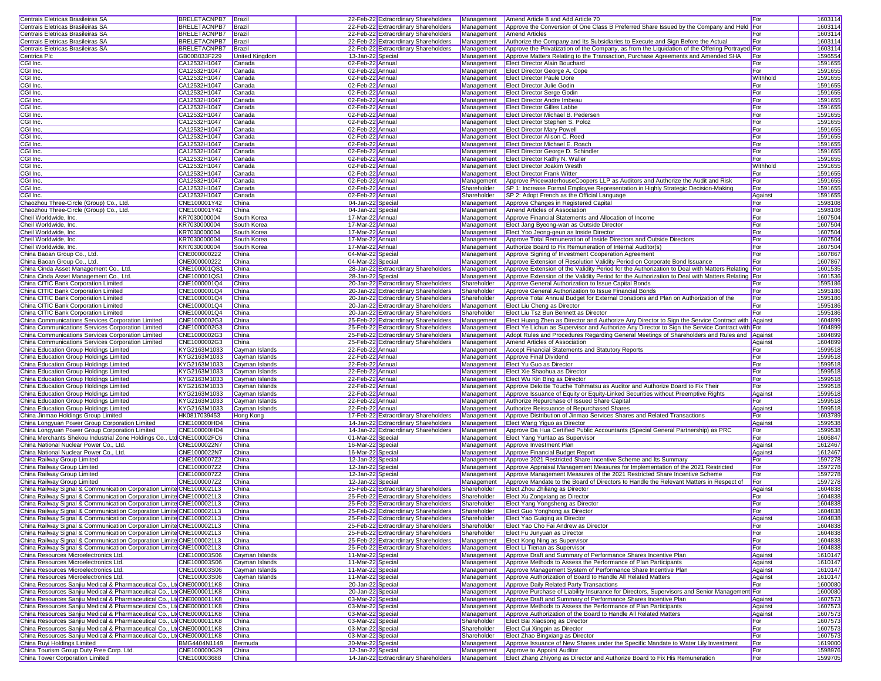| | | | | | | | | |
|---|---|---|---|---|---|---|---|---|
| Centrais Eletricas Brasileiras SA | BRELETACNPB7 | Brazil | 22-Feb-22 | Extraordinary Shareholders | Management | Amend Article 8 and Add Article 70 | For | 1603114 |
| Centrais Eletricas Brasileiras SA | BRELETACNPB7 | Brazil | 22-Feb-22 | Extraordinary Shareholders | Management | Approve the Conversion of One Class B Preferred Share Issued by the Company and Held | For | 1603114 |
| Centrais Eletricas Brasileiras SA | BRELETACNPB7 | Brazil | 22-Feb-22 | Extraordinary Shareholders | Management | Amend Articles | For | 1603114 |
| Centrais Eletricas Brasileiras SA | BRELETACNPB7 | Brazil | 22-Feb-22 | Extraordinary Shareholders | Management | Authorize the Company and Its Subsidiaries to Execute and Sign Before the Actual | For | 1603114 |
| Centrais Eletricas Brasileiras SA | BRELETACNPB7 | Brazil | 22-Feb-22 | Extraordinary Shareholders | Management | Approve the Privatization of the Company, as from the Liquidation of the Offering Portrayed | For | 1603114 |
| Centrica Plc | GB00B033F229 | United Kingdom | 13-Jan-22 | Special | Management | Approve Matters Relating to the Transaction, Purchase Agreements and Amended SHA | For | 1596554 |
| CGI Inc. | CA12532H1047 | Canada | 02-Feb-22 | Annual | Management | Elect Director Alain Bouchard | For | 1591655 |
| CGI Inc. | CA12532H1047 | Canada | 02-Feb-22 | Annual | Management | Elect Director George A. Cope | For | 1591655 |
| CGI Inc. | CA12532H1047 | Canada | 02-Feb-22 | Annual | Management | Elect Director Paule Dore | Withhold | 1591655 |
| CGI Inc. | CA12532H1047 | Canada | 02-Feb-22 | Annual | Management | Elect Director Julie Godin | For | 1591655 |
| CGI Inc. | CA12532H1047 | Canada | 02-Feb-22 | Annual | Management | Elect Director Serge Godin | For | 1591655 |
| CGI Inc. | CA12532H1047 | Canada | 02-Feb-22 | Annual | Management | Elect Director Andre Imbeau | For | 1591655 |
| CGI Inc. | CA12532H1047 | Canada | 02-Feb-22 | Annual | Management | Elect Director Gilles Labbe | For | 1591655 |
| CGI Inc. | CA12532H1047 | Canada | 02-Feb-22 | Annual | Management | Elect Director Michael B. Pedersen | For | 1591655 |
| CGI Inc. | CA12532H1047 | Canada | 02-Feb-22 | Annual | Management | Elect Director Stephen S. Poloz | For | 1591655 |
| CGI Inc. | CA12532H1047 | Canada | 02-Feb-22 | Annual | Management | Elect Director Mary Powell | For | 1591655 |
| CGI Inc. | CA12532H1047 | Canada | 02-Feb-22 | Annual | Management | Elect Director Alison C. Reed | For | 1591655 |
| CGI Inc. | CA12532H1047 | Canada | 02-Feb-22 | Annual | Management | Elect Director Michael E. Roach | For | 1591655 |
| CGI Inc. | CA12532H1047 | Canada | 02-Feb-22 | Annual | Management | Elect Director George D. Schindler | For | 1591655 |
| CGI Inc. | CA12532H1047 | Canada | 02-Feb-22 | Annual | Management | Elect Director Kathy N. Waller | For | 1591655 |
| CGI Inc. | CA12532H1047 | Canada | 02-Feb-22 | Annual | Management | Elect Director Joakim Westh | Withhold | 1591655 |
| CGI Inc. | CA12532H1047 | Canada | 02-Feb-22 | Annual | Management | Elect Director Frank Witter | For | 1591655 |
| CGI Inc. | CA12532H1047 | Canada | 02-Feb-22 | Annual | Management | Approve PricewaterhouseCoopers LLP as Auditors and Authorize the Audit and Risk | For | 1591655 |
| CGI Inc. | CA12532H1047 | Canada | 02-Feb-22 | Annual | Shareholder | SP 1: Increase Formal Employee Representation in Highly Strategic Decision-Making | For | 1591655 |
| CGI Inc. | CA12532H1047 | Canada | 02-Feb-22 | Annual | Shareholder | SP 2: Adopt French as the Official Language | Against | 1591655 |
| Chaozhou Three-Circle (Group) Co., Ltd. | CNE100001Y42 | China | 04-Jan-22 | Special | Management | Approve Changes in Registered Capital | For | 1598108 |
| Chaozhou Three-Circle (Group) Co., Ltd. | CNE100001Y42 | China | 04-Jan-22 | Special | Management | Amend Articles of Association | For | 1598108 |
| Cheil Worldwide, Inc. | KR7030000004 | South Korea | 17-Mar-22 | Annual | Management | Approve Financial Statements and Allocation of Income | For | 1607504 |
| Cheil Worldwide, Inc. | KR7030000004 | South Korea | 17-Mar-22 | Annual | Management | Elect Jang Byeong-wan as Outside Director | For | 1607504 |
| Cheil Worldwide, Inc. | KR7030000004 | South Korea | 17-Mar-22 | Annual | Management | Elect Yoo Jeong-geun as Inside Director | For | 1607504 |
| Cheil Worldwide, Inc. | KR7030000004 | South Korea | 17-Mar-22 | Annual | Management | Approve Total Remuneration of Inside Directors and Outside Directors | For | 1607504 |
| Cheil Worldwide, Inc. | KR7030000004 | South Korea | 17-Mar-22 | Annual | Management | Authorize Board to Fix Remuneration of Internal Auditor(s) | For | 1607504 |
| China Baoan Group Co., Ltd. | CNE000000222 | China | 04-Mar-22 | Special | Management | Approve Signing of Investment Cooperation Agreement | For | 1607867 |
| China Baoan Group Co., Ltd. | CNE000000222 | China | 04-Mar-22 | Special | Management | Approve Extension of Resolution Validity Period on Corporate Bond Issuance | For | 1607867 |
| China Cinda Asset Management Co., Ltd. | CNE100001QS1 | China | 28-Jan-22 | Extraordinary Shareholders | Management | Approve Extension of the Validity Period for the Authorization to Deal with Matters Relating | For | 1601535 |
| China Cinda Asset Management Co., Ltd. | CNE100001QS1 | China | 28-Jan-22 | Special | Management | Approve Extension of the Validity Period for the Authorization to Deal with Matters Relating | For | 1601536 |
| China CITIC Bank Corporation Limited | CNE1000001Q4 | China | 20-Jan-22 | Extraordinary Shareholders | Shareholder | Approve General Authorization to Issue Capital Bonds | For | 1595186 |
| China CITIC Bank Corporation Limited | CNE1000001Q4 | China | 20-Jan-22 | Extraordinary Shareholders | Shareholder | Approve General Authorization to Issue Financial Bonds | For | 1595186 |
| China CITIC Bank Corporation Limited | CNE1000001Q4 | China | 20-Jan-22 | Extraordinary Shareholders | Shareholder | Approve Total Annual Budget for External Donations and Plan on Authorization of the | For | 1595186 |
| China CITIC Bank Corporation Limited | CNE1000001Q4 | China | 20-Jan-22 | Extraordinary Shareholders | Management | Elect Liu Cheng as Director | For | 1595186 |
| China CITIC Bank Corporation Limited | CNE1000001Q4 | China | 20-Jan-22 | Extraordinary Shareholders | Shareholder | Elect Liu Tsz Bun Bennett as Director | For | 1595186 |
| China Communications Services Corporation Limited | CNE1000002G3 | China | 25-Feb-22 | Extraordinary Shareholders | Management | Elect Huang Zhen as Director and Authorize Any Director to Sign the Service Contract with | Against | 1604899 |
| China Communications Services Corporation Limited | CNE1000002G3 | China | 25-Feb-22 | Extraordinary Shareholders | Management | Elect Ye Lichun as Supervisor and Authorize Any Director to Sign the Service Contract with | For | 1604899 |
| China Communications Services Corporation Limited | CNE1000002G3 | China | 25-Feb-22 | Extraordinary Shareholders | Management | Adopt Rules and Procedures Regarding General Meetings of Shareholders and Rules and | Against | 1604899 |
| China Communications Services Corporation Limited | CNE1000002G3 | China | 25-Feb-22 | Extraordinary Shareholders | Management | Amend Articles of Association | Against | 1604899 |
| China Education Group Holdings Limited | KYG2163M1033 | Cayman Islands | 22-Feb-22 | Annual | Management | Accept Financial Statements and Statutory Reports | For | 1599518 |
| China Education Group Holdings Limited | KYG2163M1033 | Cayman Islands | 22-Feb-22 | Annual | Management | Approve Final Dividend | For | 1599518 |
| China Education Group Holdings Limited | KYG2163M1033 | Cayman Islands | 22-Feb-22 | Annual | Management | Elect Yu Guo as Director | For | 1599518 |
| China Education Group Holdings Limited | KYG2163M1033 | Cayman Islands | 22-Feb-22 | Annual | Management | Elect Xie Shaohua as Director | For | 1599518 |
| China Education Group Holdings Limited | KYG2163M1033 | Cayman Islands | 22-Feb-22 | Annual | Management | Elect Wu Kin Bing as Director | For | 1599518 |
| China Education Group Holdings Limited | KYG2163M1033 | Cayman Islands | 22-Feb-22 | Annual | Management | Approve Deloitte Touche Tohmatsu as Auditor and Authorize Board to Fix Their | For | 1599518 |
| China Education Group Holdings Limited | KYG2163M1033 | Cayman Islands | 22-Feb-22 | Annual | Management | Approve Issuance of Equity or Equity-Linked Securities without Preemptive Rights | Against | 1599518 |
| China Education Group Holdings Limited | KYG2163M1033 | Cayman Islands | 22-Feb-22 | Annual | Management | Authorize Repurchase of Issued Share Capital | For | 1599518 |
| China Education Group Holdings Limited | KYG2163M1033 | Cayman Islands | 22-Feb-22 | Annual | Management | Authorize Reissuance of Repurchased Shares | Against | 1599518 |
| China Jinmao Holdings Group Limited | HK0817039453 | Hong Kong | 17-Feb-22 | Extraordinary Shareholders | Management | Approve Distribution of Jinmao Services Shares and Related Transactions | For | 1603789 |
| China Longyuan Power Group Corporation Limited | CNE100000HD4 | China | 14-Jan-22 | Extraordinary Shareholders | Management | Elect Wang Yiguo as Director | Against | 1599538 |
| China Longyuan Power Group Corporation Limited | CNE100000HD4 | China | 14-Jan-22 | Extraordinary Shareholders | Management | Approve Da Hua Certified Public Accountants (Special General Partnership) as PRC | For | 1599538 |
| China Merchants Shekou Industrial Zone Holdings Co., Ltd | CNE100002FC6 | China | 01-Mar-22 | Special | Management | Elect Yang Yuntao as Supervisor | For | 1606847 |
| China National Nuclear Power Co., Ltd. | CNE1000022N7 | China | 16-Mar-22 | Special | Management | Approve Investment Plan | Against | 1612467 |
| China National Nuclear Power Co., Ltd. | CNE1000022N7 | China | 16-Mar-22 | Special | Management | Approve Financial Budget Report | Against | 1612467 |
| China Railway Group Limited | CNE1000007Z2 | China | 12-Jan-22 | Special | Management | Approve 2021 Restricted Share Incentive Scheme and Its Summary | For | 1597278 |
| China Railway Group Limited | CNE1000007Z2 | China | 12-Jan-22 | Special | Management | Approve Appraisal Management Measures for Implementation of the 2021 Restricted | For | 1597278 |
| China Railway Group Limited | CNE1000007Z2 | China | 12-Jan-22 | Special | Management | Approve Management Measures of the 2021 Restricted Share Incentive Scheme | For | 1597278 |
| China Railway Group Limited | CNE1000007Z2 | China | 12-Jan-22 | Special | Management | Approve Mandate to the Board of Directors to Handle the Relevant Matters in Respect of | For | 1597278 |
| China Railway Signal & Communication Corporation Limite | CNE1000021L3 | China | 25-Feb-22 | Extraordinary Shareholders | Shareholder | Elect Zhou Zhiliang as Director | Against | 1604838 |
| China Railway Signal & Communication Corporation Limite | CNE1000021L3 | China | 25-Feb-22 | Extraordinary Shareholders | Shareholder | Elect Xu Zongxiang as Director | For | 1604838 |
| China Railway Signal & Communication Corporation Limite | CNE1000021L3 | China | 25-Feb-22 | Extraordinary Shareholders | Shareholder | Elect Yang Yongsheng as Director | For | 1604838 |
| China Railway Signal & Communication Corporation Limite | CNE1000021L3 | China | 25-Feb-22 | Extraordinary Shareholders | Shareholder | Elect Guo Yonghong as Director | For | 1604838 |
| China Railway Signal & Communication Corporation Limite | CNE1000021L3 | China | 25-Feb-22 | Extraordinary Shareholders | Shareholder | Elect Yao Guiqing as Director | Against | 1604838 |
| China Railway Signal & Communication Corporation Limite | CNE1000021L3 | China | 25-Feb-22 | Extraordinary Shareholders | Shareholder | Elect Yao Cho Fai Andrew as Director | For | 1604838 |
| China Railway Signal & Communication Corporation Limite | CNE1000021L3 | China | 25-Feb-22 | Extraordinary Shareholders | Shareholder | Elect Fu Junyuan as Director | For | 1604838 |
| China Railway Signal & Communication Corporation Limite | CNE1000021L3 | China | 25-Feb-22 | Extraordinary Shareholders | Management | Elect Kong Ning as Supervisor | For | 1604838 |
| China Railway Signal & Communication Corporation Limite | CNE1000021L3 | China | 25-Feb-22 | Extraordinary Shareholders | Management | Elect Li Tienan as Supervisor | For | 1604838 |
| China Resources Microelectronics Ltd. | CNE100003S06 | Cayman Islands | 11-Mar-22 | Special | Management | Approve Draft and Summary of Performance Shares Incentive Plan | Against | 1610147 |
| China Resources Microelectronics Ltd. | CNE100003S06 | Cayman Islands | 11-Mar-22 | Special | Management | Approve Methods to Assess the Performance of Plan Participants | Against | 1610147 |
| China Resources Microelectronics Ltd. | CNE100003S06 | Cayman Islands | 11-Mar-22 | Special | Management | Approve Management System of Performance Share Incentive Plan | Against | 1610147 |
| China Resources Microelectronics Ltd. | CNE100003S06 | Cayman Islands | 11-Mar-22 | Special | Management | Approve Authorization of Board to Handle All Related Matters | Against | 1610147 |
| China Resources Sanjiu Medical & Pharmaceutical Co., Lt | CNE0000011K8 | China | 20-Jan-22 | Special | Management | Approve Daily Related Party Transactions | For | 1600080 |
| China Resources Sanjiu Medical & Pharmaceutical Co., Lt | CNE0000011K8 | China | 20-Jan-22 | Special | Management | Approve Purchase of Liability Insurance for Directors, Supervisors and Senior Management | For | 1600080 |
| China Resources Sanjiu Medical & Pharmaceutical Co., Lt | CNE0000011K8 | China | 03-Mar-22 | Special | Management | Approve Draft and Summary of Performance Shares Incentive Plan | Against | 1607573 |
| China Resources Sanjiu Medical & Pharmaceutical Co., Lt | CNE0000011K8 | China | 03-Mar-22 | Special | Management | Approve Methods to Assess the Performance of Plan Participants | Against | 1607573 |
| China Resources Sanjiu Medical & Pharmaceutical Co., Lt | CNE0000011K8 | China | 03-Mar-22 | Special | Management | Approve Authorization of the Board to Handle All Related Matters | Against | 1607573 |
| China Resources Sanjiu Medical & Pharmaceutical Co., Lt | CNE0000011K8 | China | 03-Mar-22 | Special | Shareholder | Elect Bai Xiaosong as Director | For | 1607573 |
| China Resources Sanjiu Medical & Pharmaceutical Co., Lt | CNE0000011K8 | China | 03-Mar-22 | Special | Shareholder | Elect Cui Xingpin as Director | For | 1607573 |
| China Resources Sanjiu Medical & Pharmaceutical Co., Lt | CNE0000011K8 | China | 03-Mar-22 | Special | Shareholder | Elect Zhao Bingxiang as Director | For | 1607573 |
| China Ruyi Holdings Limited | BMG4404N1149 | Bermuda | 30-Mar-22 | Special | Management | Approve Issuance of New Shares under the Specific Mandate to Water Lily Investment | For | 1619000 |
| China Tourism Group Duty Free Corp. Ltd. | CNE100000G29 | China | 12-Jan-22 | Special | Management | Approve to Appoint Auditor | For | 1598976 |
| China Tower Corporation Limited | CNE100003688 | China | 14-Jan-22 | Extraordinary Shareholders | Management | Elect Zhang Zhiyong as Director and Authorize Board to Fix His Remuneration | For | 1599705 |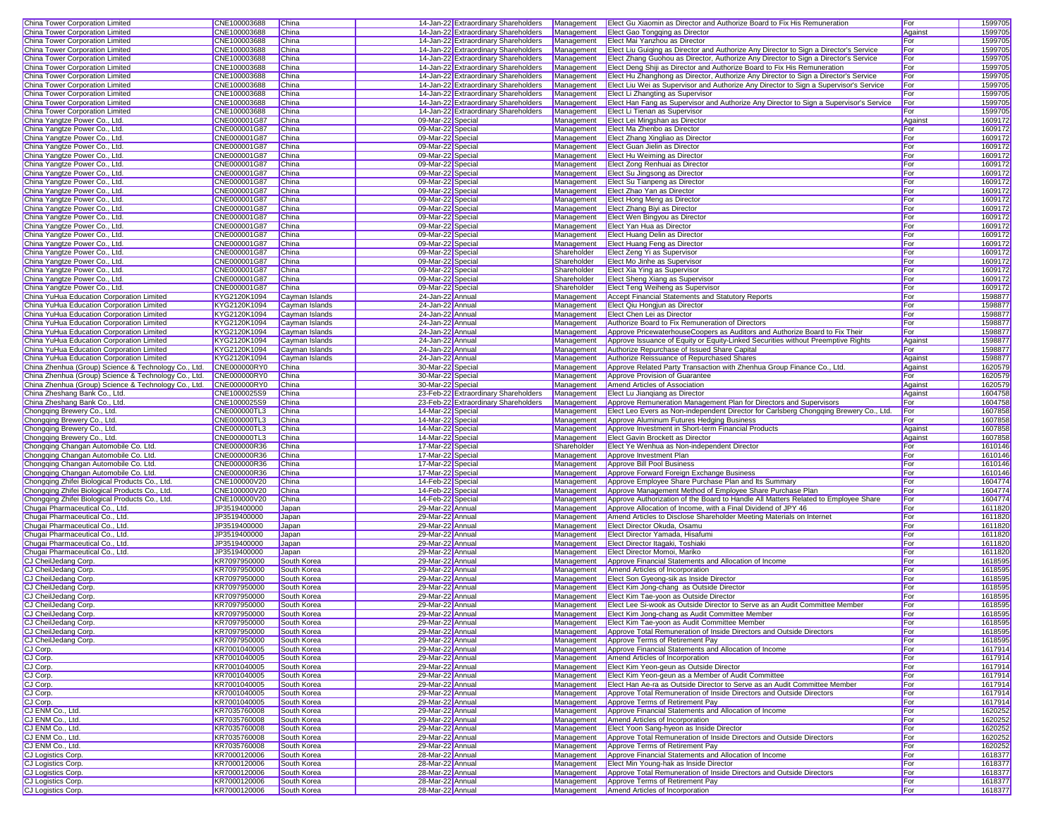| China Tower Corporation Limited | CNE100003688 | China | 14-Jan-22 | Extraordinary Shareholders | Management | Elect Gu Xiaomin as Director and Authorize Board to Fix His Remuneration | For | 1599705 |
|---|---|---|---|---|---|---|---|---|
| China Tower Corporation Limited | CNE100003688 | China | 14-Jan-22 | Extraordinary Shareholders | Management | Elect Gao Tongqing as Director | Against | 1599705 |
| China Tower Corporation Limited | CNE100003688 | China | 14-Jan-22 | Extraordinary Shareholders | Management | Elect Mai Yanzhou as Director | For | 1599705 |
| China Tower Corporation Limited | CNE100003688 | China | 14-Jan-22 | Extraordinary Shareholders | Management | Elect Liu Guiqing as Director and Authorize Any Director to Sign a Director's Service | For | 1599705 |
| China Tower Corporation Limited | CNE100003688 | China | 14-Jan-22 | Extraordinary Shareholders | Management | Elect Zhang Guohou as Director, Authorize Any Director to Sign a Director's Service | For | 1599705 |
| China Tower Corporation Limited | CNE100003688 | China | 14-Jan-22 | Extraordinary Shareholders | Management | Elect Deng Shiji as Director and Authorize Board to Fix His Remuneration | For | 1599705 |
| China Tower Corporation Limited | CNE100003688 | China | 14-Jan-22 | Extraordinary Shareholders | Management | Elect Hu Zhanghong as Director, Authorize Any Director to Sign a Director's Service | For | 1599705 |
| China Tower Corporation Limited | CNE100003688 | China | 14-Jan-22 | Extraordinary Shareholders | Management | Elect Liu Wei as Supervisor and Authorize Any Director to Sign a Supervisor's Service | For | 1599705 |
| China Tower Corporation Limited | CNE100003688 | China | 14-Jan-22 | Extraordinary Shareholders | Management | Elect Li Zhangting as Supervisor | For | 1599705 |
| China Tower Corporation Limited | CNE100003688 | China | 14-Jan-22 | Extraordinary Shareholders | Management | Elect Han Fang as Supervisor and Authorize Any Director to Sign a Supervisor's Service | For | 1599705 |
| China Tower Corporation Limited | CNE100003688 | China | 14-Jan-22 | Extraordinary Shareholders | Management | Elect Li Tienan as Supervisor | For | 1599705 |
| China Yangtze Power Co., Ltd. | CNE000001G87 | China | 09-Mar-22 | Special | Management | Elect Lei Mingshan as Director | Against | 1609172 |
| China Yangtze Power Co., Ltd. | CNE000001G87 | China | 09-Mar-22 | Special | Management | Elect Ma Zhenbo as Director | For | 1609172 |
| China Yangtze Power Co., Ltd. | CNE000001G87 | China | 09-Mar-22 | Special | Management | Elect Zhang Xingliao as Director | For | 1609172 |
| China Yangtze Power Co., Ltd. | CNE000001G87 | China | 09-Mar-22 | Special | Management | Elect Guan Jielin as Director | For | 1609172 |
| China Yangtze Power Co., Ltd. | CNE000001G87 | China | 09-Mar-22 | Special | Management | Elect Hu Weiming as Director | For | 1609172 |
| China Yangtze Power Co., Ltd. | CNE000001G87 | China | 09-Mar-22 | Special | Management | Elect Zong Renhuai as Director | For | 1609172 |
| China Yangtze Power Co., Ltd. | CNE000001G87 | China | 09-Mar-22 | Special | Management | Elect Su Jingsong as Director | For | 1609172 |
| China Yangtze Power Co., Ltd. | CNE000001G87 | China | 09-Mar-22 | Special | Management | Elect Su Tianpeng as Director | For | 1609172 |
| China Yangtze Power Co., Ltd. | CNE000001G87 | China | 09-Mar-22 | Special | Management | Elect Zhao Yan as Director | For | 1609172 |
| China Yangtze Power Co., Ltd. | CNE000001G87 | China | 09-Mar-22 | Special | Management | Elect Hong Meng as Director | For | 1609172 |
| China Yangtze Power Co., Ltd. | CNE000001G87 | China | 09-Mar-22 | Special | Management | Elect Zhang Biyi as Director | For | 1609172 |
| China Yangtze Power Co., Ltd. | CNE000001G87 | China | 09-Mar-22 | Special | Management | Elect Wen Bingyou as Director | For | 1609172 |
| China Yangtze Power Co., Ltd. | CNE000001G87 | China | 09-Mar-22 | Special | Management | Elect Yan Hua as Director | For | 1609172 |
| China Yangtze Power Co., Ltd. | CNE000001G87 | China | 09-Mar-22 | Special | Management | Elect Huang Delin as Director | For | 1609172 |
| China Yangtze Power Co., Ltd. | CNE000001G87 | China | 09-Mar-22 | Special | Management | Elect Huang Feng as Director | For | 1609172 |
| China Yangtze Power Co., Ltd. | CNE000001G87 | China | 09-Mar-22 | Special | Shareholder | Elect Zeng Yi as Supervisor | For | 1609172 |
| China Yangtze Power Co., Ltd. | CNE000001G87 | China | 09-Mar-22 | Special | Shareholder | Elect Mo Jinhe as Supervisor | For | 1609172 |
| China Yangtze Power Co., Ltd. | CNE000001G87 | China | 09-Mar-22 | Special | Shareholder | Elect Xia Ying as Supervisor | For | 1609172 |
| China Yangtze Power Co., Ltd. | CNE000001G87 | China | 09-Mar-22 | Special | Shareholder | Elect Sheng Xiang as Supervisor | For | 1609172 |
| China Yangtze Power Co., Ltd. | CNE000001G87 | China | 09-Mar-22 | Special | Shareholder | Elect Teng Weiheng as Supervisor | For | 1609172 |
| China YuHua Education Corporation Limited | KYG2120K1094 | Cayman Islands | 24-Jan-22 | Annual | Management | Accept Financial Statements and Statutory Reports | For | 1598877 |
| China YuHua Education Corporation Limited | KYG2120K1094 | Cayman Islands | 24-Jan-22 | Annual | Management | Elect Qiu Hongjun as Director | For | 1598877 |
| China YuHua Education Corporation Limited | KYG2120K1094 | Cayman Islands | 24-Jan-22 | Annual | Management | Elect Chen Lei as Director | For | 1598877 |
| China YuHua Education Corporation Limited | KYG2120K1094 | Cayman Islands | 24-Jan-22 | Annual | Management | Authorize Board to Fix Remuneration of Directors | For | 1598877 |
| China YuHua Education Corporation Limited | KYG2120K1094 | Cayman Islands | 24-Jan-22 | Annual | Management | Approve PricewaterhouseCoopers as Auditors and Authorize Board to Fix Their | For | 1598877 |
| China YuHua Education Corporation Limited | KYG2120K1094 | Cayman Islands | 24-Jan-22 | Annual | Management | Approve Issuance of Equity or Equity-Linked Securities without Preemptive Rights | Against | 1598877 |
| China YuHua Education Corporation Limited | KYG2120K1094 | Cayman Islands | 24-Jan-22 | Annual | Management | Authorize Repurchase of Issued Share Capital | For | 1598877 |
| China YuHua Education Corporation Limited | KYG2120K1094 | Cayman Islands | 24-Jan-22 | Annual | Management | Authorize Reissuance of Repurchased Shares | Against | 1598877 |
| China Zhenhua (Group) Science & Technology Co., Ltd. | CNE000000RY0 | China | 30-Mar-22 | Special | Management | Approve Related Party Transaction with Zhenhua Group Finance Co., Ltd. | Against | 1620579 |
| China Zhenhua (Group) Science & Technology Co., Ltd. | CNE000000RY0 | China | 30-Mar-22 | Special | Management | Approve Provision of Guarantee | For | 1620579 |
| China Zhenhua (Group) Science & Technology Co., Ltd. | CNE000000RY0 | China | 30-Mar-22 | Special | Management | Amend Articles of Association | Against | 1620579 |
| China Zheshang Bank Co., Ltd. | CNE1000025S9 | China | 23-Feb-22 | Extraordinary Shareholders | Management | Elect Lu Jianqiang as Director | Against | 1604758 |
| China Zheshang Bank Co., Ltd. | CNE1000025S9 | China | 23-Feb-22 | Extraordinary Shareholders | Management | Approve Remuneration Management Plan for Directors and Supervisors | For | 1604758 |
| Chongqing Brewery Co., Ltd. | CNE000000TL3 | China | 14-Mar-22 | Special | Management | Elect Leo Evers as Non-independent Director for Carlsberg Chongqing Brewery Co., Ltd. | For | 1607858 |
| Chongqing Brewery Co., Ltd. | CNE000000TL3 | China | 14-Mar-22 | Special | Management | Approve Aluminum Futures Hedging Business | For | 1607858 |
| Chongqing Brewery Co., Ltd. | CNE000000TL3 | China | 14-Mar-22 | Special | Management | Approve Investment in Short-term Financial Products | Against | 1607858 |
| Chongqing Brewery Co., Ltd. | CNE000000TL3 | China | 14-Mar-22 | Special | Management | Elect Gavin Brockett as Director | Against | 1607858 |
| Chongqing Changan Automobile Co. Ltd. | CNE000000R36 | China | 17-Mar-22 | Special | Shareholder | Elect Ye Wenhua as Non-independent Director | For | 1610146 |
| Chongqing Changan Automobile Co. Ltd. | CNE000000R36 | China | 17-Mar-22 | Special | Management | Approve Investment Plan | For | 1610146 |
| Chongqing Changan Automobile Co. Ltd. | CNE000000R36 | China | 17-Mar-22 | Special | Management | Approve Bill Pool Business | For | 1610146 |
| Chongqing Changan Automobile Co. Ltd. | CNE000000R36 | China | 17-Mar-22 | Special | Management | Approve Forward Foreign Exchange Business | For | 1610146 |
| Chongqing Zhifei Biological Products Co., Ltd. | CNE100000V20 | China | 14-Feb-22 | Special | Management | Approve Employee Share Purchase Plan and Its Summary | For | 1604774 |
| Chongqing Zhifei Biological Products Co., Ltd. | CNE100000V20 | China | 14-Feb-22 | Special | Management | Approve Management Method of Employee Share Purchase Plan | For | 1604774 |
| Chongqing Zhifei Biological Products Co., Ltd. | CNE100000V20 | China | 14-Feb-22 | Special | Management | Approve Authorization of the Board to Handle All Matters Related to Employee Share | For | 1604774 |
| Chugai Pharmaceutical Co., Ltd. | JP3519400000 | Japan | 29-Mar-22 | Annual | Management | Approve Allocation of Income, with a Final Dividend of JPY 46 | For | 1611820 |
| Chugai Pharmaceutical Co., Ltd. | JP3519400000 | Japan | 29-Mar-22 | Annual | Management | Amend Articles to Disclose Shareholder Meeting Materials on Internet | For | 1611820 |
| Chugai Pharmaceutical Co., Ltd. | JP3519400000 | Japan | 29-Mar-22 | Annual | Management | Elect Director Okuda, Osamu | For | 1611820 |
| Chugai Pharmaceutical Co., Ltd. | JP3519400000 | Japan | 29-Mar-22 | Annual | Management | Elect Director Yamada, Hisafumi | For | 1611820 |
| Chugai Pharmaceutical Co., Ltd. | JP3519400000 | Japan | 29-Mar-22 | Annual | Management | Elect Director Itagaki, Toshiaki | For | 1611820 |
| Chugai Pharmaceutical Co., Ltd. | JP3519400000 | Japan | 29-Mar-22 | Annual | Management | Elect Director Momoi, Mariko | For | 1611820 |
| CJ CheilJedang Corp. | KR7097950000 | South Korea | 29-Mar-22 | Annual | Management | Approve Financial Statements and Allocation of Income | For | 1618595 |
| CJ CheilJedang Corp. | KR7097950000 | South Korea | 29-Mar-22 | Annual | Management | Amend Articles of Incorporation | For | 1618595 |
| CJ CheilJedang Corp. | KR7097950000 | South Korea | 29-Mar-22 | Annual | Management | Elect Son Gyeong-sik as Inside Director | For | 1618595 |
| CJ CheilJedang Corp. | KR7097950000 | South Korea | 29-Mar-22 | Annual | Management | Elect Kim Jong-chang as Outside Director | For | 1618595 |
| CJ CheilJedang Corp. | KR7097950000 | South Korea | 29-Mar-22 | Annual | Management | Elect Kim Tae-yoon as Outside Director | For | 1618595 |
| CJ CheilJedang Corp. | KR7097950000 | South Korea | 29-Mar-22 | Annual | Management | Elect Lee Si-wook as Outside Director to Serve as an Audit Committee Member | For | 1618595 |
| CJ CheilJedang Corp. | KR7097950000 | South Korea | 29-Mar-22 | Annual | Management | Elect Kim Jong-chang as Audit Committee Member | For | 1618595 |
| CJ CheilJedang Corp. | KR7097950000 | South Korea | 29-Mar-22 | Annual | Management | Elect Kim Tae-yoon as Audit Committee Member | For | 1618595 |
| CJ CheilJedang Corp. | KR7097950000 | South Korea | 29-Mar-22 | Annual | Management | Approve Total Remuneration of Inside Directors and Outside Directors | For | 1618595 |
| CJ CheilJedang Corp. | KR7097950000 | South Korea | 29-Mar-22 | Annual | Management | Approve Terms of Retirement Pay | For | 1618595 |
| CJ Corp. | KR7001040005 | South Korea | 29-Mar-22 | Annual | Management | Approve Financial Statements and Allocation of Income | For | 1617914 |
| CJ Corp. | KR7001040005 | South Korea | 29-Mar-22 | Annual | Management | Amend Articles of Incorporation | For | 1617914 |
| CJ Corp. | KR7001040005 | South Korea | 29-Mar-22 | Annual | Management | Elect Kim Yeon-geun as Outside Director | For | 1617914 |
| CJ Corp. | KR7001040005 | South Korea | 29-Mar-22 | Annual | Management | Elect Kim Yeon-geun as a Member of Audit Committee | For | 1617914 |
| CJ Corp. | KR7001040005 | South Korea | 29-Mar-22 | Annual | Management | Elect Han Ae-ra as Outside Director to Serve as an Audit Committee Member | For | 1617914 |
| CJ Corp. | KR7001040005 | South Korea | 29-Mar-22 | Annual | Management | Approve Total Remuneration of Inside Directors and Outside Directors | For | 1617914 |
| CJ Corp. | KR7001040005 | South Korea | 29-Mar-22 | Annual | Management | Approve Terms of Retirement Pay | For | 1617914 |
| CJ ENM Co., Ltd. | KR7035760008 | South Korea | 29-Mar-22 | Annual | Management | Approve Financial Statements and Allocation of Income | For | 1620252 |
| CJ ENM Co., Ltd. | KR7035760008 | South Korea | 29-Mar-22 | Annual | Management | Amend Articles of Incorporation | For | 1620252 |
| CJ ENM Co., Ltd. | KR7035760008 | South Korea | 29-Mar-22 | Annual | Management | Elect Yoon Sang-hyeon as Inside Director | For | 1620252 |
| CJ ENM Co., Ltd. | KR7035760008 | South Korea | 29-Mar-22 | Annual | Management | Approve Total Remuneration of Inside Directors and Outside Directors | For | 1620252 |
| CJ ENM Co., Ltd. | KR7035760008 | South Korea | 29-Mar-22 | Annual | Management | Approve Terms of Retirement Pay | For | 1620252 |
| CJ Logistics Corp. | KR7000120006 | South Korea | 28-Mar-22 | Annual | Management | Approve Financial Statements and Allocation of Income | For | 1618377 |
| CJ Logistics Corp. | KR7000120006 | South Korea | 28-Mar-22 | Annual | Management | Elect Min Young-hak as Inside Director | For | 1618377 |
| CJ Logistics Corp. | KR7000120006 | South Korea | 28-Mar-22 | Annual | Management | Approve Total Remuneration of Inside Directors and Outside Directors | For | 1618377 |
| CJ Logistics Corp. | KR7000120006 | South Korea | 28-Mar-22 | Annual | Management | Approve Terms of Retirement Pay | For | 1618377 |
| CJ Logistics Corp. | KR7000120006 | South Korea | 28-Mar-22 | Annual | Management | Amend Articles of Incorporation | For | 1618377 |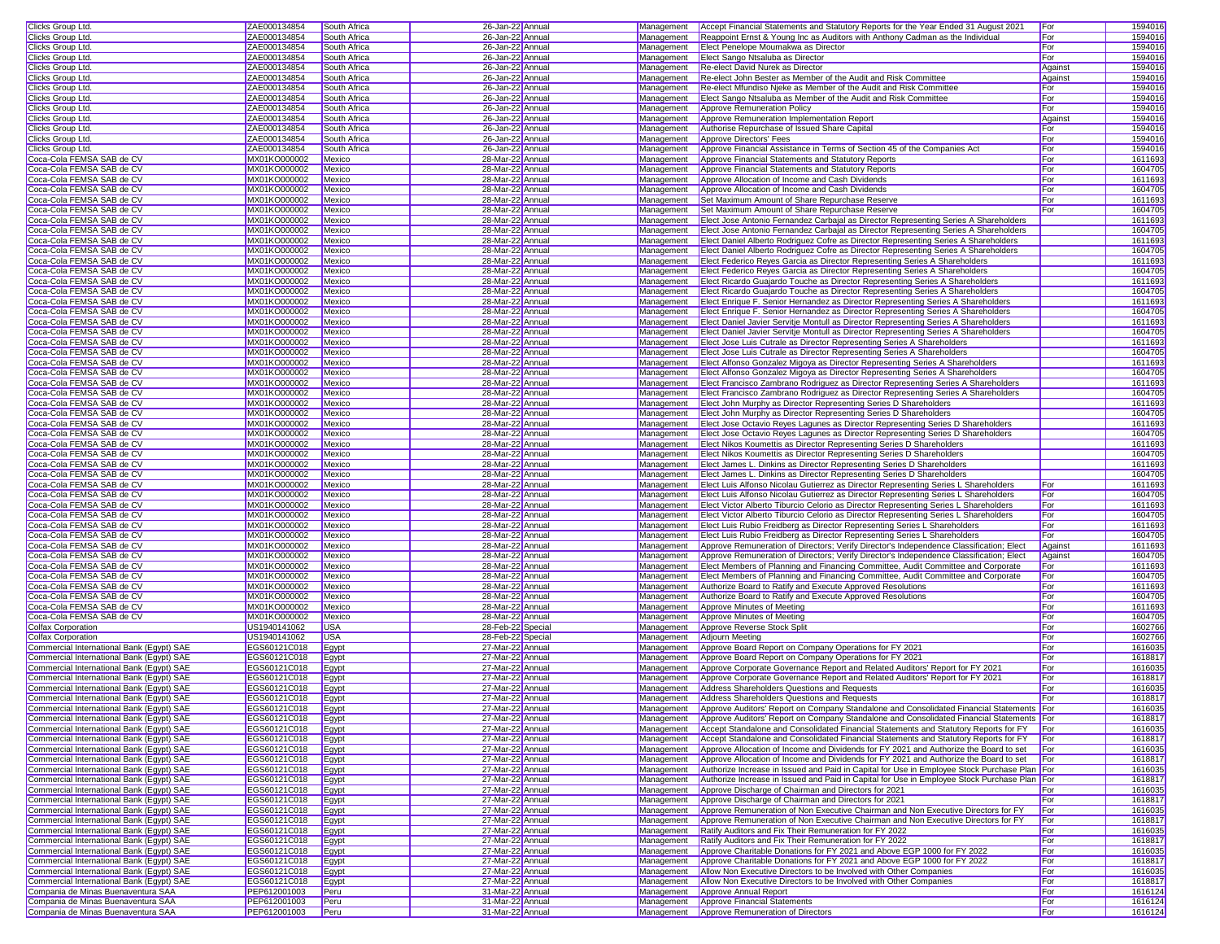| Clicks Group Ltd. | ZAE000134854 | South Africa | 26-Jan-22 | Annual | Management | Accept Financial Statements and Statutory Reports for the Year Ended 31 August 2021 | For | 1594016 |
|---|---|---|---|---|---|---|---|---|
| Clicks Group Ltd. | ZAE000134854 | South Africa | 26-Jan-22 | Annual | Management | Reappoint Ernst & Young Inc as Auditors with Anthony Cadman as the Individual | For | 1594016 |
| Clicks Group Ltd. | ZAE000134854 | South Africa | 26-Jan-22 | Annual | Management | Elect Penelope Moumakwa as Director | For | 1594016 |
| Clicks Group Ltd. | ZAE000134854 | South Africa | 26-Jan-22 | Annual | Management | Elect Sango Ntsaluba as Director | For | 1594016 |
| Clicks Group Ltd. | ZAE000134854 | South Africa | 26-Jan-22 | Annual | Management | Re-elect David Nurek as Director | Against | 1594016 |
| Clicks Group Ltd. | ZAE000134854 | South Africa | 26-Jan-22 | Annual | Management | Re-elect John Bester as Member of the Audit and Risk Committee | Against | 1594016 |
| Clicks Group Ltd. | ZAE000134854 | South Africa | 26-Jan-22 | Annual | Management | Re-elect Mfundiso Njeke as Member of the Audit and Risk Committee | For | 1594016 |
| Clicks Group Ltd. | ZAE000134854 | South Africa | 26-Jan-22 | Annual | Management | Elect Sango Ntsaluba as Member of the Audit and Risk Committee | For | 1594016 |
| Clicks Group Ltd. | ZAE000134854 | South Africa | 26-Jan-22 | Annual | Management | Approve Remuneration Policy | For | 1594016 |
| Clicks Group Ltd. | ZAE000134854 | South Africa | 26-Jan-22 | Annual | Management | Approve Remuneration Implementation Report | Against | 1594016 |
| Clicks Group Ltd. | ZAE000134854 | South Africa | 26-Jan-22 | Annual | Management | Authorise Repurchase of Issued Share Capital | For | 1594016 |
| Clicks Group Ltd. | ZAE000134854 | South Africa | 26-Jan-22 | Annual | Management | Approve Directors' Fees | For | 1594016 |
| Clicks Group Ltd. | ZAE000134854 | South Africa | 26-Jan-22 | Annual | Management | Approve Financial Assistance in Terms of Section 45 of the Companies Act | For | 1594016 |
| Coca-Cola FEMSA SAB de CV | MX01KO000002 | Mexico | 28-Mar-22 | Annual | Management | Approve Financial Statements and Statutory Reports | For | 1611693 |
| Coca-Cola FEMSA SAB de CV | MX01KO000002 | Mexico | 28-Mar-22 | Annual | Management | Approve Financial Statements and Statutory Reports | For | 1604705 |
| Coca-Cola FEMSA SAB de CV | MX01KO000002 | Mexico | 28-Mar-22 | Annual | Management | Approve Allocation of Income and Cash Dividends | For | 1611693 |
| Coca-Cola FEMSA SAB de CV | MX01KO000002 | Mexico | 28-Mar-22 | Annual | Management | Approve Allocation of Income and Cash Dividends | For | 1604705 |
| Coca-Cola FEMSA SAB de CV | MX01KO000002 | Mexico | 28-Mar-22 | Annual | Management | Set Maximum Amount of Share Repurchase Reserve | For | 1611693 |
| Coca-Cola FEMSA SAB de CV | MX01KO000002 | Mexico | 28-Mar-22 | Annual | Management | Set Maximum Amount of Share Repurchase Reserve | For | 1604705 |
| Coca-Cola FEMSA SAB de CV | MX01KO000002 | Mexico | 28-Mar-22 | Annual | Management | Elect Jose Antonio Fernandez Carbajal as Director Representing Series A Shareholders | | 1611693 |
| Coca-Cola FEMSA SAB de CV | MX01KO000002 | Mexico | 28-Mar-22 | Annual | Management | Elect Jose Antonio Fernandez Carbajal as Director Representing Series A Shareholders | | 1604705 |
| Coca-Cola FEMSA SAB de CV | MX01KO000002 | Mexico | 28-Mar-22 | Annual | Management | Elect Daniel Alberto Rodriguez Cofre as Director Representing Series A Shareholders | | 1611693 |
| Coca-Cola FEMSA SAB de CV | MX01KO000002 | Mexico | 28-Mar-22 | Annual | Management | Elect Daniel Alberto Rodriguez Cofre as Director Representing Series A Shareholders | | 1604705 |
| Coca-Cola FEMSA SAB de CV | MX01KO000002 | Mexico | 28-Mar-22 | Annual | Management | Elect Federico Reyes Garcia as Director Representing Series A Shareholders | | 1611693 |
| Coca-Cola FEMSA SAB de CV | MX01KO000002 | Mexico | 28-Mar-22 | Annual | Management | Elect Federico Reyes Garcia as Director Representing Series A Shareholders | | 1604705 |
| Coca-Cola FEMSA SAB de CV | MX01KO000002 | Mexico | 28-Mar-22 | Annual | Management | Elect Ricardo Guajardo Touche as Director Representing Series A Shareholders | | 1611693 |
| Coca-Cola FEMSA SAB de CV | MX01KO000002 | Mexico | 28-Mar-22 | Annual | Management | Elect Ricardo Guajardo Touche as Director Representing Series A Shareholders | | 1604705 |
| Coca-Cola FEMSA SAB de CV | MX01KO000002 | Mexico | 28-Mar-22 | Annual | Management | Elect Enrique F. Senior Hernandez as Director Representing Series A Shareholders | | 1611693 |
| Coca-Cola FEMSA SAB de CV | MX01KO000002 | Mexico | 28-Mar-22 | Annual | Management | Elect Enrique F. Senior Hernandez as Director Representing Series A Shareholders | | 1604705 |
| Coca-Cola FEMSA SAB de CV | MX01KO000002 | Mexico | 28-Mar-22 | Annual | Management | Elect Daniel Javier Servitje Montull as Director Representing Series A Shareholders | | 1611693 |
| Coca-Cola FEMSA SAB de CV | MX01KO000002 | Mexico | 28-Mar-22 | Annual | Management | Elect Daniel Javier Servitje Montull as Director Representing Series A Shareholders | | 1604705 |
| Coca-Cola FEMSA SAB de CV | MX01KO000002 | Mexico | 28-Mar-22 | Annual | Management | Elect Jose Luis Cutrale as Director Representing Series A Shareholders | | 1611693 |
| Coca-Cola FEMSA SAB de CV | MX01KO000002 | Mexico | 28-Mar-22 | Annual | Management | Elect Jose Luis Cutrale as Director Representing Series A Shareholders | | 1604705 |
| Coca-Cola FEMSA SAB de CV | MX01KO000002 | Mexico | 28-Mar-22 | Annual | Management | Elect Alfonso Gonzalez Migoya as Director Representing Series A Shareholders | | 1611693 |
| Coca-Cola FEMSA SAB de CV | MX01KO000002 | Mexico | 28-Mar-22 | Annual | Management | Elect Alfonso Gonzalez Migoya as Director Representing Series A Shareholders | | 1604705 |
| Coca-Cola FEMSA SAB de CV | MX01KO000002 | Mexico | 28-Mar-22 | Annual | Management | Elect Francisco Zambrano Rodriguez as Director Representing Series A Shareholders | | 1611693 |
| Coca-Cola FEMSA SAB de CV | MX01KO000002 | Mexico | 28-Mar-22 | Annual | Management | Elect Francisco Zambrano Rodriguez as Director Representing Series A Shareholders | | 1604705 |
| Coca-Cola FEMSA SAB de CV | MX01KO000002 | Mexico | 28-Mar-22 | Annual | Management | Elect John Murphy as Director Representing Series D Shareholders | | 1611693 |
| Coca-Cola FEMSA SAB de CV | MX01KO000002 | Mexico | 28-Mar-22 | Annual | Management | Elect John Murphy as Director Representing Series D Shareholders | | 1604705 |
| Coca-Cola FEMSA SAB de CV | MX01KO000002 | Mexico | 28-Mar-22 | Annual | Management | Elect Jose Octavio Reyes Lagunes as Director Representing Series D Shareholders | | 1611693 |
| Coca-Cola FEMSA SAB de CV | MX01KO000002 | Mexico | 28-Mar-22 | Annual | Management | Elect Jose Octavio Reyes Lagunes as Director Representing Series D Shareholders | | 1604705 |
| Coca-Cola FEMSA SAB de CV | MX01KO000002 | Mexico | 28-Mar-22 | Annual | Management | Elect Nikos Koumettis as Director Representing Series D Shareholders | | 1611693 |
| Coca-Cola FEMSA SAB de CV | MX01KO000002 | Mexico | 28-Mar-22 | Annual | Management | Elect Nikos Koumettis as Director Representing Series D Shareholders | | 1604705 |
| Coca-Cola FEMSA SAB de CV | MX01KO000002 | Mexico | 28-Mar-22 | Annual | Management | Elect James L. Dinkins as Director Representing Series D Shareholders | | 1611693 |
| Coca-Cola FEMSA SAB de CV | MX01KO000002 | Mexico | 28-Mar-22 | Annual | Management | Elect James L. Dinkins as Director Representing Series D Shareholders | | 1604705 |
| Coca-Cola FEMSA SAB de CV | MX01KO000002 | Mexico | 28-Mar-22 | Annual | Management | Elect Luis Alfonso Nicolau Gutierrez as Director Representing Series L Shareholders | For | 1611693 |
| Coca-Cola FEMSA SAB de CV | MX01KO000002 | Mexico | 28-Mar-22 | Annual | Management | Elect Luis Alfonso Nicolau Gutierrez as Director Representing Series L Shareholders | For | 1604705 |
| Coca-Cola FEMSA SAB de CV | MX01KO000002 | Mexico | 28-Mar-22 | Annual | Management | Elect Victor Alberto Tiburcio Celorio as Director Representing Series L Shareholders | For | 1611693 |
| Coca-Cola FEMSA SAB de CV | MX01KO000002 | Mexico | 28-Mar-22 | Annual | Management | Elect Victor Alberto Tiburcio Celorio as Director Representing Series L Shareholders | For | 1604705 |
| Coca-Cola FEMSA SAB de CV | MX01KO000002 | Mexico | 28-Mar-22 | Annual | Management | Elect Luis Rubio Freidberg as Director Representing Series L Shareholders | For | 1611693 |
| Coca-Cola FEMSA SAB de CV | MX01KO000002 | Mexico | 28-Mar-22 | Annual | Management | Elect Luis Rubio Freidberg as Director Representing Series L Shareholders | For | 1604705 |
| Coca-Cola FEMSA SAB de CV | MX01KO000002 | Mexico | 28-Mar-22 | Annual | Management | Approve Remuneration of Directors; Verify Director's Independence Classification; Elect | Against | 1611693 |
| Coca-Cola FEMSA SAB de CV | MX01KO000002 | Mexico | 28-Mar-22 | Annual | Management | Approve Remuneration of Directors; Verify Director's Independence Classification; Elect | Against | 1604705 |
| Coca-Cola FEMSA SAB de CV | MX01KO000002 | Mexico | 28-Mar-22 | Annual | Management | Elect Members of Planning and Financing Committee, Audit Committee and Corporate | For | 1611693 |
| Coca-Cola FEMSA SAB de CV | MX01KO000002 | Mexico | 28-Mar-22 | Annual | Management | Elect Members of Planning and Financing Committee, Audit Committee and Corporate | For | 1604705 |
| Coca-Cola FEMSA SAB de CV | MX01KO000002 | Mexico | 28-Mar-22 | Annual | Management | Authorize Board to Ratify and Execute Approved Resolutions | For | 1611693 |
| Coca-Cola FEMSA SAB de CV | MX01KO000002 | Mexico | 28-Mar-22 | Annual | Management | Authorize Board to Ratify and Execute Approved Resolutions | For | 1604705 |
| Coca-Cola FEMSA SAB de CV | MX01KO000002 | Mexico | 28-Mar-22 | Annual | Management | Approve Minutes of Meeting | For | 1611693 |
| Coca-Cola FEMSA SAB de CV | MX01KO000002 | Mexico | 28-Mar-22 | Annual | Management | Approve Minutes of Meeting | For | 1604705 |
| Colfax Corporation | US1940141062 | USA | 28-Feb-22 | Special | Management | Approve Reverse Stock Split | For | 1602766 |
| Colfax Corporation | US1940141062 | USA | 28-Feb-22 | Special | Management | Adjourn Meeting | For | 1602766 |
| Commercial International Bank (Egypt) SAE | EGS60121C018 | Egypt | 27-Mar-22 | Annual | Management | Approve Board Report on Company Operations for FY 2021 | For | 1616035 |
| Commercial International Bank (Egypt) SAE | EGS60121C018 | Egypt | 27-Mar-22 | Annual | Management | Approve Board Report on Company Operations for FY 2021 | For | 1618817 |
| Commercial International Bank (Egypt) SAE | EGS60121C018 | Egypt | 27-Mar-22 | Annual | Management | Approve Corporate Governance Report and Related Auditors' Report for FY 2021 | For | 1616035 |
| Commercial International Bank (Egypt) SAE | EGS60121C018 | Egypt | 27-Mar-22 | Annual | Management | Approve Corporate Governance Report and Related Auditors' Report for FY 2021 | For | 1618817 |
| Commercial International Bank (Egypt) SAE | EGS60121C018 | Egypt | 27-Mar-22 | Annual | Management | Address Shareholders Questions and Requests | For | 1616035 |
| Commercial International Bank (Egypt) SAE | EGS60121C018 | Egypt | 27-Mar-22 | Annual | Management | Address Shareholders Questions and Requests | For | 1618817 |
| Commercial International Bank (Egypt) SAE | EGS60121C018 | Egypt | 27-Mar-22 | Annual | Management | Approve Auditors' Report on Company Standalone and Consolidated Financial Statements | For | 1616035 |
| Commercial International Bank (Egypt) SAE | EGS60121C018 | Egypt | 27-Mar-22 | Annual | Management | Approve Auditors' Report on Company Standalone and Consolidated Financial Statements | For | 1618817 |
| Commercial International Bank (Egypt) SAE | EGS60121C018 | Egypt | 27-Mar-22 | Annual | Management | Accept Standalone and Consolidated Financial Statements and Statutory Reports for FY | For | 1616035 |
| Commercial International Bank (Egypt) SAE | EGS60121C018 | Egypt | 27-Mar-22 | Annual | Management | Accept Standalone and Consolidated Financial Statements and Statutory Reports for FY | For | 1618817 |
| Commercial International Bank (Egypt) SAE | EGS60121C018 | Egypt | 27-Mar-22 | Annual | Management | Approve Allocation of Income and Dividends for FY 2021 and Authorize the Board to set | For | 1616035 |
| Commercial International Bank (Egypt) SAE | EGS60121C018 | Egypt | 27-Mar-22 | Annual | Management | Approve Allocation of Income and Dividends for FY 2021 and Authorize the Board to set | For | 1618817 |
| Commercial International Bank (Egypt) SAE | EGS60121C018 | Egypt | 27-Mar-22 | Annual | Management | Authorize Increase in Issued and Paid in Capital for Use in Employee Stock Purchase Plan | For | 1616035 |
| Commercial International Bank (Egypt) SAE | EGS60121C018 | Egypt | 27-Mar-22 | Annual | Management | Authorize Increase in Issued and Paid in Capital for Use in Employee Stock Purchase Plan | For | 1618817 |
| Commercial International Bank (Egypt) SAE | EGS60121C018 | Egypt | 27-Mar-22 | Annual | Management | Approve Discharge of Chairman and Directors for 2021 | For | 1616035 |
| Commercial International Bank (Egypt) SAE | EGS60121C018 | Egypt | 27-Mar-22 | Annual | Management | Approve Discharge of Chairman and Directors for 2021 | For | 1618817 |
| Commercial International Bank (Egypt) SAE | EGS60121C018 | Egypt | 27-Mar-22 | Annual | Management | Approve Remuneration of Non Executive Chairman and Non Executive Directors for FY | For | 1616035 |
| Commercial International Bank (Egypt) SAE | EGS60121C018 | Egypt | 27-Mar-22 | Annual | Management | Approve Remuneration of Non Executive Chairman and Non Executive Directors for FY | For | 1618817 |
| Commercial International Bank (Egypt) SAE | EGS60121C018 | Egypt | 27-Mar-22 | Annual | Management | Ratify Auditors and Fix Their Remuneration for FY 2022 | For | 1616035 |
| Commercial International Bank (Egypt) SAE | EGS60121C018 | Egypt | 27-Mar-22 | Annual | Management | Ratify Auditors and Fix Their Remuneration for FY 2022 | For | 1618817 |
| Commercial International Bank (Egypt) SAE | EGS60121C018 | Egypt | 27-Mar-22 | Annual | Management | Approve Charitable Donations for FY 2021 and Above EGP 1000 for FY 2022 | For | 1616035 |
| Commercial International Bank (Egypt) SAE | EGS60121C018 | Egypt | 27-Mar-22 | Annual | Management | Approve Charitable Donations for FY 2021 and Above EGP 1000 for FY 2022 | For | 1618817 |
| Commercial International Bank (Egypt) SAE | EGS60121C018 | Egypt | 27-Mar-22 | Annual | Management | Allow Non Executive Directors to be Involved with Other Companies | For | 1616035 |
| Commercial International Bank (Egypt) SAE | EGS60121C018 | Egypt | 27-Mar-22 | Annual | Management | Allow Non Executive Directors to be Involved with Other Companies | For | 1618817 |
| Compania de Minas Buenaventura SAA | PEP612001003 | Peru | 31-Mar-22 | Annual | Management | Approve Annual Report | For | 1616124 |
| Compania de Minas Buenaventura SAA | PEP612001003 | Peru | 31-Mar-22 | Annual | Management | Approve Financial Statements | For | 1616124 |
| Compania de Minas Buenaventura SAA | PEP612001003 | Peru | 31-Mar-22 | Annual | Management | Approve Remuneration of Directors | For | 1616124 |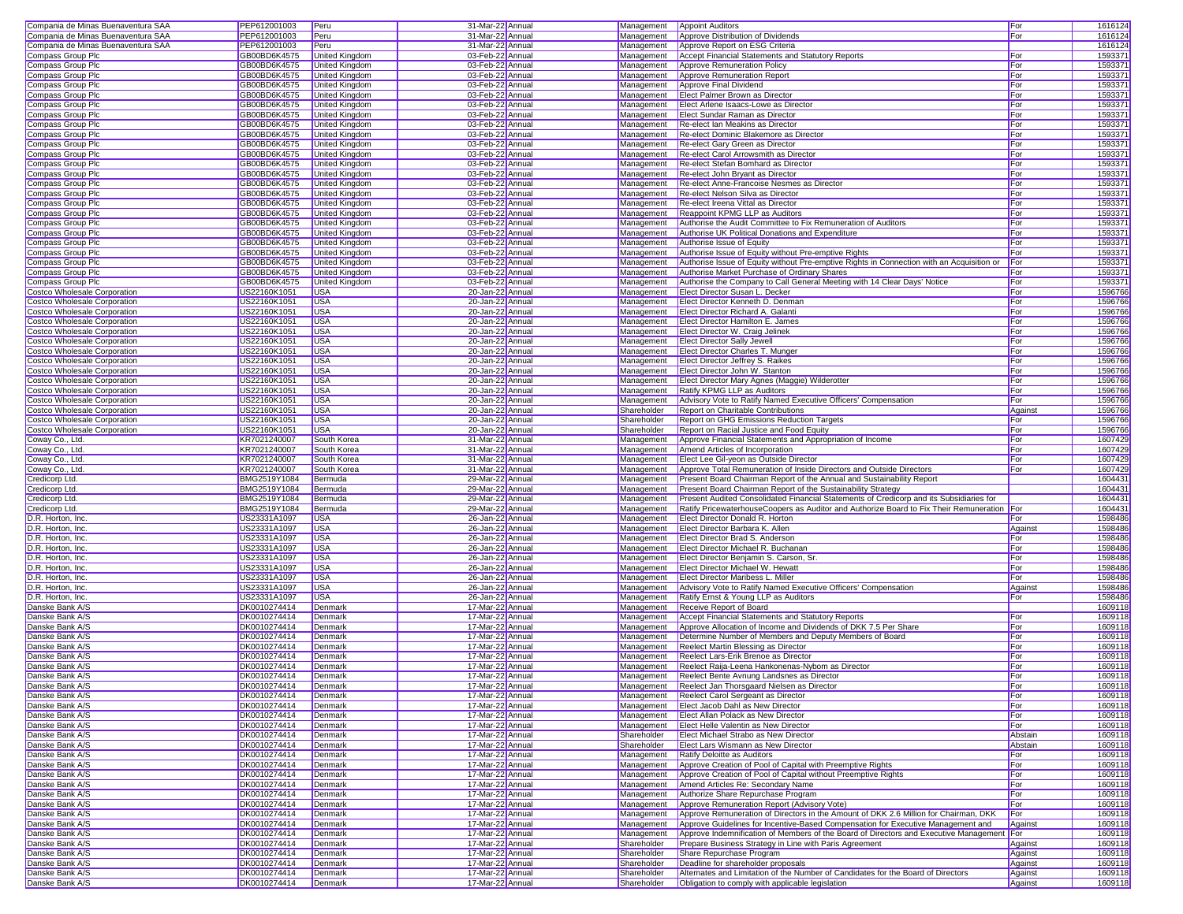| | | | | | | | | |
|---|---|---|---|---|---|---|---|---|
| Compania de Minas Buenaventura SAA | PEP612001003 | Peru | 31-Mar-22 | Annual | Management | Appoint Auditors | For | 1616124 |
| Compania de Minas Buenaventura SAA | PEP612001003 | Peru | 31-Mar-22 | Annual | Management | Approve Distribution of Dividends | For | 1616124 |
| Compania de Minas Buenaventura SAA | PEP612001003 | Peru | 31-Mar-22 | Annual | Management | Approve Report on ESG Criteria | | 1616124 |
| Compass Group Plc | GB00BD6K4575 | United Kingdom | 03-Feb-22 | Annual | Management | Accept Financial Statements and Statutory Reports | For | 1593371 |
| Compass Group Plc | GB00BD6K4575 | United Kingdom | 03-Feb-22 | Annual | Management | Approve Remuneration Policy | For | 1593371 |
| Compass Group Plc | GB00BD6K4575 | United Kingdom | 03-Feb-22 | Annual | Management | Approve Remuneration Report | For | 1593371 |
| Compass Group Plc | GB00BD6K4575 | United Kingdom | 03-Feb-22 | Annual | Management | Approve Final Dividend | For | 1593371 |
| Compass Group Plc | GB00BD6K4575 | United Kingdom | 03-Feb-22 | Annual | Management | Elect Palmer Brown as Director | For | 1593371 |
| Compass Group Plc | GB00BD6K4575 | United Kingdom | 03-Feb-22 | Annual | Management | Elect Arlene Isaacs-Lowe as Director | For | 1593371 |
| Compass Group Plc | GB00BD6K4575 | United Kingdom | 03-Feb-22 | Annual | Management | Elect Sundar Raman as Director | For | 1593371 |
| Compass Group Plc | GB00BD6K4575 | United Kingdom | 03-Feb-22 | Annual | Management | Re-elect Ian Meakins as Director | For | 1593371 |
| Compass Group Plc | GB00BD6K4575 | United Kingdom | 03-Feb-22 | Annual | Management | Re-elect Dominic Blakemore as Director | For | 1593371 |
| Compass Group Plc | GB00BD6K4575 | United Kingdom | 03-Feb-22 | Annual | Management | Re-elect Gary Green as Director | For | 1593371 |
| Compass Group Plc | GB00BD6K4575 | United Kingdom | 03-Feb-22 | Annual | Management | Re-elect Carol Arrowsmith as Director | For | 1593371 |
| Compass Group Plc | GB00BD6K4575 | United Kingdom | 03-Feb-22 | Annual | Management | Re-elect Stefan Bomhard as Director | For | 1593371 |
| Compass Group Plc | GB00BD6K4575 | United Kingdom | 03-Feb-22 | Annual | Management | Re-elect John Bryant as Director | For | 1593371 |
| Compass Group Plc | GB00BD6K4575 | United Kingdom | 03-Feb-22 | Annual | Management | Re-elect Anne-Francoise Nesmes as Director | For | 1593371 |
| Compass Group Plc | GB00BD6K4575 | United Kingdom | 03-Feb-22 | Annual | Management | Re-elect Nelson Silva as Director | For | 1593371 |
| Compass Group Plc | GB00BD6K4575 | United Kingdom | 03-Feb-22 | Annual | Management | Re-elect Ireena Vittal as Director | For | 1593371 |
| Compass Group Plc | GB00BD6K4575 | United Kingdom | 03-Feb-22 | Annual | Management | Reappoint KPMG LLP as Auditors | For | 1593371 |
| Compass Group Plc | GB00BD6K4575 | United Kingdom | 03-Feb-22 | Annual | Management | Authorise the Audit Committee to Fix Remuneration of Auditors | For | 1593371 |
| Compass Group Plc | GB00BD6K4575 | United Kingdom | 03-Feb-22 | Annual | Management | Authorise UK Political Donations and Expenditure | For | 1593371 |
| Compass Group Plc | GB00BD6K4575 | United Kingdom | 03-Feb-22 | Annual | Management | Authorise Issue of Equity | For | 1593371 |
| Compass Group Plc | GB00BD6K4575 | United Kingdom | 03-Feb-22 | Annual | Management | Authorise Issue of Equity without Pre-emptive Rights | For | 1593371 |
| Compass Group Plc | GB00BD6K4575 | United Kingdom | 03-Feb-22 | Annual | Management | Authorise Issue of Equity without Pre-emptive Rights in Connection with an Acquisition or | For | 1593371 |
| Compass Group Plc | GB00BD6K4575 | United Kingdom | 03-Feb-22 | Annual | Management | Authorise Market Purchase of Ordinary Shares | For | 1593371 |
| Compass Group Plc | GB00BD6K4575 | United Kingdom | 03-Feb-22 | Annual | Management | Authorise the Company to Call General Meeting with 14 Clear Days' Notice | For | 1593371 |
| Costco Wholesale Corporation | US22160K1051 | USA | 20-Jan-22 | Annual | Management | Elect Director Susan L. Decker | For | 1596766 |
| Costco Wholesale Corporation | US22160K1051 | USA | 20-Jan-22 | Annual | Management | Elect Director Kenneth D. Denman | For | 1596766 |
| Costco Wholesale Corporation | US22160K1051 | USA | 20-Jan-22 | Annual | Management | Elect Director Richard A. Galanti | For | 1596766 |
| Costco Wholesale Corporation | US22160K1051 | USA | 20-Jan-22 | Annual | Management | Elect Director Hamilton E. James | For | 1596766 |
| Costco Wholesale Corporation | US22160K1051 | USA | 20-Jan-22 | Annual | Management | Elect Director W. Craig Jelinek | For | 1596766 |
| Costco Wholesale Corporation | US22160K1051 | USA | 20-Jan-22 | Annual | Management | Elect Director Sally Jewell | For | 1596766 |
| Costco Wholesale Corporation | US22160K1051 | USA | 20-Jan-22 | Annual | Management | Elect Director Charles T. Munger | For | 1596766 |
| Costco Wholesale Corporation | US22160K1051 | USA | 20-Jan-22 | Annual | Management | Elect Director Jeffrey S. Raikes | For | 1596766 |
| Costco Wholesale Corporation | US22160K1051 | USA | 20-Jan-22 | Annual | Management | Elect Director John W. Stanton | For | 1596766 |
| Costco Wholesale Corporation | US22160K1051 | USA | 20-Jan-22 | Annual | Management | Elect Director Mary Agnes (Maggie) Wilderotter | For | 1596766 |
| Costco Wholesale Corporation | US22160K1051 | USA | 20-Jan-22 | Annual | Management | Ratify KPMG LLP as Auditors | For | 1596766 |
| Costco Wholesale Corporation | US22160K1051 | USA | 20-Jan-22 | Annual | Management | Advisory Vote to Ratify Named Executive Officers' Compensation | For | 1596766 |
| Costco Wholesale Corporation | US22160K1051 | USA | 20-Jan-22 | Annual | Shareholder | Report on Charitable Contributions | Against | 1596766 |
| Costco Wholesale Corporation | US22160K1051 | USA | 20-Jan-22 | Annual | Shareholder | Report on GHG Emissions Reduction Targets | For | 1596766 |
| Costco Wholesale Corporation | US22160K1051 | USA | 20-Jan-22 | Annual | Shareholder | Report on Racial Justice and Food Equity | For | 1596766 |
| Coway Co., Ltd. | KR7021240007 | South Korea | 31-Mar-22 | Annual | Management | Approve Financial Statements and Appropriation of Income | For | 1607429 |
| Coway Co., Ltd. | KR7021240007 | South Korea | 31-Mar-22 | Annual | Management | Amend Articles of Incorporation | For | 1607429 |
| Coway Co., Ltd. | KR7021240007 | South Korea | 31-Mar-22 | Annual | Management | Elect Lee Gil-yeon as Outside Director | For | 1607429 |
| Coway Co., Ltd. | KR7021240007 | South Korea | 31-Mar-22 | Annual | Management | Approve Total Remuneration of Inside Directors and Outside Directors | For | 1607429 |
| Credicorp Ltd. | BMG2519Y1084 | Bermuda | 29-Mar-22 | Annual | Management | Present Board Chairman Report of the Annual and Sustainability Report | | 1604431 |
| Credicorp Ltd. | BMG2519Y1084 | Bermuda | 29-Mar-22 | Annual | Management | Present Board Chairman Report of the Sustainability Strategy | | 1604431 |
| Credicorp Ltd. | BMG2519Y1084 | Bermuda | 29-Mar-22 | Annual | Management | Present Audited Consolidated Financial Statements of Credicorp and its Subsidiaries for | | 1604431 |
| Credicorp Ltd. | BMG2519Y1084 | Bermuda | 29-Mar-22 | Annual | Management | Ratify PricewaterhouseCoopers as Auditor and Authorize Board to Fix Their Remuneration | For | 1604431 |
| D.R. Horton, Inc. | US23331A1097 | USA | 26-Jan-22 | Annual | Management | Elect Director Donald R. Horton | For | 1598486 |
| D.R. Horton, Inc. | US23331A1097 | USA | 26-Jan-22 | Annual | Management | Elect Director Barbara K. Allen | Against | 1598486 |
| D.R. Horton, Inc. | US23331A1097 | USA | 26-Jan-22 | Annual | Management | Elect Director Brad S. Anderson | For | 1598486 |
| D.R. Horton, Inc. | US23331A1097 | USA | 26-Jan-22 | Annual | Management | Elect Director Michael R. Buchanan | For | 1598486 |
| D.R. Horton, Inc. | US23331A1097 | USA | 26-Jan-22 | Annual | Management | Elect Director Benjamin S. Carson, Sr. | For | 1598486 |
| D.R. Horton, Inc. | US23331A1097 | USA | 26-Jan-22 | Annual | Management | Elect Director Michael W. Hewatt | For | 1598486 |
| D.R. Horton, Inc. | US23331A1097 | USA | 26-Jan-22 | Annual | Management | Elect Director Maribess L. Miller | For | 1598486 |
| D.R. Horton, Inc. | US23331A1097 | USA | 26-Jan-22 | Annual | Management | Advisory Vote to Ratify Named Executive Officers' Compensation | Against | 1598486 |
| D.R. Horton, Inc. | US23331A1097 | USA | 26-Jan-22 | Annual | Management | Ratify Ernst & Young LLP as Auditors | For | 1598486 |
| Danske Bank A/S | DK0010274414 | Denmark | 17-Mar-22 | Annual | Management | Receive Report of Board | | 1609118 |
| Danske Bank A/S | DK0010274414 | Denmark | 17-Mar-22 | Annual | Management | Accept Financial Statements and Statutory Reports | For | 1609118 |
| Danske Bank A/S | DK0010274414 | Denmark | 17-Mar-22 | Annual | Management | Approve Allocation of Income and Dividends of DKK 7.5 Per Share | For | 1609118 |
| Danske Bank A/S | DK0010274414 | Denmark | 17-Mar-22 | Annual | Management | Determine Number of Members and Deputy Members of Board | For | 1609118 |
| Danske Bank A/S | DK0010274414 | Denmark | 17-Mar-22 | Annual | Management | Reelect Martin Blessing as Director | For | 1609118 |
| Danske Bank A/S | DK0010274414 | Denmark | 17-Mar-22 | Annual | Management | Reelect Lars-Erik Brenoe as Director | For | 1609118 |
| Danske Bank A/S | DK0010274414 | Denmark | 17-Mar-22 | Annual | Management | Reelect Raija-Leena Hankonenas-Nybom as Director | For | 1609118 |
| Danske Bank A/S | DK0010274414 | Denmark | 17-Mar-22 | Annual | Management | Reelect Bente Avnung Landsnes as Director | For | 1609118 |
| Danske Bank A/S | DK0010274414 | Denmark | 17-Mar-22 | Annual | Management | Reelect Jan Thorsgaard Nielsen as Director | For | 1609118 |
| Danske Bank A/S | DK0010274414 | Denmark | 17-Mar-22 | Annual | Management | Reelect Carol Sergeant as Director | For | 1609118 |
| Danske Bank A/S | DK0010274414 | Denmark | 17-Mar-22 | Annual | Management | Elect Jacob Dahl as New Director | For | 1609118 |
| Danske Bank A/S | DK0010274414 | Denmark | 17-Mar-22 | Annual | Management | Elect Allan Polack as New Director | For | 1609118 |
| Danske Bank A/S | DK0010274414 | Denmark | 17-Mar-22 | Annual | Management | Elect Helle Valentin as New Director | For | 1609118 |
| Danske Bank A/S | DK0010274414 | Denmark | 17-Mar-22 | Annual | Shareholder | Elect Michael Strabo as New Director | Abstain | 1609118 |
| Danske Bank A/S | DK0010274414 | Denmark | 17-Mar-22 | Annual | Shareholder | Elect Lars Wismann as New Director | Abstain | 1609118 |
| Danske Bank A/S | DK0010274414 | Denmark | 17-Mar-22 | Annual | Management | Ratify Deloitte as Auditors | For | 1609118 |
| Danske Bank A/S | DK0010274414 | Denmark | 17-Mar-22 | Annual | Management | Approve Creation of Pool of Capital with Preemptive Rights | For | 1609118 |
| Danske Bank A/S | DK0010274414 | Denmark | 17-Mar-22 | Annual | Management | Approve Creation of Pool of Capital without Preemptive Rights | For | 1609118 |
| Danske Bank A/S | DK0010274414 | Denmark | 17-Mar-22 | Annual | Management | Amend Articles Re: Secondary Name | For | 1609118 |
| Danske Bank A/S | DK0010274414 | Denmark | 17-Mar-22 | Annual | Management | Authorize Share Repurchase Program | For | 1609118 |
| Danske Bank A/S | DK0010274414 | Denmark | 17-Mar-22 | Annual | Management | Approve Remuneration Report (Advisory Vote) | For | 1609118 |
| Danske Bank A/S | DK0010274414 | Denmark | 17-Mar-22 | Annual | Management | Approve Remuneration of Directors in the Amount of DKK 2.6 Million for Chairman, DKK | For | 1609118 |
| Danske Bank A/S | DK0010274414 | Denmark | 17-Mar-22 | Annual | Management | Approve Guidelines for Incentive-Based Compensation for Executive Management and | Against | 1609118 |
| Danske Bank A/S | DK0010274414 | Denmark | 17-Mar-22 | Annual | Management | Approve Indemnification of Members of the Board of Directors and Executive Management | For | 1609118 |
| Danske Bank A/S | DK0010274414 | Denmark | 17-Mar-22 | Annual | Shareholder | Prepare Business Strategy in Line with Paris Agreement | Against | 1609118 |
| Danske Bank A/S | DK0010274414 | Denmark | 17-Mar-22 | Annual | Shareholder | Share Repurchase Program | Against | 1609118 |
| Danske Bank A/S | DK0010274414 | Denmark | 17-Mar-22 | Annual | Shareholder | Deadline for shareholder proposals | Against | 1609118 |
| Danske Bank A/S | DK0010274414 | Denmark | 17-Mar-22 | Annual | Shareholder | Alternates and Limitation of the Number of Candidates for the Board of Directors | Against | 1609118 |
| Danske Bank A/S | DK0010274414 | Denmark | 17-Mar-22 | Annual | Shareholder | Obligation to comply with applicable legislation | Against | 1609118 |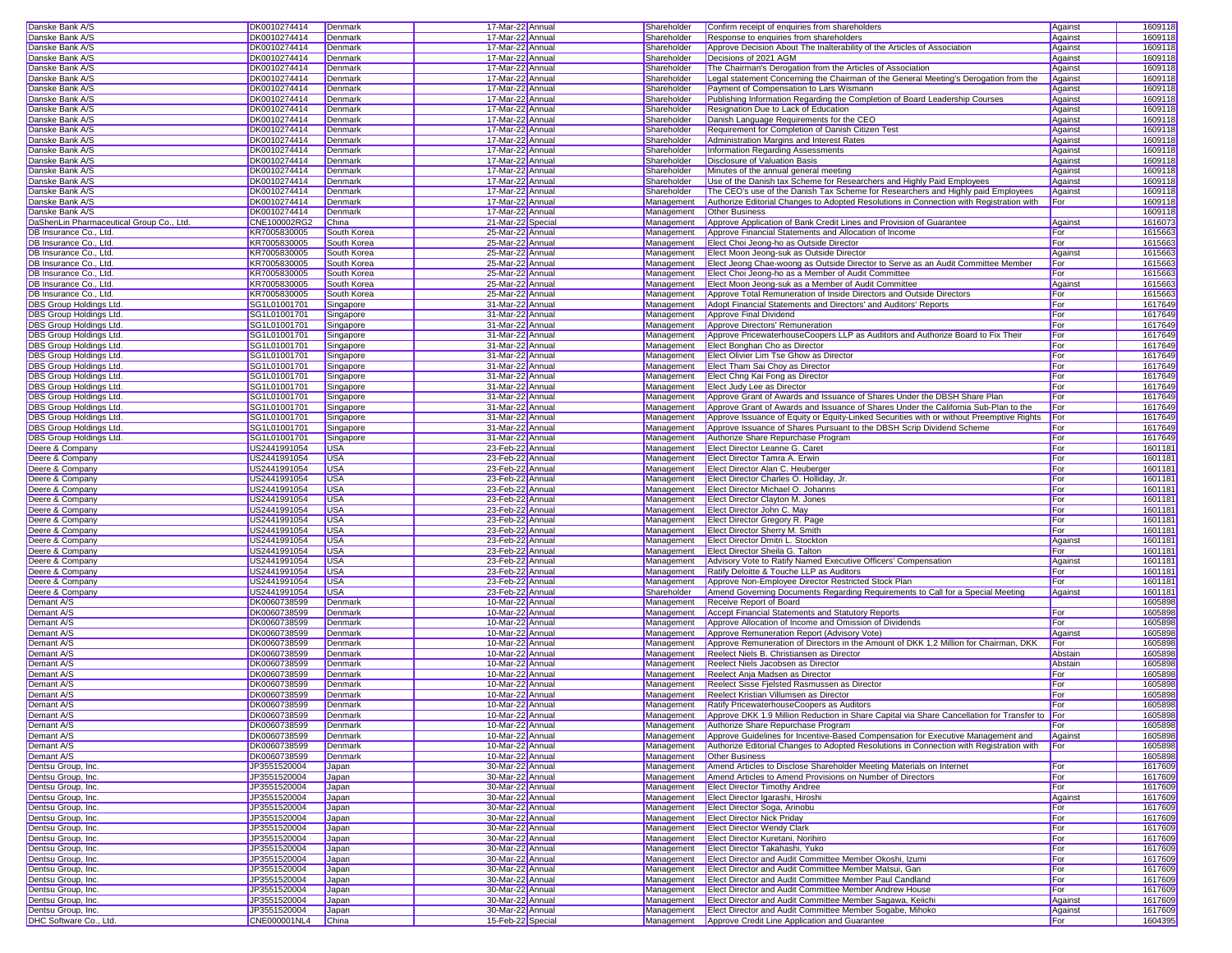| | | | | | | | | |
|---|---|---|---|---|---|---|---|---|
| Danske Bank A/S | DK0010274414 | Denmark | 17-Mar-22 | Annual | Shareholder | Confirm receipt of enquiries from shareholders | Against | 1609118 |
| Danske Bank A/S | DK0010274414 | Denmark | 17-Mar-22 | Annual | Shareholder | Response to enquiries from shareholders | Against | 1609118 |
| Danske Bank A/S | DK0010274414 | Denmark | 17-Mar-22 | Annual | Shareholder | Approve Decision About The Inalterability of the Articles of Association | Against | 1609118 |
| Danske Bank A/S | DK0010274414 | Denmark | 17-Mar-22 | Annual | Shareholder | Decisions of 2021 AGM | Against | 1609118 |
| Danske Bank A/S | DK0010274414 | Denmark | 17-Mar-22 | Annual | Shareholder | The Chairman's Derogation from the Articles of Association | Against | 1609118 |
| Danske Bank A/S | DK0010274414 | Denmark | 17-Mar-22 | Annual | Shareholder | Legal statement Concerning the Chairman of the General Meeting's Derogation from the | Against | 1609118 |
| Danske Bank A/S | DK0010274414 | Denmark | 17-Mar-22 | Annual | Shareholder | Payment of Compensation to Lars Wismann | Against | 1609118 |
| Danske Bank A/S | DK0010274414 | Denmark | 17-Mar-22 | Annual | Shareholder | Publishing Information Regarding the Completion of Board Leadership Courses | Against | 1609118 |
| Danske Bank A/S | DK0010274414 | Denmark | 17-Mar-22 | Annual | Shareholder | Resignation Due to Lack of Education | Against | 1609118 |
| Danske Bank A/S | DK0010274414 | Denmark | 17-Mar-22 | Annual | Shareholder | Danish Language Requirements for the CEO | Against | 1609118 |
| Danske Bank A/S | DK0010274414 | Denmark | 17-Mar-22 | Annual | Shareholder | Requirement for Completion of Danish Citizen Test | Against | 1609118 |
| Danske Bank A/S | DK0010274414 | Denmark | 17-Mar-22 | Annual | Shareholder | Administration Margins and Interest Rates | Against | 1609118 |
| Danske Bank A/S | DK0010274414 | Denmark | 17-Mar-22 | Annual | Shareholder | Information Regarding Assessments | Against | 1609118 |
| Danske Bank A/S | DK0010274414 | Denmark | 17-Mar-22 | Annual | Shareholder | Disclosure of Valuation Basis | Against | 1609118 |
| Danske Bank A/S | DK0010274414 | Denmark | 17-Mar-22 | Annual | Shareholder | Minutes of the annual general meeting | Against | 1609118 |
| Danske Bank A/S | DK0010274414 | Denmark | 17-Mar-22 | Annual | Shareholder | Use of the Danish tax Scheme for Researchers and Highly Paid Employees | Against | 1609118 |
| Danske Bank A/S | DK0010274414 | Denmark | 17-Mar-22 | Annual | Shareholder | The CEO's use of the Danish Tax Scheme for Researchers and Highly paid Employees | Against | 1609118 |
| Danske Bank A/S | DK0010274414 | Denmark | 17-Mar-22 | Annual | Management | Authorize Editorial Changes to Adopted Resolutions in Connection with Registration with | For | 1609118 |
| Danske Bank A/S | DK0010274414 | Denmark | 17-Mar-22 | Annual | Management | Other Business | | 1609118 |
| DaShenLin Pharmaceutical Group Co., Ltd. | CNE100002RG2 | China | 21-Mar-22 | Special | Management | Approve Application of Bank Credit Lines and Provision of Guarantee | Against | 1616073 |
| DB Insurance Co., Ltd. | KR7005830005 | South Korea | 25-Mar-22 | Annual | Management | Approve Financial Statements and Allocation of Income | For | 1615663 |
| DB Insurance Co., Ltd. | KR7005830005 | South Korea | 25-Mar-22 | Annual | Management | Elect Choi Jeong-ho as Outside Director | For | 1615663 |
| DB Insurance Co., Ltd. | KR7005830005 | South Korea | 25-Mar-22 | Annual | Management | Elect Moon Jeong-suk as Outside Director | Against | 1615663 |
| DB Insurance Co., Ltd. | KR7005830005 | South Korea | 25-Mar-22 | Annual | Management | Elect Jeong Chae-woong as Outside Director to Serve as an Audit Committee Member | For | 1615663 |
| DB Insurance Co., Ltd. | KR7005830005 | South Korea | 25-Mar-22 | Annual | Management | Elect Choi Jeong-ho as a Member of Audit Committee | For | 1615663 |
| DB Insurance Co., Ltd. | KR7005830005 | South Korea | 25-Mar-22 | Annual | Management | Elect Moon Jeong-suk as a Member of Audit Committee | Against | 1615663 |
| DB Insurance Co., Ltd. | KR7005830005 | South Korea | 25-Mar-22 | Annual | Management | Approve Total Remuneration of Inside Directors and Outside Directors | For | 1615663 |
| DBS Group Holdings Ltd. | SG1L01001701 | Singapore | 31-Mar-22 | Annual | Management | Adopt Financial Statements and Directors' and Auditors' Reports | For | 1617649 |
| DBS Group Holdings Ltd. | SG1L01001701 | Singapore | 31-Mar-22 | Annual | Management | Approve Final Dividend | For | 1617649 |
| DBS Group Holdings Ltd. | SG1L01001701 | Singapore | 31-Mar-22 | Annual | Management | Approve Directors' Remuneration | For | 1617649 |
| DBS Group Holdings Ltd. | SG1L01001701 | Singapore | 31-Mar-22 | Annual | Management | Approve PricewaterhouseCoopers LLP as Auditors and Authorize Board to Fix Their | For | 1617649 |
| DBS Group Holdings Ltd. | SG1L01001701 | Singapore | 31-Mar-22 | Annual | Management | Elect Bonghan Cho as Director | For | 1617649 |
| DBS Group Holdings Ltd. | SG1L01001701 | Singapore | 31-Mar-22 | Annual | Management | Elect Olivier Lim Tse Ghow as Director | For | 1617649 |
| DBS Group Holdings Ltd. | SG1L01001701 | Singapore | 31-Mar-22 | Annual | Management | Elect Tham Sai Choy as Director | For | 1617649 |
| DBS Group Holdings Ltd. | SG1L01001701 | Singapore | 31-Mar-22 | Annual | Management | Elect Chng Kai Fong as Director | For | 1617649 |
| DBS Group Holdings Ltd. | SG1L01001701 | Singapore | 31-Mar-22 | Annual | Management | Elect Judy Lee as Director | For | 1617649 |
| DBS Group Holdings Ltd. | SG1L01001701 | Singapore | 31-Mar-22 | Annual | Management | Approve Grant of Awards and Issuance of Shares Under the DBSH Share Plan | For | 1617649 |
| DBS Group Holdings Ltd. | SG1L01001701 | Singapore | 31-Mar-22 | Annual | Management | Approve Grant of Awards and Issuance of Shares Under the California Sub-Plan to the | For | 1617649 |
| DBS Group Holdings Ltd. | SG1L01001701 | Singapore | 31-Mar-22 | Annual | Management | Approve Issuance of Equity or Equity-Linked Securities with or without Preemptive Rights | For | 1617649 |
| DBS Group Holdings Ltd. | SG1L01001701 | Singapore | 31-Mar-22 | Annual | Management | Approve Issuance of Shares Pursuant to the DBSH Scrip Dividend Scheme | For | 1617649 |
| DBS Group Holdings Ltd. | SG1L01001701 | Singapore | 31-Mar-22 | Annual | Management | Authorize Share Repurchase Program | For | 1617649 |
| Deere & Company | US2441991054 | USA | 23-Feb-22 | Annual | Management | Elect Director Leanne G. Caret | For | 1601181 |
| Deere & Company | US2441991054 | USA | 23-Feb-22 | Annual | Management | Elect Director Tamra A. Erwin | For | 1601181 |
| Deere & Company | US2441991054 | USA | 23-Feb-22 | Annual | Management | Elect Director Alan C. Heuberger | For | 1601181 |
| Deere & Company | US2441991054 | USA | 23-Feb-22 | Annual | Management | Elect Director Charles O. Holliday, Jr. | For | 1601181 |
| Deere & Company | US2441991054 | USA | 23-Feb-22 | Annual | Management | Elect Director Michael O. Johanns | For | 1601181 |
| Deere & Company | US2441991054 | USA | 23-Feb-22 | Annual | Management | Elect Director Clayton M. Jones | For | 1601181 |
| Deere & Company | US2441991054 | USA | 23-Feb-22 | Annual | Management | Elect Director John C. May | For | 1601181 |
| Deere & Company | US2441991054 | USA | 23-Feb-22 | Annual | Management | Elect Director Gregory R. Page | For | 1601181 |
| Deere & Company | US2441991054 | USA | 23-Feb-22 | Annual | Management | Elect Director Sherry M. Smith | For | 1601181 |
| Deere & Company | US2441991054 | USA | 23-Feb-22 | Annual | Management | Elect Director Dmitri L. Stockton | Against | 1601181 |
| Deere & Company | US2441991054 | USA | 23-Feb-22 | Annual | Management | Elect Director Sheila G. Talton | For | 1601181 |
| Deere & Company | US2441991054 | USA | 23-Feb-22 | Annual | Management | Advisory Vote to Ratify Named Executive Officers' Compensation | Against | 1601181 |
| Deere & Company | US2441991054 | USA | 23-Feb-22 | Annual | Management | Ratify Deloitte & Touche LLP as Auditors | For | 1601181 |
| Deere & Company | US2441991054 | USA | 23-Feb-22 | Annual | Management | Approve Non-Employee Director Restricted Stock Plan | For | 1601181 |
| Deere & Company | US2441991054 | USA | 23-Feb-22 | Annual | Shareholder | Amend Governing Documents Regarding Requirements to Call for a Special Meeting | Against | 1601181 |
| Demant A/S | DK0060738599 | Denmark | 10-Mar-22 | Annual | Management | Receive Report of Board | | 1605898 |
| Demant A/S | DK0060738599 | Denmark | 10-Mar-22 | Annual | Management | Accept Financial Statements and Statutory Reports | For | 1605898 |
| Demant A/S | DK0060738599 | Denmark | 10-Mar-22 | Annual | Management | Approve Allocation of Income and Omission of Dividends | For | 1605898 |
| Demant A/S | DK0060738599 | Denmark | 10-Mar-22 | Annual | Management | Approve Remuneration Report (Advisory Vote) | Against | 1605898 |
| Demant A/S | DK0060738599 | Denmark | 10-Mar-22 | Annual | Management | Approve Remuneration of Directors in the Amount of DKK 1.2 Million for Chairman, DKK | For | 1605898 |
| Demant A/S | DK0060738599 | Denmark | 10-Mar-22 | Annual | Management | Reelect Niels B. Christiansen as Director | Abstain | 1605898 |
| Demant A/S | DK0060738599 | Denmark | 10-Mar-22 | Annual | Management | Reelect Niels Jacobsen as Director | Abstain | 1605898 |
| Demant A/S | DK0060738599 | Denmark | 10-Mar-22 | Annual | Management | Reelect Anja Madsen as Director | For | 1605898 |
| Demant A/S | DK0060738599 | Denmark | 10-Mar-22 | Annual | Management | Reelect Sisse Fjelsted Rasmussen as Director | For | 1605898 |
| Demant A/S | DK0060738599 | Denmark | 10-Mar-22 | Annual | Management | Reelect Kristian Villumsen as Director | For | 1605898 |
| Demant A/S | DK0060738599 | Denmark | 10-Mar-22 | Annual | Management | Ratify PricewaterhouseCoopers as Auditors | For | 1605898 |
| Demant A/S | DK0060738599 | Denmark | 10-Mar-22 | Annual | Management | Approve DKK 1.9 Million Reduction in Share Capital via Share Cancellation for Transfer to | For | 1605898 |
| Demant A/S | DK0060738599 | Denmark | 10-Mar-22 | Annual | Management | Authorize Share Repurchase Program | For | 1605898 |
| Demant A/S | DK0060738599 | Denmark | 10-Mar-22 | Annual | Management | Approve Guidelines for Incentive-Based Compensation for Executive Management and | Against | 1605898 |
| Demant A/S | DK0060738599 | Denmark | 10-Mar-22 | Annual | Management | Authorize Editorial Changes to Adopted Resolutions in Connection with Registration with | For | 1605898 |
| Demant A/S | DK0060738599 | Denmark | 10-Mar-22 | Annual | Management | Other Business | | 1605898 |
| Dentsu Group, Inc. | JP3551520004 | Japan | 30-Mar-22 | Annual | Management | Amend Articles to Disclose Shareholder Meeting Materials on Internet | For | 1617609 |
| Dentsu Group, Inc. | JP3551520004 | Japan | 30-Mar-22 | Annual | Management | Amend Articles to Amend Provisions on Number of Directors | For | 1617609 |
| Dentsu Group, Inc. | JP3551520004 | Japan | 30-Mar-22 | Annual | Management | Elect Director Timothy Andree | For | 1617609 |
| Dentsu Group, Inc. | JP3551520004 | Japan | 30-Mar-22 | Annual | Management | Elect Director Igarashi, Hiroshi | Against | 1617609 |
| Dentsu Group, Inc. | JP3551520004 | Japan | 30-Mar-22 | Annual | Management | Elect Director Soga, Arinobu | For | 1617609 |
| Dentsu Group, Inc. | JP3551520004 | Japan | 30-Mar-22 | Annual | Management | Elect Director Nick Priday | For | 1617609 |
| Dentsu Group, Inc. | JP3551520004 | Japan | 30-Mar-22 | Annual | Management | Elect Director Wendy Clark | For | 1617609 |
| Dentsu Group, Inc. | JP3551520004 | Japan | 30-Mar-22 | Annual | Management | Elect Director Kuretani, Norihiro | For | 1617609 |
| Dentsu Group, Inc. | JP3551520004 | Japan | 30-Mar-22 | Annual | Management | Elect Director Takahashi, Yuko | For | 1617609 |
| Dentsu Group, Inc. | JP3551520004 | Japan | 30-Mar-22 | Annual | Management | Elect Director and Audit Committee Member Okoshi, Izumi | For | 1617609 |
| Dentsu Group, Inc. | JP3551520004 | Japan | 30-Mar-22 | Annual | Management | Elect Director and Audit Committee Member Matsui, Gan | For | 1617609 |
| Dentsu Group, Inc. | JP3551520004 | Japan | 30-Mar-22 | Annual | Management | Elect Director and Audit Committee Member Paul Candland | For | 1617609 |
| Dentsu Group, Inc. | JP3551520004 | Japan | 30-Mar-22 | Annual | Management | Elect Director and Audit Committee Member Andrew House | For | 1617609 |
| Dentsu Group, Inc. | JP3551520004 | Japan | 30-Mar-22 | Annual | Management | Elect Director and Audit Committee Member Sagawa, Keiichi | Against | 1617609 |
| Dentsu Group, Inc. | JP3551520004 | Japan | 30-Mar-22 | Annual | Management | Elect Director and Audit Committee Member Sogabe, Mihoko | Against | 1617609 |
| DHC Software Co., Ltd. | CNE000001NL4 | China | 15-Feb-22 | Special | Management | Approve Credit Line Application and Guarantee | For | 1604395 |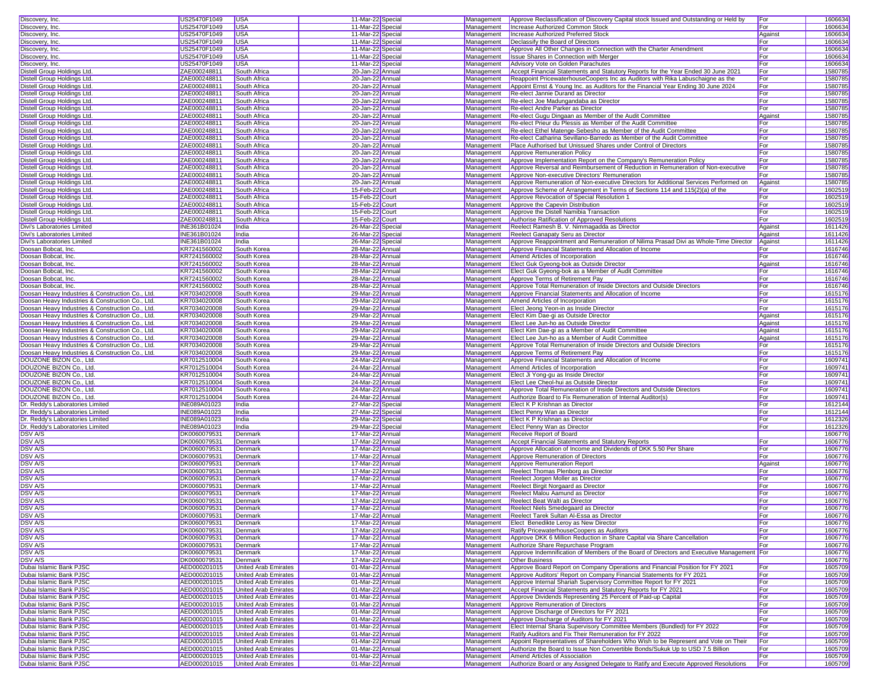| Discovery, Inc. | US25470F1049 | USA | 11-Mar-22 | Special | Management | Approve Reclassification of Discovery Capital stock Issued and Outstanding or Held by | For | 1606634 |
|---|---|---|---|---|---|---|---|---|
| Discovery, Inc. | US25470F1049 | USA | 11-Mar-22 | Special | Management | Increase Authorized Common Stock | For | 1606634 |
| Discovery, Inc. | US25470F1049 | USA | 11-Mar-22 | Special | Management | Increase Authorized Preferred Stock | Against | 1606634 |
| Discovery, Inc. | US25470F1049 | USA | 11-Mar-22 | Special | Management | Declassify the Board of Directors | For | 1606634 |
| Discovery, Inc. | US25470F1049 | USA | 11-Mar-22 | Special | Management | Approve All Other Changes in Connection with the Charter Amendment | For | 1606634 |
| Discovery, Inc. | US25470F1049 | USA | 11-Mar-22 | Special | Management | Issue Shares in Connection with Merger | For | 1606634 |
| Discovery, Inc. | US25470F1049 | USA | 11-Mar-22 | Special | Management | Advisory Vote on Golden Parachutes | For | 1606634 |
| Distell Group Holdings Ltd. | ZAE000248811 | South Africa | 20-Jan-22 | Annual | Management | Accept Financial Statements and Statutory Reports for the Year Ended 30 June 2021 | For | 1580785 |
| Distell Group Holdings Ltd. | ZAE000248811 | South Africa | 20-Jan-22 | Annual | Management | Reappoint PricewaterhouseCoopers Inc as Auditors with Rika Labuschaigne as the | For | 1580785 |
| Distell Group Holdings Ltd. | ZAE000248811 | South Africa | 20-Jan-22 | Annual | Management | Appoint Ernst & Young Inc. as Auditors for the Financial Year Ending 30 June 2024 | For | 1580785 |
| Distell Group Holdings Ltd. | ZAE000248811 | South Africa | 20-Jan-22 | Annual | Management | Re-elect Jannie Durand as Director | For | 1580785 |
| Distell Group Holdings Ltd. | ZAE000248811 | South Africa | 20-Jan-22 | Annual | Management | Re-elect Joe Madungandaba as Director | For | 1580785 |
| Distell Group Holdings Ltd. | ZAE000248811 | South Africa | 20-Jan-22 | Annual | Management | Re-elect Andre Parker as Director | For | 1580785 |
| Distell Group Holdings Ltd. | ZAE000248811 | South Africa | 20-Jan-22 | Annual | Management | Re-elect Gugu Dingaan as Member of the Audit Committee | Against | 1580785 |
| Distell Group Holdings Ltd. | ZAE000248811 | South Africa | 20-Jan-22 | Annual | Management | Re-elect Prieur du Plessis as Member of the Audit Committee | For | 1580785 |
| Distell Group Holdings Ltd. | ZAE000248811 | South Africa | 20-Jan-22 | Annual | Management | Re-elect Ethel Matenge-Sebesho as Member of the Audit Committee | For | 1580785 |
| Distell Group Holdings Ltd. | ZAE000248811 | South Africa | 20-Jan-22 | Annual | Management | Re-elect Catharina Sevillano-Barredo as Member of the Audit Committee | For | 1580785 |
| Distell Group Holdings Ltd. | ZAE000248811 | South Africa | 20-Jan-22 | Annual | Management | Place Authorised but Unissued Shares under Control of Directors | For | 1580785 |
| Distell Group Holdings Ltd. | ZAE000248811 | South Africa | 20-Jan-22 | Annual | Management | Approve Remuneration Policy | For | 1580785 |
| Distell Group Holdings Ltd. | ZAE000248811 | South Africa | 20-Jan-22 | Annual | Management | Approve Implementation Report on the Company's Remuneration Policy | For | 1580785 |
| Distell Group Holdings Ltd. | ZAE000248811 | South Africa | 20-Jan-22 | Annual | Management | Approve Reversal and Reimbursement of Reduction in Remuneration of Non-executive | For | 1580785 |
| Distell Group Holdings Ltd. | ZAE000248811 | South Africa | 20-Jan-22 | Annual | Management | Approve Non-executive Directors' Remuneration | For | 1580785 |
| Distell Group Holdings Ltd. | ZAE000248811 | South Africa | 20-Jan-22 | Annual | Management | Approve Remuneration of Non-executive Directors for Additional Services Performed on | Against | 1580785 |
| Distell Group Holdings Ltd. | ZAE000248811 | South Africa | 15-Feb-22 | Court | Management | Approve Scheme of Arrangement in Terms of Sections 114 and 115(2)(a) of the | For | 1602519 |
| Distell Group Holdings Ltd. | ZAE000248811 | South Africa | 15-Feb-22 | Court | Management | Approve Revocation of Special Resolution 1 | For | 1602519 |
| Distell Group Holdings Ltd. | ZAE000248811 | South Africa | 15-Feb-22 | Court | Management | Approve the Capevin Distribution | For | 1602519 |
| Distell Group Holdings Ltd. | ZAE000248811 | South Africa | 15-Feb-22 | Court | Management | Approve the Distell Namibia Transaction | For | 1602519 |
| Distell Group Holdings Ltd. | ZAE000248811 | South Africa | 15-Feb-22 | Court | Management | Authorise Ratification of Approved Resolutions | For | 1602519 |
| Divi's Laboratories Limited | INE361B01024 | India | 26-Mar-22 | Special | Management | Reelect Ramesh B. V. Nimmagadda as Director | Against | 1611426 |
| Divi's Laboratories Limited | INE361B01024 | India | 26-Mar-22 | Special | Management | Reelect Ganapaty Seru as Director | Against | 1611426 |
| Divi's Laboratories Limited | INE361B01024 | India | 26-Mar-22 | Special | Management | Approve Reappointment and Remuneration of Nilima Prasad Divi as Whole-Time Director | Against | 1611426 |
| Doosan Bobcat, Inc. | KR7241560002 | South Korea | 28-Mar-22 | Annual | Management | Approve Financial Statements and Allocation of Income | For | 1616746 |
| Doosan Bobcat, Inc. | KR7241560002 | South Korea | 28-Mar-22 | Annual | Management | Amend Articles of Incorporation | For | 1616746 |
| Doosan Bobcat, Inc. | KR7241560002 | South Korea | 28-Mar-22 | Annual | Management | Elect Guk Gyeong-bok as Outside Director | Against | 1616746 |
| Doosan Bobcat, Inc. | KR7241560002 | South Korea | 28-Mar-22 | Annual | Management | Elect Guk Gyeong-bok as a Member of Audit Committee | For | 1616746 |
| Doosan Bobcat, Inc. | KR7241560002 | South Korea | 28-Mar-22 | Annual | Management | Approve Terms of Retirement Pay | For | 1616746 |
| Doosan Bobcat, Inc. | KR7241560002 | South Korea | 28-Mar-22 | Annual | Management | Approve Total Remuneration of Inside Directors and Outside Directors | For | 1616746 |
| Doosan Heavy Industries & Construction Co., Ltd. | KR7034020008 | South Korea | 29-Mar-22 | Annual | Management | Approve Financial Statements and Allocation of Income | For | 1615176 |
| Doosan Heavy Industries & Construction Co., Ltd. | KR7034020008 | South Korea | 29-Mar-22 | Annual | Management | Amend Articles of Incorporation | For | 1615176 |
| Doosan Heavy Industries & Construction Co., Ltd. | KR7034020008 | South Korea | 29-Mar-22 | Annual | Management | Elect Jeong Yeon-in as Inside Director | For | 1615176 |
| Doosan Heavy Industries & Construction Co., Ltd. | KR7034020008 | South Korea | 29-Mar-22 | Annual | Management | Elect Kim Dae-gi as Outside Director | Against | 1615176 |
| Doosan Heavy Industries & Construction Co., Ltd. | KR7034020008 | South Korea | 29-Mar-22 | Annual | Management | Elect Lee Jun-ho as Outside Director | Against | 1615176 |
| Doosan Heavy Industries & Construction Co., Ltd. | KR7034020008 | South Korea | 29-Mar-22 | Annual | Management | Elect Kim Dae-gi as a Member of Audit Committee | Against | 1615176 |
| Doosan Heavy Industries & Construction Co., Ltd. | KR7034020008 | South Korea | 29-Mar-22 | Annual | Management | Elect Lee Jun-ho as a Member of Audit Committee | Against | 1615176 |
| Doosan Heavy Industries & Construction Co., Ltd. | KR7034020008 | South Korea | 29-Mar-22 | Annual | Management | Approve Total Remuneration of Inside Directors and Outside Directors | For | 1615176 |
| Doosan Heavy Industries & Construction Co., Ltd. | KR7034020008 | South Korea | 29-Mar-22 | Annual | Management | Approve Terms of Retirement Pay | For | 1615176 |
| DOUZONE BIZON Co., Ltd. | KR7012510004 | South Korea | 24-Mar-22 | Annual | Management | Approve Financial Statements and Allocation of Income | For | 1609741 |
| DOUZONE BIZON Co., Ltd. | KR7012510004 | South Korea | 24-Mar-22 | Annual | Management | Amend Articles of Incorporation | For | 1609741 |
| DOUZONE BIZON Co., Ltd. | KR7012510004 | South Korea | 24-Mar-22 | Annual | Management | Elect Ji Yong-gu as Inside Director | For | 1609741 |
| DOUZONE BIZON Co., Ltd. | KR7012510004 | South Korea | 24-Mar-22 | Annual | Management | Elect Lee Cheol-hui as Outside Director | For | 1609741 |
| DOUZONE BIZON Co., Ltd. | KR7012510004 | South Korea | 24-Mar-22 | Annual | Management | Approve Total Remuneration of Inside Directors and Outside Directors | For | 1609741 |
| DOUZONE BIZON Co., Ltd. | KR7012510004 | South Korea | 24-Mar-22 | Annual | Management | Authorize Board to Fix Remuneration of Internal Auditor(s) | For | 1609741 |
| Dr. Reddy's Laboratories Limited | INE089A01023 | India | 27-Mar-22 | Special | Management | Elect K P Krishnan as Director | For | 1612144 |
| Dr. Reddy's Laboratories Limited | INE089A01023 | India | 27-Mar-22 | Special | Management | Elect Penny Wan as Director | For | 1612144 |
| Dr. Reddy's Laboratories Limited | INE089A01023 | India | 29-Mar-22 | Special | Management | Elect K P Krishnan as Director | For | 1612326 |
| Dr. Reddy's Laboratories Limited | INE089A01023 | India | 29-Mar-22 | Special | Management | Elect Penny Wan as Director | For | 1612326 |
| DSV A/S | DK0060079531 | Denmark | 17-Mar-22 | Annual | Management | Receive Report of Board | | 1606776 |
| DSV A/S | DK0060079531 | Denmark | 17-Mar-22 | Annual | Management | Accept Financial Statements and Statutory Reports | For | 1606776 |
| DSV A/S | DK0060079531 | Denmark | 17-Mar-22 | Annual | Management | Approve Allocation of Income and Dividends of DKK 5.50 Per Share | For | 1606776 |
| DSV A/S | DK0060079531 | Denmark | 17-Mar-22 | Annual | Management | Approve Remuneration of Directors | For | 1606776 |
| DSV A/S | DK0060079531 | Denmark | 17-Mar-22 | Annual | Management | Approve Remuneration Report | Against | 1606776 |
| DSV A/S | DK0060079531 | Denmark | 17-Mar-22 | Annual | Management | Reelect Thomas Plenborg as Director | For | 1606776 |
| DSV A/S | DK0060079531 | Denmark | 17-Mar-22 | Annual | Management | Reelect Jorgen Moller as Director | For | 1606776 |
| DSV A/S | DK0060079531 | Denmark | 17-Mar-22 | Annual | Management | Reelect Birgit Norgaard as Director | For | 1606776 |
| DSV A/S | DK0060079531 | Denmark | 17-Mar-22 | Annual | Management | Reelect Malou Aamund as Director | For | 1606776 |
| DSV A/S | DK0060079531 | Denmark | 17-Mar-22 | Annual | Management | Reelect Beat Walti as Director | For | 1606776 |
| DSV A/S | DK0060079531 | Denmark | 17-Mar-22 | Annual | Management | Reelect Niels Smedegaard as Director | For | 1606776 |
| DSV A/S | DK0060079531 | Denmark | 17-Mar-22 | Annual | Management | Reelect Tarek Sultan Al-Essa as Director | For | 1606776 |
| DSV A/S | DK0060079531 | Denmark | 17-Mar-22 | Annual | Management | Elect Benedikte Leroy as New Director | For | 1606776 |
| DSV A/S | DK0060079531 | Denmark | 17-Mar-22 | Annual | Management | Ratify PricewaterhouseCoopers as Auditors | For | 1606776 |
| DSV A/S | DK0060079531 | Denmark | 17-Mar-22 | Annual | Management | Approve DKK 6 Million Reduction in Share Capital via Share Cancellation | For | 1606776 |
| DSV A/S | DK0060079531 | Denmark | 17-Mar-22 | Annual | Management | Authorize Share Repurchase Program | For | 1606776 |
| DSV A/S | DK0060079531 | Denmark | 17-Mar-22 | Annual | Management | Approve Indemnification of Members of the Board of Directors and Executive Management | For | 1606776 |
| DSV A/S | DK0060079531 | Denmark | 17-Mar-22 | Annual | Management | Other Business | | 1606776 |
| Dubai Islamic Bank PJSC | AED000201015 | United Arab Emirates | 01-Mar-22 | Annual | Management | Approve Board Report on Company Operations and Financial Position for FY 2021 | For | 1605709 |
| Dubai Islamic Bank PJSC | AED000201015 | United Arab Emirates | 01-Mar-22 | Annual | Management | Approve Auditors' Report on Company Financial Statements for FY 2021 | For | 1605709 |
| Dubai Islamic Bank PJSC | AED000201015 | United Arab Emirates | 01-Mar-22 | Annual | Management | Approve Internal Shariah Supervisory Committee Report for FY 2021 | For | 1605709 |
| Dubai Islamic Bank PJSC | AED000201015 | United Arab Emirates | 01-Mar-22 | Annual | Management | Accept Financial Statements and Statutory Reports for FY 2021 | For | 1605709 |
| Dubai Islamic Bank PJSC | AED000201015 | United Arab Emirates | 01-Mar-22 | Annual | Management | Approve Dividends Representing 25 Percent of Paid-up Capital | For | 1605709 |
| Dubai Islamic Bank PJSC | AED000201015 | United Arab Emirates | 01-Mar-22 | Annual | Management | Approve Remuneration of Directors | For | 1605709 |
| Dubai Islamic Bank PJSC | AED000201015 | United Arab Emirates | 01-Mar-22 | Annual | Management | Approve Discharge of Directors for FY 2021 | For | 1605709 |
| Dubai Islamic Bank PJSC | AED000201015 | United Arab Emirates | 01-Mar-22 | Annual | Management | Approve Discharge of Auditors for FY 2021 | For | 1605709 |
| Dubai Islamic Bank PJSC | AED000201015 | United Arab Emirates | 01-Mar-22 | Annual | Management | Elect Internal Sharia Supervisory Committee Members (Bundled) for FY 2022 | For | 1605709 |
| Dubai Islamic Bank PJSC | AED000201015 | United Arab Emirates | 01-Mar-22 | Annual | Management | Ratify Auditors and Fix Their Remuneration for FY 2022 | For | 1605709 |
| Dubai Islamic Bank PJSC | AED000201015 | United Arab Emirates | 01-Mar-22 | Annual | Management | Appoint Representatives of Shareholders Who Wish to be Represent and Vote on Their | For | 1605709 |
| Dubai Islamic Bank PJSC | AED000201015 | United Arab Emirates | 01-Mar-22 | Annual | Management | Authorize the Board to Issue Non Convertible Bonds/Sukuk Up to USD 7.5 Billion | For | 1605709 |
| Dubai Islamic Bank PJSC | AED000201015 | United Arab Emirates | 01-Mar-22 | Annual | Management | Amend Articles of Association | For | 1605709 |
| Dubai Islamic Bank PJSC | AED000201015 | United Arab Emirates | 01-Mar-22 | Annual | Management | Authorize Board or any Assigned Delegate to Ratify and Execute Approved Resolutions | For | 1605709 |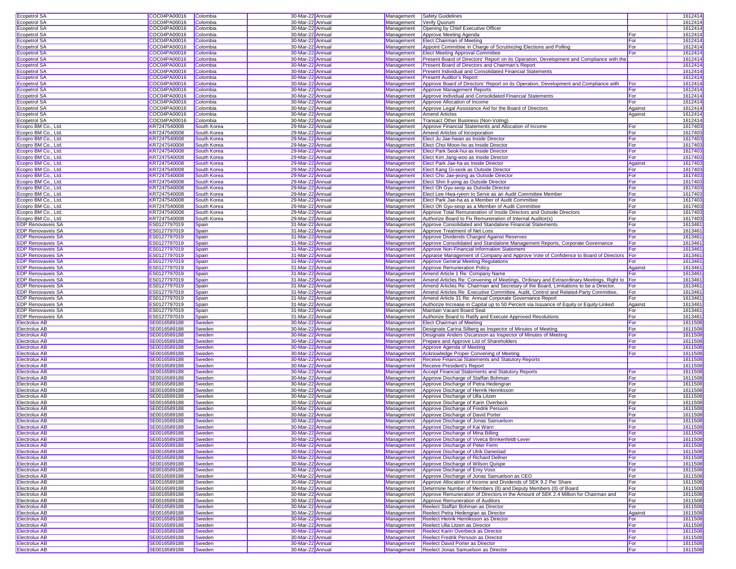| Ecopetrol SA | COC04PA00016 | Colombia | 30-Mar-22 | Annual | Management | Safety Guidelines | | 1612414 |
|---|---|---|---|---|---|---|---|---|
| Ecopetrol SA | COC04PA00016 | Colombia | 30-Mar-22 | Annual | Management | Verify Quorum | | 1612414 |
| Ecopetrol SA | COC04PA00016 | Colombia | 30-Mar-22 | Annual | Management | Opening by Chief Executive Officer | | 1612414 |
| Ecopetrol SA | COC04PA00016 | Colombia | 30-Mar-22 | Annual | Management | Approve Meeting Agenda | For | 1612414 |
| Ecopetrol SA | COC04PA00016 | Colombia | 30-Mar-22 | Annual | Management | Elect Chairman of Meeting | For | 1612414 |
| Ecopetrol SA | COC04PA00016 | Colombia | 30-Mar-22 | Annual | Management | Appoint Committee in Charge of Scrutinizing Elections and Polling | For | 1612414 |
| Ecopetrol SA | COC04PA00016 | Colombia | 30-Mar-22 | Annual | Management | Elect Meeting Approval Committee | For | 1612414 |
| Ecopetrol SA | COC04PA00016 | Colombia | 30-Mar-22 | Annual | Management | Present Board of Directors' Report on its Operation, Development and Compliance with the | | 1612414 |
| Ecopetrol SA | COC04PA00016 | Colombia | 30-Mar-22 | Annual | Management | Present Board of Directors and Chairman's Report | | 1612414 |
| Ecopetrol SA | COC04PA00016 | Colombia | 30-Mar-22 | Annual | Management | Present Individual and Consolidated Financial Statements | | 1612414 |
| Ecopetrol SA | COC04PA00016 | Colombia | 30-Mar-22 | Annual | Management | Present Auditor's Report | | 1612414 |
| Ecopetrol SA | COC04PA00016 | Colombia | 30-Mar-22 | Annual | Management | Approve Board of Directors' Report on its Operation, Development and Compliance with | For | 1612414 |
| Ecopetrol SA | COC04PA00016 | Colombia | 30-Mar-22 | Annual | Management | Approve Management Reports | For | 1612414 |
| Ecopetrol SA | COC04PA00016 | Colombia | 30-Mar-22 | Annual | Management | Approve Individual and Consolidated Financial Statements | For | 1612414 |
| Ecopetrol SA | COC04PA00016 | Colombia | 30-Mar-22 | Annual | Management | Approve Allocation of Income | For | 1612414 |
| Ecopetrol SA | COC04PA00016 | Colombia | 30-Mar-22 | Annual | Management | Approve Legal Assistance Aid for the Board of Directors | Against | 1612414 |
| Ecopetrol SA | COC04PA00016 | Colombia | 30-Mar-22 | Annual | Management | Amend Articles | Against | 1612414 |
| Ecopetrol SA | COC04PA00016 | Colombia | 30-Mar-22 | Annual | Management | Transact Other Business (Non-Voting) | | 1612414 |
| Ecopro BM Co., Ltd. | KR7247540008 | South Korea | 29-Mar-22 | Annual | Management | Approve Financial Statements and Allocation of Income | For | 1617403 |
| Ecopro BM Co., Ltd. | KR7247540008 | South Korea | 29-Mar-22 | Annual | Management | Amend Articles of Incorporation | For | 1617403 |
| Ecopro BM Co., Ltd. | KR7247540008 | South Korea | 29-Mar-22 | Annual | Management | Elect Ju Jae-hwan as Inside Director | For | 1617403 |
| Ecopro BM Co., Ltd. | KR7247540008 | South Korea | 29-Mar-22 | Annual | Management | Elect Choi Moon-ho as Inside Director | For | 1617403 |
| Ecopro BM Co., Ltd. | KR7247540008 | South Korea | 29-Mar-22 | Annual | Management | Elect Park Seok-hui as Inside Director | For | 1617403 |
| Ecopro BM Co., Ltd. | KR7247540008 | South Korea | 29-Mar-22 | Annual | Management | Elect Kim Jang-woo as Inside Director | For | 1617403 |
| Ecopro BM Co., Ltd. | KR7247540008 | South Korea | 29-Mar-22 | Annual | Management | Elect Park Jae-ha as Inside Director | Against | 1617403 |
| Ecopro BM Co., Ltd. | KR7247540008 | South Korea | 29-Mar-22 | Annual | Management | Elect Kang Gi-seok as Outside Director | For | 1617403 |
| Ecopro BM Co., Ltd. | KR7247540008 | South Korea | 29-Mar-22 | Annual | Management | Elect Cho Jae-jeong as Outside Director | For | 1617403 |
| Ecopro BM Co., Ltd. | KR7247540008 | South Korea | 29-Mar-22 | Annual | Management | Elect Shin Il-yong as Outside Director | For | 1617403 |
| Ecopro BM Co., Ltd. | KR7247540008 | South Korea | 29-Mar-22 | Annual | Management | Elect Oh Gyu-seop as Outside Director | For | 1617403 |
| Ecopro BM Co., Ltd. | KR7247540008 | South Korea | 29-Mar-22 | Annual | Management | Elect Lee Hwa-ryeon to Serve as an Audit Committee Member | For | 1617403 |
| Ecopro BM Co., Ltd. | KR7247540008 | South Korea | 29-Mar-22 | Annual | Management | Elect Park Jae-ha as a Member of Audit Committee | For | 1617403 |
| Ecopro BM Co., Ltd. | KR7247540008 | South Korea | 29-Mar-22 | Annual | Management | Elect Oh Gyu-seop as a Member of Audit Committee | For | 1617403 |
| Ecopro BM Co., Ltd. | KR7247540008 | South Korea | 29-Mar-22 | Annual | Management | Approve Total Remuneration of Inside Directors and Outside Directors | For | 1617403 |
| Ecopro BM Co., Ltd. | KR7247540008 | South Korea | 29-Mar-22 | Annual | Management | Authorize Board to Fix Remuneration of Internal Auditor(s) | For | 1617403 |
| EDP Renovaveis SA | ES0127797019 | Spain | 31-Mar-22 | Annual | Management | Approve Consolidated and Standalone Financial Statements | For | 1613461 |
| EDP Renovaveis SA | ES0127797019 | Spain | 31-Mar-22 | Annual | Management | Approve Treatment of Net Loss | For | 1613461 |
| EDP Renovaveis SA | ES0127797019 | Spain | 31-Mar-22 | Annual | Management | Approve Dividends Charged Against Reserves | For | 1613461 |
| EDP Renovaveis SA | ES0127797019 | Spain | 31-Mar-22 | Annual | Management | Approve Consolidated and Standalone Management Reports, Corporate Governance | For | 1613461 |
| EDP Renovaveis SA | ES0127797019 | Spain | 31-Mar-22 | Annual | Management | Approve Non-Financial Information Statement | For | 1613461 |
| EDP Renovaveis SA | ES0127797019 | Spain | 31-Mar-22 | Annual | Management | Appraise Management of Company and Approve Vote of Confidence to Board of Directors | For | 1613461 |
| EDP Renovaveis SA | ES0127797019 | Spain | 31-Mar-22 | Annual | Management | Approve General Meeting Regulations | For | 1613461 |
| EDP Renovaveis SA | ES0127797019 | Spain | 31-Mar-22 | Annual | Management | Approve Remuneration Policy | Against | 1613461 |
| EDP Renovaveis SA | ES0127797019 | Spain | 31-Mar-22 | Annual | Management | Amend Article 1 Re: Company Name | For | 1613461 |
| EDP Renovaveis SA | ES0127797019 | Spain | 31-Mar-22 | Annual | Management | Amend Articles Re: Convening of Meetings, Ordinary and Extraordinary Meetings, Right to | For | 1613461 |
| EDP Renovaveis SA | ES0127797019 | Spain | 31-Mar-22 | Annual | Management | Amend Articles Re: Chairman and Secretary of the Board, Limitations to be a Director, | For | 1613461 |
| EDP Renovaveis SA | ES0127797019 | Spain | 31-Mar-22 | Annual | Management | Amend Articles Re: Executive Committee, Audit, Control and Related-Party Committee, | For | 1613461 |
| EDP Renovaveis SA | ES0127797019 | Spain | 31-Mar-22 | Annual | Management | Amend Article 31 Re: Annual Corporate Governance Report | For | 1613461 |
| EDP Renovaveis SA | ES0127797019 | Spain | 31-Mar-22 | Annual | Management | Authorize Increase in Capital up to 50 Percent via Issuance of Equity or Equity-Linked | Against | 1613461 |
| EDP Renovaveis SA | ES0127797019 | Spain | 31-Mar-22 | Annual | Management | Maintain Vacant Board Seat | For | 1613461 |
| EDP Renovaveis SA | ES0127797019 | Spain | 31-Mar-22 | Annual | Management | Authorize Board to Ratify and Execute Approved Resolutions | For | 1613461 |
| Electrolux AB | SE0016589188 | Sweden | 30-Mar-22 | Annual | Management | Elect Chairman of Meeting | For | 1611508 |
| Electrolux AB | SE0016589188 | Sweden | 30-Mar-22 | Annual | Management | Designate Carina Silberg as Inspector of Minutes of Meeting | For | 1611508 |
| Electrolux AB | SE0016589188 | Sweden | 30-Mar-22 | Annual | Management | Designate Anders Oscarsson as Inspector of Minutes of Meeting | For | 1611508 |
| Electrolux AB | SE0016589188 | Sweden | 30-Mar-22 | Annual | Management | Prepare and Approve List of Shareholders | For | 1611508 |
| Electrolux AB | SE0016589188 | Sweden | 30-Mar-22 | Annual | Management | Approve Agenda of Meeting | For | 1611508 |
| Electrolux AB | SE0016589188 | Sweden | 30-Mar-22 | Annual | Management | Acknowledge Proper Convening of Meeting | For | 1611508 |
| Electrolux AB | SE0016589188 | Sweden | 30-Mar-22 | Annual | Management | Receive Financial Statements and Statutory Reports | | 1611508 |
| Electrolux AB | SE0016589188 | Sweden | 30-Mar-22 | Annual | Management | Receive President's Report | | 1611508 |
| Electrolux AB | SE0016589188 | Sweden | 30-Mar-22 | Annual | Management | Accept Financial Statements and Statutory Reports | For | 1611508 |
| Electrolux AB | SE0016589188 | Sweden | 30-Mar-22 | Annual | Management | Approve Discharge of Staffan Bohman | For | 1611508 |
| Electrolux AB | SE0016589188 | Sweden | 30-Mar-22 | Annual | Management | Approve Discharge of Petra Hedengran | For | 1611508 |
| Electrolux AB | SE0016589188 | Sweden | 30-Mar-22 | Annual | Management | Approve Discharge of Henrik Henriksson | For | 1611508 |
| Electrolux AB | SE0016589188 | Sweden | 30-Mar-22 | Annual | Management | Approve Discharge of Ulla Litzen | For | 1611508 |
| Electrolux AB | SE0016589188 | Sweden | 30-Mar-22 | Annual | Management | Approve Discharge of Karin Overbeck | For | 1611508 |
| Electrolux AB | SE0016589188 | Sweden | 30-Mar-22 | Annual | Management | Approve Discharge of Fredrik Persson | For | 1611508 |
| Electrolux AB | SE0016589188 | Sweden | 30-Mar-22 | Annual | Management | Approve Discharge of David Porter | For | 1611508 |
| Electrolux AB | SE0016589188 | Sweden | 30-Mar-22 | Annual | Management | Approve Discharge of Jonas Samuelson | For | 1611508 |
| Electrolux AB | SE0016589188 | Sweden | 30-Mar-22 | Annual | Management | Approve Discharge of Kai Warn | For | 1611508 |
| Electrolux AB | SE0016589188 | Sweden | 30-Mar-22 | Annual | Management | Approve Discharge of Mina Billing | For | 1611508 |
| Electrolux AB | SE0016589188 | Sweden | 30-Mar-22 | Annual | Management | Approve Discharge of Viveca Brinkenfeldt-Lever | For | 1611508 |
| Electrolux AB | SE0016589188 | Sweden | 30-Mar-22 | Annual | Management | Approve Discharge of Peter Ferm | For | 1611508 |
| Electrolux AB | SE0016589188 | Sweden | 30-Mar-22 | Annual | Management | Approve Discharge of Ulrik Danestad | For | 1611508 |
| Electrolux AB | SE0016589188 | Sweden | 30-Mar-22 | Annual | Management | Approve Discharge of Richard Dellner | For | 1611508 |
| Electrolux AB | SE0016589188 | Sweden | 30-Mar-22 | Annual | Management | Approve Discharge of Wilson Quispe | For | 1611508 |
| Electrolux AB | SE0016589188 | Sweden | 30-Mar-22 | Annual | Management | Approve Discharge of Emy Voss | For | 1611508 |
| Electrolux AB | SE0016589188 | Sweden | 30-Mar-22 | Annual | Management | Approve Discharge of Jonas Samuelson as CEO | For | 1611508 |
| Electrolux AB | SE0016589188 | Sweden | 30-Mar-22 | Annual | Management | Approve Allocation of Income and Dividends of SEK 9.2 Per Share | For | 1611508 |
| Electrolux AB | SE0016589188 | Sweden | 30-Mar-22 | Annual | Management | Determine Number of Members (8) and Deputy Members (0) of Board | For | 1611508 |
| Electrolux AB | SE0016589188 | Sweden | 30-Mar-22 | Annual | Management | Approve Remuneration of Directors in the Amount of SEK 2.4 Million for Chairman and | For | 1611508 |
| Electrolux AB | SE0016589188 | Sweden | 30-Mar-22 | Annual | Management | Approve Remuneration of Auditors | For | 1611508 |
| Electrolux AB | SE0016589188 | Sweden | 30-Mar-22 | Annual | Management | Reelect Staffan Bohman as Director | For | 1611508 |
| Electrolux AB | SE0016589188 | Sweden | 30-Mar-22 | Annual | Management | Reelect Petra Hedengran as Director | Against | 1611508 |
| Electrolux AB | SE0016589188 | Sweden | 30-Mar-22 | Annual | Management | Reelect Henrik Henriksson as Director | For | 1611508 |
| Electrolux AB | SE0016589188 | Sweden | 30-Mar-22 | Annual | Management | Reelect Ulla Litzen as Director | For | 1611508 |
| Electrolux AB | SE0016589188 | Sweden | 30-Mar-22 | Annual | Management | Reelect Karin Overbeck as Director | For | 1611508 |
| Electrolux AB | SE0016589188 | Sweden | 30-Mar-22 | Annual | Management | Reelect Fredrik Persson as Director | For | 1611508 |
| Electrolux AB | SE0016589188 | Sweden | 30-Mar-22 | Annual | Management | Reelect David Porter as Director | For | 1611508 |
| Electrolux AB | SE0016589188 | Sweden | 30-Mar-22 | Annual | Management | Reelect Jonas Samuelson as Director | For | 1611508 |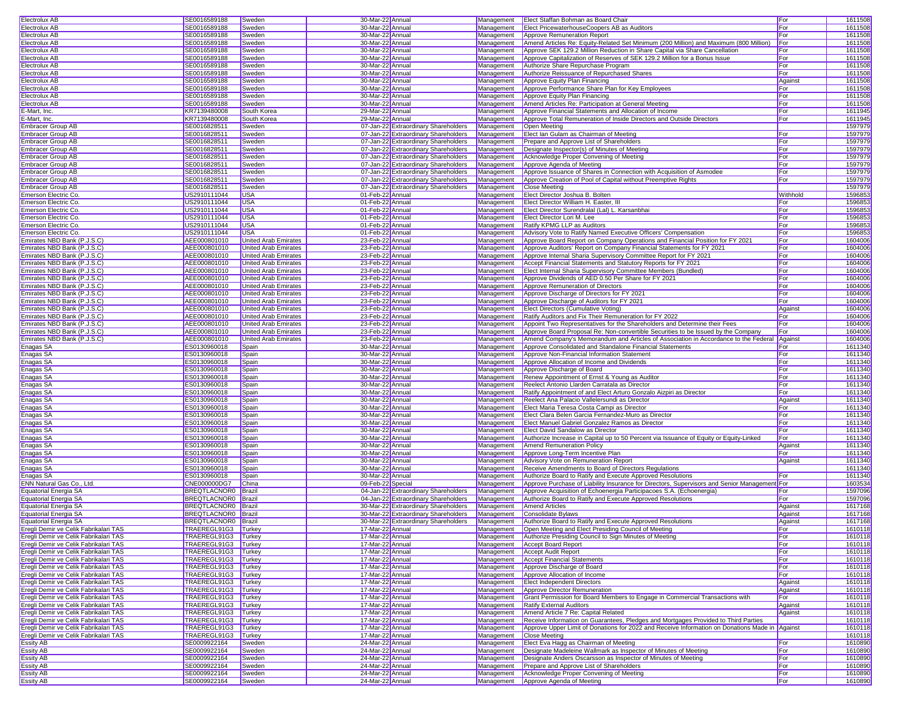| | | | | | | | | |
|---|---|---|---|---|---|---|---|---|
| Electrolux AB | SE0016589188 | Sweden | 30-Mar-22 | Annual | Management | Elect Staffan Bohman as Board Chair | For | 1611508 |
| Electrolux AB | SE0016589188 | Sweden | 30-Mar-22 | Annual | Management | Elect PricewaterhouseCoopers AB as Auditors | For | 1611508 |
| Electrolux AB | SE0016589188 | Sweden | 30-Mar-22 | Annual | Management | Approve Remuneration Report | For | 1611508 |
| Electrolux AB | SE0016589188 | Sweden | 30-Mar-22 | Annual | Management | Amend Articles Re: Equity-Related Set Minimum (200 Million) and Maximum (800 Million) | For | 1611508 |
| Electrolux AB | SE0016589188 | Sweden | 30-Mar-22 | Annual | Management | Approve SEK 129.2 Million Reduction in Share Capital via Share Cancellation | For | 1611508 |
| Electrolux AB | SE0016589188 | Sweden | 30-Mar-22 | Annual | Management | Approve Capitalization of Reserves of SEK 129.2 Million for a Bonus Issue | For | 1611508 |
| Electrolux AB | SE0016589188 | Sweden | 30-Mar-22 | Annual | Management | Authorize Share Repurchase Program | For | 1611508 |
| Electrolux AB | SE0016589188 | Sweden | 30-Mar-22 | Annual | Management | Authorize Reissuance of Repurchased Shares | For | 1611508 |
| Electrolux AB | SE0016589188 | Sweden | 30-Mar-22 | Annual | Management | Approve Equity Plan Financing | Against | 1611508 |
| Electrolux AB | SE0016589188 | Sweden | 30-Mar-22 | Annual | Management | Approve Performance Share Plan for Key Employees | For | 1611508 |
| Electrolux AB | SE0016589188 | Sweden | 30-Mar-22 | Annual | Management | Approve Equity Plan Financing | For | 1611508 |
| Electrolux AB | SE0016589188 | Sweden | 30-Mar-22 | Annual | Management | Amend Articles Re: Participation at General Meeting | For | 1611508 |
| E-Mart, Inc. | KR7139480008 | South Korea | 29-Mar-22 | Annual | Management | Approve Financial Statements and Allocation of Income | For | 1611945 |
| E-Mart, Inc. | KR7139480008 | South Korea | 29-Mar-22 | Annual | Management | Approve Total Remuneration of Inside Directors and Outside Directors | For | 1611945 |
| Embracer Group AB | SE0016828511 | Sweden | 07-Jan-22 | Extraordinary Shareholders | Management | Open Meeting | | 1597979 |
| Embracer Group AB | SE0016828511 | Sweden | 07-Jan-22 | Extraordinary Shareholders | Management | Elect Ian Gulam as Chairman of Meeting | For | 1597979 |
| Embracer Group AB | SE0016828511 | Sweden | 07-Jan-22 | Extraordinary Shareholders | Management | Prepare and Approve List of Shareholders | For | 1597979 |
| Embracer Group AB | SE0016828511 | Sweden | 07-Jan-22 | Extraordinary Shareholders | Management | Designate Inspector(s) of Minutes of Meeting | For | 1597979 |
| Embracer Group AB | SE0016828511 | Sweden | 07-Jan-22 | Extraordinary Shareholders | Management | Acknowledge Proper Convening of Meeting | For | 1597979 |
| Embracer Group AB | SE0016828511 | Sweden | 07-Jan-22 | Extraordinary Shareholders | Management | Approve Agenda of Meeting | For | 1597979 |
| Embracer Group AB | SE0016828511 | Sweden | 07-Jan-22 | Extraordinary Shareholders | Management | Approve Issuance of Shares in Connection with Acquisition of Asmodee | For | 1597979 |
| Embracer Group AB | SE0016828511 | Sweden | 07-Jan-22 | Extraordinary Shareholders | Management | Approve Creation of Pool of Capital without Preemptive Rights | For | 1597979 |
| Embracer Group AB | SE0016828511 | Sweden | 07-Jan-22 | Extraordinary Shareholders | Management | Close Meeting | | 1597979 |
| Emerson Electric Co. | US2910111044 | USA | 01-Feb-22 | Annual | Management | Elect Director Joshua B. Bolten | Withhold | 1596853 |
| Emerson Electric Co. | US2910111044 | USA | 01-Feb-22 | Annual | Management | Elect Director William H. Easter, III | For | 1596853 |
| Emerson Electric Co. | US2910111044 | USA | 01-Feb-22 | Annual | Management | Elect Director Surendralal (Lal) L. Karsanbhai | For | 1596853 |
| Emerson Electric Co. | US2910111044 | USA | 01-Feb-22 | Annual | Management | Elect Director Lori M. Lee | For | 1596853 |
| Emerson Electric Co. | US2910111044 | USA | 01-Feb-22 | Annual | Management | Ratify KPMG LLP as Auditors | For | 1596853 |
| Emerson Electric Co. | US2910111044 | USA | 01-Feb-22 | Annual | Management | Advisory Vote to Ratify Named Executive Officers' Compensation | For | 1596853 |
| Emirates NBD Bank (P.J.S.C) | AEE000801010 | United Arab Emirates | 23-Feb-22 | Annual | Management | Approve Board Report on Company Operations and Financial Position for FY 2021 | For | 1604006 |
| Emirates NBD Bank (P.J.S.C) | AEE000801010 | United Arab Emirates | 23-Feb-22 | Annual | Management | Approve Auditors' Report on Company Financial Statements for FY 2021 | For | 1604006 |
| Emirates NBD Bank (P.J.S.C) | AEE000801010 | United Arab Emirates | 23-Feb-22 | Annual | Management | Approve Internal Sharia Supervisory Committee Report for FY 2021 | For | 1604006 |
| Emirates NBD Bank (P.J.S.C) | AEE000801010 | United Arab Emirates | 23-Feb-22 | Annual | Management | Accept Financial Statements and Statutory Reports for FY 2021 | For | 1604006 |
| Emirates NBD Bank (P.J.S.C) | AEE000801010 | United Arab Emirates | 23-Feb-22 | Annual | Management | Elect Internal Sharia Supervisory Committee Members (Bundled) | For | 1604006 |
| Emirates NBD Bank (P.J.S.C) | AEE000801010 | United Arab Emirates | 23-Feb-22 | Annual | Management | Approve Dividends of AED 0.50 Per Share for FY 2021 | For | 1604006 |
| Emirates NBD Bank (P.J.S.C) | AEE000801010 | United Arab Emirates | 23-Feb-22 | Annual | Management | Approve Remuneration of Directors | For | 1604006 |
| Emirates NBD Bank (P.J.S.C) | AEE000801010 | United Arab Emirates | 23-Feb-22 | Annual | Management | Approve Discharge of Directors for FY 2021 | For | 1604006 |
| Emirates NBD Bank (P.J.S.C) | AEE000801010 | United Arab Emirates | 23-Feb-22 | Annual | Management | Approve Discharge of Auditors for FY 2021 | For | 1604006 |
| Emirates NBD Bank (P.J.S.C) | AEE000801010 | United Arab Emirates | 23-Feb-22 | Annual | Management | Elect Directors (Cumulative Voting) | Against | 1604006 |
| Emirates NBD Bank (P.J.S.C) | AEE000801010 | United Arab Emirates | 23-Feb-22 | Annual | Management | Ratify Auditors and Fix Their Remuneration for FY 2022 | For | 1604006 |
| Emirates NBD Bank (P.J.S.C) | AEE000801010 | United Arab Emirates | 23-Feb-22 | Annual | Management | Appoint Two Representatives for the Shareholders and Determine their Fees | For | 1604006 |
| Emirates NBD Bank (P.J.S.C) | AEE000801010 | United Arab Emirates | 23-Feb-22 | Annual | Management | Approve Board Proposal Re: Non-convertible Securities to be Issued by the Company | For | 1604006 |
| Emirates NBD Bank (P.J.S.C) | AEE000801010 | United Arab Emirates | 23-Feb-22 | Annual | Management | Amend Company's Memorandum and Articles of Association in Accordance to the Federal | Against | 1604006 |
| Enagas SA | ES0130960018 | Spain | 30-Mar-22 | Annual | Management | Approve Consolidated and Standalone Financial Statements | For | 1611340 |
| Enagas SA | ES0130960018 | Spain | 30-Mar-22 | Annual | Management | Approve Non-Financial Information Statement | For | 1611340 |
| Enagas SA | ES0130960018 | Spain | 30-Mar-22 | Annual | Management | Approve Allocation of Income and Dividends | For | 1611340 |
| Enagas SA | ES0130960018 | Spain | 30-Mar-22 | Annual | Management | Approve Discharge of Board | For | 1611340 |
| Enagas SA | ES0130960018 | Spain | 30-Mar-22 | Annual | Management | Renew Appointment of Ernst & Young as Auditor | For | 1611340 |
| Enagas SA | ES0130960018 | Spain | 30-Mar-22 | Annual | Management | Reelect Antonio Llarden Carratala as Director | For | 1611340 |
| Enagas SA | ES0130960018 | Spain | 30-Mar-22 | Annual | Management | Ratify Appointment of and Elect Arturo Gonzalo Aizpiri as Director | For | 1611340 |
| Enagas SA | ES0130960018 | Spain | 30-Mar-22 | Annual | Management | Reelect Ana Palacio Vallelersundi as Director | Against | 1611340 |
| Enagas SA | ES0130960018 | Spain | 30-Mar-22 | Annual | Management | Elect Maria Teresa Costa Campi as Director | For | 1611340 |
| Enagas SA | ES0130960018 | Spain | 30-Mar-22 | Annual | Management | Elect Clara Belen Garcia Fernandez-Muro as Director | For | 1611340 |
| Enagas SA | ES0130960018 | Spain | 30-Mar-22 | Annual | Management | Elect Manuel Gabriel Gonzalez Ramos as Director | For | 1611340 |
| Enagas SA | ES0130960018 | Spain | 30-Mar-22 | Annual | Management | Elect David Sandalow as Director | For | 1611340 |
| Enagas SA | ES0130960018 | Spain | 30-Mar-22 | Annual | Management | Authorize Increase in Capital up to 50 Percent via Issuance of Equity or Equity-Linked | For | 1611340 |
| Enagas SA | ES0130960018 | Spain | 30-Mar-22 | Annual | Management | Amend Remuneration Policy | Against | 1611340 |
| Enagas SA | ES0130960018 | Spain | 30-Mar-22 | Annual | Management | Approve Long-Term Incentive Plan | For | 1611340 |
| Enagas SA | ES0130960018 | Spain | 30-Mar-22 | Annual | Management | Advisory Vote on Remuneration Report | Against | 1611340 |
| Enagas SA | ES0130960018 | Spain | 30-Mar-22 | Annual | Management | Receive Amendments to Board of Directors Regulations | | 1611340 |
| Enagas SA | ES0130960018 | Spain | 30-Mar-22 | Annual | Management | Authorize Board to Ratify and Execute Approved Resolutions | For | 1611340 |
| ENN Natural Gas Co., Ltd. | CNE000000DG7 | China | 09-Feb-22 | Special | Management | Approve Purchase of Liability Insurance for Directors, Supervisors and Senior Management | For | 1603534 |
| Equatorial Energia SA | BREQTLACNOR0 | Brazil | 04-Jan-22 | Extraordinary Shareholders | Management | Approve Acquisition of Echoenergia Participacoes S.A. (Echoenergia) | For | 1597096 |
| Equatorial Energia SA | BREQTLACNOR0 | Brazil | 04-Jan-22 | Extraordinary Shareholders | Management | Authorize Board to Ratify and Execute Approved Resolutions | For | 1597096 |
| Equatorial Energia SA | BREQTLACNOR0 | Brazil | 30-Mar-22 | Extraordinary Shareholders | Management | Amend Articles | Against | 1617168 |
| Equatorial Energia SA | BREQTLACNOR0 | Brazil | 30-Mar-22 | Extraordinary Shareholders | Management | Consolidate Bylaws | Against | 1617168 |
| Equatorial Energia SA | BREQTLACNOR0 | Brazil | 30-Mar-22 | Extraordinary Shareholders | Management | Authorize Board to Ratify and Execute Approved Resolutions | Against | 1617168 |
| Eregli Demir ve Celik Fabrikalari TAS | TRAEREGL91G3 | Turkey | 17-Mar-22 | Annual | Management | Open Meeting and Elect Presiding Council of Meeting | For | 1610118 |
| Eregli Demir ve Celik Fabrikalari TAS | TRAEREGL91G3 | Turkey | 17-Mar-22 | Annual | Management | Authorize Presiding Council to Sign Minutes of Meeting | For | 1610118 |
| Eregli Demir ve Celik Fabrikalari TAS | TRAEREGL91G3 | Turkey | 17-Mar-22 | Annual | Management | Accept Board Report | For | 1610118 |
| Eregli Demir ve Celik Fabrikalari TAS | TRAEREGL91G3 | Turkey | 17-Mar-22 | Annual | Management | Accept Audit Report | For | 1610118 |
| Eregli Demir ve Celik Fabrikalari TAS | TRAEREGL91G3 | Turkey | 17-Mar-22 | Annual | Management | Accept Financial Statements | For | 1610118 |
| Eregli Demir ve Celik Fabrikalari TAS | TRAEREGL91G3 | Turkey | 17-Mar-22 | Annual | Management | Approve Discharge of Board | For | 1610118 |
| Eregli Demir ve Celik Fabrikalari TAS | TRAEREGL91G3 | Turkey | 17-Mar-22 | Annual | Management | Approve Allocation of Income | For | 1610118 |
| Eregli Demir ve Celik Fabrikalari TAS | TRAEREGL91G3 | Turkey | 17-Mar-22 | Annual | Management | Elect Independent Directors | Against | 1610118 |
| Eregli Demir ve Celik Fabrikalari TAS | TRAEREGL91G3 | Turkey | 17-Mar-22 | Annual | Management | Approve Director Remuneration | Against | 1610118 |
| Eregli Demir ve Celik Fabrikalari TAS | TRAEREGL91G3 | Turkey | 17-Mar-22 | Annual | Management | Grant Permission for Board Members to Engage in Commercial Transactions with | For | 1610118 |
| Eregli Demir ve Celik Fabrikalari TAS | TRAEREGL91G3 | Turkey | 17-Mar-22 | Annual | Management | Ratify External Auditors | Against | 1610118 |
| Eregli Demir ve Celik Fabrikalari TAS | TRAEREGL91G3 | Turkey | 17-Mar-22 | Annual | Management | Amend Article 7 Re: Capital Related | Against | 1610118 |
| Eregli Demir ve Celik Fabrikalari TAS | TRAEREGL91G3 | Turkey | 17-Mar-22 | Annual | Management | Receive Information on Guarantees, Pledges and Mortgages Provided to Third Parties | | 1610118 |
| Eregli Demir ve Celik Fabrikalari TAS | TRAEREGL91G3 | Turkey | 17-Mar-22 | Annual | Management | Approve Upper Limit of Donations for 2022 and Receive Information on Donations Made in | Against | 1610118 |
| Eregli Demir ve Celik Fabrikalari TAS | TRAEREGL91G3 | Turkey | 17-Mar-22 | Annual | Management | Close Meeting | | 1610118 |
| Essity AB | SE0009922164 | Sweden | 24-Mar-22 | Annual | Management | Elect Eva Hagg as Chairman of Meeting | For | 1610890 |
| Essity AB | SE0009922164 | Sweden | 24-Mar-22 | Annual | Management | Designate Madeleine Wallmark as Inspector of Minutes of Meeting | For | 1610890 |
| Essity AB | SE0009922164 | Sweden | 24-Mar-22 | Annual | Management | Designate Anders Oscarsson as Inspector of Minutes of Meeting | For | 1610890 |
| Essity AB | SE0009922164 | Sweden | 24-Mar-22 | Annual | Management | Prepare and Approve List of Shareholders | For | 1610890 |
| Essity AB | SE0009922164 | Sweden | 24-Mar-22 | Annual | Management | Acknowledge Proper Convening of Meeting | For | 1610890 |
| Essity AB | SE0009922164 | Sweden | 24-Mar-22 | Annual | Management | Approve Agenda of Meeting | For | 1610890 |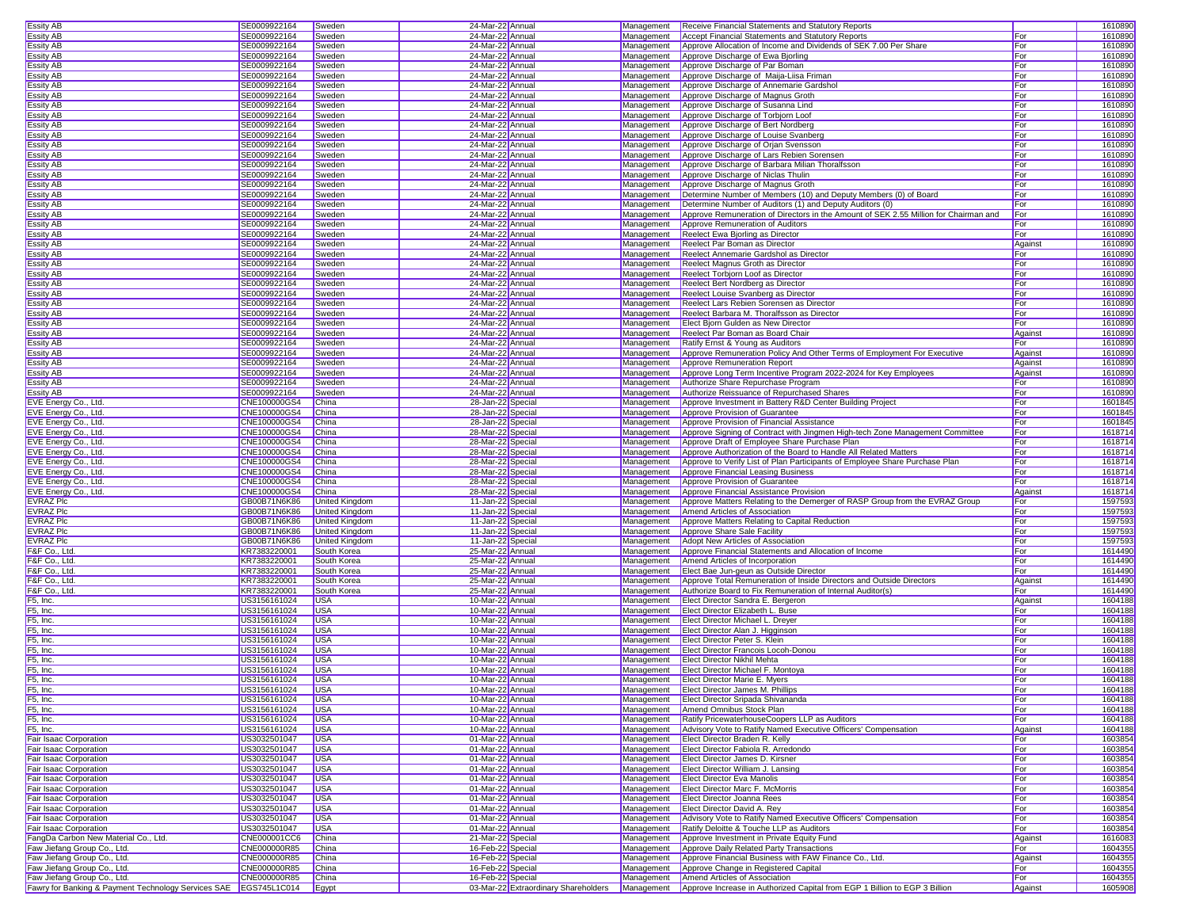| | | | | | | | | |
|---|---|---|---|---|---|---|---|---|
| Essity AB | SE0009922164 | Sweden | 24-Mar-22 | Annual | Management | Receive Financial Statements and Statutory Reports | | 1610890 |
| Essity AB | SE0009922164 | Sweden | 24-Mar-22 | Annual | Management | Accept Financial Statements and Statutory Reports | For | 1610890 |
| Essity AB | SE0009922164 | Sweden | 24-Mar-22 | Annual | Management | Approve Allocation of Income and Dividends of SEK 7.00 Per Share | For | 1610890 |
| Essity AB | SE0009922164 | Sweden | 24-Mar-22 | Annual | Management | Approve Discharge of Ewa Bjorling | For | 1610890 |
| Essity AB | SE0009922164 | Sweden | 24-Mar-22 | Annual | Management | Approve Discharge of Par Boman | For | 1610890 |
| Essity AB | SE0009922164 | Sweden | 24-Mar-22 | Annual | Management | Approve Discharge of Maija-Liisa Friman | For | 1610890 |
| Essity AB | SE0009922164 | Sweden | 24-Mar-22 | Annual | Management | Approve Discharge of Annemarie Gardshol | For | 1610890 |
| Essity AB | SE0009922164 | Sweden | 24-Mar-22 | Annual | Management | Approve Discharge of Magnus Groth | For | 1610890 |
| Essity AB | SE0009922164 | Sweden | 24-Mar-22 | Annual | Management | Approve Discharge of Susanna Lind | For | 1610890 |
| Essity AB | SE0009922164 | Sweden | 24-Mar-22 | Annual | Management | Approve Discharge of Torbjorn Loof | For | 1610890 |
| Essity AB | SE0009922164 | Sweden | 24-Mar-22 | Annual | Management | Approve Discharge of Bert Nordberg | For | 1610890 |
| Essity AB | SE0009922164 | Sweden | 24-Mar-22 | Annual | Management | Approve Discharge of Louise Svanberg | For | 1610890 |
| Essity AB | SE0009922164 | Sweden | 24-Mar-22 | Annual | Management | Approve Discharge of Orjan Svensson | For | 1610890 |
| Essity AB | SE0009922164 | Sweden | 24-Mar-22 | Annual | Management | Approve Discharge of Lars Rebien Sorensen | For | 1610890 |
| Essity AB | SE0009922164 | Sweden | 24-Mar-22 | Annual | Management | Approve Discharge of Barbara Milian Thoralfsson | For | 1610890 |
| Essity AB | SE0009922164 | Sweden | 24-Mar-22 | Annual | Management | Approve Discharge of Niclas Thulin | For | 1610890 |
| Essity AB | SE0009922164 | Sweden | 24-Mar-22 | Annual | Management | Approve Discharge of Magnus Groth | For | 1610890 |
| Essity AB | SE0009922164 | Sweden | 24-Mar-22 | Annual | Management | Determine Number of Members (10) and Deputy Members (0) of Board | For | 1610890 |
| Essity AB | SE0009922164 | Sweden | 24-Mar-22 | Annual | Management | Determine Number of Auditors (1) and Deputy Auditors (0) | For | 1610890 |
| Essity AB | SE0009922164 | Sweden | 24-Mar-22 | Annual | Management | Approve Remuneration of Directors in the Amount of SEK 2.55 Million for Chairman and | For | 1610890 |
| Essity AB | SE0009922164 | Sweden | 24-Mar-22 | Annual | Management | Approve Remuneration of Auditors | For | 1610890 |
| Essity AB | SE0009922164 | Sweden | 24-Mar-22 | Annual | Management | Reelect Ewa Bjorling as Director | For | 1610890 |
| Essity AB | SE0009922164 | Sweden | 24-Mar-22 | Annual | Management | Reelect Par Boman as Director | Against | 1610890 |
| Essity AB | SE0009922164 | Sweden | 24-Mar-22 | Annual | Management | Reelect Annemarie Gardshol as Director | For | 1610890 |
| Essity AB | SE0009922164 | Sweden | 24-Mar-22 | Annual | Management | Reelect Magnus Groth as Director | For | 1610890 |
| Essity AB | SE0009922164 | Sweden | 24-Mar-22 | Annual | Management | Reelect Torbjorn Loof as Director | For | 1610890 |
| Essity AB | SE0009922164 | Sweden | 24-Mar-22 | Annual | Management | Reelect Bert Nordberg as Director | For | 1610890 |
| Essity AB | SE0009922164 | Sweden | 24-Mar-22 | Annual | Management | Reelect Louise Svanberg as Director | For | 1610890 |
| Essity AB | SE0009922164 | Sweden | 24-Mar-22 | Annual | Management | Reelect Lars Rebien Sorensen as Director | For | 1610890 |
| Essity AB | SE0009922164 | Sweden | 24-Mar-22 | Annual | Management | Reelect Barbara M. Thoralfsson as Director | For | 1610890 |
| Essity AB | SE0009922164 | Sweden | 24-Mar-22 | Annual | Management | Elect Bjorn Gulden as New Director | For | 1610890 |
| Essity AB | SE0009922164 | Sweden | 24-Mar-22 | Annual | Management | Reelect Par Boman as Board Chair | Against | 1610890 |
| Essity AB | SE0009922164 | Sweden | 24-Mar-22 | Annual | Management | Ratify Ernst & Young as Auditors | For | 1610890 |
| Essity AB | SE0009922164 | Sweden | 24-Mar-22 | Annual | Management | Approve Remuneration Policy And Other Terms of Employment For Executive | Against | 1610890 |
| Essity AB | SE0009922164 | Sweden | 24-Mar-22 | Annual | Management | Approve Remuneration Report | Against | 1610890 |
| Essity AB | SE0009922164 | Sweden | 24-Mar-22 | Annual | Management | Approve Long Term Incentive Program 2022-2024 for Key Employees | Against | 1610890 |
| Essity AB | SE0009922164 | Sweden | 24-Mar-22 | Annual | Management | Authorize Share Repurchase Program | For | 1610890 |
| Essity AB | SE0009922164 | Sweden | 24-Mar-22 | Annual | Management | Authorize Reissuance of Repurchased Shares | For | 1610890 |
| EVE Energy Co., Ltd. | CNE100000GS4 | China | 28-Jan-22 | Special | Management | Approve Investment in Battery R&D Center Building Project | For | 1601845 |
| EVE Energy Co., Ltd. | CNE100000GS4 | China | 28-Jan-22 | Special | Management | Approve Provision of Guarantee | For | 1601845 |
| EVE Energy Co., Ltd. | CNE100000GS4 | China | 28-Jan-22 | Special | Management | Approve Provision of Financial Assistance | For | 1601845 |
| EVE Energy Co., Ltd. | CNE100000GS4 | China | 28-Mar-22 | Special | Management | Approve Signing of Contract with Jingmen High-tech Zone Management Committee | For | 1618714 |
| EVE Energy Co., Ltd. | CNE100000GS4 | China | 28-Mar-22 | Special | Management | Approve Draft of Employee Share Purchase Plan | For | 1618714 |
| EVE Energy Co., Ltd. | CNE100000GS4 | China | 28-Mar-22 | Special | Management | Approve Authorization of the Board to Handle All Related Matters | For | 1618714 |
| EVE Energy Co., Ltd. | CNE100000GS4 | China | 28-Mar-22 | Special | Management | Approve to Verify List of Plan Participants of Employee Share Purchase Plan | For | 1618714 |
| EVE Energy Co., Ltd. | CNE100000GS4 | China | 28-Mar-22 | Special | Management | Approve Financial Leasing Business | For | 1618714 |
| EVE Energy Co., Ltd. | CNE100000GS4 | China | 28-Mar-22 | Special | Management | Approve Provision of Guarantee | For | 1618714 |
| EVE Energy Co., Ltd. | CNE100000GS4 | China | 28-Mar-22 | Special | Management | Approve Financial Assistance Provision | Against | 1618714 |
| EVRAZ Plc | GB00B71N6K86 | United Kingdom | 11-Jan-22 | Special | Management | Approve Matters Relating to the Demerger of RASP Group from the EVRAZ Group | For | 1597593 |
| EVRAZ Plc | GB00B71N6K86 | United Kingdom | 11-Jan-22 | Special | Management | Amend Articles of Association | For | 1597593 |
| EVRAZ Plc | GB00B71N6K86 | United Kingdom | 11-Jan-22 | Special | Management | Approve Matters Relating to Capital Reduction | For | 1597593 |
| EVRAZ Plc | GB00B71N6K86 | United Kingdom | 11-Jan-22 | Special | Management | Approve Share Sale Facility | For | 1597593 |
| EVRAZ Plc | GB00B71N6K86 | United Kingdom | 11-Jan-22 | Special | Management | Adopt New Articles of Association | For | 1597593 |
| F&F Co., Ltd. | KR7383220001 | South Korea | 25-Mar-22 | Annual | Management | Approve Financial Statements and Allocation of Income | For | 1614490 |
| F&F Co., Ltd. | KR7383220001 | South Korea | 25-Mar-22 | Annual | Management | Amend Articles of Incorporation | For | 1614490 |
| F&F Co., Ltd. | KR7383220001 | South Korea | 25-Mar-22 | Annual | Management | Elect Bae Jun-geun as Outside Director | For | 1614490 |
| F&F Co., Ltd. | KR7383220001 | South Korea | 25-Mar-22 | Annual | Management | Approve Total Remuneration of Inside Directors and Outside Directors | Against | 1614490 |
| F&F Co., Ltd. | KR7383220001 | South Korea | 25-Mar-22 | Annual | Management | Authorize Board to Fix Remuneration of Internal Auditor(s) | For | 1614490 |
| F5, Inc. | US3156161024 | USA | 10-Mar-22 | Annual | Management | Elect Director Sandra E. Bergeron | Against | 1604188 |
| F5, Inc. | US3156161024 | USA | 10-Mar-22 | Annual | Management | Elect Director Elizabeth L. Buse | For | 1604188 |
| F5, Inc. | US3156161024 | USA | 10-Mar-22 | Annual | Management | Elect Director Michael L. Dreyer | For | 1604188 |
| F5, Inc. | US3156161024 | USA | 10-Mar-22 | Annual | Management | Elect Director Alan J. Higginson | For | 1604188 |
| F5, Inc. | US3156161024 | USA | 10-Mar-22 | Annual | Management | Elect Director Peter S. Klein | For | 1604188 |
| F5, Inc. | US3156161024 | USA | 10-Mar-22 | Annual | Management | Elect Director Francois Locoh-Donou | For | 1604188 |
| F5, Inc. | US3156161024 | USA | 10-Mar-22 | Annual | Management | Elect Director Nikhil Mehta | For | 1604188 |
| F5, Inc. | US3156161024 | USA | 10-Mar-22 | Annual | Management | Elect Director Michael F. Montoya | For | 1604188 |
| F5, Inc. | US3156161024 | USA | 10-Mar-22 | Annual | Management | Elect Director Marie E. Myers | For | 1604188 |
| F5, Inc. | US3156161024 | USA | 10-Mar-22 | Annual | Management | Elect Director James M. Phillips | For | 1604188 |
| F5, Inc. | US3156161024 | USA | 10-Mar-22 | Annual | Management | Elect Director Sripada Shivananda | For | 1604188 |
| F5, Inc. | US3156161024 | USA | 10-Mar-22 | Annual | Management | Amend Omnibus Stock Plan | For | 1604188 |
| F5, Inc. | US3156161024 | USA | 10-Mar-22 | Annual | Management | Ratify PricewaterhouseCoopers LLP as Auditors | For | 1604188 |
| F5, Inc. | US3156161024 | USA | 10-Mar-22 | Annual | Management | Advisory Vote to Ratify Named Executive Officers' Compensation | Against | 1604188 |
| Fair Isaac Corporation | US3032501047 | USA | 01-Mar-22 | Annual | Management | Elect Director Braden R. Kelly | For | 1603854 |
| Fair Isaac Corporation | US3032501047 | USA | 01-Mar-22 | Annual | Management | Elect Director Fabiola R. Arredondo | For | 1603854 |
| Fair Isaac Corporation | US3032501047 | USA | 01-Mar-22 | Annual | Management | Elect Director James D. Kirsner | For | 1603854 |
| Fair Isaac Corporation | US3032501047 | USA | 01-Mar-22 | Annual | Management | Elect Director William J. Lansing | For | 1603854 |
| Fair Isaac Corporation | US3032501047 | USA | 01-Mar-22 | Annual | Management | Elect Director Eva Manolis | For | 1603854 |
| Fair Isaac Corporation | US3032501047 | USA | 01-Mar-22 | Annual | Management | Elect Director Marc F. McMorris | For | 1603854 |
| Fair Isaac Corporation | US3032501047 | USA | 01-Mar-22 | Annual | Management | Elect Director Joanna Rees | For | 1603854 |
| Fair Isaac Corporation | US3032501047 | USA | 01-Mar-22 | Annual | Management | Elect Director David A. Rey | For | 1603854 |
| Fair Isaac Corporation | US3032501047 | USA | 01-Mar-22 | Annual | Management | Advisory Vote to Ratify Named Executive Officers' Compensation | For | 1603854 |
| Fair Isaac Corporation | US3032501047 | USA | 01-Mar-22 | Annual | Management | Ratify Deloitte & Touche LLP as Auditors | For | 1603854 |
| FangDa Carbon New Material Co., Ltd. | CNE000001CC6 | China | 21-Mar-22 | Special | Management | Approve Investment in Private Equity Fund | Against | 1616083 |
| Faw Jiefang Group Co., Ltd. | CNE000000R85 | China | 16-Feb-22 | Special | Management | Approve Daily Related Party Transactions | For | 1604355 |
| Faw Jiefang Group Co., Ltd. | CNE000000R85 | China | 16-Feb-22 | Special | Management | Approve Financial Business with FAW Finance Co., Ltd. | Against | 1604355 |
| Faw Jiefang Group Co., Ltd. | CNE000000R85 | China | 16-Feb-22 | Special | Management | Approve Change in Registered Capital | For | 1604355 |
| Faw Jiefang Group Co., Ltd. | CNE000000R85 | China | 16-Feb-22 | Special | Management | Amend Articles of Association | For | 1604355 |
| Fawry for Banking & Payment Technology Services SAE | EGS745L1C014 | Egypt | 03-Mar-22 | Extraordinary Shareholders | Management | Approve Increase in Authorized Capital from EGP 1 Billion to EGP 3 Billion | Against | 1605908 |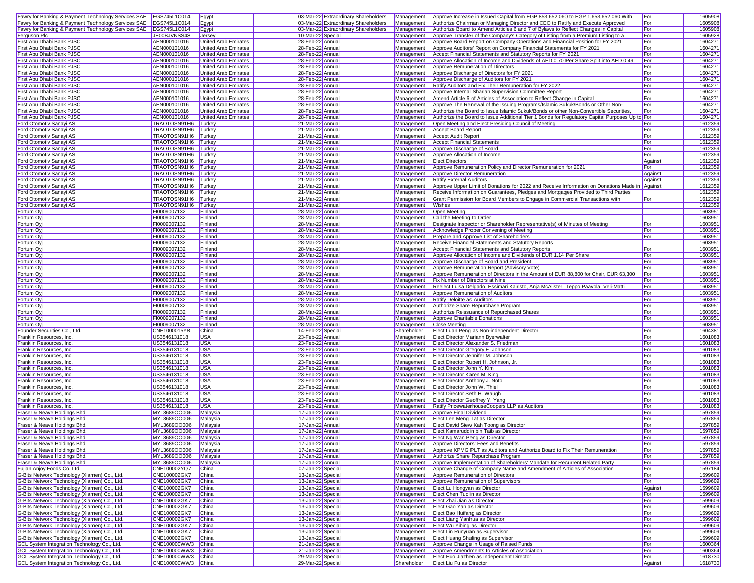| Fawry for Banking & Payment Technology Services SAE | EGS745L1C014 | Egypt | 03-Mar-22 | Extraordinary Shareholders | Management | Approve Increase in Issued Capital from EGP 853,652,060 to EGP 1,653,652,060 With | For | 1605908 |
|---|---|---|---|---|---|---|---|---|
| Fawry for Banking & Payment Technology Services SAE | EGS745L1C014 | Egypt | 03-Mar-22 | Extraordinary Shareholders | Management | Authorize Chairman or Managing Director and CEO to Ratify and Execute Approved | For | 1605908 |
| Fawry for Banking & Payment Technology Services SAE | EGS745L1C014 | Egypt | 03-Mar-22 | Extraordinary Shareholders | Management | Authorize Board to Amend Articles 6 and 7 of Bylaws to Reflect Changes in Capital | For | 1605908 |
| Ferguson Plc | JE00BJVNSS43 | Jersey | 10-Mar-22 | Special | Management | Approve Transfer of the Company's Category of Listing from a Premium Listing to a | For | 1605928 |
| First Abu Dhabi Bank PJSC | AEN000101016 | United Arab Emirates | 28-Feb-22 | Annual | Management | Approve Board Report on Company Operations and Financial Position for FY 2021 | For | 1604271 |
| First Abu Dhabi Bank PJSC | AEN000101016 | United Arab Emirates | 28-Feb-22 | Annual | Management | Approve Auditors' Report on Company Financial Statements for FY 2021 | For | 1604271 |
| First Abu Dhabi Bank PJSC | AEN000101016 | United Arab Emirates | 28-Feb-22 | Annual | Management | Accept Financial Statements and Statutory Reports for FY 2021 | For | 1604271 |
| First Abu Dhabi Bank PJSC | AEN000101016 | United Arab Emirates | 28-Feb-22 | Annual | Management | Approve Allocation of Income and Dividends of AED 0.70 Per Share Split into AED 0.49 | For | 1604271 |
| First Abu Dhabi Bank PJSC | AEN000101016 | United Arab Emirates | 28-Feb-22 | Annual | Management | Approve Remuneration of Directors | For | 1604271 |
| First Abu Dhabi Bank PJSC | AEN000101016 | United Arab Emirates | 28-Feb-22 | Annual | Management | Approve Discharge of Directors for FY 2021 | For | 1604271 |
| First Abu Dhabi Bank PJSC | AEN000101016 | United Arab Emirates | 28-Feb-22 | Annual | Management | Approve Discharge of Auditors for FY 2021 | For | 1604271 |
| First Abu Dhabi Bank PJSC | AEN000101016 | United Arab Emirates | 28-Feb-22 | Annual | Management | Ratify Auditors and Fix Their Remuneration for FY 2022 | For | 1604271 |
| First Abu Dhabi Bank PJSC | AEN000101016 | United Arab Emirates | 28-Feb-22 | Annual | Management | Approve Internal Shariah Supervision Committee Report | For | 1604271 |
| First Abu Dhabi Bank PJSC | AEN000101016 | United Arab Emirates | 28-Feb-22 | Annual | Management | Amend Article 6 of Articles of Association to Reflect Change in Capital | For | 1604271 |
| First Abu Dhabi Bank PJSC | AEN000101016 | United Arab Emirates | 28-Feb-22 | Annual | Management | Approve The Renewal of the Issuing Programs/Islamic Sukuk/Bonds or Other Non- | For | 1604271 |
| First Abu Dhabi Bank PJSC | AEN000101016 | United Arab Emirates | 28-Feb-22 | Annual | Management | Authorize the Board to Issue Islamic Sukuk/Bonds or other Non-Convertible Securities, | For | 1604271 |
| First Abu Dhabi Bank PJSC | AEN000101016 | United Arab Emirates | 28-Feb-22 | Annual | Management | Authorize the Board to Issue Additional Tier 1 Bonds for Regulatory Capital Purposes Up to | For | 1604271 |
| Ford Otomotiv Sanayi AS | TRAOTOSN91H6 | Turkey | 21-Mar-22 | Annual | Management | Open Meeting and Elect Presiding Council of Meeting | For | 1612359 |
| Ford Otomotiv Sanayi AS | TRAOTOSN91H6 | Turkey | 21-Mar-22 | Annual | Management | Accept Board Report | For | 1612359 |
| Ford Otomotiv Sanayi AS | TRAOTOSN91H6 | Turkey | 21-Mar-22 | Annual | Management | Accept Audit Report | For | 1612359 |
| Ford Otomotiv Sanayi AS | TRAOTOSN91H6 | Turkey | 21-Mar-22 | Annual | Management | Accept Financial Statements | For | 1612359 |
| Ford Otomotiv Sanayi AS | TRAOTOSN91H6 | Turkey | 21-Mar-22 | Annual | Management | Approve Discharge of Board | For | 1612359 |
| Ford Otomotiv Sanayi AS | TRAOTOSN91H6 | Turkey | 21-Mar-22 | Annual | Management | Approve Allocation of Income | For | 1612359 |
| Ford Otomotiv Sanayi AS | TRAOTOSN91H6 | Turkey | 21-Mar-22 | Annual | Management | Elect Directors | Against | 1612359 |
| Ford Otomotiv Sanayi AS | TRAOTOSN91H6 | Turkey | 21-Mar-22 | Annual | Management | Approve Remuneration Policy and Director Remuneration for 2021 | For | 1612359 |
| Ford Otomotiv Sanayi AS | TRAOTOSN91H6 | Turkey | 21-Mar-22 | Annual | Management | Approve Director Remuneration | Against | 1612359 |
| Ford Otomotiv Sanayi AS | TRAOTOSN91H6 | Turkey | 21-Mar-22 | Annual | Management | Ratify External Auditors | Against | 1612359 |
| Ford Otomotiv Sanayi AS | TRAOTOSN91H6 | Turkey | 21-Mar-22 | Annual | Management | Approve Upper Limit of Donations for 2022 and Receive Information on Donations Made in | Against | 1612359 |
| Ford Otomotiv Sanayi AS | TRAOTOSN91H6 | Turkey | 21-Mar-22 | Annual | Management | Receive Information on Guarantees, Pledges and Mortgages Provided to Third Parties | | 1612359 |
| Ford Otomotiv Sanayi AS | TRAOTOSN91H6 | Turkey | 21-Mar-22 | Annual | Management | Grant Permission for Board Members to Engage in Commercial Transactions with | For | 1612359 |
| Ford Otomotiv Sanayi AS | TRAOTOSN91H6 | Turkey | 21-Mar-22 | Annual | Management | Wishes | | 1612359 |
| Fortum Oyj | FI0009007132 | Finland | 28-Mar-22 | Annual | Management | Open Meeting | | 1603951 |
| Fortum Oyj | FI0009007132 | Finland | 28-Mar-22 | Annual | Management | Call the Meeting to Order | | 1603951 |
| Fortum Oyj | FI0009007132 | Finland | 28-Mar-22 | Annual | Management | Designate Inspector or Shareholder Representative(s) of Minutes of Meeting | For | 1603951 |
| Fortum Oyj | FI0009007132 | Finland | 28-Mar-22 | Annual | Management | Acknowledge Proper Convening of Meeting | For | 1603951 |
| Fortum Oyj | FI0009007132 | Finland | 28-Mar-22 | Annual | Management | Prepare and Approve List of Shareholders | For | 1603951 |
| Fortum Oyj | FI0009007132 | Finland | 28-Mar-22 | Annual | Management | Receive Financial Statements and Statutory Reports | | 1603951 |
| Fortum Oyj | FI0009007132 | Finland | 28-Mar-22 | Annual | Management | Accept Financial Statements and Statutory Reports | For | 1603951 |
| Fortum Oyj | FI0009007132 | Finland | 28-Mar-22 | Annual | Management | Approve Allocation of Income and Dividends of EUR 1.14 Per Share | For | 1603951 |
| Fortum Oyj | FI0009007132 | Finland | 28-Mar-22 | Annual | Management | Approve Discharge of Board and President | For | 1603951 |
| Fortum Oyj | FI0009007132 | Finland | 28-Mar-22 | Annual | Management | Approve Remuneration Report (Advisory Vote) | For | 1603951 |
| Fortum Oyj | FI0009007132 | Finland | 28-Mar-22 | Annual | Management | Approve Remuneration of Directors in the Amount of EUR 88,800 for Chair, EUR 63,300 | For | 1603951 |
| Fortum Oyj | FI0009007132 | Finland | 28-Mar-22 | Annual | Management | Fix Number of Directors at Nine | For | 1603951 |
| Fortum Oyj | FI0009007132 | Finland | 28-Mar-22 | Annual | Management | Reelect Luisa Delgado, Essimari Kairisto, Anja McAlister, Teppo Paavola, Veli-Matti | For | 1603951 |
| Fortum Oyj | FI0009007132 | Finland | 28-Mar-22 | Annual | Management | Approve Remuneration of Auditors | For | 1603951 |
| Fortum Oyj | FI0009007132 | Finland | 28-Mar-22 | Annual | Management | Ratify Deloitte as Auditors | For | 1603951 |
| Fortum Oyj | FI0009007132 | Finland | 28-Mar-22 | Annual | Management | Authorize Share Repurchase Program | For | 1603951 |
| Fortum Oyj | FI0009007132 | Finland | 28-Mar-22 | Annual | Management | Authorize Reissuance of Repurchased Shares | For | 1603951 |
| Fortum Oyj | FI0009007132 | Finland | 28-Mar-22 | Annual | Management | Approve Charitable Donations | For | 1603951 |
| Fortum Oyj | FI0009007132 | Finland | 28-Mar-22 | Annual | Management | Close Meeting | | 1603951 |
| Founder Securities Co., Ltd. | CNE1000015Y8 | China | 14-Feb-22 | Special | Shareholder | Elect Luan Peng as Non-independent Director | For | 1604381 |
| Franklin Resources, Inc. | US3546131018 | USA | 23-Feb-22 | Annual | Management | Elect Director Mariann Byerwalter | For | 1601083 |
| Franklin Resources, Inc. | US3546131018 | USA | 23-Feb-22 | Annual | Management | Elect Director Alexander S. Friedman | For | 1601083 |
| Franklin Resources, Inc. | US3546131018 | USA | 23-Feb-22 | Annual | Management | Elect Director Gregory E. Johnson | For | 1601083 |
| Franklin Resources, Inc. | US3546131018 | USA | 23-Feb-22 | Annual | Management | Elect Director Jennifer M. Johnson | For | 1601083 |
| Franklin Resources, Inc. | US3546131018 | USA | 23-Feb-22 | Annual | Management | Elect Director Rupert H. Johnson, Jr. | For | 1601083 |
| Franklin Resources, Inc. | US3546131018 | USA | 23-Feb-22 | Annual | Management | Elect Director John Y. Kim | For | 1601083 |
| Franklin Resources, Inc. | US3546131018 | USA | 23-Feb-22 | Annual | Management | Elect Director Karen M. King | For | 1601083 |
| Franklin Resources, Inc. | US3546131018 | USA | 23-Feb-22 | Annual | Management | Elect Director Anthony J. Noto | For | 1601083 |
| Franklin Resources, Inc. | US3546131018 | USA | 23-Feb-22 | Annual | Management | Elect Director John W. Thiel | For | 1601083 |
| Franklin Resources, Inc. | US3546131018 | USA | 23-Feb-22 | Annual | Management | Elect Director Seth H. Waugh | For | 1601083 |
| Franklin Resources, Inc. | US3546131018 | USA | 23-Feb-22 | Annual | Management | Elect Director Geoffrey Y. Yang | For | 1601083 |
| Franklin Resources, Inc. | US3546131018 | USA | 23-Feb-22 | Annual | Management | Ratify PricewaterhouseCoopers LLP as Auditors | For | 1601083 |
| Fraser & Neave Holdings Bhd. | MYL3689OO006 | Malaysia | 17-Jan-22 | Annual | Management | Approve Final Dividend | For | 1597859 |
| Fraser & Neave Holdings Bhd. | MYL3689OO006 | Malaysia | 17-Jan-22 | Annual | Management | Elect Lee Meng Tat as Director | For | 1597859 |
| Fraser & Neave Holdings Bhd. | MYL3689OO006 | Malaysia | 17-Jan-22 | Annual | Management | Elect David Siew Kah Toong as Director | For | 1597859 |
| Fraser & Neave Holdings Bhd. | MYL3689OO006 | Malaysia | 17-Jan-22 | Annual | Management | Elect Kamaruddin bin Taib as Director | For | 1597859 |
| Fraser & Neave Holdings Bhd. | MYL3689OO006 | Malaysia | 17-Jan-22 | Annual | Management | Elect Ng Wan Peng as Director | For | 1597859 |
| Fraser & Neave Holdings Bhd. | MYL3689OO006 | Malaysia | 17-Jan-22 | Annual | Management | Approve Directors' Fees and Benefits | For | 1597859 |
| Fraser & Neave Holdings Bhd. | MYL3689OO006 | Malaysia | 17-Jan-22 | Annual | Management | Approve KPMG PLT as Auditors and Authorize Board to Fix Their Remuneration | For | 1597859 |
| Fraser & Neave Holdings Bhd. | MYL3689OO006 | Malaysia | 17-Jan-22 | Annual | Management | Authorize Share Repurchase Program | For | 1597859 |
| Fraser & Neave Holdings Bhd. | MYL3689OO006 | Malaysia | 17-Jan-22 | Annual | Management | Approve Implementation of Shareholders' Mandate for Recurrent Related Party | For | 1597859 |
| Fujian Anjoy Foods Co. Ltd. | CNE100002YQ7 | China | 07-Jan-22 | Special | Management | Approve Change of Company Name and Amendment of Articles of Association | For | 1597184 |
| G-Bits Network Technology (Xiamen) Co., Ltd. | CNE100002GK7 | China | 13-Jan-22 | Special | Management | Approve Remuneration of Directors | For | 1599609 |
| G-Bits Network Technology (Xiamen) Co., Ltd. | CNE100002GK7 | China | 13-Jan-22 | Special | Management | Approve Remuneration of Supervisors | For | 1599609 |
| G-Bits Network Technology (Xiamen) Co., Ltd. | CNE100002GK7 | China | 13-Jan-22 | Special | Management | Elect Lu Hongyan as Director | Against | 1599609 |
| G-Bits Network Technology (Xiamen) Co., Ltd. | CNE100002GK7 | China | 13-Jan-22 | Special | Management | Elect Chen Tuolin as Director | For | 1599609 |
| G-Bits Network Technology (Xiamen) Co., Ltd. | CNE100002GK7 | China | 13-Jan-22 | Special | Management | Elect Zhai Jian as Director | For | 1599609 |
| G-Bits Network Technology (Xiamen) Co., Ltd. | CNE100002GK7 | China | 13-Jan-22 | Special | Management | Elect Gao Yan as Director | For | 1599609 |
| G-Bits Network Technology (Xiamen) Co., Ltd. | CNE100002GK7 | China | 13-Jan-22 | Special | Management | Elect Bao Huifang as Director | For | 1599609 |
| G-Bits Network Technology (Xiamen) Co., Ltd. | CNE100002GK7 | China | 13-Jan-22 | Special | Management | Elect Liang Yanhua as Director | For | 1599609 |
| G-Bits Network Technology (Xiamen) Co., Ltd. | CNE100002GK7 | China | 13-Jan-22 | Special | Management | Elect Wu Yibing as Director | For | 1599609 |
| G-Bits Network Technology (Xiamen) Co., Ltd. | CNE100002GK7 | China | 13-Jan-22 | Special | Management | Elect Lin Runyuan as Supervisor | For | 1599609 |
| G-Bits Network Technology (Xiamen) Co., Ltd. | CNE100002GK7 | China | 13-Jan-22 | Special | Management | Elect Huang Shuling as Supervisor | For | 1599609 |
| GCL System Integration Technology Co., Ltd. | CNE100000WW3 | China | 21-Jan-22 | Special | Management | Approve Change in Usage of Raised Funds | For | 1600364 |
| GCL System Integration Technology Co., Ltd. | CNE100000WW3 | China | 21-Jan-22 | Special | Management | Approve Amendments to Articles of Association | For | 1600364 |
| GCL System Integration Technology Co., Ltd. | CNE100000WW3 | China | 29-Mar-22 | Special | Management | Elect Huo Jiazhen as Independent Director | For | 1618730 |
| GCL System Integration Technology Co., Ltd. | CNE100000WW3 | China | 29-Mar-22 | Special | Shareholder | Elect Liu Fu as Director | Against | 1618730 |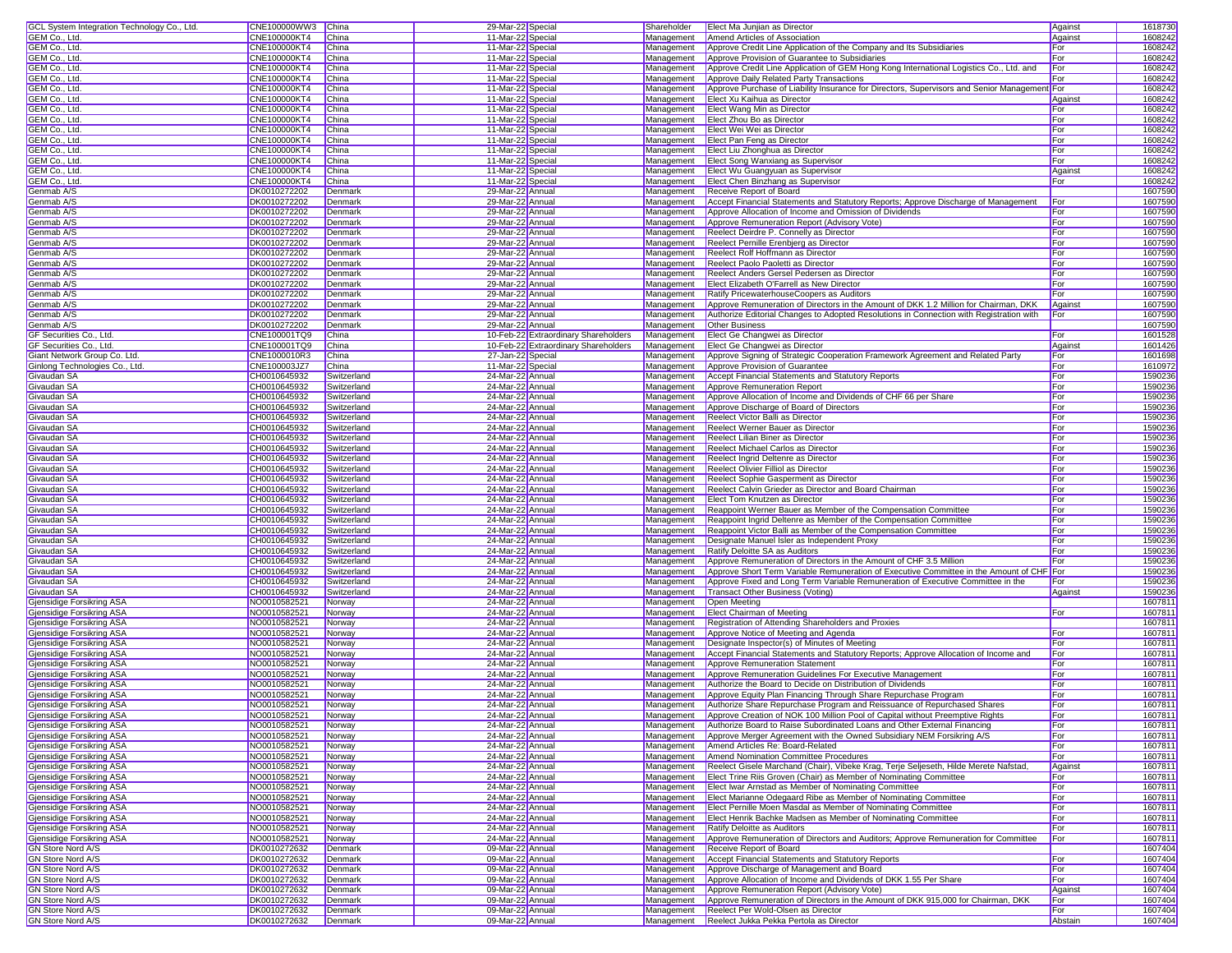| | | | | | | | | |
|---|---|---|---|---|---|---|---|---|
| GCL System Integration Technology Co., Ltd. | CNE100000WW3 | China | 29-Mar-22 | Special | Shareholder | Elect Ma Junjian as Director | Against | 1618730 |
| GEM Co., Ltd. | CNE100000KT4 | China | 11-Mar-22 | Special | Management | Amend Articles of Association | Against | 1608242 |
| GEM Co., Ltd. | CNE100000KT4 | China | 11-Mar-22 | Special | Management | Approve Credit Line Application of the Company and Its Subsidiaries | For | 1608242 |
| GEM Co., Ltd. | CNE100000KT4 | China | 11-Mar-22 | Special | Management | Approve Provision of Guarantee to Subsidiaries | For | 1608242 |
| GEM Co., Ltd. | CNE100000KT4 | China | 11-Mar-22 | Special | Management | Approve Credit Line Application of GEM Hong Kong International Logistics Co., Ltd. and | For | 1608242 |
| GEM Co., Ltd. | CNE100000KT4 | China | 11-Mar-22 | Special | Management | Approve Daily Related Party Transactions | For | 1608242 |
| GEM Co., Ltd. | CNE100000KT4 | China | 11-Mar-22 | Special | Management | Approve Purchase of Liability Insurance for Directors, Supervisors and Senior Management | For | 1608242 |
| GEM Co., Ltd. | CNE100000KT4 | China | 11-Mar-22 | Special | Management | Elect Xu Kaihua as Director | Against | 1608242 |
| GEM Co., Ltd. | CNE100000KT4 | China | 11-Mar-22 | Special | Management | Elect Wang Min as Director | For | 1608242 |
| GEM Co., Ltd. | CNE100000KT4 | China | 11-Mar-22 | Special | Management | Elect Zhou Bo as Director | For | 1608242 |
| GEM Co., Ltd. | CNE100000KT4 | China | 11-Mar-22 | Special | Management | Elect Wei Wei as Director | For | 1608242 |
| GEM Co., Ltd. | CNE100000KT4 | China | 11-Mar-22 | Special | Management | Elect Pan Feng as Director | For | 1608242 |
| GEM Co., Ltd. | CNE100000KT4 | China | 11-Mar-22 | Special | Management | Elect Liu Zhonghua as Director | For | 1608242 |
| GEM Co., Ltd. | CNE100000KT4 | China | 11-Mar-22 | Special | Management | Elect Song Wanxiang as Supervisor | For | 1608242 |
| GEM Co., Ltd. | CNE100000KT4 | China | 11-Mar-22 | Special | Management | Elect Wu Guangyuan as Supervisor | Against | 1608242 |
| GEM Co., Ltd. | CNE100000KT4 | China | 11-Mar-22 | Special | Management | Elect Chen Binzhang as Supervisor | For | 1608242 |
| Genmab A/S | DK0010272202 | Denmark | 29-Mar-22 | Annual | Management | Receive Report of Board | | 1607590 |
| Genmab A/S | DK0010272202 | Denmark | 29-Mar-22 | Annual | Management | Accept Financial Statements and Statutory Reports; Approve Discharge of Management | For | 1607590 |
| Genmab A/S | DK0010272202 | Denmark | 29-Mar-22 | Annual | Management | Approve Allocation of Income and Omission of Dividends | For | 1607590 |
| Genmab A/S | DK0010272202 | Denmark | 29-Mar-22 | Annual | Management | Approve Remuneration Report (Advisory Vote) | For | 1607590 |
| Genmab A/S | DK0010272202 | Denmark | 29-Mar-22 | Annual | Management | Reelect Deirdre P. Connelly as Director | For | 1607590 |
| Genmab A/S | DK0010272202 | Denmark | 29-Mar-22 | Annual | Management | Reelect Pernille Erenbjerg as Director | For | 1607590 |
| Genmab A/S | DK0010272202 | Denmark | 29-Mar-22 | Annual | Management | Reelect Rolf Hoffmann as Director | For | 1607590 |
| Genmab A/S | DK0010272202 | Denmark | 29-Mar-22 | Annual | Management | Reelect Paolo Paoletti as Director | For | 1607590 |
| Genmab A/S | DK0010272202 | Denmark | 29-Mar-22 | Annual | Management | Reelect Anders Gersel Pedersen as Director | For | 1607590 |
| Genmab A/S | DK0010272202 | Denmark | 29-Mar-22 | Annual | Management | Elect Elizabeth O'Farrell as New Director | For | 1607590 |
| Genmab A/S | DK0010272202 | Denmark | 29-Mar-22 | Annual | Management | Ratify PricewaterhouseCoopers as Auditors | For | 1607590 |
| Genmab A/S | DK0010272202 | Denmark | 29-Mar-22 | Annual | Management | Approve Remuneration of Directors in the Amount of DKK 1.2 Million for Chairman, DKK | Against | 1607590 |
| Genmab A/S | DK0010272202 | Denmark | 29-Mar-22 | Annual | Management | Authorize Editorial Changes to Adopted Resolutions in Connection with Registration with | For | 1607590 |
| Genmab A/S | DK0010272202 | Denmark | 29-Mar-22 | Annual | Management | Other Business | | 1607590 |
| GF Securities Co., Ltd. | CNE100001TQ9 | China | 10-Feb-22 | Extraordinary Shareholders | Management | Elect Ge Changwei as Director | For | 1601528 |
| GF Securities Co., Ltd. | CNE100001TQ9 | China | 10-Feb-22 | Extraordinary Shareholders | Management | Elect Ge Changwei as Director | Against | 1601426 |
| Giant Network Group Co. Ltd. | CNE1000010R3 | China | 27-Jan-22 | Special | Management | Approve Signing of Strategic Cooperation Framework Agreement and Related Party | For | 1601698 |
| Ginlong Technologies Co., Ltd. | CNE100003JZ7 | China | 11-Mar-22 | Special | Management | Approve Provision of Guarantee | For | 1610972 |
| Givaudan SA | CH0010645932 | Switzerland | 24-Mar-22 | Annual | Management | Accept Financial Statements and Statutory Reports | For | 1590236 |
| Givaudan SA | CH0010645932 | Switzerland | 24-Mar-22 | Annual | Management | Approve Remuneration Report | For | 1590236 |
| Givaudan SA | CH0010645932 | Switzerland | 24-Mar-22 | Annual | Management | Approve Allocation of Income and Dividends of CHF 66 per Share | For | 1590236 |
| Givaudan SA | CH0010645932 | Switzerland | 24-Mar-22 | Annual | Management | Approve Discharge of Board of Directors | For | 1590236 |
| Givaudan SA | CH0010645932 | Switzerland | 24-Mar-22 | Annual | Management | Reelect Victor Balli as Director | For | 1590236 |
| Givaudan SA | CH0010645932 | Switzerland | 24-Mar-22 | Annual | Management | Reelect Werner Bauer as Director | For | 1590236 |
| Givaudan SA | CH0010645932 | Switzerland | 24-Mar-22 | Annual | Management | Reelect Lilian Biner as Director | For | 1590236 |
| Givaudan SA | CH0010645932 | Switzerland | 24-Mar-22 | Annual | Management | Reelect Michael Carlos as Director | For | 1590236 |
| Givaudan SA | CH0010645932 | Switzerland | 24-Mar-22 | Annual | Management | Reelect Ingrid Deltenre as Director | For | 1590236 |
| Givaudan SA | CH0010645932 | Switzerland | 24-Mar-22 | Annual | Management | Reelect Olivier Filliol as Director | For | 1590236 |
| Givaudan SA | CH0010645932 | Switzerland | 24-Mar-22 | Annual | Management | Reelect Sophie Gasperment as Director | For | 1590236 |
| Givaudan SA | CH0010645932 | Switzerland | 24-Mar-22 | Annual | Management | Reelect Calvin Grieder as Director and Board Chairman | For | 1590236 |
| Givaudan SA | CH0010645932 | Switzerland | 24-Mar-22 | Annual | Management | Elect Tom Knutzen as Director | For | 1590236 |
| Givaudan SA | CH0010645932 | Switzerland | 24-Mar-22 | Annual | Management | Reappoint Werner Bauer as Member of the Compensation Committee | For | 1590236 |
| Givaudan SA | CH0010645932 | Switzerland | 24-Mar-22 | Annual | Management | Reappoint Ingrid Deltenre as Member of the Compensation Committee | For | 1590236 |
| Givaudan SA | CH0010645932 | Switzerland | 24-Mar-22 | Annual | Management | Reappoint Victor Balli as Member of the Compensation Committee | For | 1590236 |
| Givaudan SA | CH0010645932 | Switzerland | 24-Mar-22 | Annual | Management | Designate Manuel Isler as Independent Proxy | For | 1590236 |
| Givaudan SA | CH0010645932 | Switzerland | 24-Mar-22 | Annual | Management | Ratify Deloitte SA as Auditors | For | 1590236 |
| Givaudan SA | CH0010645932 | Switzerland | 24-Mar-22 | Annual | Management | Approve Remuneration of Directors in the Amount of CHF 3.5 Million | For | 1590236 |
| Givaudan SA | CH0010645932 | Switzerland | 24-Mar-22 | Annual | Management | Approve Short Term Variable Remuneration of Executive Committee in the Amount of CHF | For | 1590236 |
| Givaudan SA | CH0010645932 | Switzerland | 24-Mar-22 | Annual | Management | Approve Fixed and Long Term Variable Remuneration of Executive Committee in the | For | 1590236 |
| Givaudan SA | CH0010645932 | Switzerland | 24-Mar-22 | Annual | Management | Transact Other Business (Voting) | Against | 1590236 |
| Gjensidige Forsikring ASA | NO0010582521 | Norway | 24-Mar-22 | Annual | Management | Open Meeting | | 1607811 |
| Gjensidige Forsikring ASA | NO0010582521 | Norway | 24-Mar-22 | Annual | Management | Elect Chairman of Meeting | For | 1607811 |
| Gjensidige Forsikring ASA | NO0010582521 | Norway | 24-Mar-22 | Annual | Management | Registration of Attending Shareholders and Proxies | | 1607811 |
| Gjensidige Forsikring ASA | NO0010582521 | Norway | 24-Mar-22 | Annual | Management | Approve Notice of Meeting and Agenda | For | 1607811 |
| Gjensidige Forsikring ASA | NO0010582521 | Norway | 24-Mar-22 | Annual | Management | Designate Inspector(s) of Minutes of Meeting | For | 1607811 |
| Gjensidige Forsikring ASA | NO0010582521 | Norway | 24-Mar-22 | Annual | Management | Accept Financial Statements and Statutory Reports; Approve Allocation of Income and | For | 1607811 |
| Gjensidige Forsikring ASA | NO0010582521 | Norway | 24-Mar-22 | Annual | Management | Approve Remuneration Statement | For | 1607811 |
| Gjensidige Forsikring ASA | NO0010582521 | Norway | 24-Mar-22 | Annual | Management | Approve Remuneration Guidelines For Executive Management | For | 1607811 |
| Gjensidige Forsikring ASA | NO0010582521 | Norway | 24-Mar-22 | Annual | Management | Authorize the Board to Decide on Distribution of Dividends | For | 1607811 |
| Gjensidige Forsikring ASA | NO0010582521 | Norway | 24-Mar-22 | Annual | Management | Approve Equity Plan Financing Through Share Repurchase Program | For | 1607811 |
| Gjensidige Forsikring ASA | NO0010582521 | Norway | 24-Mar-22 | Annual | Management | Authorize Share Repurchase Program and Reissuance of Repurchased Shares | For | 1607811 |
| Gjensidige Forsikring ASA | NO0010582521 | Norway | 24-Mar-22 | Annual | Management | Approve Creation of NOK 100 Million Pool of Capital without Preemptive Rights | For | 1607811 |
| Gjensidige Forsikring ASA | NO0010582521 | Norway | 24-Mar-22 | Annual | Management | Authorize Board to Raise Subordinated Loans and Other External Financing | For | 1607811 |
| Gjensidige Forsikring ASA | NO0010582521 | Norway | 24-Mar-22 | Annual | Management | Approve Merger Agreement with the Owned Subsidiary NEM Forsikring A/S | For | 1607811 |
| Gjensidige Forsikring ASA | NO0010582521 | Norway | 24-Mar-22 | Annual | Management | Amend Articles Re: Board-Related | For | 1607811 |
| Gjensidige Forsikring ASA | NO0010582521 | Norway | 24-Mar-22 | Annual | Management | Amend Nomination Committee Procedures | For | 1607811 |
| Gjensidige Forsikring ASA | NO0010582521 | Norway | 24-Mar-22 | Annual | Management | Reelect Gisele Marchand (Chair), Vibeke Krag, Terje Seljeseth, Hilde Merete Nafstad, | Against | 1607811 |
| Gjensidige Forsikring ASA | NO0010582521 | Norway | 24-Mar-22 | Annual | Management | Elect Trine Riis Groven (Chair) as Member of Nominating Committee | For | 1607811 |
| Gjensidige Forsikring ASA | NO0010582521 | Norway | 24-Mar-22 | Annual | Management | Elect Iwar Arnstad as Member of Nominating Committee | For | 1607811 |
| Gjensidige Forsikring ASA | NO0010582521 | Norway | 24-Mar-22 | Annual | Management | Elect Marianne Odegaard Ribe as Member of Nominating Committee | For | 1607811 |
| Gjensidige Forsikring ASA | NO0010582521 | Norway | 24-Mar-22 | Annual | Management | Elect Pernille Moen Masdal as Member of Nominating Committee | For | 1607811 |
| Gjensidige Forsikring ASA | NO0010582521 | Norway | 24-Mar-22 | Annual | Management | Elect Henrik Bachke Madsen as Member of Nominating Committee | For | 1607811 |
| Gjensidige Forsikring ASA | NO0010582521 | Norway | 24-Mar-22 | Annual | Management | Ratify Deloitte as Auditors | For | 1607811 |
| Gjensidige Forsikring ASA | NO0010582521 | Norway | 24-Mar-22 | Annual | Management | Approve Remuneration of Directors and Auditors; Approve Remuneration for Committee | For | 1607811 |
| GN Store Nord A/S | DK0010272632 | Denmark | 09-Mar-22 | Annual | Management | Receive Report of Board | | 1607404 |
| GN Store Nord A/S | DK0010272632 | Denmark | 09-Mar-22 | Annual | Management | Accept Financial Statements and Statutory Reports | For | 1607404 |
| GN Store Nord A/S | DK0010272632 | Denmark | 09-Mar-22 | Annual | Management | Approve Discharge of Management and Board | For | 1607404 |
| GN Store Nord A/S | DK0010272632 | Denmark | 09-Mar-22 | Annual | Management | Approve Allocation of Income and Dividends of DKK 1.55 Per Share | For | 1607404 |
| GN Store Nord A/S | DK0010272632 | Denmark | 09-Mar-22 | Annual | Management | Approve Remuneration Report (Advisory Vote) | Against | 1607404 |
| GN Store Nord A/S | DK0010272632 | Denmark | 09-Mar-22 | Annual | Management | Approve Remuneration of Directors in the Amount of DKK 915,000 for Chairman, DKK | For | 1607404 |
| GN Store Nord A/S | DK0010272632 | Denmark | 09-Mar-22 | Annual | Management | Reelect Per Wold-Olsen as Director | For | 1607404 |
| GN Store Nord A/S | DK0010272632 | Denmark | 09-Mar-22 | Annual | Management | Reelect Jukka Pekka Pertola as Director | Abstain | 1607404 |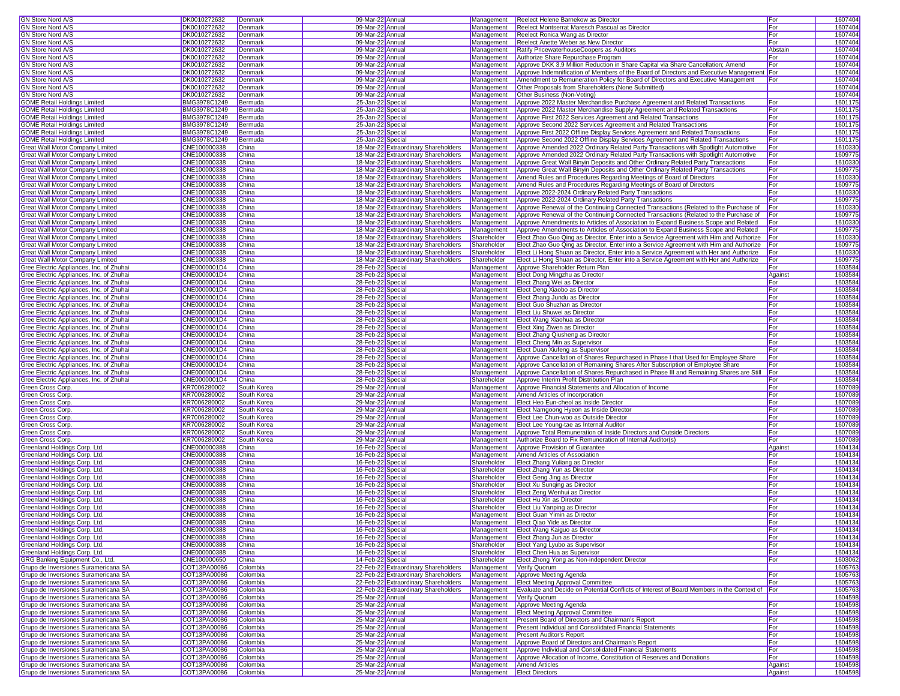| | | | | | | | | |
|---|---|---|---|---|---|---|---|---|
| GN Store Nord A/S | DK0010272632 | Denmark | 09-Mar-22 | Annual | Management | Reelect Helene Barnekow as Director | For | 1607404 |
| GN Store Nord A/S | DK0010272632 | Denmark | 09-Mar-22 | Annual | Management | Reelect Montserrat Maresch Pascual as Director | For | 1607404 |
| GN Store Nord A/S | DK0010272632 | Denmark | 09-Mar-22 | Annual | Management | Reelect Ronica Wang as Director | For | 1607404 |
| GN Store Nord A/S | DK0010272632 | Denmark | 09-Mar-22 | Annual | Management | Reelect Anette Weber as New Director | For | 1607404 |
| GN Store Nord A/S | DK0010272632 | Denmark | 09-Mar-22 | Annual | Management | Ratify PricewaterhouseCoopers as Auditors | Abstain | 1607404 |
| GN Store Nord A/S | DK0010272632 | Denmark | 09-Mar-22 | Annual | Management | Authorize Share Repurchase Program | For | 1607404 |
| GN Store Nord A/S | DK0010272632 | Denmark | 09-Mar-22 | Annual | Management | Approve DKK 3,9 Million Reduction in Share Capital via Share Cancellation; Amend | For | 1607404 |
| GN Store Nord A/S | DK0010272632 | Denmark | 09-Mar-22 | Annual | Management | Approve Indemnification of Members of the Board of Directors and Executive Management | For | 1607404 |
| GN Store Nord A/S | DK0010272632 | Denmark | 09-Mar-22 | Annual | Management | Amendment to Remuneration Policy for Board of Directors and Executive Management | For | 1607404 |
| GN Store Nord A/S | DK0010272632 | Denmark | 09-Mar-22 | Annual | Management | Other Proposals from Shareholders (None Submitted) | | 1607404 |
| GN Store Nord A/S | DK0010272632 | Denmark | 09-Mar-22 | Annual | Management | Other Business (Non-Voting) | | 1607404 |
| GOME Retail Holdings Limited | BMG3978C1249 | Bermuda | 25-Jan-22 | Special | Management | Approve 2022 Master Merchandise Purchase Agreement and Related Transactions | For | 1601175 |
| GOME Retail Holdings Limited | BMG3978C1249 | Bermuda | 25-Jan-22 | Special | Management | Approve 2022 Master Merchandise Supply Agreement and Related Transactions | For | 1601175 |
| GOME Retail Holdings Limited | BMG3978C1249 | Bermuda | 25-Jan-22 | Special | Management | Approve First 2022 Services Agreement and Related Transactions | For | 1601175 |
| GOME Retail Holdings Limited | BMG3978C1249 | Bermuda | 25-Jan-22 | Special | Management | Approve Second 2022 Services Agreement and Related Transactions | For | 1601175 |
| GOME Retail Holdings Limited | BMG3978C1249 | Bermuda | 25-Jan-22 | Special | Management | Approve First 2022 Offline Display Services Agreement and Related Transactions | For | 1601175 |
| GOME Retail Holdings Limited | BMG3978C1249 | Bermuda | 25-Jan-22 | Special | Management | Approve Second 2022 Offline Display Services Agreement and Related Transactions | For | 1601175 |
| Great Wall Motor Company Limited | CNE100000338 | China | 18-Mar-22 | Extraordinary Shareholders | Management | Approve Amended 2022 Ordinary Related Party Transactions with Spotlight Automotive | For | 1610330 |
| Great Wall Motor Company Limited | CNE100000338 | China | 18-Mar-22 | Extraordinary Shareholders | Management | Approve Amended 2022 Ordinary Related Party Transactions with Spotlight Automotive | For | 1609775 |
| Great Wall Motor Company Limited | CNE100000338 | China | 18-Mar-22 | Extraordinary Shareholders | Management | Approve Great Wall Binyin Deposits and Other Ordinary Related Party Transactions | For | 1610330 |
| Great Wall Motor Company Limited | CNE100000338 | China | 18-Mar-22 | Extraordinary Shareholders | Management | Approve Great Wall Binyin Deposits and Other Ordinary Related Party Transactions | For | 1609775 |
| Great Wall Motor Company Limited | CNE100000338 | China | 18-Mar-22 | Extraordinary Shareholders | Management | Amend Rules and Procedures Regarding Meetings of Board of Directors | For | 1610330 |
| Great Wall Motor Company Limited | CNE100000338 | China | 18-Mar-22 | Extraordinary Shareholders | Management | Amend Rules and Procedures Regarding Meetings of Board of Directors | For | 1609775 |
| Great Wall Motor Company Limited | CNE100000338 | China | 18-Mar-22 | Extraordinary Shareholders | Management | Approve 2022-2024 Ordinary Related Party Transactions | For | 1610330 |
| Great Wall Motor Company Limited | CNE100000338 | China | 18-Mar-22 | Extraordinary Shareholders | Management | Approve 2022-2024 Ordinary Related Party Transactions | For | 1609775 |
| Great Wall Motor Company Limited | CNE100000338 | China | 18-Mar-22 | Extraordinary Shareholders | Management | Approve Renewal of the Continuing Connected Transactions (Related to the Purchase of | For | 1610330 |
| Great Wall Motor Company Limited | CNE100000338 | China | 18-Mar-22 | Extraordinary Shareholders | Management | Approve Renewal of the Continuing Connected Transactions (Related to the Purchase of | For | 1609775 |
| Great Wall Motor Company Limited | CNE100000338 | China | 18-Mar-22 | Extraordinary Shareholders | Management | Approve Amendments to Articles of Association to Expand Business Scope and Related | For | 1610330 |
| Great Wall Motor Company Limited | CNE100000338 | China | 18-Mar-22 | Extraordinary Shareholders | Management | Approve Amendments to Articles of Association to Expand Business Scope and Related | For | 1609775 |
| Great Wall Motor Company Limited | CNE100000338 | China | 18-Mar-22 | Extraordinary Shareholders | Shareholder | Elect Zhao Guo Qing as Director, Enter into a Service Agreement with Him and Authorize | For | 1610330 |
| Great Wall Motor Company Limited | CNE100000338 | China | 18-Mar-22 | Extraordinary Shareholders | Shareholder | Elect Zhao Guo Qing as Director, Enter into a Service Agreement with Him and Authorize | For | 1609775 |
| Great Wall Motor Company Limited | CNE100000338 | China | 18-Mar-22 | Extraordinary Shareholders | Shareholder | Elect Li Hong Shuan as Director, Enter into a Service Agreement with Her and Authorize | For | 1610330 |
| Great Wall Motor Company Limited | CNE100000338 | China | 18-Mar-22 | Extraordinary Shareholders | Shareholder | Elect Li Hong Shuan as Director, Enter into a Service Agreement with Her and Authorize | For | 1609775 |
| Gree Electric Appliances, Inc. of Zhuhai | CNE0000001D4 | China | 28-Feb-22 | Special | Management | Approve Shareholder Return Plan | For | 1603584 |
| Gree Electric Appliances, Inc. of Zhuhai | CNE0000001D4 | China | 28-Feb-22 | Special | Management | Elect Dong Mingzhu as Director | Against | 1603584 |
| Gree Electric Appliances, Inc. of Zhuhai | CNE0000001D4 | China | 28-Feb-22 | Special | Management | Elect Zhang Wei as Director | For | 1603584 |
| Gree Electric Appliances, Inc. of Zhuhai | CNE0000001D4 | China | 28-Feb-22 | Special | Management | Elect Deng Xiaobo as Director | For | 1603584 |
| Gree Electric Appliances, Inc. of Zhuhai | CNE0000001D4 | China | 28-Feb-22 | Special | Management | Elect Zhang Jundu as Director | For | 1603584 |
| Gree Electric Appliances, Inc. of Zhuhai | CNE0000001D4 | China | 28-Feb-22 | Special | Management | Elect Guo Shuzhan as Director | For | 1603584 |
| Gree Electric Appliances, Inc. of Zhuhai | CNE0000001D4 | China | 28-Feb-22 | Special | Management | Elect Liu Shuwei as Director | For | 1603584 |
| Gree Electric Appliances, Inc. of Zhuhai | CNE0000001D4 | China | 28-Feb-22 | Special | Management | Elect Wang Xiaohua as Director | For | 1603584 |
| Gree Electric Appliances, Inc. of Zhuhai | CNE0000001D4 | China | 28-Feb-22 | Special | Management | Elect Xing Ziwen as Director | For | 1603584 |
| Gree Electric Appliances, Inc. of Zhuhai | CNE0000001D4 | China | 28-Feb-22 | Special | Management | Elect Zhang Qiusheng as Director | For | 1603584 |
| Gree Electric Appliances, Inc. of Zhuhai | CNE0000001D4 | China | 28-Feb-22 | Special | Management | Elect Cheng Min as Supervisor | For | 1603584 |
| Gree Electric Appliances, Inc. of Zhuhai | CNE0000001D4 | China | 28-Feb-22 | Special | Management | Elect Duan Xiufeng as Supervisor | For | 1603584 |
| Gree Electric Appliances, Inc. of Zhuhai | CNE0000001D4 | China | 28-Feb-22 | Special | Management | Approve Cancellation of Shares Repurchased in Phase I that Used for Employee Share | For | 1603584 |
| Gree Electric Appliances, Inc. of Zhuhai | CNE0000001D4 | China | 28-Feb-22 | Special | Management | Approve Cancellation of Remaining Shares After Subscription of Employee Share | For | 1603584 |
| Gree Electric Appliances, Inc. of Zhuhai | CNE0000001D4 | China | 28-Feb-22 | Special | Management | Approve Cancellation of Shares Repurchased in Phase III and Remaining Shares are Still | For | 1603584 |
| Gree Electric Appliances, Inc. of Zhuhai | CNE0000001D4 | China | 28-Feb-22 | Special | Shareholder | Approve Interim Profit Distribution Plan | For | 1603584 |
| Green Cross Corp. | KR7006280002 | South Korea | 29-Mar-22 | Annual | Management | Approve Financial Statements and Allocation of Income | For | 1607089 |
| Green Cross Corp. | KR7006280002 | South Korea | 29-Mar-22 | Annual | Management | Amend Articles of Incorporation | For | 1607089 |
| Green Cross Corp. | KR7006280002 | South Korea | 29-Mar-22 | Annual | Management | Elect Heo Eun-cheol as Inside Director | For | 1607089 |
| Green Cross Corp. | KR7006280002 | South Korea | 29-Mar-22 | Annual | Management | Elect Namgoong Hyeon as Inside Director | For | 1607089 |
| Green Cross Corp. | KR7006280002 | South Korea | 29-Mar-22 | Annual | Management | Elect Lee Chun-woo as Outside Director | For | 1607089 |
| Green Cross Corp. | KR7006280002 | South Korea | 29-Mar-22 | Annual | Management | Elect Lee Young-tae as Internal Auditor | For | 1607089 |
| Green Cross Corp. | KR7006280002 | South Korea | 29-Mar-22 | Annual | Management | Approve Total Remuneration of Inside Directors and Outside Directors | For | 1607089 |
| Green Cross Corp. | KR7006280002 | South Korea | 29-Mar-22 | Annual | Management | Authorize Board to Fix Remuneration of Internal Auditor(s) | For | 1607089 |
| Greenland Holdings Corp. Ltd. | CNE000000388 | China | 16-Feb-22 | Special | Management | Approve Provision of Guarantee | Against | 1604134 |
| Greenland Holdings Corp. Ltd. | CNE000000388 | China | 16-Feb-22 | Special | Management | Amend Articles of Association | For | 1604134 |
| Greenland Holdings Corp. Ltd. | CNE000000388 | China | 16-Feb-22 | Special | Shareholder | Elect Zhang Yuliang as Director | For | 1604134 |
| Greenland Holdings Corp. Ltd. | CNE000000388 | China | 16-Feb-22 | Special | Shareholder | Elect Zhang Yun as Director | For | 1604134 |
| Greenland Holdings Corp. Ltd. | CNE000000388 | China | 16-Feb-22 | Special | Shareholder | Elect Geng Jing as Director | For | 1604134 |
| Greenland Holdings Corp. Ltd. | CNE000000388 | China | 16-Feb-22 | Special | Shareholder | Elect Xu Sunqing as Director | For | 1604134 |
| Greenland Holdings Corp. Ltd. | CNE000000388 | China | 16-Feb-22 | Special | Shareholder | Elect Zeng Wenhui as Director | For | 1604134 |
| Greenland Holdings Corp. Ltd. | CNE000000388 | China | 16-Feb-22 | Special | Shareholder | Elect Hu Xin as Director | For | 1604134 |
| Greenland Holdings Corp. Ltd. | CNE000000388 | China | 16-Feb-22 | Special | Shareholder | Elect Liu Yanping as Director | For | 1604134 |
| Greenland Holdings Corp. Ltd. | CNE000000388 | China | 16-Feb-22 | Special | Management | Elect Guan Yimin as Director | For | 1604134 |
| Greenland Holdings Corp. Ltd. | CNE000000388 | China | 16-Feb-22 | Special | Management | Elect Qiao Yide as Director | For | 1604134 |
| Greenland Holdings Corp. Ltd. | CNE000000388 | China | 16-Feb-22 | Special | Management | Elect Wang Kaiguo as Director | For | 1604134 |
| Greenland Holdings Corp. Ltd. | CNE000000388 | China | 16-Feb-22 | Special | Management | Elect Zhang Jun as Director | For | 1604134 |
| Greenland Holdings Corp. Ltd. | CNE000000388 | China | 16-Feb-22 | Special | Shareholder | Elect Yang Lyubo as Supervisor | For | 1604134 |
| Greenland Holdings Corp. Ltd. | CNE000000388 | China | 16-Feb-22 | Special | Shareholder | Elect Chen Hua as Supervisor | For | 1604134 |
| GRG Banking Equipment Co., Ltd. | CNE100000650 | China | 14-Feb-22 | Special | Shareholder | Elect Zhong Yong as Non-independent Director | For | 1603062 |
| Grupo de Inversiones Suramericana SA | COT13PA00086 | Colombia | 22-Feb-22 | Extraordinary Shareholders | Management | Verify Quorum | | 1605763 |
| Grupo de Inversiones Suramericana SA | COT13PA00086 | Colombia | 22-Feb-22 | Extraordinary Shareholders | Management | Approve Meeting Agenda | For | 1605763 |
| Grupo de Inversiones Suramericana SA | COT13PA00086 | Colombia | 22-Feb-22 | Extraordinary Shareholders | Management | Elect Meeting Approval Committee | For | 1605763 |
| Grupo de Inversiones Suramericana SA | COT13PA00086 | Colombia | 22-Feb-22 | Extraordinary Shareholders | Management | Evaluate and Decide on Potential Conflicts of Interest of Board Members in the Context of | For | 1605763 |
| Grupo de Inversiones Suramericana SA | COT13PA00086 | Colombia | 25-Mar-22 | Annual | Management | Verify Quorum | | 1604598 |
| Grupo de Inversiones Suramericana SA | COT13PA00086 | Colombia | 25-Mar-22 | Annual | Management | Approve Meeting Agenda | For | 1604598 |
| Grupo de Inversiones Suramericana SA | COT13PA00086 | Colombia | 25-Mar-22 | Annual | Management | Elect Meeting Approval Committee | For | 1604598 |
| Grupo de Inversiones Suramericana SA | COT13PA00086 | Colombia | 25-Mar-22 | Annual | Management | Present Board of Directors and Chairman's Report | For | 1604598 |
| Grupo de Inversiones Suramericana SA | COT13PA00086 | Colombia | 25-Mar-22 | Annual | Management | Present Individual and Consolidated Financial Statements | For | 1604598 |
| Grupo de Inversiones Suramericana SA | COT13PA00086 | Colombia | 25-Mar-22 | Annual | Management | Present Auditor's Report | For | 1604598 |
| Grupo de Inversiones Suramericana SA | COT13PA00086 | Colombia | 25-Mar-22 | Annual | Management | Approve Board of Directors and Chairman's Report | For | 1604598 |
| Grupo de Inversiones Suramericana SA | COT13PA00086 | Colombia | 25-Mar-22 | Annual | Management | Approve Individual and Consolidated Financial Statements | For | 1604598 |
| Grupo de Inversiones Suramericana SA | COT13PA00086 | Colombia | 25-Mar-22 | Annual | Management | Approve Allocation of Income, Constitution of Reserves and Donations | For | 1604598 |
| Grupo de Inversiones Suramericana SA | COT13PA00086 | Colombia | 25-Mar-22 | Annual | Management | Amend Articles | Against | 1604598 |
| Grupo de Inversiones Suramericana SA | COT13PA00086 | Colombia | 25-Mar-22 | Annual | Management | Elect Directors | Against | 1604598 |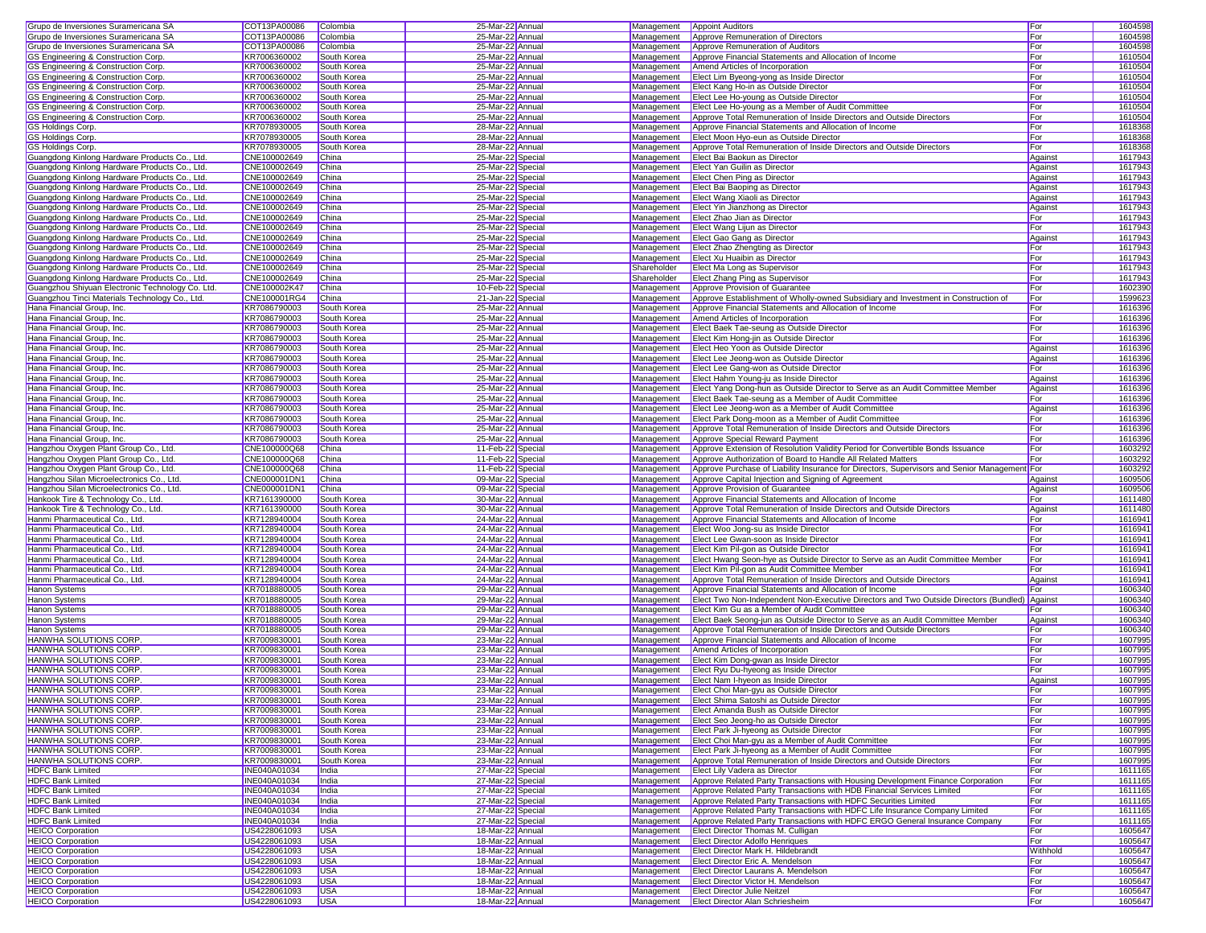| | | | | | | | | |
|---|---|---|---|---|---|---|---|---|
| Grupo de Inversiones Suramericana SA | COT13PA00086 | Colombia | 25-Mar-22 | Annual | Management | Appoint Auditors | For | 1604598 |
| Grupo de Inversiones Suramericana SA | COT13PA00086 | Colombia | 25-Mar-22 | Annual | Management | Approve Remuneration of Directors | For | 1604598 |
| Grupo de Inversiones Suramericana SA | COT13PA00086 | Colombia | 25-Mar-22 | Annual | Management | Approve Remuneration of Auditors | For | 1604598 |
| GS Engineering & Construction Corp. | KR7006360002 | South Korea | 25-Mar-22 | Annual | Management | Approve Financial Statements and Allocation of Income | For | 1610504 |
| GS Engineering & Construction Corp. | KR7006360002 | South Korea | 25-Mar-22 | Annual | Management | Amend Articles of Incorporation | For | 1610504 |
| GS Engineering & Construction Corp. | KR7006360002 | South Korea | 25-Mar-22 | Annual | Management | Elect Lim Byeong-yong as Inside Director | For | 1610504 |
| GS Engineering & Construction Corp. | KR7006360002 | South Korea | 25-Mar-22 | Annual | Management | Elect Kang Ho-in as Outside Director | For | 1610504 |
| GS Engineering & Construction Corp. | KR7006360002 | South Korea | 25-Mar-22 | Annual | Management | Elect Lee Ho-young as Outside Director | For | 1610504 |
| GS Engineering & Construction Corp. | KR7006360002 | South Korea | 25-Mar-22 | Annual | Management | Elect Lee Ho-young as a Member of Audit Committee | For | 1610504 |
| GS Engineering & Construction Corp. | KR7006360002 | South Korea | 25-Mar-22 | Annual | Management | Approve Total Remuneration of Inside Directors and Outside Directors | For | 1610504 |
| GS Holdings Corp. | KR7078930005 | South Korea | 28-Mar-22 | Annual | Management | Approve Financial Statements and Allocation of Income | For | 1618368 |
| GS Holdings Corp. | KR7078930005 | South Korea | 28-Mar-22 | Annual | Management | Elect Moon Hyo-eun as Outside Director | For | 1618368 |
| GS Holdings Corp. | KR7078930005 | South Korea | 28-Mar-22 | Annual | Management | Approve Total Remuneration of Inside Directors and Outside Directors | For | 1618368 |
| Guangdong Kinlong Hardware Products Co., Ltd. | CNE100002649 | China | 25-Mar-22 | Special | Management | Elect Bai Baokun as Director | Against | 1617943 |
| Guangdong Kinlong Hardware Products Co., Ltd. | CNE100002649 | China | 25-Mar-22 | Special | Management | Elect Yan Guilin as Director | Against | 1617943 |
| Guangdong Kinlong Hardware Products Co., Ltd. | CNE100002649 | China | 25-Mar-22 | Special | Management | Elect Chen Ping as Director | Against | 1617943 |
| Guangdong Kinlong Hardware Products Co., Ltd. | CNE100002649 | China | 25-Mar-22 | Special | Management | Elect Bai Baoping as Director | Against | 1617943 |
| Guangdong Kinlong Hardware Products Co., Ltd. | CNE100002649 | China | 25-Mar-22 | Special | Management | Elect Wang Xiaoli as Director | Against | 1617943 |
| Guangdong Kinlong Hardware Products Co., Ltd. | CNE100002649 | China | 25-Mar-22 | Special | Management | Elect Yin Jianzhong as Director | Against | 1617943 |
| Guangdong Kinlong Hardware Products Co., Ltd. | CNE100002649 | China | 25-Mar-22 | Special | Management | Elect Zhao Jian as Director | For | 1617943 |
| Guangdong Kinlong Hardware Products Co., Ltd. | CNE100002649 | China | 25-Mar-22 | Special | Management | Elect Wang Lijun as Director | For | 1617943 |
| Guangdong Kinlong Hardware Products Co., Ltd. | CNE100002649 | China | 25-Mar-22 | Special | Management | Elect Gao Gang as Director | Against | 1617943 |
| Guangdong Kinlong Hardware Products Co., Ltd. | CNE100002649 | China | 25-Mar-22 | Special | Management | Elect Zhao Zhengting as Director | For | 1617943 |
| Guangdong Kinlong Hardware Products Co., Ltd. | CNE100002649 | China | 25-Mar-22 | Special | Management | Elect Xu Huaibin as Director | For | 1617943 |
| Guangdong Kinlong Hardware Products Co., Ltd. | CNE100002649 | China | 25-Mar-22 | Special | Shareholder | Elect Ma Long as Supervisor | For | 1617943 |
| Guangdong Kinlong Hardware Products Co., Ltd. | CNE100002649 | China | 25-Mar-22 | Special | Shareholder | Elect Zhang Ping as Supervisor | For | 1617943 |
| Guangzhou Shiyuan Electronic Technology Co. Ltd. | CNE100002K47 | China | 10-Feb-22 | Special | Management | Approve Provision of Guarantee | For | 1602390 |
| Guangzhou Tinci Materials Technology Co., Ltd. | CNE100001RG4 | China | 21-Jan-22 | Special | Management | Approve Establishment of Wholly-owned Subsidiary and Investment in Construction of | For | 1599623 |
| Hana Financial Group, Inc. | KR7086790003 | South Korea | 25-Mar-22 | Annual | Management | Approve Financial Statements and Allocation of Income | For | 1616396 |
| Hana Financial Group, Inc. | KR7086790003 | South Korea | 25-Mar-22 | Annual | Management | Amend Articles of Incorporation | For | 1616396 |
| Hana Financial Group, Inc. | KR7086790003 | South Korea | 25-Mar-22 | Annual | Management | Elect Baek Tae-seung as Outside Director | For | 1616396 |
| Hana Financial Group, Inc. | KR7086790003 | South Korea | 25-Mar-22 | Annual | Management | Elect Kim Hong-jin as Outside Director | For | 1616396 |
| Hana Financial Group, Inc. | KR7086790003 | South Korea | 25-Mar-22 | Annual | Management | Elect Heo Yoon as Outside Director | Against | 1616396 |
| Hana Financial Group, Inc. | KR7086790003 | South Korea | 25-Mar-22 | Annual | Management | Elect Lee Jeong-won as Outside Director | Against | 1616396 |
| Hana Financial Group, Inc. | KR7086790003 | South Korea | 25-Mar-22 | Annual | Management | Elect Lee Gang-won as Outside Director | For | 1616396 |
| Hana Financial Group, Inc. | KR7086790003 | South Korea | 25-Mar-22 | Annual | Management | Elect Hahm Young-ju as Inside Director | Against | 1616396 |
| Hana Financial Group, Inc. | KR7086790003 | South Korea | 25-Mar-22 | Annual | Management | Elect Yang Dong-hun as Outside Director to Serve as an Audit Committee Member | Against | 1616396 |
| Hana Financial Group, Inc. | KR7086790003 | South Korea | 25-Mar-22 | Annual | Management | Elect Baek Tae-seung as a Member of Audit Committee | For | 1616396 |
| Hana Financial Group, Inc. | KR7086790003 | South Korea | 25-Mar-22 | Annual | Management | Elect Lee Jeong-won as a Member of Audit Committee | Against | 1616396 |
| Hana Financial Group, Inc. | KR7086790003 | South Korea | 25-Mar-22 | Annual | Management | Elect Park Dong-moon as a Member of Audit Committee | For | 1616396 |
| Hana Financial Group, Inc. | KR7086790003 | South Korea | 25-Mar-22 | Annual | Management | Approve Total Remuneration of Inside Directors and Outside Directors | For | 1616396 |
| Hana Financial Group, Inc. | KR7086790003 | South Korea | 25-Mar-22 | Annual | Management | Approve Special Reward Payment | For | 1616396 |
| Hangzhou Oxygen Plant Group Co., Ltd. | CNE100000Q68 | China | 11-Feb-22 | Special | Management | Approve Extension of Resolution Validity Period for Convertible Bonds Issuance | For | 1603292 |
| Hangzhou Oxygen Plant Group Co., Ltd. | CNE100000Q68 | China | 11-Feb-22 | Special | Management | Approve Authorization of Board to Handle All Related Matters | For | 1603292 |
| Hangzhou Oxygen Plant Group Co., Ltd. | CNE100000Q68 | China | 11-Feb-22 | Special | Management | Approve Purchase of Liability Insurance for Directors, Supervisors and Senior Management | For | 1603292 |
| Hangzhou Silan Microelectronics Co., Ltd. | CNE000001DN1 | China | 09-Mar-22 | Special | Management | Approve Capital Injection and Signing of Agreement | Against | 1609506 |
| Hangzhou Silan Microelectronics Co., Ltd. | CNE000001DN1 | China | 09-Mar-22 | Special | Management | Approve Provision of Guarantee | Against | 1609506 |
| Hankook Tire & Technology Co., Ltd. | KR7161390000 | South Korea | 30-Mar-22 | Annual | Management | Approve Financial Statements and Allocation of Income | For | 1611480 |
| Hankook Tire & Technology Co., Ltd. | KR7161390000 | South Korea | 30-Mar-22 | Annual | Management | Approve Total Remuneration of Inside Directors and Outside Directors | Against | 1611480 |
| Hanmi Pharmaceutical Co., Ltd. | KR7128940004 | South Korea | 24-Mar-22 | Annual | Management | Approve Financial Statements and Allocation of Income | For | 1616941 |
| Hanmi Pharmaceutical Co., Ltd. | KR7128940004 | South Korea | 24-Mar-22 | Annual | Management | Elect Woo Jong-su as Inside Director | For | 1616941 |
| Hanmi Pharmaceutical Co., Ltd. | KR7128940004 | South Korea | 24-Mar-22 | Annual | Management | Elect Lee Gwan-soon as Inside Director | For | 1616941 |
| Hanmi Pharmaceutical Co., Ltd. | KR7128940004 | South Korea | 24-Mar-22 | Annual | Management | Elect Kim Pil-gon as Outside Director | For | 1616941 |
| Hanmi Pharmaceutical Co., Ltd. | KR7128940004 | South Korea | 24-Mar-22 | Annual | Management | Elect Hwang Seon-hye as Outside Director to Serve as an Audit Committee Member | For | 1616941 |
| Hanmi Pharmaceutical Co., Ltd. | KR7128940004 | South Korea | 24-Mar-22 | Annual | Management | Elect Kim Pil-gon as Audit Committee Member | For | 1616941 |
| Hanmi Pharmaceutical Co., Ltd. | KR7128940004 | South Korea | 24-Mar-22 | Annual | Management | Approve Total Remuneration of Inside Directors and Outside Directors | Against | 1616941 |
| Hanon Systems | KR7018880005 | South Korea | 29-Mar-22 | Annual | Management | Approve Financial Statements and Allocation of Income | For | 1606340 |
| Hanon Systems | KR7018880005 | South Korea | 29-Mar-22 | Annual | Management | Elect Two Non-Independent Non-Executive Directors and Two Outside Directors (Bundled) | Against | 1606340 |
| Hanon Systems | KR7018880005 | South Korea | 29-Mar-22 | Annual | Management | Elect Kim Gu as a Member of Audit Committee | For | 1606340 |
| Hanon Systems | KR7018880005 | South Korea | 29-Mar-22 | Annual | Management | Elect Baek Seong-jun as Outside Director to Serve as an Audit Committee Member | Against | 1606340 |
| Hanon Systems | KR7018880005 | South Korea | 29-Mar-22 | Annual | Management | Approve Total Remuneration of Inside Directors and Outside Directors | For | 1606340 |
| HANWHA SOLUTIONS CORP. | KR7009830001 | South Korea | 23-Mar-22 | Annual | Management | Approve Financial Statements and Allocation of Income | For | 1607995 |
| HANWHA SOLUTIONS CORP. | KR7009830001 | South Korea | 23-Mar-22 | Annual | Management | Amend Articles of Incorporation | For | 1607995 |
| HANWHA SOLUTIONS CORP. | KR7009830001 | South Korea | 23-Mar-22 | Annual | Management | Elect Kim Dong-gwan as Inside Director | For | 1607995 |
| HANWHA SOLUTIONS CORP. | KR7009830001 | South Korea | 23-Mar-22 | Annual | Management | Elect Ryu Du-hyeong as Inside Director | For | 1607995 |
| HANWHA SOLUTIONS CORP. | KR7009830001 | South Korea | 23-Mar-22 | Annual | Management | Elect Nam I-hyeon as Inside Director | Against | 1607995 |
| HANWHA SOLUTIONS CORP. | KR7009830001 | South Korea | 23-Mar-22 | Annual | Management | Elect Choi Man-gyu as Outside Director | For | 1607995 |
| HANWHA SOLUTIONS CORP. | KR7009830001 | South Korea | 23-Mar-22 | Annual | Management | Elect Shima Satoshi as Outside Director | For | 1607995 |
| HANWHA SOLUTIONS CORP. | KR7009830001 | South Korea | 23-Mar-22 | Annual | Management | Elect Amanda Bush as Outside Director | For | 1607995 |
| HANWHA SOLUTIONS CORP. | KR7009830001 | South Korea | 23-Mar-22 | Annual | Management | Elect Seo Jeong-ho as Outside Director | For | 1607995 |
| HANWHA SOLUTIONS CORP. | KR7009830001 | South Korea | 23-Mar-22 | Annual | Management | Elect Park Ji-hyeong as Outside Director | For | 1607995 |
| HANWHA SOLUTIONS CORP. | KR7009830001 | South Korea | 23-Mar-22 | Annual | Management | Elect Choi Man-gyu as a Member of Audit Committee | For | 1607995 |
| HANWHA SOLUTIONS CORP. | KR7009830001 | South Korea | 23-Mar-22 | Annual | Management | Elect Park Ji-hyeong as a Member of Audit Committee | For | 1607995 |
| HANWHA SOLUTIONS CORP. | KR7009830001 | South Korea | 23-Mar-22 | Annual | Management | Approve Total Remuneration of Inside Directors and Outside Directors | For | 1607995 |
| HDFC Bank Limited | INE040A01034 | India | 27-Mar-22 | Special | Management | Elect Lily Vadera as Director | For | 1611165 |
| HDFC Bank Limited | INE040A01034 | India | 27-Mar-22 | Special | Management | Approve Related Party Transactions with Housing Development Finance Corporation | For | 1611165 |
| HDFC Bank Limited | INE040A01034 | India | 27-Mar-22 | Special | Management | Approve Related Party Transactions with HDB Financial Services Limited | For | 1611165 |
| HDFC Bank Limited | INE040A01034 | India | 27-Mar-22 | Special | Management | Approve Related Party Transactions with HDFC Securities Limited | For | 1611165 |
| HDFC Bank Limited | INE040A01034 | India | 27-Mar-22 | Special | Management | Approve Related Party Transactions with HDFC Life Insurance Company Limited | For | 1611165 |
| HDFC Bank Limited | INE040A01034 | India | 27-Mar-22 | Special | Management | Approve Related Party Transactions with HDFC ERGO General Insurance Company | For | 1611165 |
| HEICO Corporation | US4228061093 | USA | 18-Mar-22 | Annual | Management | Elect Director Thomas M. Culligan | For | 1605647 |
| HEICO Corporation | US4228061093 | USA | 18-Mar-22 | Annual | Management | Elect Director Adolfo Henriques | For | 1605647 |
| HEICO Corporation | US4228061093 | USA | 18-Mar-22 | Annual | Management | Elect Director Mark H. Hildebrandt | Withhold | 1605647 |
| HEICO Corporation | US4228061093 | USA | 18-Mar-22 | Annual | Management | Elect Director Eric A. Mendelson | For | 1605647 |
| HEICO Corporation | US4228061093 | USA | 18-Mar-22 | Annual | Management | Elect Director Laurans A. Mendelson | For | 1605647 |
| HEICO Corporation | US4228061093 | USA | 18-Mar-22 | Annual | Management | Elect Director Victor H. Mendelson | For | 1605647 |
| HEICO Corporation | US4228061093 | USA | 18-Mar-22 | Annual | Management | Elect Director Julie Neitzel | For | 1605647 |
| HEICO Corporation | US4228061093 | USA | 18-Mar-22 | Annual | Management | Elect Director Alan Schriesheim | For | 1605647 |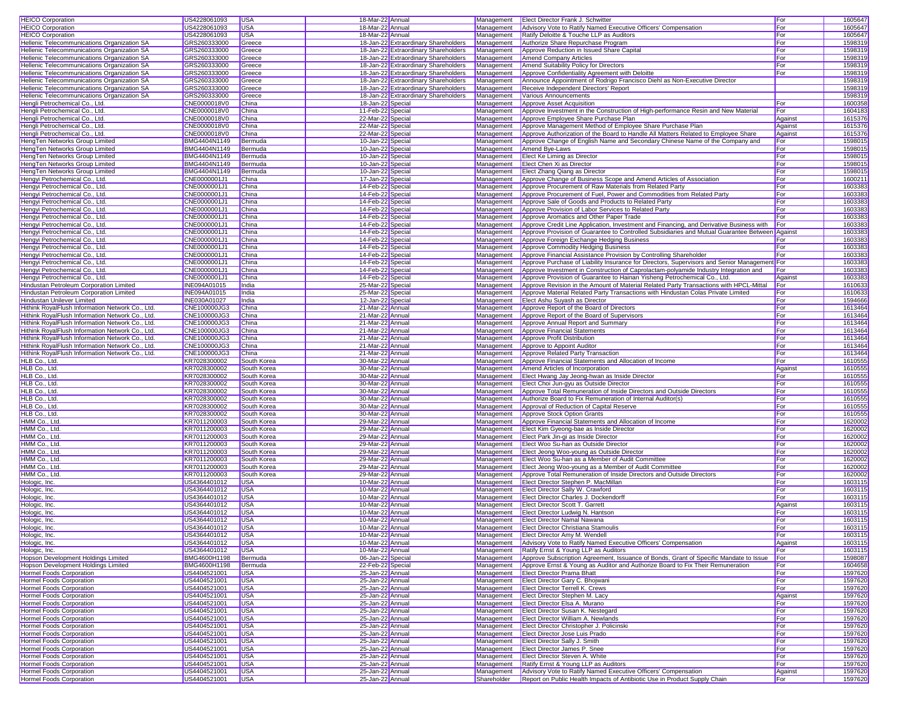| HEICO Corporation | US4228061093 | USA | 18-Mar-22 | Annual | Management | Elect Director Frank J. Schwitter | For | 1605647 |
|---|---|---|---|---|---|---|---|---|
| HEICO Corporation | US4228061093 | USA | 18-Mar-22 | Annual | Management | Advisory Vote to Ratify Named Executive Officers' Compensation | For | 1605647 |
| HEICO Corporation | US4228061093 | USA | 18-Mar-22 | Annual | Management | Ratify Deloitte & Touche LLP as Auditors | For | 1605647 |
| Hellenic Telecommunications Organization SA | GRS260333000 | Greece | 18-Jan-22 | Extraordinary Shareholders | Management | Authorize Share Repurchase Program | For | 1598319 |
| Hellenic Telecommunications Organization SA | GRS260333000 | Greece | 18-Jan-22 | Extraordinary Shareholders | Management | Approve Reduction in Issued Share Capital | For | 1598319 |
| Hellenic Telecommunications Organization SA | GRS260333000 | Greece | 18-Jan-22 | Extraordinary Shareholders | Management | Amend Company Articles | For | 1598319 |
| Hellenic Telecommunications Organization SA | GRS260333000 | Greece | 18-Jan-22 | Extraordinary Shareholders | Management | Amend Suitability Policy for Directors | For | 1598319 |
| Hellenic Telecommunications Organization SA | GRS260333000 | Greece | 18-Jan-22 | Extraordinary Shareholders | Management | Approve Confidentiality Agreement with Deloitte | For | 1598319 |
| Hellenic Telecommunications Organization SA | GRS260333000 | Greece | 18-Jan-22 | Extraordinary Shareholders | Management | Announce Appointment of Rodrigo Francisco Diehl as Non-Executive Director | | 1598319 |
| Hellenic Telecommunications Organization SA | GRS260333000 | Greece | 18-Jan-22 | Extraordinary Shareholders | Management | Receive Independent Directors' Report | | 1598319 |
| Hellenic Telecommunications Organization SA | GRS260333000 | Greece | 18-Jan-22 | Extraordinary Shareholders | Management | Various Announcements | | 1598319 |
| Hengli Petrochemical Co., Ltd. | CNE0000018V0 | China | 18-Jan-22 | Special | Management | Approve Asset Acquisition | For | 1600358 |
| Hengli Petrochemical Co., Ltd. | CNE0000018V0 | China | 11-Feb-22 | Special | Management | Approve Investment in the Construction of High-performance Resin and New Material | For | 1604183 |
| Hengli Petrochemical Co., Ltd. | CNE0000018V0 | China | 22-Mar-22 | Special | Management | Approve Employee Share Purchase Plan | Against | 1615376 |
| Hengli Petrochemical Co., Ltd. | CNE0000018V0 | China | 22-Mar-22 | Special | Management | Approve Management Method of Employee Share Purchase Plan | Against | 1615376 |
| Hengli Petrochemical Co., Ltd. | CNE0000018V0 | China | 22-Mar-22 | Special | Management | Approve Authorization of the Board to Handle All Matters Related to Employee Share | Against | 1615376 |
| HengTen Networks Group Limited | BMG4404N1149 | Bermuda | 10-Jan-22 | Special | Management | Approve Change of English Name and Secondary Chinese Name of the Company and | For | 1598015 |
| HengTen Networks Group Limited | BMG4404N1149 | Bermuda | 10-Jan-22 | Special | Management | Amend Bye-Laws | For | 1598015 |
| HengTen Networks Group Limited | BMG4404N1149 | Bermuda | 10-Jan-22 | Special | Management | Elect Ke Liming as Director | For | 1598015 |
| HengTen Networks Group Limited | BMG4404N1149 | Bermuda | 10-Jan-22 | Special | Management | Elect Chen Xi as Director | For | 1598015 |
| HengTen Networks Group Limited | BMG4404N1149 | Bermuda | 10-Jan-22 | Special | Management | Elect Zhang Qiang as Director | For | 1598015 |
| Hengyi Petrochemical Co., Ltd. | CNE0000001J1 | China | 17-Jan-22 | Special | Management | Approve Change of Business Scope and Amend Articles of Association | For | 1600211 |
| Hengyi Petrochemical Co., Ltd. | CNE0000001J1 | China | 14-Feb-22 | Special | Management | Approve Procurement of Raw Materials from Related Party | For | 1603383 |
| Hengyi Petrochemical Co., Ltd. | CNE0000001J1 | China | 14-Feb-22 | Special | Management | Approve Procurement of Fuel, Power and Commodities from Related Party | For | 1603383 |
| Hengyi Petrochemical Co., Ltd. | CNE0000001J1 | China | 14-Feb-22 | Special | Management | Approve Sale of Goods and Products to Related Party | For | 1603383 |
| Hengyi Petrochemical Co., Ltd. | CNE0000001J1 | China | 14-Feb-22 | Special | Management | Approve Provision of Labor Services to Related Party | For | 1603383 |
| Hengyi Petrochemical Co., Ltd. | CNE0000001J1 | China | 14-Feb-22 | Special | Management | Approve Aromatics and Other Paper Trade | For | 1603383 |
| Hengyi Petrochemical Co., Ltd. | CNE0000001J1 | China | 14-Feb-22 | Special | Management | Approve Credit Line Application, Investment and Financing, and Derivative Business with | For | 1603383 |
| Hengyi Petrochemical Co., Ltd. | CNE0000001J1 | China | 14-Feb-22 | Special | Management | Approve Provision of Guarantee to Controlled Subsidiaries and Mutual Guarantee Between | Against | 1603383 |
| Hengyi Petrochemical Co., Ltd. | CNE0000001J1 | China | 14-Feb-22 | Special | Management | Approve Foreign Exchange Hedging Business | For | 1603383 |
| Hengyi Petrochemical Co., Ltd. | CNE0000001J1 | China | 14-Feb-22 | Special | Management | Approve Commodity Hedging Business | For | 1603383 |
| Hengyi Petrochemical Co., Ltd. | CNE0000001J1 | China | 14-Feb-22 | Special | Management | Approve Financial Assistance Provision by Controlling Shareholder | For | 1603383 |
| Hengyi Petrochemical Co., Ltd. | CNE0000001J1 | China | 14-Feb-22 | Special | Management | Approve Purchase of Liability Insurance for Directors, Supervisors and Senior Management | For | 1603383 |
| Hengyi Petrochemical Co., Ltd. | CNE0000001J1 | China | 14-Feb-22 | Special | Management | Approve Investment in Construction of Caprolactam-polyamide Industry Integration and | For | 1603383 |
| Hengyi Petrochemical Co., Ltd. | CNE0000001J1 | China | 14-Feb-22 | Special | Management | Approve Provision of Guarantee to Hainan Yisheng Petrochemical Co., Ltd. | Against | 1603383 |
| Hindustan Petroleum Corporation Limited | INE094A01015 | India | 25-Mar-22 | Special | Management | Approve Revision in the Amount of Material Related Party Transactions with HPCL-Mittal | For | 1610633 |
| Hindustan Petroleum Corporation Limited | INE094A01015 | India | 25-Mar-22 | Special | Management | Approve Material Related Party Transactions with Hindustan Colas Private Limited | For | 1610633 |
| Hindustan Unilever Limited | INE030A01027 | India | 12-Jan-22 | Special | Management | Elect Ashu Suyash as Director | For | 1594666 |
| Hithink RoyalFlush Information Network Co., Ltd. | CNE100000JG3 | China | 21-Mar-22 | Annual | Management | Approve Report of the Board of Directors | For | 1613464 |
| Hithink RoyalFlush Information Network Co., Ltd. | CNE100000JG3 | China | 21-Mar-22 | Annual | Management | Approve Report of the Board of Supervisors | For | 1613464 |
| Hithink RoyalFlush Information Network Co., Ltd. | CNE100000JG3 | China | 21-Mar-22 | Annual | Management | Approve Annual Report and Summary | For | 1613464 |
| Hithink RoyalFlush Information Network Co., Ltd. | CNE100000JG3 | China | 21-Mar-22 | Annual | Management | Approve Financial Statements | For | 1613464 |
| Hithink RoyalFlush Information Network Co., Ltd. | CNE100000JG3 | China | 21-Mar-22 | Annual | Management | Approve Profit Distribution | For | 1613464 |
| Hithink RoyalFlush Information Network Co., Ltd. | CNE100000JG3 | China | 21-Mar-22 | Annual | Management | Approve to Appoint Auditor | For | 1613464 |
| Hithink RoyalFlush Information Network Co., Ltd. | CNE100000JG3 | China | 21-Mar-22 | Annual | Management | Approve Related Party Transaction | For | 1613464 |
| HLB Co., Ltd. | KR7028300002 | South Korea | 30-Mar-22 | Annual | Management | Approve Financial Statements and Allocation of Income | For | 1610555 |
| HLB Co., Ltd. | KR7028300002 | South Korea | 30-Mar-22 | Annual | Management | Amend Articles of Incorporation | Against | 1610555 |
| HLB Co., Ltd. | KR7028300002 | South Korea | 30-Mar-22 | Annual | Management | Elect Hwang Jay Jeong-hwan as Inside Director | For | 1610555 |
| HLB Co., Ltd. | KR7028300002 | South Korea | 30-Mar-22 | Annual | Management | Elect Choi Jun-gyu as Outside Director | For | 1610555 |
| HLB Co., Ltd. | KR7028300002 | South Korea | 30-Mar-22 | Annual | Management | Approve Total Remuneration of Inside Directors and Outside Directors | For | 1610555 |
| HLB Co., Ltd. | KR7028300002 | South Korea | 30-Mar-22 | Annual | Management | Authorize Board to Fix Remuneration of Internal Auditor(s) | For | 1610555 |
| HLB Co., Ltd. | KR7028300002 | South Korea | 30-Mar-22 | Annual | Management | Approval of Reduction of Capital Reserve | For | 1610555 |
| HLB Co., Ltd. | KR7028300002 | South Korea | 30-Mar-22 | Annual | Management | Approve Stock Option Grants | For | 1610555 |
| HMM Co., Ltd. | KR7011200003 | South Korea | 29-Mar-22 | Annual | Management | Approve Financial Statements and Allocation of Income | For | 1620002 |
| HMM Co., Ltd. | KR7011200003 | South Korea | 29-Mar-22 | Annual | Management | Elect Kim Gyeong-bae as Inside Director | For | 1620002 |
| HMM Co., Ltd. | KR7011200003 | South Korea | 29-Mar-22 | Annual | Management | Elect Park Jin-gi as Inside Director | For | 1620002 |
| HMM Co., Ltd. | KR7011200003 | South Korea | 29-Mar-22 | Annual | Management | Elect Woo Su-han as Outside Director | For | 1620002 |
| HMM Co., Ltd. | KR7011200003 | South Korea | 29-Mar-22 | Annual | Management | Elect Jeong Woo-young as Outside Director | For | 1620002 |
| HMM Co., Ltd. | KR7011200003 | South Korea | 29-Mar-22 | Annual | Management | Elect Woo Su-han as a Member of Audit Committee | For | 1620002 |
| HMM Co., Ltd. | KR7011200003 | South Korea | 29-Mar-22 | Annual | Management | Elect Jeong Woo-young as a Member of Audit Committee | For | 1620002 |
| HMM Co., Ltd. | KR7011200003 | South Korea | 29-Mar-22 | Annual | Management | Approve Total Remuneration of Inside Directors and Outside Directors | For | 1620002 |
| Hologic, Inc. | US4364401012 | USA | 10-Mar-22 | Annual | Management | Elect Director Stephen P. MacMillan | For | 1603115 |
| Hologic, Inc. | US4364401012 | USA | 10-Mar-22 | Annual | Management | Elect Director Sally W. Crawford | For | 1603115 |
| Hologic, Inc. | US4364401012 | USA | 10-Mar-22 | Annual | Management | Elect Director Charles J. Dockendorff | For | 1603115 |
| Hologic, Inc. | US4364401012 | USA | 10-Mar-22 | Annual | Management | Elect Director Scott T. Garrett | Against | 1603115 |
| Hologic, Inc. | US4364401012 | USA | 10-Mar-22 | Annual | Management | Elect Director Ludwig N. Hantson | For | 1603115 |
| Hologic, Inc. | US4364401012 | USA | 10-Mar-22 | Annual | Management | Elect Director Namal Nawana | For | 1603115 |
| Hologic, Inc. | US4364401012 | USA | 10-Mar-22 | Annual | Management | Elect Director Christiana Stamoulis | For | 1603115 |
| Hologic, Inc. | US4364401012 | USA | 10-Mar-22 | Annual | Management | Elect Director Amy M. Wendell | For | 1603115 |
| Hologic, Inc. | US4364401012 | USA | 10-Mar-22 | Annual | Management | Advisory Vote to Ratify Named Executive Officers' Compensation | Against | 1603115 |
| Hologic, Inc. | US4364401012 | USA | 10-Mar-22 | Annual | Management | Ratify Ernst & Young LLP as Auditors | For | 1603115 |
| Hopson Development Holdings Limited | BMG4600H1198 | Bermuda | 06-Jan-22 | Special | Management | Approve Subscription Agreement, Issuance of Bonds, Grant of Specific Mandate to Issue | For | 1598087 |
| Hopson Development Holdings Limited | BMG4600H1198 | Bermuda | 22-Feb-22 | Special | Management | Approve Ernst & Young as Auditor and Authorize Board to Fix Their Remuneration | For | 1604658 |
| Hormel Foods Corporation | US4404521001 | USA | 25-Jan-22 | Annual | Management | Elect Director Prama Bhatt | For | 1597620 |
| Hormel Foods Corporation | US4404521001 | USA | 25-Jan-22 | Annual | Management | Elect Director Gary C. Bhojwani | For | 1597620 |
| Hormel Foods Corporation | US4404521001 | USA | 25-Jan-22 | Annual | Management | Elect Director Terrell K. Crews | For | 1597620 |
| Hormel Foods Corporation | US4404521001 | USA | 25-Jan-22 | Annual | Management | Elect Director Stephen M. Lacy | Against | 1597620 |
| Hormel Foods Corporation | US4404521001 | USA | 25-Jan-22 | Annual | Management | Elect Director Elsa A. Murano | For | 1597620 |
| Hormel Foods Corporation | US4404521001 | USA | 25-Jan-22 | Annual | Management | Elect Director Susan K. Nestegard | For | 1597620 |
| Hormel Foods Corporation | US4404521001 | USA | 25-Jan-22 | Annual | Management | Elect Director William A. Newlands | For | 1597620 |
| Hormel Foods Corporation | US4404521001 | USA | 25-Jan-22 | Annual | Management | Elect Director Christopher J. Policinski | For | 1597620 |
| Hormel Foods Corporation | US4404521001 | USA | 25-Jan-22 | Annual | Management | Elect Director Jose Luis Prado | For | 1597620 |
| Hormel Foods Corporation | US4404521001 | USA | 25-Jan-22 | Annual | Management | Elect Director Sally J. Smith | For | 1597620 |
| Hormel Foods Corporation | US4404521001 | USA | 25-Jan-22 | Annual | Management | Elect Director James P. Snee | For | 1597620 |
| Hormel Foods Corporation | US4404521001 | USA | 25-Jan-22 | Annual | Management | Elect Director Steven A. White | For | 1597620 |
| Hormel Foods Corporation | US4404521001 | USA | 25-Jan-22 | Annual | Management | Ratify Ernst & Young LLP as Auditors | For | 1597620 |
| Hormel Foods Corporation | US4404521001 | USA | 25-Jan-22 | Annual | Management | Advisory Vote to Ratify Named Executive Officers' Compensation | Against | 1597620 |
| Hormel Foods Corporation | US4404521001 | USA | 25-Jan-22 | Annual | Shareholder | Report on Public Health Impacts of Antibiotic Use in Product Supply Chain | For | 1597620 |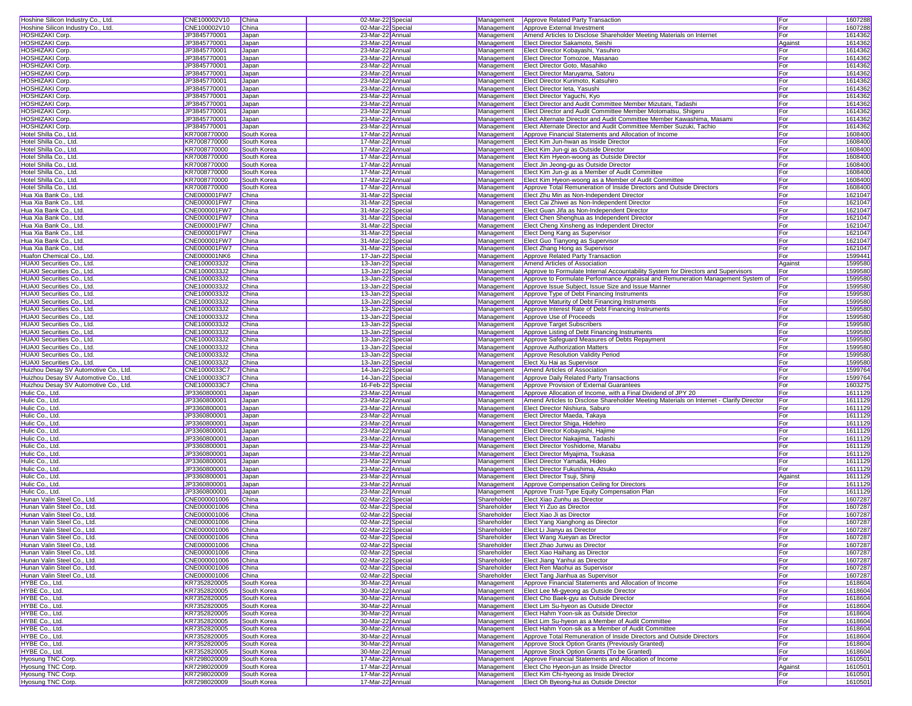| | | | | | | | | |
|---|---|---|---|---|---|---|---|---|
| Hoshine Silicon Industry Co., Ltd. | CNE100002V10 | China | 02-Mar-22 | Special | Management | Approve Related Party Transaction | For | 1607288 |
| Hoshine Silicon Industry Co., Ltd. | CNE100002V10 | China | 02-Mar-22 | Special | Management | Approve External Investment | For | 1607288 |
| HOSHIZAKI Corp. | JP3845770001 | Japan | 23-Mar-22 | Annual | Management | Amend Articles to Disclose Shareholder Meeting Materials on Internet | For | 1614362 |
| HOSHIZAKI Corp. | JP3845770001 | Japan | 23-Mar-22 | Annual | Management | Elect Director Sakamoto, Seishi | Against | 1614362 |
| HOSHIZAKI Corp. | JP3845770001 | Japan | 23-Mar-22 | Annual | Management | Elect Director Kobayashi, Yasuhiro | For | 1614362 |
| HOSHIZAKI Corp. | JP3845770001 | Japan | 23-Mar-22 | Annual | Management | Elect Director Tomozoe, Masanao | For | 1614362 |
| HOSHIZAKI Corp. | JP3845770001 | Japan | 23-Mar-22 | Annual | Management | Elect Director Goto, Masahiko | For | 1614362 |
| HOSHIZAKI Corp. | JP3845770001 | Japan | 23-Mar-22 | Annual | Management | Elect Director Maruyama, Satoru | For | 1614362 |
| HOSHIZAKI Corp. | JP3845770001 | Japan | 23-Mar-22 | Annual | Management | Elect Director Kurimoto, Katsuhiro | For | 1614362 |
| HOSHIZAKI Corp. | JP3845770001 | Japan | 23-Mar-22 | Annual | Management | Elect Director Ieta, Yasushi | For | 1614362 |
| HOSHIZAKI Corp. | JP3845770001 | Japan | 23-Mar-22 | Annual | Management | Elect Director Yaguchi, Kyo | For | 1614362 |
| HOSHIZAKI Corp. | JP3845770001 | Japan | 23-Mar-22 | Annual | Management | Elect Director and Audit Committee Member Mizutani, Tadashi | For | 1614362 |
| HOSHIZAKI Corp. | JP3845770001 | Japan | 23-Mar-22 | Annual | Management | Elect Director and Audit Committee Member Motomatsu, Shigeru | For | 1614362 |
| HOSHIZAKI Corp. | JP3845770001 | Japan | 23-Mar-22 | Annual | Management | Elect Alternate Director and Audit Committee Member Kawashima, Masami | For | 1614362 |
| HOSHIZAKI Corp. | JP3845770001 | Japan | 23-Mar-22 | Annual | Management | Elect Alternate Director and Audit Committee Member Suzuki, Tachio | For | 1614362 |
| Hotel Shilla Co., Ltd. | KR7008770000 | South Korea | 17-Mar-22 | Annual | Management | Approve Financial Statements and Allocation of Income | For | 1608400 |
| Hotel Shilla Co., Ltd. | KR7008770000 | South Korea | 17-Mar-22 | Annual | Management | Elect Kim Jun-hwan as Inside Director | For | 1608400 |
| Hotel Shilla Co., Ltd. | KR7008770000 | South Korea | 17-Mar-22 | Annual | Management | Elect Kim Jun-gi as Outside Director | For | 1608400 |
| Hotel Shilla Co., Ltd. | KR7008770000 | South Korea | 17-Mar-22 | Annual | Management | Elect Kim Hyeon-woong as Outside Director | For | 1608400 |
| Hotel Shilla Co., Ltd. | KR7008770000 | South Korea | 17-Mar-22 | Annual | Management | Elect Jin Jeong-gu as Outside Director | For | 1608400 |
| Hotel Shilla Co., Ltd. | KR7008770000 | South Korea | 17-Mar-22 | Annual | Management | Elect Kim Jun-gi as a Member of Audit Committee | For | 1608400 |
| Hotel Shilla Co., Ltd. | KR7008770000 | South Korea | 17-Mar-22 | Annual | Management | Elect Kim Hyeon-woong as a Member of Audit Committee | For | 1608400 |
| Hotel Shilla Co., Ltd. | KR7008770000 | South Korea | 17-Mar-22 | Annual | Management | Approve Total Remuneration of Inside Directors and Outside Directors | For | 1608400 |
| Hua Xia Bank Co., Ltd. | CNE000001FW7 | China | 31-Mar-22 | Special | Management | Elect Zhu Min as Non-Independent Director | For | 1621047 |
| Hua Xia Bank Co., Ltd. | CNE000001FW7 | China | 31-Mar-22 | Special | Management | Elect Cai Zhiwei as Non-Independent Director | For | 1621047 |
| Hua Xia Bank Co., Ltd. | CNE000001FW7 | China | 31-Mar-22 | Special | Management | Elect Guan Jifa as Non-Independent Director | For | 1621047 |
| Hua Xia Bank Co., Ltd. | CNE000001FW7 | China | 31-Mar-22 | Special | Management | Elect Chen Shenghua as Independent Director | For | 1621047 |
| Hua Xia Bank Co., Ltd. | CNE000001FW7 | China | 31-Mar-22 | Special | Management | Elect Cheng Xinsheng as Independent Director | For | 1621047 |
| Hua Xia Bank Co., Ltd. | CNE000001FW7 | China | 31-Mar-22 | Special | Management | Elect Deng Kang as Supervisor | For | 1621047 |
| Hua Xia Bank Co., Ltd. | CNE000001FW7 | China | 31-Mar-22 | Special | Management | Elect Guo Tianyong as Supervisor | For | 1621047 |
| Hua Xia Bank Co., Ltd. | CNE000001FW7 | China | 31-Mar-22 | Special | Management | Elect Zhang Hong as Supervisor | For | 1621047 |
| Huafon Chemical Co., Ltd. | CNE000001NK6 | China | 17-Jan-22 | Special | Management | Approve Related Party Transaction | For | 1599441 |
| HUAXI Securities Co., Ltd. | CNE1000033J2 | China | 13-Jan-22 | Special | Management | Amend Articles of Association | Against | 1599580 |
| HUAXI Securities Co., Ltd. | CNE1000033J2 | China | 13-Jan-22 | Special | Management | Approve to Formulate Internal Accountability System for Directors and Supervisors | For | 1599580 |
| HUAXI Securities Co., Ltd. | CNE1000033J2 | China | 13-Jan-22 | Special | Management | Approve to Formulate Performance Appraisal and Remuneration Management System of | For | 1599580 |
| HUAXI Securities Co., Ltd. | CNE1000033J2 | China | 13-Jan-22 | Special | Management | Approve Issue Subject, Issue Size and Issue Manner | For | 1599580 |
| HUAXI Securities Co., Ltd. | CNE1000033J2 | China | 13-Jan-22 | Special | Management | Approve Type of Debt Financing Instruments | For | 1599580 |
| HUAXI Securities Co., Ltd. | CNE1000033J2 | China | 13-Jan-22 | Special | Management | Approve Maturity of Debt Financing Instruments | For | 1599580 |
| HUAXI Securities Co., Ltd. | CNE1000033J2 | China | 13-Jan-22 | Special | Management | Approve Interest Rate of Debt Financing Instruments | For | 1599580 |
| HUAXI Securities Co., Ltd. | CNE1000033J2 | China | 13-Jan-22 | Special | Management | Approve Use of Proceeds | For | 1599580 |
| HUAXI Securities Co., Ltd. | CNE1000033J2 | China | 13-Jan-22 | Special | Management | Approve Target Subscribers | For | 1599580 |
| HUAXI Securities Co., Ltd. | CNE1000033J2 | China | 13-Jan-22 | Special | Management | Approve Listing of Debt Financing Instruments | For | 1599580 |
| HUAXI Securities Co., Ltd. | CNE1000033J2 | China | 13-Jan-22 | Special | Management | Approve Safeguard Measures of Debts Repayment | For | 1599580 |
| HUAXI Securities Co., Ltd. | CNE1000033J2 | China | 13-Jan-22 | Special | Management | Approve Authorization Matters | For | 1599580 |
| HUAXI Securities Co., Ltd. | CNE1000033J2 | China | 13-Jan-22 | Special | Management | Approve Resolution Validity Period | For | 1599580 |
| HUAXI Securities Co., Ltd. | CNE1000033J2 | China | 13-Jan-22 | Special | Management | Elect Xu Hai as Supervisor | For | 1599580 |
| Huizhou Desay SV Automotive Co., Ltd. | CNE1000033C7 | China | 14-Jan-22 | Special | Management | Amend Articles of Association | For | 1599764 |
| Huizhou Desay SV Automotive Co., Ltd. | CNE1000033C7 | China | 14-Jan-22 | Special | Management | Approve Daily Related Party Transactions | For | 1599764 |
| Huizhou Desay SV Automotive Co., Ltd. | CNE1000033C7 | China | 16-Feb-22 | Special | Management | Approve Provision of External Guarantees | For | 1603275 |
| Hulic Co., Ltd. | JP3360800001 | Japan | 23-Mar-22 | Annual | Management | Approve Allocation of Income, with a Final Dividend of JPY 20 | For | 1611129 |
| Hulic Co., Ltd. | JP3360800001 | Japan | 23-Mar-22 | Annual | Management | Amend Articles to Disclose Shareholder Meeting Materials on Internet - Clarify Director | For | 1611129 |
| Hulic Co., Ltd. | JP3360800001 | Japan | 23-Mar-22 | Annual | Management | Elect Director Nishiura, Saburo | For | 1611129 |
| Hulic Co., Ltd. | JP3360800001 | Japan | 23-Mar-22 | Annual | Management | Elect Director Maeda, Takaya | For | 1611129 |
| Hulic Co., Ltd. | JP3360800001 | Japan | 23-Mar-22 | Annual | Management | Elect Director Shiga, Hidehiro | For | 1611129 |
| Hulic Co., Ltd. | JP3360800001 | Japan | 23-Mar-22 | Annual | Management | Elect Director Kobayashi, Hajime | For | 1611129 |
| Hulic Co., Ltd. | JP3360800001 | Japan | 23-Mar-22 | Annual | Management | Elect Director Nakajima, Tadashi | For | 1611129 |
| Hulic Co., Ltd. | JP3360800001 | Japan | 23-Mar-22 | Annual | Management | Elect Director Yoshidome, Manabu | For | 1611129 |
| Hulic Co., Ltd. | JP3360800001 | Japan | 23-Mar-22 | Annual | Management | Elect Director Miyajima, Tsukasa | For | 1611129 |
| Hulic Co., Ltd. | JP3360800001 | Japan | 23-Mar-22 | Annual | Management | Elect Director Yamada, Hideo | For | 1611129 |
| Hulic Co., Ltd. | JP3360800001 | Japan | 23-Mar-22 | Annual | Management | Elect Director Fukushima, Atsuko | For | 1611129 |
| Hulic Co., Ltd. | JP3360800001 | Japan | 23-Mar-22 | Annual | Management | Elect Director Tsuji, Shinji | Against | 1611129 |
| Hulic Co., Ltd. | JP3360800001 | Japan | 23-Mar-22 | Annual | Management | Approve Compensation Ceiling for Directors | For | 1611129 |
| Hulic Co., Ltd. | JP3360800001 | Japan | 23-Mar-22 | Annual | Management | Approve Trust-Type Equity Compensation Plan | For | 1611129 |
| Hunan Valin Steel Co., Ltd. | CNE000001006 | China | 02-Mar-22 | Special | Shareholder | Elect Xiao Zunhu as Director | For | 1607287 |
| Hunan Valin Steel Co., Ltd. | CNE000001006 | China | 02-Mar-22 | Special | Shareholder | Elect Yi Zuo as Director | For | 1607287 |
| Hunan Valin Steel Co., Ltd. | CNE000001006 | China | 02-Mar-22 | Special | Shareholder | Elect Xiao Ji as Director | For | 1607287 |
| Hunan Valin Steel Co., Ltd. | CNE000001006 | China | 02-Mar-22 | Special | Shareholder | Elect Yang Xianghong as Director | For | 1607287 |
| Hunan Valin Steel Co., Ltd. | CNE000001006 | China | 02-Mar-22 | Special | Shareholder | Elect Li Jianyu as Director | For | 1607287 |
| Hunan Valin Steel Co., Ltd. | CNE000001006 | China | 02-Mar-22 | Special | Shareholder | Elect Wang Xueyan as Director | For | 1607287 |
| Hunan Valin Steel Co., Ltd. | CNE000001006 | China | 02-Mar-22 | Special | Shareholder | Elect Zhao Junwu as Director | For | 1607287 |
| Hunan Valin Steel Co., Ltd. | CNE000001006 | China | 02-Mar-22 | Special | Shareholder | Elect Xiao Haihang as Director | For | 1607287 |
| Hunan Valin Steel Co., Ltd. | CNE000001006 | China | 02-Mar-22 | Special | Shareholder | Elect Jiang Yanhui as Director | For | 1607287 |
| Hunan Valin Steel Co., Ltd. | CNE000001006 | China | 02-Mar-22 | Special | Shareholder | Elect Ren Maohui as Supervisor | For | 1607287 |
| Hunan Valin Steel Co., Ltd. | CNE000001006 | China | 02-Mar-22 | Special | Shareholder | Elect Tang Jianhua as Supervisor | For | 1607287 |
| HYBE Co., Ltd. | KR7352820005 | South Korea | 30-Mar-22 | Annual | Management | Approve Financial Statements and Allocation of Income | For | 1618604 |
| HYBE Co., Ltd. | KR7352820005 | South Korea | 30-Mar-22 | Annual | Management | Elect Lee Mi-gyeong as Outside Director | For | 1618604 |
| HYBE Co., Ltd. | KR7352820005 | South Korea | 30-Mar-22 | Annual | Management | Elect Cho Baek-gyu as Outside Director | For | 1618604 |
| HYBE Co., Ltd. | KR7352820005 | South Korea | 30-Mar-22 | Annual | Management | Elect Lim Su-hyeon as Outside Director | For | 1618604 |
| HYBE Co., Ltd. | KR7352820005 | South Korea | 30-Mar-22 | Annual | Management | Elect Hahm Yoon-sik as Outside Director | For | 1618604 |
| HYBE Co., Ltd. | KR7352820005 | South Korea | 30-Mar-22 | Annual | Management | Elect Lim Su-hyeon as a Member of Audit Committee | For | 1618604 |
| HYBE Co., Ltd. | KR7352820005 | South Korea | 30-Mar-22 | Annual | Management | Elect Hahm Yoon-sik as a Member of Audit Committee | For | 1618604 |
| HYBE Co., Ltd. | KR7352820005 | South Korea | 30-Mar-22 | Annual | Management | Approve Total Remuneration of Inside Directors and Outside Directors | For | 1618604 |
| HYBE Co., Ltd. | KR7352820005 | South Korea | 30-Mar-22 | Annual | Management | Approve Stock Option Grants (Previously Granted) | For | 1618604 |
| HYBE Co., Ltd. | KR7352820005 | South Korea | 30-Mar-22 | Annual | Management | Approve Stock Option Grants (To be Granted) | For | 1618604 |
| Hyosung TNC Corp. | KR7298020009 | South Korea | 17-Mar-22 | Annual | Management | Approve Financial Statements and Allocation of Income | For | 1610501 |
| Hyosung TNC Corp. | KR7298020009 | South Korea | 17-Mar-22 | Annual | Management | Elect Cho Hyeon-jun as Inside Director | Against | 1610501 |
| Hyosung TNC Corp. | KR7298020009 | South Korea | 17-Mar-22 | Annual | Management | Elect Kim Chi-hyeong as Inside Director | For | 1610501 |
| Hyosung TNC Corp. | KR7298020009 | South Korea | 17-Mar-22 | Annual | Management | Elect Oh Byeong-hui as Outside Director | For | 1610501 |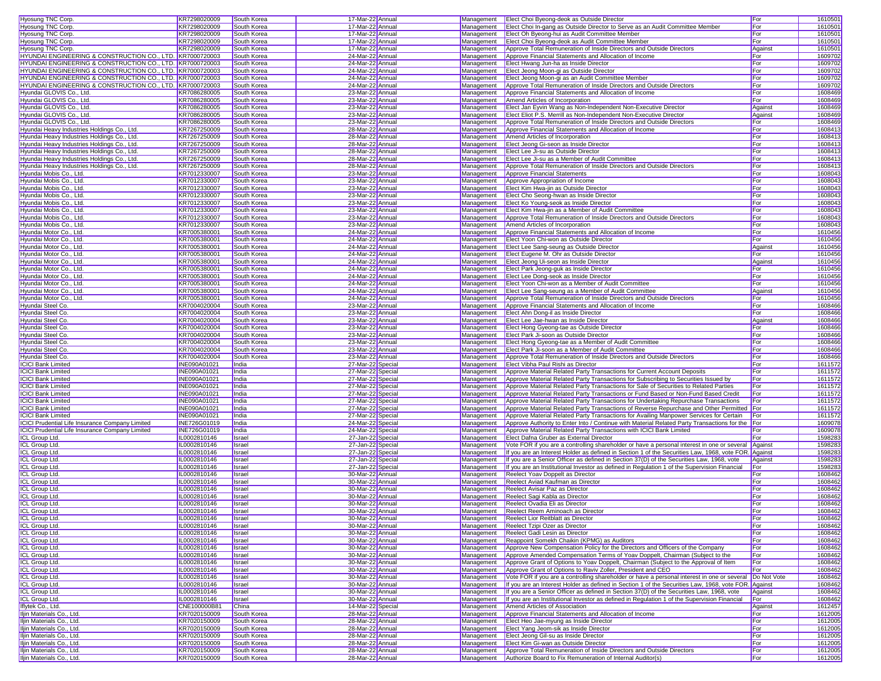| | | | | | | | | |
|---|---|---|---|---|---|---|---|---|
| Hyosung TNC Corp. | KR7298020009 | South Korea | 17-Mar-22 | Annual | Management | Elect Choi Byeong-deok as Outside Director | For | 1610501 |
| Hyosung TNC Corp. | KR7298020009 | South Korea | 17-Mar-22 | Annual | Management | Elect Choi In-gang as Outside Director to Serve as an Audit Committee Member | For | 1610501 |
| Hyosung TNC Corp. | KR7298020009 | South Korea | 17-Mar-22 | Annual | Management | Elect Oh Byeong-hui as Audit Committee Member | For | 1610501 |
| Hyosung TNC Corp. | KR7298020009 | South Korea | 17-Mar-22 | Annual | Management | Elect Choi Byeong-deok as Audit Committee Member | For | 1610501 |
| Hyosung TNC Corp. | KR7298020009 | South Korea | 17-Mar-22 | Annual | Management | Approve Total Remuneration of Inside Directors and Outside Directors | Against | 1610501 |
| HYUNDAI ENGINEERING & CONSTRUCTION CO., LTD. | KR7000720003 | South Korea | 24-Mar-22 | Annual | Management | Approve Financial Statements and Allocation of Income | For | 1609702 |
| HYUNDAI ENGINEERING & CONSTRUCTION CO., LTD. | KR7000720003 | South Korea | 24-Mar-22 | Annual | Management | Elect Hwang Jun-ha as Inside Director | For | 1609702 |
| HYUNDAI ENGINEERING & CONSTRUCTION CO., LTD. | KR7000720003 | South Korea | 24-Mar-22 | Annual | Management | Elect Jeong Moon-gi as Outside Director | For | 1609702 |
| HYUNDAI ENGINEERING & CONSTRUCTION CO., LTD. | KR7000720003 | South Korea | 24-Mar-22 | Annual | Management | Elect Jeong Moon-gi as an Audit Committee Member | For | 1609702 |
| HYUNDAI ENGINEERING & CONSTRUCTION CO., LTD. | KR7000720003 | South Korea | 24-Mar-22 | Annual | Management | Approve Total Remuneration of Inside Directors and Outside Directors | For | 1609702 |
| Hyundai GLOVIS Co., Ltd. | KR7086280005 | South Korea | 23-Mar-22 | Annual | Management | Approve Financial Statements and Allocation of Income | For | 1608469 |
| Hyundai GLOVIS Co., Ltd. | KR7086280005 | South Korea | 23-Mar-22 | Annual | Management | Amend Articles of Incorporation | For | 1608469 |
| Hyundai GLOVIS Co., Ltd. | KR7086280005 | South Korea | 23-Mar-22 | Annual | Management | Elect Jan Eyvin Wang as Non-Independent Non-Executive Director | Against | 1608469 |
| Hyundai GLOVIS Co., Ltd. | KR7086280005 | South Korea | 23-Mar-22 | Annual | Management | Elect Eliot P.S. Merrill as Non-Independent Non-Executive Director | Against | 1608469 |
| Hyundai GLOVIS Co., Ltd. | KR7086280005 | South Korea | 23-Mar-22 | Annual | Management | Approve Total Remuneration of Inside Directors and Outside Directors | For | 1608469 |
| Hyundai Heavy Industries Holdings Co., Ltd. | KR7267250009 | South Korea | 28-Mar-22 | Annual | Management | Approve Financial Statements and Allocation of Income | For | 1608413 |
| Hyundai Heavy Industries Holdings Co., Ltd. | KR7267250009 | South Korea | 28-Mar-22 | Annual | Management | Amend Articles of Incorporation | For | 1608413 |
| Hyundai Heavy Industries Holdings Co., Ltd. | KR7267250009 | South Korea | 28-Mar-22 | Annual | Management | Elect Jeong Gi-seon as Inside Director | For | 1608413 |
| Hyundai Heavy Industries Holdings Co., Ltd. | KR7267250009 | South Korea | 28-Mar-22 | Annual | Management | Elect Lee Ji-su as Outside Director | For | 1608413 |
| Hyundai Heavy Industries Holdings Co., Ltd. | KR7267250009 | South Korea | 28-Mar-22 | Annual | Management | Elect Lee Ji-su as a Member of Audit Committee | For | 1608413 |
| Hyundai Heavy Industries Holdings Co., Ltd. | KR7267250009 | South Korea | 28-Mar-22 | Annual | Management | Approve Total Remuneration of Inside Directors and Outside Directors | For | 1608413 |
| Hyundai Mobis Co., Ltd. | KR7012330007 | South Korea | 23-Mar-22 | Annual | Management | Approve Financial Statements | For | 1608043 |
| Hyundai Mobis Co., Ltd. | KR7012330007 | South Korea | 23-Mar-22 | Annual | Management | Approve Appropriation of Income | For | 1608043 |
| Hyundai Mobis Co., Ltd. | KR7012330007 | South Korea | 23-Mar-22 | Annual | Management | Elect Kim Hwa-jin as Outside Director | For | 1608043 |
| Hyundai Mobis Co., Ltd. | KR7012330007 | South Korea | 23-Mar-22 | Annual | Management | Elect Cho Seong-hwan as Inside Director | For | 1608043 |
| Hyundai Mobis Co., Ltd. | KR7012330007 | South Korea | 23-Mar-22 | Annual | Management | Elect Ko Young-seok as Inside Director | For | 1608043 |
| Hyundai Mobis Co., Ltd. | KR7012330007 | South Korea | 23-Mar-22 | Annual | Management | Elect Kim Hwa-jin as a Member of Audit Committee | For | 1608043 |
| Hyundai Mobis Co., Ltd. | KR7012330007 | South Korea | 23-Mar-22 | Annual | Management | Approve Total Remuneration of Inside Directors and Outside Directors | For | 1608043 |
| Hyundai Mobis Co., Ltd. | KR7012330007 | South Korea | 23-Mar-22 | Annual | Management | Amend Articles of Incorporation | For | 1608043 |
| Hyundai Motor Co., Ltd. | KR7005380001 | South Korea | 24-Mar-22 | Annual | Management | Approve Financial Statements and Allocation of Income | For | 1610456 |
| Hyundai Motor Co., Ltd. | KR7005380001 | South Korea | 24-Mar-22 | Annual | Management | Elect Yoon Chi-won as Outside Director | For | 1610456 |
| Hyundai Motor Co., Ltd. | KR7005380001 | South Korea | 24-Mar-22 | Annual | Management | Elect Lee Sang-seung as Outside Director | Against | 1610456 |
| Hyundai Motor Co., Ltd. | KR7005380001 | South Korea | 24-Mar-22 | Annual | Management | Elect Eugene M. Ohr as Outside Director | For | 1610456 |
| Hyundai Motor Co., Ltd. | KR7005380001 | South Korea | 24-Mar-22 | Annual | Management | Elect Jeong Ui-seon as Inside Director | Against | 1610456 |
| Hyundai Motor Co., Ltd. | KR7005380001 | South Korea | 24-Mar-22 | Annual | Management | Elect Park Jeong-guk as Inside Director | For | 1610456 |
| Hyundai Motor Co., Ltd. | KR7005380001 | South Korea | 24-Mar-22 | Annual | Management | Elect Lee Dong-seok as Inside Director | For | 1610456 |
| Hyundai Motor Co., Ltd. | KR7005380001 | South Korea | 24-Mar-22 | Annual | Management | Elect Yoon Chi-won as a Member of Audit Committee | For | 1610456 |
| Hyundai Motor Co., Ltd. | KR7005380001 | South Korea | 24-Mar-22 | Annual | Management | Elect Lee Sang-seung as a Member of Audit Committee | Against | 1610456 |
| Hyundai Motor Co., Ltd. | KR7005380001 | South Korea | 24-Mar-22 | Annual | Management | Approve Total Remuneration of Inside Directors and Outside Directors | For | 1610456 |
| Hyundai Steel Co. | KR7004020004 | South Korea | 23-Mar-22 | Annual | Management | Approve Financial Statements and Allocation of Income | For | 1608466 |
| Hyundai Steel Co. | KR7004020004 | South Korea | 23-Mar-22 | Annual | Management | Elect Ahn Dong-il as Inside Director | For | 1608466 |
| Hyundai Steel Co. | KR7004020004 | South Korea | 23-Mar-22 | Annual | Management | Elect Lee Jae-hwan as Inside Director | Against | 1608466 |
| Hyundai Steel Co. | KR7004020004 | South Korea | 23-Mar-22 | Annual | Management | Elect Hong Gyeong-tae as Outside Director | For | 1608466 |
| Hyundai Steel Co. | KR7004020004 | South Korea | 23-Mar-22 | Annual | Management | Elect Park Ji-soon as Outside Director | For | 1608466 |
| Hyundai Steel Co. | KR7004020004 | South Korea | 23-Mar-22 | Annual | Management | Elect Hong Gyeong-tae as a Member of Audit Committee | For | 1608466 |
| Hyundai Steel Co. | KR7004020004 | South Korea | 23-Mar-22 | Annual | Management | Elect Park Ji-soon as a Member of Audit Committee | For | 1608466 |
| Hyundai Steel Co. | KR7004020004 | South Korea | 23-Mar-22 | Annual | Management | Approve Total Remuneration of Inside Directors and Outside Directors | For | 1608466 |
| ICICI Bank Limited | INE090A01021 | India | 27-Mar-22 | Special | Management | Elect Vibha Paul Rishi as Director | For | 1611572 |
| ICICI Bank Limited | INE090A01021 | India | 27-Mar-22 | Special | Management | Approve Material Related Party Transactions for Current Account Deposits | For | 1611572 |
| ICICI Bank Limited | INE090A01021 | India | 27-Mar-22 | Special | Management | Approve Material Related Party Transactions for Subscribing to Securities Issued by | For | 1611572 |
| ICICI Bank Limited | INE090A01021 | India | 27-Mar-22 | Special | Management | Approve Material Related Party Transactions for Sale of Securities to Related Parties | For | 1611572 |
| ICICI Bank Limited | INE090A01021 | India | 27-Mar-22 | Special | Management | Approve Material Related Party Transactions or Fund Based or Non-Fund Based Credit | For | 1611572 |
| ICICI Bank Limited | INE090A01021 | India | 27-Mar-22 | Special | Management | Approve Material Related Party Transactions for Undertaking Repurchase Transactions | For | 1611572 |
| ICICI Bank Limited | INE090A01021 | India | 27-Mar-22 | Special | Management | Approve Material Related Party Transactions of Reverse Repurchase and Other Permitted | For | 1611572 |
| ICICI Bank Limited | INE090A01021 | India | 27-Mar-22 | Special | Management | Approve Material Related Party Transactions for Availing Manpower Services for Certain | For | 1611572 |
| ICICI Prudential Life Insurance Company Limited | INE726G01019 | India | 24-Mar-22 | Special | Management | Approve Authority to Enter Into / Continue with Material Related Party Transactions for the | For | 1609078 |
| ICICI Prudential Life Insurance Company Limited | INE726G01019 | India | 24-Mar-22 | Special | Management | Approve Material Related Party Transactions with ICICI Bank Limited | For | 1609078 |
| ICL Group Ltd. | IL0002810146 | Israel | 27-Jan-22 | Special | Management | Elect Dafna Gruber as External Director | For | 1598283 |
| ICL Group Ltd. | IL0002810146 | Israel | 27-Jan-22 | Special | Management | Vote FOR if you are a controlling shareholder or have a personal interest in one or several | Against | 1598283 |
| ICL Group Ltd. | IL0002810146 | Israel | 27-Jan-22 | Special | Management | If you are an Interest Holder as defined in Section 1 of the Securities Law, 1968, vote FOR. | Against | 1598283 |
| ICL Group Ltd. | IL0002810146 | Israel | 27-Jan-22 | Special | Management | If you are a Senior Officer as defined in Section 37(D) of the Securities Law, 1968, vote | Against | 1598283 |
| ICL Group Ltd. | IL0002810146 | Israel | 27-Jan-22 | Special | Management | If you are an Institutional Investor as defined in Regulation 1 of the Supervision Financial | For | 1598283 |
| ICL Group Ltd. | IL0002810146 | Israel | 30-Mar-22 | Annual | Management | Reelect Yoav Doppelt as Director | For | 1608462 |
| ICL Group Ltd. | IL0002810146 | Israel | 30-Mar-22 | Annual | Management | Reelect Aviad Kaufman as Director | For | 1608462 |
| ICL Group Ltd. | IL0002810146 | Israel | 30-Mar-22 | Annual | Management | Reelect Avisar Paz as Director | For | 1608462 |
| ICL Group Ltd. | IL0002810146 | Israel | 30-Mar-22 | Annual | Management | Reelect Sagi Kabla as Director | For | 1608462 |
| ICL Group Ltd. | IL0002810146 | Israel | 30-Mar-22 | Annual | Management | Reelect Ovadia Eli as Director | For | 1608462 |
| ICL Group Ltd. | IL0002810146 | Israel | 30-Mar-22 | Annual | Management | Reelect Reem Aminoach as Director | For | 1608462 |
| ICL Group Ltd. | IL0002810146 | Israel | 30-Mar-22 | Annual | Management | Reelect Lior Reitblatt as Director | For | 1608462 |
| ICL Group Ltd. | IL0002810146 | Israel | 30-Mar-22 | Annual | Management | Reelect Tzipi Ozer as Director | For | 1608462 |
| ICL Group Ltd. | IL0002810146 | Israel | 30-Mar-22 | Annual | Management | Reelect Gadi Lesin as Director | For | 1608462 |
| ICL Group Ltd. | IL0002810146 | Israel | 30-Mar-22 | Annual | Management | Reappoint Somekh Chaikin (KPMG) as Auditors | For | 1608462 |
| ICL Group Ltd. | IL0002810146 | Israel | 30-Mar-22 | Annual | Management | Approve New Compensation Policy for the Directors and Officers of the Company | For | 1608462 |
| ICL Group Ltd. | IL0002810146 | Israel | 30-Mar-22 | Annual | Management | Approve Amended Compensation Terms of Yoav Doppelt, Chairman (Subject to the | For | 1608462 |
| ICL Group Ltd. | IL0002810146 | Israel | 30-Mar-22 | Annual | Management | Approve Grant of Options to Yoav Doppelt, Chairman (Subject to the Approval of Item | For | 1608462 |
| ICL Group Ltd. | IL0002810146 | Israel | 30-Mar-22 | Annual | Management | Approve Grant of Options to Raviv Zoller, President and CEO | For | 1608462 |
| ICL Group Ltd. | IL0002810146 | Israel | 30-Mar-22 | Annual | Management | Vote FOR if you are a controlling shareholder or have a personal interest in one or several | Do Not Vote | 1608462 |
| ICL Group Ltd. | IL0002810146 | Israel | 30-Mar-22 | Annual | Management | If you are an Interest Holder as defined in Section 1 of the Securities Law, 1968, vote FOR. | Against | 1608462 |
| ICL Group Ltd. | IL0002810146 | Israel | 30-Mar-22 | Annual | Management | If you are a Senior Officer as defined in Section 37(D) of the Securities Law, 1968, vote | Against | 1608462 |
| ICL Group Ltd. | IL0002810146 | Israel | 30-Mar-22 | Annual | Management | If you are an Institutional Investor as defined in Regulation 1 of the Supervision Financial | For | 1608462 |
| Iflytek Co., Ltd. | CNE100000B81 | China | 14-Mar-22 | Special | Management | Amend Articles of Association | Against | 1612457 |
| Iljin Materials Co., Ltd. | KR7020150009 | South Korea | 28-Mar-22 | Annual | Management | Approve Financial Statements and Allocation of Income | For | 1612005 |
| Iljin Materials Co., Ltd. | KR7020150009 | South Korea | 28-Mar-22 | Annual | Management | Elect Heo Jae-myung as Inside Director | For | 1612005 |
| Iljin Materials Co., Ltd. | KR7020150009 | South Korea | 28-Mar-22 | Annual | Management | Elect Yang Jeom-sik as Inside Director | For | 1612005 |
| Iljin Materials Co., Ltd. | KR7020150009 | South Korea | 28-Mar-22 | Annual | Management | Elect Jeong Gil-su as Inside Director | For | 1612005 |
| Iljin Materials Co., Ltd. | KR7020150009 | South Korea | 28-Mar-22 | Annual | Management | Elect Kim Gi-wan as Outside Director | For | 1612005 |
| Iljin Materials Co., Ltd. | KR7020150009 | South Korea | 28-Mar-22 | Annual | Management | Approve Total Remuneration of Inside Directors and Outside Directors | For | 1612005 |
| Iljin Materials Co., Ltd. | KR7020150009 | South Korea | 28-Mar-22 | Annual | Management | Authorize Board to Fix Remuneration of Internal Auditor(s) | For | 1612005 |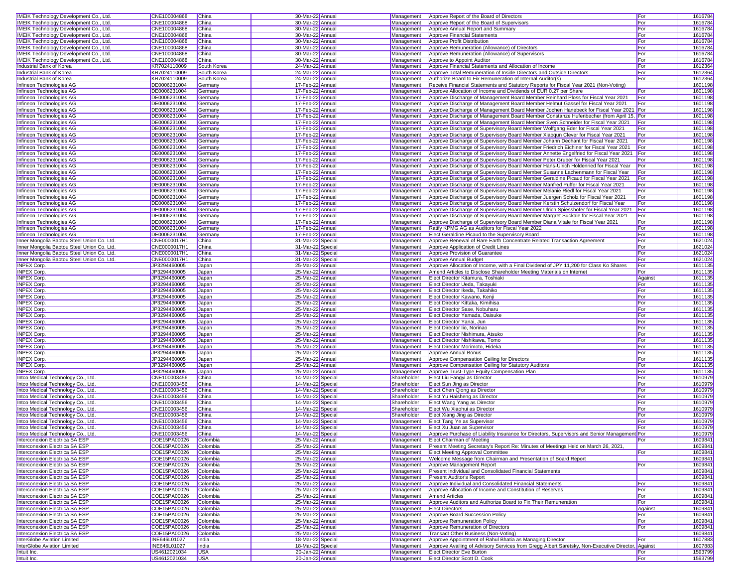| | | | | | | | | |
|---|---|---|---|---|---|---|---|---|
| IMEIK Technology Development Co., Ltd. | CNE100004868 | China | 30-Mar-22 | Annual | Management | Approve Report of the Board of Directors | For | 1616784 |
| IMEIK Technology Development Co., Ltd. | CNE100004868 | China | 30-Mar-22 | Annual | Management | Approve Report of the Board of Supervisors | For | 1616784 |
| IMEIK Technology Development Co., Ltd. | CNE100004868 | China | 30-Mar-22 | Annual | Management | Approve Annual Report and Summary | For | 1616784 |
| IMEIK Technology Development Co., Ltd. | CNE100004868 | China | 30-Mar-22 | Annual | Management | Approve Financial Statements | For | 1616784 |
| IMEIK Technology Development Co., Ltd. | CNE100004868 | China | 30-Mar-22 | Annual | Management | Approve Profit Distribution | For | 1616784 |
| IMEIK Technology Development Co., Ltd. | CNE100004868 | China | 30-Mar-22 | Annual | Management | Approve Remuneration (Allowance) of Directors | For | 1616784 |
| IMEIK Technology Development Co., Ltd. | CNE100004868 | China | 30-Mar-22 | Annual | Management | Approve Remuneration (Allowance) of Supervisors | For | 1616784 |
| IMEIK Technology Development Co., Ltd. | CNE100004868 | China | 30-Mar-22 | Annual | Management | Approve to Appoint Auditor | For | 1616784 |
| Industrial Bank of Korea | KR7024110009 | South Korea | 24-Mar-22 | Annual | Management | Approve Financial Statements and Allocation of Income | For | 1612364 |
| Industrial Bank of Korea | KR7024110009 | South Korea | 24-Mar-22 | Annual | Management | Approve Total Remuneration of Inside Directors and Outside Directors | For | 1612364 |
| Industrial Bank of Korea | KR7024110009 | South Korea | 24-Mar-22 | Annual | Management | Authorize Board to Fix Remuneration of Internal Auditor(s) | For | 1612364 |
| Infineon Technologies AG | DE0006231004 | Germany | 17-Feb-22 | Annual | Management | Receive Financial Statements and Statutory Reports for Fiscal Year 2021 (Non-Voting) | | 1601198 |
| Infineon Technologies AG | DE0006231004 | Germany | 17-Feb-22 | Annual | Management | Approve Allocation of Income and Dividends of EUR 0.27 per Share | For | 1601198 |
| Infineon Technologies AG | DE0006231004 | Germany | 17-Feb-22 | Annual | Management | Approve Discharge of Management Board Member Reinhard Ploss for Fiscal Year 2021 | For | 1601198 |
| Infineon Technologies AG | DE0006231004 | Germany | 17-Feb-22 | Annual | Management | Approve Discharge of Management Board Member Helmut Gassel for Fiscal Year 2021 | For | 1601198 |
| Infineon Technologies AG | DE0006231004 | Germany | 17-Feb-22 | Annual | Management | Approve Discharge of Management Board Member Jochen Hanebeck for Fiscal Year 2021 | For | 1601198 |
| Infineon Technologies AG | DE0006231004 | Germany | 17-Feb-22 | Annual | Management | Approve Discharge of Management Board Member Constanze Hufenbecher (from April 15, | For | 1601198 |
| Infineon Technologies AG | DE0006231004 | Germany | 17-Feb-22 | Annual | Management | Approve Discharge of Management Board Member Sven Schneider for Fiscal Year 2021 | For | 1601198 |
| Infineon Technologies AG | DE0006231004 | Germany | 17-Feb-22 | Annual | Management | Approve Discharge of Supervisory Board Member Wolfgang Eder for Fiscal Year 2021 | For | 1601198 |
| Infineon Technologies AG | DE0006231004 | Germany | 17-Feb-22 | Annual | Management | Approve Discharge of Supervisory Board Member Xiaoqun Clever for Fiscal Year 2021 | For | 1601198 |
| Infineon Technologies AG | DE0006231004 | Germany | 17-Feb-22 | Annual | Management | Approve Discharge of Supervisory Board Member Johann Dechant for Fiscal Year 2021 | For | 1601198 |
| Infineon Technologies AG | DE0006231004 | Germany | 17-Feb-22 | Annual | Management | Approve Discharge of Supervisory Board Member Friedrich Eichiner for Fiscal Year 2021 | For | 1601198 |
| Infineon Technologies AG | DE0006231004 | Germany | 17-Feb-22 | Annual | Management | Approve Discharge of Supervisory Board Member Annette Engelfried for Fiscal Year 2021 | For | 1601198 |
| Infineon Technologies AG | DE0006231004 | Germany | 17-Feb-22 | Annual | Management | Approve Discharge of Supervisory Board Member Peter Gruber for Fiscal Year 2021 | For | 1601198 |
| Infineon Technologies AG | DE0006231004 | Germany | 17-Feb-22 | Annual | Management | Approve Discharge of Supervisory Board Member Hans-Ulrich Holdenried for Fiscal Year | For | 1601198 |
| Infineon Technologies AG | DE0006231004 | Germany | 17-Feb-22 | Annual | Management | Approve Discharge of Supervisory Board Member Susanne Lachenmann for Fiscal Year | For | 1601198 |
| Infineon Technologies AG | DE0006231004 | Germany | 17-Feb-22 | Annual | Management | Approve Discharge of Supervisory Board Member Geraldine Picaud for Fiscal Year 2021 | For | 1601198 |
| Infineon Technologies AG | DE0006231004 | Germany | 17-Feb-22 | Annual | Management | Approve Discharge of Supervisory Board Member Manfred Puffer for Fiscal Year 2021 | For | 1601198 |
| Infineon Technologies AG | DE0006231004 | Germany | 17-Feb-22 | Annual | Management | Approve Discharge of Supervisory Board Member Melanie Riedl for Fiscal Year 2021 | For | 1601198 |
| Infineon Technologies AG | DE0006231004 | Germany | 17-Feb-22 | Annual | Management | Approve Discharge of Supervisory Board Member Juergen Scholz for Fiscal Year 2021 | For | 1601198 |
| Infineon Technologies AG | DE0006231004 | Germany | 17-Feb-22 | Annual | Management | Approve Discharge of Supervisory Board Member Kerstin Schulzendorf for Fiscal Year | For | 1601198 |
| Infineon Technologies AG | DE0006231004 | Germany | 17-Feb-22 | Annual | Management | Approve Discharge of Supervisory Board Member Ulrich Spiesshofer for Fiscal Year 2021 | For | 1601198 |
| Infineon Technologies AG | DE0006231004 | Germany | 17-Feb-22 | Annual | Management | Approve Discharge of Supervisory Board Member Margret Suckale for Fiscal Year 2021 | For | 1601198 |
| Infineon Technologies AG | DE0006231004 | Germany | 17-Feb-22 | Annual | Management | Approve Discharge of Supervisory Board Member Diana Vitale for Fiscal Year 2021 | For | 1601198 |
| Infineon Technologies AG | DE0006231004 | Germany | 17-Feb-22 | Annual | Management | Ratify KPMG AG as Auditors for Fiscal Year 2022 | For | 1601198 |
| Infineon Technologies AG | DE0006231004 | Germany | 17-Feb-22 | Annual | Management | Elect Geraldine Picaud to the Supervisory Board | For | 1601198 |
| Inner Mongolia Baotou Steel Union Co. Ltd. | CNE0000017H1 | China | 31-Mar-22 | Special | Management | Approve Renewal of Rare Earth Concentrate Related Transaction Agreement | For | 1621024 |
| Inner Mongolia Baotou Steel Union Co. Ltd. | CNE0000017H1 | China | 31-Mar-22 | Special | Management | Approve Application of Credit Lines | For | 1621024 |
| Inner Mongolia Baotou Steel Union Co. Ltd. | CNE0000017H1 | China | 31-Mar-22 | Special | Management | Approve Provision of Guarantee | For | 1621024 |
| Inner Mongolia Baotou Steel Union Co. Ltd. | CNE0000017H1 | China | 31-Mar-22 | Special | Management | Approve Annual Budget | For | 1621024 |
| INPEX Corp. | JP3294460005 | Japan | 25-Mar-22 | Annual | Management | Approve Allocation of Income, with a Final Dividend of JPY 11,200 for Class Ko Shares | For | 1611135 |
| INPEX Corp. | JP3294460005 | Japan | 25-Mar-22 | Annual | Management | Amend Articles to Disclose Shareholder Meeting Materials on Internet | For | 1611135 |
| INPEX Corp. | JP3294460005 | Japan | 25-Mar-22 | Annual | Management | Elect Director Kitamura, Toshiaki | Against | 1611135 |
| INPEX Corp. | JP3294460005 | Japan | 25-Mar-22 | Annual | Management | Elect Director Ueda, Takayuki | For | 1611135 |
| INPEX Corp. | JP3294460005 | Japan | 25-Mar-22 | Annual | Management | Elect Director Ikeda, Takahiko | For | 1611135 |
| INPEX Corp. | JP3294460005 | Japan | 25-Mar-22 | Annual | Management | Elect Director Kawano, Kenji | For | 1611135 |
| INPEX Corp. | JP3294460005 | Japan | 25-Mar-22 | Annual | Management | Elect Director Kittaka, Kimihisa | For | 1611135 |
| INPEX Corp. | JP3294460005 | Japan | 25-Mar-22 | Annual | Management | Elect Director Sase, Nobuharu | For | 1611135 |
| INPEX Corp. | JP3294460005 | Japan | 25-Mar-22 | Annual | Management | Elect Director Yamada, Daisuke | For | 1611135 |
| INPEX Corp. | JP3294460005 | Japan | 25-Mar-22 | Annual | Management | Elect Director Yanai, Jun | For | 1611135 |
| INPEX Corp. | JP3294460005 | Japan | 25-Mar-22 | Annual | Management | Elect Director Iio, Norinao | For | 1611135 |
| INPEX Corp. | JP3294460005 | Japan | 25-Mar-22 | Annual | Management | Elect Director Nishimura, Atsuko | For | 1611135 |
| INPEX Corp. | JP3294460005 | Japan | 25-Mar-22 | Annual | Management | Elect Director Nishikawa, Tomo | For | 1611135 |
| INPEX Corp. | JP3294460005 | Japan | 25-Mar-22 | Annual | Management | Elect Director Morimoto, Hideka | For | 1611135 |
| INPEX Corp. | JP3294460005 | Japan | 25-Mar-22 | Annual | Management | Approve Annual Bonus | For | 1611135 |
| INPEX Corp. | JP3294460005 | Japan | 25-Mar-22 | Annual | Management | Approve Compensation Ceiling for Directors | For | 1611135 |
| INPEX Corp. | JP3294460005 | Japan | 25-Mar-22 | Annual | Management | Approve Compensation Ceiling for Statutory Auditors | For | 1611135 |
| INPEX Corp. | JP3294460005 | Japan | 25-Mar-22 | Annual | Management | Approve Trust-Type Equity Compensation Plan | For | 1611135 |
| Intco Medical Technology Co., Ltd. | CNE100003456 | China | 14-Mar-22 | Special | Shareholder | Elect Liu Fangyi as Director | For | 1610979 |
| Intco Medical Technology Co., Ltd. | CNE100003456 | China | 14-Mar-22 | Special | Shareholder | Elect Sun Jing as Director | For | 1610979 |
| Intco Medical Technology Co., Ltd. | CNE100003456 | China | 14-Mar-22 | Special | Shareholder | Elect Chen Qiong as Director | For | 1610979 |
| Intco Medical Technology Co., Ltd. | CNE100003456 | China | 14-Mar-22 | Special | Shareholder | Elect Yu Haisheng as Director | For | 1610979 |
| Intco Medical Technology Co., Ltd. | CNE100003456 | China | 14-Mar-22 | Special | Shareholder | Elect Wang Yang as Director | For | 1610979 |
| Intco Medical Technology Co., Ltd. | CNE100003456 | China | 14-Mar-22 | Special | Shareholder | Elect Wu Xiaohui as Director | For | 1610979 |
| Intco Medical Technology Co., Ltd. | CNE100003456 | China | 14-Mar-22 | Special | Shareholder | Elect Xiang Jing as Director | For | 1610979 |
| Intco Medical Technology Co., Ltd. | CNE100003456 | China | 14-Mar-22 | Special | Management | Elect Tang Ye as Supervisor | For | 1610979 |
| Intco Medical Technology Co., Ltd. | CNE100003456 | China | 14-Mar-22 | Special | Management | Elect Xu Juan as Supervisor | For | 1610979 |
| Intco Medical Technology Co., Ltd. | CNE100003456 | China | 14-Mar-22 | Special | Management | Approve Purchase of Liability Insurance for Directors, Supervisors and Senior Management | For | 1610979 |
| Interconexion Electrica SA ESP | COE15PA00026 | Colombia | 25-Mar-22 | Annual | Management | Elect Chairman of Meeting | For | 1609841 |
| Interconexion Electrica SA ESP | COE15PA00026 | Colombia | 25-Mar-22 | Annual | Management | Present Meeting Secretary's Report Re: Minutes of Meetings Held on March 26, 2021, | | 1609841 |
| Interconexion Electrica SA ESP | COE15PA00026 | Colombia | 25-Mar-22 | Annual | Management | Elect Meeting Approval Committee | For | 1609841 |
| Interconexion Electrica SA ESP | COE15PA00026 | Colombia | 25-Mar-22 | Annual | Management | Welcome Message from Chairman and Presentation of Board Report | | 1609841 |
| Interconexion Electrica SA ESP | COE15PA00026 | Colombia | 25-Mar-22 | Annual | Management | Approve Management Report | For | 1609841 |
| Interconexion Electrica SA ESP | COE15PA00026 | Colombia | 25-Mar-22 | Annual | Management | Present Individual and Consolidated Financial Statements | | 1609841 |
| Interconexion Electrica SA ESP | COE15PA00026 | Colombia | 25-Mar-22 | Annual | Management | Present Auditor's Report | | 1609841 |
| Interconexion Electrica SA ESP | COE15PA00026 | Colombia | 25-Mar-22 | Annual | Management | Approve Individual and Consolidated Financial Statements | For | 1609841 |
| Interconexion Electrica SA ESP | COE15PA00026 | Colombia | 25-Mar-22 | Annual | Management | Approve Allocation of Income and Constitution of Reserves | For | 1609841 |
| Interconexion Electrica SA ESP | COE15PA00026 | Colombia | 25-Mar-22 | Annual | Management | Amend Articles | For | 1609841 |
| Interconexion Electrica SA ESP | COE15PA00026 | Colombia | 25-Mar-22 | Annual | Management | Approve Auditors and Authorize Board to Fix Their Remuneration | For | 1609841 |
| Interconexion Electrica SA ESP | COE15PA00026 | Colombia | 25-Mar-22 | Annual | Management | Elect Directors | Against | 1609841 |
| Interconexion Electrica SA ESP | COE15PA00026 | Colombia | 25-Mar-22 | Annual | Management | Approve Board Succession Policy | For | 1609841 |
| Interconexion Electrica SA ESP | COE15PA00026 | Colombia | 25-Mar-22 | Annual | Management | Approve Remuneration Policy | For | 1609841 |
| Interconexion Electrica SA ESP | COE15PA00026 | Colombia | 25-Mar-22 | Annual | Management | Approve Remuneration of Directors | For | 1609841 |
| Interconexion Electrica SA ESP | COE15PA00026 | Colombia | 25-Mar-22 | Annual | Management | Transact Other Business (Non-Voting) | | 1609841 |
| InterGlobe Aviation Limited | INE646L01027 | India | 18-Mar-22 | Special | Management | Approve Appointment of Rahul Bhatia as Managing Director | For | 1607883 |
| InterGlobe Aviation Limited | INE646L01027 | India | 18-Mar-22 | Special | Management | Approve Availing of Advisory Services from Gregg Albert Saretsky, Non-Executive Director, | Against | 1607883 |
| Intuit Inc. | US4612021034 | USA | 20-Jan-22 | Annual | Management | Elect Director Eve Burton | For | 1593799 |
| Intuit Inc. | US4612021034 | USA | 20-Jan-22 | Annual | Management | Elect Director Scott D. Cook | For | 1593799 |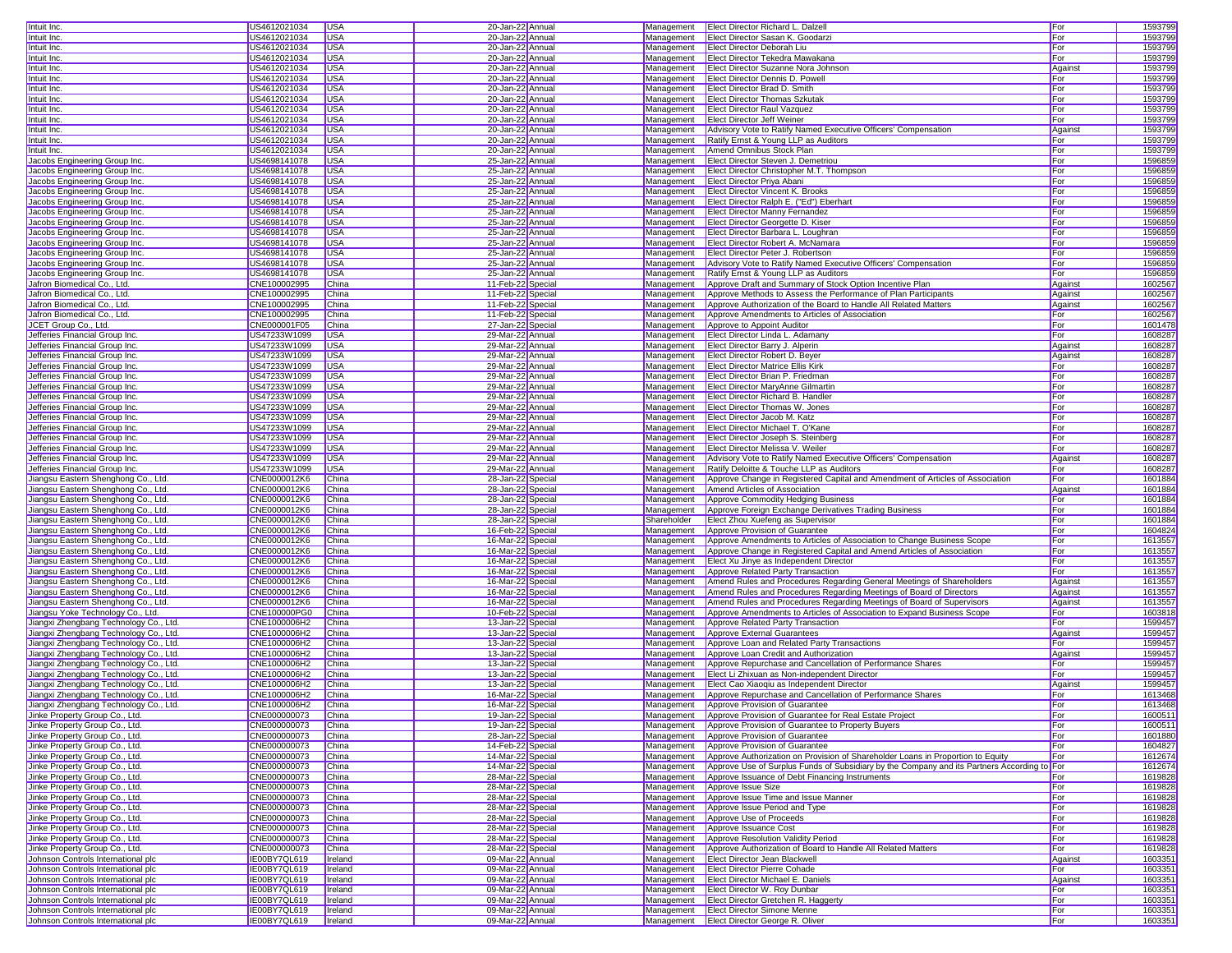| | | | | | | | | |
|---|---|---|---|---|---|---|---|---|
| Intuit Inc. | US4612021034 | USA | 20-Jan-22 | Annual | Management | Elect Director Richard L. Dalzell | For | 1593799 |
| Intuit Inc. | US4612021034 | USA | 20-Jan-22 | Annual | Management | Elect Director Sasan K. Goodarzi | For | 1593799 |
| Intuit Inc. | US4612021034 | USA | 20-Jan-22 | Annual | Management | Elect Director Deborah Liu | For | 1593799 |
| Intuit Inc. | US4612021034 | USA | 20-Jan-22 | Annual | Management | Elect Director Tekedra Mawakana | For | 1593799 |
| Intuit Inc. | US4612021034 | USA | 20-Jan-22 | Annual | Management | Elect Director Suzanne Nora Johnson | Against | 1593799 |
| Intuit Inc. | US4612021034 | USA | 20-Jan-22 | Annual | Management | Elect Director Dennis D. Powell | For | 1593799 |
| Intuit Inc. | US4612021034 | USA | 20-Jan-22 | Annual | Management | Elect Director Brad D. Smith | For | 1593799 |
| Intuit Inc. | US4612021034 | USA | 20-Jan-22 | Annual | Management | Elect Director Thomas Szkutak | For | 1593799 |
| Intuit Inc. | US4612021034 | USA | 20-Jan-22 | Annual | Management | Elect Director Raul Vazquez | For | 1593799 |
| Intuit Inc. | US4612021034 | USA | 20-Jan-22 | Annual | Management | Elect Director Jeff Weiner | For | 1593799 |
| Intuit Inc. | US4612021034 | USA | 20-Jan-22 | Annual | Management | Advisory Vote to Ratify Named Executive Officers' Compensation | Against | 1593799 |
| Intuit Inc. | US4612021034 | USA | 20-Jan-22 | Annual | Management | Ratify Ernst & Young LLP as Auditors | For | 1593799 |
| Intuit Inc. | US4612021034 | USA | 20-Jan-22 | Annual | Management | Amend Omnibus Stock Plan | For | 1593799 |
| Jacobs Engineering Group Inc. | US4698141078 | USA | 25-Jan-22 | Annual | Management | Elect Director Steven J. Demetriou | For | 1596859 |
| Jacobs Engineering Group Inc. | US4698141078 | USA | 25-Jan-22 | Annual | Management | Elect Director Christopher M.T. Thompson | For | 1596859 |
| Jacobs Engineering Group Inc. | US4698141078 | USA | 25-Jan-22 | Annual | Management | Elect Director Priya Abani | For | 1596859 |
| Jacobs Engineering Group Inc. | US4698141078 | USA | 25-Jan-22 | Annual | Management | Elect Director Vincent K. Brooks | For | 1596859 |
| Jacobs Engineering Group Inc. | US4698141078 | USA | 25-Jan-22 | Annual | Management | Elect Director Ralph E. ("Ed") Eberhart | For | 1596859 |
| Jacobs Engineering Group Inc. | US4698141078 | USA | 25-Jan-22 | Annual | Management | Elect Director Manny Fernandez | For | 1596859 |
| Jacobs Engineering Group Inc. | US4698141078 | USA | 25-Jan-22 | Annual | Management | Elect Director Georgette D. Kiser | For | 1596859 |
| Jacobs Engineering Group Inc. | US4698141078 | USA | 25-Jan-22 | Annual | Management | Elect Director Barbara L. Loughran | For | 1596859 |
| Jacobs Engineering Group Inc. | US4698141078 | USA | 25-Jan-22 | Annual | Management | Elect Director Robert A. McNamara | For | 1596859 |
| Jacobs Engineering Group Inc. | US4698141078 | USA | 25-Jan-22 | Annual | Management | Elect Director Peter J. Robertson | For | 1596859 |
| Jacobs Engineering Group Inc. | US4698141078 | USA | 25-Jan-22 | Annual | Management | Advisory Vote to Ratify Named Executive Officers' Compensation | For | 1596859 |
| Jacobs Engineering Group Inc. | US4698141078 | USA | 25-Jan-22 | Annual | Management | Ratify Ernst & Young LLP as Auditors | For | 1596859 |
| Jafron Biomedical Co., Ltd. | CNE100002995 | China | 11-Feb-22 | Special | Management | Approve Draft and Summary of Stock Option Incentive Plan | Against | 1602567 |
| Jafron Biomedical Co., Ltd. | CNE100002995 | China | 11-Feb-22 | Special | Management | Approve Methods to Assess the Performance of Plan Participants | Against | 1602567 |
| Jafron Biomedical Co., Ltd. | CNE100002995 | China | 11-Feb-22 | Special | Management | Approve Authorization of the Board to Handle All Related Matters | Against | 1602567 |
| Jafron Biomedical Co., Ltd. | CNE100002995 | China | 11-Feb-22 | Special | Management | Approve Amendments to Articles of Association | For | 1602567 |
| JCET Group Co., Ltd. | CNE000001F05 | China | 27-Jan-22 | Special | Management | Approve to Appoint Auditor | For | 1601478 |
| Jefferies Financial Group Inc. | US47233W1099 | USA | 29-Mar-22 | Annual | Management | Elect Director Linda L. Adamany | For | 1608287 |
| Jefferies Financial Group Inc. | US47233W1099 | USA | 29-Mar-22 | Annual | Management | Elect Director Barry J. Alperin | Against | 1608287 |
| Jefferies Financial Group Inc. | US47233W1099 | USA | 29-Mar-22 | Annual | Management | Elect Director Robert D. Beyer | Against | 1608287 |
| Jefferies Financial Group Inc. | US47233W1099 | USA | 29-Mar-22 | Annual | Management | Elect Director Matrice Ellis Kirk | For | 1608287 |
| Jefferies Financial Group Inc. | US47233W1099 | USA | 29-Mar-22 | Annual | Management | Elect Director Brian P. Friedman | For | 1608287 |
| Jefferies Financial Group Inc. | US47233W1099 | USA | 29-Mar-22 | Annual | Management | Elect Director MaryAnne Gilmartin | For | 1608287 |
| Jefferies Financial Group Inc. | US47233W1099 | USA | 29-Mar-22 | Annual | Management | Elect Director Richard B. Handler | For | 1608287 |
| Jefferies Financial Group Inc. | US47233W1099 | USA | 29-Mar-22 | Annual | Management | Elect Director Thomas W. Jones | For | 1608287 |
| Jefferies Financial Group Inc. | US47233W1099 | USA | 29-Mar-22 | Annual | Management | Elect Director Jacob M. Katz | For | 1608287 |
| Jefferies Financial Group Inc. | US47233W1099 | USA | 29-Mar-22 | Annual | Management | Elect Director Michael T. O'Kane | For | 1608287 |
| Jefferies Financial Group Inc. | US47233W1099 | USA | 29-Mar-22 | Annual | Management | Elect Director Joseph S. Steinberg | For | 1608287 |
| Jefferies Financial Group Inc. | US47233W1099 | USA | 29-Mar-22 | Annual | Management | Elect Director Melissa V. Weiler | For | 1608287 |
| Jefferies Financial Group Inc. | US47233W1099 | USA | 29-Mar-22 | Annual | Management | Advisory Vote to Ratify Named Executive Officers' Compensation | Against | 1608287 |
| Jefferies Financial Group Inc. | US47233W1099 | USA | 29-Mar-22 | Annual | Management | Ratify Deloitte & Touche LLP as Auditors | For | 1608287 |
| Jiangsu Eastern Shenghong Co., Ltd. | CNE0000012K6 | China | 28-Jan-22 | Special | Management | Approve Change in Registered Capital and Amendment of Articles of Association | For | 1601884 |
| Jiangsu Eastern Shenghong Co., Ltd. | CNE0000012K6 | China | 28-Jan-22 | Special | Management | Amend Articles of Association | Against | 1601884 |
| Jiangsu Eastern Shenghong Co., Ltd. | CNE0000012K6 | China | 28-Jan-22 | Special | Management | Approve Commodity Hedging Business | For | 1601884 |
| Jiangsu Eastern Shenghong Co., Ltd. | CNE0000012K6 | China | 28-Jan-22 | Special | Management | Approve Foreign Exchange Derivatives Trading Business | For | 1601884 |
| Jiangsu Eastern Shenghong Co., Ltd. | CNE0000012K6 | China | 28-Jan-22 | Special | Shareholder | Elect Zhou Xuefeng as Supervisor | For | 1601884 |
| Jiangsu Eastern Shenghong Co., Ltd. | CNE0000012K6 | China | 16-Feb-22 | Special | Management | Approve Provision of Guarantee | For | 1604824 |
| Jiangsu Eastern Shenghong Co., Ltd. | CNE0000012K6 | China | 16-Mar-22 | Special | Management | Approve Amendments to Articles of Association to Change Business Scope | For | 1613557 |
| Jiangsu Eastern Shenghong Co., Ltd. | CNE0000012K6 | China | 16-Mar-22 | Special | Management | Approve Change in Registered Capital and Amend Articles of Association | For | 1613557 |
| Jiangsu Eastern Shenghong Co., Ltd. | CNE0000012K6 | China | 16-Mar-22 | Special | Management | Elect Xu Jinye as Independent Director | For | 1613557 |
| Jiangsu Eastern Shenghong Co., Ltd. | CNE0000012K6 | China | 16-Mar-22 | Special | Management | Approve Related Party Transaction | For | 1613557 |
| Jiangsu Eastern Shenghong Co., Ltd. | CNE0000012K6 | China | 16-Mar-22 | Special | Management | Amend Rules and Procedures Regarding General Meetings of Shareholders | Against | 1613557 |
| Jiangsu Eastern Shenghong Co., Ltd. | CNE0000012K6 | China | 16-Mar-22 | Special | Management | Amend Rules and Procedures Regarding Meetings of Board of Directors | Against | 1613557 |
| Jiangsu Eastern Shenghong Co., Ltd. | CNE0000012K6 | China | 16-Mar-22 | Special | Management | Amend Rules and Procedures Regarding Meetings of Board of Supervisors | Against | 1613557 |
| Jiangsu Yoke Technology Co., Ltd. | CNE100000PG0 | China | 10-Feb-22 | Special | Management | Approve Amendments to Articles of Association to Expand Business Scope | For | 1603818 |
| Jiangxi Zhengbang Technology Co., Ltd. | CNE1000006H2 | China | 13-Jan-22 | Special | Management | Approve Related Party Transaction | For | 1599457 |
| Jiangxi Zhengbang Technology Co., Ltd. | CNE1000006H2 | China | 13-Jan-22 | Special | Management | Approve External Guarantees | Against | 1599457 |
| Jiangxi Zhengbang Technology Co., Ltd. | CNE1000006H2 | China | 13-Jan-22 | Special | Management | Approve Loan and Related Party Transactions | For | 1599457 |
| Jiangxi Zhengbang Technology Co., Ltd. | CNE1000006H2 | China | 13-Jan-22 | Special | Management | Approve Loan Credit and Authorization | Against | 1599457 |
| Jiangxi Zhengbang Technology Co., Ltd. | CNE1000006H2 | China | 13-Jan-22 | Special | Management | Approve Repurchase and Cancellation of Performance Shares | For | 1599457 |
| Jiangxi Zhengbang Technology Co., Ltd. | CNE1000006H2 | China | 13-Jan-22 | Special | Management | Elect Li Zhixuan as Non-independent Director | For | 1599457 |
| Jiangxi Zhengbang Technology Co., Ltd. | CNE1000006H2 | China | 13-Jan-22 | Special | Management | Elect Cao Xiaoqiu as Independent Director | Against | 1599457 |
| Jiangxi Zhengbang Technology Co., Ltd. | CNE1000006H2 | China | 16-Mar-22 | Special | Management | Approve Repurchase and Cancellation of Performance Shares | For | 1613468 |
| Jiangxi Zhengbang Technology Co., Ltd. | CNE1000006H2 | China | 16-Mar-22 | Special | Management | Approve Provision of Guarantee | For | 1613468 |
| Jinke Property Group Co., Ltd. | CNE000000073 | China | 19-Jan-22 | Special | Management | Approve Provision of Guarantee for Real Estate Project | For | 1600511 |
| Jinke Property Group Co., Ltd. | CNE000000073 | China | 19-Jan-22 | Special | Management | Approve Provision of Guarantee to Property Buyers | For | 1600511 |
| Jinke Property Group Co., Ltd. | CNE000000073 | China | 28-Jan-22 | Special | Management | Approve Provision of Guarantee | For | 1601880 |
| Jinke Property Group Co., Ltd. | CNE000000073 | China | 14-Feb-22 | Special | Management | Approve Provision of Guarantee | For | 1604827 |
| Jinke Property Group Co., Ltd. | CNE000000073 | China | 14-Mar-22 | Special | Management | Approve Authorization on Provision of Shareholder Loans in Proportion to Equity | For | 1612674 |
| Jinke Property Group Co., Ltd. | CNE000000073 | China | 14-Mar-22 | Special | Management | Approve Use of Surplus Funds of Subsidiary by the Company and its Partners According to | For | 1612674 |
| Jinke Property Group Co., Ltd. | CNE000000073 | China | 28-Mar-22 | Special | Management | Approve Issuance of Debt Financing Instruments | For | 1619828 |
| Jinke Property Group Co., Ltd. | CNE000000073 | China | 28-Mar-22 | Special | Management | Approve Issue Size | For | 1619828 |
| Jinke Property Group Co., Ltd. | CNE000000073 | China | 28-Mar-22 | Special | Management | Approve Issue Time and Issue Manner | For | 1619828 |
| Jinke Property Group Co., Ltd. | CNE000000073 | China | 28-Mar-22 | Special | Management | Approve Issue Period and Type | For | 1619828 |
| Jinke Property Group Co., Ltd. | CNE000000073 | China | 28-Mar-22 | Special | Management | Approve Use of Proceeds | For | 1619828 |
| Jinke Property Group Co., Ltd. | CNE000000073 | China | 28-Mar-22 | Special | Management | Approve Issuance Cost | For | 1619828 |
| Jinke Property Group Co., Ltd. | CNE000000073 | China | 28-Mar-22 | Special | Management | Approve Resolution Validity Period | For | 1619828 |
| Jinke Property Group Co., Ltd. | CNE000000073 | China | 28-Mar-22 | Special | Management | Approve Authorization of Board to Handle All Related Matters | For | 1619828 |
| Johnson Controls International plc | IE00BY7QL619 | Ireland | 09-Mar-22 | Annual | Management | Elect Director Jean Blackwell | Against | 1603351 |
| Johnson Controls International plc | IE00BY7QL619 | Ireland | 09-Mar-22 | Annual | Management | Elect Director Pierre Cohade | For | 1603351 |
| Johnson Controls International plc | IE00BY7QL619 | Ireland | 09-Mar-22 | Annual | Management | Elect Director Michael E. Daniels | Against | 1603351 |
| Johnson Controls International plc | IE00BY7QL619 | Ireland | 09-Mar-22 | Annual | Management | Elect Director W. Roy Dunbar | For | 1603351 |
| Johnson Controls International plc | IE00BY7QL619 | Ireland | 09-Mar-22 | Annual | Management | Elect Director Gretchen R. Haggerty | For | 1603351 |
| Johnson Controls International plc | IE00BY7QL619 | Ireland | 09-Mar-22 | Annual | Management | Elect Director Simone Menne | For | 1603351 |
| Johnson Controls International plc | IE00BY7QL619 | Ireland | 09-Mar-22 | Annual | Management | Elect Director George R. Oliver | For | 1603351 |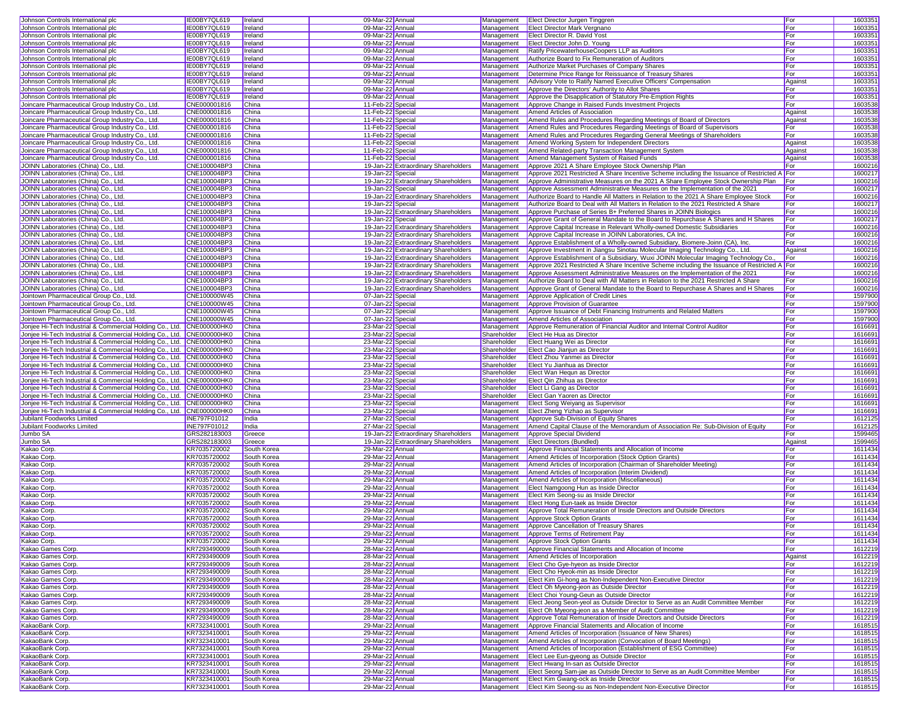| Johnson Controls International plc | IE00BY7QL619 | Ireland | 09-Mar-22 | Annual | Management | Elect Director Jurgen Tinggren | For | 1603351 |
|---|---|---|---|---|---|---|---|---|
| Johnson Controls International plc | IE00BY7QL619 | Ireland | 09-Mar-22 | Annual | Management | Elect Director Mark Vergnano | For | 1603351 |
| Johnson Controls International plc | IE00BY7QL619 | Ireland | 09-Mar-22 | Annual | Management | Elect Director R. David Yost | For | 1603351 |
| Johnson Controls International plc | IE00BY7QL619 | Ireland | 09-Mar-22 | Annual | Management | Elect Director John D. Young | For | 1603351 |
| Johnson Controls International plc | IE00BY7QL619 | Ireland | 09-Mar-22 | Annual | Management | Ratify PricewaterhouseCoopers LLP as Auditors | For | 1603351 |
| Johnson Controls International plc | IE00BY7QL619 | Ireland | 09-Mar-22 | Annual | Management | Authorize Board to Fix Remuneration of Auditors | For | 1603351 |
| Johnson Controls International plc | IE00BY7QL619 | Ireland | 09-Mar-22 | Annual | Management | Authorize Market Purchases of Company Shares | For | 1603351 |
| Johnson Controls International plc | IE00BY7QL619 | Ireland | 09-Mar-22 | Annual | Management | Determine Price Range for Reissuance of Treasury Shares | For | 1603351 |
| Johnson Controls International plc | IE00BY7QL619 | Ireland | 09-Mar-22 | Annual | Management | Advisory Vote to Ratify Named Executive Officers' Compensation | Against | 1603351 |
| Johnson Controls International plc | IE00BY7QL619 | Ireland | 09-Mar-22 | Annual | Management | Approve the Directors' Authority to Allot Shares | For | 1603351 |
| Johnson Controls International plc | IE00BY7QL619 | Ireland | 09-Mar-22 | Annual | Management | Approve the Disapplication of Statutory Pre-Emption Rights | For | 1603351 |
| Joincare Pharmaceutical Group Industry Co., Ltd. | CNE000001816 | China | 11-Feb-22 | Special | Management | Approve Change in Raised Funds Investment Projects | For | 1603538 |
| Joincare Pharmaceutical Group Industry Co., Ltd. | CNE000001816 | China | 11-Feb-22 | Special | Management | Amend Articles of Association | Against | 1603538 |
| Joincare Pharmaceutical Group Industry Co., Ltd. | CNE000001816 | China | 11-Feb-22 | Special | Management | Amend Rules and Procedures Regarding Meetings of Board of Directors | Against | 1603538 |
| Joincare Pharmaceutical Group Industry Co., Ltd. | CNE000001816 | China | 11-Feb-22 | Special | Management | Amend Rules and Procedures Regarding Meetings of Board of Supervisors | For | 1603538 |
| Joincare Pharmaceutical Group Industry Co., Ltd. | CNE000001816 | China | 11-Feb-22 | Special | Management | Amend Rules and Procedures Regarding General Meetings of Shareholders | For | 1603538 |
| Joincare Pharmaceutical Group Industry Co., Ltd. | CNE000001816 | China | 11-Feb-22 | Special | Management | Amend Working System for Independent Directors | Against | 1603538 |
| Joincare Pharmaceutical Group Industry Co., Ltd. | CNE000001816 | China | 11-Feb-22 | Special | Management | Amend Related-party Transaction Management System | Against | 1603538 |
| Joincare Pharmaceutical Group Industry Co., Ltd. | CNE000001816 | China | 11-Feb-22 | Special | Management | Amend Management System of Raised Funds | Against | 1603538 |
| JOINN Laboratories (China) Co., Ltd. | CNE100004BP3 | China | 19-Jan-22 | Extraordinary Shareholders | Management | Approve 2021 A Share Employee Stock Ownership Plan | For | 1600216 |
| JOINN Laboratories (China) Co., Ltd. | CNE100004BP3 | China | 19-Jan-22 | Special | Management | Approve 2021 Restricted A Share Incentive Scheme including the Issuance of Restricted A | For | 1600217 |
| JOINN Laboratories (China) Co., Ltd. | CNE100004BP3 | China | 19-Jan-22 | Extraordinary Shareholders | Management | Approve Administrative Measures on the 2021 A Share Employee Stock Ownership Plan | For | 1600216 |
| JOINN Laboratories (China) Co., Ltd. | CNE100004BP3 | China | 19-Jan-22 | Special | Management | Approve Assessment Administrative Measures on the Implementation of the 2021 | For | 1600217 |
| JOINN Laboratories (China) Co., Ltd. | CNE100004BP3 | China | 19-Jan-22 | Extraordinary Shareholders | Management | Authorize Board to Handle All Matters in Relation to the 2021 A Share Employee Stock | For | 1600216 |
| JOINN Laboratories (China) Co., Ltd. | CNE100004BP3 | China | 19-Jan-22 | Special | Management | Authorize Board to Deal with All Matters in Relation to the 2021 Restricted A Share | For | 1600217 |
| JOINN Laboratories (China) Co., Ltd. | CNE100004BP3 | China | 19-Jan-22 | Extraordinary Shareholders | Management | Approve Purchase of Series B+ Preferred Shares in JOINN Biologics | For | 1600216 |
| JOINN Laboratories (China) Co., Ltd. | CNE100004BP3 | China | 19-Jan-22 | Special | Management | Approve Grant of General Mandate to the Board to Repurchase A Shares and H Shares | For | 1600217 |
| JOINN Laboratories (China) Co., Ltd. | CNE100004BP3 | China | 19-Jan-22 | Extraordinary Shareholders | Management | Approve Capital Increase in Relevant Wholly-owned Domestic Subsidiaries | For | 1600216 |
| JOINN Laboratories (China) Co., Ltd. | CNE100004BP3 | China | 19-Jan-22 | Extraordinary Shareholders | Management | Approve Capital Increase in JOINN Laboratories, CA Inc. | For | 1600216 |
| JOINN Laboratories (China) Co., Ltd. | CNE100004BP3 | China | 19-Jan-22 | Extraordinary Shareholders | Management | Approve Establishment of a Wholly-owned Subsidiary, Biomere-Joinn (CA), Inc. | For | 1600216 |
| JOINN Laboratories (China) Co., Ltd. | CNE100004BP3 | China | 19-Jan-22 | Extraordinary Shareholders | Management | Approve Investment in Jiangsu Sinotau Molecular Imaging Technology Co., Ltd. | Against | 1600216 |
| JOINN Laboratories (China) Co., Ltd. | CNE100004BP3 | China | 19-Jan-22 | Extraordinary Shareholders | Management | Approve Establishment of a Subsidiary, Wuxi JOINN Molecular Imaging Technology Co., | For | 1600216 |
| JOINN Laboratories (China) Co., Ltd. | CNE100004BP3 | China | 19-Jan-22 | Extraordinary Shareholders | Management | Approve 2021 Restricted A Share Incentive Scheme including the Issuance of Restricted A | For | 1600216 |
| JOINN Laboratories (China) Co., Ltd. | CNE100004BP3 | China | 19-Jan-22 | Extraordinary Shareholders | Management | Approve Assessment Administrative Measures on the Implementation of the 2021 | For | 1600216 |
| JOINN Laboratories (China) Co., Ltd. | CNE100004BP3 | China | 19-Jan-22 | Extraordinary Shareholders | Management | Authorize Board to Deal with All Matters in Relation to the 2021 Restricted A Share | For | 1600216 |
| JOINN Laboratories (China) Co., Ltd. | CNE100004BP3 | China | 19-Jan-22 | Extraordinary Shareholders | Management | Approve Grant of General Mandate to the Board to Repurchase A Shares and H Shares | For | 1600216 |
| Jointown Pharmaceutical Group Co., Ltd. | CNE100000W45 | China | 07-Jan-22 | Special | Management | Approve Application of Credit Lines | For | 1597900 |
| Jointown Pharmaceutical Group Co., Ltd. | CNE100000W45 | China | 07-Jan-22 | Special | Management | Approve Provision of Guarantee | For | 1597900 |
| Jointown Pharmaceutical Group Co., Ltd. | CNE100000W45 | China | 07-Jan-22 | Special | Management | Approve Issuance of Debt Financing Instruments and Related Matters | For | 1597900 |
| Jointown Pharmaceutical Group Co., Ltd. | CNE100000W45 | China | 07-Jan-22 | Special | Management | Amend Articles of Association | For | 1597900 |
| Jonjee Hi-Tech Industrial & Commercial Holding Co., Ltd. | CNE000000HK0 | China | 23-Mar-22 | Special | Management | Approve Remuneration of Financial Auditor and Internal Control Auditor | For | 1616691 |
| Jonjee Hi-Tech Industrial & Commercial Holding Co., Ltd. | CNE000000HK0 | China | 23-Mar-22 | Special | Shareholder | Elect He Hua as Director | For | 1616691 |
| Jonjee Hi-Tech Industrial & Commercial Holding Co., Ltd. | CNE000000HK0 | China | 23-Mar-22 | Special | Shareholder | Elect Huang Wei as Director | For | 1616691 |
| Jonjee Hi-Tech Industrial & Commercial Holding Co., Ltd. | CNE000000HK0 | China | 23-Mar-22 | Special | Shareholder | Elect Cao Jianjun as Director | For | 1616691 |
| Jonjee Hi-Tech Industrial & Commercial Holding Co., Ltd. | CNE000000HK0 | China | 23-Mar-22 | Special | Shareholder | Elect Zhou Yanmei as Director | For | 1616691 |
| Jonjee Hi-Tech Industrial & Commercial Holding Co., Ltd. | CNE000000HK0 | China | 23-Mar-22 | Special | Shareholder | Elect Yu Jianhua as Director | For | 1616691 |
| Jonjee Hi-Tech Industrial & Commercial Holding Co., Ltd. | CNE000000HK0 | China | 23-Mar-22 | Special | Shareholder | Elect Wan Hequn as Director | For | 1616691 |
| Jonjee Hi-Tech Industrial & Commercial Holding Co., Ltd. | CNE000000HK0 | China | 23-Mar-22 | Special | Shareholder | Elect Qin Zhihua as Director | For | 1616691 |
| Jonjee Hi-Tech Industrial & Commercial Holding Co., Ltd. | CNE000000HK0 | China | 23-Mar-22 | Special | Shareholder | Elect Li Gang as Director | For | 1616691 |
| Jonjee Hi-Tech Industrial & Commercial Holding Co., Ltd. | CNE000000HK0 | China | 23-Mar-22 | Special | Shareholder | Elect Gan Yaoren as Director | For | 1616691 |
| Jonjee Hi-Tech Industrial & Commercial Holding Co., Ltd. | CNE000000HK0 | China | 23-Mar-22 | Special | Management | Elect Song Weiyang as Supervisor | For | 1616691 |
| Jonjee Hi-Tech Industrial & Commercial Holding Co., Ltd. | CNE000000HK0 | China | 23-Mar-22 | Special | Management | Elect Zheng Yizhao as Supervisor | For | 1616691 |
| Jubilant Foodworks Limited | INE797F01012 | India | 27-Mar-22 | Special | Management | Approve Sub-Division of Equity Shares | For | 1612125 |
| Jubilant Foodworks Limited | INE797F01012 | India | 27-Mar-22 | Special | Management | Amend Capital Clause of the Memorandum of Association Re: Sub-Division of Equity | For | 1612125 |
| Jumbo SA | GRS282183003 | Greece | 19-Jan-22 | Extraordinary Shareholders | Management | Approve Special Dividend | For | 1599465 |
| Jumbo SA | GRS282183003 | Greece | 19-Jan-22 | Extraordinary Shareholders | Management | Elect Directors (Bundled) | Against | 1599465 |
| Kakao Corp. | KR7035720002 | South Korea | 29-Mar-22 | Annual | Management | Approve Financial Statements and Allocation of Income | For | 1611434 |
| Kakao Corp. | KR7035720002 | South Korea | 29-Mar-22 | Annual | Management | Amend Articles of Incorporation (Stock Option Grants) | For | 1611434 |
| Kakao Corp. | KR7035720002 | South Korea | 29-Mar-22 | Annual | Management | Amend Articles of Incorporation (Chairman of Shareholder Meeting) | For | 1611434 |
| Kakao Corp. | KR7035720002 | South Korea | 29-Mar-22 | Annual | Management | Amend Articles of Incorporation (Interim Dividend) | For | 1611434 |
| Kakao Corp. | KR7035720002 | South Korea | 29-Mar-22 | Annual | Management | Amend Articles of Incorporation (Miscellaneous) | For | 1611434 |
| Kakao Corp. | KR7035720002 | South Korea | 29-Mar-22 | Annual | Management | Elect Namgoong Hun as Inside Director | For | 1611434 |
| Kakao Corp. | KR7035720002 | South Korea | 29-Mar-22 | Annual | Management | Elect Kim Seong-su as Inside Director | For | 1611434 |
| Kakao Corp. | KR7035720002 | South Korea | 29-Mar-22 | Annual | Management | Elect Hong Eun-taek as Inside Director | For | 1611434 |
| Kakao Corp. | KR7035720002 | South Korea | 29-Mar-22 | Annual | Management | Approve Total Remuneration of Inside Directors and Outside Directors | For | 1611434 |
| Kakao Corp. | KR7035720002 | South Korea | 29-Mar-22 | Annual | Management | Approve Stock Option Grants | For | 1611434 |
| Kakao Corp. | KR7035720002 | South Korea | 29-Mar-22 | Annual | Management | Approve Cancellation of Treasury Shares | For | 1611434 |
| Kakao Corp. | KR7035720002 | South Korea | 29-Mar-22 | Annual | Management | Approve Terms of Retirement Pay | For | 1611434 |
| Kakao Corp. | KR7035720002 | South Korea | 29-Mar-22 | Annual | Management | Approve Stock Option Grants | For | 1611434 |
| Kakao Games Corp. | KR7293490009 | South Korea | 28-Mar-22 | Annual | Management | Approve Financial Statements and Allocation of Income | For | 1612219 |
| Kakao Games Corp. | KR7293490009 | South Korea | 28-Mar-22 | Annual | Management | Amend Articles of Incorporation | Against | 1612219 |
| Kakao Games Corp. | KR7293490009 | South Korea | 28-Mar-22 | Annual | Management | Elect Cho Gye-hyeon as Inside Director | For | 1612219 |
| Kakao Games Corp. | KR7293490009 | South Korea | 28-Mar-22 | Annual | Management | Elect Cho Hyeok-min as Inside Director | For | 1612219 |
| Kakao Games Corp. | KR7293490009 | South Korea | 28-Mar-22 | Annual | Management | Elect Kim Gi-hong as Non-Independent Non-Executive Director | For | 1612219 |
| Kakao Games Corp. | KR7293490009 | South Korea | 28-Mar-22 | Annual | Management | Elect Oh Myeong-jeon as Outside Director | For | 1612219 |
| Kakao Games Corp. | KR7293490009 | South Korea | 28-Mar-22 | Annual | Management | Elect Choi Young-Geun as Outside Director | For | 1612219 |
| Kakao Games Corp. | KR7293490009 | South Korea | 28-Mar-22 | Annual | Management | Elect Jeong Seon-yeol as Outside Director to Serve as an Audit Committee Member | For | 1612219 |
| Kakao Games Corp. | KR7293490009 | South Korea | 28-Mar-22 | Annual | Management | Elect Oh Myeong-jeon as a Member of Audit Committee | For | 1612219 |
| Kakao Games Corp. | KR7293490009 | South Korea | 28-Mar-22 | Annual | Management | Approve Total Remuneration of Inside Directors and Outside Directors | For | 1612219 |
| KakaoBank Corp. | KR7323410001 | South Korea | 29-Mar-22 | Annual | Management | Approve Financial Statements and Allocation of Income | For | 1618515 |
| KakaoBank Corp. | KR7323410001 | South Korea | 29-Mar-22 | Annual | Management | Amend Articles of Incorporation (Issuance of New Shares) | For | 1618515 |
| KakaoBank Corp. | KR7323410001 | South Korea | 29-Mar-22 | Annual | Management | Amend Articles of Incorporation (Convocation of Board Meetings) | For | 1618515 |
| KakaoBank Corp. | KR7323410001 | South Korea | 29-Mar-22 | Annual | Management | Amend Articles of Incorporation (Establishment of ESG Committee) | For | 1618515 |
| KakaoBank Corp. | KR7323410001 | South Korea | 29-Mar-22 | Annual | Management | Elect Lee Eun-gyeong as Outside Director | For | 1618515 |
| KakaoBank Corp. | KR7323410001 | South Korea | 29-Mar-22 | Annual | Management | Elect Hwang In-san as Outside Director | For | 1618515 |
| KakaoBank Corp. | KR7323410001 | South Korea | 29-Mar-22 | Annual | Management | Elect Seong Sam-jae as Outside Director to Serve as an Audit Committee Member | For | 1618515 |
| KakaoBank Corp. | KR7323410001 | South Korea | 29-Mar-22 | Annual | Management | Elect Kim Gwang-ock as Inside Director | For | 1618515 |
| KakaoBank Corp. | KR7323410001 | South Korea | 29-Mar-22 | Annual | Management | Elect Kim Seong-su as Non-Independent Non-Executive Director | For | 1618515 |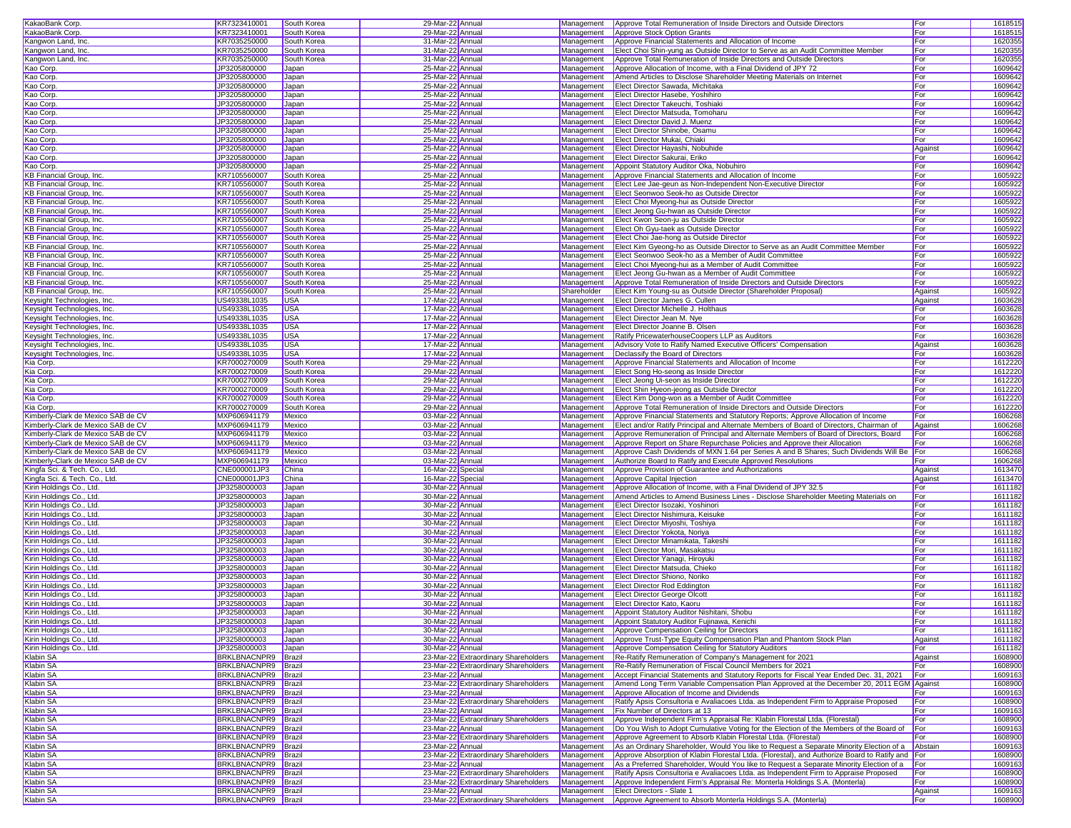| KakaoBank Corp. | KR7323410001 | South Korea | 29-Mar-22 | Annual | Management | Approve Total Remuneration of Inside Directors and Outside Directors | For | 1618515 |
|---|---|---|---|---|---|---|---|---|
| KakaoBank Corp. | KR7323410001 | South Korea | 29-Mar-22 | Annual | Management | Approve Stock Option Grants | For | 1618515 |
| Kangwon Land, Inc. | KR7035250000 | South Korea | 31-Mar-22 | Annual | Management | Approve Financial Statements and Allocation of Income | For | 1620355 |
| Kangwon Land, Inc. | KR7035250000 | South Korea | 31-Mar-22 | Annual | Management | Elect Choi Shin-yung as Outside Director to Serve as an Audit Committee Member | For | 1620355 |
| Kangwon Land, Inc. | KR7035250000 | South Korea | 31-Mar-22 | Annual | Management | Approve Total Remuneration of Inside Directors and Outside Directors | For | 1620355 |
| Kao Corp. | JP3205800000 | Japan | 25-Mar-22 | Annual | Management | Approve Allocation of Income, with a Final Dividend of JPY 72 | For | 1609642 |
| Kao Corp. | JP3205800000 | Japan | 25-Mar-22 | Annual | Management | Amend Articles to Disclose Shareholder Meeting Materials on Internet | For | 1609642 |
| Kao Corp. | JP3205800000 | Japan | 25-Mar-22 | Annual | Management | Elect Director Sawada, Michitaka | For | 1609642 |
| Kao Corp. | JP3205800000 | Japan | 25-Mar-22 | Annual | Management | Elect Director Hasebe, Yoshihiro | For | 1609642 |
| Kao Corp. | JP3205800000 | Japan | 25-Mar-22 | Annual | Management | Elect Director Takeuchi, Toshiaki | For | 1609642 |
| Kao Corp. | JP3205800000 | Japan | 25-Mar-22 | Annual | Management | Elect Director Matsuda, Tomoharu | For | 1609642 |
| Kao Corp. | JP3205800000 | Japan | 25-Mar-22 | Annual | Management | Elect Director David J. Muenz | For | 1609642 |
| Kao Corp. | JP3205800000 | Japan | 25-Mar-22 | Annual | Management | Elect Director Shinobe, Osamu | For | 1609642 |
| Kao Corp. | JP3205800000 | Japan | 25-Mar-22 | Annual | Management | Elect Director Mukai, Chiaki | For | 1609642 |
| Kao Corp. | JP3205800000 | Japan | 25-Mar-22 | Annual | Management | Elect Director Hayashi, Nobuhide | Against | 1609642 |
| Kao Corp. | JP3205800000 | Japan | 25-Mar-22 | Annual | Management | Elect Director Sakurai, Eriko | For | 1609642 |
| Kao Corp. | JP3205800000 | Japan | 25-Mar-22 | Annual | Management | Appoint Statutory Auditor Oka, Nobuhiro | For | 1609642 |
| KB Financial Group, Inc. | KR7105560007 | South Korea | 25-Mar-22 | Annual | Management | Approve Financial Statements and Allocation of Income | For | 1605922 |
| KB Financial Group, Inc. | KR7105560007 | South Korea | 25-Mar-22 | Annual | Management | Elect Lee Jae-geun as Non-Independent Non-Executive Director | For | 1605922 |
| KB Financial Group, Inc. | KR7105560007 | South Korea | 25-Mar-22 | Annual | Management | Elect Seonwoo Seok-ho as Outside Director | For | 1605922 |
| KB Financial Group, Inc. | KR7105560007 | South Korea | 25-Mar-22 | Annual | Management | Elect Choi Myeong-hui as Outside Director | For | 1605922 |
| KB Financial Group, Inc. | KR7105560007 | South Korea | 25-Mar-22 | Annual | Management | Elect Jeong Gu-hwan as Outside Director | For | 1605922 |
| KB Financial Group, Inc. | KR7105560007 | South Korea | 25-Mar-22 | Annual | Management | Elect Kwon Seon-ju as Outside Director | For | 1605922 |
| KB Financial Group, Inc. | KR7105560007 | South Korea | 25-Mar-22 | Annual | Management | Elect Oh Gyu-taek as Outside Director | For | 1605922 |
| KB Financial Group, Inc. | KR7105560007 | South Korea | 25-Mar-22 | Annual | Management | Elect Choi Jae-hong as Outside Director | For | 1605922 |
| KB Financial Group, Inc. | KR7105560007 | South Korea | 25-Mar-22 | Annual | Management | Elect Kim Gyeong-ho as Outside Director to Serve as an Audit Committee Member | For | 1605922 |
| KB Financial Group, Inc. | KR7105560007 | South Korea | 25-Mar-22 | Annual | Management | Elect Seonwoo Seok-ho as a Member of Audit Committee | For | 1605922 |
| KB Financial Group, Inc. | KR7105560007 | South Korea | 25-Mar-22 | Annual | Management | Elect Choi Myeong-hui as a Member of Audit Committee | For | 1605922 |
| KB Financial Group, Inc. | KR7105560007 | South Korea | 25-Mar-22 | Annual | Management | Elect Jeong Gu-hwan as a Member of Audit Committee | For | 1605922 |
| KB Financial Group, Inc. | KR7105560007 | South Korea | 25-Mar-22 | Annual | Management | Approve Total Remuneration of Inside Directors and Outside Directors | For | 1605922 |
| KB Financial Group, Inc. | KR7105560007 | South Korea | 25-Mar-22 | Annual | Shareholder | Elect Kim Young-su as Outside Director (Shareholder Proposal) | Against | 1605922 |
| Keysight Technologies, Inc. | US49338L1035 | USA | 17-Mar-22 | Annual | Management | Elect Director James G. Cullen | Against | 1603628 |
| Keysight Technologies, Inc. | US49338L1035 | USA | 17-Mar-22 | Annual | Management | Elect Director Michelle J. Holthaus | For | 1603628 |
| Keysight Technologies, Inc. | US49338L1035 | USA | 17-Mar-22 | Annual | Management | Elect Director Jean M. Nye | For | 1603628 |
| Keysight Technologies, Inc. | US49338L1035 | USA | 17-Mar-22 | Annual | Management | Elect Director Joanne B. Olsen | For | 1603628 |
| Keysight Technologies, Inc. | US49338L1035 | USA | 17-Mar-22 | Annual | Management | Ratify PricewaterhouseCoopers LLP as Auditors | For | 1603628 |
| Keysight Technologies, Inc. | US49338L1035 | USA | 17-Mar-22 | Annual | Management | Advisory Vote to Ratify Named Executive Officers' Compensation | Against | 1603628 |
| Keysight Technologies, Inc. | US49338L1035 | USA | 17-Mar-22 | Annual | Management | Declassify the Board of Directors | For | 1603628 |
| Kia Corp. | KR7000270009 | South Korea | 29-Mar-22 | Annual | Management | Approve Financial Statements and Allocation of Income | For | 1612220 |
| Kia Corp. | KR7000270009 | South Korea | 29-Mar-22 | Annual | Management | Elect Song Ho-seong as Inside Director | For | 1612220 |
| Kia Corp. | KR7000270009 | South Korea | 29-Mar-22 | Annual | Management | Elect Jeong Ui-seon as Inside Director | For | 1612220 |
| Kia Corp. | KR7000270009 | South Korea | 29-Mar-22 | Annual | Management | Elect Shin Hyeon-jeong as Outside Director | For | 1612220 |
| Kia Corp. | KR7000270009 | South Korea | 29-Mar-22 | Annual | Management | Elect Kim Dong-won as a Member of Audit Committee | For | 1612220 |
| Kia Corp. | KR7000270009 | South Korea | 29-Mar-22 | Annual | Management | Approve Total Remuneration of Inside Directors and Outside Directors | For | 1612220 |
| Kimberly-Clark de Mexico SAB de CV | MXP606941179 | Mexico | 03-Mar-22 | Annual | Management | Approve Financial Statements and Statutory Reports; Approve Allocation of Income | For | 1606268 |
| Kimberly-Clark de Mexico SAB de CV | MXP606941179 | Mexico | 03-Mar-22 | Annual | Management | Elect and/or Ratify Principal and Alternate Members of Board of Directors, Chairman of | Against | 1606268 |
| Kimberly-Clark de Mexico SAB de CV | MXP606941179 | Mexico | 03-Mar-22 | Annual | Management | Approve Remuneration of Principal and Alternate Members of Board of Directors, Board | For | 1606268 |
| Kimberly-Clark de Mexico SAB de CV | MXP606941179 | Mexico | 03-Mar-22 | Annual | Management | Approve Report on Share Repurchase Policies and Approve their Allocation | For | 1606268 |
| Kimberly-Clark de Mexico SAB de CV | MXP606941179 | Mexico | 03-Mar-22 | Annual | Management | Approve Cash Dividends of MXN 1.64 per Series A and B Shares; Such Dividends Will Be | For | 1606268 |
| Kimberly-Clark de Mexico SAB de CV | MXP606941179 | Mexico | 03-Mar-22 | Annual | Management | Authorize Board to Ratify and Execute Approved Resolutions | For | 1606268 |
| Kingfa Sci. & Tech. Co., Ltd. | CNE000001JP3 | China | 16-Mar-22 | Special | Management | Approve Provision of Guarantee and Authorizations | Against | 1613470 |
| Kingfa Sci. & Tech. Co., Ltd. | CNE000001JP3 | China | 16-Mar-22 | Special | Management | Approve Capital Injection | Against | 1613470 |
| Kirin Holdings Co., Ltd. | JP3258000003 | Japan | 30-Mar-22 | Annual | Management | Approve Allocation of Income, with a Final Dividend of JPY 32.5 | For | 1611182 |
| Kirin Holdings Co., Ltd. | JP3258000003 | Japan | 30-Mar-22 | Annual | Management | Amend Articles to Amend Business Lines - Disclose Shareholder Meeting Materials on | For | 1611182 |
| Kirin Holdings Co., Ltd. | JP3258000003 | Japan | 30-Mar-22 | Annual | Management | Elect Director Isozaki, Yoshinori | For | 1611182 |
| Kirin Holdings Co., Ltd. | JP3258000003 | Japan | 30-Mar-22 | Annual | Management | Elect Director Nishimura, Keisuke | For | 1611182 |
| Kirin Holdings Co., Ltd. | JP3258000003 | Japan | 30-Mar-22 | Annual | Management | Elect Director Miyoshi, Toshiya | For | 1611182 |
| Kirin Holdings Co., Ltd. | JP3258000003 | Japan | 30-Mar-22 | Annual | Management | Elect Director Yokota, Noriya | For | 1611182 |
| Kirin Holdings Co., Ltd. | JP3258000003 | Japan | 30-Mar-22 | Annual | Management | Elect Director Minamikata, Takeshi | For | 1611182 |
| Kirin Holdings Co., Ltd. | JP3258000003 | Japan | 30-Mar-22 | Annual | Management | Elect Director Mori, Masakatsu | For | 1611182 |
| Kirin Holdings Co., Ltd. | JP3258000003 | Japan | 30-Mar-22 | Annual | Management | Elect Director Yanagi, Hiroyuki | For | 1611182 |
| Kirin Holdings Co., Ltd. | JP3258000003 | Japan | 30-Mar-22 | Annual | Management | Elect Director Matsuda, Chieko | For | 1611182 |
| Kirin Holdings Co., Ltd. | JP3258000003 | Japan | 30-Mar-22 | Annual | Management | Elect Director Shiono, Noriko | For | 1611182 |
| Kirin Holdings Co., Ltd. | JP3258000003 | Japan | 30-Mar-22 | Annual | Management | Elect Director Rod Eddington | For | 1611182 |
| Kirin Holdings Co., Ltd. | JP3258000003 | Japan | 30-Mar-22 | Annual | Management | Elect Director George Olcott | For | 1611182 |
| Kirin Holdings Co., Ltd. | JP3258000003 | Japan | 30-Mar-22 | Annual | Management | Elect Director Kato, Kaoru | For | 1611182 |
| Kirin Holdings Co., Ltd. | JP3258000003 | Japan | 30-Mar-22 | Annual | Management | Appoint Statutory Auditor Nishitani, Shobu | For | 1611182 |
| Kirin Holdings Co., Ltd. | JP3258000003 | Japan | 30-Mar-22 | Annual | Management | Appoint Statutory Auditor Fujinawa, Kenichi | For | 1611182 |
| Kirin Holdings Co., Ltd. | JP3258000003 | Japan | 30-Mar-22 | Annual | Management | Approve Compensation Ceiling for Directors | For | 1611182 |
| Kirin Holdings Co., Ltd. | JP3258000003 | Japan | 30-Mar-22 | Annual | Management | Approve Trust-Type Equity Compensation Plan and Phantom Stock Plan | Against | 1611182 |
| Kirin Holdings Co., Ltd. | JP3258000003 | Japan | 30-Mar-22 | Annual | Management | Approve Compensation Ceiling for Statutory Auditors | For | 1611182 |
| Klabin SA | BRKLBNACNPR9 | Brazil | 23-Mar-22 | Extraordinary Shareholders | Management | Re-Ratify Remuneration of Company's Management for 2021 | Against | 1608900 |
| Klabin SA | BRKLBNACNPR9 | Brazil | 23-Mar-22 | Extraordinary Shareholders | Management | Re-Ratify Remuneration of Fiscal Council Members for 2021 | For | 1608900 |
| Klabin SA | BRKLBNACNPR9 | Brazil | 23-Mar-22 | Annual | Management | Accept Financial Statements and Statutory Reports for Fiscal Year Ended Dec. 31, 2021 | For | 1609163 |
| Klabin SA | BRKLBNACNPR9 | Brazil | 23-Mar-22 | Extraordinary Shareholders | Management | Amend Long Term Variable Compensation Plan Approved at the December 20, 2011 EGM | Against | 1608900 |
| Klabin SA | BRKLBNACNPR9 | Brazil | 23-Mar-22 | Annual | Management | Approve Allocation of Income and Dividends | For | 1609163 |
| Klabin SA | BRKLBNACNPR9 | Brazil | 23-Mar-22 | Extraordinary Shareholders | Management | Ratify Apsis Consultoria e Avaliacoes Ltda. as Independent Firm to Appraise Proposed | For | 1608900 |
| Klabin SA | BRKLBNACNPR9 | Brazil | 23-Mar-22 | Annual | Management | Fix Number of Directors at 13 | For | 1609163 |
| Klabin SA | BRKLBNACNPR9 | Brazil | 23-Mar-22 | Extraordinary Shareholders | Management | Approve Independent Firm's Appraisal Re: Klabin Florestal Ltda. (Florestal) | For | 1608900 |
| Klabin SA | BRKLBNACNPR9 | Brazil | 23-Mar-22 | Annual | Management | Do You Wish to Adopt Cumulative Voting for the Election of the Members of the Board of | For | 1609163 |
| Klabin SA | BRKLBNACNPR9 | Brazil | 23-Mar-22 | Extraordinary Shareholders | Management | Approve Agreement to Absorb Klabin Florestal Ltda. (Florestal) | For | 1608900 |
| Klabin SA | BRKLBNACNPR9 | Brazil | 23-Mar-22 | Annual | Management | As an Ordinary Shareholder, Would You Like to Request a Separate Minority Election of a | Abstain | 1609163 |
| Klabin SA | BRKLBNACNPR9 | Brazil | 23-Mar-22 | Extraordinary Shareholders | Management | Approve Absorption of Klabin Florestal Ltda. (Florestal), and Authorize Board to Ratify and | For | 1608900 |
| Klabin SA | BRKLBNACNPR9 | Brazil | 23-Mar-22 | Annual | Management | As a Preferred Shareholder, Would You like to Request a Separate Minority Election of a | For | 1609163 |
| Klabin SA | BRKLBNACNPR9 | Brazil | 23-Mar-22 | Extraordinary Shareholders | Management | Ratify Apsis Consultoria e Avaliacoes Ltda. as Independent Firm to Appraise Proposed | For | 1608900 |
| Klabin SA | BRKLBNACNPR9 | Brazil | 23-Mar-22 | Extraordinary Shareholders | Management | Approve Independent Firm's Appraisal Re: Monterla Holdings S.A. (Monterla) | For | 1608900 |
| Klabin SA | BRKLBNACNPR9 | Brazil | 23-Mar-22 | Annual | Management | Elect Directors - Slate 1 | Against | 1609163 |
| Klabin SA | BRKLBNACNPR9 | Brazil | 23-Mar-22 | Extraordinary Shareholders | Management | Approve Agreement to Absorb Monterla Holdings S.A. (Monterla) | For | 1608900 |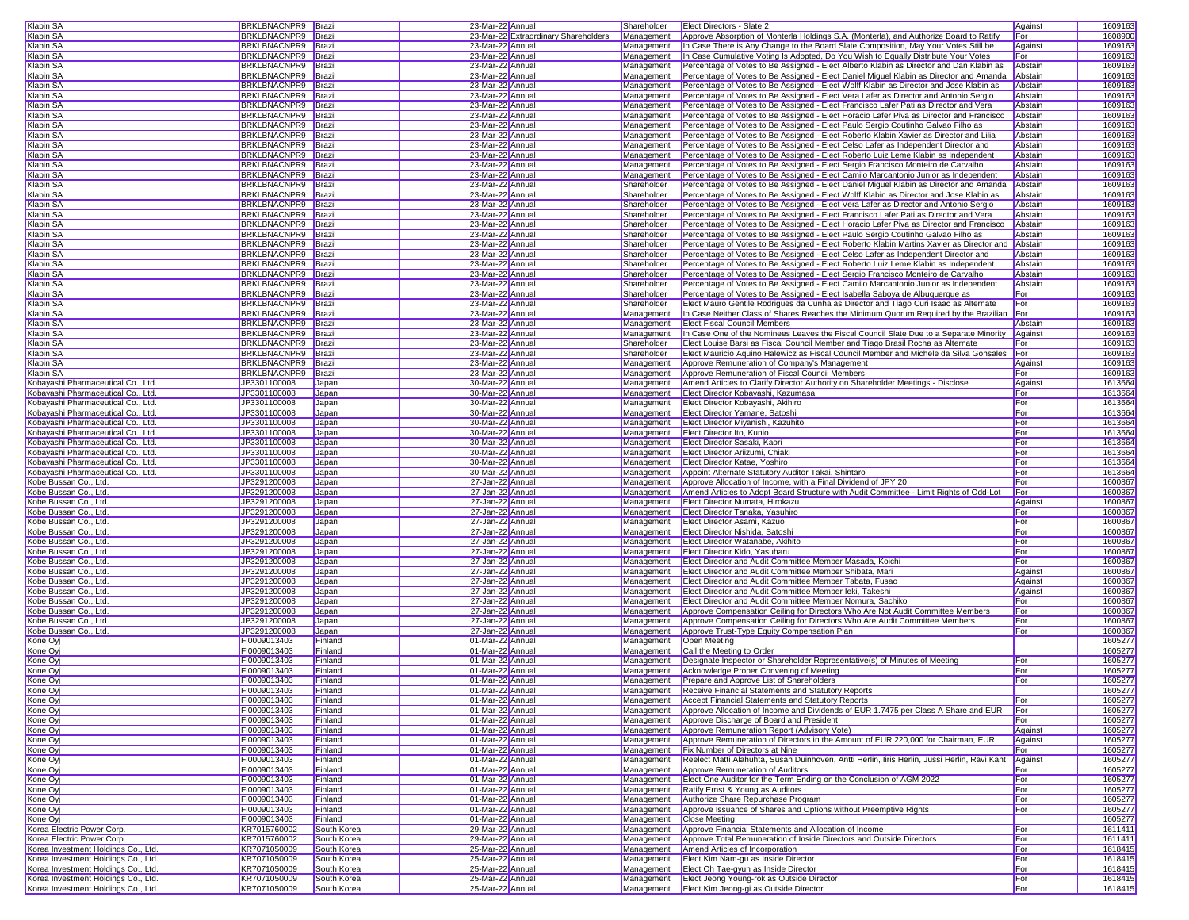| Klabin SA | BRKLBNACNPR9 | Brazil | 23-Mar-22 | Annual | Shareholder | Elect Directors - Slate 2 | Against | 1609163 |
|---|---|---|---|---|---|---|---|---|
| Klabin SA | BRKLBNACNPR9 | Brazil | 23-Mar-22 | Extraordinary Shareholders | Management | Approve Absorption of Monterla Holdings S.A. (Monterla), and Authorize Board to Ratify | For | 1608900 |
| Klabin SA | BRKLBNACNPR9 | Brazil | 23-Mar-22 | Annual | Management | In Case There is Any Change to the Board Slate Composition, May Your Votes Still be | Against | 1609163 |
| Klabin SA | BRKLBNACNPR9 | Brazil | 23-Mar-22 | Annual | Management | In Case Cumulative Voting Is Adopted, Do You Wish to Equally Distribute Your Votes | For | 1609163 |
| Klabin SA | BRKLBNACNPR9 | Brazil | 23-Mar-22 | Annual | Management | Percentage of Votes to Be Assigned - Elect Alberto Klabin as Director and Dan Klabin as | Abstain | 1609163 |
| Klabin SA | BRKLBNACNPR9 | Brazil | 23-Mar-22 | Annual | Management | Percentage of Votes to Be Assigned - Elect Daniel Miguel Klabin as Director and Amanda | Abstain | 1609163 |
| Klabin SA | BRKLBNACNPR9 | Brazil | 23-Mar-22 | Annual | Management | Percentage of Votes to Be Assigned - Elect Wolff Klabin as Director and Jose Klabin as | Abstain | 1609163 |
| Klabin SA | BRKLBNACNPR9 | Brazil | 23-Mar-22 | Annual | Management | Percentage of Votes to Be Assigned - Elect Vera Lafer as Director and Antonio Sergio | Abstain | 1609163 |
| Klabin SA | BRKLBNACNPR9 | Brazil | 23-Mar-22 | Annual | Management | Percentage of Votes to Be Assigned - Elect Francisco Lafer Pati as Director and Vera | Abstain | 1609163 |
| Klabin SA | BRKLBNACNPR9 | Brazil | 23-Mar-22 | Annual | Management | Percentage of Votes to Be Assigned - Elect Horacio Lafer Piva as Director and Francisco | Abstain | 1609163 |
| Klabin SA | BRKLBNACNPR9 | Brazil | 23-Mar-22 | Annual | Management | Percentage of Votes to Be Assigned - Elect Paulo Sergio Coutinho Galvao Filho as | Abstain | 1609163 |
| Klabin SA | BRKLBNACNPR9 | Brazil | 23-Mar-22 | Annual | Management | Percentage of Votes to Be Assigned - Elect Roberto Klabin Xavier as Director and Lilia | Abstain | 1609163 |
| Klabin SA | BRKLBNACNPR9 | Brazil | 23-Mar-22 | Annual | Management | Percentage of Votes to Be Assigned - Elect Celso Lafer as Independent Director and | Abstain | 1609163 |
| Klabin SA | BRKLBNACNPR9 | Brazil | 23-Mar-22 | Annual | Management | Percentage of Votes to Be Assigned - Elect Roberto Luiz Leme Klabin as Independent | Abstain | 1609163 |
| Klabin SA | BRKLBNACNPR9 | Brazil | 23-Mar-22 | Annual | Management | Percentage of Votes to Be Assigned - Elect Sergio Francisco Monteiro de Carvalho | Abstain | 1609163 |
| Klabin SA | BRKLBNACNPR9 | Brazil | 23-Mar-22 | Annual | Management | Percentage of Votes to Be Assigned - Elect Camilo Marcantonio Junior as Independent | Abstain | 1609163 |
| Klabin SA | BRKLBNACNPR9 | Brazil | 23-Mar-22 | Annual | Shareholder | Percentage of Votes to Be Assigned - Elect Daniel Miguel Klabin as Director and Amanda | Abstain | 1609163 |
| Klabin SA | BRKLBNACNPR9 | Brazil | 23-Mar-22 | Annual | Shareholder | Percentage of Votes to Be Assigned - Elect Wolff Klabin as Director and Jose Klabin as | Abstain | 1609163 |
| Klabin SA | BRKLBNACNPR9 | Brazil | 23-Mar-22 | Annual | Shareholder | Percentage of Votes to Be Assigned - Elect Vera Lafer as Director and Antonio Sergio | Abstain | 1609163 |
| Klabin SA | BRKLBNACNPR9 | Brazil | 23-Mar-22 | Annual | Shareholder | Percentage of Votes to Be Assigned - Elect Francisco Lafer Pati as Director and Vera | Abstain | 1609163 |
| Klabin SA | BRKLBNACNPR9 | Brazil | 23-Mar-22 | Annual | Shareholder | Percentage of Votes to Be Assigned - Elect Horacio Lafer Piva as Director and Francisco | Abstain | 1609163 |
| Klabin SA | BRKLBNACNPR9 | Brazil | 23-Mar-22 | Annual | Shareholder | Percentage of Votes to Be Assigned - Elect Paulo Sergio Coutinho Galvao Filho as | Abstain | 1609163 |
| Klabin SA | BRKLBNACNPR9 | Brazil | 23-Mar-22 | Annual | Shareholder | Percentage of Votes to Be Assigned - Elect Roberto Klabin Martins Xavier as Director and | Abstain | 1609163 |
| Klabin SA | BRKLBNACNPR9 | Brazil | 23-Mar-22 | Annual | Shareholder | Percentage of Votes to Be Assigned - Elect Celso Lafer as Independent Director and | Abstain | 1609163 |
| Klabin SA | BRKLBNACNPR9 | Brazil | 23-Mar-22 | Annual | Shareholder | Percentage of Votes to Be Assigned - Elect Roberto Luiz Leme Klabin as Independent | Abstain | 1609163 |
| Klabin SA | BRKLBNACNPR9 | Brazil | 23-Mar-22 | Annual | Shareholder | Percentage of Votes to Be Assigned - Elect Sergio Francisco Monteiro de Carvalho | Abstain | 1609163 |
| Klabin SA | BRKLBNACNPR9 | Brazil | 23-Mar-22 | Annual | Shareholder | Percentage of Votes to Be Assigned - Elect Camilo Marcantonio Junior as Independent | Abstain | 1609163 |
| Klabin SA | BRKLBNACNPR9 | Brazil | 23-Mar-22 | Annual | Shareholder | Percentage of Votes to Be Assigned - Elect Isabella Saboya de Albuquerque as | For | 1609163 |
| Klabin SA | BRKLBNACNPR9 | Brazil | 23-Mar-22 | Annual | Shareholder | Elect Mauro Gentile Rodrigues da Cunha as Director and Tiago Curi Isaac as Alternate | For | 1609163 |
| Klabin SA | BRKLBNACNPR9 | Brazil | 23-Mar-22 | Annual | Management | In Case Neither Class of Shares Reaches the Minimum Quorum Required by the Brazilian | For | 1609163 |
| Klabin SA | BRKLBNACNPR9 | Brazil | 23-Mar-22 | Annual | Management | Elect Fiscal Council Members | Abstain | 1609163 |
| Klabin SA | BRKLBNACNPR9 | Brazil | 23-Mar-22 | Annual | Management | In Case One of the Nominees Leaves the Fiscal Council Slate Due to a Separate Minority | Against | 1609163 |
| Klabin SA | BRKLBNACNPR9 | Brazil | 23-Mar-22 | Annual | Shareholder | Elect Louise Barsi as Fiscal Council Member and Tiago Brasil Rocha as Alternate | For | 1609163 |
| Klabin SA | BRKLBNACNPR9 | Brazil | 23-Mar-22 | Annual | Shareholder | Elect Mauricio Aquino Halewicz as Fiscal Council Member and Michele da Silva Gonsales | For | 1609163 |
| Klabin SA | BRKLBNACNPR9 | Brazil | 23-Mar-22 | Annual | Management | Approve Remuneration of Company's Management | Against | 1609163 |
| Klabin SA | BRKLBNACNPR9 | Brazil | 23-Mar-22 | Annual | Management | Approve Remuneration of Fiscal Council Members | For | 1609163 |
| Kobayashi Pharmaceutical Co., Ltd. | JP3301100008 | Japan | 30-Mar-22 | Annual | Management | Amend Articles to Clarify Director Authority on Shareholder Meetings - Disclose | Against | 1613664 |
| Kobayashi Pharmaceutical Co., Ltd. | JP3301100008 | Japan | 30-Mar-22 | Annual | Management | Elect Director Kobayashi, Kazumasa | For | 1613664 |
| Kobayashi Pharmaceutical Co., Ltd. | JP3301100008 | Japan | 30-Mar-22 | Annual | Management | Elect Director Kobayashi, Akihiro | For | 1613664 |
| Kobayashi Pharmaceutical Co., Ltd. | JP3301100008 | Japan | 30-Mar-22 | Annual | Management | Elect Director Yamane, Satoshi | For | 1613664 |
| Kobayashi Pharmaceutical Co., Ltd. | JP3301100008 | Japan | 30-Mar-22 | Annual | Management | Elect Director Miyanishi, Kazuhito | For | 1613664 |
| Kobayashi Pharmaceutical Co., Ltd. | JP3301100008 | Japan | 30-Mar-22 | Annual | Management | Elect Director Ito, Kunio | For | 1613664 |
| Kobayashi Pharmaceutical Co., Ltd. | JP3301100008 | Japan | 30-Mar-22 | Annual | Management | Elect Director Sasaki, Kaori | For | 1613664 |
| Kobayashi Pharmaceutical Co., Ltd. | JP3301100008 | Japan | 30-Mar-22 | Annual | Management | Elect Director Ariizumi, Chiaki | For | 1613664 |
| Kobayashi Pharmaceutical Co., Ltd. | JP3301100008 | Japan | 30-Mar-22 | Annual | Management | Elect Director Katae, Yoshiro | For | 1613664 |
| Kobayashi Pharmaceutical Co., Ltd. | JP3301100008 | Japan | 30-Mar-22 | Annual | Management | Appoint Alternate Statutory Auditor Takai, Shintaro | For | 1613664 |
| Kobe Bussan Co., Ltd. | JP3291200008 | Japan | 27-Jan-22 | Annual | Management | Approve Allocation of Income, with a Final Dividend of JPY 20 | For | 1600867 |
| Kobe Bussan Co., Ltd. | JP3291200008 | Japan | 27-Jan-22 | Annual | Management | Amend Articles to Adopt Board Structure with Audit Committee - Limit Rights of Odd-Lot | For | 1600867 |
| Kobe Bussan Co., Ltd. | JP3291200008 | Japan | 27-Jan-22 | Annual | Management | Elect Director Numata, Hirokazu | Against | 1600867 |
| Kobe Bussan Co., Ltd. | JP3291200008 | Japan | 27-Jan-22 | Annual | Management | Elect Director Tanaka, Yasuhiro | For | 1600867 |
| Kobe Bussan Co., Ltd. | JP3291200008 | Japan | 27-Jan-22 | Annual | Management | Elect Director Asami, Kazuo | For | 1600867 |
| Kobe Bussan Co., Ltd. | JP3291200008 | Japan | 27-Jan-22 | Annual | Management | Elect Director Nishida, Satoshi | For | 1600867 |
| Kobe Bussan Co., Ltd. | JP3291200008 | Japan | 27-Jan-22 | Annual | Management | Elect Director Watanabe, Akihito | For | 1600867 |
| Kobe Bussan Co., Ltd. | JP3291200008 | Japan | 27-Jan-22 | Annual | Management | Elect Director Kido, Yasuharu | For | 1600867 |
| Kobe Bussan Co., Ltd. | JP3291200008 | Japan | 27-Jan-22 | Annual | Management | Elect Director and Audit Committee Member Masada, Koichi | For | 1600867 |
| Kobe Bussan Co., Ltd. | JP3291200008 | Japan | 27-Jan-22 | Annual | Management | Elect Director and Audit Committee Member Shibata, Mari | Against | 1600867 |
| Kobe Bussan Co., Ltd. | JP3291200008 | Japan | 27-Jan-22 | Annual | Management | Elect Director and Audit Committee Member Tabata, Fusao | Against | 1600867 |
| Kobe Bussan Co., Ltd. | JP3291200008 | Japan | 27-Jan-22 | Annual | Management | Elect Director and Audit Committee Member Ieki, Takeshi | Against | 1600867 |
| Kobe Bussan Co., Ltd. | JP3291200008 | Japan | 27-Jan-22 | Annual | Management | Elect Director and Audit Committee Member Nomura, Sachiko | For | 1600867 |
| Kobe Bussan Co., Ltd. | JP3291200008 | Japan | 27-Jan-22 | Annual | Management | Approve Compensation Ceiling for Directors Who Are Not Audit Committee Members | For | 1600867 |
| Kobe Bussan Co., Ltd. | JP3291200008 | Japan | 27-Jan-22 | Annual | Management | Approve Compensation Ceiling for Directors Who Are Audit Committee Members | For | 1600867 |
| Kobe Bussan Co., Ltd. | JP3291200008 | Japan | 27-Jan-22 | Annual | Management | Approve Trust-Type Equity Compensation Plan | For | 1600867 |
| Kone Oyj | FI0009013403 | Finland | 01-Mar-22 | Annual | Management | Open Meeting | | 1605277 |
| Kone Oyj | FI0009013403 | Finland | 01-Mar-22 | Annual | Management | Call the Meeting to Order | | 1605277 |
| Kone Oyj | FI0009013403 | Finland | 01-Mar-22 | Annual | Management | Designate Inspector or Shareholder Representative(s) of Minutes of Meeting | For | 1605277 |
| Kone Oyj | FI0009013403 | Finland | 01-Mar-22 | Annual | Management | Acknowledge Proper Convening of Meeting | For | 1605277 |
| Kone Oyj | FI0009013403 | Finland | 01-Mar-22 | Annual | Management | Prepare and Approve List of Shareholders | For | 1605277 |
| Kone Oyj | FI0009013403 | Finland | 01-Mar-22 | Annual | Management | Receive Financial Statements and Statutory Reports | | 1605277 |
| Kone Oyj | FI0009013403 | Finland | 01-Mar-22 | Annual | Management | Accept Financial Statements and Statutory Reports | For | 1605277 |
| Kone Oyj | FI0009013403 | Finland | 01-Mar-22 | Annual | Management | Approve Allocation of Income and Dividends of EUR 1.7475 per Class A Share and EUR | For | 1605277 |
| Kone Oyj | FI0009013403 | Finland | 01-Mar-22 | Annual | Management | Approve Discharge of Board and President | For | 1605277 |
| Kone Oyj | FI0009013403 | Finland | 01-Mar-22 | Annual | Management | Approve Remuneration Report (Advisory Vote) | Against | 1605277 |
| Kone Oyj | FI0009013403 | Finland | 01-Mar-22 | Annual | Management | Approve Remuneration of Directors in the Amount of EUR 220,000 for Chairman, EUR | Against | 1605277 |
| Kone Oyj | FI0009013403 | Finland | 01-Mar-22 | Annual | Management | Fix Number of Directors at Nine | For | 1605277 |
| Kone Oyj | FI0009013403 | Finland | 01-Mar-22 | Annual | Management | Reelect Matti Alahuhta, Susan Duinhoven, Antti Herlin, Iiris Herlin, Jussi Herlin, Ravi Kant | Against | 1605277 |
| Kone Oyj | FI0009013403 | Finland | 01-Mar-22 | Annual | Management | Approve Remuneration of Auditors | For | 1605277 |
| Kone Oyj | FI0009013403 | Finland | 01-Mar-22 | Annual | Management | Elect One Auditor for the Term Ending on the Conclusion of AGM 2022 | For | 1605277 |
| Kone Oyj | FI0009013403 | Finland | 01-Mar-22 | Annual | Management | Ratify Ernst & Young as Auditors | For | 1605277 |
| Kone Oyj | FI0009013403 | Finland | 01-Mar-22 | Annual | Management | Authorize Share Repurchase Program | For | 1605277 |
| Kone Oyj | FI0009013403 | Finland | 01-Mar-22 | Annual | Management | Approve Issuance of Shares and Options without Preemptive Rights | For | 1605277 |
| Kone Oyj | FI0009013403 | Finland | 01-Mar-22 | Annual | Management | Close Meeting | | 1605277 |
| Korea Electric Power Corp. | KR7015760002 | South Korea | 29-Mar-22 | Annual | Management | Approve Financial Statements and Allocation of Income | For | 1611411 |
| Korea Electric Power Corp. | KR7015760002 | South Korea | 29-Mar-22 | Annual | Management | Approve Total Remuneration of Inside Directors and Outside Directors | For | 1611411 |
| Korea Investment Holdings Co., Ltd. | KR7071050009 | South Korea | 25-Mar-22 | Annual | Management | Amend Articles of Incorporation | For | 1618415 |
| Korea Investment Holdings Co., Ltd. | KR7071050009 | South Korea | 25-Mar-22 | Annual | Management | Elect Kim Nam-gu as Inside Director | For | 1618415 |
| Korea Investment Holdings Co., Ltd. | KR7071050009 | South Korea | 25-Mar-22 | Annual | Management | Elect Oh Tae-gyun as Inside Director | For | 1618415 |
| Korea Investment Holdings Co., Ltd. | KR7071050009 | South Korea | 25-Mar-22 | Annual | Management | Elect Jeong Young-rok as Outside Director | For | 1618415 |
| Korea Investment Holdings Co., Ltd. | KR7071050009 | South Korea | 25-Mar-22 | Annual | Management | Elect Kim Jeong-gi as Outside Director | For | 1618415 |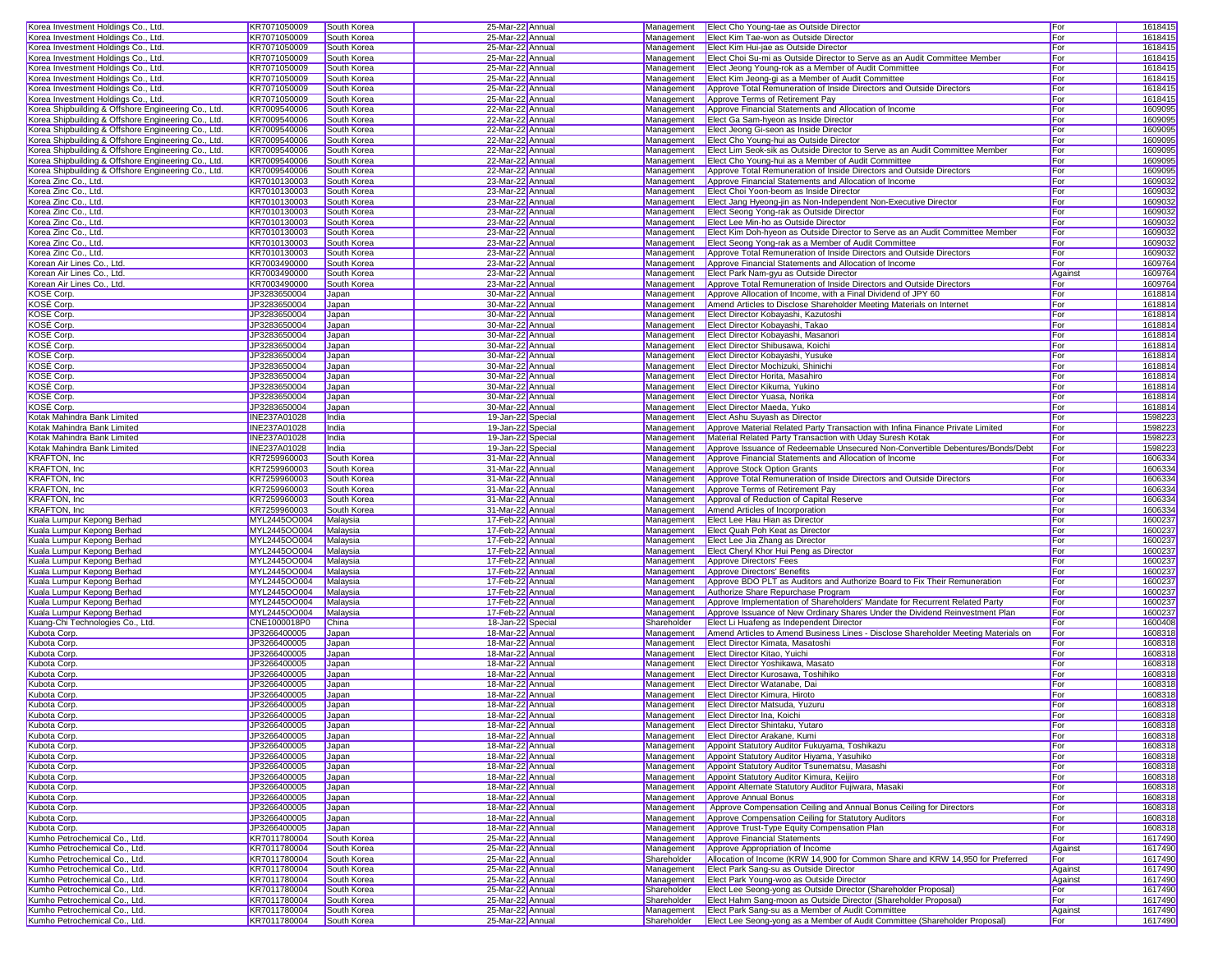| | | | | | | | | |
|---|---|---|---|---|---|---|---|---|
| Korea Investment Holdings Co., Ltd. | KR7071050009 | South Korea | 25-Mar-22 | Annual | Management | Elect Cho Young-tae as Outside Director | For | 1618415 |
| Korea Investment Holdings Co., Ltd. | KR7071050009 | South Korea | 25-Mar-22 | Annual | Management | Elect Kim Tae-won as Outside Director | For | 1618415 |
| Korea Investment Holdings Co., Ltd. | KR7071050009 | South Korea | 25-Mar-22 | Annual | Management | Elect Kim Hui-jae as Outside Director | For | 1618415 |
| Korea Investment Holdings Co., Ltd. | KR7071050009 | South Korea | 25-Mar-22 | Annual | Management | Elect Choi Su-mi as Outside Director to Serve as an Audit Committee Member | For | 1618415 |
| Korea Investment Holdings Co., Ltd. | KR7071050009 | South Korea | 25-Mar-22 | Annual | Management | Elect Jeong Young-rok as a Member of Audit Committee | For | 1618415 |
| Korea Investment Holdings Co., Ltd. | KR7071050009 | South Korea | 25-Mar-22 | Annual | Management | Elect Kim Jeong-gi as a Member of Audit Committee | For | 1618415 |
| Korea Investment Holdings Co., Ltd. | KR7071050009 | South Korea | 25-Mar-22 | Annual | Management | Approve Total Remuneration of Inside Directors and Outside Directors | For | 1618415 |
| Korea Investment Holdings Co., Ltd. | KR7071050009 | South Korea | 25-Mar-22 | Annual | Management | Approve Terms of Retirement Pay | For | 1618415 |
| Korea Shipbuilding & Offshore Engineering Co., Ltd. | KR7009540006 | South Korea | 22-Mar-22 | Annual | Management | Approve Financial Statements and Allocation of Income | For | 1609095 |
| Korea Shipbuilding & Offshore Engineering Co., Ltd. | KR7009540006 | South Korea | 22-Mar-22 | Annual | Management | Elect Ga Sam-hyeon as Inside Director | For | 1609095 |
| Korea Shipbuilding & Offshore Engineering Co., Ltd. | KR7009540006 | South Korea | 22-Mar-22 | Annual | Management | Elect Jeong Gi-seon as Inside Director | For | 1609095 |
| Korea Shipbuilding & Offshore Engineering Co., Ltd. | KR7009540006 | South Korea | 22-Mar-22 | Annual | Management | Elect Cho Young-hui as Outside Director | For | 1609095 |
| Korea Shipbuilding & Offshore Engineering Co., Ltd. | KR7009540006 | South Korea | 22-Mar-22 | Annual | Management | Elect Lim Seok-sik as Outside Director to Serve as an Audit Committee Member | For | 1609095 |
| Korea Shipbuilding & Offshore Engineering Co., Ltd. | KR7009540006 | South Korea | 22-Mar-22 | Annual | Management | Elect Cho Young-hui as a Member of Audit Committee | For | 1609095 |
| Korea Shipbuilding & Offshore Engineering Co., Ltd. | KR7009540006 | South Korea | 22-Mar-22 | Annual | Management | Approve Total Remuneration of Inside Directors and Outside Directors | For | 1609095 |
| Korea Zinc Co., Ltd. | KR7010130003 | South Korea | 23-Mar-22 | Annual | Management | Approve Financial Statements and Allocation of Income | For | 1609032 |
| Korea Zinc Co., Ltd. | KR7010130003 | South Korea | 23-Mar-22 | Annual | Management | Elect Choi Yoon-beom as Inside Director | For | 1609032 |
| Korea Zinc Co., Ltd. | KR7010130003 | South Korea | 23-Mar-22 | Annual | Management | Elect Jang Hyeong-jin as Non-Independent Non-Executive Director | For | 1609032 |
| Korea Zinc Co., Ltd. | KR7010130003 | South Korea | 23-Mar-22 | Annual | Management | Elect Seong Yong-rak as Outside Director | For | 1609032 |
| Korea Zinc Co., Ltd. | KR7010130003 | South Korea | 23-Mar-22 | Annual | Management | Elect Lee Min-ho as Outside Director | For | 1609032 |
| Korea Zinc Co., Ltd. | KR7010130003 | South Korea | 23-Mar-22 | Annual | Management | Elect Kim Doh-hyeon as Outside Director to Serve as an Audit Committee Member | For | 1609032 |
| Korea Zinc Co., Ltd. | KR7010130003 | South Korea | 23-Mar-22 | Annual | Management | Elect Seong Yong-rak as a Member of Audit Committee | For | 1609032 |
| Korea Zinc Co., Ltd. | KR7010130003 | South Korea | 23-Mar-22 | Annual | Management | Approve Total Remuneration of Inside Directors and Outside Directors | For | 1609032 |
| Korean Air Lines Co., Ltd. | KR7003490000 | South Korea | 23-Mar-22 | Annual | Management | Approve Financial Statements and Allocation of Income | For | 1609764 |
| Korean Air Lines Co., Ltd. | KR7003490000 | South Korea | 23-Mar-22 | Annual | Management | Elect Park Nam-gyu as Outside Director | Against | 1609764 |
| Korean Air Lines Co., Ltd. | KR7003490000 | South Korea | 23-Mar-22 | Annual | Management | Approve Total Remuneration of Inside Directors and Outside Directors | For | 1609764 |
| KOSE Corp. | JP3283650004 | Japan | 30-Mar-22 | Annual | Management | Approve Allocation of Income, with a Final Dividend of JPY 60 | For | 1618814 |
| KOSE Corp. | JP3283650004 | Japan | 30-Mar-22 | Annual | Management | Amend Articles to Disclose Shareholder Meeting Materials on Internet | For | 1618814 |
| KOSE Corp. | JP3283650004 | Japan | 30-Mar-22 | Annual | Management | Elect Director Kobayashi, Kazutoshi | For | 1618814 |
| KOSE Corp. | JP3283650004 | Japan | 30-Mar-22 | Annual | Management | Elect Director Kobayashi, Takao | For | 1618814 |
| KOSE Corp. | JP3283650004 | Japan | 30-Mar-22 | Annual | Management | Elect Director Kobayashi, Masanori | For | 1618814 |
| KOSE Corp. | JP3283650004 | Japan | 30-Mar-22 | Annual | Management | Elect Director Shibusawa, Koichi | For | 1618814 |
| KOSE Corp. | JP3283650004 | Japan | 30-Mar-22 | Annual | Management | Elect Director Kobayashi, Yusuke | For | 1618814 |
| KOSE Corp. | JP3283650004 | Japan | 30-Mar-22 | Annual | Management | Elect Director Mochizuki, Shinichi | For | 1618814 |
| KOSE Corp. | JP3283650004 | Japan | 30-Mar-22 | Annual | Management | Elect Director Horita, Masahiro | For | 1618814 |
| KOSE Corp. | JP3283650004 | Japan | 30-Mar-22 | Annual | Management | Elect Director Kikuma, Yukino | For | 1618814 |
| KOSE Corp. | JP3283650004 | Japan | 30-Mar-22 | Annual | Management | Elect Director Yuasa, Norika | For | 1618814 |
| KOSE Corp. | JP3283650004 | Japan | 30-Mar-22 | Annual | Management | Elect Director Maeda, Yuko | For | 1618814 |
| Kotak Mahindra Bank Limited | INE237A01028 | India | 19-Jan-22 | Special | Management | Elect Ashu Suyash as Director | For | 1598223 |
| Kotak Mahindra Bank Limited | INE237A01028 | India | 19-Jan-22 | Special | Management | Approve Material Related Party Transaction with Infina Finance Private Limited | For | 1598223 |
| Kotak Mahindra Bank Limited | INE237A01028 | India | 19-Jan-22 | Special | Management | Material Related Party Transaction with Uday Suresh Kotak | For | 1598223 |
| Kotak Mahindra Bank Limited | INE237A01028 | India | 19-Jan-22 | Special | Management | Approve Issuance of Redeemable Unsecured Non-Convertible Debentures/Bonds/Debt | For | 1598223 |
| KRAFTON, Inc | KR7259960003 | South Korea | 31-Mar-22 | Annual | Management | Approve Financial Statements and Allocation of Income | For | 1606334 |
| KRAFTON, Inc | KR7259960003 | South Korea | 31-Mar-22 | Annual | Management | Approve Stock Option Grants | For | 1606334 |
| KRAFTON, Inc | KR7259960003 | South Korea | 31-Mar-22 | Annual | Management | Approve Total Remuneration of Inside Directors and Outside Directors | For | 1606334 |
| KRAFTON, Inc | KR7259960003 | South Korea | 31-Mar-22 | Annual | Management | Approve Terms of Retirement Pay | For | 1606334 |
| KRAFTON, Inc | KR7259960003 | South Korea | 31-Mar-22 | Annual | Management | Approval of Reduction of Capital Reserve | For | 1606334 |
| KRAFTON, Inc | KR7259960003 | South Korea | 31-Mar-22 | Annual | Management | Amend Articles of Incorporation | For | 1606334 |
| Kuala Lumpur Kepong Berhad | MYL2445OO004 | Malaysia | 17-Feb-22 | Annual | Management | Elect Lee Hau Hian as Director | For | 1600237 |
| Kuala Lumpur Kepong Berhad | MYL2445OO004 | Malaysia | 17-Feb-22 | Annual | Management | Elect Quah Poh Keat as Director | For | 1600237 |
| Kuala Lumpur Kepong Berhad | MYL2445OO004 | Malaysia | 17-Feb-22 | Annual | Management | Elect Lee Jia Zhang as Director | For | 1600237 |
| Kuala Lumpur Kepong Berhad | MYL2445OO004 | Malaysia | 17-Feb-22 | Annual | Management | Elect Cheryl Khor Hui Peng as Director | For | 1600237 |
| Kuala Lumpur Kepong Berhad | MYL2445OO004 | Malaysia | 17-Feb-22 | Annual | Management | Approve Directors' Fees | For | 1600237 |
| Kuala Lumpur Kepong Berhad | MYL2445OO004 | Malaysia | 17-Feb-22 | Annual | Management | Approve Directors' Benefits | For | 1600237 |
| Kuala Lumpur Kepong Berhad | MYL2445OO004 | Malaysia | 17-Feb-22 | Annual | Management | Approve BDO PLT as Auditors and Authorize Board to Fix Their Remuneration | For | 1600237 |
| Kuala Lumpur Kepong Berhad | MYL2445OO004 | Malaysia | 17-Feb-22 | Annual | Management | Authorize Share Repurchase Program | For | 1600237 |
| Kuala Lumpur Kepong Berhad | MYL2445OO004 | Malaysia | 17-Feb-22 | Annual | Management | Approve Implementation of Shareholders' Mandate for Recurrent Related Party | For | 1600237 |
| Kuala Lumpur Kepong Berhad | MYL2445OO004 | Malaysia | 17-Feb-22 | Annual | Management | Approve Issuance of New Ordinary Shares Under the Dividend Reinvestment Plan | For | 1600237 |
| Kuang-Chi Technologies Co., Ltd. | CNE1000018P0 | China | 18-Jan-22 | Special | Shareholder | Elect Li Huafeng as Independent Director | For | 1600408 |
| Kubota Corp. | JP3266400005 | Japan | 18-Mar-22 | Annual | Management | Amend Articles to Amend Business Lines - Disclose Shareholder Meeting Materials on | For | 1608318 |
| Kubota Corp. | JP3266400005 | Japan | 18-Mar-22 | Annual | Management | Elect Director Kimata, Masatoshi | For | 1608318 |
| Kubota Corp. | JP3266400005 | Japan | 18-Mar-22 | Annual | Management | Elect Director Kitao, Yuichi | For | 1608318 |
| Kubota Corp. | JP3266400005 | Japan | 18-Mar-22 | Annual | Management | Elect Director Yoshikawa, Masato | For | 1608318 |
| Kubota Corp. | JP3266400005 | Japan | 18-Mar-22 | Annual | Management | Elect Director Kurosawa, Toshihiko | For | 1608318 |
| Kubota Corp. | JP3266400005 | Japan | 18-Mar-22 | Annual | Management | Elect Director Watanabe, Dai | For | 1608318 |
| Kubota Corp. | JP3266400005 | Japan | 18-Mar-22 | Annual | Management | Elect Director Kimura, Hiroto | For | 1608318 |
| Kubota Corp. | JP3266400005 | Japan | 18-Mar-22 | Annual | Management | Elect Director Matsuda, Yuzuru | For | 1608318 |
| Kubota Corp. | JP3266400005 | Japan | 18-Mar-22 | Annual | Management | Elect Director Ina, Koichi | For | 1608318 |
| Kubota Corp. | JP3266400005 | Japan | 18-Mar-22 | Annual | Management | Elect Director Shintaku, Yutaro | For | 1608318 |
| Kubota Corp. | JP3266400005 | Japan | 18-Mar-22 | Annual | Management | Elect Director Arakane, Kumi | For | 1608318 |
| Kubota Corp. | JP3266400005 | Japan | 18-Mar-22 | Annual | Management | Appoint Statutory Auditor Fukuyama, Toshikazu | For | 1608318 |
| Kubota Corp. | JP3266400005 | Japan | 18-Mar-22 | Annual | Management | Appoint Statutory Auditor Hiyama, Yasuhiko | For | 1608318 |
| Kubota Corp. | JP3266400005 | Japan | 18-Mar-22 | Annual | Management | Appoint Statutory Auditor Tsunematsu, Masashi | For | 1608318 |
| Kubota Corp. | JP3266400005 | Japan | 18-Mar-22 | Annual | Management | Appoint Statutory Auditor Kimura, Keijiro | For | 1608318 |
| Kubota Corp. | JP3266400005 | Japan | 18-Mar-22 | Annual | Management | Appoint Alternate Statutory Auditor Fujiwara, Masaki | For | 1608318 |
| Kubota Corp. | JP3266400005 | Japan | 18-Mar-22 | Annual | Management | Approve Annual Bonus | For | 1608318 |
| Kubota Corp. | JP3266400005 | Japan | 18-Mar-22 | Annual | Management | Approve Compensation Ceiling and Annual Bonus Ceiling for Directors | For | 1608318 |
| Kubota Corp. | JP3266400005 | Japan | 18-Mar-22 | Annual | Management | Approve Compensation Ceiling for Statutory Auditors | For | 1608318 |
| Kubota Corp. | JP3266400005 | Japan | 18-Mar-22 | Annual | Management | Approve Trust-Type Equity Compensation Plan | For | 1608318 |
| Kumho Petrochemical Co., Ltd. | KR7011780004 | South Korea | 25-Mar-22 | Annual | Management | Approve Financial Statements | For | 1617490 |
| Kumho Petrochemical Co., Ltd. | KR7011780004 | South Korea | 25-Mar-22 | Annual | Management | Approve Appropriation of Income | Against | 1617490 |
| Kumho Petrochemical Co., Ltd. | KR7011780004 | South Korea | 25-Mar-22 | Annual | Shareholder | Allocation of Income (KRW 14,900 for Common Share and KRW 14,950 for Preferred | For | 1617490 |
| Kumho Petrochemical Co., Ltd. | KR7011780004 | South Korea | 25-Mar-22 | Annual | Management | Elect Park Sang-su as Outside Director | Against | 1617490 |
| Kumho Petrochemical Co., Ltd. | KR7011780004 | South Korea | 25-Mar-22 | Annual | Management | Elect Park Young-woo as Outside Director | Against | 1617490 |
| Kumho Petrochemical Co., Ltd. | KR7011780004 | South Korea | 25-Mar-22 | Annual | Shareholder | Elect Lee Seong-yong as Outside Director (Shareholder Proposal) | For | 1617490 |
| Kumho Petrochemical Co., Ltd. | KR7011780004 | South Korea | 25-Mar-22 | Annual | Shareholder | Elect Hahm Sang-moon as Outside Director (Shareholder Proposal) | For | 1617490 |
| Kumho Petrochemical Co., Ltd. | KR7011780004 | South Korea | 25-Mar-22 | Annual | Management | Elect Park Sang-su as a Member of Audit Committee | Against | 1617490 |
| Kumho Petrochemical Co., Ltd. | KR7011780004 | South Korea | 25-Mar-22 | Annual | Shareholder | Elect Lee Seong-yong as a Member of Audit Committee (Shareholder Proposal) | For | 1617490 |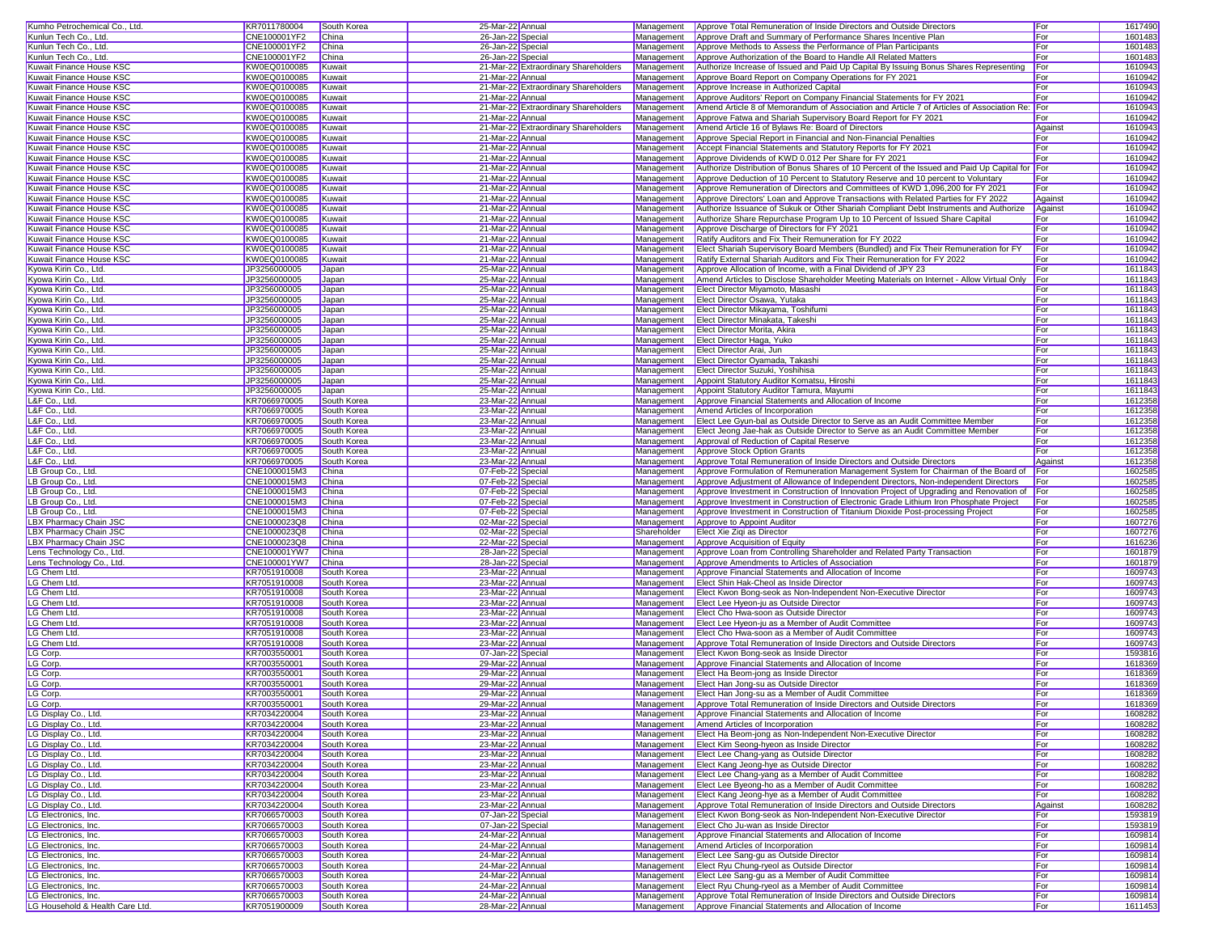| Kumho Petrochemical Co., Ltd. | KR7011780004 | South Korea | 25-Mar-22 | Annual | Management | Approve Total Remuneration of Inside Directors and Outside Directors | For | 1617490 |
|---|---|---|---|---|---|---|---|---|
| Kunlun Tech Co., Ltd. | CNE100001YF2 | China | 26-Jan-22 | Special | Management | Approve Draft and Summary of Performance Shares Incentive Plan | For | 1601483 |
| Kunlun Tech Co., Ltd. | CNE100001YF2 | China | 26-Jan-22 | Special | Management | Approve Methods to Assess the Performance of Plan Participants | For | 1601483 |
| Kunlun Tech Co., Ltd. | CNE100001YF2 | China | 26-Jan-22 | Special | Management | Approve Authorization of the Board to Handle All Related Matters | For | 1601483 |
| Kuwait Finance House KSC | KW0EQ0100085 | Kuwait | 21-Mar-22 | Extraordinary Shareholders | Management | Authorize Increase of Issued and Paid Up Capital By Issuing Bonus Shares Representing | For | 1610943 |
| Kuwait Finance House KSC | KW0EQ0100085 | Kuwait | 21-Mar-22 | Annual | Management | Approve Board Report on Company Operations for FY 2021 | For | 1610942 |
| Kuwait Finance House KSC | KW0EQ0100085 | Kuwait | 21-Mar-22 | Extraordinary Shareholders | Management | Approve Increase in Authorized Capital | For | 1610943 |
| Kuwait Finance House KSC | KW0EQ0100085 | Kuwait | 21-Mar-22 | Annual | Management | Approve Auditors' Report on Company Financial Statements for FY 2021 | For | 1610942 |
| Kuwait Finance House KSC | KW0EQ0100085 | Kuwait | 21-Mar-22 | Extraordinary Shareholders | Management | Amend Article 8 of Memorandum of Association and Article 7 of Articles of Association Re: | For | 1610943 |
| Kuwait Finance House KSC | KW0EQ0100085 | Kuwait | 21-Mar-22 | Annual | Management | Approve Fatwa and Shariah Supervisory Board Report for FY 2021 | For | 1610942 |
| Kuwait Finance House KSC | KW0EQ0100085 | Kuwait | 21-Mar-22 | Extraordinary Shareholders | Management | Amend Article 16 of Bylaws Re: Board of Directors | Against | 1610943 |
| Kuwait Finance House KSC | KW0EQ0100085 | Kuwait | 21-Mar-22 | Annual | Management | Approve Special Report in Financial and Non-Financial Penalties | For | 1610942 |
| Kuwait Finance House KSC | KW0EQ0100085 | Kuwait | 21-Mar-22 | Annual | Management | Accept Financial Statements and Statutory Reports for FY 2021 | For | 1610942 |
| Kuwait Finance House KSC | KW0EQ0100085 | Kuwait | 21-Mar-22 | Annual | Management | Approve Dividends of KWD 0.012 Per Share for FY 2021 | For | 1610942 |
| Kuwait Finance House KSC | KW0EQ0100085 | Kuwait | 21-Mar-22 | Annual | Management | Authorize Distribution of Bonus Shares of 10 Percent of the Issued and Paid Up Capital for | For | 1610942 |
| Kuwait Finance House KSC | KW0EQ0100085 | Kuwait | 21-Mar-22 | Annual | Management | Approve Deduction of 10 Percent to Statutory Reserve and 10 percent to Voluntary | For | 1610942 |
| Kuwait Finance House KSC | KW0EQ0100085 | Kuwait | 21-Mar-22 | Annual | Management | Approve Remuneration of Directors and Committees of KWD 1,096,200 for FY 2021 | For | 1610942 |
| Kuwait Finance House KSC | KW0EQ0100085 | Kuwait | 21-Mar-22 | Annual | Management | Approve Directors' Loan and Approve Transactions with Related Parties for FY 2022 | Against | 1610942 |
| Kuwait Finance House KSC | KW0EQ0100085 | Kuwait | 21-Mar-22 | Annual | Management | Authorize Issuance of Sukuk or Other Shariah Compliant Debt Instruments and Authorize | Against | 1610942 |
| Kuwait Finance House KSC | KW0EQ0100085 | Kuwait | 21-Mar-22 | Annual | Management | Authorize Share Repurchase Program Up to 10 Percent of Issued Share Capital | For | 1610942 |
| Kuwait Finance House KSC | KW0EQ0100085 | Kuwait | 21-Mar-22 | Annual | Management | Approve Discharge of Directors for FY 2021 | For | 1610942 |
| Kuwait Finance House KSC | KW0EQ0100085 | Kuwait | 21-Mar-22 | Annual | Management | Ratify Auditors and Fix Their Remuneration for FY 2022 | For | 1610942 |
| Kuwait Finance House KSC | KW0EQ0100085 | Kuwait | 21-Mar-22 | Annual | Management | Elect Shariah Supervisory Board Members (Bundled) and Fix Their Remuneration for FY | For | 1610942 |
| Kuwait Finance House KSC | KW0EQ0100085 | Kuwait | 21-Mar-22 | Annual | Management | Ratify External Shariah Auditors and Fix Their Remuneration for FY 2022 | For | 1610942 |
| Kyowa Kirin Co., Ltd. | JP3256000005 | Japan | 25-Mar-22 | Annual | Management | Approve Allocation of Income, with a Final Dividend of JPY 23 | For | 1611843 |
| Kyowa Kirin Co., Ltd. | JP3256000005 | Japan | 25-Mar-22 | Annual | Management | Amend Articles to Disclose Shareholder Meeting Materials on Internet - Allow Virtual Only | For | 1611843 |
| Kyowa Kirin Co., Ltd. | JP3256000005 | Japan | 25-Mar-22 | Annual | Management | Elect Director Miyamoto, Masashi | For | 1611843 |
| Kyowa Kirin Co., Ltd. | JP3256000005 | Japan | 25-Mar-22 | Annual | Management | Elect Director Osawa, Yutaka | For | 1611843 |
| Kyowa Kirin Co., Ltd. | JP3256000005 | Japan | 25-Mar-22 | Annual | Management | Elect Director Mikayama, Toshifumi | For | 1611843 |
| Kyowa Kirin Co., Ltd. | JP3256000005 | Japan | 25-Mar-22 | Annual | Management | Elect Director Minakata, Takeshi | For | 1611843 |
| Kyowa Kirin Co., Ltd. | JP3256000005 | Japan | 25-Mar-22 | Annual | Management | Elect Director Morita, Akira | For | 1611843 |
| Kyowa Kirin Co., Ltd. | JP3256000005 | Japan | 25-Mar-22 | Annual | Management | Elect Director Haga, Yuko | For | 1611843 |
| Kyowa Kirin Co., Ltd. | JP3256000005 | Japan | 25-Mar-22 | Annual | Management | Elect Director Arai, Jun | For | 1611843 |
| Kyowa Kirin Co., Ltd. | JP3256000005 | Japan | 25-Mar-22 | Annual | Management | Elect Director Oyamada, Takashi | For | 1611843 |
| Kyowa Kirin Co., Ltd. | JP3256000005 | Japan | 25-Mar-22 | Annual | Management | Elect Director Suzuki, Yoshihisa | For | 1611843 |
| Kyowa Kirin Co., Ltd. | JP3256000005 | Japan | 25-Mar-22 | Annual | Management | Appoint Statutory Auditor Komatsu, Hiroshi | For | 1611843 |
| Kyowa Kirin Co., Ltd. | JP3256000005 | Japan | 25-Mar-22 | Annual | Management | Appoint Statutory Auditor Tamura, Mayumi | For | 1611843 |
| L&F Co., Ltd. | KR7066970005 | South Korea | 23-Mar-22 | Annual | Management | Approve Financial Statements and Allocation of Income | For | 1612358 |
| L&F Co., Ltd. | KR7066970005 | South Korea | 23-Mar-22 | Annual | Management | Amend Articles of Incorporation | For | 1612358 |
| L&F Co., Ltd. | KR7066970005 | South Korea | 23-Mar-22 | Annual | Management | Elect Lee Gyun-bal as Outside Director to Serve as an Audit Committee Member | For | 1612358 |
| L&F Co., Ltd. | KR7066970005 | South Korea | 23-Mar-22 | Annual | Management | Elect Jeong Jae-hak as Outside Director to Serve as an Audit Committee Member | For | 1612358 |
| L&F Co., Ltd. | KR7066970005 | South Korea | 23-Mar-22 | Annual | Management | Approval of Reduction of Capital Reserve | For | 1612358 |
| L&F Co., Ltd. | KR7066970005 | South Korea | 23-Mar-22 | Annual | Management | Approve Stock Option Grants | For | 1612358 |
| L&F Co., Ltd. | KR7066970005 | South Korea | 23-Mar-22 | Annual | Management | Approve Total Remuneration of Inside Directors and Outside Directors | Against | 1612358 |
| LB Group Co., Ltd. | CNE1000015M3 | China | 07-Feb-22 | Special | Management | Approve Formulation of Remuneration Management System for Chairman of the Board of | For | 1602585 |
| LB Group Co., Ltd. | CNE1000015M3 | China | 07-Feb-22 | Special | Management | Approve Adjustment of Allowance of Independent Directors, Non-independent Directors | For | 1602585 |
| LB Group Co., Ltd. | CNE1000015M3 | China | 07-Feb-22 | Special | Management | Approve Investment in Construction of Innovation Project of Upgrading and Renovation of | For | 1602585 |
| LB Group Co., Ltd. | CNE1000015M3 | China | 07-Feb-22 | Special | Management | Approve Investment in Construction of Electronic Grade Lithium Iron Phosphate Project | For | 1602585 |
| LB Group Co., Ltd. | CNE1000015M3 | China | 07-Feb-22 | Special | Management | Approve Investment in Construction of Titanium Dioxide Post-processing Project | For | 1602585 |
| LBX Pharmacy Chain JSC | CNE1000023Q8 | China | 02-Mar-22 | Special | Management | Approve to Appoint Auditor | For | 1607276 |
| LBX Pharmacy Chain JSC | CNE1000023Q8 | China | 02-Mar-22 | Special | Shareholder | Elect Xie Ziqi as Director | For | 1607276 |
| LBX Pharmacy Chain JSC | CNE1000023Q8 | China | 22-Mar-22 | Special | Management | Approve Acquisition of Equity | For | 1616236 |
| Lens Technology Co., Ltd. | CNE100001YW7 | China | 28-Jan-22 | Special | Management | Approve Loan from Controlling Shareholder and Related Party Transaction | For | 1601879 |
| Lens Technology Co., Ltd. | CNE100001YW7 | China | 28-Jan-22 | Special | Management | Approve Amendments to Articles of Association | For | 1601879 |
| LG Chem Ltd. | KR7051910008 | South Korea | 23-Mar-22 | Annual | Management | Approve Financial Statements and Allocation of Income | For | 1609743 |
| LG Chem Ltd. | KR7051910008 | South Korea | 23-Mar-22 | Annual | Management | Elect Shin Hak-Cheol as Inside Director | For | 1609743 |
| LG Chem Ltd. | KR7051910008 | South Korea | 23-Mar-22 | Annual | Management | Elect Kwon Bong-seok as Non-Independent Non-Executive Director | For | 1609743 |
| LG Chem Ltd. | KR7051910008 | South Korea | 23-Mar-22 | Annual | Management | Elect Lee Hyeon-ju as Outside Director | For | 1609743 |
| LG Chem Ltd. | KR7051910008 | South Korea | 23-Mar-22 | Annual | Management | Elect Cho Hwa-soon as Outside Director | For | 1609743 |
| LG Chem Ltd. | KR7051910008 | South Korea | 23-Mar-22 | Annual | Management | Elect Lee Hyeon-ju as a Member of Audit Committee | For | 1609743 |
| LG Chem Ltd. | KR7051910008 | South Korea | 23-Mar-22 | Annual | Management | Elect Cho Hwa-soon as a Member of Audit Committee | For | 1609743 |
| LG Chem Ltd. | KR7051910008 | South Korea | 23-Mar-22 | Annual | Management | Approve Total Remuneration of Inside Directors and Outside Directors | For | 1609743 |
| LG Corp. | KR7003550001 | South Korea | 07-Jan-22 | Special | Management | Elect Kwon Bong-seok as Inside Director | For | 1593816 |
| LG Corp. | KR7003550001 | South Korea | 29-Mar-22 | Annual | Management | Approve Financial Statements and Allocation of Income | For | 1618369 |
| LG Corp. | KR7003550001 | South Korea | 29-Mar-22 | Annual | Management | Elect Ha Beom-jong as Inside Director | For | 1618369 |
| LG Corp. | KR7003550001 | South Korea | 29-Mar-22 | Annual | Management | Elect Han Jong-su as Outside Director | For | 1618369 |
| LG Corp. | KR7003550001 | South Korea | 29-Mar-22 | Annual | Management | Elect Han Jong-su as a Member of Audit Committee | For | 1618369 |
| LG Corp. | KR7003550001 | South Korea | 29-Mar-22 | Annual | Management | Approve Total Remuneration of Inside Directors and Outside Directors | For | 1618369 |
| LG Display Co., Ltd. | KR7034220004 | South Korea | 23-Mar-22 | Annual | Management | Approve Financial Statements and Allocation of Income | For | 1608282 |
| LG Display Co., Ltd. | KR7034220004 | South Korea | 23-Mar-22 | Annual | Management | Amend Articles of Incorporation | For | 1608282 |
| LG Display Co., Ltd. | KR7034220004 | South Korea | 23-Mar-22 | Annual | Management | Elect Ha Beom-jong as Non-Independent Non-Executive Director | For | 1608282 |
| LG Display Co., Ltd. | KR7034220004 | South Korea | 23-Mar-22 | Annual | Management | Elect Kim Seong-hyeon as Inside Director | For | 1608282 |
| LG Display Co., Ltd. | KR7034220004 | South Korea | 23-Mar-22 | Annual | Management | Elect Lee Chang-yang as Outside Director | For | 1608282 |
| LG Display Co., Ltd. | KR7034220004 | South Korea | 23-Mar-22 | Annual | Management | Elect Kang Jeong-hye as Outside Director | For | 1608282 |
| LG Display Co., Ltd. | KR7034220004 | South Korea | 23-Mar-22 | Annual | Management | Elect Lee Chang-yang as a Member of Audit Committee | For | 1608282 |
| LG Display Co., Ltd. | KR7034220004 | South Korea | 23-Mar-22 | Annual | Management | Elect Lee Byeong-ho as a Member of Audit Committee | For | 1608282 |
| LG Display Co., Ltd. | KR7034220004 | South Korea | 23-Mar-22 | Annual | Management | Elect Kang Jeong-hye as a Member of Audit Committee | For | 1608282 |
| LG Display Co., Ltd. | KR7034220004 | South Korea | 23-Mar-22 | Annual | Management | Approve Total Remuneration of Inside Directors and Outside Directors | Against | 1608282 |
| LG Electronics, Inc. | KR7066570003 | South Korea | 07-Jan-22 | Special | Management | Elect Kwon Bong-seok as Non-Independent Non-Executive Director | For | 1593819 |
| LG Electronics, Inc. | KR7066570003 | South Korea | 07-Jan-22 | Special | Management | Elect Cho Ju-wan as Inside Director | For | 1593819 |
| LG Electronics, Inc. | KR7066570003 | South Korea | 24-Mar-22 | Annual | Management | Approve Financial Statements and Allocation of Income | For | 1609814 |
| LG Electronics, Inc. | KR7066570003 | South Korea | 24-Mar-22 | Annual | Management | Amend Articles of Incorporation | For | 1609814 |
| LG Electronics, Inc. | KR7066570003 | South Korea | 24-Mar-22 | Annual | Management | Elect Lee Sang-gu as Outside Director | For | 1609814 |
| LG Electronics, Inc. | KR7066570003 | South Korea | 24-Mar-22 | Annual | Management | Elect Ryu Chung-ryeol as Outside Director | For | 1609814 |
| LG Electronics, Inc. | KR7066570003 | South Korea | 24-Mar-22 | Annual | Management | Elect Lee Sang-gu as a Member of Audit Committee | For | 1609814 |
| LG Electronics, Inc. | KR7066570003 | South Korea | 24-Mar-22 | Annual | Management | Elect Ryu Chung-ryeol as a Member of Audit Committee | For | 1609814 |
| LG Electronics, Inc. | KR7066570003 | South Korea | 24-Mar-22 | Annual | Management | Approve Total Remuneration of Inside Directors and Outside Directors | For | 1609814 |
| LG Household & Health Care Ltd. | KR7051900009 | South Korea | 28-Mar-22 | Annual | Management | Approve Financial Statements and Allocation of Income | For | 1611453 |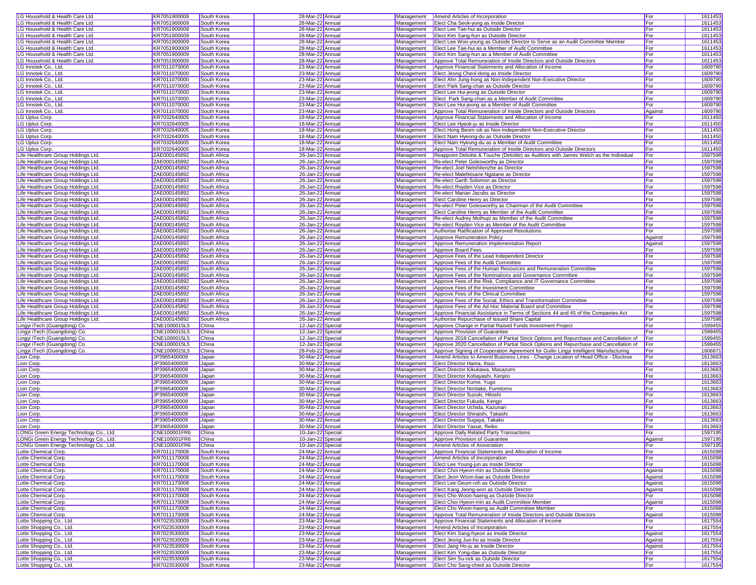| | | | | | | | | |
|---|---|---|---|---|---|---|---|---|
| LG Household & Health Care Ltd. | KR7051900009 | South Korea | 28-Mar-22 | Annual | Management | Amend Articles of Incorporation | For | 1611453 |
| LG Household & Health Care Ltd. | KR7051900009 | South Korea | 28-Mar-22 | Annual | Management | Elect Cha Seok-yong as Inside Director | For | 1611453 |
| LG Household & Health Care Ltd. | KR7051900009 | South Korea | 28-Mar-22 | Annual | Management | Elect Lee Tae-hui as Outside Director | For | 1611453 |
| LG Household & Health Care Ltd. | KR7051900009 | South Korea | 28-Mar-22 | Annual | Management | Elect Kim Sang-hun as Outside Director | For | 1611453 |
| LG Household & Health Care Ltd. | KR7051900009 | South Korea | 28-Mar-22 | Annual | Management | Elect Lee Woo-young as Outside Director to Serve as an Audit Committee Member | For | 1611453 |
| LG Household & Health Care Ltd. | KR7051900009 | South Korea | 28-Mar-22 | Annual | Management | Elect Lee Tae-hui as a Member of Audit Committee | For | 1611453 |
| LG Household & Health Care Ltd. | KR7051900009 | South Korea | 28-Mar-22 | Annual | Management | Elect Kim Sang-hun as a Member of Audit Committee | For | 1611453 |
| LG Household & Health Care Ltd. | KR7051900009 | South Korea | 28-Mar-22 | Annual | Management | Approve Total Remuneration of Inside Directors and Outside Directors | For | 1611453 |
| LG Innotek Co., Ltd. | KR7011070000 | South Korea | 23-Mar-22 | Annual | Management | Approve Financial Statements and Allocation of Income | For | 1609790 |
| LG Innotek Co., Ltd. | KR7011070000 | South Korea | 23-Mar-22 | Annual | Management | Elect Jeong Cheol-dong as Inside Director | For | 1609790 |
| LG Innotek Co., Ltd. | KR7011070000 | South Korea | 23-Mar-22 | Annual | Management | Elect Ahn Jung-hong as Non-Independent Non-Executive Director | For | 1609790 |
| LG Innotek Co., Ltd. | KR7011070000 | South Korea | 23-Mar-22 | Annual | Management | Elect Park Sang-chan as Outside Director | For | 1609790 |
| LG Innotek Co., Ltd. | KR7011070000 | South Korea | 23-Mar-22 | Annual | Management | Elect Lee Hui-jeong as Outside Director | For | 1609790 |
| LG Innotek Co., Ltd. | KR7011070000 | South Korea | 23-Mar-22 | Annual | Management | Elect Park Sang-chan as a Member of Audit Committee | For | 1609790 |
| LG Innotek Co., Ltd. | KR7011070000 | South Korea | 23-Mar-22 | Annual | Management | Elect Lee Hui-jeong as a Member of Audit Committee | For | 1609790 |
| LG Innotek Co., Ltd. | KR7011070000 | South Korea | 23-Mar-22 | Annual | Management | Approve Total Remuneration of Inside Directors and Outside Directors | Against | 1609790 |
| LG Uplus Corp. | KR7032640005 | South Korea | 18-Mar-22 | Annual | Management | Approve Financial Statements and Allocation of Income | For | 1611450 |
| LG Uplus Corp. | KR7032640005 | South Korea | 18-Mar-22 | Annual | Management | Elect Lee Hyeok-ju as Inside Director | For | 1611450 |
| LG Uplus Corp. | KR7032640005 | South Korea | 18-Mar-22 | Annual | Management | Elect Hong Beom-sik as Non-Independent Non-Executive Director | For | 1611450 |
| LG Uplus Corp. | KR7032640005 | South Korea | 18-Mar-22 | Annual | Management | Elect Nam Hyeong-du as Outside Director | For | 1611450 |
| LG Uplus Corp. | KR7032640005 | South Korea | 18-Mar-22 | Annual | Management | Elect Nam Hyeong-du as a Member of Audit Committee | For | 1611450 |
| LG Uplus Corp. | KR7032640005 | South Korea | 18-Mar-22 | Annual | Management | Approve Total Remuneration of Inside Directors and Outside Directors | For | 1611450 |
| Life Healthcare Group Holdings Ltd. | ZAE000145892 | South Africa | 26-Jan-22 | Annual | Management | Reappoint Deloitte & Touche (Deloitte) as Auditors with James Welch as the Individual | For | 1597598 |
| Life Healthcare Group Holdings Ltd. | ZAE000145892 | South Africa | 26-Jan-22 | Annual | Management | Re-elect Peter Golesworthy as Director | For | 1597598 |
| Life Healthcare Group Holdings Ltd. | ZAE000145892 | South Africa | 26-Jan-22 | Annual | Management | Re-elect Joel Netshitenzhe as Director | For | 1597598 |
| Life Healthcare Group Holdings Ltd. | ZAE000145892 | South Africa | 26-Jan-22 | Annual | Management | Re-elect Malefetsane Ngatane as Director | For | 1597598 |
| Life Healthcare Group Holdings Ltd. | ZAE000145892 | South Africa | 26-Jan-22 | Annual | Management | Re-elect Garth Solomon as Director | For | 1597598 |
| Life Healthcare Group Holdings Ltd. | ZAE000145892 | South Africa | 26-Jan-22 | Annual | Management | Re-elect Royden Vice as Director | For | 1597598 |
| Life Healthcare Group Holdings Ltd. | ZAE000145892 | South Africa | 26-Jan-22 | Annual | Management | Re-elect Marian Jacobs as Director | For | 1597598 |
| Life Healthcare Group Holdings Ltd. | ZAE000145892 | South Africa | 26-Jan-22 | Annual | Management | Elect Caroline Henry as Director | For | 1597598 |
| Life Healthcare Group Holdings Ltd. | ZAE000145892 | South Africa | 26-Jan-22 | Annual | Management | Re-elect Peter Golesworthy as Chairman of the Audit Committee | For | 1597598 |
| Life Healthcare Group Holdings Ltd. | ZAE000145892 | South Africa | 26-Jan-22 | Annual | Management | Elect Caroline Henry as Member of the Audit Committee | For | 1597598 |
| Life Healthcare Group Holdings Ltd. | ZAE000145892 | South Africa | 26-Jan-22 | Annual | Management | Re-elect Audrey Mothupi as Member of the Audit Committee | For | 1597598 |
| Life Healthcare Group Holdings Ltd. | ZAE000145892 | South Africa | 26-Jan-22 | Annual | Management | Re-elect Royden Vice as Member of the Audit Committee | For | 1597598 |
| Life Healthcare Group Holdings Ltd. | ZAE000145892 | South Africa | 26-Jan-22 | Annual | Management | Authorise Ratification of Approved Resolutions | For | 1597598 |
| Life Healthcare Group Holdings Ltd. | ZAE000145892 | South Africa | 26-Jan-22 | Annual | Management | Approve Remuneration Policy | Against | 1597598 |
| Life Healthcare Group Holdings Ltd. | ZAE000145892 | South Africa | 26-Jan-22 | Annual | Management | Approve Remuneration Implementation Report | Against | 1597598 |
| Life Healthcare Group Holdings Ltd. | ZAE000145892 | South Africa | 26-Jan-22 | Annual | Management | Approve Board Fees | For | 1597598 |
| Life Healthcare Group Holdings Ltd. | ZAE000145892 | South Africa | 26-Jan-22 | Annual | Management | Approve Fees of the Lead Independent Director | For | 1597598 |
| Life Healthcare Group Holdings Ltd. | ZAE000145892 | South Africa | 26-Jan-22 | Annual | Management | Approve Fees of the Audit Committee | For | 1597598 |
| Life Healthcare Group Holdings Ltd. | ZAE000145892 | South Africa | 26-Jan-22 | Annual | Management | Approve Fees of the Human Resources and Remuneration Committee | For | 1597598 |
| Life Healthcare Group Holdings Ltd. | ZAE000145892 | South Africa | 26-Jan-22 | Annual | Management | Approve Fees of the Nominations and Governance Committee | For | 1597598 |
| Life Healthcare Group Holdings Ltd. | ZAE000145892 | South Africa | 26-Jan-22 | Annual | Management | Approve Fees of the Risk, Compliance and IT Governance Committee | For | 1597598 |
| Life Healthcare Group Holdings Ltd. | ZAE000145892 | South Africa | 26-Jan-22 | Annual | Management | Approve Fees of the Investment Committee | For | 1597598 |
| Life Healthcare Group Holdings Ltd. | ZAE000145892 | South Africa | 26-Jan-22 | Annual | Management | Approve Fees of the Clinical Committee | For | 1597598 |
| Life Healthcare Group Holdings Ltd. | ZAE000145892 | South Africa | 26-Jan-22 | Annual | Management | Approve Fees of the Social, Ethics and Transformation Committee | For | 1597598 |
| Life Healthcare Group Holdings Ltd. | ZAE000145892 | South Africa | 26-Jan-22 | Annual | Management | Approve Fees of the Ad Hoc Material Board and Committee | For | 1597598 |
| Life Healthcare Group Holdings Ltd. | ZAE000145892 | South Africa | 26-Jan-22 | Annual | Management | Approve Financial Assistance in Terms of Sections 44 and 45 of the Companies Act | For | 1597598 |
| Life Healthcare Group Holdings Ltd. | ZAE000145892 | South Africa | 26-Jan-22 | Annual | Management | Authorise Repurchase of Issued Share Capital | For | 1597598 |
| Lingyi iTech (Guangdong) Co. | CNE1000015L5 | China | 12-Jan-22 | Special | Management | Approve Change in Partial Raised Funds Investment Project | For | 1599455 |
| Lingyi iTech (Guangdong) Co. | CNE1000015L5 | China | 12-Jan-22 | Special | Management | Approve Provision of Guarantee | For | 1599455 |
| Lingyi iTech (Guangdong) Co. | CNE1000015L5 | China | 12-Jan-22 | Special | Management | Approve 2018 Cancellation of Partial Stock Options and Repurchase and Cancellation of | For | 1599455 |
| Lingyi iTech (Guangdong) Co. | CNE1000015L5 | China | 12-Jan-22 | Special | Management | Approve 2020 Cancellation of Partial Stock Options and Repurchase and Cancellation of | For | 1599455 |
| Lingyi iTech (Guangdong) Co. | CNE1000015L5 | China | 28-Feb-22 | Special | Management | Approve Signing of Cooperation Agreement for Guilin Lingyi Intelligent Manufacturing | For | 1606871 |
| Lion Corp. | JP3965400009 | Japan | 30-Mar-22 | Annual | Management | Amend Articles to Amend Business Lines - Change Location of Head Office - Disclose | For | 1613663 |
| Lion Corp. | JP3965400009 | Japan | 30-Mar-22 | Annual | Management | Elect Director Hama, Itsuo | For | 1613663 |
| Lion Corp. | JP3965400009 | Japan | 30-Mar-22 | Annual | Management | Elect Director Kikukawa, Masazumi | For | 1613663 |
| Lion Corp. | JP3965400009 | Japan | 30-Mar-22 | Annual | Management | Elect Director Kobayashi, Kenjiro | For | 1613663 |
| Lion Corp. | JP3965400009 | Japan | 30-Mar-22 | Annual | Management | Elect Director Kume, Yugo | For | 1613663 |
| Lion Corp. | JP3965400009 | Japan | 30-Mar-22 | Annual | Management | Elect Director Noritake, Fumitomo | For | 1613663 |
| Lion Corp. | JP3965400009 | Japan | 30-Mar-22 | Annual | Management | Elect Director Suzuki, Hitoshi | For | 1613663 |
| Lion Corp. | JP3965400009 | Japan | 30-Mar-22 | Annual | Management | Elect Director Fukuda, Kengo | For | 1613663 |
| Lion Corp. | JP3965400009 | Japan | 30-Mar-22 | Annual | Management | Elect Director Uchida, Kazunari | For | 1613663 |
| Lion Corp. | JP3965400009 | Japan | 30-Mar-22 | Annual | Management | Elect Director Shiraishi, Takashi | For | 1613663 |
| Lion Corp. | JP3965400009 | Japan | 30-Mar-22 | Annual | Management | Elect Director Sugaya, Takako | For | 1613663 |
| Lion Corp. | JP3965400009 | Japan | 30-Mar-22 | Annual | Management | Elect Director Yasue, Reiko | For | 1613663 |
| LONGi Green Energy Technology Co., Ltd. | CNE100001FR6 | China | 10-Jan-22 | Special | Management | Approve Daily Related Party Transactions | For | 1597195 |
| LONGi Green Energy Technology Co., Ltd. | CNE100001FR6 | China | 10-Jan-22 | Special | Management | Approve Provision of Guarantee | Against | 1597195 |
| LONGi Green Energy Technology Co., Ltd. | CNE100001FR6 | China | 10-Jan-22 | Special | Management | Amend Articles of Association | For | 1597195 |
| Lotte Chemical Corp. | KR7011170008 | South Korea | 24-Mar-22 | Annual | Management | Approve Financial Statements and Allocation of Income | For | 1615098 |
| Lotte Chemical Corp. | KR7011170008 | South Korea | 24-Mar-22 | Annual | Management | Amend Articles of Incorporation | For | 1615098 |
| Lotte Chemical Corp. | KR7011170008 | South Korea | 24-Mar-22 | Annual | Management | Elect Lee Young-jun as Inside Director | For | 1615098 |
| Lotte Chemical Corp. | KR7011170008 | South Korea | 24-Mar-22 | Annual | Management | Elect Choi Hyeon-min as Outside Director | Against | 1615098 |
| Lotte Chemical Corp. | KR7011170008 | South Korea | 24-Mar-22 | Annual | Management | Elect Jeon Woon-bae as Outside Director | Against | 1615098 |
| Lotte Chemical Corp. | KR7011170008 | South Korea | 24-Mar-22 | Annual | Management | Elect Lee Geum-roh as Outside Director | Against | 1615098 |
| Lotte Chemical Corp. | KR7011170008 | South Korea | 24-Mar-22 | Annual | Management | Elect Kang Jeong-won as Outside Director | Against | 1615098 |
| Lotte Chemical Corp. | KR7011170008 | South Korea | 24-Mar-22 | Annual | Management | Elect Cho Woon-haeng as Outside Director | For | 1615098 |
| Lotte Chemical Corp. | KR7011170008 | South Korea | 24-Mar-22 | Annual | Management | Elect Choi Hyeon-min as Audit Committee Member | Against | 1615098 |
| Lotte Chemical Corp. | KR7011170008 | South Korea | 24-Mar-22 | Annual | Management | Elect Cho Woon-haeng as Audit Committee Member | For | 1615098 |
| Lotte Chemical Corp. | KR7011170008 | South Korea | 24-Mar-22 | Annual | Management | Approve Total Remuneration of Inside Directors and Outside Directors | Against | 1615098 |
| Lotte Shopping Co., Ltd. | KR7023530009 | South Korea | 23-Mar-22 | Annual | Management | Approve Financial Statements and Allocation of Income | For | 1617554 |
| Lotte Shopping Co., Ltd. | KR7023530009 | South Korea | 23-Mar-22 | Annual | Management | Amend Articles of Incorporation | For | 1617554 |
| Lotte Shopping Co., Ltd. | KR7023530009 | South Korea | 23-Mar-22 | Annual | Management | Elect Kim Sang-hyeon as Inside Director | Against | 1617554 |
| Lotte Shopping Co., Ltd. | KR7023530009 | South Korea | 23-Mar-22 | Annual | Management | Elect Jeong Jun-ho as Inside Director | Against | 1617554 |
| Lotte Shopping Co., Ltd. | KR7023530009 | South Korea | 23-Mar-22 | Annual | Management | Elect Jang Ho-ju as Inside Director | Against | 1617554 |
| Lotte Shopping Co., Ltd. | KR7023530009 | South Korea | 23-Mar-22 | Annual | Management | Elect Kim Yong-dae as Outside Director | For | 1617554 |
| Lotte Shopping Co., Ltd. | KR7023530009 | South Korea | 23-Mar-22 | Annual | Management | Elect Sim Su-ock as Outside Director | For | 1617554 |
| Lotte Shopping Co., Ltd. | KR7023530009 | South Korea | 23-Mar-22 | Annual | Management | Elect Cho Sang-cheol as Outside Director | For | 1617554 |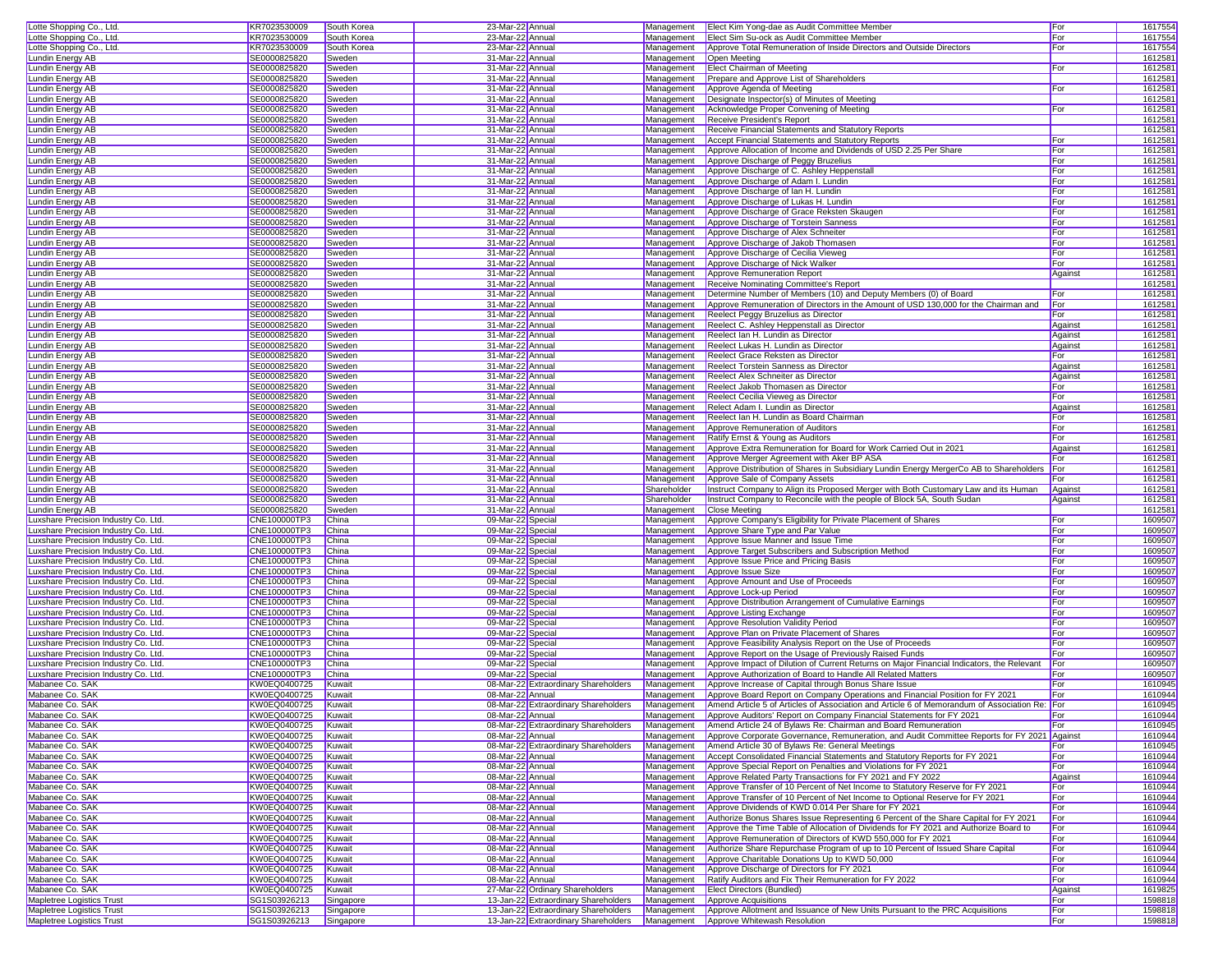| | | | | | | | | |
|---|---|---|---|---|---|---|---|---|
| Lotte Shopping Co., Ltd. | KR7023530009 | South Korea | 23-Mar-22 | Annual | Management | Elect Kim Yong-dae as Audit Committee Member | For | 1617554 |
| Lotte Shopping Co., Ltd. | KR7023530009 | South Korea | 23-Mar-22 | Annual | Management | Elect Sim Su-ock as Audit Committee Member | For | 1617554 |
| Lotte Shopping Co., Ltd. | KR7023530009 | South Korea | 23-Mar-22 | Annual | Management | Approve Total Remuneration of Inside Directors and Outside Directors | For | 1617554 |
| Lundin Energy AB | SE0000825820 | Sweden | 31-Mar-22 | Annual | Management | Open Meeting | | 1612581 |
| Lundin Energy AB | SE0000825820 | Sweden | 31-Mar-22 | Annual | Management | Elect Chairman of Meeting | For | 1612581 |
| Lundin Energy AB | SE0000825820 | Sweden | 31-Mar-22 | Annual | Management | Prepare and Approve List of Shareholders | | 1612581 |
| Lundin Energy AB | SE0000825820 | Sweden | 31-Mar-22 | Annual | Management | Approve Agenda of Meeting | For | 1612581 |
| Lundin Energy AB | SE0000825820 | Sweden | 31-Mar-22 | Annual | Management | Designate Inspector(s) of Minutes of Meeting | | 1612581 |
| Lundin Energy AB | SE0000825820 | Sweden | 31-Mar-22 | Annual | Management | Acknowledge Proper Convening of Meeting | For | 1612581 |
| Lundin Energy AB | SE0000825820 | Sweden | 31-Mar-22 | Annual | Management | Receive President's Report | | 1612581 |
| Lundin Energy AB | SE0000825820 | Sweden | 31-Mar-22 | Annual | Management | Receive Financial Statements and Statutory Reports | | 1612581 |
| Lundin Energy AB | SE0000825820 | Sweden | 31-Mar-22 | Annual | Management | Accept Financial Statements and Statutory Reports | For | 1612581 |
| Lundin Energy AB | SE0000825820 | Sweden | 31-Mar-22 | Annual | Management | Approve Allocation of Income and Dividends of USD 2.25 Per Share | For | 1612581 |
| Lundin Energy AB | SE0000825820 | Sweden | 31-Mar-22 | Annual | Management | Approve Discharge of Peggy Bruzelius | For | 1612581 |
| Lundin Energy AB | SE0000825820 | Sweden | 31-Mar-22 | Annual | Management | Approve Discharge of C. Ashley Heppenstall | For | 1612581 |
| Lundin Energy AB | SE0000825820 | Sweden | 31-Mar-22 | Annual | Management | Approve Discharge of Adam I. Lundin | For | 1612581 |
| Lundin Energy AB | SE0000825820 | Sweden | 31-Mar-22 | Annual | Management | Approve Discharge of Ian H. Lundin | For | 1612581 |
| Lundin Energy AB | SE0000825820 | Sweden | 31-Mar-22 | Annual | Management | Approve Discharge of Lukas H. Lundin | For | 1612581 |
| Lundin Energy AB | SE0000825820 | Sweden | 31-Mar-22 | Annual | Management | Approve Discharge of Grace Reksten Skaugen | For | 1612581 |
| Lundin Energy AB | SE0000825820 | Sweden | 31-Mar-22 | Annual | Management | Approve Discharge of Torstein Sanness | For | 1612581 |
| Lundin Energy AB | SE0000825820 | Sweden | 31-Mar-22 | Annual | Management | Approve Discharge of Alex Schneiter | For | 1612581 |
| Lundin Energy AB | SE0000825820 | Sweden | 31-Mar-22 | Annual | Management | Approve Discharge of Jakob Thomasen | For | 1612581 |
| Lundin Energy AB | SE0000825820 | Sweden | 31-Mar-22 | Annual | Management | Approve Discharge of Cecilia Vieweg | For | 1612581 |
| Lundin Energy AB | SE0000825820 | Sweden | 31-Mar-22 | Annual | Management | Approve Discharge of Nick Walker | For | 1612581 |
| Lundin Energy AB | SE0000825820 | Sweden | 31-Mar-22 | Annual | Management | Approve Remuneration Report | Against | 1612581 |
| Lundin Energy AB | SE0000825820 | Sweden | 31-Mar-22 | Annual | Management | Receive Nominating Committee's Report | | 1612581 |
| Lundin Energy AB | SE0000825820 | Sweden | 31-Mar-22 | Annual | Management | Determine Number of Members (10) and Deputy Members (0) of Board | For | 1612581 |
| Lundin Energy AB | SE0000825820 | Sweden | 31-Mar-22 | Annual | Management | Approve Remuneration of Directors in the Amount of USD 130,000 for the Chairman and | For | 1612581 |
| Lundin Energy AB | SE0000825820 | Sweden | 31-Mar-22 | Annual | Management | Reelect Peggy Bruzelius as Director | For | 1612581 |
| Lundin Energy AB | SE0000825820 | Sweden | 31-Mar-22 | Annual | Management | Reelect C. Ashley Heppenstall as Director | Against | 1612581 |
| Lundin Energy AB | SE0000825820 | Sweden | 31-Mar-22 | Annual | Management | Reelect Ian H. Lundin as Director | Against | 1612581 |
| Lundin Energy AB | SE0000825820 | Sweden | 31-Mar-22 | Annual | Management | Reelect Lukas H. Lundin as Director | Against | 1612581 |
| Lundin Energy AB | SE0000825820 | Sweden | 31-Mar-22 | Annual | Management | Reelect Grace Reksten as Director | For | 1612581 |
| Lundin Energy AB | SE0000825820 | Sweden | 31-Mar-22 | Annual | Management | Reelect Torstein Sanness as Director | Against | 1612581 |
| Lundin Energy AB | SE0000825820 | Sweden | 31-Mar-22 | Annual | Management | Reelect Alex Schneiter as Director | Against | 1612581 |
| Lundin Energy AB | SE0000825820 | Sweden | 31-Mar-22 | Annual | Management | Reelect Jakob Thomasen as Director | For | 1612581 |
| Lundin Energy AB | SE0000825820 | Sweden | 31-Mar-22 | Annual | Management | Reelect Cecilia Vieweg as Director | For | 1612581 |
| Lundin Energy AB | SE0000825820 | Sweden | 31-Mar-22 | Annual | Management | Relect Adam I. Lundin as Director | Against | 1612581 |
| Lundin Energy AB | SE0000825820 | Sweden | 31-Mar-22 | Annual | Management | Reelect Ian H. Lundin as Board Chairman | For | 1612581 |
| Lundin Energy AB | SE0000825820 | Sweden | 31-Mar-22 | Annual | Management | Approve Remuneration of Auditors | For | 1612581 |
| Lundin Energy AB | SE0000825820 | Sweden | 31-Mar-22 | Annual | Management | Ratify Ernst & Young as Auditors | For | 1612581 |
| Lundin Energy AB | SE0000825820 | Sweden | 31-Mar-22 | Annual | Management | Approve Extra Remuneration for Board for Work Carried Out in 2021 | Against | 1612581 |
| Lundin Energy AB | SE0000825820 | Sweden | 31-Mar-22 | Annual | Management | Approve Merger Agreement with Aker BP ASA | For | 1612581 |
| Lundin Energy AB | SE0000825820 | Sweden | 31-Mar-22 | Annual | Management | Approve Distribution of Shares in Subsidiary Lundin Energy MergerCo AB to Shareholders | For | 1612581 |
| Lundin Energy AB | SE0000825820 | Sweden | 31-Mar-22 | Annual | Management | Approve Sale of Company Assets | For | 1612581 |
| Lundin Energy AB | SE0000825820 | Sweden | 31-Mar-22 | Annual | Shareholder | Instruct Company to Align its Proposed Merger with Both Customary Law and its Human | Against | 1612581 |
| Lundin Energy AB | SE0000825820 | Sweden | 31-Mar-22 | Annual | Shareholder | Instruct Company to Reconcile with the people of Block 5A, South Sudan | Against | 1612581 |
| Lundin Energy AB | SE0000825820 | Sweden | 31-Mar-22 | Annual | Management | Close Meeting | | 1612581 |
| Luxshare Precision Industry Co. Ltd. | CNE100000TP3 | China | 09-Mar-22 | Special | Management | Approve Company's Eligibility for Private Placement of Shares | For | 1609507 |
| Luxshare Precision Industry Co. Ltd. | CNE100000TP3 | China | 09-Mar-22 | Special | Management | Approve Share Type and Par Value | For | 1609507 |
| Luxshare Precision Industry Co. Ltd. | CNE100000TP3 | China | 09-Mar-22 | Special | Management | Approve Issue Manner and Issue Time | For | 1609507 |
| Luxshare Precision Industry Co. Ltd. | CNE100000TP3 | China | 09-Mar-22 | Special | Management | Approve Target Subscribers and Subscription Method | For | 1609507 |
| Luxshare Precision Industry Co. Ltd. | CNE100000TP3 | China | 09-Mar-22 | Special | Management | Approve Issue Price and Pricing Basis | For | 1609507 |
| Luxshare Precision Industry Co. Ltd. | CNE100000TP3 | China | 09-Mar-22 | Special | Management | Approve Issue Size | For | 1609507 |
| Luxshare Precision Industry Co. Ltd. | CNE100000TP3 | China | 09-Mar-22 | Special | Management | Approve Amount and Use of Proceeds | For | 1609507 |
| Luxshare Precision Industry Co. Ltd. | CNE100000TP3 | China | 09-Mar-22 | Special | Management | Approve Lock-up Period | For | 1609507 |
| Luxshare Precision Industry Co. Ltd. | CNE100000TP3 | China | 09-Mar-22 | Special | Management | Approve Distribution Arrangement of Cumulative Earnings | For | 1609507 |
| Luxshare Precision Industry Co. Ltd. | CNE100000TP3 | China | 09-Mar-22 | Special | Management | Approve Listing Exchange | For | 1609507 |
| Luxshare Precision Industry Co. Ltd. | CNE100000TP3 | China | 09-Mar-22 | Special | Management | Approve Resolution Validity Period | For | 1609507 |
| Luxshare Precision Industry Co. Ltd. | CNE100000TP3 | China | 09-Mar-22 | Special | Management | Approve Plan on Private Placement of Shares | For | 1609507 |
| Luxshare Precision Industry Co. Ltd. | CNE100000TP3 | China | 09-Mar-22 | Special | Management | Approve Feasibility Analysis Report on the Use of Proceeds | For | 1609507 |
| Luxshare Precision Industry Co. Ltd. | CNE100000TP3 | China | 09-Mar-22 | Special | Management | Approve Report on the Usage of Previously Raised Funds | For | 1609507 |
| Luxshare Precision Industry Co. Ltd. | CNE100000TP3 | China | 09-Mar-22 | Special | Management | Approve Impact of Dilution of Current Returns on Major Financial Indicators, the Relevant | For | 1609507 |
| Luxshare Precision Industry Co. Ltd. | CNE100000TP3 | China | 09-Mar-22 | Special | Management | Approve Authorization of Board to Handle All Related Matters | For | 1609507 |
| Mabanee Co. SAK | KW0EQ0400725 | Kuwait | 08-Mar-22 | Extraordinary Shareholders | Management | Approve Increase of Capital through Bonus Share Issue | For | 1610945 |
| Mabanee Co. SAK | KW0EQ0400725 | Kuwait | 08-Mar-22 | Annual | Management | Approve Board Report on Company Operations and Financial Position for FY 2021 | For | 1610944 |
| Mabanee Co. SAK | KW0EQ0400725 | Kuwait | 08-Mar-22 | Extraordinary Shareholders | Management | Amend Article 5 of Articles of Association and Article 6 of Memorandum of Association Re: | For | 1610945 |
| Mabanee Co. SAK | KW0EQ0400725 | Kuwait | 08-Mar-22 | Annual | Management | Approve Auditors' Report on Company Financial Statements for FY 2021 | For | 1610944 |
| Mabanee Co. SAK | KW0EQ0400725 | Kuwait | 08-Mar-22 | Extraordinary Shareholders | Management | Amend Article 24 of Bylaws Re: Chairman and Board Remuneration | For | 1610945 |
| Mabanee Co. SAK | KW0EQ0400725 | Kuwait | 08-Mar-22 | Annual | Management | Approve Corporate Governance, Remuneration, and Audit Committee Reports for FY 2021 | Against | 1610944 |
| Mabanee Co. SAK | KW0EQ0400725 | Kuwait | 08-Mar-22 | Extraordinary Shareholders | Management | Amend Article 30 of Bylaws Re: General Meetings | For | 1610945 |
| Mabanee Co. SAK | KW0EQ0400725 | Kuwait | 08-Mar-22 | Annual | Management | Accept Consolidated Financial Statements and Statutory Reports for FY 2021 | For | 1610944 |
| Mabanee Co. SAK | KW0EQ0400725 | Kuwait | 08-Mar-22 | Annual | Management | Approve Special Report on Penalties and Violations for FY 2021 | For | 1610944 |
| Mabanee Co. SAK | KW0EQ0400725 | Kuwait | 08-Mar-22 | Annual | Management | Approve Related Party Transactions for FY 2021 and FY 2022 | Against | 1610944 |
| Mabanee Co. SAK | KW0EQ0400725 | Kuwait | 08-Mar-22 | Annual | Management | Approve Transfer of 10 Percent of Net Income to Statutory Reserve for FY 2021 | For | 1610944 |
| Mabanee Co. SAK | KW0EQ0400725 | Kuwait | 08-Mar-22 | Annual | Management | Approve Transfer of 10 Percent of Net Income to Optional Reserve for FY 2021 | For | 1610944 |
| Mabanee Co. SAK | KW0EQ0400725 | Kuwait | 08-Mar-22 | Annual | Management | Approve Dividends of KWD 0.014 Per Share for FY 2021 | For | 1610944 |
| Mabanee Co. SAK | KW0EQ0400725 | Kuwait | 08-Mar-22 | Annual | Management | Authorize Bonus Shares Issue Representing 6 Percent of the Share Capital for FY 2021 | For | 1610944 |
| Mabanee Co. SAK | KW0EQ0400725 | Kuwait | 08-Mar-22 | Annual | Management | Approve the Time Table of Allocation of Dividends for FY 2021 and Authorize Board to | For | 1610944 |
| Mabanee Co. SAK | KW0EQ0400725 | Kuwait | 08-Mar-22 | Annual | Management | Approve Remuneration of Directors of KWD 550,000 for FY 2021 | For | 1610944 |
| Mabanee Co. SAK | KW0EQ0400725 | Kuwait | 08-Mar-22 | Annual | Management | Authorize Share Repurchase Program of up to 10 Percent of Issued Share Capital | For | 1610944 |
| Mabanee Co. SAK | KW0EQ0400725 | Kuwait | 08-Mar-22 | Annual | Management | Approve Charitable Donations Up to KWD 50,000 | For | 1610944 |
| Mabanee Co. SAK | KW0EQ0400725 | Kuwait | 08-Mar-22 | Annual | Management | Approve Discharge of Directors for FY 2021 | For | 1610944 |
| Mabanee Co. SAK | KW0EQ0400725 | Kuwait | 08-Mar-22 | Annual | Management | Ratify Auditors and Fix Their Remuneration for FY 2022 | For | 1610944 |
| Mabanee Co. SAK | KW0EQ0400725 | Kuwait | 27-Mar-22 | Ordinary Shareholders | Management | Elect Directors (Bundled) | Against | 1619825 |
| Mapletree Logistics Trust | SG1S03926213 | Singapore | 13-Jan-22 | Extraordinary Shareholders | Management | Approve Acquisitions | For | 1598818 |
| Mapletree Logistics Trust | SG1S03926213 | Singapore | 13-Jan-22 | Extraordinary Shareholders | Management | Approve Allotment and Issuance of New Units Pursuant to the PRC Acquisitions | For | 1598818 |
| Mapletree Logistics Trust | SG1S03926213 | Singapore | 13-Jan-22 | Extraordinary Shareholders | Management | Approve Whitewash Resolution | For | 1598818 |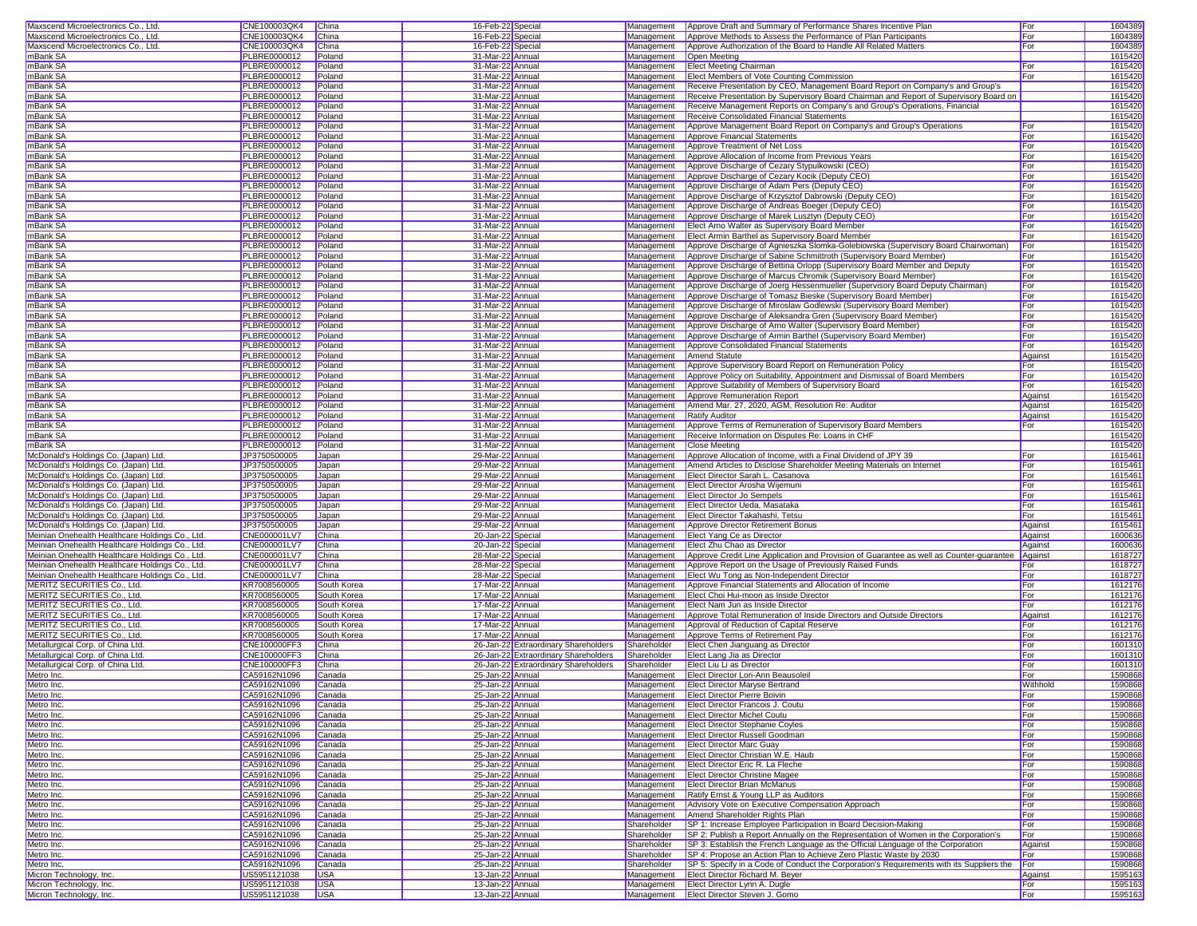| | | | | | | | | |
|---|---|---|---|---|---|---|---|---|
| Maxscend Microelectronics Co., Ltd. | CNE100003QK4 | China | 16-Feb-22 | Special | Management | Approve Draft and Summary of Performance Shares Incentive Plan | For | 1604389 |
| Maxscend Microelectronics Co., Ltd. | CNE100003QK4 | China | 16-Feb-22 | Special | Management | Approve Methods to Assess the Performance of Plan Participants | For | 1604389 |
| Maxscend Microelectronics Co., Ltd. | CNE100003QK4 | China | 16-Feb-22 | Special | Management | Approve Authorization of the Board to Handle All Related Matters | For | 1604389 |
| mBank SA | PLBRE0000012 | Poland | 31-Mar-22 | Annual | Management | Open Meeting | | 1615420 |
| mBank SA | PLBRE0000012 | Poland | 31-Mar-22 | Annual | Management | Elect Meeting Chairman | For | 1615420 |
| mBank SA | PLBRE0000012 | Poland | 31-Mar-22 | Annual | Management | Elect Members of Vote Counting Commission | For | 1615420 |
| mBank SA | PLBRE0000012 | Poland | 31-Mar-22 | Annual | Management | Receive Presentation by CEO, Management Board Report on Company's and Group's | | 1615420 |
| mBank SA | PLBRE0000012 | Poland | 31-Mar-22 | Annual | Management | Receive Presentation by Supervisory Board Chairman and Report of Supervisory Board on | | 1615420 |
| mBank SA | PLBRE0000012 | Poland | 31-Mar-22 | Annual | Management | Receive Management Reports on Company's and Group's Operations, Financial | | 1615420 |
| mBank SA | PLBRE0000012 | Poland | 31-Mar-22 | Annual | Management | Receive Consolidated Financial Statements | | 1615420 |
| mBank SA | PLBRE0000012 | Poland | 31-Mar-22 | Annual | Management | Approve Management Board Report on Company's and Group's Operations | For | 1615420 |
| mBank SA | PLBRE0000012 | Poland | 31-Mar-22 | Annual | Management | Approve Financial Statements | For | 1615420 |
| mBank SA | PLBRE0000012 | Poland | 31-Mar-22 | Annual | Management | Approve Treatment of Net Loss | For | 1615420 |
| mBank SA | PLBRE0000012 | Poland | 31-Mar-22 | Annual | Management | Approve Allocation of Income from Previous Years | For | 1615420 |
| mBank SA | PLBRE0000012 | Poland | 31-Mar-22 | Annual | Management | Approve Discharge of Cezary Stypulkowski (CEO) | For | 1615420 |
| mBank SA | PLBRE0000012 | Poland | 31-Mar-22 | Annual | Management | Approve Discharge of Cezary Kocik (Deputy CEO) | For | 1615420 |
| mBank SA | PLBRE0000012 | Poland | 31-Mar-22 | Annual | Management | Approve Discharge of Adam Pers (Deputy CEO) | For | 1615420 |
| mBank SA | PLBRE0000012 | Poland | 31-Mar-22 | Annual | Management | Approve Discharge of Krzysztof Dabrowski (Deputy CEO) | For | 1615420 |
| mBank SA | PLBRE0000012 | Poland | 31-Mar-22 | Annual | Management | Approve Discharge of Andreas Boeger (Deputy CEO) | For | 1615420 |
| mBank SA | PLBRE0000012 | Poland | 31-Mar-22 | Annual | Management | Approve Discharge of Marek Lusztyn (Deputy CEO) | For | 1615420 |
| mBank SA | PLBRE0000012 | Poland | 31-Mar-22 | Annual | Management | Elect Arno Walter as Supervisory Board Member | For | 1615420 |
| mBank SA | PLBRE0000012 | Poland | 31-Mar-22 | Annual | Management | Elect Armin Barthel as Supervisory Board Member | For | 1615420 |
| mBank SA | PLBRE0000012 | Poland | 31-Mar-22 | Annual | Management | Approve Discharge of Agnieszka Slomka-Golebiowska (Supervisory Board Chairwoman) | For | 1615420 |
| mBank SA | PLBRE0000012 | Poland | 31-Mar-22 | Annual | Management | Approve Discharge of Sabine Schmittroth (Supervisory Board Member) | For | 1615420 |
| mBank SA | PLBRE0000012 | Poland | 31-Mar-22 | Annual | Management | Approve Discharge of Bettina Orlopp (Supervisory Board Member and Deputy | For | 1615420 |
| mBank SA | PLBRE0000012 | Poland | 31-Mar-22 | Annual | Management | Approve Discharge of Marcus Chromik (Supervisory Board Member) | For | 1615420 |
| mBank SA | PLBRE0000012 | Poland | 31-Mar-22 | Annual | Management | Approve Discharge of Joerg Hessenmueller (Supervisory Board Deputy Chairman) | For | 1615420 |
| mBank SA | PLBRE0000012 | Poland | 31-Mar-22 | Annual | Management | Approve Discharge of Tomasz Bieske (Supervisory Board Member) | For | 1615420 |
| mBank SA | PLBRE0000012 | Poland | 31-Mar-22 | Annual | Management | Approve Discharge of Miroslaw Godlewski (Supervisory Board Member) | For | 1615420 |
| mBank SA | PLBRE0000012 | Poland | 31-Mar-22 | Annual | Management | Approve Discharge of Aleksandra Gren (Supervisory Board Member) | For | 1615420 |
| mBank SA | PLBRE0000012 | Poland | 31-Mar-22 | Annual | Management | Approve Discharge of Arno Walter (Supervisory Board Member) | For | 1615420 |
| mBank SA | PLBRE0000012 | Poland | 31-Mar-22 | Annual | Management | Approve Discharge of Armin Barthel (Supervisory Board Member) | For | 1615420 |
| mBank SA | PLBRE0000012 | Poland | 31-Mar-22 | Annual | Management | Approve Consolidated Financial Statements | For | 1615420 |
| mBank SA | PLBRE0000012 | Poland | 31-Mar-22 | Annual | Management | Amend Statute | Against | 1615420 |
| mBank SA | PLBRE0000012 | Poland | 31-Mar-22 | Annual | Management | Approve Supervisory Board Report on Remuneration Policy | For | 1615420 |
| mBank SA | PLBRE0000012 | Poland | 31-Mar-22 | Annual | Management | Approve Policy on Suitability, Appointment and Dismissal of Board Members | For | 1615420 |
| mBank SA | PLBRE0000012 | Poland | 31-Mar-22 | Annual | Management | Approve Suitability of Members of Supervisory Board | For | 1615420 |
| mBank SA | PLBRE0000012 | Poland | 31-Mar-22 | Annual | Management | Approve Remuneration Report | Against | 1615420 |
| mBank SA | PLBRE0000012 | Poland | 31-Mar-22 | Annual | Management | Amend Mar. 27, 2020, AGM, Resolution Re: Auditor | Against | 1615420 |
| mBank SA | PLBRE0000012 | Poland | 31-Mar-22 | Annual | Management | Ratify Auditor | Against | 1615420 |
| mBank SA | PLBRE0000012 | Poland | 31-Mar-22 | Annual | Management | Approve Terms of Remuneration of Supervisory Board Members | For | 1615420 |
| mBank SA | PLBRE0000012 | Poland | 31-Mar-22 | Annual | Management | Receive Information on Disputes Re: Loans in CHF | | 1615420 |
| mBank SA | PLBRE0000012 | Poland | 31-Mar-22 | Annual | Management | Close Meeting | | 1615420 |
| McDonald's Holdings Co. (Japan) Ltd. | JP3750500005 | Japan | 29-Mar-22 | Annual | Management | Approve Allocation of Income, with a Final Dividend of JPY 39 | For | 1615461 |
| McDonald's Holdings Co. (Japan) Ltd. | JP3750500005 | Japan | 29-Mar-22 | Annual | Management | Amend Articles to Disclose Shareholder Meeting Materials on Internet | For | 1615461 |
| McDonald's Holdings Co. (Japan) Ltd. | JP3750500005 | Japan | 29-Mar-22 | Annual | Management | Elect Director Sarah L. Casanova | For | 1615461 |
| McDonald's Holdings Co. (Japan) Ltd. | JP3750500005 | Japan | 29-Mar-22 | Annual | Management | Elect Director Arosha Wijemuni | For | 1615461 |
| McDonald's Holdings Co. (Japan) Ltd. | JP3750500005 | Japan | 29-Mar-22 | Annual | Management | Elect Director Jo Sempels | For | 1615461 |
| McDonald's Holdings Co. (Japan) Ltd. | JP3750500005 | Japan | 29-Mar-22 | Annual | Management | Elect Director Ueda, Masataka | For | 1615461 |
| McDonald's Holdings Co. (Japan) Ltd. | JP3750500005 | Japan | 29-Mar-22 | Annual | Management | Elect Director Takahashi, Tetsu | For | 1615461 |
| McDonald's Holdings Co. (Japan) Ltd. | JP3750500005 | Japan | 29-Mar-22 | Annual | Management | Approve Director Retirement Bonus | Against | 1615461 |
| Meinian Onehealth Healthcare Holdings Co., Ltd. | CNE000001LV7 | China | 20-Jan-22 | Special | Management | Elect Yang Ce as Director | Against | 1600636 |
| Meinian Onehealth Healthcare Holdings Co., Ltd. | CNE000001LV7 | China | 20-Jan-22 | Special | Management | Elect Zhu Chao as Director | Against | 1600636 |
| Meinian Onehealth Healthcare Holdings Co., Ltd. | CNE000001LV7 | China | 28-Mar-22 | Special | Management | Approve Credit Line Application and Provision of Guarantee as well as Counter-guarantee | Against | 1618727 |
| Meinian Onehealth Healthcare Holdings Co., Ltd. | CNE000001LV7 | China | 28-Mar-22 | Special | Management | Approve Report on the Usage of Previously Raised Funds | For | 1618727 |
| Meinian Onehealth Healthcare Holdings Co., Ltd. | CNE000001LV7 | China | 28-Mar-22 | Special | Management | Elect Wu Tong as Non-Independent Director | For | 1618727 |
| MERITZ SECURITIES Co., Ltd. | KR7008560005 | South Korea | 17-Mar-22 | Annual | Management | Approve Financial Statements and Allocation of Income | For | 1612176 |
| MERITZ SECURITIES Co., Ltd. | KR7008560005 | South Korea | 17-Mar-22 | Annual | Management | Elect Choi Hui-moon as Inside Director | For | 1612176 |
| MERITZ SECURITIES Co., Ltd. | KR7008560005 | South Korea | 17-Mar-22 | Annual | Management | Elect Nam Jun as Inside Director | For | 1612176 |
| MERITZ SECURITIES Co., Ltd. | KR7008560005 | South Korea | 17-Mar-22 | Annual | Management | Approve Total Remuneration of Inside Directors and Outside Directors | Against | 1612176 |
| MERITZ SECURITIES Co., Ltd. | KR7008560005 | South Korea | 17-Mar-22 | Annual | Management | Approval of Reduction of Capital Reserve | For | 1612176 |
| MERITZ SECURITIES Co., Ltd. | KR7008560005 | South Korea | 17-Mar-22 | Annual | Management | Approve Terms of Retirement Pay | For | 1612176 |
| Metallurgical Corp. of China Ltd. | CNE100000FF3 | China | 26-Jan-22 | Extraordinary Shareholders | Shareholder | Elect Chen Jianguang as Director | For | 1601310 |
| Metallurgical Corp. of China Ltd. | CNE100000FF3 | China | 26-Jan-22 | Extraordinary Shareholders | Shareholder | Elect Lang Jia as Director | For | 1601310 |
| Metallurgical Corp. of China Ltd. | CNE100000FF3 | China | 26-Jan-22 | Extraordinary Shareholders | Shareholder | Elect Liu Li as Director | For | 1601310 |
| Metro Inc. | CA59162N1096 | Canada | 25-Jan-22 | Annual | Management | Elect Director Lori-Ann Beausoleil | For | 1590868 |
| Metro Inc. | CA59162N1096 | Canada | 25-Jan-22 | Annual | Management | Elect Director Maryse Bertrand | Withhold | 1590868 |
| Metro Inc. | CA59162N1096 | Canada | 25-Jan-22 | Annual | Management | Elect Director Pierre Boivin | For | 1590868 |
| Metro Inc. | CA59162N1096 | Canada | 25-Jan-22 | Annual | Management | Elect Director Francois J. Coutu | For | 1590868 |
| Metro Inc. | CA59162N1096 | Canada | 25-Jan-22 | Annual | Management | Elect Director Michel Coutu | For | 1590868 |
| Metro Inc. | CA59162N1096 | Canada | 25-Jan-22 | Annual | Management | Elect Director Stephanie Coyles | For | 1590868 |
| Metro Inc. | CA59162N1096 | Canada | 25-Jan-22 | Annual | Management | Elect Director Russell Goodman | For | 1590868 |
| Metro Inc. | CA59162N1096 | Canada | 25-Jan-22 | Annual | Management | Elect Director Marc Guay | For | 1590868 |
| Metro Inc. | CA59162N1096 | Canada | 25-Jan-22 | Annual | Management | Elect Director Christian W.E. Haub | For | 1590868 |
| Metro Inc. | CA59162N1096 | Canada | 25-Jan-22 | Annual | Management | Elect Director Eric R. La Fleche | For | 1590868 |
| Metro Inc. | CA59162N1096 | Canada | 25-Jan-22 | Annual | Management | Elect Director Christine Magee | For | 1590868 |
| Metro Inc. | CA59162N1096 | Canada | 25-Jan-22 | Annual | Management | Elect Director Brian McManus | For | 1590868 |
| Metro Inc. | CA59162N1096 | Canada | 25-Jan-22 | Annual | Management | Ratify Ernst & Young LLP as Auditors | For | 1590868 |
| Metro Inc. | CA59162N1096 | Canada | 25-Jan-22 | Annual | Management | Advisory Vote on Executive Compensation Approach | For | 1590868 |
| Metro Inc. | CA59162N1096 | Canada | 25-Jan-22 | Annual | Management | Amend Shareholder Rights Plan | For | 1590868 |
| Metro Inc. | CA59162N1096 | Canada | 25-Jan-22 | Annual | Shareholder | SP 1: Increase Employee Participation in Board Decision-Making | For | 1590868 |
| Metro Inc. | CA59162N1096 | Canada | 25-Jan-22 | Annual | Shareholder | SP 2: Publish a Report Annually on the Representation of Women in the Corporation's | For | 1590868 |
| Metro Inc. | CA59162N1096 | Canada | 25-Jan-22 | Annual | Shareholder | SP 3: Establish the French Language as the Official Language of the Corporation | Against | 1590868 |
| Metro Inc. | CA59162N1096 | Canada | 25-Jan-22 | Annual | Shareholder | SP 4: Propose an Action Plan to Achieve Zero Plastic Waste by 2030 | For | 1590868 |
| Metro Inc. | CA59162N1096 | Canada | 25-Jan-22 | Annual | Shareholder | SP 5: Specify in a Code of Conduct the Corporation's Requirements with its Suppliers the | For | 1590868 |
| Micron Technology, Inc. | US5951121038 | USA | 13-Jan-22 | Annual | Management | Elect Director Richard M. Beyer | Against | 1595163 |
| Micron Technology, Inc. | US5951121038 | USA | 13-Jan-22 | Annual | Management | Elect Director Lynn A. Dugle | For | 1595163 |
| Micron Technology, Inc. | US5951121038 | USA | 13-Jan-22 | Annual | Management | Elect Director Steven J. Gomo | For | 1595163 |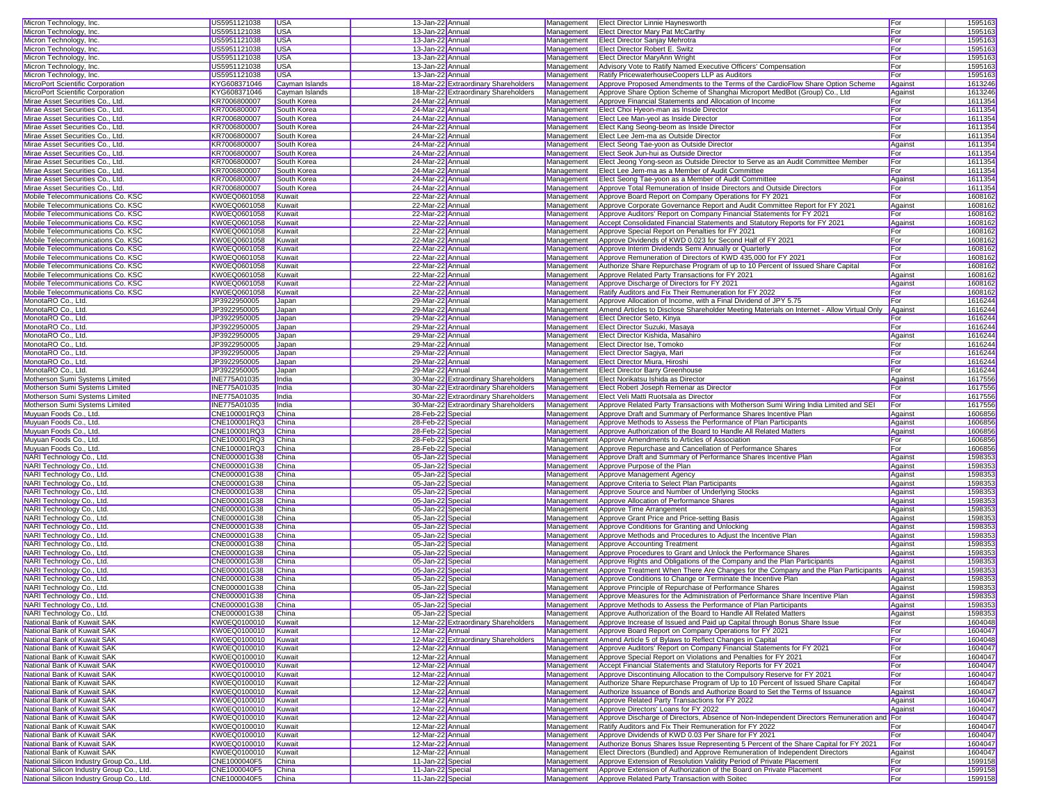| | | | | | | | | |
|---|---|---|---|---|---|---|---|---|
| Micron Technology, Inc. | US5951121038 | USA | 13-Jan-22 | Annual | Management | Elect Director Linnie Haynesworth | For | 1595163 |
| Micron Technology, Inc. | US5951121038 | USA | 13-Jan-22 | Annual | Management | Elect Director Mary Pat McCarthy | For | 1595163 |
| Micron Technology, Inc. | US5951121038 | USA | 13-Jan-22 | Annual | Management | Elect Director Sanjay Mehrotra | For | 1595163 |
| Micron Technology, Inc. | US5951121038 | USA | 13-Jan-22 | Annual | Management | Elect Director Robert E. Switz | For | 1595163 |
| Micron Technology, Inc. | US5951121038 | USA | 13-Jan-22 | Annual | Management | Elect Director MaryAnn Wright | For | 1595163 |
| Micron Technology, Inc. | US5951121038 | USA | 13-Jan-22 | Annual | Management | Advisory Vote to Ratify Named Executive Officers' Compensation | For | 1595163 |
| Micron Technology, Inc. | US5951121038 | USA | 13-Jan-22 | Annual | Management | Ratify PricewaterhouseCoopers LLP as Auditors | For | 1595163 |
| MicroPort Scientific Corporation | KYG608371046 | Cayman Islands | 18-Mar-22 | Extraordinary Shareholders | Management | Approve Proposed Amendments to the Terms of the CardioFlow Share Option Scheme | Against | 1613246 |
| MicroPort Scientific Corporation | KYG608371046 | Cayman Islands | 18-Mar-22 | Extraordinary Shareholders | Management | Approve Share Option Scheme of Shanghai Microport MedBot (Group) Co., Ltd | Against | 1613246 |
| Mirae Asset Securities Co., Ltd. | KR7006800007 | South Korea | 24-Mar-22 | Annual | Management | Approve Financial Statements and Allocation of Income | For | 1611354 |
| Mirae Asset Securities Co., Ltd. | KR7006800007 | South Korea | 24-Mar-22 | Annual | Management | Elect Choi Hyeon-man as Inside Director | For | 1611354 |
| Mirae Asset Securities Co., Ltd. | KR7006800007 | South Korea | 24-Mar-22 | Annual | Management | Elect Lee Man-yeol as Inside Director | For | 1611354 |
| Mirae Asset Securities Co., Ltd. | KR7006800007 | South Korea | 24-Mar-22 | Annual | Management | Elect Kang Seong-beom as Inside Director | For | 1611354 |
| Mirae Asset Securities Co., Ltd. | KR7006800007 | South Korea | 24-Mar-22 | Annual | Management | Elect Lee Jem-ma as Outside Director | For | 1611354 |
| Mirae Asset Securities Co., Ltd. | KR7006800007 | South Korea | 24-Mar-22 | Annual | Management | Elect Seong Tae-yoon as Outside Director | Against | 1611354 |
| Mirae Asset Securities Co., Ltd. | KR7006800007 | South Korea | 24-Mar-22 | Annual | Management | Elect Seok Jun-hui as Outside Director | For | 1611354 |
| Mirae Asset Securities Co., Ltd. | KR7006800007 | South Korea | 24-Mar-22 | Annual | Management | Elect Jeong Yong-seon as Outside Director to Serve as an Audit Committee Member | For | 1611354 |
| Mirae Asset Securities Co., Ltd. | KR7006800007 | South Korea | 24-Mar-22 | Annual | Management | Elect Lee Jem-ma as a Member of Audit Committee | For | 1611354 |
| Mirae Asset Securities Co., Ltd. | KR7006800007 | South Korea | 24-Mar-22 | Annual | Management | Elect Seong Tae-yoon as a Member of Audit Committee | Against | 1611354 |
| Mirae Asset Securities Co., Ltd. | KR7006800007 | South Korea | 24-Mar-22 | Annual | Management | Approve Total Remuneration of Inside Directors and Outside Directors | For | 1611354 |
| Mobile Telecommunications Co. KSC | KW0EQ0601058 | Kuwait | 22-Mar-22 | Annual | Management | Approve Board Report on Company Operations for FY 2021 | For | 1608162 |
| Mobile Telecommunications Co. KSC | KW0EQ0601058 | Kuwait | 22-Mar-22 | Annual | Management | Approve Corporate Governance Report and Audit Committee Report for FY 2021 | Against | 1608162 |
| Mobile Telecommunications Co. KSC | KW0EQ0601058 | Kuwait | 22-Mar-22 | Annual | Management | Approve Auditors' Report on Company Financial Statements for FY 2021 | For | 1608162 |
| Mobile Telecommunications Co. KSC | KW0EQ0601058 | Kuwait | 22-Mar-22 | Annual | Management | Accept Consolidated Financial Statements and Statutory Reports for FY 2021 | Against | 1608162 |
| Mobile Telecommunications Co. KSC | KW0EQ0601058 | Kuwait | 22-Mar-22 | Annual | Management | Approve Special Report on Penalties for FY 2021 | For | 1608162 |
| Mobile Telecommunications Co. KSC | KW0EQ0601058 | Kuwait | 22-Mar-22 | Annual | Management | Approve Dividends of KWD 0.023 for Second Half of FY 2021 | For | 1608162 |
| Mobile Telecommunications Co. KSC | KW0EQ0601058 | Kuwait | 22-Mar-22 | Annual | Management | Approve Interim Dividends Semi Annually or Quarterly | For | 1608162 |
| Mobile Telecommunications Co. KSC | KW0EQ0601058 | Kuwait | 22-Mar-22 | Annual | Management | Approve Remuneration of Directors of KWD 435,000 for FY 2021 | For | 1608162 |
| Mobile Telecommunications Co. KSC | KW0EQ0601058 | Kuwait | 22-Mar-22 | Annual | Management | Authorize Share Repurchase Program of up to 10 Percent of Issued Share Capital | For | 1608162 |
| Mobile Telecommunications Co. KSC | KW0EQ0601058 | Kuwait | 22-Mar-22 | Annual | Management | Approve Related Party Transactions for FY 2021 | Against | 1608162 |
| Mobile Telecommunications Co. KSC | KW0EQ0601058 | Kuwait | 22-Mar-22 | Annual | Management | Approve Discharge of Directors for FY 2021 | Against | 1608162 |
| Mobile Telecommunications Co. KSC | KW0EQ0601058 | Kuwait | 22-Mar-22 | Annual | Management | Ratify Auditors and Fix Their Remuneration for FY 2022 | For | 1608162 |
| MonotaRO Co., Ltd. | JP3922950005 | Japan | 29-Mar-22 | Annual | Management | Approve Allocation of Income, with a Final Dividend of JPY 5.75 | For | 1616244 |
| MonotaRO Co., Ltd. | JP3922950005 | Japan | 29-Mar-22 | Annual | Management | Amend Articles to Disclose Shareholder Meeting Materials on Internet - Allow Virtual Only | Against | 1616244 |
| MonotaRO Co., Ltd. | JP3922950005 | Japan | 29-Mar-22 | Annual | Management | Elect Director Seto, Kinya | For | 1616244 |
| MonotaRO Co., Ltd. | JP3922950005 | Japan | 29-Mar-22 | Annual | Management | Elect Director Suzuki, Masaya | For | 1616244 |
| MonotaRO Co., Ltd. | JP3922950005 | Japan | 29-Mar-22 | Annual | Management | Elect Director Kishida, Masahiro | Against | 1616244 |
| MonotaRO Co., Ltd. | JP3922950005 | Japan | 29-Mar-22 | Annual | Management | Elect Director Ise, Tomoko | For | 1616244 |
| MonotaRO Co., Ltd. | JP3922950005 | Japan | 29-Mar-22 | Annual | Management | Elect Director Sagiya, Mari | For | 1616244 |
| MonotaRO Co., Ltd. | JP3922950005 | Japan | 29-Mar-22 | Annual | Management | Elect Director Miura, Hiroshi | For | 1616244 |
| MonotaRO Co., Ltd. | JP3922950005 | Japan | 29-Mar-22 | Annual | Management | Elect Director Barry Greenhouse | For | 1616244 |
| Motherson Sumi Systems Limited | INE775A01035 | India | 30-Mar-22 | Extraordinary Shareholders | Management | Elect Norikatsu Ishida as Director | Against | 1617556 |
| Motherson Sumi Systems Limited | INE775A01035 | India | 30-Mar-22 | Extraordinary Shareholders | Management | Elect Robert Joseph Remenar as Director | For | 1617556 |
| Motherson Sumi Systems Limited | INE775A01035 | India | 30-Mar-22 | Extraordinary Shareholders | Management | Elect Veli Matti Ruotsala as Director | For | 1617556 |
| Motherson Sumi Systems Limited | INE775A01035 | India | 30-Mar-22 | Extraordinary Shareholders | Management | Approve Related Party Transactions with Motherson Sumi Wiring India Limited and SEI | For | 1617556 |
| Muyuan Foods Co., Ltd. | CNE100001RQ3 | China | 28-Feb-22 | Special | Management | Approve Draft and Summary of Performance Shares Incentive Plan | Against | 1606856 |
| Muyuan Foods Co., Ltd. | CNE100001RQ3 | China | 28-Feb-22 | Special | Management | Approve Methods to Assess the Performance of Plan Participants | Against | 1606856 |
| Muyuan Foods Co., Ltd. | CNE100001RQ3 | China | 28-Feb-22 | Special | Management | Approve Authorization of the Board to Handle All Related Matters | Against | 1606856 |
| Muyuan Foods Co., Ltd. | CNE100001RQ3 | China | 28-Feb-22 | Special | Management | Approve Amendments to Articles of Association | For | 1606856 |
| Muyuan Foods Co., Ltd. | CNE100001RQ3 | China | 28-Feb-22 | Special | Management | Approve Repurchase and Cancellation of Performance Shares | For | 1606856 |
| NARI Technology Co., Ltd. | CNE000001G38 | China | 05-Jan-22 | Special | Management | Approve Draft and Summary of Performance Shares Incentive Plan | Against | 1598353 |
| NARI Technology Co., Ltd. | CNE000001G38 | China | 05-Jan-22 | Special | Management | Approve Purpose of the Plan | Against | 1598353 |
| NARI Technology Co., Ltd. | CNE000001G38 | China | 05-Jan-22 | Special | Management | Approve Management Agency | Against | 1598353 |
| NARI Technology Co., Ltd. | CNE000001G38 | China | 05-Jan-22 | Special | Management | Approve Criteria to Select Plan Participants | Against | 1598353 |
| NARI Technology Co., Ltd. | CNE000001G38 | China | 05-Jan-22 | Special | Management | Approve Source and Number of Underlying Stocks | Against | 1598353 |
| NARI Technology Co., Ltd. | CNE000001G38 | China | 05-Jan-22 | Special | Management | Approve Allocation of Performance Shares | Against | 1598353 |
| NARI Technology Co., Ltd. | CNE000001G38 | China | 05-Jan-22 | Special | Management | Approve Time Arrangement | Against | 1598353 |
| NARI Technology Co., Ltd. | CNE000001G38 | China | 05-Jan-22 | Special | Management | Approve Grant Price and Price-setting Basis | Against | 1598353 |
| NARI Technology Co., Ltd. | CNE000001G38 | China | 05-Jan-22 | Special | Management | Approve Conditions for Granting and Unlocking | Against | 1598353 |
| NARI Technology Co., Ltd. | CNE000001G38 | China | 05-Jan-22 | Special | Management | Approve Methods and Procedures to Adjust the Incentive Plan | Against | 1598353 |
| NARI Technology Co., Ltd. | CNE000001G38 | China | 05-Jan-22 | Special | Management | Approve Accounting Treatment | Against | 1598353 |
| NARI Technology Co., Ltd. | CNE000001G38 | China | 05-Jan-22 | Special | Management | Approve Procedures to Grant and Unlock the Performance Shares | Against | 1598353 |
| NARI Technology Co., Ltd. | CNE000001G38 | China | 05-Jan-22 | Special | Management | Approve Rights and Obligations of the Company and the Plan Participants | Against | 1598353 |
| NARI Technology Co., Ltd. | CNE000001G38 | China | 05-Jan-22 | Special | Management | Approve Treatment When There Are Changes for the Company and the Plan Participants | Against | 1598353 |
| NARI Technology Co., Ltd. | CNE000001G38 | China | 05-Jan-22 | Special | Management | Approve Conditions to Change or Terminate the Incentive Plan | Against | 1598353 |
| NARI Technology Co., Ltd. | CNE000001G38 | China | 05-Jan-22 | Special | Management | Approve Principle of Repurchase of Performance Shares | Against | 1598353 |
| NARI Technology Co., Ltd. | CNE000001G38 | China | 05-Jan-22 | Special | Management | Approve Measures for the Administration of Performance Share Incentive Plan | Against | 1598353 |
| NARI Technology Co., Ltd. | CNE000001G38 | China | 05-Jan-22 | Special | Management | Approve Methods to Assess the Performance of Plan Participants | Against | 1598353 |
| NARI Technology Co., Ltd. | CNE000001G38 | China | 05-Jan-22 | Special | Management | Approve Authorization of the Board to Handle All Related Matters | Against | 1598353 |
| National Bank of Kuwait SAK | KW0EQ0100010 | Kuwait | 12-Mar-22 | Extraordinary Shareholders | Management | Approve Increase of Issued and Paid up Capital through Bonus Share Issue | For | 1604048 |
| National Bank of Kuwait SAK | KW0EQ0100010 | Kuwait | 12-Mar-22 | Annual | Management | Approve Board Report on Company Operations for FY 2021 | For | 1604047 |
| National Bank of Kuwait SAK | KW0EQ0100010 | Kuwait | 12-Mar-22 | Extraordinary Shareholders | Management | Amend Article 5 of Bylaws to Reflect Changes in Capital | For | 1604048 |
| National Bank of Kuwait SAK | KW0EQ0100010 | Kuwait | 12-Mar-22 | Annual | Management | Approve Auditors' Report on Company Financial Statements for FY 2021 | For | 1604047 |
| National Bank of Kuwait SAK | KW0EQ0100010 | Kuwait | 12-Mar-22 | Annual | Management | Approve Special Report on Violations and Penalties for FY 2021 | For | 1604047 |
| National Bank of Kuwait SAK | KW0EQ0100010 | Kuwait | 12-Mar-22 | Annual | Management | Accept Financial Statements and Statutory Reports for FY 2021 | For | 1604047 |
| National Bank of Kuwait SAK | KW0EQ0100010 | Kuwait | 12-Mar-22 | Annual | Management | Approve Discontinuing Allocation to the Compulsory Reserve for FY 2021 | For | 1604047 |
| National Bank of Kuwait SAK | KW0EQ0100010 | Kuwait | 12-Mar-22 | Annual | Management | Authorize Share Repurchase Program of Up to 10 Percent of Issued Share Capital | For | 1604047 |
| National Bank of Kuwait SAK | KW0EQ0100010 | Kuwait | 12-Mar-22 | Annual | Management | Authorize Issuance of Bonds and Authorize Board to Set the Terms of Issuance | Against | 1604047 |
| National Bank of Kuwait SAK | KW0EQ0100010 | Kuwait | 12-Mar-22 | Annual | Management | Approve Related Party Transactions for FY 2022 | Against | 1604047 |
| National Bank of Kuwait SAK | KW0EQ0100010 | Kuwait | 12-Mar-22 | Annual | Management | Approve Directors' Loans for FY 2022 | Against | 1604047 |
| National Bank of Kuwait SAK | KW0EQ0100010 | Kuwait | 12-Mar-22 | Annual | Management | Approve Discharge of Directors, Absence of Non-Independent Directors Remuneration and | For | 1604047 |
| National Bank of Kuwait SAK | KW0EQ0100010 | Kuwait | 12-Mar-22 | Annual | Management | Ratify Auditors and Fix Their Remuneration for FY 2022 | For | 1604047 |
| National Bank of Kuwait SAK | KW0EQ0100010 | Kuwait | 12-Mar-22 | Annual | Management | Approve Dividends of KWD 0.03 Per Share for FY 2021 | For | 1604047 |
| National Bank of Kuwait SAK | KW0EQ0100010 | Kuwait | 12-Mar-22 | Annual | Management | Authorize Bonus Shares Issue Representing 5 Percent of the Share Capital for FY 2021 | For | 1604047 |
| National Bank of Kuwait SAK | KW0EQ0100010 | Kuwait | 12-Mar-22 | Annual | Management | Elect Directors (Bundled) and Approve Remuneration of Independent Directors | Against | 1604047 |
| National Silicon Industry Group Co., Ltd. | CNE1000040F5 | China | 11-Jan-22 | Special | Management | Approve Extension of Resolution Validity Period of Private Placement | For | 1599158 |
| National Silicon Industry Group Co., Ltd. | CNE1000040F5 | China | 11-Jan-22 | Special | Management | Approve Extension of Authorization of the Board on Private Placement | For | 1599158 |
| National Silicon Industry Group Co., Ltd. | CNE1000040F5 | China | 11-Jan-22 | Special | Management | Approve Related Party Transaction with Soitec | For | 1599158 |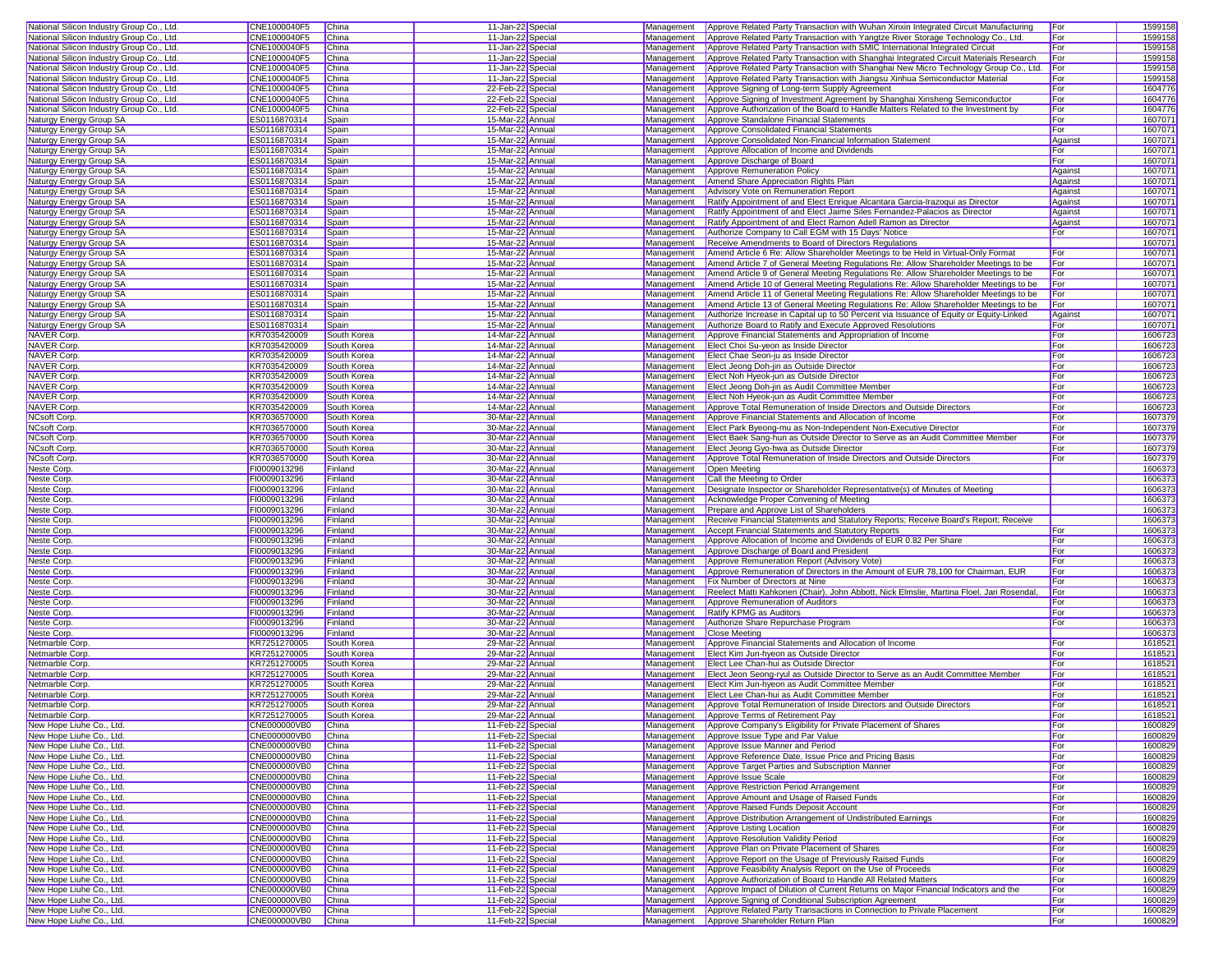| | | | | | | | | |
|---|---|---|---|---|---|---|---|---|
| National Silicon Industry Group Co., Ltd. | CNE1000040F5 | China | 11-Jan-22 | Special | Management | Approve Related Party Transaction with Wuhan Xinxin Integrated Circuit Manufacturing | For | 1599158 |
| National Silicon Industry Group Co., Ltd. | CNE1000040F5 | China | 11-Jan-22 | Special | Management | Approve Related Party Transaction with Yangtze River Storage Technology Co., Ltd. | For | 1599158 |
| National Silicon Industry Group Co., Ltd. | CNE1000040F5 | China | 11-Jan-22 | Special | Management | Approve Related Party Transaction with SMIC International Integrated Circuit | For | 1599158 |
| National Silicon Industry Group Co., Ltd. | CNE1000040F5 | China | 11-Jan-22 | Special | Management | Approve Related Party Transaction with Shanghai Integrated Circuit Materials Research | For | 1599158 |
| National Silicon Industry Group Co., Ltd. | CNE1000040F5 | China | 11-Jan-22 | Special | Management | Approve Related Party Transaction with Shanghai New Micro Technology Group Co., Ltd. | For | 1599158 |
| National Silicon Industry Group Co., Ltd. | CNE1000040F5 | China | 11-Jan-22 | Special | Management | Approve Related Party Transaction with Jiangsu Xinhua Semiconductor Material | For | 1599158 |
| National Silicon Industry Group Co., Ltd. | CNE1000040F5 | China | 22-Feb-22 | Special | Management | Approve Signing of Long-term Supply Agreement | For | 1604776 |
| National Silicon Industry Group Co., Ltd. | CNE1000040F5 | China | 22-Feb-22 | Special | Management | Approve Signing of Investment Agreement by Shanghai Xinsheng Semiconductor | For | 1604776 |
| National Silicon Industry Group Co., Ltd. | CNE1000040F5 | China | 22-Feb-22 | Special | Management | Approve Authorization of the Board to Handle Matters Related to the Investment by | For | 1604776 |
| Naturgy Energy Group SA | ES0116870314 | Spain | 15-Mar-22 | Annual | Management | Approve Standalone Financial Statements | For | 1607071 |
| Naturgy Energy Group SA | ES0116870314 | Spain | 15-Mar-22 | Annual | Management | Approve Consolidated Financial Statements | For | 1607071 |
| Naturgy Energy Group SA | ES0116870314 | Spain | 15-Mar-22 | Annual | Management | Approve Consolidated Non-Financial Information Statement | Against | 1607071 |
| Naturgy Energy Group SA | ES0116870314 | Spain | 15-Mar-22 | Annual | Management | Approve Allocation of Income and Dividends | For | 1607071 |
| Naturgy Energy Group SA | ES0116870314 | Spain | 15-Mar-22 | Annual | Management | Approve Discharge of Board | For | 1607071 |
| Naturgy Energy Group SA | ES0116870314 | Spain | 15-Mar-22 | Annual | Management | Approve Remuneration Policy | Against | 1607071 |
| Naturgy Energy Group SA | ES0116870314 | Spain | 15-Mar-22 | Annual | Management | Amend Share Appreciation Rights Plan | Against | 1607071 |
| Naturgy Energy Group SA | ES0116870314 | Spain | 15-Mar-22 | Annual | Management | Advisory Vote on Remuneration Report | Against | 1607071 |
| Naturgy Energy Group SA | ES0116870314 | Spain | 15-Mar-22 | Annual | Management | Ratify Appointment of and Elect Enrique Alcantara Garcia-Irazoqui as Director | Against | 1607071 |
| Naturgy Energy Group SA | ES0116870314 | Spain | 15-Mar-22 | Annual | Management | Ratify Appointment of and Elect Jaime Siles Fernandez-Palacios as Director | Against | 1607071 |
| Naturgy Energy Group SA | ES0116870314 | Spain | 15-Mar-22 | Annual | Management | Ratify Appointment of and Elect Ramon Adell Ramon as Director | Against | 1607071 |
| Naturgy Energy Group SA | ES0116870314 | Spain | 15-Mar-22 | Annual | Management | Authorize Company to Call EGM with 15 Days' Notice | For | 1607071 |
| Naturgy Energy Group SA | ES0116870314 | Spain | 15-Mar-22 | Annual | Management | Receive Amendments to Board of Directors Regulations | | 1607071 |
| Naturgy Energy Group SA | ES0116870314 | Spain | 15-Mar-22 | Annual | Management | Amend Article 6 Re: Allow Shareholder Meetings to be Held in Virtual-Only Format | For | 1607071 |
| Naturgy Energy Group SA | ES0116870314 | Spain | 15-Mar-22 | Annual | Management | Amend Article 7 of General Meeting Regulations Re: Allow Shareholder Meetings to be | For | 1607071 |
| Naturgy Energy Group SA | ES0116870314 | Spain | 15-Mar-22 | Annual | Management | Amend Article 9 of General Meeting Regulations Re: Allow Shareholder Meetings to be | For | 1607071 |
| Naturgy Energy Group SA | ES0116870314 | Spain | 15-Mar-22 | Annual | Management | Amend Article 10 of General Meeting Regulations Re: Allow Shareholder Meetings to be | For | 1607071 |
| Naturgy Energy Group SA | ES0116870314 | Spain | 15-Mar-22 | Annual | Management | Amend Article 11 of General Meeting Regulations Re: Allow Shareholder Meetings to be | For | 1607071 |
| Naturgy Energy Group SA | ES0116870314 | Spain | 15-Mar-22 | Annual | Management | Amend Article 13 of General Meeting Regulations Re: Allow Shareholder Meetings to be | For | 1607071 |
| Naturgy Energy Group SA | ES0116870314 | Spain | 15-Mar-22 | Annual | Management | Authorize Increase in Capital up to 50 Percent via Issuance of Equity or Equity-Linked | Against | 1607071 |
| Naturgy Energy Group SA | ES0116870314 | Spain | 15-Mar-22 | Annual | Management | Authorize Board to Ratify and Execute Approved Resolutions | For | 1607071 |
| NAVER Corp. | KR7035420009 | South Korea | 14-Mar-22 | Annual | Management | Approve Financial Statements and Appropriation of Income | For | 1606723 |
| NAVER Corp. | KR7035420009 | South Korea | 14-Mar-22 | Annual | Management | Elect Choi Su-yeon as Inside Director | For | 1606723 |
| NAVER Corp. | KR7035420009 | South Korea | 14-Mar-22 | Annual | Management | Elect Chae Seon-ju as Inside Director | For | 1606723 |
| NAVER Corp. | KR7035420009 | South Korea | 14-Mar-22 | Annual | Management | Elect Jeong Doh-jin as Outside Director | For | 1606723 |
| NAVER Corp. | KR7035420009 | South Korea | 14-Mar-22 | Annual | Management | Elect Noh Hyeok-jun as Outside Director | For | 1606723 |
| NAVER Corp. | KR7035420009 | South Korea | 14-Mar-22 | Annual | Management | Elect Jeong Doh-jin as Audit Committee Member | For | 1606723 |
| NAVER Corp. | KR7035420009 | South Korea | 14-Mar-22 | Annual | Management | Elect Noh Hyeok-jun as Audit Committee Member | For | 1606723 |
| NAVER Corp. | KR7035420009 | South Korea | 14-Mar-22 | Annual | Management | Approve Total Remuneration of Inside Directors and Outside Directors | For | 1606723 |
| NCsoft Corp. | KR7036570000 | South Korea | 30-Mar-22 | Annual | Management | Approve Financial Statements and Allocation of Income | For | 1607379 |
| NCsoft Corp. | KR7036570000 | South Korea | 30-Mar-22 | Annual | Management | Elect Park Byeong-mu as Non-Independent Non-Executive Director | For | 1607379 |
| NCsoft Corp. | KR7036570000 | South Korea | 30-Mar-22 | Annual | Management | Elect Baek Sang-hun as Outside Director to Serve as an Audit Committee Member | For | 1607379 |
| NCsoft Corp. | KR7036570000 | South Korea | 30-Mar-22 | Annual | Management | Elect Jeong Gyo-hwa as Outside Director | For | 1607379 |
| NCsoft Corp. | KR7036570000 | South Korea | 30-Mar-22 | Annual | Management | Approve Total Remuneration of Inside Directors and Outside Directors | For | 1607379 |
| Neste Corp. | FI0009013296 | Finland | 30-Mar-22 | Annual | Management | Open Meeting | | 1606373 |
| Neste Corp. | FI0009013296 | Finland | 30-Mar-22 | Annual | Management | Call the Meeting to Order | | 1606373 |
| Neste Corp. | FI0009013296 | Finland | 30-Mar-22 | Annual | Management | Designate Inspector or Shareholder Representative(s) of Minutes of Meeting | | 1606373 |
| Neste Corp. | FI0009013296 | Finland | 30-Mar-22 | Annual | Management | Acknowledge Proper Convening of Meeting | | 1606373 |
| Neste Corp. | FI0009013296 | Finland | 30-Mar-22 | Annual | Management | Prepare and Approve List of Shareholders | | 1606373 |
| Neste Corp. | FI0009013296 | Finland | 30-Mar-22 | Annual | Management | Receive Financial Statements and Statutory Reports; Receive Board's Report; Receive | | 1606373 |
| Neste Corp. | FI0009013296 | Finland | 30-Mar-22 | Annual | Management | Accept Financial Statements and Statutory Reports | For | 1606373 |
| Neste Corp. | FI0009013296 | Finland | 30-Mar-22 | Annual | Management | Approve Allocation of Income and Dividends of EUR 0.82 Per Share | For | 1606373 |
| Neste Corp. | FI0009013296 | Finland | 30-Mar-22 | Annual | Management | Approve Discharge of Board and President | For | 1606373 |
| Neste Corp. | FI0009013296 | Finland | 30-Mar-22 | Annual | Management | Approve Remuneration Report (Advisory Vote) | For | 1606373 |
| Neste Corp. | FI0009013296 | Finland | 30-Mar-22 | Annual | Management | Approve Remuneration of Directors in the Amount of EUR 78,100 for Chairman, EUR | For | 1606373 |
| Neste Corp. | FI0009013296 | Finland | 30-Mar-22 | Annual | Management | Fix Number of Directors at Nine | For | 1606373 |
| Neste Corp. | FI0009013296 | Finland | 30-Mar-22 | Annual | Management | Reelect Matti Kahkonen (Chair), John Abbott, Nick Elmslie, Martina Floel, Jari Rosendal, | For | 1606373 |
| Neste Corp. | FI0009013296 | Finland | 30-Mar-22 | Annual | Management | Approve Remuneration of Auditors | For | 1606373 |
| Neste Corp. | FI0009013296 | Finland | 30-Mar-22 | Annual | Management | Ratify KPMG as Auditors | For | 1606373 |
| Neste Corp. | FI0009013296 | Finland | 30-Mar-22 | Annual | Management | Authorize Share Repurchase Program | For | 1606373 |
| Neste Corp. | FI0009013296 | Finland | 30-Mar-22 | Annual | Management | Close Meeting | | 1606373 |
| Netmarble Corp. | KR7251270005 | South Korea | 29-Mar-22 | Annual | Management | Approve Financial Statements and Allocation of Income | For | 1618521 |
| Netmarble Corp. | KR7251270005 | South Korea | 29-Mar-22 | Annual | Management | Elect Kim Jun-hyeon as Outside Director | For | 1618521 |
| Netmarble Corp. | KR7251270005 | South Korea | 29-Mar-22 | Annual | Management | Elect Lee Chan-hui as Outside Director | For | 1618521 |
| Netmarble Corp. | KR7251270005 | South Korea | 29-Mar-22 | Annual | Management | Elect Jeon Seong-ryul as Outside Director to Serve as an Audit Committee Member | For | 1618521 |
| Netmarble Corp. | KR7251270005 | South Korea | 29-Mar-22 | Annual | Management | Elect Kim Jun-hyeon as Audit Committee Member | For | 1618521 |
| Netmarble Corp. | KR7251270005 | South Korea | 29-Mar-22 | Annual | Management | Elect Lee Chan-hui as Audit Committee Member | For | 1618521 |
| Netmarble Corp. | KR7251270005 | South Korea | 29-Mar-22 | Annual | Management | Approve Total Remuneration of Inside Directors and Outside Directors | For | 1618521 |
| Netmarble Corp. | KR7251270005 | South Korea | 29-Mar-22 | Annual | Management | Approve Terms of Retirement Pay | For | 1618521 |
| New Hope Liuhe Co., Ltd. | CNE000000VB0 | China | 11-Feb-22 | Special | Management | Approve Company's Eligibility for Private Placement of Shares | For | 1600829 |
| New Hope Liuhe Co., Ltd. | CNE000000VB0 | China | 11-Feb-22 | Special | Management | Approve Issue Type and Par Value | For | 1600829 |
| New Hope Liuhe Co., Ltd. | CNE000000VB0 | China | 11-Feb-22 | Special | Management | Approve Issue Manner and Period | For | 1600829 |
| New Hope Liuhe Co., Ltd. | CNE000000VB0 | China | 11-Feb-22 | Special | Management | Approve Reference Date, Issue Price and Pricing Basis | For | 1600829 |
| New Hope Liuhe Co., Ltd. | CNE000000VB0 | China | 11-Feb-22 | Special | Management | Approve Target Parties and Subscription Manner | For | 1600829 |
| New Hope Liuhe Co., Ltd. | CNE000000VB0 | China | 11-Feb-22 | Special | Management | Approve Issue Scale | For | 1600829 |
| New Hope Liuhe Co., Ltd. | CNE000000VB0 | China | 11-Feb-22 | Special | Management | Approve Restriction Period Arrangement | For | 1600829 |
| New Hope Liuhe Co., Ltd. | CNE000000VB0 | China | 11-Feb-22 | Special | Management | Approve Amount and Usage of Raised Funds | For | 1600829 |
| New Hope Liuhe Co., Ltd. | CNE000000VB0 | China | 11-Feb-22 | Special | Management | Approve Raised Funds Deposit Account | For | 1600829 |
| New Hope Liuhe Co., Ltd. | CNE000000VB0 | China | 11-Feb-22 | Special | Management | Approve Distribution Arrangement of Undistributed Earnings | For | 1600829 |
| New Hope Liuhe Co., Ltd. | CNE000000VB0 | China | 11-Feb-22 | Special | Management | Approve Listing Location | For | 1600829 |
| New Hope Liuhe Co., Ltd. | CNE000000VB0 | China | 11-Feb-22 | Special | Management | Approve Resolution Validity Period | For | 1600829 |
| New Hope Liuhe Co., Ltd. | CNE000000VB0 | China | 11-Feb-22 | Special | Management | Approve Plan on Private Placement of Shares | For | 1600829 |
| New Hope Liuhe Co., Ltd. | CNE000000VB0 | China | 11-Feb-22 | Special | Management | Approve Report on the Usage of Previously Raised Funds | For | 1600829 |
| New Hope Liuhe Co., Ltd. | CNE000000VB0 | China | 11-Feb-22 | Special | Management | Approve Feasibility Analysis Report on the Use of Proceeds | For | 1600829 |
| New Hope Liuhe Co., Ltd. | CNE000000VB0 | China | 11-Feb-22 | Special | Management | Approve Authorization of Board to Handle All Related Matters | For | 1600829 |
| New Hope Liuhe Co., Ltd. | CNE000000VB0 | China | 11-Feb-22 | Special | Management | Approve Impact of Dilution of Current Returns on Major Financial Indicators and the | For | 1600829 |
| New Hope Liuhe Co., Ltd. | CNE000000VB0 | China | 11-Feb-22 | Special | Management | Approve Signing of Conditional Subscription Agreement | For | 1600829 |
| New Hope Liuhe Co., Ltd. | CNE000000VB0 | China | 11-Feb-22 | Special | Management | Approve Related Party Transactions in Connection to Private Placement | For | 1600829 |
| New Hope Liuhe Co., Ltd. | CNE000000VB0 | China | 11-Feb-22 | Special | Management | Approve Shareholder Return Plan | For | 1600829 |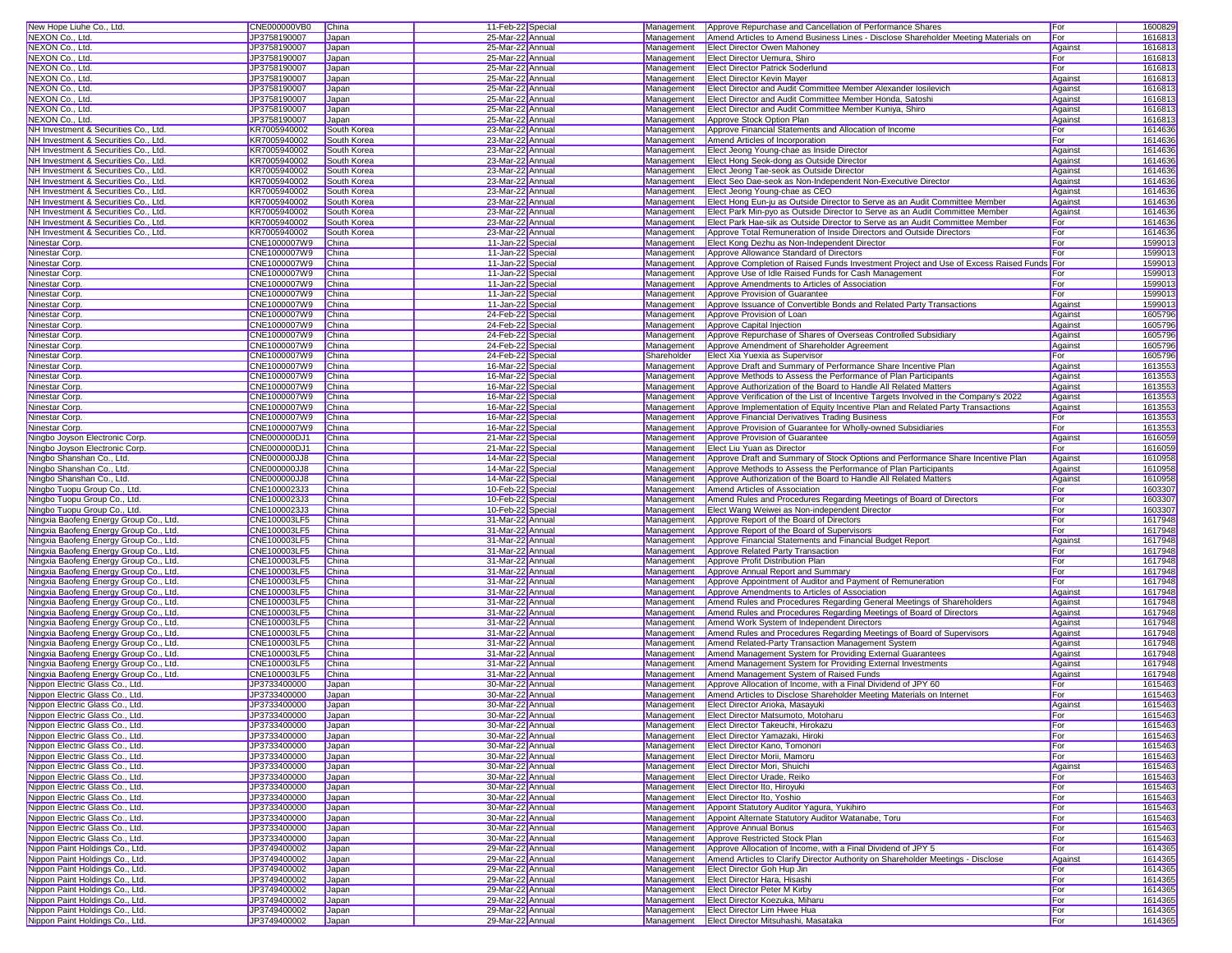| | | | | | | | | |
|---|---|---|---|---|---|---|---|---|
| New Hope Liuhe Co., Ltd. | CNE000000VB0 | China | 11-Feb-22 | Special | Management | Approve Repurchase and Cancellation of Performance Shares | For | 1600829 |
| NEXON Co., Ltd. | JP3758190007 | Japan | 25-Mar-22 | Annual | Management | Amend Articles to Amend Business Lines - Disclose Shareholder Meeting Materials on | For | 1616813 |
| NEXON Co., Ltd. | JP3758190007 | Japan | 25-Mar-22 | Annual | Management | Elect Director Owen Mahoney | Against | 1616813 |
| NEXON Co., Ltd. | JP3758190007 | Japan | 25-Mar-22 | Annual | Management | Elect Director Uemura, Shiro | For | 1616813 |
| NEXON Co., Ltd. | JP3758190007 | Japan | 25-Mar-22 | Annual | Management | Elect Director Patrick Soderlund | For | 1616813 |
| NEXON Co., Ltd. | JP3758190007 | Japan | 25-Mar-22 | Annual | Management | Elect Director Kevin Mayer | Against | 1616813 |
| NEXON Co., Ltd. | JP3758190007 | Japan | 25-Mar-22 | Annual | Management | Elect Director and Audit Committee Member Alexander Iosilevich | Against | 1616813 |
| NEXON Co., Ltd. | JP3758190007 | Japan | 25-Mar-22 | Annual | Management | Elect Director and Audit Committee Member Honda, Satoshi | Against | 1616813 |
| NEXON Co., Ltd. | JP3758190007 | Japan | 25-Mar-22 | Annual | Management | Elect Director and Audit Committee Member Kuniya, Shiro | Against | 1616813 |
| NEXON Co., Ltd. | JP3758190007 | Japan | 25-Mar-22 | Annual | Management | Approve Stock Option Plan | Against | 1616813 |
| NH Investment & Securities Co., Ltd. | KR7005940002 | South Korea | 23-Mar-22 | Annual | Management | Approve Financial Statements and Allocation of Income | For | 1614636 |
| NH Investment & Securities Co., Ltd. | KR7005940002 | South Korea | 23-Mar-22 | Annual | Management | Amend Articles of Incorporation | For | 1614636 |
| NH Investment & Securities Co., Ltd. | KR7005940002 | South Korea | 23-Mar-22 | Annual | Management | Elect Jeong Young-chae as Inside Director | Against | 1614636 |
| NH Investment & Securities Co., Ltd. | KR7005940002 | South Korea | 23-Mar-22 | Annual | Management | Elect Hong Seok-dong as Outside Director | Against | 1614636 |
| NH Investment & Securities Co., Ltd. | KR7005940002 | South Korea | 23-Mar-22 | Annual | Management | Elect Jeong Tae-seok as Outside Director | Against | 1614636 |
| NH Investment & Securities Co., Ltd. | KR7005940002 | South Korea | 23-Mar-22 | Annual | Management | Elect Seo Dae-seok as Non-Independent Non-Executive Director | Against | 1614636 |
| NH Investment & Securities Co., Ltd. | KR7005940002 | South Korea | 23-Mar-22 | Annual | Management | Elect Jeong Young-chae as CEO | Against | 1614636 |
| NH Investment & Securities Co., Ltd. | KR7005940002 | South Korea | 23-Mar-22 | Annual | Management | Elect Hong Eun-ju as Outside Director to Serve as an Audit Committee Member | Against | 1614636 |
| NH Investment & Securities Co., Ltd. | KR7005940002 | South Korea | 23-Mar-22 | Annual | Management | Elect Park Min-pyo as Outside Director to Serve as an Audit Committee Member | Against | 1614636 |
| NH Investment & Securities Co., Ltd. | KR7005940002 | South Korea | 23-Mar-22 | Annual | Management | Elect Park Hae-sik as Outside Director to Serve as an Audit Committee Member | For | 1614636 |
| NH Investment & Securities Co., Ltd. | KR7005940002 | South Korea | 23-Mar-22 | Annual | Management | Approve Total Remuneration of Inside Directors and Outside Directors | For | 1614636 |
| Ninestar Corp. | CNE1000007W9 | China | 11-Jan-22 | Special | Management | Elect Kong Dezhu as Non-Independent Director | For | 1599013 |
| Ninestar Corp. | CNE1000007W9 | China | 11-Jan-22 | Special | Management | Approve Allowance Standard of Directors | For | 1599013 |
| Ninestar Corp. | CNE1000007W9 | China | 11-Jan-22 | Special | Management | Approve Completion of Raised Funds Investment Project and Use of Excess Raised Funds | For | 1599013 |
| Ninestar Corp. | CNE1000007W9 | China | 11-Jan-22 | Special | Management | Approve Use of Idle Raised Funds for Cash Management | For | 1599013 |
| Ninestar Corp. | CNE1000007W9 | China | 11-Jan-22 | Special | Management | Approve Amendments to Articles of Association | For | 1599013 |
| Ninestar Corp. | CNE1000007W9 | China | 11-Jan-22 | Special | Management | Approve Provision of Guarantee | For | 1599013 |
| Ninestar Corp. | CNE1000007W9 | China | 11-Jan-22 | Special | Management | Approve Issuance of Convertible Bonds and Related Party Transactions | Against | 1599013 |
| Ninestar Corp. | CNE1000007W9 | China | 24-Feb-22 | Special | Management | Approve Provision of Loan | Against | 1605796 |
| Ninestar Corp. | CNE1000007W9 | China | 24-Feb-22 | Special | Management | Approve Capital Injection | Against | 1605796 |
| Ninestar Corp. | CNE1000007W9 | China | 24-Feb-22 | Special | Management | Approve Repurchase of Shares of Overseas Controlled Subsidiary | Against | 1605796 |
| Ninestar Corp. | CNE1000007W9 | China | 24-Feb-22 | Special | Management | Approve Amendment of Shareholder Agreement | Against | 1605796 |
| Ninestar Corp. | CNE1000007W9 | China | 24-Feb-22 | Special | Shareholder | Elect Xia Yuexia as Supervisor | For | 1605796 |
| Ninestar Corp. | CNE1000007W9 | China | 16-Mar-22 | Special | Management | Approve Draft and Summary of Performance Share Incentive Plan | Against | 1613553 |
| Ninestar Corp. | CNE1000007W9 | China | 16-Mar-22 | Special | Management | Approve Methods to Assess the Performance of Plan Participants | Against | 1613553 |
| Ninestar Corp. | CNE1000007W9 | China | 16-Mar-22 | Special | Management | Approve Authorization of the Board to Handle All Related Matters | Against | 1613553 |
| Ninestar Corp. | CNE1000007W9 | China | 16-Mar-22 | Special | Management | Approve Verification of the List of Incentive Targets Involved in the Company's 2022 | Against | 1613553 |
| Ninestar Corp. | CNE1000007W9 | China | 16-Mar-22 | Special | Management | Approve Implementation of Equity Incentive Plan and Related Party Transactions | Against | 1613553 |
| Ninestar Corp. | CNE1000007W9 | China | 16-Mar-22 | Special | Management | Approve Financial Derivatives Trading Business | For | 1613553 |
| Ninestar Corp. | CNE1000007W9 | China | 16-Mar-22 | Special | Management | Approve Provision of Guarantee for Wholly-owned Subsidiaries | For | 1613553 |
| Ningbo Joyson Electronic Corp. | CNE000000DJ1 | China | 21-Mar-22 | Special | Management | Approve Provision of Guarantee | Against | 1616059 |
| Ningbo Joyson Electronic Corp. | CNE000000DJ1 | China | 21-Mar-22 | Special | Management | Elect Liu Yuan as Director | For | 1616059 |
| Ningbo Shanshan Co., Ltd. | CNE000000JJ8 | China | 14-Mar-22 | Special | Management | Approve Draft and Summary of Stock Options and Performance Share Incentive Plan | Against | 1610958 |
| Ningbo Shanshan Co., Ltd. | CNE000000JJ8 | China | 14-Mar-22 | Special | Management | Approve Methods to Assess the Performance of Plan Participants | Against | 1610958 |
| Ningbo Shanshan Co., Ltd. | CNE000000JJ8 | China | 14-Mar-22 | Special | Management | Approve Authorization of the Board to Handle All Related Matters | Against | 1610958 |
| Ningbo Tuopu Group Co., Ltd. | CNE1000023J3 | China | 10-Feb-22 | Special | Management | Amend Articles of Association | For | 1603307 |
| Ningbo Tuopu Group Co., Ltd. | CNE1000023J3 | China | 10-Feb-22 | Special | Management | Amend Rules and Procedures Regarding Meetings of Board of Directors | For | 1603307 |
| Ningbo Tuopu Group Co., Ltd. | CNE1000023J3 | China | 10-Feb-22 | Special | Management | Elect Wang Weiwei as Non-independent Director | For | 1603307 |
| Ningxia Baofeng Energy Group Co., Ltd. | CNE100003LF5 | China | 31-Mar-22 | Annual | Management | Approve Report of the Board of Directors | For | 1617948 |
| Ningxia Baofeng Energy Group Co., Ltd. | CNE100003LF5 | China | 31-Mar-22 | Annual | Management | Approve Report of the Board of Supervisors | For | 1617948 |
| Ningxia Baofeng Energy Group Co., Ltd. | CNE100003LF5 | China | 31-Mar-22 | Annual | Management | Approve Financial Statements and Financial Budget Report | Against | 1617948 |
| Ningxia Baofeng Energy Group Co., Ltd. | CNE100003LF5 | China | 31-Mar-22 | Annual | Management | Approve Related Party Transaction | For | 1617948 |
| Ningxia Baofeng Energy Group Co., Ltd. | CNE100003LF5 | China | 31-Mar-22 | Annual | Management | Approve Profit Distribution Plan | For | 1617948 |
| Ningxia Baofeng Energy Group Co., Ltd. | CNE100003LF5 | China | 31-Mar-22 | Annual | Management | Approve Annual Report and Summary | For | 1617948 |
| Ningxia Baofeng Energy Group Co., Ltd. | CNE100003LF5 | China | 31-Mar-22 | Annual | Management | Approve Appointment of Auditor and Payment of Remuneration | For | 1617948 |
| Ningxia Baofeng Energy Group Co., Ltd. | CNE100003LF5 | China | 31-Mar-22 | Annual | Management | Approve Amendments to Articles of Association | Against | 1617948 |
| Ningxia Baofeng Energy Group Co., Ltd. | CNE100003LF5 | China | 31-Mar-22 | Annual | Management | Amend Rules and Procedures Regarding General Meetings of Shareholders | Against | 1617948 |
| Ningxia Baofeng Energy Group Co., Ltd. | CNE100003LF5 | China | 31-Mar-22 | Annual | Management | Amend Rules and Procedures Regarding Meetings of Board of Directors | Against | 1617948 |
| Ningxia Baofeng Energy Group Co., Ltd. | CNE100003LF5 | China | 31-Mar-22 | Annual | Management | Amend Work System of Independent Directors | Against | 1617948 |
| Ningxia Baofeng Energy Group Co., Ltd. | CNE100003LF5 | China | 31-Mar-22 | Annual | Management | Amend Rules and Procedures Regarding Meetings of Board of Supervisors | Against | 1617948 |
| Ningxia Baofeng Energy Group Co., Ltd. | CNE100003LF5 | China | 31-Mar-22 | Annual | Management | Amend Related-Party Transaction Management System | Against | 1617948 |
| Ningxia Baofeng Energy Group Co., Ltd. | CNE100003LF5 | China | 31-Mar-22 | Annual | Management | Amend Management System for Providing External Guarantees | Against | 1617948 |
| Ningxia Baofeng Energy Group Co., Ltd. | CNE100003LF5 | China | 31-Mar-22 | Annual | Management | Amend Management System for Providing External Investments | Against | 1617948 |
| Ningxia Baofeng Energy Group Co., Ltd. | CNE100003LF5 | China | 31-Mar-22 | Annual | Management | Amend Management System of Raised Funds | Against | 1617948 |
| Nippon Electric Glass Co., Ltd. | JP3733400000 | Japan | 30-Mar-22 | Annual | Management | Approve Allocation of Income, with a Final Dividend of JPY 60 | For | 1615463 |
| Nippon Electric Glass Co., Ltd. | JP3733400000 | Japan | 30-Mar-22 | Annual | Management | Amend Articles to Disclose Shareholder Meeting Materials on Internet | For | 1615463 |
| Nippon Electric Glass Co., Ltd. | JP3733400000 | Japan | 30-Mar-22 | Annual | Management | Elect Director Arioka, Masayuki | Against | 1615463 |
| Nippon Electric Glass Co., Ltd. | JP3733400000 | Japan | 30-Mar-22 | Annual | Management | Elect Director Matsumoto, Motoharu | For | 1615463 |
| Nippon Electric Glass Co., Ltd. | JP3733400000 | Japan | 30-Mar-22 | Annual | Management | Elect Director Takeuchi, Hirokazu | For | 1615463 |
| Nippon Electric Glass Co., Ltd. | JP3733400000 | Japan | 30-Mar-22 | Annual | Management | Elect Director Yamazaki, Hiroki | For | 1615463 |
| Nippon Electric Glass Co., Ltd. | JP3733400000 | Japan | 30-Mar-22 | Annual | Management | Elect Director Kano, Tomonori | For | 1615463 |
| Nippon Electric Glass Co., Ltd. | JP3733400000 | Japan | 30-Mar-22 | Annual | Management | Elect Director Morii, Mamoru | For | 1615463 |
| Nippon Electric Glass Co., Ltd. | JP3733400000 | Japan | 30-Mar-22 | Annual | Management | Elect Director Mori, Shuichi | Against | 1615463 |
| Nippon Electric Glass Co., Ltd. | JP3733400000 | Japan | 30-Mar-22 | Annual | Management | Elect Director Urade, Reiko | For | 1615463 |
| Nippon Electric Glass Co., Ltd. | JP3733400000 | Japan | 30-Mar-22 | Annual | Management | Elect Director Ito, Hiroyuki | For | 1615463 |
| Nippon Electric Glass Co., Ltd. | JP3733400000 | Japan | 30-Mar-22 | Annual | Management | Elect Director Ito, Yoshio | For | 1615463 |
| Nippon Electric Glass Co., Ltd. | JP3733400000 | Japan | 30-Mar-22 | Annual | Management | Appoint Statutory Auditor Yagura, Yukihiro | For | 1615463 |
| Nippon Electric Glass Co., Ltd. | JP3733400000 | Japan | 30-Mar-22 | Annual | Management | Appoint Alternate Statutory Auditor Watanabe, Toru | For | 1615463 |
| Nippon Electric Glass Co., Ltd. | JP3733400000 | Japan | 30-Mar-22 | Annual | Management | Approve Annual Bonus | For | 1615463 |
| Nippon Electric Glass Co., Ltd. | JP3733400000 | Japan | 30-Mar-22 | Annual | Management | Approve Restricted Stock Plan | For | 1615463 |
| Nippon Paint Holdings Co., Ltd. | JP3749400002 | Japan | 29-Mar-22 | Annual | Management | Approve Allocation of Income, with a Final Dividend of JPY 5 | For | 1614365 |
| Nippon Paint Holdings Co., Ltd. | JP3749400002 | Japan | 29-Mar-22 | Annual | Management | Amend Articles to Clarify Director Authority on Shareholder Meetings - Disclose | Against | 1614365 |
| Nippon Paint Holdings Co., Ltd. | JP3749400002 | Japan | 29-Mar-22 | Annual | Management | Elect Director Goh Hup Jin | For | 1614365 |
| Nippon Paint Holdings Co., Ltd. | JP3749400002 | Japan | 29-Mar-22 | Annual | Management | Elect Director Hara, Hisashi | For | 1614365 |
| Nippon Paint Holdings Co., Ltd. | JP3749400002 | Japan | 29-Mar-22 | Annual | Management | Elect Director Peter M Kirby | For | 1614365 |
| Nippon Paint Holdings Co., Ltd. | JP3749400002 | Japan | 29-Mar-22 | Annual | Management | Elect Director Koezuka, Miharu | For | 1614365 |
| Nippon Paint Holdings Co., Ltd. | JP3749400002 | Japan | 29-Mar-22 | Annual | Management | Elect Director Lim Hwee Hua | For | 1614365 |
| Nippon Paint Holdings Co., Ltd. | JP3749400002 | Japan | 29-Mar-22 | Annual | Management | Elect Director Mitsuhashi, Masataka | For | 1614365 |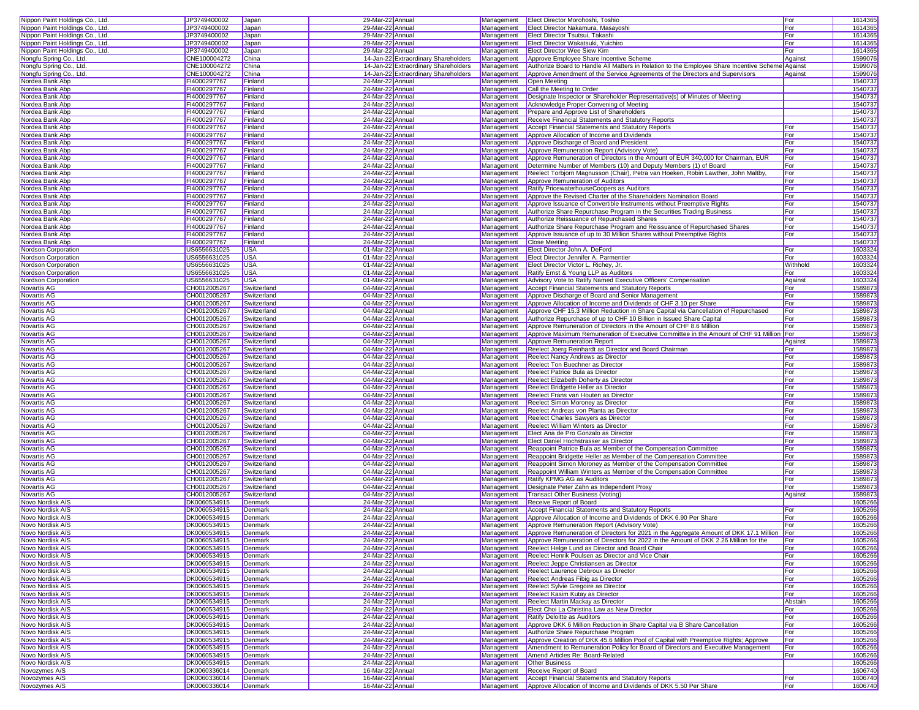| | | | | | | | | |
|---|---|---|---|---|---|---|---|---|
| Nippon Paint Holdings Co., Ltd. | JP3749400002 | Japan | 29-Mar-22 | Annual | Management | Elect Director Morohoshi, Toshio | For | 1614365 |
| Nippon Paint Holdings Co., Ltd. | JP3749400002 | Japan | 29-Mar-22 | Annual | Management | Elect Director Nakamura, Masayoshi | For | 1614365 |
| Nippon Paint Holdings Co., Ltd. | JP3749400002 | Japan | 29-Mar-22 | Annual | Management | Elect Director Tsutsui, Takashi | For | 1614365 |
| Nippon Paint Holdings Co., Ltd. | JP3749400002 | Japan | 29-Mar-22 | Annual | Management | Elect Director Wakatsuki, Yuichiro | For | 1614365 |
| Nippon Paint Holdings Co., Ltd. | JP3749400002 | Japan | 29-Mar-22 | Annual | Management | Elect Director Wee Siew Kim | For | 1614365 |
| Nongfu Spring Co., Ltd. | CNE100004272 | China | 14-Jan-22 | Extraordinary Shareholders | Management | Approve Employee Share Incentive Scheme | Against | 1599076 |
| Nongfu Spring Co., Ltd. | CNE100004272 | China | 14-Jan-22 | Extraordinary Shareholders | Management | Authorize Board to Handle All Matters in Relation to the Employee Share Incentive Scheme | Against | 1599076 |
| Nongfu Spring Co., Ltd. | CNE100004272 | China | 14-Jan-22 | Extraordinary Shareholders | Management | Approve Amendment of the Service Agreements of the Directors and Supervisors | Against | 1599076 |
| Nordea Bank Abp | FI4000297767 | Finland | 24-Mar-22 | Annual | Management | Open Meeting | | 1540737 |
| Nordea Bank Abp | FI4000297767 | Finland | 24-Mar-22 | Annual | Management | Call the Meeting to Order | | 1540737 |
| Nordea Bank Abp | FI4000297767 | Finland | 24-Mar-22 | Annual | Management | Designate Inspector or Shareholder Representative(s) of Minutes of Meeting | | 1540737 |
| Nordea Bank Abp | FI4000297767 | Finland | 24-Mar-22 | Annual | Management | Acknowledge Proper Convening of Meeting | | 1540737 |
| Nordea Bank Abp | FI4000297767 | Finland | 24-Mar-22 | Annual | Management | Prepare and Approve List of Shareholders | | 1540737 |
| Nordea Bank Abp | FI4000297767 | Finland | 24-Mar-22 | Annual | Management | Receive Financial Statements and Statutory Reports | | 1540737 |
| Nordea Bank Abp | FI4000297767 | Finland | 24-Mar-22 | Annual | Management | Accept Financial Statements and Statutory Reports | For | 1540737 |
| Nordea Bank Abp | FI4000297767 | Finland | 24-Mar-22 | Annual | Management | Approve Allocation of Income and Dividends | For | 1540737 |
| Nordea Bank Abp | FI4000297767 | Finland | 24-Mar-22 | Annual | Management | Approve Discharge of Board and President | For | 1540737 |
| Nordea Bank Abp | FI4000297767 | Finland | 24-Mar-22 | Annual | Management | Approve Remuneration Report (Advisory Vote) | For | 1540737 |
| Nordea Bank Abp | FI4000297767 | Finland | 24-Mar-22 | Annual | Management | Approve Remuneration of Directors in the Amount of EUR 340,000 for Chairman, EUR | For | 1540737 |
| Nordea Bank Abp | FI4000297767 | Finland | 24-Mar-22 | Annual | Management | Determine Number of Members (10) and Deputy Members (1) of Board | For | 1540737 |
| Nordea Bank Abp | FI4000297767 | Finland | 24-Mar-22 | Annual | Management | Reelect Torbjorn Magnusson (Chair), Petra van Hoeken, Robin Lawther, John Maltby, | For | 1540737 |
| Nordea Bank Abp | FI4000297767 | Finland | 24-Mar-22 | Annual | Management | Approve Remuneration of Auditors | For | 1540737 |
| Nordea Bank Abp | FI4000297767 | Finland | 24-Mar-22 | Annual | Management | Ratify PricewaterhouseCoopers as Auditors | For | 1540737 |
| Nordea Bank Abp | FI4000297767 | Finland | 24-Mar-22 | Annual | Management | Approve the Revised Charter of the Shareholders Nomination Board | For | 1540737 |
| Nordea Bank Abp | FI4000297767 | Finland | 24-Mar-22 | Annual | Management | Approve Issuance of Convertible Instruments without Preemptive Rights | For | 1540737 |
| Nordea Bank Abp | FI4000297767 | Finland | 24-Mar-22 | Annual | Management | Authorize Share Repurchase Program in the Securities Trading Business | For | 1540737 |
| Nordea Bank Abp | FI4000297767 | Finland | 24-Mar-22 | Annual | Management | Authorize Reissuance of Repurchased Shares | For | 1540737 |
| Nordea Bank Abp | FI4000297767 | Finland | 24-Mar-22 | Annual | Management | Authorize Share Repurchase Program and Reissuance of Repurchased Shares | For | 1540737 |
| Nordea Bank Abp | FI4000297767 | Finland | 24-Mar-22 | Annual | Management | Approve Issuance of up to 30 Million Shares without Preemptive Rights | For | 1540737 |
| Nordea Bank Abp | FI4000297767 | Finland | 24-Mar-22 | Annual | Management | Close Meeting | | 1540737 |
| Nordson Corporation | US6556631025 | USA | 01-Mar-22 | Annual | Management | Elect Director John A. DeFord | For | 1603324 |
| Nordson Corporation | US6556631025 | USA | 01-Mar-22 | Annual | Management | Elect Director Jennifer A. Parmentier | For | 1603324 |
| Nordson Corporation | US6556631025 | USA | 01-Mar-22 | Annual | Management | Elect Director Victor L. Richey, Jr. | Withhold | 1603324 |
| Nordson Corporation | US6556631025 | USA | 01-Mar-22 | Annual | Management | Ratify Ernst & Young LLP as Auditors | For | 1603324 |
| Nordson Corporation | US6556631025 | USA | 01-Mar-22 | Annual | Management | Advisory Vote to Ratify Named Executive Officers' Compensation | Against | 1603324 |
| Novartis AG | CH0012005267 | Switzerland | 04-Mar-22 | Annual | Management | Accept Financial Statements and Statutory Reports | For | 1589873 |
| Novartis AG | CH0012005267 | Switzerland | 04-Mar-22 | Annual | Management | Approve Discharge of Board and Senior Management | For | 1589873 |
| Novartis AG | CH0012005267 | Switzerland | 04-Mar-22 | Annual | Management | Approve Allocation of Income and Dividends of CHF 3.10 per Share | For | 1589873 |
| Novartis AG | CH0012005267 | Switzerland | 04-Mar-22 | Annual | Management | Approve CHF 15.3 Million Reduction in Share Capital via Cancellation of Repurchased | For | 1589873 |
| Novartis AG | CH0012005267 | Switzerland | 04-Mar-22 | Annual | Management | Authorize Repurchase of up to CHF 10 Billion in Issued Share Capital | For | 1589873 |
| Novartis AG | CH0012005267 | Switzerland | 04-Mar-22 | Annual | Management | Approve Remuneration of Directors in the Amount of CHF 8.6 Million | For | 1589873 |
| Novartis AG | CH0012005267 | Switzerland | 04-Mar-22 | Annual | Management | Approve Maximum Remuneration of Executive Committee in the Amount of CHF 91 Million | For | 1589873 |
| Novartis AG | CH0012005267 | Switzerland | 04-Mar-22 | Annual | Management | Approve Remuneration Report | Against | 1589873 |
| Novartis AG | CH0012005267 | Switzerland | 04-Mar-22 | Annual | Management | Reelect Joerg Reinhardt as Director and Board Chairman | For | 1589873 |
| Novartis AG | CH0012005267 | Switzerland | 04-Mar-22 | Annual | Management | Reelect Nancy Andrews as Director | For | 1589873 |
| Novartis AG | CH0012005267 | Switzerland | 04-Mar-22 | Annual | Management | Reelect Ton Buechner as Director | For | 1589873 |
| Novartis AG | CH0012005267 | Switzerland | 04-Mar-22 | Annual | Management | Reelect Patrice Bula as Director | For | 1589873 |
| Novartis AG | CH0012005267 | Switzerland | 04-Mar-22 | Annual | Management | Reelect Elizabeth Doherty as Director | For | 1589873 |
| Novartis AG | CH0012005267 | Switzerland | 04-Mar-22 | Annual | Management | Reelect Bridgette Heller as Director | For | 1589873 |
| Novartis AG | CH0012005267 | Switzerland | 04-Mar-22 | Annual | Management | Reelect Frans van Houten as Director | For | 1589873 |
| Novartis AG | CH0012005267 | Switzerland | 04-Mar-22 | Annual | Management | Reelect Simon Moroney as Director | For | 1589873 |
| Novartis AG | CH0012005267 | Switzerland | 04-Mar-22 | Annual | Management | Reelect Andreas von Planta as Director | For | 1589873 |
| Novartis AG | CH0012005267 | Switzerland | 04-Mar-22 | Annual | Management | Reelect Charles Sawyers as Director | For | 1589873 |
| Novartis AG | CH0012005267 | Switzerland | 04-Mar-22 | Annual | Management | Reelect William Winters as Director | For | 1589873 |
| Novartis AG | CH0012005267 | Switzerland | 04-Mar-22 | Annual | Management | Elect Ana de Pro Gonzalo as Director | For | 1589873 |
| Novartis AG | CH0012005267 | Switzerland | 04-Mar-22 | Annual | Management | Elect Daniel Hochstrasser as Director | For | 1589873 |
| Novartis AG | CH0012005267 | Switzerland | 04-Mar-22 | Annual | Management | Reappoint Patrice Bula as Member of the Compensation Committee | For | 1589873 |
| Novartis AG | CH0012005267 | Switzerland | 04-Mar-22 | Annual | Management | Reappoint Bridgette Heller as Member of the Compensation Committee | For | 1589873 |
| Novartis AG | CH0012005267 | Switzerland | 04-Mar-22 | Annual | Management | Reappoint Simon Moroney as Member of the Compensation Committee | For | 1589873 |
| Novartis AG | CH0012005267 | Switzerland | 04-Mar-22 | Annual | Management | Reappoint William Winters as Member of the Compensation Committee | For | 1589873 |
| Novartis AG | CH0012005267 | Switzerland | 04-Mar-22 | Annual | Management | Ratify KPMG AG as Auditors | For | 1589873 |
| Novartis AG | CH0012005267 | Switzerland | 04-Mar-22 | Annual | Management | Designate Peter Zahn as Independent Proxy | For | 1589873 |
| Novartis AG | CH0012005267 | Switzerland | 04-Mar-22 | Annual | Management | Transact Other Business (Voting) | Against | 1589873 |
| Novo Nordisk A/S | DK0060534915 | Denmark | 24-Mar-22 | Annual | Management | Receive Report of Board | | 1605266 |
| Novo Nordisk A/S | DK0060534915 | Denmark | 24-Mar-22 | Annual | Management | Accept Financial Statements and Statutory Reports | For | 1605266 |
| Novo Nordisk A/S | DK0060534915 | Denmark | 24-Mar-22 | Annual | Management | Approve Allocation of Income and Dividends of DKK 6.90 Per Share | For | 1605266 |
| Novo Nordisk A/S | DK0060534915 | Denmark | 24-Mar-22 | Annual | Management | Approve Remuneration Report (Advisory Vote) | For | 1605266 |
| Novo Nordisk A/S | DK0060534915 | Denmark | 24-Mar-22 | Annual | Management | Approve Remuneration of Directors for 2021 in the Aggregate Amount of DKK 17.1 Million | For | 1605266 |
| Novo Nordisk A/S | DK0060534915 | Denmark | 24-Mar-22 | Annual | Management | Approve Remuneration of Directors for 2022 in the Amount of DKK 2.26 Million for the | For | 1605266 |
| Novo Nordisk A/S | DK0060534915 | Denmark | 24-Mar-22 | Annual | Management | Reelect Helge Lund as Director and Board Chair | For | 1605266 |
| Novo Nordisk A/S | DK0060534915 | Denmark | 24-Mar-22 | Annual | Management | Reelect Henrik Poulsen as Director and Vice Chair | For | 1605266 |
| Novo Nordisk A/S | DK0060534915 | Denmark | 24-Mar-22 | Annual | Management | Reelect Jeppe Christiansen as Director | For | 1605266 |
| Novo Nordisk A/S | DK0060534915 | Denmark | 24-Mar-22 | Annual | Management | Reelect Laurence Debroux as Director | For | 1605266 |
| Novo Nordisk A/S | DK0060534915 | Denmark | 24-Mar-22 | Annual | Management | Reelect Andreas Fibig as Director | For | 1605266 |
| Novo Nordisk A/S | DK0060534915 | Denmark | 24-Mar-22 | Annual | Management | Reelect Sylvie Gregoire as Director | For | 1605266 |
| Novo Nordisk A/S | DK0060534915 | Denmark | 24-Mar-22 | Annual | Management | Reelect Kasim Kutay as Director | For | 1605266 |
| Novo Nordisk A/S | DK0060534915 | Denmark | 24-Mar-22 | Annual | Management | Reelect Martin Mackay as Director | Abstain | 1605266 |
| Novo Nordisk A/S | DK0060534915 | Denmark | 24-Mar-22 | Annual | Management | Elect Choi La Christina Law as New Director | For | 1605266 |
| Novo Nordisk A/S | DK0060534915 | Denmark | 24-Mar-22 | Annual | Management | Ratify Deloitte as Auditors | For | 1605266 |
| Novo Nordisk A/S | DK0060534915 | Denmark | 24-Mar-22 | Annual | Management | Approve DKK 6 Million Reduction in Share Capital via B Share Cancellation | For | 1605266 |
| Novo Nordisk A/S | DK0060534915 | Denmark | 24-Mar-22 | Annual | Management | Authorize Share Repurchase Program | For | 1605266 |
| Novo Nordisk A/S | DK0060534915 | Denmark | 24-Mar-22 | Annual | Management | Approve Creation of DKK 45.6 Million Pool of Capital with Preemptive Rights; Approve | For | 1605266 |
| Novo Nordisk A/S | DK0060534915 | Denmark | 24-Mar-22 | Annual | Management | Amendment to Remuneration Policy for Board of Directors and Executive Management | For | 1605266 |
| Novo Nordisk A/S | DK0060534915 | Denmark | 24-Mar-22 | Annual | Management | Amend Articles Re: Board-Related | For | 1605266 |
| Novo Nordisk A/S | DK0060534915 | Denmark | 24-Mar-22 | Annual | Management | Other Business | | 1605266 |
| Novozymes A/S | DK0060336014 | Denmark | 16-Mar-22 | Annual | Management | Receive Report of Board | | 1606740 |
| Novozymes A/S | DK0060336014 | Denmark | 16-Mar-22 | Annual | Management | Accept Financial Statements and Statutory Reports | For | 1606740 |
| Novozymes A/S | DK0060336014 | Denmark | 16-Mar-22 | Annual | Management | Approve Allocation of Income and Dividends of DKK 5.50 Per Share | For | 1606740 |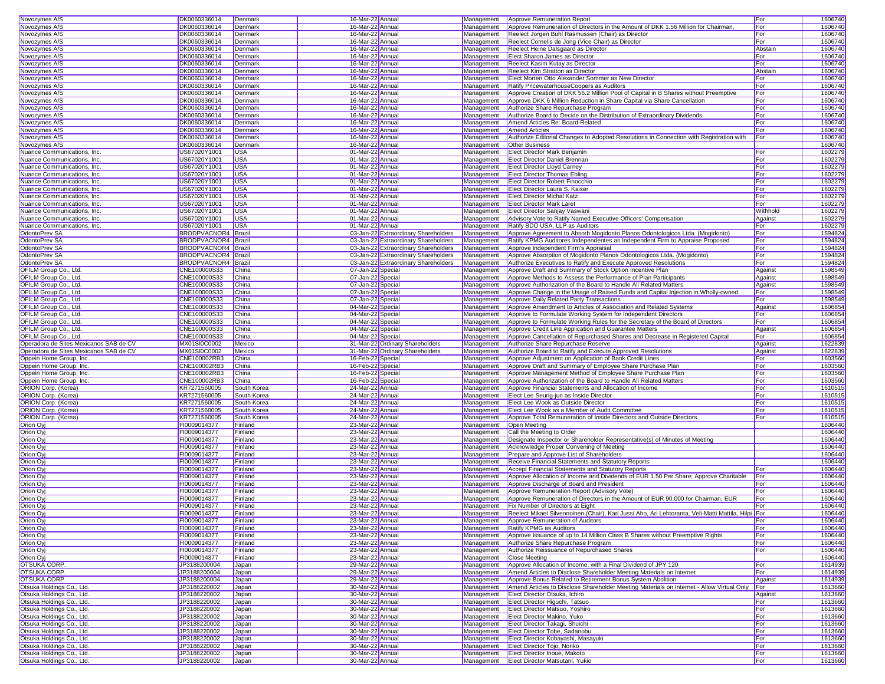| | | | | | | | | |
|---|---|---|---|---|---|---|---|---|
| Novozymes A/S | DK0060336014 | Denmark | 16-Mar-22 | Annual | Management | Approve Remuneration Report | For | 1606740 |
| Novozymes A/S | DK0060336014 | Denmark | 16-Mar-22 | Annual | Management | Approve Remuneration of Directors in the Amount of DKK 1.56 Million for Chairman, | For | 1606740 |
| Novozymes A/S | DK0060336014 | Denmark | 16-Mar-22 | Annual | Management | Reelect Jorgen Buhl Rasmussen (Chair) as Director | For | 1606740 |
| Novozymes A/S | DK0060336014 | Denmark | 16-Mar-22 | Annual | Management | Reelect Cornelis de Jong (Vice Chair) as Director | For | 1606740 |
| Novozymes A/S | DK0060336014 | Denmark | 16-Mar-22 | Annual | Management | Reelect Heine Dalsgaard as Director | Abstain | 1606740 |
| Novozymes A/S | DK0060336014 | Denmark | 16-Mar-22 | Annual | Management | Elect Sharon James as Director | For | 1606740 |
| Novozymes A/S | DK0060336014 | Denmark | 16-Mar-22 | Annual | Management | Reelect Kasim Kutay as Director | For | 1606740 |
| Novozymes A/S | DK0060336014 | Denmark | 16-Mar-22 | Annual | Management | Reelect Kim Stratton as Director | Abstain | 1606740 |
| Novozymes A/S | DK0060336014 | Denmark | 16-Mar-22 | Annual | Management | Elect Morten Otto Alexander Sommer as New Director | For | 1606740 |
| Novozymes A/S | DK0060336014 | Denmark | 16-Mar-22 | Annual | Management | Ratify PricewaterhouseCoopers as Auditors | For | 1606740 |
| Novozymes A/S | DK0060336014 | Denmark | 16-Mar-22 | Annual | Management | Approve Creation of DKK 56.2 Million Pool of Capital in B Shares without Preemptive | For | 1606740 |
| Novozymes A/S | DK0060336014 | Denmark | 16-Mar-22 | Annual | Management | Approve DKK 6 Million Reduction in Share Capital via Share Cancellation | For | 1606740 |
| Novozymes A/S | DK0060336014 | Denmark | 16-Mar-22 | Annual | Management | Authorize Share Repurchase Program | For | 1606740 |
| Novozymes A/S | DK0060336014 | Denmark | 16-Mar-22 | Annual | Management | Authorize Board to Decide on the Distribution of Extraordinary Dividends | For | 1606740 |
| Novozymes A/S | DK0060336014 | Denmark | 16-Mar-22 | Annual | Management | Amend Articles Re: Board-Related | For | 1606740 |
| Novozymes A/S | DK0060336014 | Denmark | 16-Mar-22 | Annual | Management | Amend Articles | For | 1606740 |
| Novozymes A/S | DK0060336014 | Denmark | 16-Mar-22 | Annual | Management | Authorize Editorial Changes to Adopted Resolutions in Connection with Registration with | For | 1606740 |
| Novozymes A/S | DK0060336014 | Denmark | 16-Mar-22 | Annual | Management | Other Business | | 1606740 |
| Nuance Communications, Inc. | US67020Y1001 | USA | 01-Mar-22 | Annual | Management | Elect Director Mark Benjamin | For | 1602279 |
| Nuance Communications, Inc. | US67020Y1001 | USA | 01-Mar-22 | Annual | Management | Elect Director Daniel Brennan | For | 1602279 |
| Nuance Communications, Inc. | US67020Y1001 | USA | 01-Mar-22 | Annual | Management | Elect Director Lloyd Carney | For | 1602279 |
| Nuance Communications, Inc. | US67020Y1001 | USA | 01-Mar-22 | Annual | Management | Elect Director Thomas Ebling | For | 1602279 |
| Nuance Communications, Inc. | US67020Y1001 | USA | 01-Mar-22 | Annual | Management | Elect Director Robert Finocchio | For | 1602279 |
| Nuance Communications, Inc. | US67020Y1001 | USA | 01-Mar-22 | Annual | Management | Elect Director Laura S. Kaiser | For | 1602279 |
| Nuance Communications, Inc. | US67020Y1001 | USA | 01-Mar-22 | Annual | Management | Elect Director Michal Katz | For | 1602279 |
| Nuance Communications, Inc. | US67020Y1001 | USA | 01-Mar-22 | Annual | Management | Elect Director Mark Laret | For | 1602279 |
| Nuance Communications, Inc. | US67020Y1001 | USA | 01-Mar-22 | Annual | Management | Elect Director Sanjay Vaswani | Withhold | 1602279 |
| Nuance Communications, Inc. | US67020Y1001 | USA | 01-Mar-22 | Annual | Management | Advisory Vote to Ratify Named Executive Officers' Compensation | Against | 1602279 |
| Nuance Communications, Inc. | US67020Y1001 | USA | 01-Mar-22 | Annual | Management | Ratify BDO USA, LLP as Auditors | For | 1602279 |
| OdontoPrev SA | BRODPVACNOR4 | Brazil | 03-Jan-22 | Extraordinary Shareholders | Management | Approve Agreement to Absorb Mogidonto Planos Odontologicos Ltda. (Mogidonto) | For | 1594824 |
| OdontoPrev SA | BRODPVACNOR4 | Brazil | 03-Jan-22 | Extraordinary Shareholders | Management | Ratify KPMG Auditores Independentes as Independent Firm to Appraise Proposed | For | 1594824 |
| OdontoPrev SA | BRODPVACNOR4 | Brazil | 03-Jan-22 | Extraordinary Shareholders | Management | Approve Independent Firm's Appraisal | For | 1594824 |
| OdontoPrev SA | BRODPVACNOR4 | Brazil | 03-Jan-22 | Extraordinary Shareholders | Management | Approve Absorption of Mogidonto Planos Odontologicos Ltda. (Mogidonto) | For | 1594824 |
| OdontoPrev SA | BRODPVACNOR4 | Brazil | 03-Jan-22 | Extraordinary Shareholders | Management | Authorize Executives to Ratify and Execute Approved Resolutions | For | 1594824 |
| OFILM Group Co., Ltd. | CNE100000S33 | China | 07-Jan-22 | Special | Management | Approve Draft and Summary of Stock Option Incentive Plan | Against | 1598549 |
| OFILM Group Co., Ltd. | CNE100000S33 | China | 07-Jan-22 | Special | Management | Approve Methods to Assess the Performance of Plan Participants | Against | 1598549 |
| OFILM Group Co., Ltd. | CNE100000S33 | China | 07-Jan-22 | Special | Management | Approve Authorization of the Board to Handle All Related Matters | Against | 1598549 |
| OFILM Group Co., Ltd. | CNE100000S33 | China | 07-Jan-22 | Special | Management | Approve Change in the Usage of Raised Funds and Capital Injection in Wholly-owned | For | 1598549 |
| OFILM Group Co., Ltd. | CNE100000S33 | China | 07-Jan-22 | Special | Management | Approve Daily Related Party Transactions | For | 1598549 |
| OFILM Group Co., Ltd. | CNE100000S33 | China | 04-Mar-22 | Special | Management | Approve Amendment to Articles of Association and Related Systems | Against | 1606854 |
| OFILM Group Co., Ltd. | CNE100000S33 | China | 04-Mar-22 | Special | Management | Approve to Formulate Working System for Independent Directors | For | 1606854 |
| OFILM Group Co., Ltd. | CNE100000S33 | China | 04-Mar-22 | Special | Management | Approve to Formulate Working Rules for the Secretary of the Board of Directors | For | 1606854 |
| OFILM Group Co., Ltd. | CNE100000S33 | China | 04-Mar-22 | Special | Management | Approve Credit Line Application and Guarantee Matters | Against | 1606854 |
| OFILM Group Co., Ltd. | CNE100000S33 | China | 04-Mar-22 | Special | Management | Approve Cancellation of Repurchased Shares and Decrease in Registered Capital | For | 1606854 |
| Operadora de Sites Mexicanos SAB de CV | MX01SI0C0002 | Mexico | 31-Mar-22 | Ordinary Shareholders | Management | Authorize Share Repurchase Reserve | Against | 1622839 |
| Operadora de Sites Mexicanos SAB de CV | MX01SI0C0002 | Mexico | 31-Mar-22 | Ordinary Shareholders | Management | Authorize Board to Ratify and Execute Approved Resolutions | Against | 1622839 |
| Oppein Home Group, Inc. | CNE100002RB3 | China | 16-Feb-22 | Special | Management | Approve Adjustment on Application of Bank Credit Lines | For | 1603560 |
| Oppein Home Group, Inc. | CNE100002RB3 | China | 16-Feb-22 | Special | Management | Approve Draft and Summary of Employee Share Purchase Plan | For | 1603560 |
| Oppein Home Group, Inc. | CNE100002RB3 | China | 16-Feb-22 | Special | Management | Approve Management Method of Employee Share Purchase Plan | For | 1603560 |
| Oppein Home Group, Inc. | CNE100002RB3 | China | 16-Feb-22 | Special | Management | Approve Authorization of the Board to Handle All Related Matters | For | 1603560 |
| ORION Corp. (Korea) | KR7271560005 | South Korea | 24-Mar-22 | Annual | Management | Approve Financial Statements and Allocation of Income | For | 1610515 |
| ORION Corp. (Korea) | KR7271560005 | South Korea | 24-Mar-22 | Annual | Management | Elect Lee Seung-jun as Inside Director | For | 1610515 |
| ORION Corp. (Korea) | KR7271560005 | South Korea | 24-Mar-22 | Annual | Management | Elect Lee Wook as Outside Director | For | 1610515 |
| ORION Corp. (Korea) | KR7271560005 | South Korea | 24-Mar-22 | Annual | Management | Elect Lee Wook as a Member of Audit Committee | For | 1610515 |
| ORION Corp. (Korea) | KR7271560005 | South Korea | 24-Mar-22 | Annual | Management | Approve Total Remuneration of Inside Directors and Outside Directors | For | 1610515 |
| Orion Oyj | FI0009014377 | Finland | 23-Mar-22 | Annual | Management | Open Meeting | | 1606440 |
| Orion Oyj | FI0009014377 | Finland | 23-Mar-22 | Annual | Management | Call the Meeting to Order | | 1606440 |
| Orion Oyj | FI0009014377 | Finland | 23-Mar-22 | Annual | Management | Designate Inspector or Shareholder Representative(s) of Minutes of Meeting | | 1606440 |
| Orion Oyj | FI0009014377 | Finland | 23-Mar-22 | Annual | Management | Acknowledge Proper Convening of Meeting | | 1606440 |
| Orion Oyj | FI0009014377 | Finland | 23-Mar-22 | Annual | Management | Prepare and Approve List of Shareholders | | 1606440 |
| Orion Oyj | FI0009014377 | Finland | 23-Mar-22 | Annual | Management | Receive Financial Statements and Statutory Reports | | 1606440 |
| Orion Oyj | FI0009014377 | Finland | 23-Mar-22 | Annual | Management | Accept Financial Statements and Statutory Reports | For | 1606440 |
| Orion Oyj | FI0009014377 | Finland | 23-Mar-22 | Annual | Management | Approve Allocation of Income and Dividends of EUR 1.50 Per Share; Approve Charitable | For | 1606440 |
| Orion Oyj | FI0009014377 | Finland | 23-Mar-22 | Annual | Management | Approve Discharge of Board and President | For | 1606440 |
| Orion Oyj | FI0009014377 | Finland | 23-Mar-22 | Annual | Management | Approve Remuneration Report (Advisory Vote) | For | 1606440 |
| Orion Oyj | FI0009014377 | Finland | 23-Mar-22 | Annual | Management | Approve Remuneration of Directors in the Amount of EUR 90,000 for Chairman, EUR | For | 1606440 |
| Orion Oyj | FI0009014377 | Finland | 23-Mar-22 | Annual | Management | Fix Number of Directors at Eight | For | 1606440 |
| Orion Oyj | FI0009014377 | Finland | 23-Mar-22 | Annual | Management | Reelect Mikael Silvennoinen (Chair), Kari Jussi Aho, Ari Lehtoranta, Veli-Matti Mattila, Hilpi | For | 1606440 |
| Orion Oyj | FI0009014377 | Finland | 23-Mar-22 | Annual | Management | Approve Remuneration of Auditors | For | 1606440 |
| Orion Oyj | FI0009014377 | Finland | 23-Mar-22 | Annual | Management | Ratify KPMG as Auditors | For | 1606440 |
| Orion Oyj | FI0009014377 | Finland | 23-Mar-22 | Annual | Management | Approve Issuance of up to 14 Million Class B Shares without Preemptive Rights | For | 1606440 |
| Orion Oyj | FI0009014377 | Finland | 23-Mar-22 | Annual | Management | Authorize Share Repurchase Program | For | 1606440 |
| Orion Oyj | FI0009014377 | Finland | 23-Mar-22 | Annual | Management | Authorize Reissuance of Repurchased Shares | For | 1606440 |
| Orion Oyj | FI0009014377 | Finland | 23-Mar-22 | Annual | Management | Close Meeting | | 1606440 |
| OTSUKA CORP. | JP3188200004 | Japan | 29-Mar-22 | Annual | Management | Approve Allocation of Income, with a Final Dividend of JPY 120 | For | 1614939 |
| OTSUKA CORP. | JP3188200004 | Japan | 29-Mar-22 | Annual | Management | Amend Articles to Disclose Shareholder Meeting Materials on Internet | For | 1614939 |
| OTSUKA CORP. | JP3188200004 | Japan | 29-Mar-22 | Annual | Management | Approve Bonus Related to Retirement Bonus System Abolition | Against | 1614939 |
| Otsuka Holdings Co., Ltd. | JP3188220002 | Japan | 30-Mar-22 | Annual | Management | Amend Articles to Disclose Shareholder Meeting Materials on Internet - Allow Virtual Only | For | 1613660 |
| Otsuka Holdings Co., Ltd. | JP3188220002 | Japan | 30-Mar-22 | Annual | Management | Elect Director Otsuka, Ichiro | Against | 1613660 |
| Otsuka Holdings Co., Ltd. | JP3188220002 | Japan | 30-Mar-22 | Annual | Management | Elect Director Higuchi, Tatsuo | For | 1613660 |
| Otsuka Holdings Co., Ltd. | JP3188220002 | Japan | 30-Mar-22 | Annual | Management | Elect Director Matsuo, Yoshiro | For | 1613660 |
| Otsuka Holdings Co., Ltd. | JP3188220002 | Japan | 30-Mar-22 | Annual | Management | Elect Director Makino, Yuko | For | 1613660 |
| Otsuka Holdings Co., Ltd. | JP3188220002 | Japan | 30-Mar-22 | Annual | Management | Elect Director Takagi, Shuichi | For | 1613660 |
| Otsuka Holdings Co., Ltd. | JP3188220002 | Japan | 30-Mar-22 | Annual | Management | Elect Director Tobe, Sadanobu | For | 1613660 |
| Otsuka Holdings Co., Ltd. | JP3188220002 | Japan | 30-Mar-22 | Annual | Management | Elect Director Kobayashi, Masayuki | For | 1613660 |
| Otsuka Holdings Co., Ltd. | JP3188220002 | Japan | 30-Mar-22 | Annual | Management | Elect Director Tojo, Noriko | For | 1613660 |
| Otsuka Holdings Co., Ltd. | JP3188220002 | Japan | 30-Mar-22 | Annual | Management | Elect Director Inoue, Makoto | For | 1613660 |
| Otsuka Holdings Co., Ltd. | JP3188220002 | Japan | 30-Mar-22 | Annual | Management | Elect Director Matsutani, Yukio | For | 1613660 |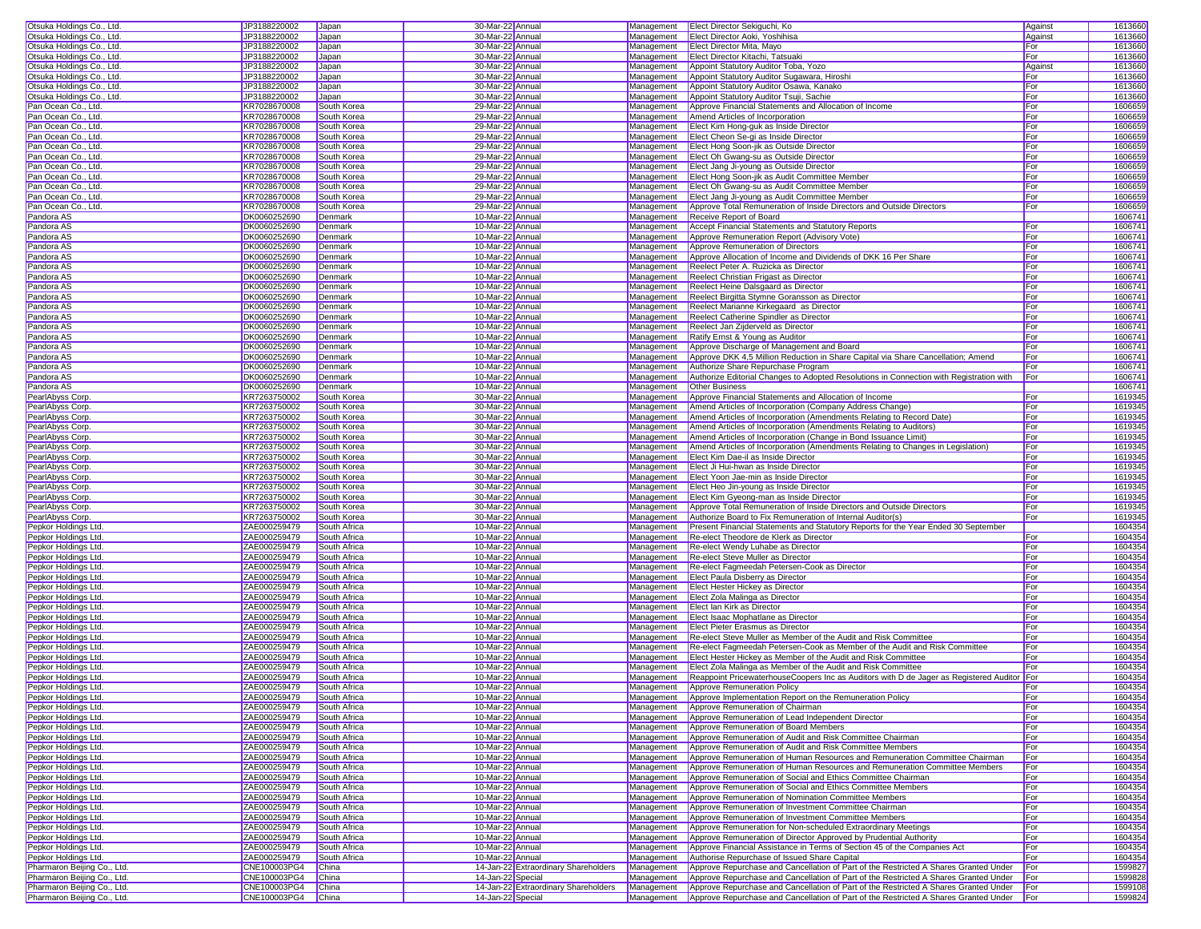| | | | | | | | | |
|---|---|---|---|---|---|---|---|---|
| Otsuka Holdings Co., Ltd. | JP3188220002 | Japan | 30-Mar-22 | Annual | Management | Elect Director Sekiguchi, Ko | Against | 1613660 |
| Otsuka Holdings Co., Ltd. | JP3188220002 | Japan | 30-Mar-22 | Annual | Management | Elect Director Aoki, Yoshihisa | Against | 1613660 |
| Otsuka Holdings Co., Ltd. | JP3188220002 | Japan | 30-Mar-22 | Annual | Management | Elect Director Mita, Mayo | For | 1613660 |
| Otsuka Holdings Co., Ltd. | JP3188220002 | Japan | 30-Mar-22 | Annual | Management | Elect Director Kitachi, Tatsuaki | For | 1613660 |
| Otsuka Holdings Co., Ltd. | JP3188220002 | Japan | 30-Mar-22 | Annual | Management | Appoint Statutory Auditor Toba, Yozo | Against | 1613660 |
| Otsuka Holdings Co., Ltd. | JP3188220002 | Japan | 30-Mar-22 | Annual | Management | Appoint Statutory Auditor Sugawara, Hiroshi | For | 1613660 |
| Otsuka Holdings Co., Ltd. | JP3188220002 | Japan | 30-Mar-22 | Annual | Management | Appoint Statutory Auditor Osawa, Kanako | For | 1613660 |
| Otsuka Holdings Co., Ltd. | JP3188220002 | Japan | 30-Mar-22 | Annual | Management | Appoint Statutory Auditor Tsuji, Sachie | For | 1613660 |
| Pan Ocean Co., Ltd. | KR7028670008 | South Korea | 29-Mar-22 | Annual | Management | Approve Financial Statements and Allocation of Income | For | 1606659 |
| Pan Ocean Co., Ltd. | KR7028670008 | South Korea | 29-Mar-22 | Annual | Management | Amend Articles of Incorporation | For | 1606659 |
| Pan Ocean Co., Ltd. | KR7028670008 | South Korea | 29-Mar-22 | Annual | Management | Elect Kim Hong-guk as Inside Director | For | 1606659 |
| Pan Ocean Co., Ltd. | KR7028670008 | South Korea | 29-Mar-22 | Annual | Management | Elect Cheon Se-gi as Inside Director | For | 1606659 |
| Pan Ocean Co., Ltd. | KR7028670008 | South Korea | 29-Mar-22 | Annual | Management | Elect Hong Soon-jik as Outside Director | For | 1606659 |
| Pan Ocean Co., Ltd. | KR7028670008 | South Korea | 29-Mar-22 | Annual | Management | Elect Oh Gwang-su as Outside Director | For | 1606659 |
| Pan Ocean Co., Ltd. | KR7028670008 | South Korea | 29-Mar-22 | Annual | Management | Elect Jang Ji-young as Outside Director | For | 1606659 |
| Pan Ocean Co., Ltd. | KR7028670008 | South Korea | 29-Mar-22 | Annual | Management | Elect Hong Soon-jik as Audit Committee Member | For | 1606659 |
| Pan Ocean Co., Ltd. | KR7028670008 | South Korea | 29-Mar-22 | Annual | Management | Elect Oh Gwang-su as Audit Committee Member | For | 1606659 |
| Pan Ocean Co., Ltd. | KR7028670008 | South Korea | 29-Mar-22 | Annual | Management | Elect Jang Ji-young as Audit Committee Member | For | 1606659 |
| Pan Ocean Co., Ltd. | KR7028670008 | South Korea | 29-Mar-22 | Annual | Management | Approve Total Remuneration of Inside Directors and Outside Directors | For | 1606659 |
| Pandora AS | DK0060252690 | Denmark | 10-Mar-22 | Annual | Management | Receive Report of Board | | 1606741 |
| Pandora AS | DK0060252690 | Denmark | 10-Mar-22 | Annual | Management | Accept Financial Statements and Statutory Reports | For | 1606741 |
| Pandora AS | DK0060252690 | Denmark | 10-Mar-22 | Annual | Management | Approve Remuneration Report (Advisory Vote) | For | 1606741 |
| Pandora AS | DK0060252690 | Denmark | 10-Mar-22 | Annual | Management | Approve Remuneration of Directors | For | 1606741 |
| Pandora AS | DK0060252690 | Denmark | 10-Mar-22 | Annual | Management | Approve Allocation of Income and Dividends of DKK 16 Per Share | For | 1606741 |
| Pandora AS | DK0060252690 | Denmark | 10-Mar-22 | Annual | Management | Reelect Peter A. Ruzicka as Director | For | 1606741 |
| Pandora AS | DK0060252690 | Denmark | 10-Mar-22 | Annual | Management | Reelect Christian Frigast as Director | For | 1606741 |
| Pandora AS | DK0060252690 | Denmark | 10-Mar-22 | Annual | Management | Reelect Heine Dalsgaard as Director | For | 1606741 |
| Pandora AS | DK0060252690 | Denmark | 10-Mar-22 | Annual | Management | Reelect Birgitta Stymne Goransson as Director | For | 1606741 |
| Pandora AS | DK0060252690 | Denmark | 10-Mar-22 | Annual | Management | Reelect Marianne Kirkegaard as Director | For | 1606741 |
| Pandora AS | DK0060252690 | Denmark | 10-Mar-22 | Annual | Management | Reelect Catherine Spindler as Director | For | 1606741 |
| Pandora AS | DK0060252690 | Denmark | 10-Mar-22 | Annual | Management | Reelect Jan Zijderveld as Director | For | 1606741 |
| Pandora AS | DK0060252690 | Denmark | 10-Mar-22 | Annual | Management | Ratify Ernst & Young as Auditor | For | 1606741 |
| Pandora AS | DK0060252690 | Denmark | 10-Mar-22 | Annual | Management | Approve Discharge of Management and Board | For | 1606741 |
| Pandora AS | DK0060252690 | Denmark | 10-Mar-22 | Annual | Management | Approve DKK 4,5 Million Reduction in Share Capital via Share Cancellation; Amend | For | 1606741 |
| Pandora AS | DK0060252690 | Denmark | 10-Mar-22 | Annual | Management | Authorize Share Repurchase Program | For | 1606741 |
| Pandora AS | DK0060252690 | Denmark | 10-Mar-22 | Annual | Management | Authorize Editorial Changes to Adopted Resolutions in Connection with Registration with | For | 1606741 |
| Pandora AS | DK0060252690 | Denmark | 10-Mar-22 | Annual | Management | Other Business | | 1606741 |
| PearlAbyss Corp. | KR7263750002 | South Korea | 30-Mar-22 | Annual | Management | Approve Financial Statements and Allocation of Income | For | 1619345 |
| PearlAbyss Corp. | KR7263750002 | South Korea | 30-Mar-22 | Annual | Management | Amend Articles of Incorporation (Company Address Change) | For | 1619345 |
| PearlAbyss Corp. | KR7263750002 | South Korea | 30-Mar-22 | Annual | Management | Amend Articles of Incorporation (Amendments Relating to Record Date) | For | 1619345 |
| PearlAbyss Corp. | KR7263750002 | South Korea | 30-Mar-22 | Annual | Management | Amend Articles of Incorporation (Amendments Relating to Auditors) | For | 1619345 |
| PearlAbyss Corp. | KR7263750002 | South Korea | 30-Mar-22 | Annual | Management | Amend Articles of Incorporation (Change in Bond Issuance Limit) | For | 1619345 |
| PearlAbyss Corp. | KR7263750002 | South Korea | 30-Mar-22 | Annual | Management | Amend Articles of Incorporation (Amendments Relating to Changes in Legislation) | For | 1619345 |
| PearlAbyss Corp. | KR7263750002 | South Korea | 30-Mar-22 | Annual | Management | Elect Kim Dae-il as Inside Director | For | 1619345 |
| PearlAbyss Corp. | KR7263750002 | South Korea | 30-Mar-22 | Annual | Management | Elect Ji Hui-hwan as Inside Director | For | 1619345 |
| PearlAbyss Corp. | KR7263750002 | South Korea | 30-Mar-22 | Annual | Management | Elect Yoon Jae-min as Inside Director | For | 1619345 |
| PearlAbyss Corp. | KR7263750002 | South Korea | 30-Mar-22 | Annual | Management | Elect Heo Jin-young as Inside Director | For | 1619345 |
| PearlAbyss Corp. | KR7263750002 | South Korea | 30-Mar-22 | Annual | Management | Elect Kim Gyeong-man as Inside Director | For | 1619345 |
| PearlAbyss Corp. | KR7263750002 | South Korea | 30-Mar-22 | Annual | Management | Approve Total Remuneration of Inside Directors and Outside Directors | For | 1619345 |
| PearlAbyss Corp. | KR7263750002 | South Korea | 30-Mar-22 | Annual | Management | Authorize Board to Fix Remuneration of Internal Auditor(s) | For | 1619345 |
| Pepkor Holdings Ltd. | ZAE000259479 | South Africa | 10-Mar-22 | Annual | Management | Present Financial Statements and Statutory Reports for the Year Ended 30 September | | 1604354 |
| Pepkor Holdings Ltd. | ZAE000259479 | South Africa | 10-Mar-22 | Annual | Management | Re-elect Theodore de Klerk as Director | For | 1604354 |
| Pepkor Holdings Ltd. | ZAE000259479 | South Africa | 10-Mar-22 | Annual | Management | Re-elect Wendy Luhabe as Director | For | 1604354 |
| Pepkor Holdings Ltd. | ZAE000259479 | South Africa | 10-Mar-22 | Annual | Management | Re-elect Steve Muller as Director | For | 1604354 |
| Pepkor Holdings Ltd. | ZAE000259479 | South Africa | 10-Mar-22 | Annual | Management | Re-elect Fagmeedah Petersen-Cook as Director | For | 1604354 |
| Pepkor Holdings Ltd. | ZAE000259479 | South Africa | 10-Mar-22 | Annual | Management | Elect Paula Disberry as Director | For | 1604354 |
| Pepkor Holdings Ltd. | ZAE000259479 | South Africa | 10-Mar-22 | Annual | Management | Elect Hester Hickey as Director | For | 1604354 |
| Pepkor Holdings Ltd. | ZAE000259479 | South Africa | 10-Mar-22 | Annual | Management | Elect Zola Malinga as Director | For | 1604354 |
| Pepkor Holdings Ltd. | ZAE000259479 | South Africa | 10-Mar-22 | Annual | Management | Elect Ian Kirk as Director | For | 1604354 |
| Pepkor Holdings Ltd. | ZAE000259479 | South Africa | 10-Mar-22 | Annual | Management | Elect Isaac Mophatlane as Director | For | 1604354 |
| Pepkor Holdings Ltd. | ZAE000259479 | South Africa | 10-Mar-22 | Annual | Management | Elect Pieter Erasmus as Director | For | 1604354 |
| Pepkor Holdings Ltd. | ZAE000259479 | South Africa | 10-Mar-22 | Annual | Management | Re-elect Steve Muller as Member of the Audit and Risk Committee | For | 1604354 |
| Pepkor Holdings Ltd. | ZAE000259479 | South Africa | 10-Mar-22 | Annual | Management | Re-elect Fagmeedah Petersen-Cook as Member of the Audit and Risk Committee | For | 1604354 |
| Pepkor Holdings Ltd. | ZAE000259479 | South Africa | 10-Mar-22 | Annual | Management | Elect Hester Hickey as Member of the Audit and Risk Committee | For | 1604354 |
| Pepkor Holdings Ltd. | ZAE000259479 | South Africa | 10-Mar-22 | Annual | Management | Elect Zola Malinga as Member of the Audit and Risk Committee | For | 1604354 |
| Pepkor Holdings Ltd. | ZAE000259479 | South Africa | 10-Mar-22 | Annual | Management | Reappoint PricewaterhouseCoopers Inc as Auditors with D de Jager as Registered Auditor | For | 1604354 |
| Pepkor Holdings Ltd. | ZAE000259479 | South Africa | 10-Mar-22 | Annual | Management | Approve Remuneration Policy | For | 1604354 |
| Pepkor Holdings Ltd. | ZAE000259479 | South Africa | 10-Mar-22 | Annual | Management | Approve Implementation Report on the Remuneration Policy | For | 1604354 |
| Pepkor Holdings Ltd. | ZAE000259479 | South Africa | 10-Mar-22 | Annual | Management | Approve Remuneration of Chairman | For | 1604354 |
| Pepkor Holdings Ltd. | ZAE000259479 | South Africa | 10-Mar-22 | Annual | Management | Approve Remuneration of Lead Independent Director | For | 1604354 |
| Pepkor Holdings Ltd. | ZAE000259479 | South Africa | 10-Mar-22 | Annual | Management | Approve Remuneration of Board Members | For | 1604354 |
| Pepkor Holdings Ltd. | ZAE000259479 | South Africa | 10-Mar-22 | Annual | Management | Approve Remuneration of Audit and Risk Committee Chairman | For | 1604354 |
| Pepkor Holdings Ltd. | ZAE000259479 | South Africa | 10-Mar-22 | Annual | Management | Approve Remuneration of Audit and Risk Committee Members | For | 1604354 |
| Pepkor Holdings Ltd. | ZAE000259479 | South Africa | 10-Mar-22 | Annual | Management | Approve Remuneration of Human Resources and Remuneration Committee Chairman | For | 1604354 |
| Pepkor Holdings Ltd. | ZAE000259479 | South Africa | 10-Mar-22 | Annual | Management | Approve Remuneration of Human Resources and Remuneration Committee Members | For | 1604354 |
| Pepkor Holdings Ltd. | ZAE000259479 | South Africa | 10-Mar-22 | Annual | Management | Approve Remuneration of Social and Ethics Committee Chairman | For | 1604354 |
| Pepkor Holdings Ltd. | ZAE000259479 | South Africa | 10-Mar-22 | Annual | Management | Approve Remuneration of Social and Ethics Committee Members | For | 1604354 |
| Pepkor Holdings Ltd. | ZAE000259479 | South Africa | 10-Mar-22 | Annual | Management | Approve Remuneration of Nomination Committee Members | For | 1604354 |
| Pepkor Holdings Ltd. | ZAE000259479 | South Africa | 10-Mar-22 | Annual | Management | Approve Remuneration of Investment Committee Chairman | For | 1604354 |
| Pepkor Holdings Ltd. | ZAE000259479 | South Africa | 10-Mar-22 | Annual | Management | Approve Remuneration of Investment Committee Members | For | 1604354 |
| Pepkor Holdings Ltd. | ZAE000259479 | South Africa | 10-Mar-22 | Annual | Management | Approve Remuneration for Non-scheduled Extraordinary Meetings | For | 1604354 |
| Pepkor Holdings Ltd. | ZAE000259479 | South Africa | 10-Mar-22 | Annual | Management | Approve Remuneration of Director Approved by Prudential Authority | For | 1604354 |
| Pepkor Holdings Ltd. | ZAE000259479 | South Africa | 10-Mar-22 | Annual | Management | Approve Financial Assistance in Terms of Section 45 of the Companies Act | For | 1604354 |
| Pepkor Holdings Ltd. | ZAE000259479 | South Africa | 10-Mar-22 | Annual | Management | Authorise Repurchase of Issued Share Capital | For | 1604354 |
| Pharmaron Beijing Co., Ltd. | CNE100003PG4 | China | 14-Jan-22 | Extraordinary Shareholders | Management | Approve Repurchase and Cancellation of Part of the Restricted A Shares Granted Under | For | 1599827 |
| Pharmaron Beijing Co., Ltd. | CNE100003PG4 | China | 14-Jan-22 | Special | Management | Approve Repurchase and Cancellation of Part of the Restricted A Shares Granted Under | For | 1599828 |
| Pharmaron Beijing Co., Ltd. | CNE100003PG4 | China | 14-Jan-22 | Extraordinary Shareholders | Management | Approve Repurchase and Cancellation of Part of the Restricted A Shares Granted Under | For | 1599108 |
| Pharmaron Beijing Co., Ltd. | CNE100003PG4 | China | 14-Jan-22 | Special | Management | Approve Repurchase and Cancellation of Part of the Restricted A Shares Granted Under | For | 1599824 |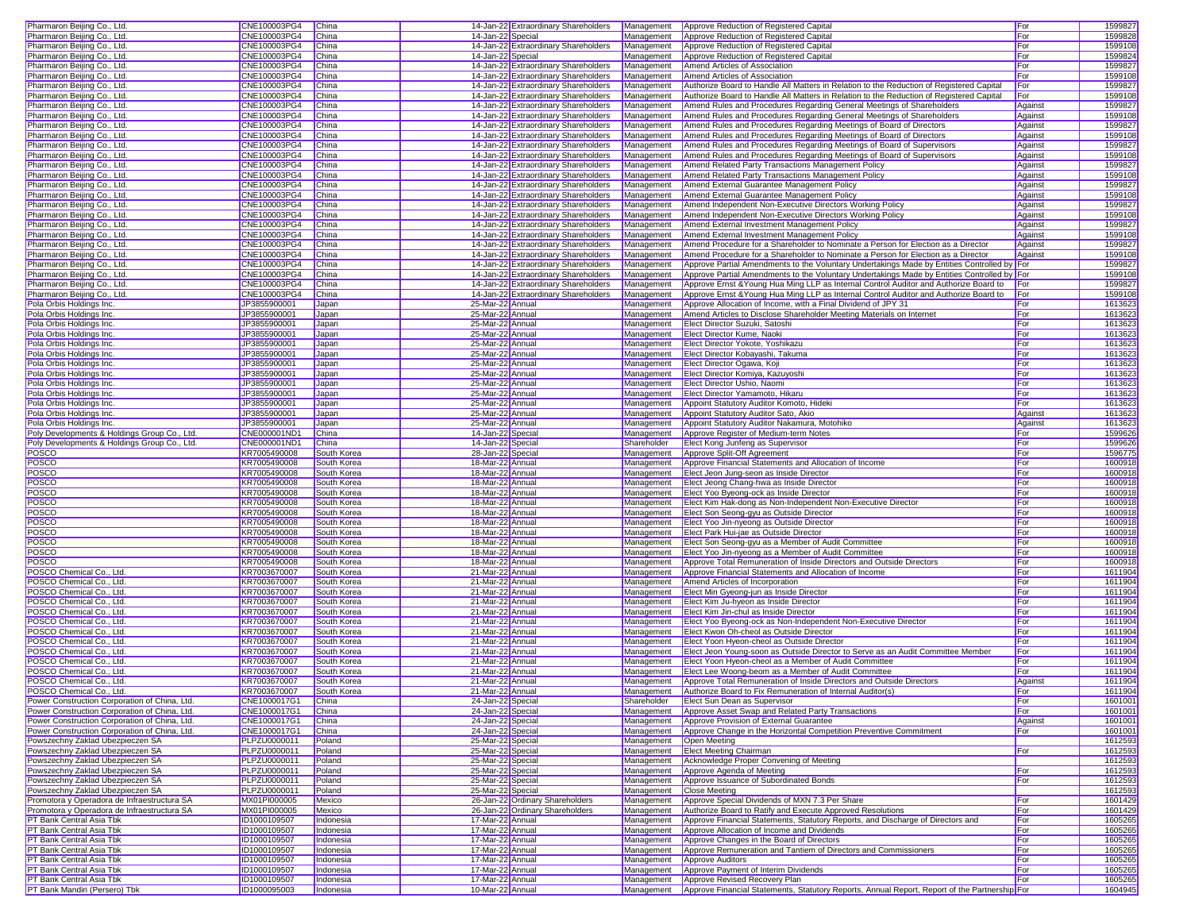| Pharmaron Beijing Co., Ltd. | CNE100003PG4 | China | 14-Jan-22 | Extraordinary Shareholders | Management | Approve Reduction of Registered Capital | For | 1599827 |
|---|---|---|---|---|---|---|---|---|
| Pharmaron Beijing Co., Ltd. | CNE100003PG4 | China | 14-Jan-22 | Special | Management | Approve Reduction of Registered Capital | For | 1599828 |
| Pharmaron Beijing Co., Ltd. | CNE100003PG4 | China | 14-Jan-22 | Extraordinary Shareholders | Management | Approve Reduction of Registered Capital | For | 1599108 |
| Pharmaron Beijing Co., Ltd. | CNE100003PG4 | China | 14-Jan-22 | Special | Management | Approve Reduction of Registered Capital | For | 1599824 |
| Pharmaron Beijing Co., Ltd. | CNE100003PG4 | China | 14-Jan-22 | Extraordinary Shareholders | Management | Amend Articles of Association | For | 1599827 |
| Pharmaron Beijing Co., Ltd. | CNE100003PG4 | China | 14-Jan-22 | Extraordinary Shareholders | Management | Amend Articles of Association | For | 1599108 |
| Pharmaron Beijing Co., Ltd. | CNE100003PG4 | China | 14-Jan-22 | Extraordinary Shareholders | Management | Authorize Board to Handle All Matters in Relation to the Reduction of Registered Capital | For | 1599827 |
| Pharmaron Beijing Co., Ltd. | CNE100003PG4 | China | 14-Jan-22 | Extraordinary Shareholders | Management | Authorize Board to Handle All Matters in Relation to the Reduction of Registered Capital | For | 1599108 |
| Pharmaron Beijing Co., Ltd. | CNE100003PG4 | China | 14-Jan-22 | Extraordinary Shareholders | Management | Amend Rules and Procedures Regarding General Meetings of Shareholders | Against | 1599827 |
| Pharmaron Beijing Co., Ltd. | CNE100003PG4 | China | 14-Jan-22 | Extraordinary Shareholders | Management | Amend Rules and Procedures Regarding General Meetings of Shareholders | Against | 1599108 |
| Pharmaron Beijing Co., Ltd. | CNE100003PG4 | China | 14-Jan-22 | Extraordinary Shareholders | Management | Amend Rules and Procedures Regarding Meetings of Board of Directors | Against | 1599827 |
| Pharmaron Beijing Co., Ltd. | CNE100003PG4 | China | 14-Jan-22 | Extraordinary Shareholders | Management | Amend Rules and Procedures Regarding Meetings of Board of Directors | Against | 1599108 |
| Pharmaron Beijing Co., Ltd. | CNE100003PG4 | China | 14-Jan-22 | Extraordinary Shareholders | Management | Amend Rules and Procedures Regarding Meetings of Board of Supervisors | Against | 1599827 |
| Pharmaron Beijing Co., Ltd. | CNE100003PG4 | China | 14-Jan-22 | Extraordinary Shareholders | Management | Amend Rules and Procedures Regarding Meetings of Board of Supervisors | Against | 1599108 |
| Pharmaron Beijing Co., Ltd. | CNE100003PG4 | China | 14-Jan-22 | Extraordinary Shareholders | Management | Amend Related Party Transactions Management Policy | Against | 1599827 |
| Pharmaron Beijing Co., Ltd. | CNE100003PG4 | China | 14-Jan-22 | Extraordinary Shareholders | Management | Amend Related Party Transactions Management Policy | Against | 1599108 |
| Pharmaron Beijing Co., Ltd. | CNE100003PG4 | China | 14-Jan-22 | Extraordinary Shareholders | Management | Amend External Guarantee Management Policy | Against | 1599827 |
| Pharmaron Beijing Co., Ltd. | CNE100003PG4 | China | 14-Jan-22 | Extraordinary Shareholders | Management | Amend External Guarantee Management Policy | Against | 1599108 |
| Pharmaron Beijing Co., Ltd. | CNE100003PG4 | China | 14-Jan-22 | Extraordinary Shareholders | Management | Amend Independent Non-Executive Directors Working Policy | Against | 1599827 |
| Pharmaron Beijing Co., Ltd. | CNE100003PG4 | China | 14-Jan-22 | Extraordinary Shareholders | Management | Amend Independent Non-Executive Directors Working Policy | Against | 1599108 |
| Pharmaron Beijing Co., Ltd. | CNE100003PG4 | China | 14-Jan-22 | Extraordinary Shareholders | Management | Amend External Investment Management Policy | Against | 1599827 |
| Pharmaron Beijing Co., Ltd. | CNE100003PG4 | China | 14-Jan-22 | Extraordinary Shareholders | Management | Amend External Investment Management Policy | Against | 1599108 |
| Pharmaron Beijing Co., Ltd. | CNE100003PG4 | China | 14-Jan-22 | Extraordinary Shareholders | Management | Amend Procedure for a Shareholder to Nominate a Person for Election as a Director | Against | 1599827 |
| Pharmaron Beijing Co., Ltd. | CNE100003PG4 | China | 14-Jan-22 | Extraordinary Shareholders | Management | Amend Procedure for a Shareholder to Nominate a Person for Election as a Director | Against | 1599108 |
| Pharmaron Beijing Co., Ltd. | CNE100003PG4 | China | 14-Jan-22 | Extraordinary Shareholders | Management | Approve Partial Amendments to the Voluntary Undertakings Made by Entities Controlled by | For | 1599827 |
| Pharmaron Beijing Co., Ltd. | CNE100003PG4 | China | 14-Jan-22 | Extraordinary Shareholders | Management | Approve Partial Amendments to the Voluntary Undertakings Made by Entities Controlled by | For | 1599108 |
| Pharmaron Beijing Co., Ltd. | CNE100003PG4 | China | 14-Jan-22 | Extraordinary Shareholders | Management | Approve Ernst &Young Hua Ming LLP as Internal Control Auditor and Authorize Board to | For | 1599827 |
| Pharmaron Beijing Co., Ltd. | CNE100003PG4 | China | 14-Jan-22 | Extraordinary Shareholders | Management | Approve Ernst &Young Hua Ming LLP as Internal Control Auditor and Authorize Board to | For | 1599108 |
| Pola Orbis Holdings Inc. | JP3855900001 | Japan | 25-Mar-22 | Annual | Management | Approve Allocation of Income, with a Final Dividend of JPY 31 | For | 1613623 |
| Pola Orbis Holdings Inc. | JP3855900001 | Japan | 25-Mar-22 | Annual | Management | Amend Articles to Disclose Shareholder Meeting Materials on Internet | For | 1613623 |
| Pola Orbis Holdings Inc. | JP3855900001 | Japan | 25-Mar-22 | Annual | Management | Elect Director Suzuki, Satoshi | For | 1613623 |
| Pola Orbis Holdings Inc. | JP3855900001 | Japan | 25-Mar-22 | Annual | Management | Elect Director Kume, Naoki | For | 1613623 |
| Pola Orbis Holdings Inc. | JP3855900001 | Japan | 25-Mar-22 | Annual | Management | Elect Director Yokote, Yoshikazu | For | 1613623 |
| Pola Orbis Holdings Inc. | JP3855900001 | Japan | 25-Mar-22 | Annual | Management | Elect Director Kobayashi, Takuma | For | 1613623 |
| Pola Orbis Holdings Inc. | JP3855900001 | Japan | 25-Mar-22 | Annual | Management | Elect Director Ogawa, Koji | For | 1613623 |
| Pola Orbis Holdings Inc. | JP3855900001 | Japan | 25-Mar-22 | Annual | Management | Elect Director Komiya, Kazuyoshi | For | 1613623 |
| Pola Orbis Holdings Inc. | JP3855900001 | Japan | 25-Mar-22 | Annual | Management | Elect Director Ushio, Naomi | For | 1613623 |
| Pola Orbis Holdings Inc. | JP3855900001 | Japan | 25-Mar-22 | Annual | Management | Elect Director Yamamoto, Hikaru | For | 1613623 |
| Pola Orbis Holdings Inc. | JP3855900001 | Japan | 25-Mar-22 | Annual | Management | Appoint Statutory Auditor Komoto, Hideki | For | 1613623 |
| Pola Orbis Holdings Inc. | JP3855900001 | Japan | 25-Mar-22 | Annual | Management | Appoint Statutory Auditor Sato, Akio | Against | 1613623 |
| Pola Orbis Holdings Inc. | JP3855900001 | Japan | 25-Mar-22 | Annual | Management | Appoint Statutory Auditor Nakamura, Motohiko | Against | 1613623 |
| Poly Developments & Holdings Group Co., Ltd. | CNE000001ND1 | China | 14-Jan-22 | Special | Management | Approve Register of Medium-term Notes | For | 1599626 |
| Poly Developments & Holdings Group Co., Ltd. | CNE000001ND1 | China | 14-Jan-22 | Special | Shareholder | Elect Kong Junfeng as Supervisor | For | 1599626 |
| POSCO | KR7005490008 | South Korea | 28-Jan-22 | Special | Management | Approve Split-Off Agreement | For | 1596775 |
| POSCO | KR7005490008 | South Korea | 18-Mar-22 | Annual | Management | Approve Financial Statements and Allocation of Income | For | 1600918 |
| POSCO | KR7005490008 | South Korea | 18-Mar-22 | Annual | Management | Elect Jeon Jung-seon as Inside Director | For | 1600918 |
| POSCO | KR7005490008 | South Korea | 18-Mar-22 | Annual | Management | Elect Jeong Chang-hwa as Inside Director | For | 1600918 |
| POSCO | KR7005490008 | South Korea | 18-Mar-22 | Annual | Management | Elect Yoo Byeong-ock as Inside Director | For | 1600918 |
| POSCO | KR7005490008 | South Korea | 18-Mar-22 | Annual | Management | Elect Kim Hak-dong as Non-Independent Non-Executive Director | For | 1600918 |
| POSCO | KR7005490008 | South Korea | 18-Mar-22 | Annual | Management | Elect Son Seong-gyu as Outside Director | For | 1600918 |
| POSCO | KR7005490008 | South Korea | 18-Mar-22 | Annual | Management | Elect Yoo Jin-nyeong as Outside Director | For | 1600918 |
| POSCO | KR7005490008 | South Korea | 18-Mar-22 | Annual | Management | Elect Park Hui-jae as Outside Director | For | 1600918 |
| POSCO | KR7005490008 | South Korea | 18-Mar-22 | Annual | Management | Elect Son Seong-gyu as a Member of Audit Committee | For | 1600918 |
| POSCO | KR7005490008 | South Korea | 18-Mar-22 | Annual | Management | Elect Yoo Jin-nyeong as a Member of Audit Committee | For | 1600918 |
| POSCO | KR7005490008 | South Korea | 18-Mar-22 | Annual | Management | Approve Total Remuneration of Inside Directors and Outside Directors | For | 1600918 |
| POSCO Chemical Co., Ltd. | KR7003670007 | South Korea | 21-Mar-22 | Annual | Management | Approve Financial Statements and Allocation of Income | For | 1611904 |
| POSCO Chemical Co., Ltd. | KR7003670007 | South Korea | 21-Mar-22 | Annual | Management | Amend Articles of Incorporation | For | 1611904 |
| POSCO Chemical Co., Ltd. | KR7003670007 | South Korea | 21-Mar-22 | Annual | Management | Elect Min Gyeong-jun as Inside Director | For | 1611904 |
| POSCO Chemical Co., Ltd. | KR7003670007 | South Korea | 21-Mar-22 | Annual | Management | Elect Kim Ju-hyeon as Inside Director | For | 1611904 |
| POSCO Chemical Co., Ltd. | KR7003670007 | South Korea | 21-Mar-22 | Annual | Management | Elect Kim Jin-chul as Inside Director | For | 1611904 |
| POSCO Chemical Co., Ltd. | KR7003670007 | South Korea | 21-Mar-22 | Annual | Management | Elect Yoo Byeong-ock as Non-Independent Non-Executive Director | For | 1611904 |
| POSCO Chemical Co., Ltd. | KR7003670007 | South Korea | 21-Mar-22 | Annual | Management | Elect Kwon Oh-cheol as Outside Director | For | 1611904 |
| POSCO Chemical Co., Ltd. | KR7003670007 | South Korea | 21-Mar-22 | Annual | Management | Elect Yoon Hyeon-cheol as Outside Director | For | 1611904 |
| POSCO Chemical Co., Ltd. | KR7003670007 | South Korea | 21-Mar-22 | Annual | Management | Elect Jeon Young-soon as Outside Director to Serve as an Audit Committee Member | For | 1611904 |
| POSCO Chemical Co., Ltd. | KR7003670007 | South Korea | 21-Mar-22 | Annual | Management | Elect Yoon Hyeon-cheol as a Member of Audit Committee | For | 1611904 |
| POSCO Chemical Co., Ltd. | KR7003670007 | South Korea | 21-Mar-22 | Annual | Management | Elect Lee Woong-beom as a Member of Audit Committee | For | 1611904 |
| POSCO Chemical Co., Ltd. | KR7003670007 | South Korea | 21-Mar-22 | Annual | Management | Approve Total Remuneration of Inside Directors and Outside Directors | Against | 1611904 |
| POSCO Chemical Co., Ltd. | KR7003670007 | South Korea | 21-Mar-22 | Annual | Management | Authorize Board to Fix Remuneration of Internal Auditor(s) | For | 1611904 |
| Power Construction Corporation of China, Ltd. | CNE1000017G1 | China | 24-Jan-22 | Special | Shareholder | Elect Sun Dean as Supervisor | For | 1601001 |
| Power Construction Corporation of China, Ltd. | CNE1000017G1 | China | 24-Jan-22 | Special | Management | Approve Asset Swap and Related Party Transactions | For | 1601001 |
| Power Construction Corporation of China, Ltd. | CNE1000017G1 | China | 24-Jan-22 | Special | Management | Approve Provision of External Guarantee | Against | 1601001 |
| Power Construction Corporation of China, Ltd. | CNE1000017G1 | China | 24-Jan-22 | Special | Management | Approve Change in the Horizontal Competition Preventive Commitment | For | 1601001 |
| Powszechny Zaklad Ubezpieczen SA | PLPZU0000011 | Poland | 25-Mar-22 | Special | Management | Open Meeting | | 1612593 |
| Powszechny Zaklad Ubezpieczen SA | PLPZU0000011 | Poland | 25-Mar-22 | Special | Management | Elect Meeting Chairman | For | 1612593 |
| Powszechny Zaklad Ubezpieczen SA | PLPZU0000011 | Poland | 25-Mar-22 | Special | Management | Acknowledge Proper Convening of Meeting | | 1612593 |
| Powszechny Zaklad Ubezpieczen SA | PLPZU0000011 | Poland | 25-Mar-22 | Special | Management | Approve Agenda of Meeting | For | 1612593 |
| Powszechny Zaklad Ubezpieczen SA | PLPZU0000011 | Poland | 25-Mar-22 | Special | Management | Approve Issuance of Subordinated Bonds | For | 1612593 |
| Powszechny Zaklad Ubezpieczen SA | PLPZU0000011 | Poland | 25-Mar-22 | Special | Management | Close Meeting | | 1612593 |
| Promotora y Operadora de Infraestructura SA | MX01PI000005 | Mexico | 26-Jan-22 | Ordinary Shareholders | Management | Approve Special Dividends of MXN 7.3 Per Share | For | 1601429 |
| Promotora y Operadora de Infraestructura SA | MX01PI000005 | Mexico | 26-Jan-22 | Ordinary Shareholders | Management | Authorize Board to Ratify and Execute Approved Resolutions | For | 1601429 |
| PT Bank Central Asia Tbk | ID1000109507 | Indonesia | 17-Mar-22 | Annual | Management | Approve Financial Statements, Statutory Reports, and Discharge of Directors and | For | 1605265 |
| PT Bank Central Asia Tbk | ID1000109507 | Indonesia | 17-Mar-22 | Annual | Management | Approve Allocation of Income and Dividends | For | 1605265 |
| PT Bank Central Asia Tbk | ID1000109507 | Indonesia | 17-Mar-22 | Annual | Management | Approve Changes in the Board of Directors | For | 1605265 |
| PT Bank Central Asia Tbk | ID1000109507 | Indonesia | 17-Mar-22 | Annual | Management | Approve Remuneration and Tantiem of Directors and Commissioners | For | 1605265 |
| PT Bank Central Asia Tbk | ID1000109507 | Indonesia | 17-Mar-22 | Annual | Management | Approve Auditors | For | 1605265 |
| PT Bank Central Asia Tbk | ID1000109507 | Indonesia | 17-Mar-22 | Annual | Management | Approve Payment of Interim Dividends | For | 1605265 |
| PT Bank Central Asia Tbk | ID1000109507 | Indonesia | 17-Mar-22 | Annual | Management | Approve Revised Recovery Plan | For | 1605265 |
| PT Bank Mandiri (Persero) Tbk | ID1000095003 | Indonesia | 10-Mar-22 | Annual | Management | Approve Financial Statements, Statutory Reports, Annual Report, Report of the Partnership | For | 1604945 |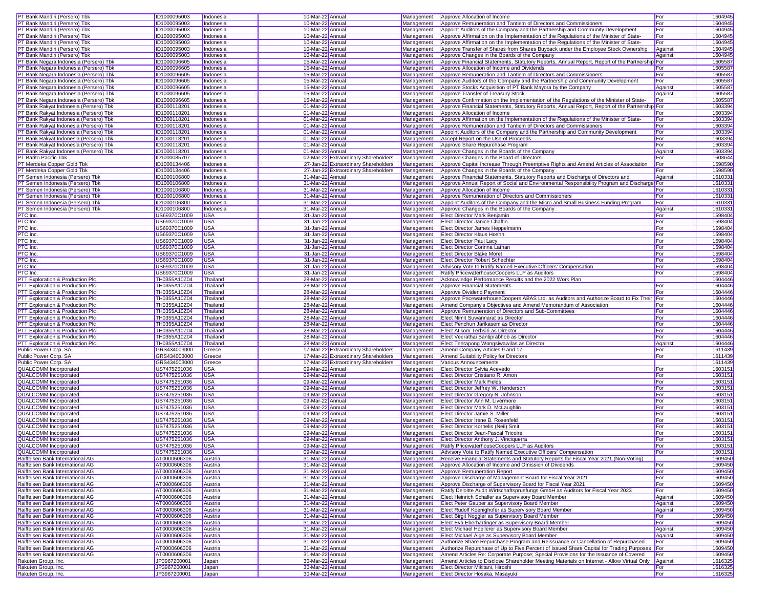| | | | | | | | | |
|---|---|---|---|---|---|---|---|---|
| PT Bank Mandiri (Persero) Tbk | ID1000095003 | Indonesia | 10-Mar-22 | Annual | Management | Approve Allocation of Income | For | 1604945 |
| PT Bank Mandiri (Persero) Tbk | ID1000095003 | Indonesia | 10-Mar-22 | Annual | Management | Approve Remuneration and Tantiem of Directors and Commissioners | For | 1604945 |
| PT Bank Mandiri (Persero) Tbk | ID1000095003 | Indonesia | 10-Mar-22 | Annual | Management | Appoint Auditors of the Company and the Partnership and Community Development | For | 1604945 |
| PT Bank Mandiri (Persero) Tbk | ID1000095003 | Indonesia | 10-Mar-22 | Annual | Management | Approve Affirmation on the Implementation of the Regulations of the Minister of State- | For | 1604945 |
| PT Bank Mandiri (Persero) Tbk | ID1000095003 | Indonesia | 10-Mar-22 | Annual | Management | Approve Affirmation on the Implementation of the Regulations of the Minister of State- | For | 1604945 |
| PT Bank Mandiri (Persero) Tbk | ID1000095003 | Indonesia | 10-Mar-22 | Annual | Management | Approve Transfer of Shares from Shares Buyback under the Employee Stock Ownership | Against | 1604945 |
| PT Bank Mandiri (Persero) Tbk | ID1000095003 | Indonesia | 10-Mar-22 | Annual | Management | Approve Changes in the Boards of the Company | Against | 1604945 |
| PT Bank Negara Indonesia (Persero) Tbk | ID1000096605 | Indonesia | 15-Mar-22 | Annual | Management | Approve Financial Statements, Statutory Reports, Annual Report, Report of the Partnership | For | 1605587 |
| PT Bank Negara Indonesia (Persero) Tbk | ID1000096605 | Indonesia | 15-Mar-22 | Annual | Management | Approve Allocation of Income and Dividends | For | 1605587 |
| PT Bank Negara Indonesia (Persero) Tbk | ID1000096605 | Indonesia | 15-Mar-22 | Annual | Management | Approve Remuneration and Tantiem of Directors and Commissioners | For | 1605587 |
| PT Bank Negara Indonesia (Persero) Tbk | ID1000096605 | Indonesia | 15-Mar-22 | Annual | Management | Approve Auditors of the Company and the Partnership and Community Development | For | 1605587 |
| PT Bank Negara Indonesia (Persero) Tbk | ID1000096605 | Indonesia | 15-Mar-22 | Annual | Management | Approve Stocks Acquisition of PT Bank Mayora by the Company | Against | 1605587 |
| PT Bank Negara Indonesia (Persero) Tbk | ID1000096605 | Indonesia | 15-Mar-22 | Annual | Management | Approve Transfer of Treasury Stock | Against | 1605587 |
| PT Bank Negara Indonesia (Persero) Tbk | ID1000096605 | Indonesia | 15-Mar-22 | Annual | Management | Approve Confirmation on the Implementation of the Regulations of the Minister of State- | For | 1605587 |
| PT Bank Rakyat Indonesia (Persero) Tbk | ID1000118201 | Indonesia | 01-Mar-22 | Annual | Management | Approve Financial Statements, Statutory Reports, Annual Report, Report of the Partnership | For | 1603394 |
| PT Bank Rakyat Indonesia (Persero) Tbk | ID1000118201 | Indonesia | 01-Mar-22 | Annual | Management | Approve Allocation of Income | For | 1603394 |
| PT Bank Rakyat Indonesia (Persero) Tbk | ID1000118201 | Indonesia | 01-Mar-22 | Annual | Management | Approve Affirmation on the Implementation of the Regulations of the Minister of State- | For | 1603394 |
| PT Bank Rakyat Indonesia (Persero) Tbk | ID1000118201 | Indonesia | 01-Mar-22 | Annual | Management | Approve Remuneration and Tantiem of Directors and Commissioners | For | 1603394 |
| PT Bank Rakyat Indonesia (Persero) Tbk | ID1000118201 | Indonesia | 01-Mar-22 | Annual | Management | Appoint Auditors of the Company and the Partnership and Community Development | For | 1603394 |
| PT Bank Rakyat Indonesia (Persero) Tbk | ID1000118201 | Indonesia | 01-Mar-22 | Annual | Management | Accept Report on the Use of Proceeds | For | 1603394 |
| PT Bank Rakyat Indonesia (Persero) Tbk | ID1000118201 | Indonesia | 01-Mar-22 | Annual | Management | Approve Share Repurchase Program | For | 1603394 |
| PT Bank Rakyat Indonesia (Persero) Tbk | ID1000118201 | Indonesia | 01-Mar-22 | Annual | Management | Approve Changes in the Boards of the Company | Against | 1603394 |
| PT Barito Pacific Tbk | ID1000085707 | Indonesia | 02-Mar-22 | Extraordinary Shareholders | Management | Approve Changes in the Board of Directors | For | 1603644 |
| PT Merdeka Copper Gold Tbk | ID1000134406 | Indonesia | 27-Jan-22 | Extraordinary Shareholders | Management | Approve Capital Increase Through Preemptive Rights and Amend Articles of Association | For | 1598590 |
| PT Merdeka Copper Gold Tbk | ID1000134406 | Indonesia | 27-Jan-22 | Extraordinary Shareholders | Management | Approve Changes in the Boards of the Company | For | 1598590 |
| PT Semen Indonesia (Persero) Tbk | ID1000106800 | Indonesia | 31-Mar-22 | Annual | Management | Approve Financial Statements, Statutory Reports and Discharge of Directors and | Against | 1610331 |
| PT Semen Indonesia (Persero) Tbk | ID1000106800 | Indonesia | 31-Mar-22 | Annual | Management | Approve Annual Report of Social and Environmental Responsibility Program and Discharge | For | 1610331 |
| PT Semen Indonesia (Persero) Tbk | ID1000106800 | Indonesia | 31-Mar-22 | Annual | Management | Approve Allocation of Income | For | 1610331 |
| PT Semen Indonesia (Persero) Tbk | ID1000106800 | Indonesia | 31-Mar-22 | Annual | Management | Approve Remuneration of Directors and Commissioners | For | 1610331 |
| PT Semen Indonesia (Persero) Tbk | ID1000106800 | Indonesia | 31-Mar-22 | Annual | Management | Appoint Auditors of the Company and the Micro and Small Business Funding Program | For | 1610331 |
| PT Semen Indonesia (Persero) Tbk | ID1000106800 | Indonesia | 31-Mar-22 | Annual | Management | Approve Changes in the Boards of the Company | Against | 1610331 |
| PTC Inc. | US69370C1009 | USA | 31-Jan-22 | Annual | Management | Elect Director Mark Benjamin | For | 1598404 |
| PTC Inc. | US69370C1009 | USA | 31-Jan-22 | Annual | Management | Elect Director Janice Chaffin | For | 1598404 |
| PTC Inc. | US69370C1009 | USA | 31-Jan-22 | Annual | Management | Elect Director James Heppelmann | For | 1598404 |
| PTC Inc. | US69370C1009 | USA | 31-Jan-22 | Annual | Management | Elect Director Klaus Hoehn | For | 1598404 |
| PTC Inc. | US69370C1009 | USA | 31-Jan-22 | Annual | Management | Elect Director Paul Lacy | For | 1598404 |
| PTC Inc. | US69370C1009 | USA | 31-Jan-22 | Annual | Management | Elect Director Corinna Lathan | For | 1598404 |
| PTC Inc. | US69370C1009 | USA | 31-Jan-22 | Annual | Management | Elect Director Blake Moret | For | 1598404 |
| PTC Inc. | US69370C1009 | USA | 31-Jan-22 | Annual | Management | Elect Director Robert Schechter | For | 1598404 |
| PTC Inc. | US69370C1009 | USA | 31-Jan-22 | Annual | Management | Advisory Vote to Ratify Named Executive Officers' Compensation | For | 1598404 |
| PTC Inc. | US69370C1009 | USA | 31-Jan-22 | Annual | Management | Ratify PricewaterhouseCoopers LLP as Auditors | For | 1598404 |
| PTT Exploration & Production Plc | TH0355A10Z04 | Thailand | 28-Mar-22 | Annual | Management | Acknowledge Performance Results and the 2022 Work Plan | | 1604446 |
| PTT Exploration & Production Plc | TH0355A10Z04 | Thailand | 28-Mar-22 | Annual | Management | Approve Financial Statements | For | 1604446 |
| PTT Exploration & Production Plc | TH0355A10Z04 | Thailand | 28-Mar-22 | Annual | Management | Approve Dividend Payment | For | 1604446 |
| PTT Exploration & Production Plc | TH0355A10Z04 | Thailand | 28-Mar-22 | Annual | Management | Approve PricewaterhouseCoopers ABAS Ltd. as Auditors and Authorize Board to Fix Their | For | 1604446 |
| PTT Exploration & Production Plc | TH0355A10Z04 | Thailand | 28-Mar-22 | Annual | Management | Amend Company's Objectives and Amend Memorandum of Association | For | 1604446 |
| PTT Exploration & Production Plc | TH0355A10Z04 | Thailand | 28-Mar-22 | Annual | Management | Approve Remuneration of Directors and Sub-Committees | For | 1604446 |
| PTT Exploration & Production Plc | TH0355A10Z04 | Thailand | 28-Mar-22 | Annual | Management | Elect Nimit Suwannarat as Director | For | 1604446 |
| PTT Exploration & Production Plc | TH0355A10Z04 | Thailand | 28-Mar-22 | Annual | Management | Elect Penchun Jarikasem as Director | For | 1604446 |
| PTT Exploration & Production Plc | TH0355A10Z04 | Thailand | 28-Mar-22 | Annual | Management | Elect Atikom Terbsiri as Director | For | 1604446 |
| PTT Exploration & Production Plc | TH0355A10Z04 | Thailand | 28-Mar-22 | Annual | Management | Elect Veerathai Santiprabhob as Director | For | 1604446 |
| PTT Exploration & Production Plc | TH0355A10Z04 | Thailand | 28-Mar-22 | Annual | Management | Elect Teerapong Wongsiwawilas as Director | Against | 1604446 |
| Public Power Corp. SA | GRS434003000 | Greece | 17-Mar-22 | Extraordinary Shareholders | Management | Amend Company Articles 9 and 17 | For | 1611439 |
| Public Power Corp. SA | GRS434003000 | Greece | 17-Mar-22 | Extraordinary Shareholders | Management | Amend Suitability Policy for Directors | For | 1611439 |
| Public Power Corp. SA | GRS434003000 | Greece | 17-Mar-22 | Extraordinary Shareholders | Management | Various Announcements | | 1611439 |
| QUALCOMM Incorporated | US7475251036 | USA | 09-Mar-22 | Annual | Management | Elect Director Sylvia Acevedo | For | 1603151 |
| QUALCOMM Incorporated | US7475251036 | USA | 09-Mar-22 | Annual | Management | Elect Director Cristiano R. Amon | For | 1603151 |
| QUALCOMM Incorporated | US7475251036 | USA | 09-Mar-22 | Annual | Management | Elect Director Mark Fields | For | 1603151 |
| QUALCOMM Incorporated | US7475251036 | USA | 09-Mar-22 | Annual | Management | Elect Director Jeffrey W. Henderson | For | 1603151 |
| QUALCOMM Incorporated | US7475251036 | USA | 09-Mar-22 | Annual | Management | Elect Director Gregory N. Johnson | For | 1603151 |
| QUALCOMM Incorporated | US7475251036 | USA | 09-Mar-22 | Annual | Management | Elect Director Ann M. Livermore | For | 1603151 |
| QUALCOMM Incorporated | US7475251036 | USA | 09-Mar-22 | Annual | Management | Elect Director Mark D. McLaughlin | For | 1603151 |
| QUALCOMM Incorporated | US7475251036 | USA | 09-Mar-22 | Annual | Management | Elect Director Jamie S. Miller | For | 1603151 |
| QUALCOMM Incorporated | US7475251036 | USA | 09-Mar-22 | Annual | Management | Elect Director Irene B. Rosenfeld | For | 1603151 |
| QUALCOMM Incorporated | US7475251036 | USA | 09-Mar-22 | Annual | Management | Elect Director Kornelis (Neil) Smit | For | 1603151 |
| QUALCOMM Incorporated | US7475251036 | USA | 09-Mar-22 | Annual | Management | Elect Director Jean-Pascal Tricoire | For | 1603151 |
| QUALCOMM Incorporated | US7475251036 | USA | 09-Mar-22 | Annual | Management | Elect Director Anthony J. Vinciquerra | For | 1603151 |
| QUALCOMM Incorporated | US7475251036 | USA | 09-Mar-22 | Annual | Management | Ratify PricewaterhouseCoopers LLP as Auditors | For | 1603151 |
| QUALCOMM Incorporated | US7475251036 | USA | 09-Mar-22 | Annual | Management | Advisory Vote to Ratify Named Executive Officers' Compensation | For | 1603151 |
| Raiffeisen Bank International AG | AT0000606306 | Austria | 31-Mar-22 | Annual | Management | Receive Financial Statements and Statutory Reports for Fiscal Year 2021 (Non-Voting) | | 1609450 |
| Raiffeisen Bank International AG | AT0000606306 | Austria | 31-Mar-22 | Annual | Management | Approve Allocation of Income and Omission of Dividends | For | 1609450 |
| Raiffeisen Bank International AG | AT0000606306 | Austria | 31-Mar-22 | Annual | Management | Approve Remuneration Report | For | 1609450 |
| Raiffeisen Bank International AG | AT0000606306 | Austria | 31-Mar-22 | Annual | Management | Approve Discharge of Management Board for Fiscal Year 2021 | For | 1609450 |
| Raiffeisen Bank International AG | AT0000606306 | Austria | 31-Mar-22 | Annual | Management | Approve Discharge of Supervisory Board for Fiscal Year 2021 | For | 1609450 |
| Raiffeisen Bank International AG | AT0000606306 | Austria | 31-Mar-22 | Annual | Management | Ratify Deloitte Audit Wirtschaftspruefungs GmbH as Auditors for Fiscal Year 2023 | For | 1609450 |
| Raiffeisen Bank International AG | AT0000606306 | Austria | 31-Mar-22 | Annual | Management | Elect Heinrich Schaller as Supervisory Board Member | Against | 1609450 |
| Raiffeisen Bank International AG | AT0000606306 | Austria | 31-Mar-22 | Annual | Management | Elect Peter Gauper as Supervisory Board Member | Against | 1609450 |
| Raiffeisen Bank International AG | AT0000606306 | Austria | 31-Mar-22 | Annual | Management | Elect Rudolf Koenighofer as Supervisory Board Member | Against | 1609450 |
| Raiffeisen Bank International AG | AT0000606306 | Austria | 31-Mar-22 | Annual | Management | Elect Birgit Noggler as Supervisory Board Member | For | 1609450 |
| Raiffeisen Bank International AG | AT0000606306 | Austria | 31-Mar-22 | Annual | Management | Elect Eva Eberhartinger as Supervisory Board Member | For | 1609450 |
| Raiffeisen Bank International AG | AT0000606306 | Austria | 31-Mar-22 | Annual | Management | Elect Michael Hoellerer as Supervisory Board Member | Against | 1609450 |
| Raiffeisen Bank International AG | AT0000606306 | Austria | 31-Mar-22 | Annual | Management | Elect Michael Alge as Supervisory Board Member | Against | 1609450 |
| Raiffeisen Bank International AG | AT0000606306 | Austria | 31-Mar-22 | Annual | Management | Authorize Share Repurchase Program and Reissuance or Cancellation of Repurchased | For | 1609450 |
| Raiffeisen Bank International AG | AT0000606306 | Austria | 31-Mar-22 | Annual | Management | Authorize Repurchase of Up to Five Percent of Issued Share Capital for Trading Purposes | For | 1609450 |
| Raiffeisen Bank International AG | AT0000606306 | Austria | 31-Mar-22 | Annual | Management | Amend Articles Re: Corporate Purpose; Special Provisions for the Issuance of Covered | For | 1609450 |
| Rakuten Group, Inc. | JP3967200001 | Japan | 30-Mar-22 | Annual | Management | Amend Articles to Disclose Shareholder Meeting Materials on Internet - Allow Virtual Only | Against | 1616325 |
| Rakuten Group, Inc. | JP3967200001 | Japan | 30-Mar-22 | Annual | Management | Elect Director Mikitani, Hiroshi | For | 1616325 |
| Rakuten Group, Inc. | JP3967200001 | Japan | 30-Mar-22 | Annual | Management | Elect Director Hosaka, Masayuki | For | 1616325 |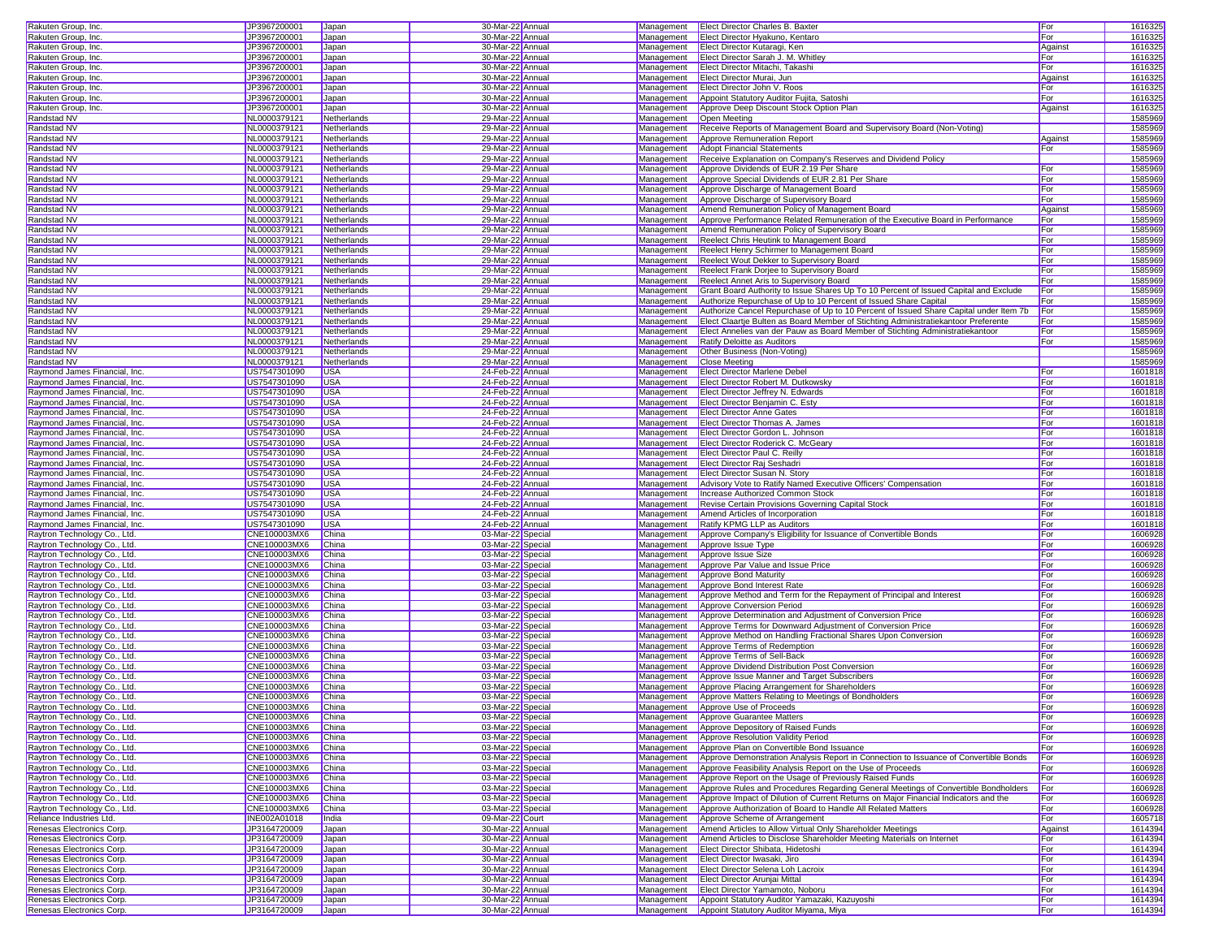| Rakuten Group, Inc. | JP3967200001 | Japan | 30-Mar-22 | Annual | Management | Elect Director Charles B. Baxter | For | 1616325 |
|---|---|---|---|---|---|---|---|---|
| Rakuten Group, Inc. | JP3967200001 | Japan | 30-Mar-22 | Annual | Management | Elect Director Hyakuno, Kentaro | For | 1616325 |
| Rakuten Group, Inc. | JP3967200001 | Japan | 30-Mar-22 | Annual | Management | Elect Director Kutaragi, Ken | Against | 1616325 |
| Rakuten Group, Inc. | JP3967200001 | Japan | 30-Mar-22 | Annual | Management | Elect Director Sarah J. M. Whitley | For | 1616325 |
| Rakuten Group, Inc. | JP3967200001 | Japan | 30-Mar-22 | Annual | Management | Elect Director Mitachi, Takashi | For | 1616325 |
| Rakuten Group, Inc. | JP3967200001 | Japan | 30-Mar-22 | Annual | Management | Elect Director Murai, Jun | Against | 1616325 |
| Rakuten Group, Inc. | JP3967200001 | Japan | 30-Mar-22 | Annual | Management | Elect Director John V. Roos | For | 1616325 |
| Rakuten Group, Inc. | JP3967200001 | Japan | 30-Mar-22 | Annual | Management | Appoint Statutory Auditor Fujita, Satoshi | For | 1616325 |
| Rakuten Group, Inc. | JP3967200001 | Japan | 30-Mar-22 | Annual | Management | Approve Deep Discount Stock Option Plan | Against | 1616325 |
| Randstad NV | NL0000379121 | Netherlands | 29-Mar-22 | Annual | Management | Open Meeting | | 1585969 |
| Randstad NV | NL0000379121 | Netherlands | 29-Mar-22 | Annual | Management | Receive Reports of Management Board and Supervisory Board (Non-Voting) | | 1585969 |
| Randstad NV | NL0000379121 | Netherlands | 29-Mar-22 | Annual | Management | Approve Remuneration Report | Against | 1585969 |
| Randstad NV | NL0000379121 | Netherlands | 29-Mar-22 | Annual | Management | Adopt Financial Statements | For | 1585969 |
| Randstad NV | NL0000379121 | Netherlands | 29-Mar-22 | Annual | Management | Receive Explanation on Company's Reserves and Dividend Policy | | 1585969 |
| Randstad NV | NL0000379121 | Netherlands | 29-Mar-22 | Annual | Management | Approve Dividends of EUR 2.19 Per Share | For | 1585969 |
| Randstad NV | NL0000379121 | Netherlands | 29-Mar-22 | Annual | Management | Approve Special Dividends of EUR 2.81 Per Share | For | 1585969 |
| Randstad NV | NL0000379121 | Netherlands | 29-Mar-22 | Annual | Management | Approve Discharge of Management Board | For | 1585969 |
| Randstad NV | NL0000379121 | Netherlands | 29-Mar-22 | Annual | Management | Approve Discharge of Supervisory Board | For | 1585969 |
| Randstad NV | NL0000379121 | Netherlands | 29-Mar-22 | Annual | Management | Amend Remuneration Policy of Management Board | Against | 1585969 |
| Randstad NV | NL0000379121 | Netherlands | 29-Mar-22 | Annual | Management | Approve Performance Related Remuneration of the Executive Board in Performance | For | 1585969 |
| Randstad NV | NL0000379121 | Netherlands | 29-Mar-22 | Annual | Management | Amend Remuneration Policy of Supervisory Board | For | 1585969 |
| Randstad NV | NL0000379121 | Netherlands | 29-Mar-22 | Annual | Management | Reelect Chris Heutink to Management Board | For | 1585969 |
| Randstad NV | NL0000379121 | Netherlands | 29-Mar-22 | Annual | Management | Reelect Henry Schirmer to Management Board | For | 1585969 |
| Randstad NV | NL0000379121 | Netherlands | 29-Mar-22 | Annual | Management | Reelect Wout Dekker to Supervisory Board | For | 1585969 |
| Randstad NV | NL0000379121 | Netherlands | 29-Mar-22 | Annual | Management | Reelect Frank Dorjee to Supervisory Board | For | 1585969 |
| Randstad NV | NL0000379121 | Netherlands | 29-Mar-22 | Annual | Management | Reelect Annet Aris to Supervisory Board | For | 1585969 |
| Randstad NV | NL0000379121 | Netherlands | 29-Mar-22 | Annual | Management | Grant Board Authority to Issue Shares Up To 10 Percent of Issued Capital and Exclude | For | 1585969 |
| Randstad NV | NL0000379121 | Netherlands | 29-Mar-22 | Annual | Management | Authorize Repurchase of Up to 10 Percent of Issued Share Capital | For | 1585969 |
| Randstad NV | NL0000379121 | Netherlands | 29-Mar-22 | Annual | Management | Authorize Cancel Repurchase of Up to 10 Percent of Issued Share Capital under Item 7b | For | 1585969 |
| Randstad NV | NL0000379121 | Netherlands | 29-Mar-22 | Annual | Management | Elect Claartje Bulten as Board Member of Stichting Administratiekantoor Preferente | For | 1585969 |
| Randstad NV | NL0000379121 | Netherlands | 29-Mar-22 | Annual | Management | Elect Annelies van der Pauw as Board Member of Stichting Administratiekantoor | For | 1585969 |
| Randstad NV | NL0000379121 | Netherlands | 29-Mar-22 | Annual | Management | Ratify Deloitte as Auditors | For | 1585969 |
| Randstad NV | NL0000379121 | Netherlands | 29-Mar-22 | Annual | Management | Other Business (Non-Voting) | | 1585969 |
| Randstad NV | NL0000379121 | Netherlands | 29-Mar-22 | Annual | Management | Close Meeting | | 1585969 |
| Raymond James Financial, Inc. | US7547301090 | USA | 24-Feb-22 | Annual | Management | Elect Director Marlene Debel | For | 1601818 |
| Raymond James Financial, Inc. | US7547301090 | USA | 24-Feb-22 | Annual | Management | Elect Director Robert M. Dutkowsky | For | 1601818 |
| Raymond James Financial, Inc. | US7547301090 | USA | 24-Feb-22 | Annual | Management | Elect Director Jeffrey N. Edwards | For | 1601818 |
| Raymond James Financial, Inc. | US7547301090 | USA | 24-Feb-22 | Annual | Management | Elect Director Benjamin C. Esty | For | 1601818 |
| Raymond James Financial, Inc. | US7547301090 | USA | 24-Feb-22 | Annual | Management | Elect Director Anne Gates | For | 1601818 |
| Raymond James Financial, Inc. | US7547301090 | USA | 24-Feb-22 | Annual | Management | Elect Director Thomas A. James | For | 1601818 |
| Raymond James Financial, Inc. | US7547301090 | USA | 24-Feb-22 | Annual | Management | Elect Director Gordon L. Johnson | For | 1601818 |
| Raymond James Financial, Inc. | US7547301090 | USA | 24-Feb-22 | Annual | Management | Elect Director Roderick C. McGeary | For | 1601818 |
| Raymond James Financial, Inc. | US7547301090 | USA | 24-Feb-22 | Annual | Management | Elect Director Paul C. Reilly | For | 1601818 |
| Raymond James Financial, Inc. | US7547301090 | USA | 24-Feb-22 | Annual | Management | Elect Director Raj Seshadri | For | 1601818 |
| Raymond James Financial, Inc. | US7547301090 | USA | 24-Feb-22 | Annual | Management | Elect Director Susan N. Story | For | 1601818 |
| Raymond James Financial, Inc. | US7547301090 | USA | 24-Feb-22 | Annual | Management | Advisory Vote to Ratify Named Executive Officers' Compensation | For | 1601818 |
| Raymond James Financial, Inc. | US7547301090 | USA | 24-Feb-22 | Annual | Management | Increase Authorized Common Stock | For | 1601818 |
| Raymond James Financial, Inc. | US7547301090 | USA | 24-Feb-22 | Annual | Management | Revise Certain Provisions Governing Capital Stock | For | 1601818 |
| Raymond James Financial, Inc. | US7547301090 | USA | 24-Feb-22 | Annual | Management | Amend Articles of Incorporation | For | 1601818 |
| Raymond James Financial, Inc. | US7547301090 | USA | 24-Feb-22 | Annual | Management | Ratify KPMG LLP as Auditors | For | 1601818 |
| Raytron Technology Co., Ltd. | CNE100003MX6 | China | 03-Mar-22 | Special | Management | Approve Company's Eligibility for Issuance of Convertible Bonds | For | 1606928 |
| Raytron Technology Co., Ltd. | CNE100003MX6 | China | 03-Mar-22 | Special | Management | Approve Issue Type | For | 1606928 |
| Raytron Technology Co., Ltd. | CNE100003MX6 | China | 03-Mar-22 | Special | Management | Approve Issue Size | For | 1606928 |
| Raytron Technology Co., Ltd. | CNE100003MX6 | China | 03-Mar-22 | Special | Management | Approve Par Value and Issue Price | For | 1606928 |
| Raytron Technology Co., Ltd. | CNE100003MX6 | China | 03-Mar-22 | Special | Management | Approve Bond Maturity | For | 1606928 |
| Raytron Technology Co., Ltd. | CNE100003MX6 | China | 03-Mar-22 | Special | Management | Approve Bond Interest Rate | For | 1606928 |
| Raytron Technology Co., Ltd. | CNE100003MX6 | China | 03-Mar-22 | Special | Management | Approve Method and Term for the Repayment of Principal and Interest | For | 1606928 |
| Raytron Technology Co., Ltd. | CNE100003MX6 | China | 03-Mar-22 | Special | Management | Approve Conversion Period | For | 1606928 |
| Raytron Technology Co., Ltd. | CNE100003MX6 | China | 03-Mar-22 | Special | Management | Approve Determination and Adjustment of Conversion Price | For | 1606928 |
| Raytron Technology Co., Ltd. | CNE100003MX6 | China | 03-Mar-22 | Special | Management | Approve Terms for Downward Adjustment of Conversion Price | For | 1606928 |
| Raytron Technology Co., Ltd. | CNE100003MX6 | China | 03-Mar-22 | Special | Management | Approve Method on Handling Fractional Shares Upon Conversion | For | 1606928 |
| Raytron Technology Co., Ltd. | CNE100003MX6 | China | 03-Mar-22 | Special | Management | Approve Terms of Redemption | For | 1606928 |
| Raytron Technology Co., Ltd. | CNE100003MX6 | China | 03-Mar-22 | Special | Management | Approve Terms of Sell-Back | For | 1606928 |
| Raytron Technology Co., Ltd. | CNE100003MX6 | China | 03-Mar-22 | Special | Management | Approve Dividend Distribution Post Conversion | For | 1606928 |
| Raytron Technology Co., Ltd. | CNE100003MX6 | China | 03-Mar-22 | Special | Management | Approve Issue Manner and Target Subscribers | For | 1606928 |
| Raytron Technology Co., Ltd. | CNE100003MX6 | China | 03-Mar-22 | Special | Management | Approve Placing Arrangement for Shareholders | For | 1606928 |
| Raytron Technology Co., Ltd. | CNE100003MX6 | China | 03-Mar-22 | Special | Management | Approve Matters Relating to Meetings of Bondholders | For | 1606928 |
| Raytron Technology Co., Ltd. | CNE100003MX6 | China | 03-Mar-22 | Special | Management | Approve Use of Proceeds | For | 1606928 |
| Raytron Technology Co., Ltd. | CNE100003MX6 | China | 03-Mar-22 | Special | Management | Approve Guarantee Matters | For | 1606928 |
| Raytron Technology Co., Ltd. | CNE100003MX6 | China | 03-Mar-22 | Special | Management | Approve Depository of Raised Funds | For | 1606928 |
| Raytron Technology Co., Ltd. | CNE100003MX6 | China | 03-Mar-22 | Special | Management | Approve Resolution Validity Period | For | 1606928 |
| Raytron Technology Co., Ltd. | CNE100003MX6 | China | 03-Mar-22 | Special | Management | Approve Plan on Convertible Bond Issuance | For | 1606928 |
| Raytron Technology Co., Ltd. | CNE100003MX6 | China | 03-Mar-22 | Special | Management | Approve Demonstration Analysis Report in Connection to Issuance of Convertible Bonds | For | 1606928 |
| Raytron Technology Co., Ltd. | CNE100003MX6 | China | 03-Mar-22 | Special | Management | Approve Feasibility Analysis Report on the Use of Proceeds | For | 1606928 |
| Raytron Technology Co., Ltd. | CNE100003MX6 | China | 03-Mar-22 | Special | Management | Approve Report on the Usage of Previously Raised Funds | For | 1606928 |
| Raytron Technology Co., Ltd. | CNE100003MX6 | China | 03-Mar-22 | Special | Management | Approve Rules and Procedures Regarding General Meetings of Convertible Bondholders | For | 1606928 |
| Raytron Technology Co., Ltd. | CNE100003MX6 | China | 03-Mar-22 | Special | Management | Approve Impact of Dilution of Current Returns on Major Financial Indicators and the | For | 1606928 |
| Raytron Technology Co., Ltd. | CNE100003MX6 | China | 03-Mar-22 | Special | Management | Approve Authorization of Board to Handle All Related Matters | For | 1606928 |
| Reliance Industries Ltd. | INE002A01018 | India | 09-Mar-22 | Court | Management | Approve Scheme of Arrangement | For | 1605718 |
| Renesas Electronics Corp. | JP3164720009 | Japan | 30-Mar-22 | Annual | Management | Amend Articles to Allow Virtual Only Shareholder Meetings | Against | 1614394 |
| Renesas Electronics Corp. | JP3164720009 | Japan | 30-Mar-22 | Annual | Management | Amend Articles to Disclose Shareholder Meeting Materials on Internet | For | 1614394 |
| Renesas Electronics Corp. | JP3164720009 | Japan | 30-Mar-22 | Annual | Management | Elect Director Shibata, Hidetoshi | For | 1614394 |
| Renesas Electronics Corp. | JP3164720009 | Japan | 30-Mar-22 | Annual | Management | Elect Director Iwasaki, Jiro | For | 1614394 |
| Renesas Electronics Corp. | JP3164720009 | Japan | 30-Mar-22 | Annual | Management | Elect Director Selena Loh Lacroix | For | 1614394 |
| Renesas Electronics Corp. | JP3164720009 | Japan | 30-Mar-22 | Annual | Management | Elect Director Arunjai Mittal | For | 1614394 |
| Renesas Electronics Corp. | JP3164720009 | Japan | 30-Mar-22 | Annual | Management | Elect Director Yamamoto, Noboru | For | 1614394 |
| Renesas Electronics Corp. | JP3164720009 | Japan | 30-Mar-22 | Annual | Management | Appoint Statutory Auditor Yamazaki, Kazuyoshi | For | 1614394 |
| Renesas Electronics Corp. | JP3164720009 | Japan | 30-Mar-22 | Annual | Management | Appoint Statutory Auditor Miyama, Miya | For | 1614394 |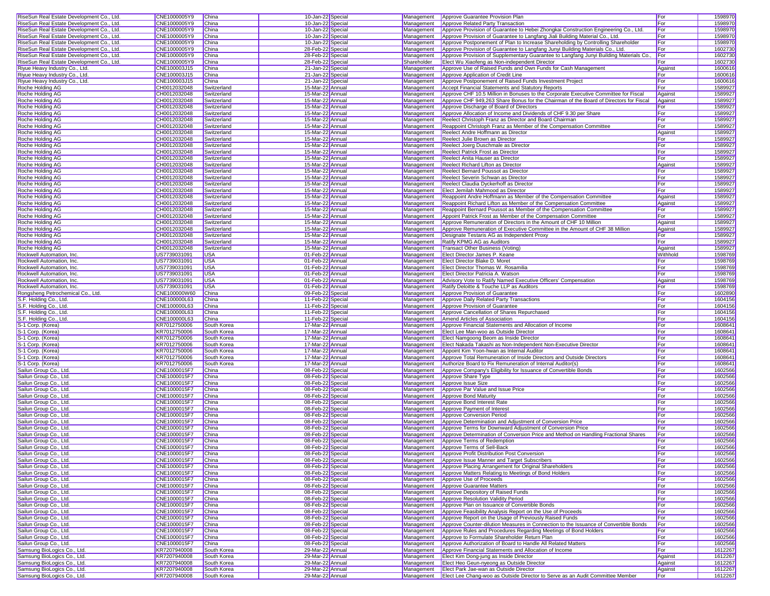| | | | | | | | | |
|---|---|---|---|---|---|---|---|---|
| RiseSun Real Estate Development Co., Ltd. | CNE1000005Y9 | China | 10-Jan-22 | Special | Management | Approve Guarantee Provision Plan | For | 1598970 |
| RiseSun Real Estate Development Co., Ltd. | CNE1000005Y9 | China | 10-Jan-22 | Special | Management | Approve Related Party Transaction | For | 1598970 |
| RiseSun Real Estate Development Co., Ltd. | CNE1000005Y9 | China | 10-Jan-22 | Special | Management | Approve Provision of Guarantee to Hebei Zhongkai Construction Engineering Co., Ltd. | For | 1598970 |
| RiseSun Real Estate Development Co., Ltd. | CNE1000005Y9 | China | 10-Jan-22 | Special | Management | Approve Provision of Guarantee to Langfang Jiali Building Material Co., Ltd. | For | 1598970 |
| RiseSun Real Estate Development Co., Ltd. | CNE1000005Y9 | China | 10-Jan-22 | Special | Management | Approve Postponement of Plan to Increase Shareholding by Controlling Shareholder | For | 1598970 |
| RiseSun Real Estate Development Co., Ltd. | CNE1000005Y9 | China | 28-Feb-22 | Special | Management | Approve Provision of Guarantee to Langfang Junyi Building Materials Co., Ltd. | For | 1602730 |
| RiseSun Real Estate Development Co., Ltd. | CNE1000005Y9 | China | 28-Feb-22 | Special | Management | Approve Provision of Supplementary Guarantee to Langfang Junyi Building Materials Co., | For | 1602730 |
| RiseSun Real Estate Development Co., Ltd. | CNE1000005Y9 | China | 28-Feb-22 | Special | Shareholder | Elect Wu Xiaofeng as Non-independent Director | For | 1602730 |
| Riyue Heavy Industry Co., Ltd. | CNE100003J15 | China | 21-Jan-22 | Special | Management | Approve Use of Raised Funds and Own Funds for Cash Management | Against | 1600616 |
| Riyue Heavy Industry Co., Ltd. | CNE100003J15 | China | 21-Jan-22 | Special | Management | Approve Application of Credit Line | For | 1600616 |
| Riyue Heavy Industry Co., Ltd. | CNE100003J15 | China | 21-Jan-22 | Special | Management | Approve Postponement of Raised Funds Investment Project | For | 1600616 |
| Roche Holding AG | CH0012032048 | Switzerland | 15-Mar-22 | Annual | Management | Accept Financial Statements and Statutory Reports | For | 1589927 |
| Roche Holding AG | CH0012032048 | Switzerland | 15-Mar-22 | Annual | Management | Approve CHF 10.5 Million in Bonuses to the Corporate Executive Committee for Fiscal | Against | 1589927 |
| Roche Holding AG | CH0012032048 | Switzerland | 15-Mar-22 | Annual | Management | Approve CHF 949,263 Share Bonus for the Chairman of the Board of Directors for Fiscal | Against | 1589927 |
| Roche Holding AG | CH0012032048 | Switzerland | 15-Mar-22 | Annual | Management | Approve Discharge of Board of Directors | For | 1589927 |
| Roche Holding AG | CH0012032048 | Switzerland | 15-Mar-22 | Annual | Management | Approve Allocation of Income and Dividends of CHF 9.30 per Share | For | 1589927 |
| Roche Holding AG | CH0012032048 | Switzerland | 15-Mar-22 | Annual | Management | Reelect Christoph Franz as Director and Board Chairman | For | 1589927 |
| Roche Holding AG | CH0012032048 | Switzerland | 15-Mar-22 | Annual | Management | Reappoint Christoph Franz as Member of the Compensation Committee | For | 1589927 |
| Roche Holding AG | CH0012032048 | Switzerland | 15-Mar-22 | Annual | Management | Reelect Andre Hoffmann as Director | Against | 1589927 |
| Roche Holding AG | CH0012032048 | Switzerland | 15-Mar-22 | Annual | Management | Reelect Julie Brown as Director | For | 1589927 |
| Roche Holding AG | CH0012032048 | Switzerland | 15-Mar-22 | Annual | Management | Reelect Joerg Duschmale as Director | For | 1589927 |
| Roche Holding AG | CH0012032048 | Switzerland | 15-Mar-22 | Annual | Management | Reelect Patrick Frost as Director | For | 1589927 |
| Roche Holding AG | CH0012032048 | Switzerland | 15-Mar-22 | Annual | Management | Reelect Anita Hauser as Director | For | 1589927 |
| Roche Holding AG | CH0012032048 | Switzerland | 15-Mar-22 | Annual | Management | Reelect Richard Lifton as Director | Against | 1589927 |
| Roche Holding AG | CH0012032048 | Switzerland | 15-Mar-22 | Annual | Management | Reelect Bernard Poussot as Director | For | 1589927 |
| Roche Holding AG | CH0012032048 | Switzerland | 15-Mar-22 | Annual | Management | Reelect Severin Schwan as Director | For | 1589927 |
| Roche Holding AG | CH0012032048 | Switzerland | 15-Mar-22 | Annual | Management | Reelect Claudia Dyckerhoff as Director | For | 1589927 |
| Roche Holding AG | CH0012032048 | Switzerland | 15-Mar-22 | Annual | Management | Elect Jemilah Mahmood as Director | For | 1589927 |
| Roche Holding AG | CH0012032048 | Switzerland | 15-Mar-22 | Annual | Management | Reappoint Andre Hoffmann as Member of the Compensation Committee | Against | 1589927 |
| Roche Holding AG | CH0012032048 | Switzerland | 15-Mar-22 | Annual | Management | Reappoint Richard Lifton as Member of the Compensation Committee | Against | 1589927 |
| Roche Holding AG | CH0012032048 | Switzerland | 15-Mar-22 | Annual | Management | Reappoint Bernard Poussot as Member of the Compensation Committee | For | 1589927 |
| Roche Holding AG | CH0012032048 | Switzerland | 15-Mar-22 | Annual | Management | Appoint Patrick Frost as Member of the Compensation Committee | For | 1589927 |
| Roche Holding AG | CH0012032048 | Switzerland | 15-Mar-22 | Annual | Management | Approve Remuneration of Directors in the Amount of CHF 10 Million | Against | 1589927 |
| Roche Holding AG | CH0012032048 | Switzerland | 15-Mar-22 | Annual | Management | Approve Remuneration of Executive Committee in the Amount of CHF 38 Million | Against | 1589927 |
| Roche Holding AG | CH0012032048 | Switzerland | 15-Mar-22 | Annual | Management | Designate Testaris AG as Independent Proxy | For | 1589927 |
| Roche Holding AG | CH0012032048 | Switzerland | 15-Mar-22 | Annual | Management | Ratify KPMG AG as Auditors | For | 1589927 |
| Roche Holding AG | CH0012032048 | Switzerland | 15-Mar-22 | Annual | Management | Transact Other Business (Voting) | Against | 1589927 |
| Rockwell Automation, Inc. | US7739031091 | USA | 01-Feb-22 | Annual | Management | Elect Director James P. Keane | Withhold | 1598769 |
| Rockwell Automation, Inc. | US7739031091 | USA | 01-Feb-22 | Annual | Management | Elect Director Blake D. Moret | For | 1598769 |
| Rockwell Automation, Inc. | US7739031091 | USA | 01-Feb-22 | Annual | Management | Elect Director Thomas W. Rosamilia | For | 1598769 |
| Rockwell Automation, Inc. | US7739031091 | USA | 01-Feb-22 | Annual | Management | Elect Director Patricia A. Watson | For | 1598769 |
| Rockwell Automation, Inc. | US7739031091 | USA | 01-Feb-22 | Annual | Management | Advisory Vote to Ratify Named Executive Officers' Compensation | Against | 1598769 |
| Rockwell Automation, Inc. | US7739031091 | USA | 01-Feb-22 | Annual | Management | Ratify Deloitte & Touche LLP as Auditors | For | 1598769 |
| Rongsheng Petrochemical Co., Ltd. | CNE100000W60 | China | 09-Feb-22 | Special | Management | Approve Provision of Guarantee | For | 1602890 |
| S.F. Holding Co., Ltd. | CNE100000L63 | China | 11-Feb-22 | Special | Management | Approve Daily Related Party Transactions | For | 1604156 |
| S.F. Holding Co., Ltd. | CNE100000L63 | China | 11-Feb-22 | Special | Management | Approve Provision of Guarantee | For | 1604156 |
| S.F. Holding Co., Ltd. | CNE100000L63 | China | 11-Feb-22 | Special | Management | Approve Cancellation of Shares Repurchased | For | 1604156 |
| S.F. Holding Co., Ltd. | CNE100000L63 | China | 11-Feb-22 | Special | Management | Amend Articles of Association | For | 1604156 |
| S-1 Corp. (Korea) | KR7012750006 | South Korea | 17-Mar-22 | Annual | Management | Approve Financial Statements and Allocation of Income | For | 1608641 |
| S-1 Corp. (Korea) | KR7012750006 | South Korea | 17-Mar-22 | Annual | Management | Elect Lee Man-woo as Outside Director | For | 1608641 |
| S-1 Corp. (Korea) | KR7012750006 | South Korea | 17-Mar-22 | Annual | Management | Elect Namgoong Beom as Inside Director | For | 1608641 |
| S-1 Corp. (Korea) | KR7012750006 | South Korea | 17-Mar-22 | Annual | Management | Elect Nakada Takashi as Non-Independent Non-Executive Director | For | 1608641 |
| S-1 Corp. (Korea) | KR7012750006 | South Korea | 17-Mar-22 | Annual | Management | Appoint Kim Yoon-hwan as Internal Auditor | For | 1608641 |
| S-1 Corp. (Korea) | KR7012750006 | South Korea | 17-Mar-22 | Annual | Management | Approve Total Remuneration of Inside Directors and Outside Directors | For | 1608641 |
| S-1 Corp. (Korea) | KR7012750006 | South Korea | 17-Mar-22 | Annual | Management | Authorize Board to Fix Remuneration of Internal Auditor(s) | For | 1608641 |
| Sailun Group Co., Ltd. | CNE1000015F7 | China | 08-Feb-22 | Special | Management | Approve Company's Eligibility for Issuance of Convertible Bonds | For | 1602566 |
| Sailun Group Co., Ltd. | CNE1000015F7 | China | 08-Feb-22 | Special | Management | Approve Share Type | For | 1602566 |
| Sailun Group Co., Ltd. | CNE1000015F7 | China | 08-Feb-22 | Special | Management | Approve Issue Size | For | 1602566 |
| Sailun Group Co., Ltd. | CNE1000015F7 | China | 08-Feb-22 | Special | Management | Approve Par Value and Issue Price | For | 1602566 |
| Sailun Group Co., Ltd. | CNE1000015F7 | China | 08-Feb-22 | Special | Management | Approve Bond Maturity | For | 1602566 |
| Sailun Group Co., Ltd. | CNE1000015F7 | China | 08-Feb-22 | Special | Management | Approve Bond Interest Rate | For | 1602566 |
| Sailun Group Co., Ltd. | CNE1000015F7 | China | 08-Feb-22 | Special | Management | Approve Payment of Interest | For | 1602566 |
| Sailun Group Co., Ltd. | CNE1000015F7 | China | 08-Feb-22 | Special | Management | Approve Conversion Period | For | 1602566 |
| Sailun Group Co., Ltd. | CNE1000015F7 | China | 08-Feb-22 | Special | Management | Approve Determination and Adjustment of Conversion Price | For | 1602566 |
| Sailun Group Co., Ltd. | CNE1000015F7 | China | 08-Feb-22 | Special | Management | Approve Terms for Downward Adjustment of Conversion Price | For | 1602566 |
| Sailun Group Co., Ltd. | CNE1000015F7 | China | 08-Feb-22 | Special | Management | Approve Determination of Conversion Price and Method on Handling Fractional Shares | For | 1602566 |
| Sailun Group Co., Ltd. | CNE1000015F7 | China | 08-Feb-22 | Special | Management | Approve Terms of Redemption | For | 1602566 |
| Sailun Group Co., Ltd. | CNE1000015F7 | China | 08-Feb-22 | Special | Management | Approve Terms of Sell-Back | For | 1602566 |
| Sailun Group Co., Ltd. | CNE1000015F7 | China | 08-Feb-22 | Special | Management | Approve Profit Distribution Post Conversion | For | 1602566 |
| Sailun Group Co., Ltd. | CNE1000015F7 | China | 08-Feb-22 | Special | Management | Approve Issue Manner and Target Subscribers | For | 1602566 |
| Sailun Group Co., Ltd. | CNE1000015F7 | China | 08-Feb-22 | Special | Management | Approve Placing Arrangement for Original Shareholders | For | 1602566 |
| Sailun Group Co., Ltd. | CNE1000015F7 | China | 08-Feb-22 | Special | Management | Approve Matters Relating to Meetings of Bond Holders | For | 1602566 |
| Sailun Group Co., Ltd. | CNE1000015F7 | China | 08-Feb-22 | Special | Management | Approve Use of Proceeds | For | 1602566 |
| Sailun Group Co., Ltd. | CNE1000015F7 | China | 08-Feb-22 | Special | Management | Approve Guarantee Matters | For | 1602566 |
| Sailun Group Co., Ltd. | CNE1000015F7 | China | 08-Feb-22 | Special | Management | Approve Depository of Raised Funds | For | 1602566 |
| Sailun Group Co., Ltd. | CNE1000015F7 | China | 08-Feb-22 | Special | Management | Approve Resolution Validity Period | For | 1602566 |
| Sailun Group Co., Ltd. | CNE1000015F7 | China | 08-Feb-22 | Special | Management | Approve Plan on Issuance of Convertible Bonds | For | 1602566 |
| Sailun Group Co., Ltd. | CNE1000015F7 | China | 08-Feb-22 | Special | Management | Approve Feasibility Analysis Report on the Use of Proceeds | For | 1602566 |
| Sailun Group Co., Ltd. | CNE1000015F7 | China | 08-Feb-22 | Special | Management | Approve Report on the Usage of Previously Raised Funds | For | 1602566 |
| Sailun Group Co., Ltd. | CNE1000015F7 | China | 08-Feb-22 | Special | Management | Approve Counter-dilution Measures in Connection to the Issuance of Convertible Bonds | For | 1602566 |
| Sailun Group Co., Ltd. | CNE1000015F7 | China | 08-Feb-22 | Special | Management | Approve Rules and Procedures Regarding Meetings of Bond Holders | For | 1602566 |
| Sailun Group Co., Ltd. | CNE1000015F7 | China | 08-Feb-22 | Special | Management | Approve to Formulate Shareholder Return Plan | For | 1602566 |
| Sailun Group Co., Ltd. | CNE1000015F7 | China | 08-Feb-22 | Special | Management | Approve Authorization of Board to Handle All Related Matters | For | 1602566 |
| Samsung BioLogics Co., Ltd. | KR7207940008 | South Korea | 29-Mar-22 | Annual | Management | Approve Financial Statements and Allocation of Income | For | 1612267 |
| Samsung BioLogics Co., Ltd. | KR7207940008 | South Korea | 29-Mar-22 | Annual | Management | Elect Kim Dong-jung as Inside Director | Against | 1612267 |
| Samsung BioLogics Co., Ltd. | KR7207940008 | South Korea | 29-Mar-22 | Annual | Management | Elect Heo Geun-nyeong as Outside Director | Against | 1612267 |
| Samsung BioLogics Co., Ltd. | KR7207940008 | South Korea | 29-Mar-22 | Annual | Management | Elect Park Jae-wan as Outside Director | Against | 1612267 |
| Samsung BioLogics Co., Ltd. | KR7207940008 | South Korea | 29-Mar-22 | Annual | Management | Elect Lee Chang-woo as Outside Director to Serve as an Audit Committee Member | For | 1612267 |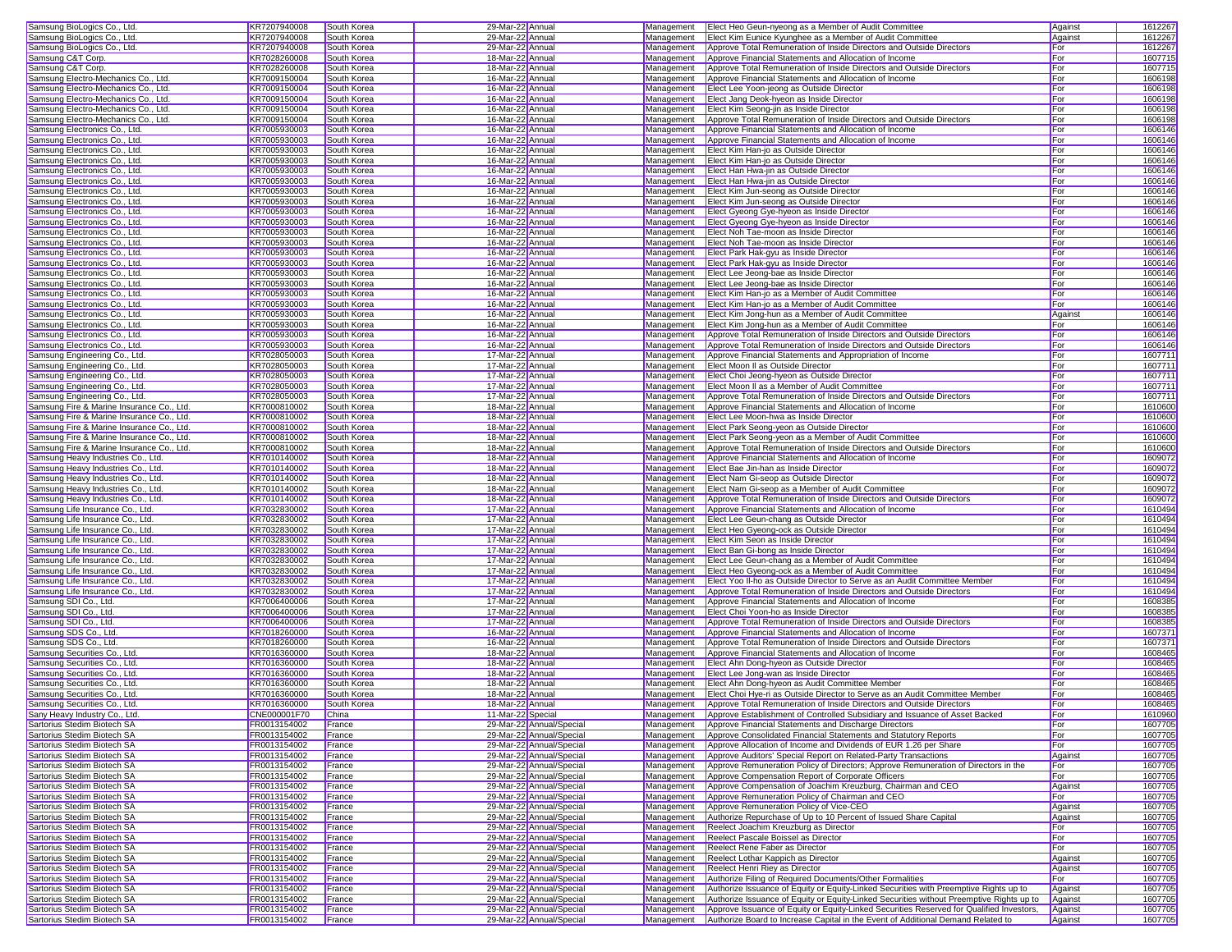| Samsung BioLogics Co., Ltd. | KR7207940008 | South Korea | 29-Mar-22 | Annual | Management | Elect Heo Geun-nyeong as a Member of Audit Committee | Against | 1612267 |
|---|---|---|---|---|---|---|---|---|
| Samsung BioLogics Co., Ltd. | KR7207940008 | South Korea | 29-Mar-22 | Annual | Management | Elect Kim Eunice Kyunghee as a Member of Audit Committee | Against | 1612267 |
| Samsung BioLogics Co., Ltd. | KR7207940008 | South Korea | 29-Mar-22 | Annual | Management | Approve Total Remuneration of Inside Directors and Outside Directors | For | 1612267 |
| Samsung C&T Corp. | KR7028260008 | South Korea | 18-Mar-22 | Annual | Management | Approve Financial Statements and Allocation of Income | For | 1607715 |
| Samsung C&T Corp. | KR7028260008 | South Korea | 18-Mar-22 | Annual | Management | Approve Total Remuneration of Inside Directors and Outside Directors | For | 1607715 |
| Samsung Electro-Mechanics Co., Ltd. | KR7009150004 | South Korea | 16-Mar-22 | Annual | Management | Approve Financial Statements and Allocation of Income | For | 1606198 |
| Samsung Electro-Mechanics Co., Ltd. | KR7009150004 | South Korea | 16-Mar-22 | Annual | Management | Elect Lee Yoon-jeong as Outside Director | For | 1606198 |
| Samsung Electro-Mechanics Co., Ltd. | KR7009150004 | South Korea | 16-Mar-22 | Annual | Management | Elect Jang Deok-hyeon as Inside Director | For | 1606198 |
| Samsung Electro-Mechanics Co., Ltd. | KR7009150004 | South Korea | 16-Mar-22 | Annual | Management | Elect Kim Seong-jin as Inside Director | For | 1606198 |
| Samsung Electro-Mechanics Co., Ltd. | KR7009150004 | South Korea | 16-Mar-22 | Annual | Management | Approve Total Remuneration of Inside Directors and Outside Directors | For | 1606198 |
| Samsung Electronics Co., Ltd. | KR7005930003 | South Korea | 16-Mar-22 | Annual | Management | Approve Financial Statements and Allocation of Income | For | 1606146 |
| Samsung Electronics Co., Ltd. | KR7005930003 | South Korea | 16-Mar-22 | Annual | Management | Approve Financial Statements and Allocation of Income | For | 1606146 |
| Samsung Electronics Co., Ltd. | KR7005930003 | South Korea | 16-Mar-22 | Annual | Management | Elect Kim Han-jo as Outside Director | For | 1606146 |
| Samsung Electronics Co., Ltd. | KR7005930003 | South Korea | 16-Mar-22 | Annual | Management | Elect Kim Han-jo as Outside Director | For | 1606146 |
| Samsung Electronics Co., Ltd. | KR7005930003 | South Korea | 16-Mar-22 | Annual | Management | Elect Han Hwa-jin as Outside Director | For | 1606146 |
| Samsung Electronics Co., Ltd. | KR7005930003 | South Korea | 16-Mar-22 | Annual | Management | Elect Han Hwa-jin as Outside Director | For | 1606146 |
| Samsung Electronics Co., Ltd. | KR7005930003 | South Korea | 16-Mar-22 | Annual | Management | Elect Kim Jun-seong as Outside Director | For | 1606146 |
| Samsung Electronics Co., Ltd. | KR7005930003 | South Korea | 16-Mar-22 | Annual | Management | Elect Kim Jun-seong as Outside Director | For | 1606146 |
| Samsung Electronics Co., Ltd. | KR7005930003 | South Korea | 16-Mar-22 | Annual | Management | Elect Gyeong Gye-hyeon as Inside Director | For | 1606146 |
| Samsung Electronics Co., Ltd. | KR7005930003 | South Korea | 16-Mar-22 | Annual | Management | Elect Gyeong Gye-hyeon as Inside Director | For | 1606146 |
| Samsung Electronics Co., Ltd. | KR7005930003 | South Korea | 16-Mar-22 | Annual | Management | Elect Noh Tae-moon as Inside Director | For | 1606146 |
| Samsung Electronics Co., Ltd. | KR7005930003 | South Korea | 16-Mar-22 | Annual | Management | Elect Noh Tae-moon as Inside Director | For | 1606146 |
| Samsung Electronics Co., Ltd. | KR7005930003 | South Korea | 16-Mar-22 | Annual | Management | Elect Park Hak-gyu as Inside Director | For | 1606146 |
| Samsung Electronics Co., Ltd. | KR7005930003 | South Korea | 16-Mar-22 | Annual | Management | Elect Park Hak-gyu as Inside Director | For | 1606146 |
| Samsung Electronics Co., Ltd. | KR7005930003 | South Korea | 16-Mar-22 | Annual | Management | Elect Lee Jeong-bae as Inside Director | For | 1606146 |
| Samsung Electronics Co., Ltd. | KR7005930003 | South Korea | 16-Mar-22 | Annual | Management | Elect Lee Jeong-bae as Inside Director | For | 1606146 |
| Samsung Electronics Co., Ltd. | KR7005930003 | South Korea | 16-Mar-22 | Annual | Management | Elect Kim Han-jo as a Member of Audit Committee | For | 1606146 |
| Samsung Electronics Co., Ltd. | KR7005930003 | South Korea | 16-Mar-22 | Annual | Management | Elect Kim Han-jo as a Member of Audit Committee | For | 1606146 |
| Samsung Electronics Co., Ltd. | KR7005930003 | South Korea | 16-Mar-22 | Annual | Management | Elect Kim Jong-hun as a Member of Audit Committee | Against | 1606146 |
| Samsung Electronics Co., Ltd. | KR7005930003 | South Korea | 16-Mar-22 | Annual | Management | Elect Kim Jong-hun as a Member of Audit Committee | For | 1606146 |
| Samsung Electronics Co., Ltd. | KR7005930003 | South Korea | 16-Mar-22 | Annual | Management | Approve Total Remuneration of Inside Directors and Outside Directors | For | 1606146 |
| Samsung Electronics Co., Ltd. | KR7005930003 | South Korea | 16-Mar-22 | Annual | Management | Approve Total Remuneration of Inside Directors and Outside Directors | For | 1606146 |
| Samsung Engineering Co., Ltd. | KR7028050003 | South Korea | 17-Mar-22 | Annual | Management | Approve Financial Statements and Appropriation of Income | For | 1607711 |
| Samsung Engineering Co., Ltd. | KR7028050003 | South Korea | 17-Mar-22 | Annual | Management | Elect Moon Il as Outside Director | For | 1607711 |
| Samsung Engineering Co., Ltd. | KR7028050003 | South Korea | 17-Mar-22 | Annual | Management | Elect Choi Jeong-hyeon as Outside Director | For | 1607711 |
| Samsung Engineering Co., Ltd. | KR7028050003 | South Korea | 17-Mar-22 | Annual | Management | Elect Moon Il as a Member of Audit Committee | For | 1607711 |
| Samsung Engineering Co., Ltd. | KR7028050003 | South Korea | 17-Mar-22 | Annual | Management | Approve Total Remuneration of Inside Directors and Outside Directors | For | 1607711 |
| Samsung Fire & Marine Insurance Co., Ltd. | KR7000810002 | South Korea | 18-Mar-22 | Annual | Management | Approve Financial Statements and Allocation of Income | For | 1610600 |
| Samsung Fire & Marine Insurance Co., Ltd. | KR7000810002 | South Korea | 18-Mar-22 | Annual | Management | Elect Lee Moon-hwa as Inside Director | For | 1610600 |
| Samsung Fire & Marine Insurance Co., Ltd. | KR7000810002 | South Korea | 18-Mar-22 | Annual | Management | Elect Park Seong-yeon as Outside Director | For | 1610600 |
| Samsung Fire & Marine Insurance Co., Ltd. | KR7000810002 | South Korea | 18-Mar-22 | Annual | Management | Elect Park Seong-yeon as a Member of Audit Committee | For | 1610600 |
| Samsung Fire & Marine Insurance Co., Ltd. | KR7000810002 | South Korea | 18-Mar-22 | Annual | Management | Approve Total Remuneration of Inside Directors and Outside Directors | For | 1610600 |
| Samsung Heavy Industries Co., Ltd. | KR7010140002 | South Korea | 18-Mar-22 | Annual | Management | Approve Financial Statements and Allocation of Income | For | 1609072 |
| Samsung Heavy Industries Co., Ltd. | KR7010140002 | South Korea | 18-Mar-22 | Annual | Management | Elect Bae Jin-han as Inside Director | For | 1609072 |
| Samsung Heavy Industries Co., Ltd. | KR7010140002 | South Korea | 18-Mar-22 | Annual | Management | Elect Nam Gi-seop as Outside Director | For | 1609072 |
| Samsung Heavy Industries Co., Ltd. | KR7010140002 | South Korea | 18-Mar-22 | Annual | Management | Elect Nam Gi-seop as a Member of Audit Committee | For | 1609072 |
| Samsung Heavy Industries Co., Ltd. | KR7010140002 | South Korea | 18-Mar-22 | Annual | Management | Approve Total Remuneration of Inside Directors and Outside Directors | For | 1609072 |
| Samsung Life Insurance Co., Ltd. | KR7032830002 | South Korea | 17-Mar-22 | Annual | Management | Approve Financial Statements and Allocation of Income | For | 1610494 |
| Samsung Life Insurance Co., Ltd. | KR7032830002 | South Korea | 17-Mar-22 | Annual | Management | Elect Lee Geun-chang as Outside Director | For | 1610494 |
| Samsung Life Insurance Co., Ltd. | KR7032830002 | South Korea | 17-Mar-22 | Annual | Management | Elect Heo Gyeong-ock as Outside Director | For | 1610494 |
| Samsung Life Insurance Co., Ltd. | KR7032830002 | South Korea | 17-Mar-22 | Annual | Management | Elect Kim Seon as Inside Director | For | 1610494 |
| Samsung Life Insurance Co., Ltd. | KR7032830002 | South Korea | 17-Mar-22 | Annual | Management | Elect Ban Gi-bong as Inside Director | For | 1610494 |
| Samsung Life Insurance Co., Ltd. | KR7032830002 | South Korea | 17-Mar-22 | Annual | Management | Elect Lee Geun-chang as a Member of Audit Committee | For | 1610494 |
| Samsung Life Insurance Co., Ltd. | KR7032830002 | South Korea | 17-Mar-22 | Annual | Management | Elect Heo Gyeong-ock as a Member of Audit Committee | For | 1610494 |
| Samsung Life Insurance Co., Ltd. | KR7032830002 | South Korea | 17-Mar-22 | Annual | Management | Elect Yoo Il-ho as Outside Director to Serve as an Audit Committee Member | For | 1610494 |
| Samsung Life Insurance Co., Ltd. | KR7032830002 | South Korea | 17-Mar-22 | Annual | Management | Approve Total Remuneration of Inside Directors and Outside Directors | For | 1610494 |
| Samsung SDI Co., Ltd. | KR7006400006 | South Korea | 17-Mar-22 | Annual | Management | Approve Financial Statements and Allocation of Income | For | 1608385 |
| Samsung SDI Co., Ltd. | KR7006400006 | South Korea | 17-Mar-22 | Annual | Management | Elect Choi Yoon-ho as Inside Director | For | 1608385 |
| Samsung SDI Co., Ltd. | KR7006400006 | South Korea | 17-Mar-22 | Annual | Management | Approve Total Remuneration of Inside Directors and Outside Directors | For | 1608385 |
| Samsung SDS Co., Ltd. | KR7018260000 | South Korea | 16-Mar-22 | Annual | Management | Approve Financial Statements and Allocation of Income | For | 1607371 |
| Samsung SDS Co., Ltd. | KR7018260000 | South Korea | 16-Mar-22 | Annual | Management | Approve Total Remuneration of Inside Directors and Outside Directors | For | 1607371 |
| Samsung Securities Co., Ltd. | KR7016360000 | South Korea | 18-Mar-22 | Annual | Management | Approve Financial Statements and Allocation of Income | For | 1608465 |
| Samsung Securities Co., Ltd. | KR7016360000 | South Korea | 18-Mar-22 | Annual | Management | Elect Ahn Dong-hyeon as Outside Director | For | 1608465 |
| Samsung Securities Co., Ltd. | KR7016360000 | South Korea | 18-Mar-22 | Annual | Management | Elect Lee Jong-wan as Inside Director | For | 1608465 |
| Samsung Securities Co., Ltd. | KR7016360000 | South Korea | 18-Mar-22 | Annual | Management | Elect Ahn Dong-hyeon as Audit Committee Member | For | 1608465 |
| Samsung Securities Co., Ltd. | KR7016360000 | South Korea | 18-Mar-22 | Annual | Management | Elect Choi Hye-ri as Outside Director to Serve as an Audit Committee Member | For | 1608465 |
| Samsung Securities Co., Ltd. | KR7016360000 | South Korea | 18-Mar-22 | Annual | Management | Approve Total Remuneration of Inside Directors and Outside Directors | For | 1608465 |
| Sany Heavy Industry Co., Ltd. | CNE000001F70 | China | 11-Mar-22 | Special | Management | Approve Establishment of Controlled Subsidiary and Issuance of Asset Backed | For | 1610960 |
| Sartorius Stedim Biotech SA | FR0013154002 | France | 29-Mar-22 | Annual/Special | Management | Approve Financial Statements and Discharge Directors | For | 1607705 |
| Sartorius Stedim Biotech SA | FR0013154002 | France | 29-Mar-22 | Annual/Special | Management | Approve Consolidated Financial Statements and Statutory Reports | For | 1607705 |
| Sartorius Stedim Biotech SA | FR0013154002 | France | 29-Mar-22 | Annual/Special | Management | Approve Allocation of Income and Dividends of EUR 1.26 per Share | For | 1607705 |
| Sartorius Stedim Biotech SA | FR0013154002 | France | 29-Mar-22 | Annual/Special | Management | Approve Auditors' Special Report on Related-Party Transactions | Against | 1607705 |
| Sartorius Stedim Biotech SA | FR0013154002 | France | 29-Mar-22 | Annual/Special | Management | Approve Remuneration Policy of Directors; Approve Remuneration of Directors in the | For | 1607705 |
| Sartorius Stedim Biotech SA | FR0013154002 | France | 29-Mar-22 | Annual/Special | Management | Approve Compensation Report of Corporate Officers | For | 1607705 |
| Sartorius Stedim Biotech SA | FR0013154002 | France | 29-Mar-22 | Annual/Special | Management | Approve Compensation of Joachim Kreuzburg, Chairman and CEO | Against | 1607705 |
| Sartorius Stedim Biotech SA | FR0013154002 | France | 29-Mar-22 | Annual/Special | Management | Approve Remuneration Policy of Chairman and CEO | For | 1607705 |
| Sartorius Stedim Biotech SA | FR0013154002 | France | 29-Mar-22 | Annual/Special | Management | Approve Remuneration Policy of Vice-CEO | Against | 1607705 |
| Sartorius Stedim Biotech SA | FR0013154002 | France | 29-Mar-22 | Annual/Special | Management | Authorize Repurchase of Up to 10 Percent of Issued Share Capital | Against | 1607705 |
| Sartorius Stedim Biotech SA | FR0013154002 | France | 29-Mar-22 | Annual/Special | Management | Reelect Joachim Kreuzburg as Director | For | 1607705 |
| Sartorius Stedim Biotech SA | FR0013154002 | France | 29-Mar-22 | Annual/Special | Management | Reelect Pascale Boissel as Director | For | 1607705 |
| Sartorius Stedim Biotech SA | FR0013154002 | France | 29-Mar-22 | Annual/Special | Management | Reelect Rene Faber as Director | For | 1607705 |
| Sartorius Stedim Biotech SA | FR0013154002 | France | 29-Mar-22 | Annual/Special | Management | Reelect Lothar Kappich as Director | Against | 1607705 |
| Sartorius Stedim Biotech SA | FR0013154002 | France | 29-Mar-22 | Annual/Special | Management | Reelect Henri Riey as Director | Against | 1607705 |
| Sartorius Stedim Biotech SA | FR0013154002 | France | 29-Mar-22 | Annual/Special | Management | Authorize Filing of Required Documents/Other Formalities | For | 1607705 |
| Sartorius Stedim Biotech SA | FR0013154002 | France | 29-Mar-22 | Annual/Special | Management | Authorize Issuance of Equity or Equity-Linked Securities with Preemptive Rights up to | Against | 1607705 |
| Sartorius Stedim Biotech SA | FR0013154002 | France | 29-Mar-22 | Annual/Special | Management | Authorize Issuance of Equity or Equity-Linked Securities without Preemptive Rights up to | Against | 1607705 |
| Sartorius Stedim Biotech SA | FR0013154002 | France | 29-Mar-22 | Annual/Special | Management | Approve Issuance of Equity or Equity-Linked Securities Reserved for Qualified Investors, | Against | 1607705 |
| Sartorius Stedim Biotech SA | FR0013154002 | France | 29-Mar-22 | Annual/Special | Management | Authorize Board to Increase Capital in the Event of Additional Demand Related to | Against | 1607705 |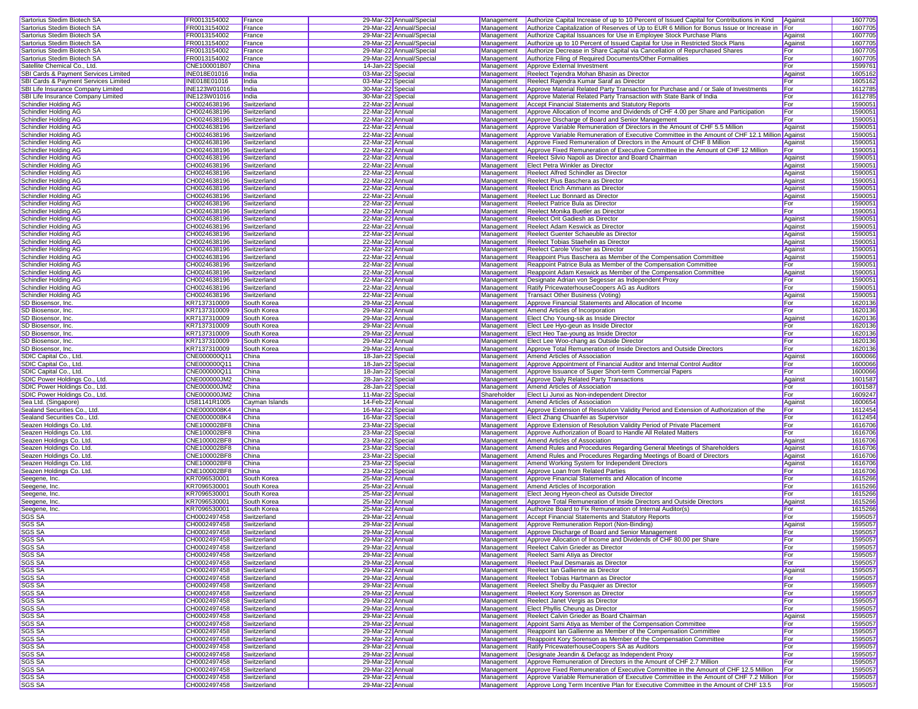| | | | | | | | | |
|---|---|---|---|---|---|---|---|---|
| Sartorius Stedim Biotech SA | FR0013154002 | France | 29-Mar-22 | Annual/Special | Management | Authorize Capital Increase of up to 10 Percent of Issued Capital for Contributions in Kind | Against | 1607705 |
| Sartorius Stedim Biotech SA | FR0013154002 | France | 29-Mar-22 | Annual/Special | Management | Authorize Capitalization of Reserves of Up to EUR 6 Million for Bonus Issue or Increase in | For | 1607705 |
| Sartorius Stedim Biotech SA | FR0013154002 | France | 29-Mar-22 | Annual/Special | Management | Authorize Capital Issuances for Use in Employee Stock Purchase Plans | Against | 1607705 |
| Sartorius Stedim Biotech SA | FR0013154002 | France | 29-Mar-22 | Annual/Special | Management | Authorize up to 10 Percent of Issued Capital for Use in Restricted Stock Plans | Against | 1607705 |
| Sartorius Stedim Biotech SA | FR0013154002 | France | 29-Mar-22 | Annual/Special | Management | Authorize Decrease in Share Capital via Cancellation of Repurchased Shares | For | 1607705 |
| Sartorius Stedim Biotech SA | FR0013154002 | France | 29-Mar-22 | Annual/Special | Management | Authorize Filing of Required Documents/Other Formalities | For | 1607705 |
| Satellite Chemical Co., Ltd. | CNE100001B07 | China | 14-Jan-22 | Special | Management | Approve External Investment | For | 1599761 |
| SBI Cards & Payment Services Limited | INE018E01016 | India | 03-Mar-22 | Special | Management | Reelect Tejendra Mohan Bhasin as Director | Against | 1605162 |
| SBI Cards & Payment Services Limited | INE018E01016 | India | 03-Mar-22 | Special | Management | Reelect Rajendra Kumar Saraf as Director | For | 1605162 |
| SBI Life Insurance Company Limited | INE123W01016 | India | 30-Mar-22 | Special | Management | Approve Material Related Party Transaction for Purchase and / or Sale of Investments | For | 1612785 |
| SBI Life Insurance Company Limited | INE123W01016 | India | 30-Mar-22 | Special | Management | Approve Material Related Party Transaction with State Bank of India | For | 1612785 |
| Schindler Holding AG | CH0024638196 | Switzerland | 22-Mar-22 | Annual | Management | Accept Financial Statements and Statutory Reports | For | 1590051 |
| Schindler Holding AG | CH0024638196 | Switzerland | 22-Mar-22 | Annual | Management | Approve Allocation of Income and Dividends of CHF 4.00 per Share and Participation | For | 1590051 |
| Schindler Holding AG | CH0024638196 | Switzerland | 22-Mar-22 | Annual | Management | Approve Discharge of Board and Senior Management | For | 1590051 |
| Schindler Holding AG | CH0024638196 | Switzerland | 22-Mar-22 | Annual | Management | Approve Variable Remuneration of Directors in the Amount of CHF 5.5 Million | Against | 1590051 |
| Schindler Holding AG | CH0024638196 | Switzerland | 22-Mar-22 | Annual | Management | Approve Variable Remuneration of Executive Committee in the Amount of CHF 12.1 Million | Against | 1590051 |
| Schindler Holding AG | CH0024638196 | Switzerland | 22-Mar-22 | Annual | Management | Approve Fixed Remuneration of Directors in the Amount of CHF 8 Million | Against | 1590051 |
| Schindler Holding AG | CH0024638196 | Switzerland | 22-Mar-22 | Annual | Management | Approve Fixed Remuneration of Executive Committee in the Amount of CHF 12 Million | For | 1590051 |
| Schindler Holding AG | CH0024638196 | Switzerland | 22-Mar-22 | Annual | Management | Reelect Silvio Napoli as Director and Board Chairman | Against | 1590051 |
| Schindler Holding AG | CH0024638196 | Switzerland | 22-Mar-22 | Annual | Management | Elect Petra Winkler as Director | Against | 1590051 |
| Schindler Holding AG | CH0024638196 | Switzerland | 22-Mar-22 | Annual | Management | Reelect Alfred Schindler as Director | Against | 1590051 |
| Schindler Holding AG | CH0024638196 | Switzerland | 22-Mar-22 | Annual | Management | Reelect Pius Baschera as Director | Against | 1590051 |
| Schindler Holding AG | CH0024638196 | Switzerland | 22-Mar-22 | Annual | Management | Reelect Erich Ammann as Director | Against | 1590051 |
| Schindler Holding AG | CH0024638196 | Switzerland | 22-Mar-22 | Annual | Management | Reelect Luc Bonnard as Director | Against | 1590051 |
| Schindler Holding AG | CH0024638196 | Switzerland | 22-Mar-22 | Annual | Management | Reelect Patrice Bula as Director | For | 1590051 |
| Schindler Holding AG | CH0024638196 | Switzerland | 22-Mar-22 | Annual | Management | Reelect Monika Buetler as Director | For | 1590051 |
| Schindler Holding AG | CH0024638196 | Switzerland | 22-Mar-22 | Annual | Management | Reelect Orit Gadiesh as Director | Against | 1590051 |
| Schindler Holding AG | CH0024638196 | Switzerland | 22-Mar-22 | Annual | Management | Reelect Adam Keswick as Director | Against | 1590051 |
| Schindler Holding AG | CH0024638196 | Switzerland | 22-Mar-22 | Annual | Management | Reelect Guenter Schaeuble as Director | Against | 1590051 |
| Schindler Holding AG | CH0024638196 | Switzerland | 22-Mar-22 | Annual | Management | Reelect Tobias Staehelin as Director | Against | 1590051 |
| Schindler Holding AG | CH0024638196 | Switzerland | 22-Mar-22 | Annual | Management | Reelect Carole Vischer as Director | Against | 1590051 |
| Schindler Holding AG | CH0024638196 | Switzerland | 22-Mar-22 | Annual | Management | Reappoint Pius Baschera as Member of the Compensation Committee | Against | 1590051 |
| Schindler Holding AG | CH0024638196 | Switzerland | 22-Mar-22 | Annual | Management | Reappoint Patrice Bula as Member of the Compensation Committee | For | 1590051 |
| Schindler Holding AG | CH0024638196 | Switzerland | 22-Mar-22 | Annual | Management | Reappoint Adam Keswick as Member of the Compensation Committee | Against | 1590051 |
| Schindler Holding AG | CH0024638196 | Switzerland | 22-Mar-22 | Annual | Management | Designate Adrian von Segesser as Independent Proxy | For | 1590051 |
| Schindler Holding AG | CH0024638196 | Switzerland | 22-Mar-22 | Annual | Management | Ratify PricewaterhouseCoopers AG as Auditors | For | 1590051 |
| Schindler Holding AG | CH0024638196 | Switzerland | 22-Mar-22 | Annual | Management | Transact Other Business (Voting) | Against | 1590051 |
| SD Biosensor, Inc. | KR7137310009 | South Korea | 29-Mar-22 | Annual | Management | Approve Financial Statements and Allocation of Income | For | 1620136 |
| SD Biosensor, Inc. | KR7137310009 | South Korea | 29-Mar-22 | Annual | Management | Amend Articles of Incorporation | For | 1620136 |
| SD Biosensor, Inc. | KR7137310009 | South Korea | 29-Mar-22 | Annual | Management | Elect Cho Young-sik as Inside Director | Against | 1620136 |
| SD Biosensor, Inc. | KR7137310009 | South Korea | 29-Mar-22 | Annual | Management | Elect Lee Hyo-geun as Inside Director | For | 1620136 |
| SD Biosensor, Inc. | KR7137310009 | South Korea | 29-Mar-22 | Annual | Management | Elect Heo Tae-young as Inside Director | For | 1620136 |
| SD Biosensor, Inc. | KR7137310009 | South Korea | 29-Mar-22 | Annual | Management | Elect Lee Woo-chang as Outside Director | For | 1620136 |
| SD Biosensor, Inc. | KR7137310009 | South Korea | 29-Mar-22 | Annual | Management | Approve Total Remuneration of Inside Directors and Outside Directors | For | 1620136 |
| SDIC Capital Co., Ltd. | CNE000000Q11 | China | 18-Jan-22 | Special | Management | Amend Articles of Association | Against | 1600066 |
| SDIC Capital Co., Ltd. | CNE000000Q11 | China | 18-Jan-22 | Special | Management | Approve Appointment of Financial Auditor and Internal Control Auditor | For | 1600066 |
| SDIC Capital Co., Ltd. | CNE000000Q11 | China | 18-Jan-22 | Special | Management | Approve Issuance of Super Short-term Commercial Papers | For | 1600066 |
| SDIC Power Holdings Co., Ltd. | CNE000000JM2 | China | 28-Jan-22 | Special | Management | Approve Daily Related Party Transactions | Against | 1601587 |
| SDIC Power Holdings Co., Ltd. | CNE000000JM2 | China | 28-Jan-22 | Special | Management | Amend Articles of Association | For | 1601587 |
| SDIC Power Holdings Co., Ltd. | CNE000000JM2 | China | 11-Mar-22 | Special | Shareholder | Elect Li Junxi as Non-independent Director | For | 1609247 |
| Sea Ltd. (Singapore) | US81141R1005 | Cayman Islands | 14-Feb-22 | Annual | Management | Amend Articles of Association | Against | 1600654 |
| Sealand Securities Co., Ltd. | CNE0000008K4 | China | 16-Mar-22 | Special | Management | Approve Extension of Resolution Validity Period and Extension of Authorization of the | For | 1612454 |
| Sealand Securities Co., Ltd. | CNE0000008K4 | China | 16-Mar-22 | Special | Management | Elect Zhang Chuanfei as Supervisor | For | 1612454 |
| Seazen Holdings Co. Ltd. | CNE100002BF8 | China | 23-Mar-22 | Special | Management | Approve Extension of Resolution Validity Period of Private Placement | For | 1616706 |
| Seazen Holdings Co. Ltd. | CNE100002BF8 | China | 23-Mar-22 | Special | Management | Approve Authorization of Board to Handle All Related Matters | For | 1616706 |
| Seazen Holdings Co. Ltd. | CNE100002BF8 | China | 23-Mar-22 | Special | Management | Amend Articles of Association | Against | 1616706 |
| Seazen Holdings Co. Ltd. | CNE100002BF8 | China | 23-Mar-22 | Special | Management | Amend Rules and Procedures Regarding General Meetings of Shareholders | Against | 1616706 |
| Seazen Holdings Co. Ltd. | CNE100002BF8 | China | 23-Mar-22 | Special | Management | Amend Rules and Procedures Regarding Meetings of Board of Directors | Against | 1616706 |
| Seazen Holdings Co. Ltd. | CNE100002BF8 | China | 23-Mar-22 | Special | Management | Amend Working System for Independent Directors | Against | 1616706 |
| Seazen Holdings Co. Ltd. | CNE100002BF8 | China | 23-Mar-22 | Special | Management | Approve Loan from Related Parties | For | 1616706 |
| Seegene, Inc. | KR7096530001 | South Korea | 25-Mar-22 | Annual | Management | Approve Financial Statements and Allocation of Income | For | 1615266 |
| Seegene, Inc. | KR7096530001 | South Korea | 25-Mar-22 | Annual | Management | Amend Articles of Incorporation | For | 1615266 |
| Seegene, Inc. | KR7096530001 | South Korea | 25-Mar-22 | Annual | Management | Elect Jeong Hyeon-cheol as Outside Director | For | 1615266 |
| Seegene, Inc. | KR7096530001 | South Korea | 25-Mar-22 | Annual | Management | Approve Total Remuneration of Inside Directors and Outside Directors | Against | 1615266 |
| Seegene, Inc. | KR7096530001 | South Korea | 25-Mar-22 | Annual | Management | Authorize Board to Fix Remuneration of Internal Auditor(s) | For | 1615266 |
| SGS SA | CH0002497458 | Switzerland | 29-Mar-22 | Annual | Management | Accept Financial Statements and Statutory Reports | For | 1595057 |
| SGS SA | CH0002497458 | Switzerland | 29-Mar-22 | Annual | Management | Approve Remuneration Report (Non-Binding) | Against | 1595057 |
| SGS SA | CH0002497458 | Switzerland | 29-Mar-22 | Annual | Management | Approve Discharge of Board and Senior Management | For | 1595057 |
| SGS SA | CH0002497458 | Switzerland | 29-Mar-22 | Annual | Management | Approve Allocation of Income and Dividends of CHF 80.00 per Share | For | 1595057 |
| SGS SA | CH0002497458 | Switzerland | 29-Mar-22 | Annual | Management | Reelect Calvin Grieder as Director | For | 1595057 |
| SGS SA | CH0002497458 | Switzerland | 29-Mar-22 | Annual | Management | Reelect Sami Atiya as Director | For | 1595057 |
| SGS SA | CH0002497458 | Switzerland | 29-Mar-22 | Annual | Management | Reelect Paul Desmarais as Director | For | 1595057 |
| SGS SA | CH0002497458 | Switzerland | 29-Mar-22 | Annual | Management | Reelect Ian Gallienne as Director | Against | 1595057 |
| SGS SA | CH0002497458 | Switzerland | 29-Mar-22 | Annual | Management | Reelect Tobias Hartmann as Director | For | 1595057 |
| SGS SA | CH0002497458 | Switzerland | 29-Mar-22 | Annual | Management | Reelect Shelby du Pasquier as Director | For | 1595057 |
| SGS SA | CH0002497458 | Switzerland | 29-Mar-22 | Annual | Management | Reelect Kory Sorenson as Director | For | 1595057 |
| SGS SA | CH0002497458 | Switzerland | 29-Mar-22 | Annual | Management | Reelect Janet Vergis as Director | For | 1595057 |
| SGS SA | CH0002497458 | Switzerland | 29-Mar-22 | Annual | Management | Elect Phyllis Cheung as Director | For | 1595057 |
| SGS SA | CH0002497458 | Switzerland | 29-Mar-22 | Annual | Management | Reelect Calvin Grieder as Board Chairman | Against | 1595057 |
| SGS SA | CH0002497458 | Switzerland | 29-Mar-22 | Annual | Management | Appoint Sami Atiya as Member of the Compensation Committee | For | 1595057 |
| SGS SA | CH0002497458 | Switzerland | 29-Mar-22 | Annual | Management | Reappoint Ian Gallienne as Member of the Compensation Committee | For | 1595057 |
| SGS SA | CH0002497458 | Switzerland | 29-Mar-22 | Annual | Management | Reappoint Kory Sorenson as Member of the Compensation Committee | For | 1595057 |
| SGS SA | CH0002497458 | Switzerland | 29-Mar-22 | Annual | Management | Ratify PricewaterhouseCoopers SA as Auditors | For | 1595057 |
| SGS SA | CH0002497458 | Switzerland | 29-Mar-22 | Annual | Management | Designate Jeandin & Defacqz as Independent Proxy | For | 1595057 |
| SGS SA | CH0002497458 | Switzerland | 29-Mar-22 | Annual | Management | Approve Remuneration of Directors in the Amount of CHF 2.7 Million | For | 1595057 |
| SGS SA | CH0002497458 | Switzerland | 29-Mar-22 | Annual | Management | Approve Fixed Remuneration of Executive Committee in the Amount of CHF 12.5 Million | For | 1595057 |
| SGS SA | CH0002497458 | Switzerland | 29-Mar-22 | Annual | Management | Approve Variable Remuneration of Executive Committee in the Amount of CHF 7.2 Million | For | 1595057 |
| SGS SA | CH0002497458 | Switzerland | 29-Mar-22 | Annual | Management | Approve Long Term Incentive Plan for Executive Committee in the Amount of CHF 13.5 | For | 1595057 |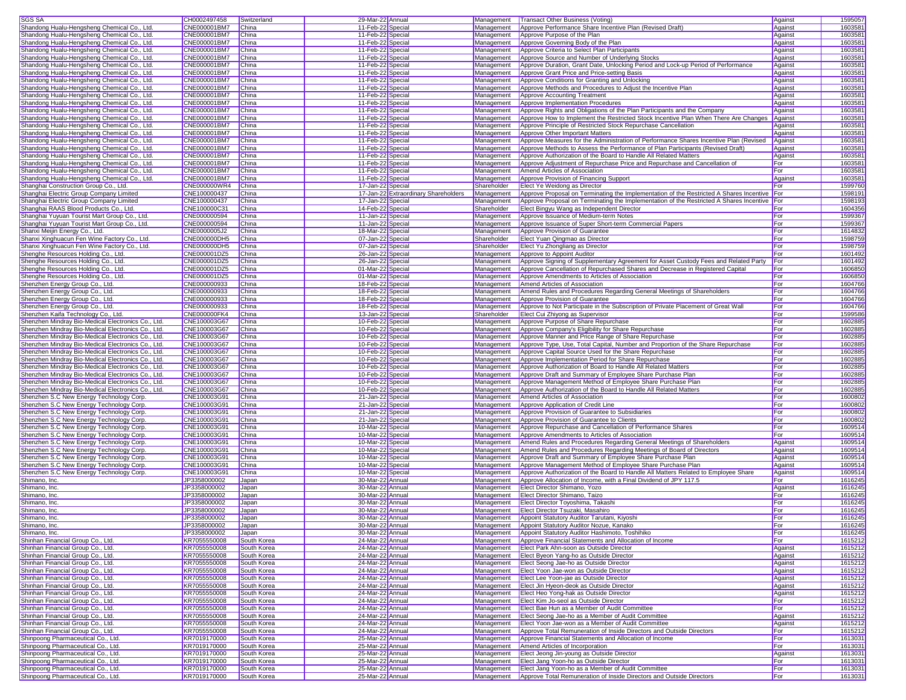| SGS SA | CH0002497458 | Switzerland | 29-Mar-22 | Annual | Management | Transact Other Business (Voting) | Against | 1595057 |
|---|---|---|---|---|---|---|---|---|
| Shandong Hualu-Hengsheng Chemical Co., Ltd. | CNE000001BM7 | China | 11-Feb-22 | Special | Management | Approve Performance Share Incentive Plan (Revised Draft) | Against | 1603581 |
| Shandong Hualu-Hengsheng Chemical Co., Ltd. | CNE000001BM7 | China | 11-Feb-22 | Special | Management | Approve Purpose of the Plan | Against | 1603581 |
| Shandong Hualu-Hengsheng Chemical Co., Ltd. | CNE000001BM7 | China | 11-Feb-22 | Special | Management | Approve Governing Body of the Plan | Against | 1603581 |
| Shandong Hualu-Hengsheng Chemical Co., Ltd. | CNE000001BM7 | China | 11-Feb-22 | Special | Management | Approve Criteria to Select Plan Participants | Against | 1603581 |
| Shandong Hualu-Hengsheng Chemical Co., Ltd. | CNE000001BM7 | China | 11-Feb-22 | Special | Management | Approve Source and Number of Underlying Stocks | Against | 1603581 |
| Shandong Hualu-Hengsheng Chemical Co., Ltd. | CNE000001BM7 | China | 11-Feb-22 | Special | Management | Approve Duration, Grant Date, Unlocking Period and Lock-up Period of Performance | Against | 1603581 |
| Shandong Hualu-Hengsheng Chemical Co., Ltd. | CNE000001BM7 | China | 11-Feb-22 | Special | Management | Approve Grant Price and Price-setting Basis | Against | 1603581 |
| Shandong Hualu-Hengsheng Chemical Co., Ltd. | CNE000001BM7 | China | 11-Feb-22 | Special | Management | Approve Conditions for Granting and Unlocking | Against | 1603581 |
| Shandong Hualu-Hengsheng Chemical Co., Ltd. | CNE000001BM7 | China | 11-Feb-22 | Special | Management | Approve Methods and Procedures to Adjust the Incentive Plan | Against | 1603581 |
| Shandong Hualu-Hengsheng Chemical Co., Ltd. | CNE000001BM7 | China | 11-Feb-22 | Special | Management | Approve Accounting Treatment | Against | 1603581 |
| Shandong Hualu-Hengsheng Chemical Co., Ltd. | CNE000001BM7 | China | 11-Feb-22 | Special | Management | Approve Implementation Procedures | Against | 1603581 |
| Shandong Hualu-Hengsheng Chemical Co., Ltd. | CNE000001BM7 | China | 11-Feb-22 | Special | Management | Approve Rights and Obligations of the Plan Participants and the Company | Against | 1603581 |
| Shandong Hualu-Hengsheng Chemical Co., Ltd. | CNE000001BM7 | China | 11-Feb-22 | Special | Management | Approve How to Implement the Restricted Stock Incentive Plan When There Are Changes | Against | 1603581 |
| Shandong Hualu-Hengsheng Chemical Co., Ltd. | CNE000001BM7 | China | 11-Feb-22 | Special | Management | Approve Principle of Restricted Stock Repurchase Cancellation | Against | 1603581 |
| Shandong Hualu-Hengsheng Chemical Co., Ltd. | CNE000001BM7 | China | 11-Feb-22 | Special | Management | Approve Other Important Matters | Against | 1603581 |
| Shandong Hualu-Hengsheng Chemical Co., Ltd. | CNE000001BM7 | China | 11-Feb-22 | Special | Management | Approve Measures for the Administration of Performance Shares Incentive Plan (Revised | Against | 1603581 |
| Shandong Hualu-Hengsheng Chemical Co., Ltd. | CNE000001BM7 | China | 11-Feb-22 | Special | Management | Approve Methods to Assess the Performance of Plan Participants (Revised Draft) | Against | 1603581 |
| Shandong Hualu-Hengsheng Chemical Co., Ltd. | CNE000001BM7 | China | 11-Feb-22 | Special | Management | Approve Authorization of the Board to Handle All Related Matters | Against | 1603581 |
| Shandong Hualu-Hengsheng Chemical Co., Ltd. | CNE000001BM7 | China | 11-Feb-22 | Special | Management | Approve Adjustment of Repurchase Price and Repurchase and Cancellation of | For | 1603581 |
| Shandong Hualu-Hengsheng Chemical Co., Ltd. | CNE000001BM7 | China | 11-Feb-22 | Special | Management | Amend Articles of Association | For | 1603581 |
| Shandong Hualu-Hengsheng Chemical Co., Ltd. | CNE000001BM7 | China | 11-Feb-22 | Special | Management | Approve Provision of Financing Support | Against | 1603581 |
| Shanghai Construction Group Co., Ltd. | CNE000000WR4 | China | 17-Jan-22 | Special | Shareholder | Elect Ye Weidong as Director | For | 1599760 |
| Shanghai Electric Group Company Limited | CNE100000437 | China | 17-Jan-22 | Extraordinary Shareholders | Management | Approve Proposal on Terminating the Implementation of the Restricted A Shares Incentive | For | 1598191 |
| Shanghai Electric Group Company Limited | CNE100000437 | China | 17-Jan-22 | Special | Management | Approve Proposal on Terminating the Implementation of the Restricted A Shares Incentive | For | 1598193 |
| Shanghai RAAS Blood Products Co., Ltd. | CNE100000C31 | China | 14-Feb-22 | Special | Shareholder | Elect Bingyu Wang as Independent Director | For | 1604356 |
| Shanghai Yuyuan Tourist Mart Group Co., Ltd. | CNE000000594 | China | 11-Jan-22 | Special | Management | Approve Issuance of Medium-term Notes | For | 1599367 |
| Shanghai Yuyuan Tourist Mart Group Co., Ltd. | CNE000000594 | China | 11-Jan-22 | Special | Management | Approve Issuance of Super Short-term Commercial Papers | For | 1599367 |
| Shanxi Meijin Energy Co., Ltd. | CNE0000005J2 | China | 18-Mar-22 | Special | Management | Approve Provision of Guarantee | For | 1614832 |
| Shanxi Xinghuacun Fen Wine Factory Co., Ltd. | CNE000000DH5 | China | 07-Jan-22 | Special | Shareholder | Elect Yuan Qingmao as Director | For | 1598759 |
| Shanxi Xinghuacun Fen Wine Factory Co., Ltd. | CNE000000DH5 | China | 07-Jan-22 | Special | Shareholder | Elect Yu Zhongliang as Director | For | 1598759 |
| Shenghe Resources Holding Co., Ltd. | CNE000001DZ5 | China | 26-Jan-22 | Special | Management | Approve to Appoint Auditor | For | 1601492 |
| Shenghe Resources Holding Co., Ltd. | CNE000001DZ5 | China | 26-Jan-22 | Special | Management | Approve Signing of Supplementary Agreement for Asset Custody Fees and Related Party | For | 1601492 |
| Shenghe Resources Holding Co., Ltd. | CNE000001DZ5 | China | 01-Mar-22 | Special | Management | Approve Cancellation of Repurchased Shares and Decrease in Registered Capital | For | 1606850 |
| Shenghe Resources Holding Co., Ltd. | CNE000001DZ5 | China | 01-Mar-22 | Special | Management | Approve Amendments to Articles of Association | For | 1606850 |
| Shenzhen Energy Group Co., Ltd. | CNE000000933 | China | 18-Feb-22 | Special | Management | Amend Articles of Association | For | 1604766 |
| Shenzhen Energy Group Co., Ltd. | CNE000000933 | China | 18-Feb-22 | Special | Management | Amend Rules and Procedures Regarding General Meetings of Shareholders | For | 1604766 |
| Shenzhen Energy Group Co., Ltd. | CNE000000933 | China | 18-Feb-22 | Special | Management | Approve Provision of Guarantee | For | 1604766 |
| Shenzhen Energy Group Co., Ltd. | CNE000000933 | China | 18-Feb-22 | Special | Management | Approve to Not Participate in the Subscription of Private Placement of Great Wall | For | 1604766 |
| Shenzhen Kaifa Technology Co., Ltd. | CNE000000FK4 | China | 13-Jan-22 | Special | Shareholder | Elect Cui Zhiyong as Supervisor | For | 1599586 |
| Shenzhen Mindray Bio-Medical Electronics Co., Ltd. | CNE100003G67 | China | 10-Feb-22 | Special | Management | Approve Purpose of Share Repurchase | For | 1602885 |
| Shenzhen Mindray Bio-Medical Electronics Co., Ltd. | CNE100003G67 | China | 10-Feb-22 | Special | Management | Approve Company's Eligibility for Share Repurchase | For | 1602885 |
| Shenzhen Mindray Bio-Medical Electronics Co., Ltd. | CNE100003G67 | China | 10-Feb-22 | Special | Management | Approve Manner and Price Range of Share Repurchase | For | 1602885 |
| Shenzhen Mindray Bio-Medical Electronics Co., Ltd. | CNE100003G67 | China | 10-Feb-22 | Special | Management | Approve Type, Use, Total Capital, Number and Proportion of the Share Repurchase | For | 1602885 |
| Shenzhen Mindray Bio-Medical Electronics Co., Ltd. | CNE100003G67 | China | 10-Feb-22 | Special | Management | Approve Capital Source Used for the Share Repurchase | For | 1602885 |
| Shenzhen Mindray Bio-Medical Electronics Co., Ltd. | CNE100003G67 | China | 10-Feb-22 | Special | Management | Approve Implementation Period for Share Repurchase | For | 1602885 |
| Shenzhen Mindray Bio-Medical Electronics Co., Ltd. | CNE100003G67 | China | 10-Feb-22 | Special | Management | Approve Authorization of Board to Handle All Related Matters | For | 1602885 |
| Shenzhen Mindray Bio-Medical Electronics Co., Ltd. | CNE100003G67 | China | 10-Feb-22 | Special | Management | Approve Draft and Summary of Employee Share Purchase Plan | For | 1602885 |
| Shenzhen Mindray Bio-Medical Electronics Co., Ltd. | CNE100003G67 | China | 10-Feb-22 | Special | Management | Approve Management Method of Employee Share Purchase Plan | For | 1602885 |
| Shenzhen Mindray Bio-Medical Electronics Co., Ltd. | CNE100003G67 | China | 10-Feb-22 | Special | Management | Approve Authorization of the Board to Handle All Related Matters | For | 1602885 |
| Shenzhen S.C New Energy Technology Corp. | CNE100003G91 | China | 21-Jan-22 | Special | Management | Amend Articles of Association | For | 1600802 |
| Shenzhen S.C New Energy Technology Corp. | CNE100003G91 | China | 21-Jan-22 | Special | Management | Approve Application of Credit Line | For | 1600802 |
| Shenzhen S.C New Energy Technology Corp. | CNE100003G91 | China | 21-Jan-22 | Special | Management | Approve Provision of Guarantee to Subsidiaries | For | 1600802 |
| Shenzhen S.C New Energy Technology Corp. | CNE100003G91 | China | 21-Jan-22 | Special | Management | Approve Provision of Guarantee to Clients | For | 1600802 |
| Shenzhen S.C New Energy Technology Corp. | CNE100003G91 | China | 10-Mar-22 | Special | Management | Approve Repurchase and Cancellation of Performance Shares | For | 1609514 |
| Shenzhen S.C New Energy Technology Corp. | CNE100003G91 | China | 10-Mar-22 | Special | Management | Approve Amendments to Articles of Association | For | 1609514 |
| Shenzhen S.C New Energy Technology Corp. | CNE100003G91 | China | 10-Mar-22 | Special | Management | Amend Rules and Procedures Regarding General Meetings of Shareholders | Against | 1609514 |
| Shenzhen S.C New Energy Technology Corp. | CNE100003G91 | China | 10-Mar-22 | Special | Management | Amend Rules and Procedures Regarding Meetings of Board of Directors | Against | 1609514 |
| Shenzhen S.C New Energy Technology Corp. | CNE100003G91 | China | 10-Mar-22 | Special | Management | Approve Draft and Summary of Employee Share Purchase Plan | Against | 1609514 |
| Shenzhen S.C New Energy Technology Corp. | CNE100003G91 | China | 10-Mar-22 | Special | Management | Approve Management Method of Employee Share Purchase Plan | Against | 1609514 |
| Shenzhen S.C New Energy Technology Corp. | CNE100003G91 | China | 10-Mar-22 | Special | Management | Approve Authorization of the Board to Handle All Matters Related to Employee Share | Against | 1609514 |
| Shimano, Inc. | JP3358000002 | Japan | 30-Mar-22 | Annual | Management | Approve Allocation of Income, with a Final Dividend of JPY 117.5 | For | 1616245 |
| Shimano, Inc. | JP3358000002 | Japan | 30-Mar-22 | Annual | Management | Elect Director Shimano, Yozo | Against | 1616245 |
| Shimano, Inc. | JP3358000002 | Japan | 30-Mar-22 | Annual | Management | Elect Director Shimano, Taizo | For | 1616245 |
| Shimano, Inc. | JP3358000002 | Japan | 30-Mar-22 | Annual | Management | Elect Director Toyoshima, Takashi | For | 1616245 |
| Shimano, Inc. | JP3358000002 | Japan | 30-Mar-22 | Annual | Management | Elect Director Tsuzaki, Masahiro | For | 1616245 |
| Shimano, Inc. | JP3358000002 | Japan | 30-Mar-22 | Annual | Management | Appoint Statutory Auditor Tarutani, Kiyoshi | For | 1616245 |
| Shimano, Inc. | JP3358000002 | Japan | 30-Mar-22 | Annual | Management | Appoint Statutory Auditor Nozue, Kanako | For | 1616245 |
| Shimano, Inc. | JP3358000002 | Japan | 30-Mar-22 | Annual | Management | Appoint Statutory Auditor Hashimoto, Toshihiko | For | 1616245 |
| Shinhan Financial Group Co., Ltd. | KR7055550008 | South Korea | 24-Mar-22 | Annual | Management | Approve Financial Statements and Allocation of Income | For | 1615212 |
| Shinhan Financial Group Co., Ltd. | KR7055550008 | South Korea | 24-Mar-22 | Annual | Management | Elect Park Ahn-soon as Outside Director | Against | 1615212 |
| Shinhan Financial Group Co., Ltd. | KR7055550008 | South Korea | 24-Mar-22 | Annual | Management | Elect Byeon Yang-ho as Outside Director | Against | 1615212 |
| Shinhan Financial Group Co., Ltd. | KR7055550008 | South Korea | 24-Mar-22 | Annual | Management | Elect Seong Jae-ho as Outside Director | Against | 1615212 |
| Shinhan Financial Group Co., Ltd. | KR7055550008 | South Korea | 24-Mar-22 | Annual | Management | Elect Yoon Jae-won as Outside Director | Against | 1615212 |
| Shinhan Financial Group Co., Ltd. | KR7055550008 | South Korea | 24-Mar-22 | Annual | Management | Elect Lee Yoon-jae as Outside Director | Against | 1615212 |
| Shinhan Financial Group Co., Ltd. | KR7055550008 | South Korea | 24-Mar-22 | Annual | Management | Elect Jin Hyeon-deok as Outside Director | Against | 1615212 |
| Shinhan Financial Group Co., Ltd. | KR7055550008 | South Korea | 24-Mar-22 | Annual | Management | Elect Heo Yong-hak as Outside Director | Against | 1615212 |
| Shinhan Financial Group Co., Ltd. | KR7055550008 | South Korea | 24-Mar-22 | Annual | Management | Elect Kim Jo-seol as Outside Director | For | 1615212 |
| Shinhan Financial Group Co., Ltd. | KR7055550008 | South Korea | 24-Mar-22 | Annual | Management | Elect Bae Hun as a Member of Audit Committee | For | 1615212 |
| Shinhan Financial Group Co., Ltd. | KR7055550008 | South Korea | 24-Mar-22 | Annual | Management | Elect Seong Jae-ho as a Member of Audit Committee | Against | 1615212 |
| Shinhan Financial Group Co., Ltd. | KR7055550008 | South Korea | 24-Mar-22 | Annual | Management | Elect Yoon Jae-won as a Member of Audit Committee | Against | 1615212 |
| Shinhan Financial Group Co., Ltd. | KR7055550008 | South Korea | 24-Mar-22 | Annual | Management | Approve Total Remuneration of Inside Directors and Outside Directors | For | 1615212 |
| Shinpoong Pharmaceutical Co., Ltd. | KR7019170000 | South Korea | 25-Mar-22 | Annual | Management | Approve Financial Statements and Allocation of Income | For | 1613031 |
| Shinpoong Pharmaceutical Co., Ltd. | KR7019170000 | South Korea | 25-Mar-22 | Annual | Management | Amend Articles of Incorporation | For | 1613031 |
| Shinpoong Pharmaceutical Co., Ltd. | KR7019170000 | South Korea | 25-Mar-22 | Annual | Management | Elect Jeong Jin-young as Outside Director | Against | 1613031 |
| Shinpoong Pharmaceutical Co., Ltd. | KR7019170000 | South Korea | 25-Mar-22 | Annual | Management | Elect Jang Yoon-ho as Outside Director | For | 1613031 |
| Shinpoong Pharmaceutical Co., Ltd. | KR7019170000 | South Korea | 25-Mar-22 | Annual | Management | Elect Jang Yoon-ho as a Member of Audit Committee | For | 1613031 |
| Shinpoong Pharmaceutical Co., Ltd. | KR7019170000 | South Korea | 25-Mar-22 | Annual | Management | Approve Total Remuneration of Inside Directors and Outside Directors | For | 1613031 |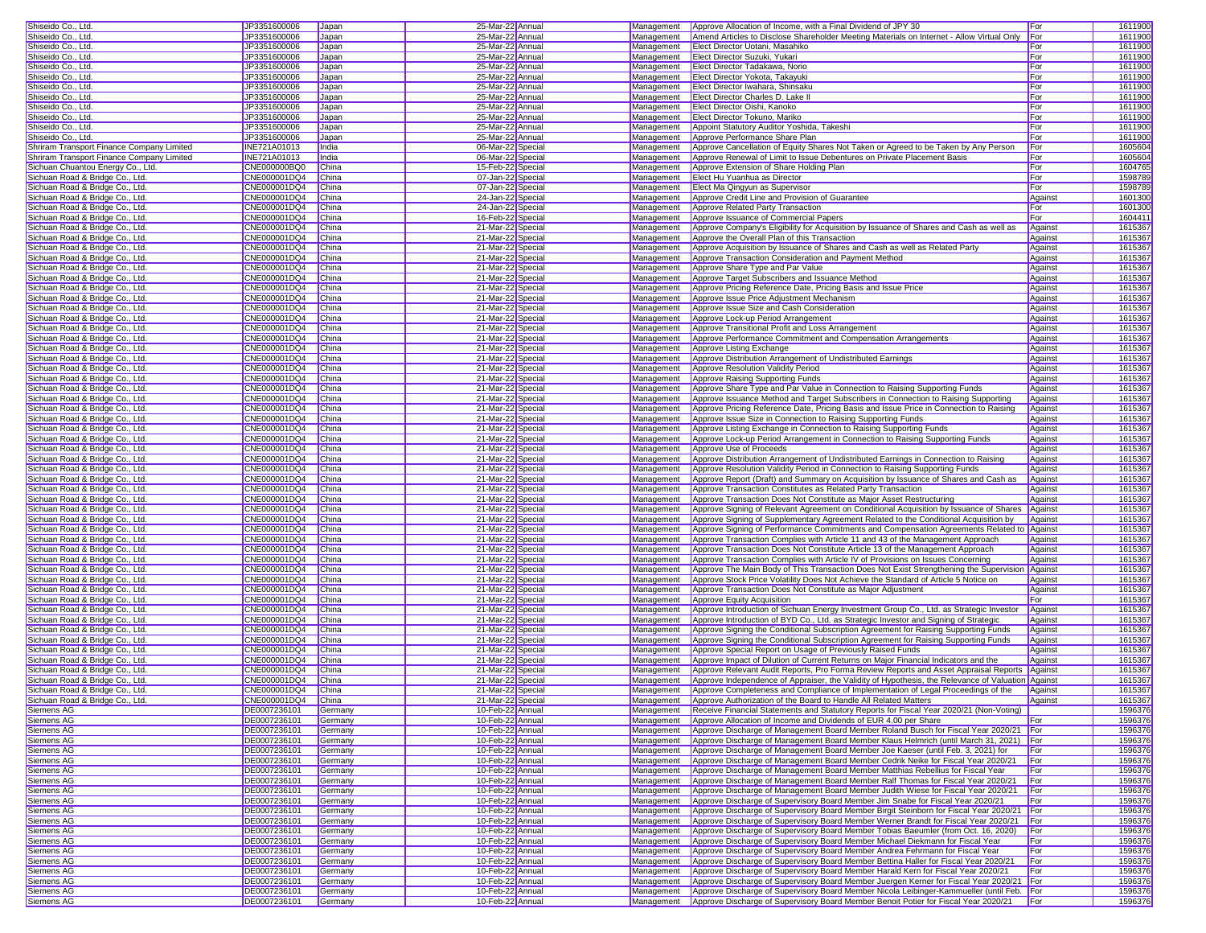| Shiseido Co., Ltd. | JP3351600006 | Japan | 25-Mar-22 | Annual | Management | Approve Allocation of Income, with a Final Dividend of JPY 30 | For | 1611900 |
|---|---|---|---|---|---|---|---|---|
| Shiseido Co., Ltd. | JP3351600006 | Japan | 25-Mar-22 | Annual | Management | Amend Articles to Disclose Shareholder Meeting Materials on Internet - Allow Virtual Only | For | 1611900 |
| Shiseido Co., Ltd. | JP3351600006 | Japan | 25-Mar-22 | Annual | Management | Elect Director Uotani, Masahiko | For | 1611900 |
| Shiseido Co., Ltd. | JP3351600006 | Japan | 25-Mar-22 | Annual | Management | Elect Director Suzuki, Yukari | For | 1611900 |
| Shiseido Co., Ltd. | JP3351600006 | Japan | 25-Mar-22 | Annual | Management | Elect Director Tadakawa, Norio | For | 1611900 |
| Shiseido Co., Ltd. | JP3351600006 | Japan | 25-Mar-22 | Annual | Management | Elect Director Yokota, Takayuki | For | 1611900 |
| Shiseido Co., Ltd. | JP3351600006 | Japan | 25-Mar-22 | Annual | Management | Elect Director Iwahara, Shinsaku | For | 1611900 |
| Shiseido Co., Ltd. | JP3351600006 | Japan | 25-Mar-22 | Annual | Management | Elect Director Charles D. Lake II | For | 1611900 |
| Shiseido Co., Ltd. | JP3351600006 | Japan | 25-Mar-22 | Annual | Management | Elect Director Oishi, Kanoko | For | 1611900 |
| Shiseido Co., Ltd. | JP3351600006 | Japan | 25-Mar-22 | Annual | Management | Elect Director Tokuno, Mariko | For | 1611900 |
| Shiseido Co., Ltd. | JP3351600006 | Japan | 25-Mar-22 | Annual | Management | Appoint Statutory Auditor Yoshida, Takeshi | For | 1611900 |
| Shiseido Co., Ltd. | JP3351600006 | Japan | 25-Mar-22 | Annual | Management | Approve Performance Share Plan | For | 1611900 |
| Shriram Transport Finance Company Limited | INE721A01013 | India | 06-Mar-22 | Special | Management | Approve Cancellation of Equity Shares Not Taken or Agreed to be Taken by Any Person | For | 1605604 |
| Shriram Transport Finance Company Limited | INE721A01013 | India | 06-Mar-22 | Special | Management | Approve Renewal of Limit to Issue Debentures on Private Placement Basis | For | 1605604 |
| Sichuan Chuantou Energy Co., Ltd. | CNE000000BQ0 | China | 15-Feb-22 | Special | Management | Approve Extension of Share Holding Plan | For | 1604765 |
| Sichuan Road & Bridge Co., Ltd. | CNE000001DQ4 | China | 07-Jan-22 | Special | Management | Elect Hu Yuanhua as Director | For | 1598789 |
| Sichuan Road & Bridge Co., Ltd. | CNE000001DQ4 | China | 07-Jan-22 | Special | Management | Elect Ma Qingyun as Supervisor | For | 1598789 |
| Sichuan Road & Bridge Co., Ltd. | CNE000001DQ4 | China | 24-Jan-22 | Special | Management | Approve Credit Line and Provision of Guarantee | Against | 1601300 |
| Sichuan Road & Bridge Co., Ltd. | CNE000001DQ4 | China | 24-Jan-22 | Special | Management | Approve Related Party Transaction | For | 1601300 |
| Sichuan Road & Bridge Co., Ltd. | CNE000001DQ4 | China | 16-Feb-22 | Special | Management | Approve Issuance of Commercial Papers | For | 1604411 |
| Sichuan Road & Bridge Co., Ltd. | CNE000001DQ4 | China | 21-Mar-22 | Special | Management | Approve Company's Eligibility for Acquisition by Issuance of Shares and Cash as well as | Against | 1615367 |
| Sichuan Road & Bridge Co., Ltd. | CNE000001DQ4 | China | 21-Mar-22 | Special | Management | Approve the Overall Plan of this Transaction | Against | 1615367 |
| Sichuan Road & Bridge Co., Ltd. | CNE000001DQ4 | China | 21-Mar-22 | Special | Management | Approve Acquisition by Issuance of Shares and Cash as well as Related Party | Against | 1615367 |
| Sichuan Road & Bridge Co., Ltd. | CNE000001DQ4 | China | 21-Mar-22 | Special | Management | Approve Transaction Consideration and Payment Method | Against | 1615367 |
| Sichuan Road & Bridge Co., Ltd. | CNE000001DQ4 | China | 21-Mar-22 | Special | Management | Approve Share Type and Par Value | Against | 1615367 |
| Sichuan Road & Bridge Co., Ltd. | CNE000001DQ4 | China | 21-Mar-22 | Special | Management | Approve Target Subscribers and Issuance Method | Against | 1615367 |
| Sichuan Road & Bridge Co., Ltd. | CNE000001DQ4 | China | 21-Mar-22 | Special | Management | Approve Pricing Reference Date, Pricing Basis and Issue Price | Against | 1615367 |
| Sichuan Road & Bridge Co., Ltd. | CNE000001DQ4 | China | 21-Mar-22 | Special | Management | Approve Issue Price Adjustment Mechanism | Against | 1615367 |
| Sichuan Road & Bridge Co., Ltd. | CNE000001DQ4 | China | 21-Mar-22 | Special | Management | Approve Issue Size and Cash Consideration | Against | 1615367 |
| Sichuan Road & Bridge Co., Ltd. | CNE000001DQ4 | China | 21-Mar-22 | Special | Management | Approve Lock-up Period Arrangement | Against | 1615367 |
| Sichuan Road & Bridge Co., Ltd. | CNE000001DQ4 | China | 21-Mar-22 | Special | Management | Approve Transitional Profit and Loss Arrangement | Against | 1615367 |
| Sichuan Road & Bridge Co., Ltd. | CNE000001DQ4 | China | 21-Mar-22 | Special | Management | Approve Performance Commitment and Compensation Arrangements | Against | 1615367 |
| Sichuan Road & Bridge Co., Ltd. | CNE000001DQ4 | China | 21-Mar-22 | Special | Management | Approve Listing Exchange | Against | 1615367 |
| Sichuan Road & Bridge Co., Ltd. | CNE000001DQ4 | China | 21-Mar-22 | Special | Management | Approve Distribution Arrangement of Undistributed Earnings | Against | 1615367 |
| Sichuan Road & Bridge Co., Ltd. | CNE000001DQ4 | China | 21-Mar-22 | Special | Management | Approve Resolution Validity Period | Against | 1615367 |
| Sichuan Road & Bridge Co., Ltd. | CNE000001DQ4 | China | 21-Mar-22 | Special | Management | Approve Raising Supporting Funds | Against | 1615367 |
| Sichuan Road & Bridge Co., Ltd. | CNE000001DQ4 | China | 21-Mar-22 | Special | Management | Approve Share Type and Par Value in Connection to Raising Supporting Funds | Against | 1615367 |
| Sichuan Road & Bridge Co., Ltd. | CNE000001DQ4 | China | 21-Mar-22 | Special | Management | Approve Issuance Method and Target Subscribers in Connection to Raising Supporting | Against | 1615367 |
| Sichuan Road & Bridge Co., Ltd. | CNE000001DQ4 | China | 21-Mar-22 | Special | Management | Approve Pricing Reference Date, Pricing Basis and Issue Price in Connection to Raising | Against | 1615367 |
| Sichuan Road & Bridge Co., Ltd. | CNE000001DQ4 | China | 21-Mar-22 | Special | Management | Approve Issue Size in Connection to Raising Supporting Funds | Against | 1615367 |
| Sichuan Road & Bridge Co., Ltd. | CNE000001DQ4 | China | 21-Mar-22 | Special | Management | Approve Listing Exchange in Connection to Raising Supporting Funds | Against | 1615367 |
| Sichuan Road & Bridge Co., Ltd. | CNE000001DQ4 | China | 21-Mar-22 | Special | Management | Approve Lock-up Period Arrangement in Connection to Raising Supporting Funds | Against | 1615367 |
| Sichuan Road & Bridge Co., Ltd. | CNE000001DQ4 | China | 21-Mar-22 | Special | Management | Approve Use of Proceeds | Against | 1615367 |
| Sichuan Road & Bridge Co., Ltd. | CNE000001DQ4 | China | 21-Mar-22 | Special | Management | Approve Distribution Arrangement of Undistributed Earnings in Connection to Raising | Against | 1615367 |
| Sichuan Road & Bridge Co., Ltd. | CNE000001DQ4 | China | 21-Mar-22 | Special | Management | Approve Resolution Validity Period in Connection to Raising Supporting Funds | Against | 1615367 |
| Sichuan Road & Bridge Co., Ltd. | CNE000001DQ4 | China | 21-Mar-22 | Special | Management | Approve Report (Draft) and Summary on Acquisition by Issuance of Shares and Cash as | Against | 1615367 |
| Sichuan Road & Bridge Co., Ltd. | CNE000001DQ4 | China | 21-Mar-22 | Special | Management | Approve Transaction Constitutes as Related Party Transaction | Against | 1615367 |
| Sichuan Road & Bridge Co., Ltd. | CNE000001DQ4 | China | 21-Mar-22 | Special | Management | Approve Transaction Does Not Constitute as Major Asset Restructuring | Against | 1615367 |
| Sichuan Road & Bridge Co., Ltd. | CNE000001DQ4 | China | 21-Mar-22 | Special | Management | Approve Signing of Relevant Agreement on Conditional Acquisition by Issuance of Shares | Against | 1615367 |
| Sichuan Road & Bridge Co., Ltd. | CNE000001DQ4 | China | 21-Mar-22 | Special | Management | Approve Signing of Supplementary Agreement Related to the Conditional Acquisition by | Against | 1615367 |
| Sichuan Road & Bridge Co., Ltd. | CNE000001DQ4 | China | 21-Mar-22 | Special | Management | Approve Signing of Performance Commitments and Compensation Agreements Related to | Against | 1615367 |
| Sichuan Road & Bridge Co., Ltd. | CNE000001DQ4 | China | 21-Mar-22 | Special | Management | Approve Transaction Complies with Article 11 and 43 of the Management Approach | Against | 1615367 |
| Sichuan Road & Bridge Co., Ltd. | CNE000001DQ4 | China | 21-Mar-22 | Special | Management | Approve Transaction Does Not Constitute Article 13 of the Management Approach | Against | 1615367 |
| Sichuan Road & Bridge Co., Ltd. | CNE000001DQ4 | China | 21-Mar-22 | Special | Management | Approve Transaction Complies with Article IV of Provisions on Issues Concerning | Against | 1615367 |
| Sichuan Road & Bridge Co., Ltd. | CNE000001DQ4 | China | 21-Mar-22 | Special | Management | Approve The Main Body of This Transaction Does Not Exist Strengthening the Supervision | Against | 1615367 |
| Sichuan Road & Bridge Co., Ltd. | CNE000001DQ4 | China | 21-Mar-22 | Special | Management | Approve Stock Price Volatility Does Not Achieve the Standard of Article 5 Notice on | Against | 1615367 |
| Sichuan Road & Bridge Co., Ltd. | CNE000001DQ4 | China | 21-Mar-22 | Special | Management | Approve Transaction Does Not Constitute as Major Adjustment | Against | 1615367 |
| Sichuan Road & Bridge Co., Ltd. | CNE000001DQ4 | China | 21-Mar-22 | Special | Management | Approve Equity Acquisition | For | 1615367 |
| Sichuan Road & Bridge Co., Ltd. | CNE000001DQ4 | China | 21-Mar-22 | Special | Management | Approve Introduction of Sichuan Energy Investment Group Co., Ltd. as Strategic Investor | Against | 1615367 |
| Sichuan Road & Bridge Co., Ltd. | CNE000001DQ4 | China | 21-Mar-22 | Special | Management | Approve Introduction of BYD Co., Ltd. as Strategic Investor and Signing of Strategic | Against | 1615367 |
| Sichuan Road & Bridge Co., Ltd. | CNE000001DQ4 | China | 21-Mar-22 | Special | Management | Approve Signing the Conditional Subscription Agreement for Raising Supporting Funds | Against | 1615367 |
| Sichuan Road & Bridge Co., Ltd. | CNE000001DQ4 | China | 21-Mar-22 | Special | Management | Approve Signing the Conditional Subscription Agreement for Raising Supporting Funds | Against | 1615367 |
| Sichuan Road & Bridge Co., Ltd. | CNE000001DQ4 | China | 21-Mar-22 | Special | Management | Approve Special Report on Usage of Previously Raised Funds | Against | 1615367 |
| Sichuan Road & Bridge Co., Ltd. | CNE000001DQ4 | China | 21-Mar-22 | Special | Management | Approve Impact of Dilution of Current Returns on Major Financial Indicators and the | Against | 1615367 |
| Sichuan Road & Bridge Co., Ltd. | CNE000001DQ4 | China | 21-Mar-22 | Special | Management | Approve Relevant Audit Reports, Pro Forma Review Reports and Asset Appraisal Reports | Against | 1615367 |
| Sichuan Road & Bridge Co., Ltd. | CNE000001DQ4 | China | 21-Mar-22 | Special | Management | Approve Independence of Appraiser, the Validity of Hypothesis, the Relevance of Valuation | Against | 1615367 |
| Sichuan Road & Bridge Co., Ltd. | CNE000001DQ4 | China | 21-Mar-22 | Special | Management | Approve Completeness and Compliance of Implementation of Legal Proceedings of the | Against | 1615367 |
| Sichuan Road & Bridge Co., Ltd. | CNE000001DQ4 | China | 21-Mar-22 | Special | Management | Approve Authorization of the Board to Handle All Related Matters | Against | 1615367 |
| Siemens AG | DE0007236101 | Germany | 10-Feb-22 | Annual | Management | Receive Financial Statements and Statutory Reports for Fiscal Year 2020/21 (Non-Voting) | | 1596376 |
| Siemens AG | DE0007236101 | Germany | 10-Feb-22 | Annual | Management | Approve Allocation of Income and Dividends of EUR 4.00 per Share | For | 1596376 |
| Siemens AG | DE0007236101 | Germany | 10-Feb-22 | Annual | Management | Approve Discharge of Management Board Member Roland Busch for Fiscal Year 2020/21 | For | 1596376 |
| Siemens AG | DE0007236101 | Germany | 10-Feb-22 | Annual | Management | Approve Discharge of Management Board Member Klaus Helmrich (until March 31, 2021) | For | 1596376 |
| Siemens AG | DE0007236101 | Germany | 10-Feb-22 | Annual | Management | Approve Discharge of Management Board Member Joe Kaeser (until Feb. 3, 2021) for | For | 1596376 |
| Siemens AG | DE0007236101 | Germany | 10-Feb-22 | Annual | Management | Approve Discharge of Management Board Member Cedrik Neike for Fiscal Year 2020/21 | For | 1596376 |
| Siemens AG | DE0007236101 | Germany | 10-Feb-22 | Annual | Management | Approve Discharge of Management Board Member Matthias Rebellius for Fiscal Year | For | 1596376 |
| Siemens AG | DE0007236101 | Germany | 10-Feb-22 | Annual | Management | Approve Discharge of Management Board Member Ralf Thomas for Fiscal Year 2020/21 | For | 1596376 |
| Siemens AG | DE0007236101 | Germany | 10-Feb-22 | Annual | Management | Approve Discharge of Management Board Member Judith Wiese for Fiscal Year 2020/21 | For | 1596376 |
| Siemens AG | DE0007236101 | Germany | 10-Feb-22 | Annual | Management | Approve Discharge of Supervisory Board Member Jim Snabe for Fiscal Year 2020/21 | For | 1596376 |
| Siemens AG | DE0007236101 | Germany | 10-Feb-22 | Annual | Management | Approve Discharge of Supervisory Board Member Birgit Steinborn for Fiscal Year 2020/21 | For | 1596376 |
| Siemens AG | DE0007236101 | Germany | 10-Feb-22 | Annual | Management | Approve Discharge of Supervisory Board Member Werner Brandt for Fiscal Year 2020/21 | For | 1596376 |
| Siemens AG | DE0007236101 | Germany | 10-Feb-22 | Annual | Management | Approve Discharge of Supervisory Board Member Tobias Baeumler (from Oct. 16, 2020) | For | 1596376 |
| Siemens AG | DE0007236101 | Germany | 10-Feb-22 | Annual | Management | Approve Discharge of Supervisory Board Member Michael Diekmann for Fiscal Year | For | 1596376 |
| Siemens AG | DE0007236101 | Germany | 10-Feb-22 | Annual | Management | Approve Discharge of Supervisory Board Member Andrea Fehrmann for Fiscal Year | For | 1596376 |
| Siemens AG | DE0007236101 | Germany | 10-Feb-22 | Annual | Management | Approve Discharge of Supervisory Board Member Bettina Haller for Fiscal Year 2020/21 | For | 1596376 |
| Siemens AG | DE0007236101 | Germany | 10-Feb-22 | Annual | Management | Approve Discharge of Supervisory Board Member Harald Kern for Fiscal Year 2020/21 | For | 1596376 |
| Siemens AG | DE0007236101 | Germany | 10-Feb-22 | Annual | Management | Approve Discharge of Supervisory Board Member Juergen Kerner for Fiscal Year 2020/21 | For | 1596376 |
| Siemens AG | DE0007236101 | Germany | 10-Feb-22 | Annual | Management | Approve Discharge of Supervisory Board Member Nicola Leibinger-Kammueller (until Feb. | For | 1596376 |
| Siemens AG | DE0007236101 | Germany | 10-Feb-22 | Annual | Management | Approve Discharge of Supervisory Board Member Benoit Potier for Fiscal Year 2020/21 | For | 1596376 |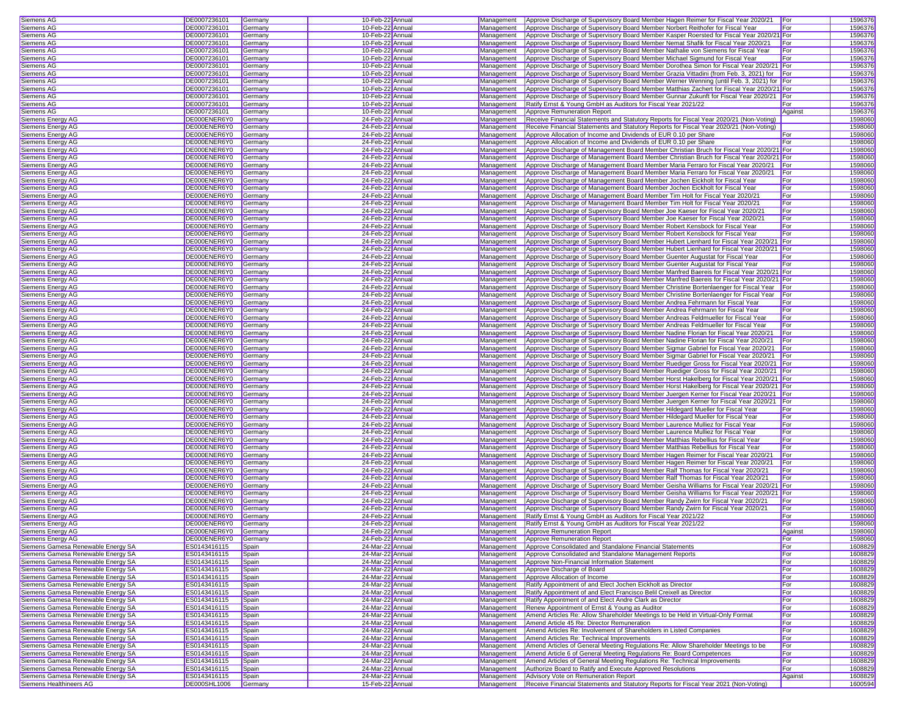| | | | | | | | | |
|---|---|---|---|---|---|---|---|---|
| Siemens AG | DE0007236101 | Germany | 10-Feb-22 | Annual | Management | Approve Discharge of Supervisory Board Member Hagen Reimer for Fiscal Year 2020/21 | For | 1596376 |
| Siemens AG | DE0007236101 | Germany | 10-Feb-22 | Annual | Management | Approve Discharge of Supervisory Board Member Norbert Reithofer for Fiscal Year | For | 1596376 |
| Siemens AG | DE0007236101 | Germany | 10-Feb-22 | Annual | Management | Approve Discharge of Supervisory Board Member Kasper Roersted for Fiscal Year 2020/21 | For | 1596376 |
| Siemens AG | DE0007236101 | Germany | 10-Feb-22 | Annual | Management | Approve Discharge of Supervisory Board Member Nemat Shafik for Fiscal Year 2020/21 | For | 1596376 |
| Siemens AG | DE0007236101 | Germany | 10-Feb-22 | Annual | Management | Approve Discharge of Supervisory Board Member Nathalie von Siemens for Fiscal Year | For | 1596376 |
| Siemens AG | DE0007236101 | Germany | 10-Feb-22 | Annual | Management | Approve Discharge of Supervisory Board Member Michael Sigmund for Fiscal Year | For | 1596376 |
| Siemens AG | DE0007236101 | Germany | 10-Feb-22 | Annual | Management | Approve Discharge of Supervisory Board Member Dorothea Simon for Fiscal Year 2020/21 | For | 1596376 |
| Siemens AG | DE0007236101 | Germany | 10-Feb-22 | Annual | Management | Approve Discharge of Supervisory Board Member Grazia Vittadini (from Feb. 3, 2021) for | For | 1596376 |
| Siemens AG | DE0007236101 | Germany | 10-Feb-22 | Annual | Management | Approve Discharge of Supervisory Board Member Werner Wenning (until Feb. 3, 2021) for | For | 1596376 |
| Siemens AG | DE0007236101 | Germany | 10-Feb-22 | Annual | Management | Approve Discharge of Supervisory Board Member Matthias Zachert for Fiscal Year 2020/21 | For | 1596376 |
| Siemens AG | DE0007236101 | Germany | 10-Feb-22 | Annual | Management | Approve Discharge of Supervisory Board Member Gunnar Zukunft for Fiscal Year 2020/21 | For | 1596376 |
| Siemens AG | DE0007236101 | Germany | 10-Feb-22 | Annual | Management | Ratify Ernst & Young GmbH as Auditors for Fiscal Year 2021/22 | For | 1596376 |
| Siemens AG | DE0007236101 | Germany | 10-Feb-22 | Annual | Management | Approve Remuneration Report | Against | 1596376 |
| Siemens Energy AG | DE000ENER6Y0 | Germany | 24-Feb-22 | Annual | Management | Receive Financial Statements and Statutory Reports for Fiscal Year 2020/21 (Non-Voting) | | 1598060 |
| Siemens Energy AG | DE000ENER6Y0 | Germany | 24-Feb-22 | Annual | Management | Receive Financial Statements and Statutory Reports for Fiscal Year 2020/21 (Non-Voting) | | 1598060 |
| Siemens Energy AG | DE000ENER6Y0 | Germany | 24-Feb-22 | Annual | Management | Approve Allocation of Income and Dividends of EUR 0.10 per Share | For | 1598060 |
| Siemens Energy AG | DE000ENER6Y0 | Germany | 24-Feb-22 | Annual | Management | Approve Allocation of Income and Dividends of EUR 0.10 per Share | For | 1598060 |
| Siemens Energy AG | DE000ENER6Y0 | Germany | 24-Feb-22 | Annual | Management | Approve Discharge of Management Board Member Christian Bruch for Fiscal Year 2020/21 | For | 1598060 |
| Siemens Energy AG | DE000ENER6Y0 | Germany | 24-Feb-22 | Annual | Management | Approve Discharge of Management Board Member Christian Bruch for Fiscal Year 2020/21 | For | 1598060 |
| Siemens Energy AG | DE000ENER6Y0 | Germany | 24-Feb-22 | Annual | Management | Approve Discharge of Management Board Member Maria Ferraro for Fiscal Year 2020/21 | For | 1598060 |
| Siemens Energy AG | DE000ENER6Y0 | Germany | 24-Feb-22 | Annual | Management | Approve Discharge of Management Board Member Maria Ferraro for Fiscal Year 2020/21 | For | 1598060 |
| Siemens Energy AG | DE000ENER6Y0 | Germany | 24-Feb-22 | Annual | Management | Approve Discharge of Management Board Member Jochen Eickholt for Fiscal Year | For | 1598060 |
| Siemens Energy AG | DE000ENER6Y0 | Germany | 24-Feb-22 | Annual | Management | Approve Discharge of Management Board Member Jochen Eickholt for Fiscal Year | For | 1598060 |
| Siemens Energy AG | DE000ENER6Y0 | Germany | 24-Feb-22 | Annual | Management | Approve Discharge of Management Board Member Tim Holt for Fiscal Year 2020/21 | For | 1598060 |
| Siemens Energy AG | DE000ENER6Y0 | Germany | 24-Feb-22 | Annual | Management | Approve Discharge of Management Board Member Tim Holt for Fiscal Year 2020/21 | For | 1598060 |
| Siemens Energy AG | DE000ENER6Y0 | Germany | 24-Feb-22 | Annual | Management | Approve Discharge of Supervisory Board Member Joe Kaeser for Fiscal Year 2020/21 | For | 1598060 |
| Siemens Energy AG | DE000ENER6Y0 | Germany | 24-Feb-22 | Annual | Management | Approve Discharge of Supervisory Board Member Joe Kaeser for Fiscal Year 2020/21 | For | 1598060 |
| Siemens Energy AG | DE000ENER6Y0 | Germany | 24-Feb-22 | Annual | Management | Approve Discharge of Supervisory Board Member Robert Kensbock for Fiscal Year | For | 1598060 |
| Siemens Energy AG | DE000ENER6Y0 | Germany | 24-Feb-22 | Annual | Management | Approve Discharge of Supervisory Board Member Robert Kensbock for Fiscal Year | For | 1598060 |
| Siemens Energy AG | DE000ENER6Y0 | Germany | 24-Feb-22 | Annual | Management | Approve Discharge of Supervisory Board Member Hubert Lienhard for Fiscal Year 2020/21 | For | 1598060 |
| Siemens Energy AG | DE000ENER6Y0 | Germany | 24-Feb-22 | Annual | Management | Approve Discharge of Supervisory Board Member Hubert Lienhard for Fiscal Year 2020/21 | For | 1598060 |
| Siemens Energy AG | DE000ENER6Y0 | Germany | 24-Feb-22 | Annual | Management | Approve Discharge of Supervisory Board Member Guenter Augustat for Fiscal Year | For | 1598060 |
| Siemens Energy AG | DE000ENER6Y0 | Germany | 24-Feb-22 | Annual | Management | Approve Discharge of Supervisory Board Member Guenter Augustat for Fiscal Year | For | 1598060 |
| Siemens Energy AG | DE000ENER6Y0 | Germany | 24-Feb-22 | Annual | Management | Approve Discharge of Supervisory Board Member Manfred Baereis for Fiscal Year 2020/21 | For | 1598060 |
| Siemens Energy AG | DE000ENER6Y0 | Germany | 24-Feb-22 | Annual | Management | Approve Discharge of Supervisory Board Member Manfred Baereis for Fiscal Year 2020/21 | For | 1598060 |
| Siemens Energy AG | DE000ENER6Y0 | Germany | 24-Feb-22 | Annual | Management | Approve Discharge of Supervisory Board Member Christine Bortenlaenger for Fiscal Year | For | 1598060 |
| Siemens Energy AG | DE000ENER6Y0 | Germany | 24-Feb-22 | Annual | Management | Approve Discharge of Supervisory Board Member Christine Bortenlaenger for Fiscal Year | For | 1598060 |
| Siemens Energy AG | DE000ENER6Y0 | Germany | 24-Feb-22 | Annual | Management | Approve Discharge of Supervisory Board Member Andrea Fehrmann for Fiscal Year | For | 1598060 |
| Siemens Energy AG | DE000ENER6Y0 | Germany | 24-Feb-22 | Annual | Management | Approve Discharge of Supervisory Board Member Andrea Fehrmann for Fiscal Year | For | 1598060 |
| Siemens Energy AG | DE000ENER6Y0 | Germany | 24-Feb-22 | Annual | Management | Approve Discharge of Supervisory Board Member Andreas Feldmueller for Fiscal Year | For | 1598060 |
| Siemens Energy AG | DE000ENER6Y0 | Germany | 24-Feb-22 | Annual | Management | Approve Discharge of Supervisory Board Member Andreas Feldmueller for Fiscal Year | For | 1598060 |
| Siemens Energy AG | DE000ENER6Y0 | Germany | 24-Feb-22 | Annual | Management | Approve Discharge of Supervisory Board Member Nadine Florian for Fiscal Year 2020/21 | For | 1598060 |
| Siemens Energy AG | DE000ENER6Y0 | Germany | 24-Feb-22 | Annual | Management | Approve Discharge of Supervisory Board Member Nadine Florian for Fiscal Year 2020/21 | For | 1598060 |
| Siemens Energy AG | DE000ENER6Y0 | Germany | 24-Feb-22 | Annual | Management | Approve Discharge of Supervisory Board Member Sigmar Gabriel for Fiscal Year 2020/21 | For | 1598060 |
| Siemens Energy AG | DE000ENER6Y0 | Germany | 24-Feb-22 | Annual | Management | Approve Discharge of Supervisory Board Member Sigmar Gabriel for Fiscal Year 2020/21 | For | 1598060 |
| Siemens Energy AG | DE000ENER6Y0 | Germany | 24-Feb-22 | Annual | Management | Approve Discharge of Supervisory Board Member Ruediger Gross for Fiscal Year 2020/21 | For | 1598060 |
| Siemens Energy AG | DE000ENER6Y0 | Germany | 24-Feb-22 | Annual | Management | Approve Discharge of Supervisory Board Member Ruediger Gross for Fiscal Year 2020/21 | For | 1598060 |
| Siemens Energy AG | DE000ENER6Y0 | Germany | 24-Feb-22 | Annual | Management | Approve Discharge of Supervisory Board Member Horst Hakelberg for Fiscal Year 2020/21 | For | 1598060 |
| Siemens Energy AG | DE000ENER6Y0 | Germany | 24-Feb-22 | Annual | Management | Approve Discharge of Supervisory Board Member Horst Hakelberg for Fiscal Year 2020/21 | For | 1598060 |
| Siemens Energy AG | DE000ENER6Y0 | Germany | 24-Feb-22 | Annual | Management | Approve Discharge of Supervisory Board Member Juergen Kerner for Fiscal Year 2020/21 | For | 1598060 |
| Siemens Energy AG | DE000ENER6Y0 | Germany | 24-Feb-22 | Annual | Management | Approve Discharge of Supervisory Board Member Juergen Kerner for Fiscal Year 2020/21 | For | 1598060 |
| Siemens Energy AG | DE000ENER6Y0 | Germany | 24-Feb-22 | Annual | Management | Approve Discharge of Supervisory Board Member Hildegard Mueller for Fiscal Year | For | 1598060 |
| Siemens Energy AG | DE000ENER6Y0 | Germany | 24-Feb-22 | Annual | Management | Approve Discharge of Supervisory Board Member Hildegard Mueller for Fiscal Year | For | 1598060 |
| Siemens Energy AG | DE000ENER6Y0 | Germany | 24-Feb-22 | Annual | Management | Approve Discharge of Supervisory Board Member Laurence Mulliez for Fiscal Year | For | 1598060 |
| Siemens Energy AG | DE000ENER6Y0 | Germany | 24-Feb-22 | Annual | Management | Approve Discharge of Supervisory Board Member Laurence Mulliez for Fiscal Year | For | 1598060 |
| Siemens Energy AG | DE000ENER6Y0 | Germany | 24-Feb-22 | Annual | Management | Approve Discharge of Supervisory Board Member Matthias Rebellius for Fiscal Year | For | 1598060 |
| Siemens Energy AG | DE000ENER6Y0 | Germany | 24-Feb-22 | Annual | Management | Approve Discharge of Supervisory Board Member Matthias Rebellius for Fiscal Year | For | 1598060 |
| Siemens Energy AG | DE000ENER6Y0 | Germany | 24-Feb-22 | Annual | Management | Approve Discharge of Supervisory Board Member Hagen Reimer for Fiscal Year 2020/21 | For | 1598060 |
| Siemens Energy AG | DE000ENER6Y0 | Germany | 24-Feb-22 | Annual | Management | Approve Discharge of Supervisory Board Member Hagen Reimer for Fiscal Year 2020/21 | For | 1598060 |
| Siemens Energy AG | DE000ENER6Y0 | Germany | 24-Feb-22 | Annual | Management | Approve Discharge of Supervisory Board Member Ralf Thomas for Fiscal Year 2020/21 | For | 1598060 |
| Siemens Energy AG | DE000ENER6Y0 | Germany | 24-Feb-22 | Annual | Management | Approve Discharge of Supervisory Board Member Ralf Thomas for Fiscal Year 2020/21 | For | 1598060 |
| Siemens Energy AG | DE000ENER6Y0 | Germany | 24-Feb-22 | Annual | Management | Approve Discharge of Supervisory Board Member Geisha Williams for Fiscal Year 2020/21 | For | 1598060 |
| Siemens Energy AG | DE000ENER6Y0 | Germany | 24-Feb-22 | Annual | Management | Approve Discharge of Supervisory Board Member Geisha Williams for Fiscal Year 2020/21 | For | 1598060 |
| Siemens Energy AG | DE000ENER6Y0 | Germany | 24-Feb-22 | Annual | Management | Approve Discharge of Supervisory Board Member Randy Zwirn for Fiscal Year 2020/21 | For | 1598060 |
| Siemens Energy AG | DE000ENER6Y0 | Germany | 24-Feb-22 | Annual | Management | Approve Discharge of Supervisory Board Member Randy Zwirn for Fiscal Year 2020/21 | For | 1598060 |
| Siemens Energy AG | DE000ENER6Y0 | Germany | 24-Feb-22 | Annual | Management | Ratify Ernst & Young GmbH as Auditors for Fiscal Year 2021/22 | For | 1598060 |
| Siemens Energy AG | DE000ENER6Y0 | Germany | 24-Feb-22 | Annual | Management | Ratify Ernst & Young GmbH as Auditors for Fiscal Year 2021/22 | For | 1598060 |
| Siemens Energy AG | DE000ENER6Y0 | Germany | 24-Feb-22 | Annual | Management | Approve Remuneration Report | Against | 1598060 |
| Siemens Energy AG | DE000ENER6Y0 | Germany | 24-Feb-22 | Annual | Management | Approve Remuneration Report | For | 1598060 |
| Siemens Gamesa Renewable Energy SA | ES0143416115 | Spain | 24-Mar-22 | Annual | Management | Approve Consolidated and Standalone Financial Statements | For | 1608829 |
| Siemens Gamesa Renewable Energy SA | ES0143416115 | Spain | 24-Mar-22 | Annual | Management | Approve Consolidated and Standalone Management Reports | For | 1608829 |
| Siemens Gamesa Renewable Energy SA | ES0143416115 | Spain | 24-Mar-22 | Annual | Management | Approve Non-Financial Information Statement | For | 1608829 |
| Siemens Gamesa Renewable Energy SA | ES0143416115 | Spain | 24-Mar-22 | Annual | Management | Approve Discharge of Board | For | 1608829 |
| Siemens Gamesa Renewable Energy SA | ES0143416115 | Spain | 24-Mar-22 | Annual | Management | Approve Allocation of Income | For | 1608829 |
| Siemens Gamesa Renewable Energy SA | ES0143416115 | Spain | 24-Mar-22 | Annual | Management | Ratify Appointment of and Elect Jochen Eickholt as Director | For | 1608829 |
| Siemens Gamesa Renewable Energy SA | ES0143416115 | Spain | 24-Mar-22 | Annual | Management | Ratify Appointment of and Elect Francisco Belil Creixell as Director | For | 1608829 |
| Siemens Gamesa Renewable Energy SA | ES0143416115 | Spain | 24-Mar-22 | Annual | Management | Ratify Appointment of and Elect Andre Clark as Director | For | 1608829 |
| Siemens Gamesa Renewable Energy SA | ES0143416115 | Spain | 24-Mar-22 | Annual | Management | Renew Appointment of Ernst & Young as Auditor | For | 1608829 |
| Siemens Gamesa Renewable Energy SA | ES0143416115 | Spain | 24-Mar-22 | Annual | Management | Amend Articles Re: Allow Shareholder Meetings to be Held in Virtual-Only Format | For | 1608829 |
| Siemens Gamesa Renewable Energy SA | ES0143416115 | Spain | 24-Mar-22 | Annual | Management | Amend Article 45 Re: Director Remuneration | For | 1608829 |
| Siemens Gamesa Renewable Energy SA | ES0143416115 | Spain | 24-Mar-22 | Annual | Management | Amend Articles Re: Involvement of Shareholders in Listed Companies | For | 1608829 |
| Siemens Gamesa Renewable Energy SA | ES0143416115 | Spain | 24-Mar-22 | Annual | Management | Amend Articles Re: Technical Improvements | For | 1608829 |
| Siemens Gamesa Renewable Energy SA | ES0143416115 | Spain | 24-Mar-22 | Annual | Management | Amend Articles of General Meeting Regulations Re: Allow Shareholder Meetings to be | For | 1608829 |
| Siemens Gamesa Renewable Energy SA | ES0143416115 | Spain | 24-Mar-22 | Annual | Management | Amend Article 6 of General Meeting Regulations Re: Board Competences | For | 1608829 |
| Siemens Gamesa Renewable Energy SA | ES0143416115 | Spain | 24-Mar-22 | Annual | Management | Amend Articles of General Meeting Regulations Re: Technical Improvements | For | 1608829 |
| Siemens Gamesa Renewable Energy SA | ES0143416115 | Spain | 24-Mar-22 | Annual | Management | Authorize Board to Ratify and Execute Approved Resolutions | For | 1608829 |
| Siemens Gamesa Renewable Energy SA | ES0143416115 | Spain | 24-Mar-22 | Annual | Management | Advisory Vote on Remuneration Report | Against | 1608829 |
| Siemens Healthineers AG | DE000SHL1006 | Germany | 15-Feb-22 | Annual | Management | Receive Financial Statements and Statutory Reports for Fiscal Year 2021 (Non-Voting) | | 1600594 |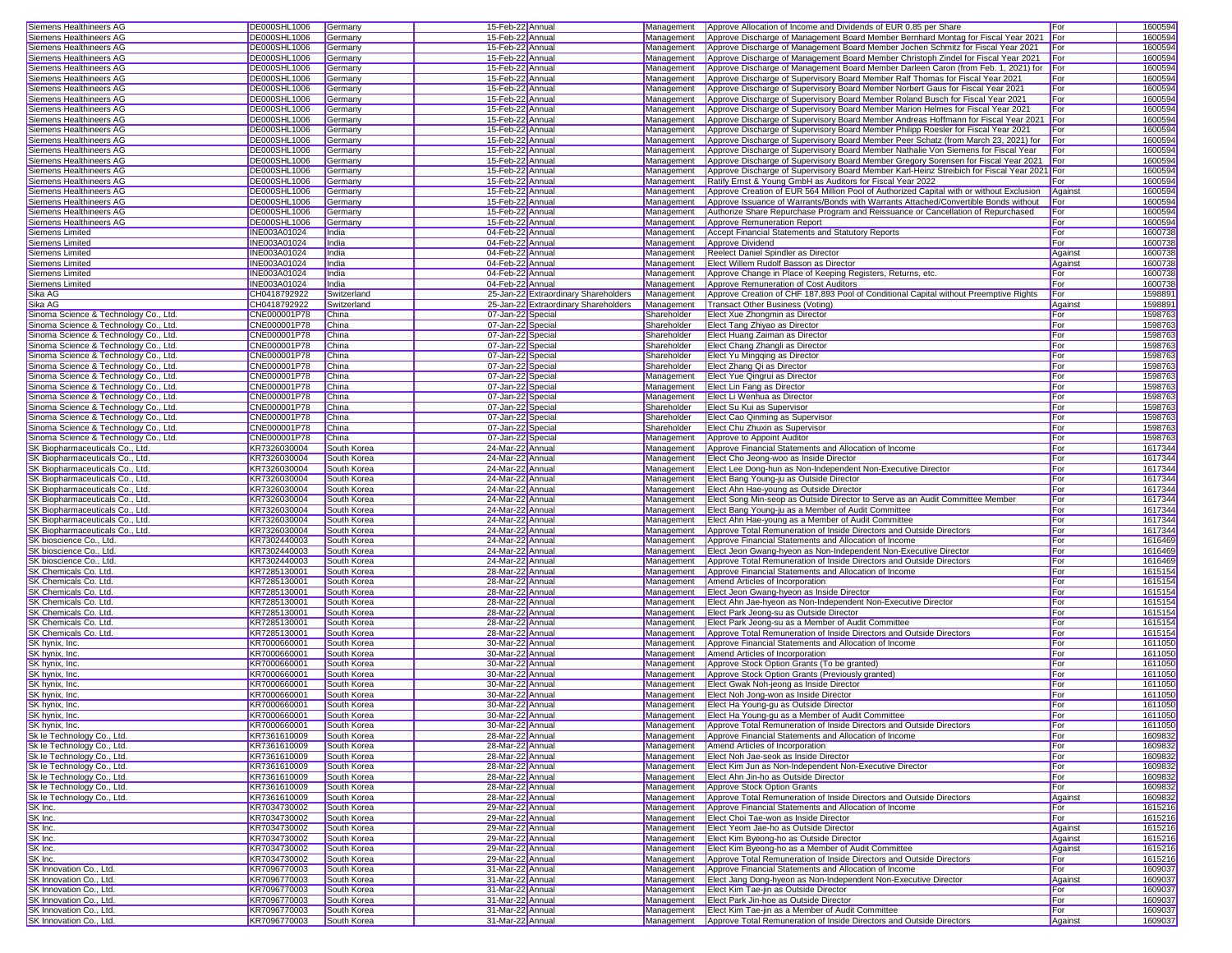| | | | | | | | | |
|---|---|---|---|---|---|---|---|---|
| Siemens Healthineers AG | DE000SHL1006 | Germany | 15-Feb-22 | Annual | Management | Approve Allocation of Income and Dividends of EUR 0.85 per Share | For | 1600594 |
| Siemens Healthineers AG | DE000SHL1006 | Germany | 15-Feb-22 | Annual | Management | Approve Discharge of Management Board Member Bernhard Montag for Fiscal Year 2021 | For | 1600594 |
| Siemens Healthineers AG | DE000SHL1006 | Germany | 15-Feb-22 | Annual | Management | Approve Discharge of Management Board Member Jochen Schmitz for Fiscal Year 2021 | For | 1600594 |
| Siemens Healthineers AG | DE000SHL1006 | Germany | 15-Feb-22 | Annual | Management | Approve Discharge of Management Board Member Christoph Zindel for Fiscal Year 2021 | For | 1600594 |
| Siemens Healthineers AG | DE000SHL1006 | Germany | 15-Feb-22 | Annual | Management | Approve Discharge of Management Board Member Darleen Caron (from Feb. 1, 2021) for | For | 1600594 |
| Siemens Healthineers AG | DE000SHL1006 | Germany | 15-Feb-22 | Annual | Management | Approve Discharge of Supervisory Board Member Ralf Thomas for Fiscal Year 2021 | For | 1600594 |
| Siemens Healthineers AG | DE000SHL1006 | Germany | 15-Feb-22 | Annual | Management | Approve Discharge of Supervisory Board Member Norbert Gaus for Fiscal Year 2021 | For | 1600594 |
| Siemens Healthineers AG | DE000SHL1006 | Germany | 15-Feb-22 | Annual | Management | Approve Discharge of Supervisory Board Member Roland Busch for Fiscal Year 2021 | For | 1600594 |
| Siemens Healthineers AG | DE000SHL1006 | Germany | 15-Feb-22 | Annual | Management | Approve Discharge of Supervisory Board Member Marion Helmes for Fiscal Year 2021 | For | 1600594 |
| Siemens Healthineers AG | DE000SHL1006 | Germany | 15-Feb-22 | Annual | Management | Approve Discharge of Supervisory Board Member Andreas Hoffmann for Fiscal Year 2021 | For | 1600594 |
| Siemens Healthineers AG | DE000SHL1006 | Germany | 15-Feb-22 | Annual | Management | Approve Discharge of Supervisory Board Member Philipp Roesler for Fiscal Year 2021 | For | 1600594 |
| Siemens Healthineers AG | DE000SHL1006 | Germany | 15-Feb-22 | Annual | Management | Approve Discharge of Supervisory Board Member Peer Schatz (from March 23, 2021) for | For | 1600594 |
| Siemens Healthineers AG | DE000SHL1006 | Germany | 15-Feb-22 | Annual | Management | Approve Discharge of Supervisory Board Member Nathalie Von Siemens for Fiscal Year | For | 1600594 |
| Siemens Healthineers AG | DE000SHL1006 | Germany | 15-Feb-22 | Annual | Management | Approve Discharge of Supervisory Board Member Gregory Sorensen for Fiscal Year 2021 | For | 1600594 |
| Siemens Healthineers AG | DE000SHL1006 | Germany | 15-Feb-22 | Annual | Management | Approve Discharge of Supervisory Board Member Karl-Heinz Streibich for Fiscal Year 2021 | For | 1600594 |
| Siemens Healthineers AG | DE000SHL1006 | Germany | 15-Feb-22 | Annual | Management | Ratify Ernst & Young GmbH as Auditors for Fiscal Year 2022 | For | 1600594 |
| Siemens Healthineers AG | DE000SHL1006 | Germany | 15-Feb-22 | Annual | Management | Approve Creation of EUR 564 Million Pool of Authorized Capital with or without Exclusion | Against | 1600594 |
| Siemens Healthineers AG | DE000SHL1006 | Germany | 15-Feb-22 | Annual | Management | Approve Issuance of Warrants/Bonds with Warrants Attached/Convertible Bonds without | For | 1600594 |
| Siemens Healthineers AG | DE000SHL1006 | Germany | 15-Feb-22 | Annual | Management | Authorize Share Repurchase Program and Reissuance or Cancellation of Repurchased | For | 1600594 |
| Siemens Healthineers AG | DE000SHL1006 | Germany | 15-Feb-22 | Annual | Management | Approve Remuneration Report | For | 1600594 |
| Siemens Limited | INE003A01024 | India | 04-Feb-22 | Annual | Management | Accept Financial Statements and Statutory Reports | For | 1600738 |
| Siemens Limited | INE003A01024 | India | 04-Feb-22 | Annual | Management | Approve Dividend | For | 1600738 |
| Siemens Limited | INE003A01024 | India | 04-Feb-22 | Annual | Management | Reelect Daniel Spindler as Director | Against | 1600738 |
| Siemens Limited | INE003A01024 | India | 04-Feb-22 | Annual | Management | Elect Willem Rudolf Basson as Director | Against | 1600738 |
| Siemens Limited | INE003A01024 | India | 04-Feb-22 | Annual | Management | Approve Change in Place of Keeping Registers, Returns, etc. | For | 1600738 |
| Siemens Limited | INE003A01024 | India | 04-Feb-22 | Annual | Management | Approve Remuneration of Cost Auditors | For | 1600738 |
| Sika AG | CH0418792922 | Switzerland | 25-Jan-22 | Extraordinary Shareholders | Management | Approve Creation of CHF 187,893 Pool of Conditional Capital without Preemptive Rights | For | 1598891 |
| Sika AG | CH0418792922 | Switzerland | 25-Jan-22 | Extraordinary Shareholders | Management | Transact Other Business (Voting) | Against | 1598891 |
| Sinoma Science & Technology Co., Ltd. | CNE000001P78 | China | 07-Jan-22 | Special | Shareholder | Elect Xue Zhongmin as Director | For | 1598763 |
| Sinoma Science & Technology Co., Ltd. | CNE000001P78 | China | 07-Jan-22 | Special | Shareholder | Elect Tang Zhiyao as Director | For | 1598763 |
| Sinoma Science & Technology Co., Ltd. | CNE000001P78 | China | 07-Jan-22 | Special | Shareholder | Elect Huang Zaiman as Director | For | 1598763 |
| Sinoma Science & Technology Co., Ltd. | CNE000001P78 | China | 07-Jan-22 | Special | Shareholder | Elect Chang Zhangli as Director | For | 1598763 |
| Sinoma Science & Technology Co., Ltd. | CNE000001P78 | China | 07-Jan-22 | Special | Shareholder | Elect Yu Mingqing as Director | For | 1598763 |
| Sinoma Science & Technology Co., Ltd. | CNE000001P78 | China | 07-Jan-22 | Special | Shareholder | Elect Zhang Qi as Director | For | 1598763 |
| Sinoma Science & Technology Co., Ltd. | CNE000001P78 | China | 07-Jan-22 | Special | Management | Elect Yue Qingrui as Director | For | 1598763 |
| Sinoma Science & Technology Co., Ltd. | CNE000001P78 | China | 07-Jan-22 | Special | Management | Elect Lin Fang as Director | For | 1598763 |
| Sinoma Science & Technology Co., Ltd. | CNE000001P78 | China | 07-Jan-22 | Special | Management | Elect Li Wenhua as Director | For | 1598763 |
| Sinoma Science & Technology Co., Ltd. | CNE000001P78 | China | 07-Jan-22 | Special | Shareholder | Elect Su Kui as Supervisor | For | 1598763 |
| Sinoma Science & Technology Co., Ltd. | CNE000001P78 | China | 07-Jan-22 | Special | Shareholder | Elect Cao Qinming as Supervisor | For | 1598763 |
| Sinoma Science & Technology Co., Ltd. | CNE000001P78 | China | 07-Jan-22 | Special | Shareholder | Elect Chu Zhuxin as Supervisor | For | 1598763 |
| Sinoma Science & Technology Co., Ltd. | CNE000001P78 | China | 07-Jan-22 | Special | Management | Approve to Appoint Auditor | For | 1598763 |
| SK Biopharmaceuticals Co., Ltd. | KR7326030004 | South Korea | 24-Mar-22 | Annual | Management | Approve Financial Statements and Allocation of Income | For | 1617344 |
| SK Biopharmaceuticals Co., Ltd. | KR7326030004 | South Korea | 24-Mar-22 | Annual | Management | Elect Cho Jeong-woo as Inside Director | For | 1617344 |
| SK Biopharmaceuticals Co., Ltd. | KR7326030004 | South Korea | 24-Mar-22 | Annual | Management | Elect Lee Dong-hun as Non-Independent Non-Executive Director | For | 1617344 |
| SK Biopharmaceuticals Co., Ltd. | KR7326030004 | South Korea | 24-Mar-22 | Annual | Management | Elect Bang Young-ju as Outside Director | For | 1617344 |
| SK Biopharmaceuticals Co., Ltd. | KR7326030004 | South Korea | 24-Mar-22 | Annual | Management | Elect Ahn Hae-young as Outside Director | For | 1617344 |
| SK Biopharmaceuticals Co., Ltd. | KR7326030004 | South Korea | 24-Mar-22 | Annual | Management | Elect Song Min-seop as Outside Director to Serve as an Audit Committee Member | For | 1617344 |
| SK Biopharmaceuticals Co., Ltd. | KR7326030004 | South Korea | 24-Mar-22 | Annual | Management | Elect Bang Young-ju as a Member of Audit Committee | For | 1617344 |
| SK Biopharmaceuticals Co., Ltd. | KR7326030004 | South Korea | 24-Mar-22 | Annual | Management | Elect Ahn Hae-young as a Member of Audit Committee | For | 1617344 |
| SK Biopharmaceuticals Co., Ltd. | KR7326030004 | South Korea | 24-Mar-22 | Annual | Management | Approve Total Remuneration of Inside Directors and Outside Directors | For | 1617344 |
| SK bioscience Co., Ltd. | KR7302440003 | South Korea | 24-Mar-22 | Annual | Management | Approve Financial Statements and Allocation of Income | For | 1616469 |
| SK bioscience Co., Ltd. | KR7302440003 | South Korea | 24-Mar-22 | Annual | Management | Elect Jeon Gwang-hyeon as Non-Independent Non-Executive Director | For | 1616469 |
| SK bioscience Co., Ltd. | KR7302440003 | South Korea | 24-Mar-22 | Annual | Management | Approve Total Remuneration of Inside Directors and Outside Directors | For | 1616469 |
| SK Chemicals Co. Ltd. | KR7285130001 | South Korea | 28-Mar-22 | Annual | Management | Approve Financial Statements and Allocation of Income | For | 1615154 |
| SK Chemicals Co. Ltd. | KR7285130001 | South Korea | 28-Mar-22 | Annual | Management | Amend Articles of Incorporation | For | 1615154 |
| SK Chemicals Co. Ltd. | KR7285130001 | South Korea | 28-Mar-22 | Annual | Management | Elect Jeon Gwang-hyeon as Inside Director | For | 1615154 |
| SK Chemicals Co. Ltd. | KR7285130001 | South Korea | 28-Mar-22 | Annual | Management | Elect Ahn Jae-hyeon as Non-Independent Non-Executive Director | For | 1615154 |
| SK Chemicals Co. Ltd. | KR7285130001 | South Korea | 28-Mar-22 | Annual | Management | Elect Park Jeong-su as Outside Director | For | 1615154 |
| SK Chemicals Co. Ltd. | KR7285130001 | South Korea | 28-Mar-22 | Annual | Management | Elect Park Jeong-su as a Member of Audit Committee | For | 1615154 |
| SK Chemicals Co. Ltd. | KR7285130001 | South Korea | 28-Mar-22 | Annual | Management | Approve Total Remuneration of Inside Directors and Outside Directors | For | 1615154 |
| SK hynix, Inc. | KR7000660001 | South Korea | 30-Mar-22 | Annual | Management | Approve Financial Statements and Allocation of Income | For | 1611050 |
| SK hynix, Inc. | KR7000660001 | South Korea | 30-Mar-22 | Annual | Management | Amend Articles of Incorporation | For | 1611050 |
| SK hynix, Inc. | KR7000660001 | South Korea | 30-Mar-22 | Annual | Management | Approve Stock Option Grants (To be granted) | For | 1611050 |
| SK hynix, Inc. | KR7000660001 | South Korea | 30-Mar-22 | Annual | Management | Approve Stock Option Grants (Previously granted) | For | 1611050 |
| SK hynix, Inc. | KR7000660001 | South Korea | 30-Mar-22 | Annual | Management | Elect Gwak Noh-jeong as Inside Director | For | 1611050 |
| SK hynix, Inc. | KR7000660001 | South Korea | 30-Mar-22 | Annual | Management | Elect Noh Jong-won as Inside Director | For | 1611050 |
| SK hynix, Inc. | KR7000660001 | South Korea | 30-Mar-22 | Annual | Management | Elect Ha Young-gu as Outside Director | For | 1611050 |
| SK hynix, Inc. | KR7000660001 | South Korea | 30-Mar-22 | Annual | Management | Elect Ha Young-gu as a Member of Audit Committee | For | 1611050 |
| SK hynix, Inc. | KR7000660001 | South Korea | 30-Mar-22 | Annual | Management | Approve Total Remuneration of Inside Directors and Outside Directors | For | 1611050 |
| Sk Ie Technology Co., Ltd. | KR7361610009 | South Korea | 28-Mar-22 | Annual | Management | Approve Financial Statements and Allocation of Income | For | 1609832 |
| Sk Ie Technology Co., Ltd. | KR7361610009 | South Korea | 28-Mar-22 | Annual | Management | Amend Articles of Incorporation | For | 1609832 |
| Sk Ie Technology Co., Ltd. | KR7361610009 | South Korea | 28-Mar-22 | Annual | Management | Elect Noh Jae-seok as Inside Director | For | 1609832 |
| Sk Ie Technology Co., Ltd. | KR7361610009 | South Korea | 28-Mar-22 | Annual | Management | Elect Kim Jun as Non-Independent Non-Executive Director | For | 1609832 |
| Sk Ie Technology Co., Ltd. | KR7361610009 | South Korea | 28-Mar-22 | Annual | Management | Elect Ahn Jin-ho as Outside Director | For | 1609832 |
| Sk Ie Technology Co., Ltd. | KR7361610009 | South Korea | 28-Mar-22 | Annual | Management | Approve Stock Option Grants | For | 1609832 |
| Sk Ie Technology Co., Ltd. | KR7361610009 | South Korea | 28-Mar-22 | Annual | Management | Approve Total Remuneration of Inside Directors and Outside Directors | Against | 1609832 |
| SK Inc. | KR7034730002 | South Korea | 29-Mar-22 | Annual | Management | Approve Financial Statements and Allocation of Income | For | 1615216 |
| SK Inc. | KR7034730002 | South Korea | 29-Mar-22 | Annual | Management | Elect Choi Tae-won as Inside Director | For | 1615216 |
| SK Inc. | KR7034730002 | South Korea | 29-Mar-22 | Annual | Management | Elect Yeom Jae-ho as Outside Director | Against | 1615216 |
| SK Inc. | KR7034730002 | South Korea | 29-Mar-22 | Annual | Management | Elect Kim Byeong-ho as Outside Director | Against | 1615216 |
| SK Inc. | KR7034730002 | South Korea | 29-Mar-22 | Annual | Management | Elect Kim Byeong-ho as a Member of Audit Committee | Against | 1615216 |
| SK Inc. | KR7034730002 | South Korea | 29-Mar-22 | Annual | Management | Approve Total Remuneration of Inside Directors and Outside Directors | For | 1615216 |
| SK Innovation Co., Ltd. | KR7096770003 | South Korea | 31-Mar-22 | Annual | Management | Approve Financial Statements and Allocation of Income | For | 1609037 |
| SK Innovation Co., Ltd. | KR7096770003 | South Korea | 31-Mar-22 | Annual | Management | Elect Jang Dong-hyeon as Non-Independent Non-Executive Director | Against | 1609037 |
| SK Innovation Co., Ltd. | KR7096770003 | South Korea | 31-Mar-22 | Annual | Management | Elect Kim Tae-jin as Outside Director | For | 1609037 |
| SK Innovation Co., Ltd. | KR7096770003 | South Korea | 31-Mar-22 | Annual | Management | Elect Park Jin-hoe as Outside Director | For | 1609037 |
| SK Innovation Co., Ltd. | KR7096770003 | South Korea | 31-Mar-22 | Annual | Management | Elect Kim Tae-jin as a Member of Audit Committee | For | 1609037 |
| SK Innovation Co., Ltd. | KR7096770003 | South Korea | 31-Mar-22 | Annual | Management | Approve Total Remuneration of Inside Directors and Outside Directors | Against | 1609037 |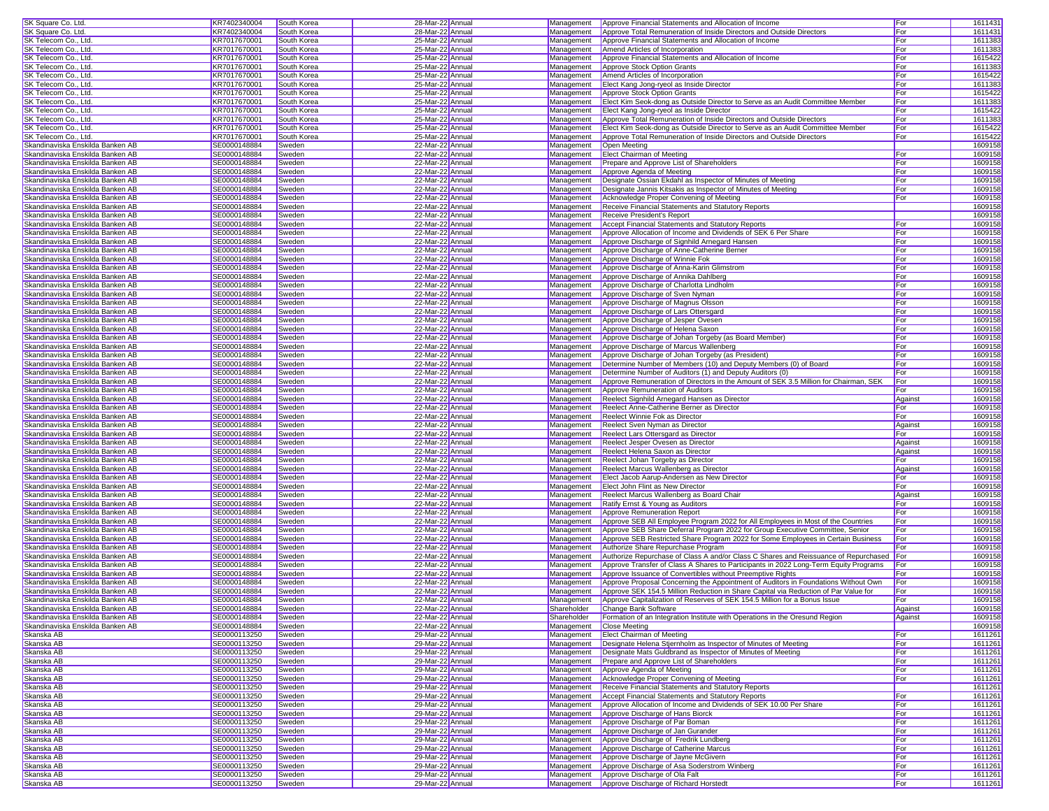| | | | | | | | | |
|---|---|---|---|---|---|---|---|---|
| SK Square Co. Ltd. | KR7402340004 | South Korea | 28-Mar-22 | Annual | Management | Approve Financial Statements and Allocation of Income | For | 1611431 |
| SK Square Co. Ltd. | KR7402340004 | South Korea | 28-Mar-22 | Annual | Management | Approve Total Remuneration of Inside Directors and Outside Directors | For | 1611431 |
| SK Telecom Co., Ltd. | KR7017670001 | South Korea | 25-Mar-22 | Annual | Management | Approve Financial Statements and Allocation of Income | For | 1611383 |
| SK Telecom Co., Ltd. | KR7017670001 | South Korea | 25-Mar-22 | Annual | Management | Amend Articles of Incorporation | For | 1611383 |
| SK Telecom Co., Ltd. | KR7017670001 | South Korea | 25-Mar-22 | Annual | Management | Approve Financial Statements and Allocation of Income | For | 1615422 |
| SK Telecom Co., Ltd. | KR7017670001 | South Korea | 25-Mar-22 | Annual | Management | Approve Stock Option Grants | For | 1611383 |
| SK Telecom Co., Ltd. | KR7017670001 | South Korea | 25-Mar-22 | Annual | Management | Amend Articles of Incorporation | For | 1615422 |
| SK Telecom Co., Ltd. | KR7017670001 | South Korea | 25-Mar-22 | Annual | Management | Elect Kang Jong-ryeol as Inside Director | For | 1611383 |
| SK Telecom Co., Ltd. | KR7017670001 | South Korea | 25-Mar-22 | Annual | Management | Approve Stock Option Grants | For | 1615422 |
| SK Telecom Co., Ltd. | KR7017670001 | South Korea | 25-Mar-22 | Annual | Management | Elect Kim Seok-dong as Outside Director to Serve as an Audit Committee Member | For | 1611383 |
| SK Telecom Co., Ltd. | KR7017670001 | South Korea | 25-Mar-22 | Annual | Management | Elect Kang Jong-ryeol as Inside Director | For | 1615422 |
| SK Telecom Co., Ltd. | KR7017670001 | South Korea | 25-Mar-22 | Annual | Management | Approve Total Remuneration of Inside Directors and Outside Directors | For | 1611383 |
| SK Telecom Co., Ltd. | KR7017670001 | South Korea | 25-Mar-22 | Annual | Management | Elect Kim Seok-dong as Outside Director to Serve as an Audit Committee Member | For | 1615422 |
| SK Telecom Co., Ltd. | KR7017670001 | South Korea | 25-Mar-22 | Annual | Management | Approve Total Remuneration of Inside Directors and Outside Directors | For | 1615422 |
| Skandinaviska Enskilda Banken AB | SE0000148884 | Sweden | 22-Mar-22 | Annual | Management | Open Meeting | | 1609158 |
| Skandinaviska Enskilda Banken AB | SE0000148884 | Sweden | 22-Mar-22 | Annual | Management | Elect Chairman of Meeting | For | 1609158 |
| Skandinaviska Enskilda Banken AB | SE0000148884 | Sweden | 22-Mar-22 | Annual | Management | Prepare and Approve List of Shareholders | For | 1609158 |
| Skandinaviska Enskilda Banken AB | SE0000148884 | Sweden | 22-Mar-22 | Annual | Management | Approve Agenda of Meeting | For | 1609158 |
| Skandinaviska Enskilda Banken AB | SE0000148884 | Sweden | 22-Mar-22 | Annual | Management | Designate Ossian Ekdahl as Inspector of Minutes of Meeting | For | 1609158 |
| Skandinaviska Enskilda Banken AB | SE0000148884 | Sweden | 22-Mar-22 | Annual | Management | Designate Jannis Kitsakis as Inspector of Minutes of Meeting | For | 1609158 |
| Skandinaviska Enskilda Banken AB | SE0000148884 | Sweden | 22-Mar-22 | Annual | Management | Acknowledge Proper Convening of Meeting | For | 1609158 |
| Skandinaviska Enskilda Banken AB | SE0000148884 | Sweden | 22-Mar-22 | Annual | Management | Receive Financial Statements and Statutory Reports | | 1609158 |
| Skandinaviska Enskilda Banken AB | SE0000148884 | Sweden | 22-Mar-22 | Annual | Management | Receive President's Report | | 1609158 |
| Skandinaviska Enskilda Banken AB | SE0000148884 | Sweden | 22-Mar-22 | Annual | Management | Accept Financial Statements and Statutory Reports | For | 1609158 |
| Skandinaviska Enskilda Banken AB | SE0000148884 | Sweden | 22-Mar-22 | Annual | Management | Approve Allocation of Income and Dividends of SEK 6 Per Share | For | 1609158 |
| Skandinaviska Enskilda Banken AB | SE0000148884 | Sweden | 22-Mar-22 | Annual | Management | Approve Discharge of Signhild Arnegard Hansen | For | 1609158 |
| Skandinaviska Enskilda Banken AB | SE0000148884 | Sweden | 22-Mar-22 | Annual | Management | Approve Discharge of Anne-Catherine Berner | For | 1609158 |
| Skandinaviska Enskilda Banken AB | SE0000148884 | Sweden | 22-Mar-22 | Annual | Management | Approve Discharge of Winnie Fok | For | 1609158 |
| Skandinaviska Enskilda Banken AB | SE0000148884 | Sweden | 22-Mar-22 | Annual | Management | Approve Discharge of Anna-Karin Glimstrom | For | 1609158 |
| Skandinaviska Enskilda Banken AB | SE0000148884 | Sweden | 22-Mar-22 | Annual | Management | Approve Discharge of Annika Dahlberg | For | 1609158 |
| Skandinaviska Enskilda Banken AB | SE0000148884 | Sweden | 22-Mar-22 | Annual | Management | Approve Discharge of Charlotta Lindholm | For | 1609158 |
| Skandinaviska Enskilda Banken AB | SE0000148884 | Sweden | 22-Mar-22 | Annual | Management | Approve Discharge of Sven Nyman | For | 1609158 |
| Skandinaviska Enskilda Banken AB | SE0000148884 | Sweden | 22-Mar-22 | Annual | Management | Approve Discharge of Magnus Olsson | For | 1609158 |
| Skandinaviska Enskilda Banken AB | SE0000148884 | Sweden | 22-Mar-22 | Annual | Management | Approve Discharge of Lars Ottersgard | For | 1609158 |
| Skandinaviska Enskilda Banken AB | SE0000148884 | Sweden | 22-Mar-22 | Annual | Management | Approve Discharge of Jesper Ovesen | For | 1609158 |
| Skandinaviska Enskilda Banken AB | SE0000148884 | Sweden | 22-Mar-22 | Annual | Management | Approve Discharge of Helena Saxon | For | 1609158 |
| Skandinaviska Enskilda Banken AB | SE0000148884 | Sweden | 22-Mar-22 | Annual | Management | Approve Discharge of Johan Torgeby (as Board Member) | For | 1609158 |
| Skandinaviska Enskilda Banken AB | SE0000148884 | Sweden | 22-Mar-22 | Annual | Management | Approve Discharge of Marcus Wallenberg | For | 1609158 |
| Skandinaviska Enskilda Banken AB | SE0000148884 | Sweden | 22-Mar-22 | Annual | Management | Approve Discharge of Johan Torgeby (as President) | For | 1609158 |
| Skandinaviska Enskilda Banken AB | SE0000148884 | Sweden | 22-Mar-22 | Annual | Management | Determine Number of Members (10) and Deputy Members (0) of Board | For | 1609158 |
| Skandinaviska Enskilda Banken AB | SE0000148884 | Sweden | 22-Mar-22 | Annual | Management | Determine Number of Auditors (1) and Deputy Auditors (0) | For | 1609158 |
| Skandinaviska Enskilda Banken AB | SE0000148884 | Sweden | 22-Mar-22 | Annual | Management | Approve Remuneration of Directors in the Amount of SEK 3.5 Million for Chairman, SEK | For | 1609158 |
| Skandinaviska Enskilda Banken AB | SE0000148884 | Sweden | 22-Mar-22 | Annual | Management | Approve Remuneration of Auditors | For | 1609158 |
| Skandinaviska Enskilda Banken AB | SE0000148884 | Sweden | 22-Mar-22 | Annual | Management | Reelect Signhild Arnegard Hansen as Director | Against | 1609158 |
| Skandinaviska Enskilda Banken AB | SE0000148884 | Sweden | 22-Mar-22 | Annual | Management | Reelect Anne-Catherine Berner as Director | For | 1609158 |
| Skandinaviska Enskilda Banken AB | SE0000148884 | Sweden | 22-Mar-22 | Annual | Management | Reelect Winnie Fok as Director | For | 1609158 |
| Skandinaviska Enskilda Banken AB | SE0000148884 | Sweden | 22-Mar-22 | Annual | Management | Reelect Sven Nyman as Director | Against | 1609158 |
| Skandinaviska Enskilda Banken AB | SE0000148884 | Sweden | 22-Mar-22 | Annual | Management | Reelect Lars Ottersgard as Director | For | 1609158 |
| Skandinaviska Enskilda Banken AB | SE0000148884 | Sweden | 22-Mar-22 | Annual | Management | Reelect Jesper Ovesen as Director | Against | 1609158 |
| Skandinaviska Enskilda Banken AB | SE0000148884 | Sweden | 22-Mar-22 | Annual | Management | Reelect Helena Saxon as Director | Against | 1609158 |
| Skandinaviska Enskilda Banken AB | SE0000148884 | Sweden | 22-Mar-22 | Annual | Management | Reelect Johan Torgeby as Director | For | 1609158 |
| Skandinaviska Enskilda Banken AB | SE0000148884 | Sweden | 22-Mar-22 | Annual | Management | Reelect Marcus Wallenberg as Director | Against | 1609158 |
| Skandinaviska Enskilda Banken AB | SE0000148884 | Sweden | 22-Mar-22 | Annual | Management | Elect Jacob Aarup-Andersen as New Director | For | 1609158 |
| Skandinaviska Enskilda Banken AB | SE0000148884 | Sweden | 22-Mar-22 | Annual | Management | Elect John Flint as New Director | For | 1609158 |
| Skandinaviska Enskilda Banken AB | SE0000148884 | Sweden | 22-Mar-22 | Annual | Management | Reelect Marcus Wallenberg as Board Chair | Against | 1609158 |
| Skandinaviska Enskilda Banken AB | SE0000148884 | Sweden | 22-Mar-22 | Annual | Management | Ratify Ernst & Young as Auditors | For | 1609158 |
| Skandinaviska Enskilda Banken AB | SE0000148884 | Sweden | 22-Mar-22 | Annual | Management | Approve Remuneration Report | For | 1609158 |
| Skandinaviska Enskilda Banken AB | SE0000148884 | Sweden | 22-Mar-22 | Annual | Management | Approve SEB All Employee Program 2022 for All Employees in Most of the Countries | For | 1609158 |
| Skandinaviska Enskilda Banken AB | SE0000148884 | Sweden | 22-Mar-22 | Annual | Management | Approve SEB Share Deferral Program 2022 for Group Executive Committee, Senior | For | 1609158 |
| Skandinaviska Enskilda Banken AB | SE0000148884 | Sweden | 22-Mar-22 | Annual | Management | Approve SEB Restricted Share Program 2022 for Some Employees in Certain Business | For | 1609158 |
| Skandinaviska Enskilda Banken AB | SE0000148884 | Sweden | 22-Mar-22 | Annual | Management | Authorize Share Repurchase Program | For | 1609158 |
| Skandinaviska Enskilda Banken AB | SE0000148884 | Sweden | 22-Mar-22 | Annual | Management | Authorize Repurchase of Class A and/or Class C Shares and Reissuance of Repurchased | For | 1609158 |
| Skandinaviska Enskilda Banken AB | SE0000148884 | Sweden | 22-Mar-22 | Annual | Management | Approve Transfer of Class A Shares to Participants in 2022 Long-Term Equity Programs | For | 1609158 |
| Skandinaviska Enskilda Banken AB | SE0000148884 | Sweden | 22-Mar-22 | Annual | Management | Approve Issuance of Convertibles without Preemptive Rights | For | 1609158 |
| Skandinaviska Enskilda Banken AB | SE0000148884 | Sweden | 22-Mar-22 | Annual | Management | Approve Proposal Concerning the Appointment of Auditors in Foundations Without Own | For | 1609158 |
| Skandinaviska Enskilda Banken AB | SE0000148884 | Sweden | 22-Mar-22 | Annual | Management | Approve SEK 154.5 Million Reduction in Share Capital via Reduction of Par Value for | For | 1609158 |
| Skandinaviska Enskilda Banken AB | SE0000148884 | Sweden | 22-Mar-22 | Annual | Management | Approve Capitalization of Reserves of SEK 154.5 Million for a Bonus Issue | For | 1609158 |
| Skandinaviska Enskilda Banken AB | SE0000148884 | Sweden | 22-Mar-22 | Annual | Shareholder | Change Bank Software | Against | 1609158 |
| Skandinaviska Enskilda Banken AB | SE0000148884 | Sweden | 22-Mar-22 | Annual | Shareholder | Formation of an Integration Institute with Operations in the Oresund Region | Against | 1609158 |
| Skandinaviska Enskilda Banken AB | SE0000148884 | Sweden | 22-Mar-22 | Annual | Management | Close Meeting | | 1609158 |
| Skanska AB | SE0000113250 | Sweden | 29-Mar-22 | Annual | Management | Elect Chairman of Meeting | For | 1611261 |
| Skanska AB | SE0000113250 | Sweden | 29-Mar-22 | Annual | Management | Designate Helena Stjernholm as Inspector of Minutes of Meeting | For | 1611261 |
| Skanska AB | SE0000113250 | Sweden | 29-Mar-22 | Annual | Management | Designate Mats Guldbrand as Inspector of Minutes of Meeting | For | 1611261 |
| Skanska AB | SE0000113250 | Sweden | 29-Mar-22 | Annual | Management | Prepare and Approve List of Shareholders | For | 1611261 |
| Skanska AB | SE0000113250 | Sweden | 29-Mar-22 | Annual | Management | Approve Agenda of Meeting | For | 1611261 |
| Skanska AB | SE0000113250 | Sweden | 29-Mar-22 | Annual | Management | Acknowledge Proper Convening of Meeting | For | 1611261 |
| Skanska AB | SE0000113250 | Sweden | 29-Mar-22 | Annual | Management | Receive Financial Statements and Statutory Reports | | 1611261 |
| Skanska AB | SE0000113250 | Sweden | 29-Mar-22 | Annual | Management | Accept Financial Statements and Statutory Reports | For | 1611261 |
| Skanska AB | SE0000113250 | Sweden | 29-Mar-22 | Annual | Management | Approve Allocation of Income and Dividends of SEK 10.00 Per Share | For | 1611261 |
| Skanska AB | SE0000113250 | Sweden | 29-Mar-22 | Annual | Management | Approve Discharge of Hans Biorck | For | 1611261 |
| Skanska AB | SE0000113250 | Sweden | 29-Mar-22 | Annual | Management | Approve Discharge of Par Boman | For | 1611261 |
| Skanska AB | SE0000113250 | Sweden | 29-Mar-22 | Annual | Management | Approve Discharge of Jan Gurander | For | 1611261 |
| Skanska AB | SE0000113250 | Sweden | 29-Mar-22 | Annual | Management | Approve Discharge of  Fredrik Lundberg | For | 1611261 |
| Skanska AB | SE0000113250 | Sweden | 29-Mar-22 | Annual | Management | Approve Discharge of Catherine Marcus | For | 1611261 |
| Skanska AB | SE0000113250 | Sweden | 29-Mar-22 | Annual | Management | Approve Discharge of Jayne McGivern | For | 1611261 |
| Skanska AB | SE0000113250 | Sweden | 29-Mar-22 | Annual | Management | Approve Discharge of Asa Soderstrom Winberg | For | 1611261 |
| Skanska AB | SE0000113250 | Sweden | 29-Mar-22 | Annual | Management | Approve Discharge of Ola Falt | For | 1611261 |
| Skanska AB | SE0000113250 | Sweden | 29-Mar-22 | Annual | Management | Approve Discharge of Richard Horstedt | For | 1611261 |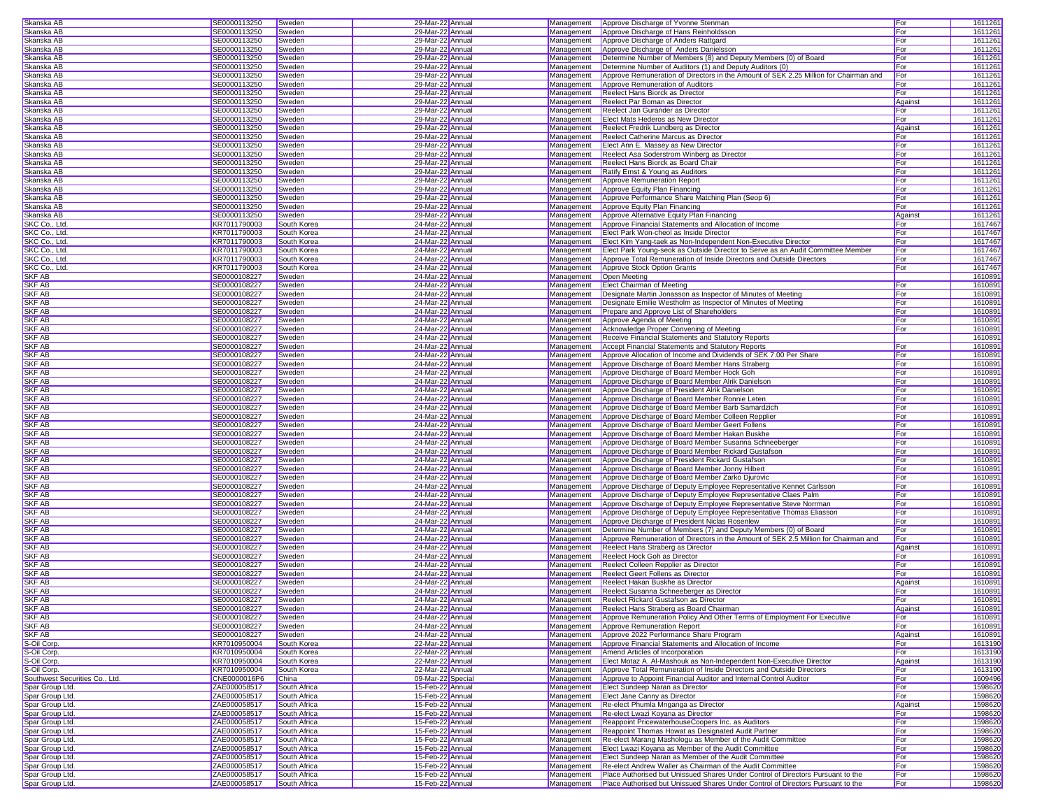| | | | | | | | | |
|---|---|---|---|---|---|---|---|---|
| Skanska AB | SE0000113250 | Sweden | 29-Mar-22 | Annual | Management | Approve Discharge of Yvonne Stenman | For | 1611261 |
| Skanska AB | SE0000113250 | Sweden | 29-Mar-22 | Annual | Management | Approve Discharge of Hans Reinholdsson | For | 1611261 |
| Skanska AB | SE0000113250 | Sweden | 29-Mar-22 | Annual | Management | Approve Discharge of Anders Rattgard | For | 1611261 |
| Skanska AB | SE0000113250 | Sweden | 29-Mar-22 | Annual | Management | Approve Discharge of Anders Danielsson | For | 1611261 |
| Skanska AB | SE0000113250 | Sweden | 29-Mar-22 | Annual | Management | Determine Number of Members (8) and Deputy Members (0) of Board | For | 1611261 |
| Skanska AB | SE0000113250 | Sweden | 29-Mar-22 | Annual | Management | Determine Number of Auditors (1) and Deputy Auditors (0) | For | 1611261 |
| Skanska AB | SE0000113250 | Sweden | 29-Mar-22 | Annual | Management | Approve Remuneration of Directors in the Amount of SEK 2.25 Million for Chairman and | For | 1611261 |
| Skanska AB | SE0000113250 | Sweden | 29-Mar-22 | Annual | Management | Approve Remuneration of Auditors | For | 1611261 |
| Skanska AB | SE0000113250 | Sweden | 29-Mar-22 | Annual | Management | Reelect Hans Biorck as Director | For | 1611261 |
| Skanska AB | SE0000113250 | Sweden | 29-Mar-22 | Annual | Management | Reelect Par Boman as Director | Against | 1611261 |
| Skanska AB | SE0000113250 | Sweden | 29-Mar-22 | Annual | Management | Reelect Jan Gurander as Director | For | 1611261 |
| Skanska AB | SE0000113250 | Sweden | 29-Mar-22 | Annual | Management | Elect Mats Hederos as New Director | For | 1611261 |
| Skanska AB | SE0000113250 | Sweden | 29-Mar-22 | Annual | Management | Reelect Fredrik Lundberg as Director | Against | 1611261 |
| Skanska AB | SE0000113250 | Sweden | 29-Mar-22 | Annual | Management | Reelect Catherine Marcus as Director | For | 1611261 |
| Skanska AB | SE0000113250 | Sweden | 29-Mar-22 | Annual | Management | Elect Ann E. Massey as New Director | For | 1611261 |
| Skanska AB | SE0000113250 | Sweden | 29-Mar-22 | Annual | Management | Reelect Asa Soderstrom Winberg as Director | For | 1611261 |
| Skanska AB | SE0000113250 | Sweden | 29-Mar-22 | Annual | Management | Reelect Hans Biorck as Board Chair | For | 1611261 |
| Skanska AB | SE0000113250 | Sweden | 29-Mar-22 | Annual | Management | Ratify Ernst & Young as Auditors | For | 1611261 |
| Skanska AB | SE0000113250 | Sweden | 29-Mar-22 | Annual | Management | Approve Remuneration Report | For | 1611261 |
| Skanska AB | SE0000113250 | Sweden | 29-Mar-22 | Annual | Management | Approve Equity Plan Financing | For | 1611261 |
| Skanska AB | SE0000113250 | Sweden | 29-Mar-22 | Annual | Management | Approve Performance Share Matching Plan (Seop 6) | For | 1611261 |
| Skanska AB | SE0000113250 | Sweden | 29-Mar-22 | Annual | Management | Approve Equity Plan Financing | For | 1611261 |
| Skanska AB | SE0000113250 | Sweden | 29-Mar-22 | Annual | Management | Approve Alternative Equity Plan Financing | Against | 1611261 |
| SKC Co., Ltd. | KR7011790003 | South Korea | 24-Mar-22 | Annual | Management | Approve Financial Statements and Allocation of Income | For | 1617467 |
| SKC Co., Ltd. | KR7011790003 | South Korea | 24-Mar-22 | Annual | Management | Elect Park Won-cheol as Inside Director | For | 1617467 |
| SKC Co., Ltd. | KR7011790003 | South Korea | 24-Mar-22 | Annual | Management | Elect Kim Yang-taek as Non-Independent Non-Executive Director | For | 1617467 |
| SKC Co., Ltd. | KR7011790003 | South Korea | 24-Mar-22 | Annual | Management | Elect Park Young-seok as Outside Director to Serve as an Audit Committee Member | For | 1617467 |
| SKC Co., Ltd. | KR7011790003 | South Korea | 24-Mar-22 | Annual | Management | Approve Total Remuneration of Inside Directors and Outside Directors | For | 1617467 |
| SKC Co., Ltd. | KR7011790003 | South Korea | 24-Mar-22 | Annual | Management | Approve Stock Option Grants | For | 1617467 |
| SKF AB | SE0000108227 | Sweden | 24-Mar-22 | Annual | Management | Open Meeting | | 1610891 |
| SKF AB | SE0000108227 | Sweden | 24-Mar-22 | Annual | Management | Elect Chairman of Meeting | For | 1610891 |
| SKF AB | SE0000108227 | Sweden | 24-Mar-22 | Annual | Management | Designate Martin Jonasson as Inspector of Minutes of Meeting | For | 1610891 |
| SKF AB | SE0000108227 | Sweden | 24-Mar-22 | Annual | Management | Designate Emilie Westholm as Inspector of Minutes of Meeting | For | 1610891 |
| SKF AB | SE0000108227 | Sweden | 24-Mar-22 | Annual | Management | Prepare and Approve List of Shareholders | For | 1610891 |
| SKF AB | SE0000108227 | Sweden | 24-Mar-22 | Annual | Management | Approve Agenda of Meeting | For | 1610891 |
| SKF AB | SE0000108227 | Sweden | 24-Mar-22 | Annual | Management | Acknowledge Proper Convening of Meeting | For | 1610891 |
| SKF AB | SE0000108227 | Sweden | 24-Mar-22 | Annual | Management | Receive Financial Statements and Statutory Reports | | 1610891 |
| SKF AB | SE0000108227 | Sweden | 24-Mar-22 | Annual | Management | Accept Financial Statements and Statutory Reports | For | 1610891 |
| SKF AB | SE0000108227 | Sweden | 24-Mar-22 | Annual | Management | Approve Allocation of Income and Dividends of SEK 7.00 Per Share | For | 1610891 |
| SKF AB | SE0000108227 | Sweden | 24-Mar-22 | Annual | Management | Approve Discharge of Board Member Hans Straberg | For | 1610891 |
| SKF AB | SE0000108227 | Sweden | 24-Mar-22 | Annual | Management | Approve Discharge of Board Member Hock Goh | For | 1610891 |
| SKF AB | SE0000108227 | Sweden | 24-Mar-22 | Annual | Management | Approve Discharge of Board Member Alrik Danielson | For | 1610891 |
| SKF AB | SE0000108227 | Sweden | 24-Mar-22 | Annual | Management | Approve Discharge of President Alrik Danielson | For | 1610891 |
| SKF AB | SE0000108227 | Sweden | 24-Mar-22 | Annual | Management | Approve Discharge of Board Member Ronnie Leten | For | 1610891 |
| SKF AB | SE0000108227 | Sweden | 24-Mar-22 | Annual | Management | Approve Discharge of Board Member Barb Samardzich | For | 1610891 |
| SKF AB | SE0000108227 | Sweden | 24-Mar-22 | Annual | Management | Approve Discharge of Board Member Colleen Repplier | For | 1610891 |
| SKF AB | SE0000108227 | Sweden | 24-Mar-22 | Annual | Management | Approve Discharge of Board Member Geert Follens | For | 1610891 |
| SKF AB | SE0000108227 | Sweden | 24-Mar-22 | Annual | Management | Approve Discharge of Board Member Hakan Buskhe | For | 1610891 |
| SKF AB | SE0000108227 | Sweden | 24-Mar-22 | Annual | Management | Approve Discharge of Board Member Susanna Schneeberger | For | 1610891 |
| SKF AB | SE0000108227 | Sweden | 24-Mar-22 | Annual | Management | Approve Discharge of Board Member Rickard Gustafson | For | 1610891 |
| SKF AB | SE0000108227 | Sweden | 24-Mar-22 | Annual | Management | Approve Discharge of President Rickard Gustafson | For | 1610891 |
| SKF AB | SE0000108227 | Sweden | 24-Mar-22 | Annual | Management | Approve Discharge of Board Member Jonny Hilbert | For | 1610891 |
| SKF AB | SE0000108227 | Sweden | 24-Mar-22 | Annual | Management | Approve Discharge of Board Member Zarko Djurovic | For | 1610891 |
| SKF AB | SE0000108227 | Sweden | 24-Mar-22 | Annual | Management | Approve Discharge of Deputy Employee Representative Kennet Carlsson | For | 1610891 |
| SKF AB | SE0000108227 | Sweden | 24-Mar-22 | Annual | Management | Approve Discharge of Deputy Employee Representative Claes Palm | For | 1610891 |
| SKF AB | SE0000108227 | Sweden | 24-Mar-22 | Annual | Management | Approve Discharge of Deputy Employee Representative Steve Norrman | For | 1610891 |
| SKF AB | SE0000108227 | Sweden | 24-Mar-22 | Annual | Management | Approve Discharge of Deputy Employee Representative Thomas Eliasson | For | 1610891 |
| SKF AB | SE0000108227 | Sweden | 24-Mar-22 | Annual | Management | Approve Discharge of President Niclas Rosenlew | For | 1610891 |
| SKF AB | SE0000108227 | Sweden | 24-Mar-22 | Annual | Management | Determine Number of Members (7) and Deputy Members (0) of Board | For | 1610891 |
| SKF AB | SE0000108227 | Sweden | 24-Mar-22 | Annual | Management | Approve Remuneration of Directors in the Amount of SEK 2.5 Million for Chairman and | For | 1610891 |
| SKF AB | SE0000108227 | Sweden | 24-Mar-22 | Annual | Management | Reelect Hans Straberg as Director | Against | 1610891 |
| SKF AB | SE0000108227 | Sweden | 24-Mar-22 | Annual | Management | Reelect Hock Goh as Director | For | 1610891 |
| SKF AB | SE0000108227 | Sweden | 24-Mar-22 | Annual | Management | Reelect Colleen Repplier as Director | For | 1610891 |
| SKF AB | SE0000108227 | Sweden | 24-Mar-22 | Annual | Management | Reelect Geert Follens as Director | For | 1610891 |
| SKF AB | SE0000108227 | Sweden | 24-Mar-22 | Annual | Management | Reelect Hakan Buskhe as Director | Against | 1610891 |
| SKF AB | SE0000108227 | Sweden | 24-Mar-22 | Annual | Management | Reelect Susanna Schneeberger as Director | For | 1610891 |
| SKF AB | SE0000108227 | Sweden | 24-Mar-22 | Annual | Management | Reelect Rickard Gustafson as Director | For | 1610891 |
| SKF AB | SE0000108227 | Sweden | 24-Mar-22 | Annual | Management | Reelect Hans Straberg as Board Chairman | Against | 1610891 |
| SKF AB | SE0000108227 | Sweden | 24-Mar-22 | Annual | Management | Approve Remuneration Policy And Other Terms of Employment For Executive | For | 1610891 |
| SKF AB | SE0000108227 | Sweden | 24-Mar-22 | Annual | Management | Approve Remuneration Report | For | 1610891 |
| SKF AB | SE0000108227 | Sweden | 24-Mar-22 | Annual | Management | Approve 2022 Performance Share Program | Against | 1610891 |
| S-Oil Corp. | KR7010950004 | South Korea | 22-Mar-22 | Annual | Management | Approve Financial Statements and Allocation of Income | For | 1613190 |
| S-Oil Corp. | KR7010950004 | South Korea | 22-Mar-22 | Annual | Management | Amend Articles of Incorporation | For | 1613190 |
| S-Oil Corp. | KR7010950004 | South Korea | 22-Mar-22 | Annual | Management | Elect Motaz A. Al-Mashouk as Non-Independent Non-Executive Director | Against | 1613190 |
| S-Oil Corp. | KR7010950004 | South Korea | 22-Mar-22 | Annual | Management | Approve Total Remuneration of Inside Directors and Outside Directors | For | 1613190 |
| Southwest Securities Co., Ltd. | CNE0000016P6 | China | 09-Mar-22 | Special | Management | Approve to Appoint Financial Auditor and Internal Control Auditor | For | 1609496 |
| Spar Group Ltd. | ZAE000058517 | South Africa | 15-Feb-22 | Annual | Management | Elect Sundeep Naran as Director | For | 1598620 |
| Spar Group Ltd. | ZAE000058517 | South Africa | 15-Feb-22 | Annual | Management | Elect Jane Canny as Director | For | 1598620 |
| Spar Group Ltd. | ZAE000058517 | South Africa | 15-Feb-22 | Annual | Management | Re-elect Phumla Mnganga as Director | Against | 1598620 |
| Spar Group Ltd. | ZAE000058517 | South Africa | 15-Feb-22 | Annual | Management | Re-elect Lwazi Koyana as Director | For | 1598620 |
| Spar Group Ltd. | ZAE000058517 | South Africa | 15-Feb-22 | Annual | Management | Reappoint PricewaterhouseCoopers Inc. as Auditors | For | 1598620 |
| Spar Group Ltd. | ZAE000058517 | South Africa | 15-Feb-22 | Annual | Management | Reappoint Thomas Howat as Designated Audit Partner | For | 1598620 |
| Spar Group Ltd. | ZAE000058517 | South Africa | 15-Feb-22 | Annual | Management | Re-elect Marang Mashologu as Member of the Audit Committee | For | 1598620 |
| Spar Group Ltd. | ZAE000058517 | South Africa | 15-Feb-22 | Annual | Management | Elect Lwazi Koyana as Member of the Audit Committee | For | 1598620 |
| Spar Group Ltd. | ZAE000058517 | South Africa | 15-Feb-22 | Annual | Management | Elect Sundeep Naran as Member of the Audit Committee | For | 1598620 |
| Spar Group Ltd. | ZAE000058517 | South Africa | 15-Feb-22 | Annual | Management | Re-elect Andrew Waller as Chairman of the Audit Committee | For | 1598620 |
| Spar Group Ltd. | ZAE000058517 | South Africa | 15-Feb-22 | Annual | Management | Place Authorised but Unissued Shares Under Control of Directors Pursuant to the | For | 1598620 |
| Spar Group Ltd. | ZAE000058517 | South Africa | 15-Feb-22 | Annual | Management | Place Authorised but Unissued Shares Under Control of Directors Pursuant to the | For | 1598620 |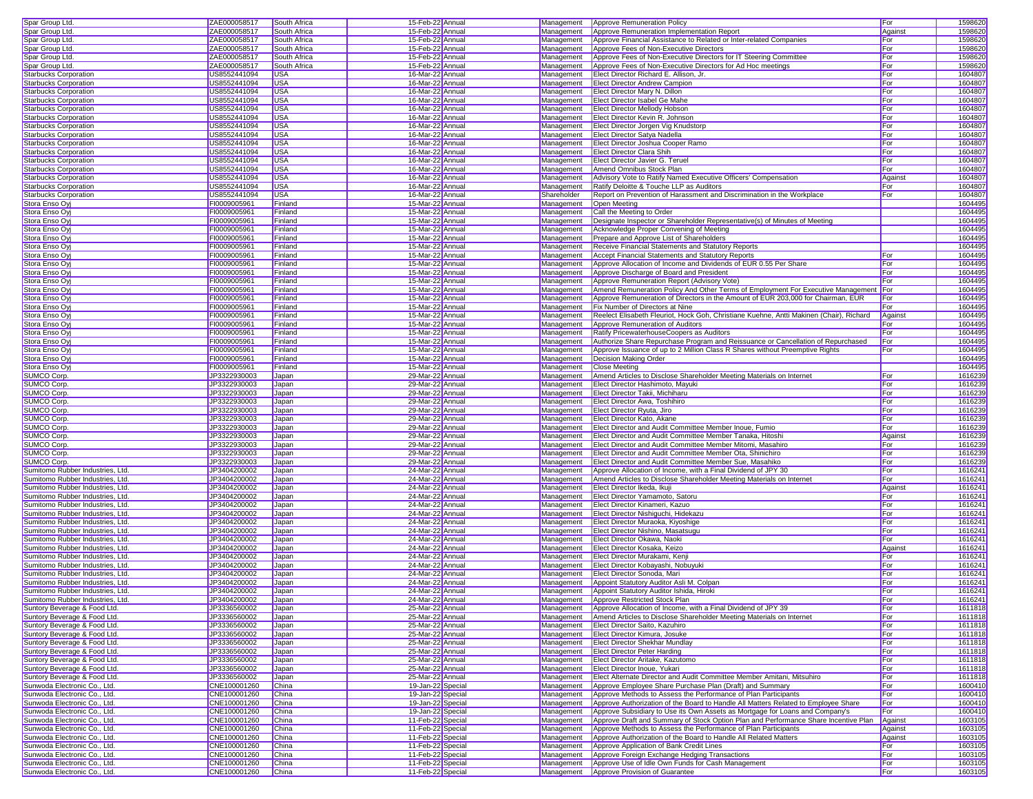| | | | | | | | | |
|---|---|---|---|---|---|---|---|---|
| Spar Group Ltd. | ZAE000058517 | South Africa | 15-Feb-22 | Annual | Management | Approve Remuneration Policy | For | 1598620 |
| Spar Group Ltd. | ZAE000058517 | South Africa | 15-Feb-22 | Annual | Management | Approve Remuneration Implementation Report | Against | 1598620 |
| Spar Group Ltd. | ZAE000058517 | South Africa | 15-Feb-22 | Annual | Management | Approve Financial Assistance to Related or Inter-related Companies | For | 1598620 |
| Spar Group Ltd. | ZAE000058517 | South Africa | 15-Feb-22 | Annual | Management | Approve Fees of Non-Executive Directors | For | 1598620 |
| Spar Group Ltd. | ZAE000058517 | South Africa | 15-Feb-22 | Annual | Management | Approve Fees of Non-Executive Directors for IT Steering Committee | For | 1598620 |
| Spar Group Ltd. | ZAE000058517 | South Africa | 15-Feb-22 | Annual | Management | Approve Fees of Non-Executive Directors for Ad Hoc meetings | For | 1598620 |
| Starbucks Corporation | US8552441094 | USA | 16-Mar-22 | Annual | Management | Elect Director Richard E. Allison, Jr. | For | 1604807 |
| Starbucks Corporation | US8552441094 | USA | 16-Mar-22 | Annual | Management | Elect Director Andrew Campion | For | 1604807 |
| Starbucks Corporation | US8552441094 | USA | 16-Mar-22 | Annual | Management | Elect Director Mary N. Dillon | For | 1604807 |
| Starbucks Corporation | US8552441094 | USA | 16-Mar-22 | Annual | Management | Elect Director Isabel Ge Mahe | For | 1604807 |
| Starbucks Corporation | US8552441094 | USA | 16-Mar-22 | Annual | Management | Elect Director Mellody Hobson | For | 1604807 |
| Starbucks Corporation | US8552441094 | USA | 16-Mar-22 | Annual | Management | Elect Director Kevin R. Johnson | For | 1604807 |
| Starbucks Corporation | US8552441094 | USA | 16-Mar-22 | Annual | Management | Elect Director Jorgen Vig Knudstorp | For | 1604807 |
| Starbucks Corporation | US8552441094 | USA | 16-Mar-22 | Annual | Management | Elect Director Satya Nadella | For | 1604807 |
| Starbucks Corporation | US8552441094 | USA | 16-Mar-22 | Annual | Management | Elect Director Joshua Cooper Ramo | For | 1604807 |
| Starbucks Corporation | US8552441094 | USA | 16-Mar-22 | Annual | Management | Elect Director Clara Shih | For | 1604807 |
| Starbucks Corporation | US8552441094 | USA | 16-Mar-22 | Annual | Management | Elect Director Javier G. Teruel | For | 1604807 |
| Starbucks Corporation | US8552441094 | USA | 16-Mar-22 | Annual | Management | Amend Omnibus Stock Plan | For | 1604807 |
| Starbucks Corporation | US8552441094 | USA | 16-Mar-22 | Annual | Management | Advisory Vote to Ratify Named Executive Officers' Compensation | Against | 1604807 |
| Starbucks Corporation | US8552441094 | USA | 16-Mar-22 | Annual | Management | Ratify Deloitte & Touche LLP as Auditors | For | 1604807 |
| Starbucks Corporation | US8552441094 | USA | 16-Mar-22 | Annual | Shareholder | Report on Prevention of Harassment and Discrimination in the Workplace | For | 1604807 |
| Stora Enso Oyj | FI0009005961 | Finland | 15-Mar-22 | Annual | Management | Open Meeting | | 1604495 |
| Stora Enso Oyj | FI0009005961 | Finland | 15-Mar-22 | Annual | Management | Call the Meeting to Order | | 1604495 |
| Stora Enso Oyj | FI0009005961 | Finland | 15-Mar-22 | Annual | Management | Designate Inspector or Shareholder Representative(s) of Minutes of Meeting | | 1604495 |
| Stora Enso Oyj | FI0009005961 | Finland | 15-Mar-22 | Annual | Management | Acknowledge Proper Convening of Meeting | | 1604495 |
| Stora Enso Oyj | FI0009005961 | Finland | 15-Mar-22 | Annual | Management | Prepare and Approve List of Shareholders | | 1604495 |
| Stora Enso Oyj | FI0009005961 | Finland | 15-Mar-22 | Annual | Management | Receive Financial Statements and Statutory Reports | | 1604495 |
| Stora Enso Oyj | FI0009005961 | Finland | 15-Mar-22 | Annual | Management | Accept Financial Statements and Statutory Reports | For | 1604495 |
| Stora Enso Oyj | FI0009005961 | Finland | 15-Mar-22 | Annual | Management | Approve Allocation of Income and Dividends of EUR 0.55 Per Share | For | 1604495 |
| Stora Enso Oyj | FI0009005961 | Finland | 15-Mar-22 | Annual | Management | Approve Discharge of Board and President | For | 1604495 |
| Stora Enso Oyj | FI0009005961 | Finland | 15-Mar-22 | Annual | Management | Approve Remuneration Report (Advisory Vote) | For | 1604495 |
| Stora Enso Oyj | FI0009005961 | Finland | 15-Mar-22 | Annual | Management | Amend Remuneration Policy And Other Terms of Employment For Executive Management | For | 1604495 |
| Stora Enso Oyj | FI0009005961 | Finland | 15-Mar-22 | Annual | Management | Approve Remuneration of Directors in the Amount of EUR 203,000 for Chairman, EUR | For | 1604495 |
| Stora Enso Oyj | FI0009005961 | Finland | 15-Mar-22 | Annual | Management | Fix Number of Directors at Nine | For | 1604495 |
| Stora Enso Oyj | FI0009005961 | Finland | 15-Mar-22 | Annual | Management | Reelect Elisabeth Fleuriot, Hock Goh, Christiane Kuehne, Antti Makinen (Chair), Richard | Against | 1604495 |
| Stora Enso Oyj | FI0009005961 | Finland | 15-Mar-22 | Annual | Management | Approve Remuneration of Auditors | For | 1604495 |
| Stora Enso Oyj | FI0009005961 | Finland | 15-Mar-22 | Annual | Management | Ratify PricewaterhouseCoopers as Auditors | For | 1604495 |
| Stora Enso Oyj | FI0009005961 | Finland | 15-Mar-22 | Annual | Management | Authorize Share Repurchase Program and Reissuance or Cancellation of Repurchased | For | 1604495 |
| Stora Enso Oyj | FI0009005961 | Finland | 15-Mar-22 | Annual | Management | Approve Issuance of up to 2 Million Class R Shares without Preemptive Rights | For | 1604495 |
| Stora Enso Oyj | FI0009005961 | Finland | 15-Mar-22 | Annual | Management | Decision Making Order | | 1604495 |
| Stora Enso Oyj | FI0009005961 | Finland | 15-Mar-22 | Annual | Management | Close Meeting | | 1604495 |
| SUMCO Corp. | JP3322930003 | Japan | 29-Mar-22 | Annual | Management | Amend Articles to Disclose Shareholder Meeting Materials on Internet | For | 1616239 |
| SUMCO Corp. | JP3322930003 | Japan | 29-Mar-22 | Annual | Management | Elect Director Hashimoto, Mayuki | For | 1616239 |
| SUMCO Corp. | JP3322930003 | Japan | 29-Mar-22 | Annual | Management | Elect Director Takii, Michiharu | For | 1616239 |
| SUMCO Corp. | JP3322930003 | Japan | 29-Mar-22 | Annual | Management | Elect Director Awa, Toshihiro | For | 1616239 |
| SUMCO Corp. | JP3322930003 | Japan | 29-Mar-22 | Annual | Management | Elect Director Ryuta, Jiro | For | 1616239 |
| SUMCO Corp. | JP3322930003 | Japan | 29-Mar-22 | Annual | Management | Elect Director Kato, Akane | For | 1616239 |
| SUMCO Corp. | JP3322930003 | Japan | 29-Mar-22 | Annual | Management | Elect Director and Audit Committee Member Inoue, Fumio | For | 1616239 |
| SUMCO Corp. | JP3322930003 | Japan | 29-Mar-22 | Annual | Management | Elect Director and Audit Committee Member Tanaka, Hitoshi | Against | 1616239 |
| SUMCO Corp. | JP3322930003 | Japan | 29-Mar-22 | Annual | Management | Elect Director and Audit Committee Member Mitomi, Masahiro | For | 1616239 |
| SUMCO Corp. | JP3322930003 | Japan | 29-Mar-22 | Annual | Management | Elect Director and Audit Committee Member Ota, Shinichiro | For | 1616239 |
| SUMCO Corp. | JP3322930003 | Japan | 29-Mar-22 | Annual | Management | Elect Director and Audit Committee Member Sue, Masahiko | For | 1616239 |
| Sumitomo Rubber Industries, Ltd. | JP3404200002 | Japan | 24-Mar-22 | Annual | Management | Approve Allocation of Income, with a Final Dividend of JPY 30 | For | 1616241 |
| Sumitomo Rubber Industries, Ltd. | JP3404200002 | Japan | 24-Mar-22 | Annual | Management | Amend Articles to Disclose Shareholder Meeting Materials on Internet | For | 1616241 |
| Sumitomo Rubber Industries, Ltd. | JP3404200002 | Japan | 24-Mar-22 | Annual | Management | Elect Director Ikeda, Ikuji | Against | 1616241 |
| Sumitomo Rubber Industries, Ltd. | JP3404200002 | Japan | 24-Mar-22 | Annual | Management | Elect Director Yamamoto, Satoru | For | 1616241 |
| Sumitomo Rubber Industries, Ltd. | JP3404200002 | Japan | 24-Mar-22 | Annual | Management | Elect Director Kinameri, Kazuo | For | 1616241 |
| Sumitomo Rubber Industries, Ltd. | JP3404200002 | Japan | 24-Mar-22 | Annual | Management | Elect Director Nishiguchi, Hidekazu | For | 1616241 |
| Sumitomo Rubber Industries, Ltd. | JP3404200002 | Japan | 24-Mar-22 | Annual | Management | Elect Director Muraoka, Kiyoshige | For | 1616241 |
| Sumitomo Rubber Industries, Ltd. | JP3404200002 | Japan | 24-Mar-22 | Annual | Management | Elect Director Nishino, Masatsugu | For | 1616241 |
| Sumitomo Rubber Industries, Ltd. | JP3404200002 | Japan | 24-Mar-22 | Annual | Management | Elect Director Okawa, Naoki | For | 1616241 |
| Sumitomo Rubber Industries, Ltd. | JP3404200002 | Japan | 24-Mar-22 | Annual | Management | Elect Director Kosaka, Keizo | Against | 1616241 |
| Sumitomo Rubber Industries, Ltd. | JP3404200002 | Japan | 24-Mar-22 | Annual | Management | Elect Director Murakami, Kenji | For | 1616241 |
| Sumitomo Rubber Industries, Ltd. | JP3404200002 | Japan | 24-Mar-22 | Annual | Management | Elect Director Kobayashi, Nobuyuki | For | 1616241 |
| Sumitomo Rubber Industries, Ltd. | JP3404200002 | Japan | 24-Mar-22 | Annual | Management | Elect Director Sonoda, Mari | For | 1616241 |
| Sumitomo Rubber Industries, Ltd. | JP3404200002 | Japan | 24-Mar-22 | Annual | Management | Appoint Statutory Auditor Asli M. Colpan | For | 1616241 |
| Sumitomo Rubber Industries, Ltd. | JP3404200002 | Japan | 24-Mar-22 | Annual | Management | Appoint Statutory Auditor Ishida, Hiroki | For | 1616241 |
| Sumitomo Rubber Industries, Ltd. | JP3404200002 | Japan | 24-Mar-22 | Annual | Management | Approve Restricted Stock Plan | For | 1616241 |
| Suntory Beverage & Food Ltd. | JP3336560002 | Japan | 25-Mar-22 | Annual | Management | Approve Allocation of Income, with a Final Dividend of JPY 39 | For | 1611818 |
| Suntory Beverage & Food Ltd. | JP3336560002 | Japan | 25-Mar-22 | Annual | Management | Amend Articles to Disclose Shareholder Meeting Materials on Internet | For | 1611818 |
| Suntory Beverage & Food Ltd. | JP3336560002 | Japan | 25-Mar-22 | Annual | Management | Elect Director Saito, Kazuhiro | For | 1611818 |
| Suntory Beverage & Food Ltd. | JP3336560002 | Japan | 25-Mar-22 | Annual | Management | Elect Director Kimura, Josuke | For | 1611818 |
| Suntory Beverage & Food Ltd. | JP3336560002 | Japan | 25-Mar-22 | Annual | Management | Elect Director Shekhar Mundlay | For | 1611818 |
| Suntory Beverage & Food Ltd. | JP3336560002 | Japan | 25-Mar-22 | Annual | Management | Elect Director Peter Harding | For | 1611818 |
| Suntory Beverage & Food Ltd. | JP3336560002 | Japan | 25-Mar-22 | Annual | Management | Elect Director Aritake, Kazutomo | For | 1611818 |
| Suntory Beverage & Food Ltd. | JP3336560002 | Japan | 25-Mar-22 | Annual | Management | Elect Director Inoue, Yukari | For | 1611818 |
| Suntory Beverage & Food Ltd. | JP3336560002 | Japan | 25-Mar-22 | Annual | Management | Elect Alternate Director and Audit Committee Member Amitani, Mitsuhiro | For | 1611818 |
| Sunwoda Electronic Co., Ltd. | CNE100001260 | China | 19-Jan-22 | Special | Management | Approve Employee Share Purchase Plan (Draft) and Summary | For | 1600410 |
| Sunwoda Electronic Co., Ltd. | CNE100001260 | China | 19-Jan-22 | Special | Management | Approve Methods to Assess the Performance of Plan Participants | For | 1600410 |
| Sunwoda Electronic Co., Ltd. | CNE100001260 | China | 19-Jan-22 | Special | Management | Approve Authorization of the Board to Handle All Matters Related to Employee Share | For | 1600410 |
| Sunwoda Electronic Co., Ltd. | CNE100001260 | China | 19-Jan-22 | Special | Management | Approve Subsidiary to Use its Own Assets as Mortgage for Loans and Company's | For | 1600410 |
| Sunwoda Electronic Co., Ltd. | CNE100001260 | China | 11-Feb-22 | Special | Management | Approve Draft and Summary of Stock Option Plan and Performance Share Incentive Plan | Against | 1603105 |
| Sunwoda Electronic Co., Ltd. | CNE100001260 | China | 11-Feb-22 | Special | Management | Approve Methods to Assess the Performance of Plan Participants | Against | 1603105 |
| Sunwoda Electronic Co., Ltd. | CNE100001260 | China | 11-Feb-22 | Special | Management | Approve Authorization of the Board to Handle All Related Matters | Against | 1603105 |
| Sunwoda Electronic Co., Ltd. | CNE100001260 | China | 11-Feb-22 | Special | Management | Approve Application of Bank Credit Lines | For | 1603105 |
| Sunwoda Electronic Co., Ltd. | CNE100001260 | China | 11-Feb-22 | Special | Management | Approve Foreign Exchange Hedging Transactions | For | 1603105 |
| Sunwoda Electronic Co., Ltd. | CNE100001260 | China | 11-Feb-22 | Special | Management | Approve Use of Idle Own Funds for Cash Management | For | 1603105 |
| Sunwoda Electronic Co., Ltd. | CNE100001260 | China | 11-Feb-22 | Special | Management | Approve Provision of Guarantee | For | 1603105 |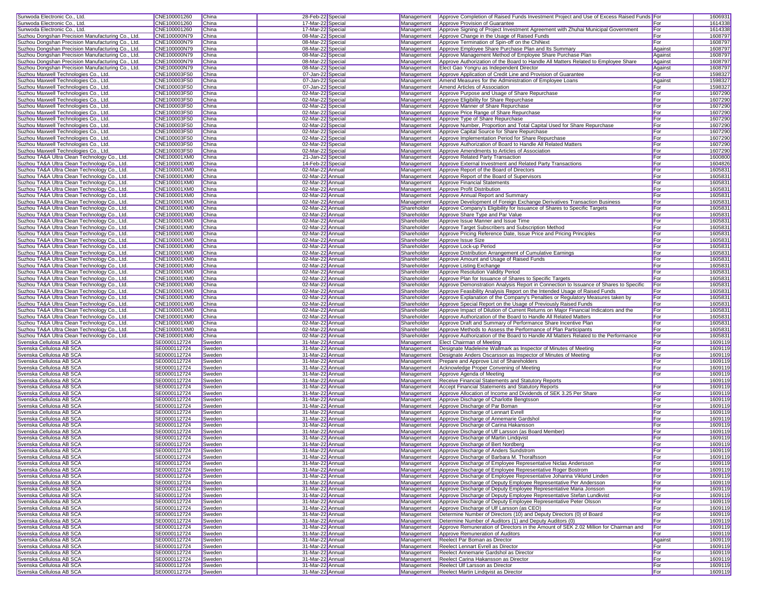| | | | | | | | | |
|---|---|---|---|---|---|---|---|---|
| Sunwoda Electronic Co., Ltd. | CNE100001260 | China | 28-Feb-22 | Special | Management | Approve Completion of Raised Funds Investment Project and Use of Excess Raised Funds | For | 1606931 |
| Sunwoda Electronic Co., Ltd. | CNE100001260 | China | 17-Mar-22 | Special | Management | Approve Provision of Guarantee | For | 1614338 |
| Sunwoda Electronic Co., Ltd. | CNE100001260 | China | 17-Mar-22 | Special | Management | Approve Signing of Project Investment Agreement with Zhuhai Municipal Government | For | 1614338 |
| Suzhou Dongshan Precision Manufacturing Co., Ltd. | CNE100000N79 | China | 08-Mar-22 | Special | Management | Approve Change in the Usage of Raised Funds | For | 1608797 |
| Suzhou Dongshan Precision Manufacturing Co., Ltd. | CNE100000N79 | China | 08-Mar-22 | Special | Management | Approve Termination of Spin-off on the ChiNext | For | 1608797 |
| Suzhou Dongshan Precision Manufacturing Co., Ltd. | CNE100000N79 | China | 08-Mar-22 | Special | Management | Approve Employee Share Purchase Plan and Its Summary | Against | 1608797 |
| Suzhou Dongshan Precision Manufacturing Co., Ltd. | CNE100000N79 | China | 08-Mar-22 | Special | Management | Approve Management Method of Employee Share Purchase Plan | Against | 1608797 |
| Suzhou Dongshan Precision Manufacturing Co., Ltd. | CNE100000N79 | China | 08-Mar-22 | Special | Management | Approve Authorization of the Board to Handle All Matters Related to Employee Share | Against | 1608797 |
| Suzhou Dongshan Precision Manufacturing Co., Ltd. | CNE100000N79 | China | 08-Mar-22 | Special | Management | Elect Gao Yongru as Independent Director | Against | 1608797 |
| Suzhou Maxwell Technologies Co., Ltd. | CNE100003FS0 | China | 07-Jan-22 | Special | Management | Approve Application of Credit Line and Provision of Guarantee | For | 1598327 |
| Suzhou Maxwell Technologies Co., Ltd. | CNE100003FS0 | China | 07-Jan-22 | Special | Management | Amend Measures for the Administration of Employee Loans | Against | 1598327 |
| Suzhou Maxwell Technologies Co., Ltd. | CNE100003FS0 | China | 07-Jan-22 | Special | Management | Amend Articles of Association | For | 1598327 |
| Suzhou Maxwell Technologies Co., Ltd. | CNE100003FS0 | China | 02-Mar-22 | Special | Management | Approve Purpose and Usage of Share Repurchase | For | 1607290 |
| Suzhou Maxwell Technologies Co., Ltd. | CNE100003FS0 | China | 02-Mar-22 | Special | Management | Approve Eligibility for Share Repurchase | For | 1607290 |
| Suzhou Maxwell Technologies Co., Ltd. | CNE100003FS0 | China | 02-Mar-22 | Special | Management | Approve Manner of Share Repurchase | For | 1607290 |
| Suzhou Maxwell Technologies Co., Ltd. | CNE100003FS0 | China | 02-Mar-22 | Special | Management | Approve Price Range of Share Repurchase | For | 1607290 |
| Suzhou Maxwell Technologies Co., Ltd. | CNE100003FS0 | China | 02-Mar-22 | Special | Management | Approve Type of Share Repurchase | For | 1607290 |
| Suzhou Maxwell Technologies Co., Ltd. | CNE100003FS0 | China | 02-Mar-22 | Special | Management | Approve Number, Proportion and Total Capital Used for Share Repurchase | For | 1607290 |
| Suzhou Maxwell Technologies Co., Ltd. | CNE100003FS0 | China | 02-Mar-22 | Special | Management | Approve Capital Source for Share Repurchase | For | 1607290 |
| Suzhou Maxwell Technologies Co., Ltd. | CNE100003FS0 | China | 02-Mar-22 | Special | Management | Approve Implementation Period for Share Repurchase | For | 1607290 |
| Suzhou Maxwell Technologies Co., Ltd. | CNE100003FS0 | China | 02-Mar-22 | Special | Management | Approve Authorization of Board to Handle All Related Matters | For | 1607290 |
| Suzhou Maxwell Technologies Co., Ltd. | CNE100003FS0 | China | 02-Mar-22 | Special | Management | Approve Amendments to Articles of Association | For | 1607290 |
| Suzhou TA&A Ultra Clean Technology Co., Ltd. | CNE100001XM0 | China | 21-Jan-22 | Special | Management | Approve Related Party Transaction | For | 1600800 |
| Suzhou TA&A Ultra Clean Technology Co., Ltd. | CNE100001XM0 | China | 14-Feb-22 | Special | Management | Approve External Investment and Related Party Transactions | For | 1604826 |
| Suzhou TA&A Ultra Clean Technology Co., Ltd. | CNE100001XM0 | China | 02-Mar-22 | Annual | Management | Approve Report of the Board of Directors | For | 1605831 |
| Suzhou TA&A Ultra Clean Technology Co., Ltd. | CNE100001XM0 | China | 02-Mar-22 | Annual | Management | Approve Report of the Board of Supervisors | For | 1605831 |
| Suzhou TA&A Ultra Clean Technology Co., Ltd. | CNE100001XM0 | China | 02-Mar-22 | Annual | Management | Approve Financial Statements | For | 1605831 |
| Suzhou TA&A Ultra Clean Technology Co., Ltd. | CNE100001XM0 | China | 02-Mar-22 | Annual | Management | Approve Profit Distribution | For | 1605831 |
| Suzhou TA&A Ultra Clean Technology Co., Ltd. | CNE100001XM0 | China | 02-Mar-22 | Annual | Management | Approve Annual Report and Summary | For | 1605831 |
| Suzhou TA&A Ultra Clean Technology Co., Ltd. | CNE100001XM0 | China | 02-Mar-22 | Annual | Management | Approve Development of Foreign Exchange Derivatives Transaction Business | For | 1605831 |
| Suzhou TA&A Ultra Clean Technology Co., Ltd. | CNE100001XM0 | China | 02-Mar-22 | Annual | Shareholder | Approve Company's Eligibility for Issuance of Shares to Specific Targets | For | 1605831 |
| Suzhou TA&A Ultra Clean Technology Co., Ltd. | CNE100001XM0 | China | 02-Mar-22 | Annual | Shareholder | Approve Share Type and Par Value | For | 1605831 |
| Suzhou TA&A Ultra Clean Technology Co., Ltd. | CNE100001XM0 | China | 02-Mar-22 | Annual | Shareholder | Approve Issue Manner and Issue Time | For | 1605831 |
| Suzhou TA&A Ultra Clean Technology Co., Ltd. | CNE100001XM0 | China | 02-Mar-22 | Annual | Shareholder | Approve Target Subscribers and Subscription Method | For | 1605831 |
| Suzhou TA&A Ultra Clean Technology Co., Ltd. | CNE100001XM0 | China | 02-Mar-22 | Annual | Shareholder | Approve Pricing Reference Date, Issue Price and Pricing Principles | For | 1605831 |
| Suzhou TA&A Ultra Clean Technology Co., Ltd. | CNE100001XM0 | China | 02-Mar-22 | Annual | Shareholder | Approve Issue Size | For | 1605831 |
| Suzhou TA&A Ultra Clean Technology Co., Ltd. | CNE100001XM0 | China | 02-Mar-22 | Annual | Shareholder | Approve Lock-up Period | For | 1605831 |
| Suzhou TA&A Ultra Clean Technology Co., Ltd. | CNE100001XM0 | China | 02-Mar-22 | Annual | Shareholder | Approve Distribution Arrangement of Cumulative Earnings | For | 1605831 |
| Suzhou TA&A Ultra Clean Technology Co., Ltd. | CNE100001XM0 | China | 02-Mar-22 | Annual | Shareholder | Approve Amount and Usage of Raised Funds | For | 1605831 |
| Suzhou TA&A Ultra Clean Technology Co., Ltd. | CNE100001XM0 | China | 02-Mar-22 | Annual | Shareholder | Approve Listing Exchange | For | 1605831 |
| Suzhou TA&A Ultra Clean Technology Co., Ltd. | CNE100001XM0 | China | 02-Mar-22 | Annual | Shareholder | Approve Resolution Validity Period | For | 1605831 |
| Suzhou TA&A Ultra Clean Technology Co., Ltd. | CNE100001XM0 | China | 02-Mar-22 | Annual | Shareholder | Approve Plan for Issuance of Shares to Specific Targets | For | 1605831 |
| Suzhou TA&A Ultra Clean Technology Co., Ltd. | CNE100001XM0 | China | 02-Mar-22 | Annual | Shareholder | Approve Demonstration Analysis Report in Connection to Issuance of Shares to Specific | For | 1605831 |
| Suzhou TA&A Ultra Clean Technology Co., Ltd. | CNE100001XM0 | China | 02-Mar-22 | Annual | Shareholder | Approve Feasibility Analysis Report on the Intended Usage of Raised Funds | For | 1605831 |
| Suzhou TA&A Ultra Clean Technology Co., Ltd. | CNE100001XM0 | China | 02-Mar-22 | Annual | Shareholder | Approve Explanation of the Company's Penalties or Regulatory Measures taken by | For | 1605831 |
| Suzhou TA&A Ultra Clean Technology Co., Ltd. | CNE100001XM0 | China | 02-Mar-22 | Annual | Shareholder | Approve Special Report on the Usage of Previously Raised Funds | For | 1605831 |
| Suzhou TA&A Ultra Clean Technology Co., Ltd. | CNE100001XM0 | China | 02-Mar-22 | Annual | Shareholder | Approve Impact of Dilution of Current Returns on Major Financial Indicators and the | For | 1605831 |
| Suzhou TA&A Ultra Clean Technology Co., Ltd. | CNE100001XM0 | China | 02-Mar-22 | Annual | Shareholder | Approve Authorization of the Board to Handle All Related Matters | For | 1605831 |
| Suzhou TA&A Ultra Clean Technology Co., Ltd. | CNE100001XM0 | China | 02-Mar-22 | Annual | Shareholder | Approve Draft and Summary of Performance Share Incentive Plan | For | 1605831 |
| Suzhou TA&A Ultra Clean Technology Co., Ltd. | CNE100001XM0 | China | 02-Mar-22 | Annual | Shareholder | Approve Methods to Assess the Performance of Plan Participants | For | 1605831 |
| Suzhou TA&A Ultra Clean Technology Co., Ltd. | CNE100001XM0 | China | 02-Mar-22 | Annual | Shareholder | Approve Authorization of the Board to Handle All Matters Related to the Performance | For | 1605831 |
| Svenska Cellulosa AB SCA | SE0000112724 | Sweden | 31-Mar-22 | Annual | Management | Elect Chairman of Meeting | For | 1609119 |
| Svenska Cellulosa AB SCA | SE0000112724 | Sweden | 31-Mar-22 | Annual | Management | Designate Madeleine Wallmark as Inspector of Minutes of Meeting | For | 1609119 |
| Svenska Cellulosa AB SCA | SE0000112724 | Sweden | 31-Mar-22 | Annual | Management | Designate Anders Oscarsson as Inspector of Minutes of Meeting | For | 1609119 |
| Svenska Cellulosa AB SCA | SE0000112724 | Sweden | 31-Mar-22 | Annual | Management | Prepare and Approve List of Shareholders | For | 1609119 |
| Svenska Cellulosa AB SCA | SE0000112724 | Sweden | 31-Mar-22 | Annual | Management | Acknowledge Proper Convening of Meeting | For | 1609119 |
| Svenska Cellulosa AB SCA | SE0000112724 | Sweden | 31-Mar-22 | Annual | Management | Approve Agenda of Meeting | For | 1609119 |
| Svenska Cellulosa AB SCA | SE0000112724 | Sweden | 31-Mar-22 | Annual | Management | Receive Financial Statements and Statutory Reports | | 1609119 |
| Svenska Cellulosa AB SCA | SE0000112724 | Sweden | 31-Mar-22 | Annual | Management | Accept Financial Statements and Statutory Reports | For | 1609119 |
| Svenska Cellulosa AB SCA | SE0000112724 | Sweden | 31-Mar-22 | Annual | Management | Approve Allocation of Income and Dividends of SEK 3.25 Per Share | For | 1609119 |
| Svenska Cellulosa AB SCA | SE0000112724 | Sweden | 31-Mar-22 | Annual | Management | Approve Discharge of Charlotte Bengtsson | For | 1609119 |
| Svenska Cellulosa AB SCA | SE0000112724 | Sweden | 31-Mar-22 | Annual | Management | Approve Discharge of Par Boman | For | 1609119 |
| Svenska Cellulosa AB SCA | SE0000112724 | Sweden | 31-Mar-22 | Annual | Management | Approve Discharge of Lennart Evrell | For | 1609119 |
| Svenska Cellulosa AB SCA | SE0000112724 | Sweden | 31-Mar-22 | Annual | Management | Approve Discharge of Annemarie Gardshol | For | 1609119 |
| Svenska Cellulosa AB SCA | SE0000112724 | Sweden | 31-Mar-22 | Annual | Management | Approve Discharge of Carina Hakansson | For | 1609119 |
| Svenska Cellulosa AB SCA | SE0000112724 | Sweden | 31-Mar-22 | Annual | Management | Approve Discharge of Ulf Larsson (as Board Member) | For | 1609119 |
| Svenska Cellulosa AB SCA | SE0000112724 | Sweden | 31-Mar-22 | Annual | Management | Approve Discharge of Martin Lindqvist | For | 1609119 |
| Svenska Cellulosa AB SCA | SE0000112724 | Sweden | 31-Mar-22 | Annual | Management | Approve Discharge of Bert Nordberg | For | 1609119 |
| Svenska Cellulosa AB SCA | SE0000112724 | Sweden | 31-Mar-22 | Annual | Management | Approve Discharge of Anders Sundstrom | For | 1609119 |
| Svenska Cellulosa AB SCA | SE0000112724 | Sweden | 31-Mar-22 | Annual | Management | Approve Discharge of Barbara M. Thoralfsson | For | 1609119 |
| Svenska Cellulosa AB SCA | SE0000112724 | Sweden | 31-Mar-22 | Annual | Management | Approve Discharge of Employee Representative Niclas Andersson | For | 1609119 |
| Svenska Cellulosa AB SCA | SE0000112724 | Sweden | 31-Mar-22 | Annual | Management | Approve Discharge of Employee Representative Roger Bostrom | For | 1609119 |
| Svenska Cellulosa AB SCA | SE0000112724 | Sweden | 31-Mar-22 | Annual | Management | Approve Discharge of Employee Representative Johanna Viklund Linden | For | 1609119 |
| Svenska Cellulosa AB SCA | SE0000112724 | Sweden | 31-Mar-22 | Annual | Management | Approve Discharge of Deputy Employee Representative Per Andersson | For | 1609119 |
| Svenska Cellulosa AB SCA | SE0000112724 | Sweden | 31-Mar-22 | Annual | Management | Approve Discharge of Deputy Employee Representative Maria Jonsson | For | 1609119 |
| Svenska Cellulosa AB SCA | SE0000112724 | Sweden | 31-Mar-22 | Annual | Management | Approve Discharge of Deputy Employee Representative Stefan Lundkvist | For | 1609119 |
| Svenska Cellulosa AB SCA | SE0000112724 | Sweden | 31-Mar-22 | Annual | Management | Approve Discharge of Deputy Employee Representative Peter Olsson | For | 1609119 |
| Svenska Cellulosa AB SCA | SE0000112724 | Sweden | 31-Mar-22 | Annual | Management | Approve Discharge of Ulf Larsson (as CEO) | For | 1609119 |
| Svenska Cellulosa AB SCA | SE0000112724 | Sweden | 31-Mar-22 | Annual | Management | Determine Number of Directors (10) and Deputy Directors (0) of Board | For | 1609119 |
| Svenska Cellulosa AB SCA | SE0000112724 | Sweden | 31-Mar-22 | Annual | Management | Determine Number of Auditors (1) and Deputy Auditors (0) | For | 1609119 |
| Svenska Cellulosa AB SCA | SE0000112724 | Sweden | 31-Mar-22 | Annual | Management | Approve Remuneration of Directors in the Amount of SEK 2.02 Million for Chairman and | For | 1609119 |
| Svenska Cellulosa AB SCA | SE0000112724 | Sweden | 31-Mar-22 | Annual | Management | Approve Remuneration of Auditors | For | 1609119 |
| Svenska Cellulosa AB SCA | SE0000112724 | Sweden | 31-Mar-22 | Annual | Management | Reelect Par Boman as Director | Against | 1609119 |
| Svenska Cellulosa AB SCA | SE0000112724 | Sweden | 31-Mar-22 | Annual | Management | Reelect Lennart Evrell as Director | For | 1609119 |
| Svenska Cellulosa AB SCA | SE0000112724 | Sweden | 31-Mar-22 | Annual | Management | Reelect Annemarie Gardshol as Director | For | 1609119 |
| Svenska Cellulosa AB SCA | SE0000112724 | Sweden | 31-Mar-22 | Annual | Management | Reelect Carina Hakansson as Director | For | 1609119 |
| Svenska Cellulosa AB SCA | SE0000112724 | Sweden | 31-Mar-22 | Annual | Management | Reelect Ulf Larsson as Director | For | 1609119 |
| Svenska Cellulosa AB SCA | SE0000112724 | Sweden | 31-Mar-22 | Annual | Management | Reelect Martin Lindqvist as Director | For | 1609119 |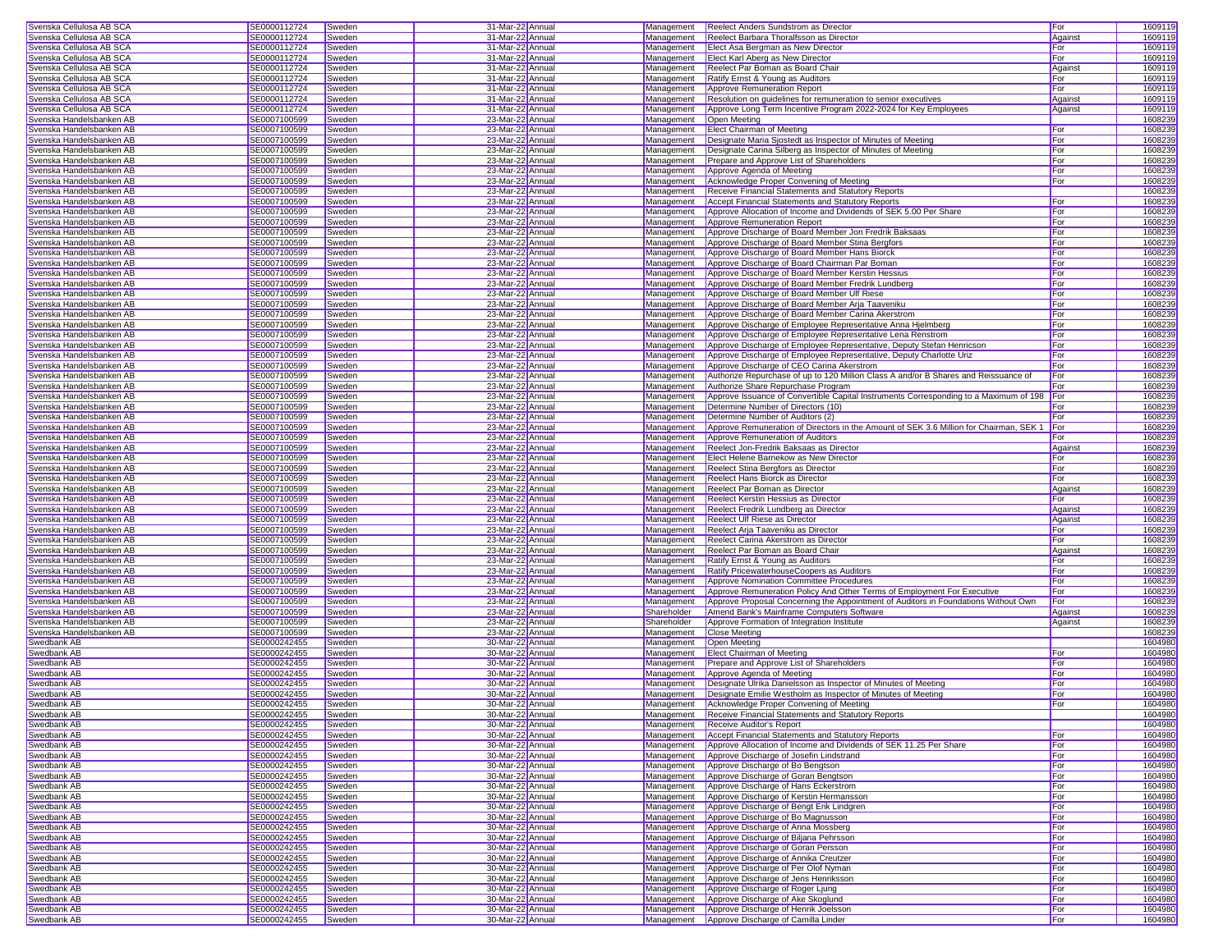| | | | | | | | | |
|---|---|---|---|---|---|---|---|---|
| Svenska Cellulosa AB SCA | SE0000112724 | Sweden | 31-Mar-22 | Annual | Management | Reelect Anders Sundstrom as Director | For | 1609119 |
| Svenska Cellulosa AB SCA | SE0000112724 | Sweden | 31-Mar-22 | Annual | Management | Reelect Barbara Thoralfsson as Director | Against | 1609119 |
| Svenska Cellulosa AB SCA | SE0000112724 | Sweden | 31-Mar-22 | Annual | Management | Elect Asa Bergman as New Director | For | 1609119 |
| Svenska Cellulosa AB SCA | SE0000112724 | Sweden | 31-Mar-22 | Annual | Management | Elect Karl Aberg as New Director | For | 1609119 |
| Svenska Cellulosa AB SCA | SE0000112724 | Sweden | 31-Mar-22 | Annual | Management | Reelect Par Boman as Board Chair | Against | 1609119 |
| Svenska Cellulosa AB SCA | SE0000112724 | Sweden | 31-Mar-22 | Annual | Management | Ratify Ernst & Young as Auditors | For | 1609119 |
| Svenska Cellulosa AB SCA | SE0000112724 | Sweden | 31-Mar-22 | Annual | Management | Approve Remuneration Report | For | 1609119 |
| Svenska Cellulosa AB SCA | SE0000112724 | Sweden | 31-Mar-22 | Annual | Management | Resolution on guidelines for remuneration to senior executives | Against | 1609119 |
| Svenska Cellulosa AB SCA | SE0000112724 | Sweden | 31-Mar-22 | Annual | Management | Approve Long Term Incentive Program 2022-2024 for Key Employees | Against | 1609119 |
| Svenska Handelsbanken AB | SE0007100599 | Sweden | 23-Mar-22 | Annual | Management | Open Meeting | | 1608239 |
| Svenska Handelsbanken AB | SE0007100599 | Sweden | 23-Mar-22 | Annual | Management | Elect Chairman of Meeting | For | 1608239 |
| Svenska Handelsbanken AB | SE0007100599 | Sweden | 23-Mar-22 | Annual | Management | Designate Maria Sjostedt as Inspector of Minutes of Meeting | For | 1608239 |
| Svenska Handelsbanken AB | SE0007100599 | Sweden | 23-Mar-22 | Annual | Management | Designate Carina Silberg as Inspector of Minutes of Meeting | For | 1608239 |
| Svenska Handelsbanken AB | SE0007100599 | Sweden | 23-Mar-22 | Annual | Management | Prepare and Approve List of Shareholders | For | 1608239 |
| Svenska Handelsbanken AB | SE0007100599 | Sweden | 23-Mar-22 | Annual | Management | Approve Agenda of Meeting | For | 1608239 |
| Svenska Handelsbanken AB | SE0007100599 | Sweden | 23-Mar-22 | Annual | Management | Acknowledge Proper Convening of Meeting | For | 1608239 |
| Svenska Handelsbanken AB | SE0007100599 | Sweden | 23-Mar-22 | Annual | Management | Receive Financial Statements and Statutory Reports | | 1608239 |
| Svenska Handelsbanken AB | SE0007100599 | Sweden | 23-Mar-22 | Annual | Management | Accept Financial Statements and Statutory Reports | For | 1608239 |
| Svenska Handelsbanken AB | SE0007100599 | Sweden | 23-Mar-22 | Annual | Management | Approve Allocation of Income and Dividends of SEK 5.00 Per Share | For | 1608239 |
| Svenska Handelsbanken AB | SE0007100599 | Sweden | 23-Mar-22 | Annual | Management | Approve Remuneration Report | For | 1608239 |
| Svenska Handelsbanken AB | SE0007100599 | Sweden | 23-Mar-22 | Annual | Management | Approve Discharge of Board Member Jon Fredrik Baksaas | For | 1608239 |
| Svenska Handelsbanken AB | SE0007100599 | Sweden | 23-Mar-22 | Annual | Management | Approve Discharge of Board Member Stina Bergfors | For | 1608239 |
| Svenska Handelsbanken AB | SE0007100599 | Sweden | 23-Mar-22 | Annual | Management | Approve Discharge of Board Member Hans Biorck | For | 1608239 |
| Svenska Handelsbanken AB | SE0007100599 | Sweden | 23-Mar-22 | Annual | Management | Approve Discharge of Board Chairman Par Boman | For | 1608239 |
| Svenska Handelsbanken AB | SE0007100599 | Sweden | 23-Mar-22 | Annual | Management | Approve Discharge of Board Member Kerstin Hessius | For | 1608239 |
| Svenska Handelsbanken AB | SE0007100599 | Sweden | 23-Mar-22 | Annual | Management | Approve Discharge of Board Member Fredrik Lundberg | For | 1608239 |
| Svenska Handelsbanken AB | SE0007100599 | Sweden | 23-Mar-22 | Annual | Management | Approve Discharge of Board Member Ulf Riese | For | 1608239 |
| Svenska Handelsbanken AB | SE0007100599 | Sweden | 23-Mar-22 | Annual | Management | Approve Discharge of Board Member Arja Taaveniku | For | 1608239 |
| Svenska Handelsbanken AB | SE0007100599 | Sweden | 23-Mar-22 | Annual | Management | Approve Discharge of Board Member Carina Akerstrom | For | 1608239 |
| Svenska Handelsbanken AB | SE0007100599 | Sweden | 23-Mar-22 | Annual | Management | Approve Discharge of Employee Representative Anna Hjelmberg | For | 1608239 |
| Svenska Handelsbanken AB | SE0007100599 | Sweden | 23-Mar-22 | Annual | Management | Approve Discharge of Employee Representative Lena Renstrom | For | 1608239 |
| Svenska Handelsbanken AB | SE0007100599 | Sweden | 23-Mar-22 | Annual | Management | Approve Discharge of Employee Representative, Deputy Stefan Henricson | For | 1608239 |
| Svenska Handelsbanken AB | SE0007100599 | Sweden | 23-Mar-22 | Annual | Management | Approve Discharge of Employee Representative, Deputy Charlotte Uriz | For | 1608239 |
| Svenska Handelsbanken AB | SE0007100599 | Sweden | 23-Mar-22 | Annual | Management | Approve Discharge of CEO Carina Akerstrom | For | 1608239 |
| Svenska Handelsbanken AB | SE0007100599 | Sweden | 23-Mar-22 | Annual | Management | Authorize Repurchase of up to 120 Million Class A and/or B Shares and Reissuance of | For | 1608239 |
| Svenska Handelsbanken AB | SE0007100599 | Sweden | 23-Mar-22 | Annual | Management | Authorize Share Repurchase Program | For | 1608239 |
| Svenska Handelsbanken AB | SE0007100599 | Sweden | 23-Mar-22 | Annual | Management | Approve Issuance of Convertible Capital Instruments Corresponding to a Maximum of 198 | For | 1608239 |
| Svenska Handelsbanken AB | SE0007100599 | Sweden | 23-Mar-22 | Annual | Management | Determine Number of Directors (10) | For | 1608239 |
| Svenska Handelsbanken AB | SE0007100599 | Sweden | 23-Mar-22 | Annual | Management | Determine Number of Auditors (2) | For | 1608239 |
| Svenska Handelsbanken AB | SE0007100599 | Sweden | 23-Mar-22 | Annual | Management | Approve Remuneration of Directors in the Amount of SEK 3.6 Million for Chairman, SEK 1 | For | 1608239 |
| Svenska Handelsbanken AB | SE0007100599 | Sweden | 23-Mar-22 | Annual | Management | Approve Remuneration of Auditors | For | 1608239 |
| Svenska Handelsbanken AB | SE0007100599 | Sweden | 23-Mar-22 | Annual | Management | Reelect Jon-Fredrik Baksaas as Director | Against | 1608239 |
| Svenska Handelsbanken AB | SE0007100599 | Sweden | 23-Mar-22 | Annual | Management | Elect Helene Barnekow as New Director | For | 1608239 |
| Svenska Handelsbanken AB | SE0007100599 | Sweden | 23-Mar-22 | Annual | Management | Reelect Stina Bergfors as Director | For | 1608239 |
| Svenska Handelsbanken AB | SE0007100599 | Sweden | 23-Mar-22 | Annual | Management | Reelect Hans Biorck as Director | For | 1608239 |
| Svenska Handelsbanken AB | SE0007100599 | Sweden | 23-Mar-22 | Annual | Management | Reelect Par Boman as Director | Against | 1608239 |
| Svenska Handelsbanken AB | SE0007100599 | Sweden | 23-Mar-22 | Annual | Management | Reelect Kerstin Hessius as Director | For | 1608239 |
| Svenska Handelsbanken AB | SE0007100599 | Sweden | 23-Mar-22 | Annual | Management | Reelect Fredrik Lundberg as Director | Against | 1608239 |
| Svenska Handelsbanken AB | SE0007100599 | Sweden | 23-Mar-22 | Annual | Management | Reelect Ulf Riese as Director | Against | 1608239 |
| Svenska Handelsbanken AB | SE0007100599 | Sweden | 23-Mar-22 | Annual | Management | Reelect Arja Taaveniku as Director | For | 1608239 |
| Svenska Handelsbanken AB | SE0007100599 | Sweden | 23-Mar-22 | Annual | Management | Reelect Carina Akerstrom as Director | For | 1608239 |
| Svenska Handelsbanken AB | SE0007100599 | Sweden | 23-Mar-22 | Annual | Management | Reelect Par Boman as Board Chair | Against | 1608239 |
| Svenska Handelsbanken AB | SE0007100599 | Sweden | 23-Mar-22 | Annual | Management | Ratify Ernst & Young as Auditors | For | 1608239 |
| Svenska Handelsbanken AB | SE0007100599 | Sweden | 23-Mar-22 | Annual | Management | Ratify PricewaterhouseCoopers as Auditors | For | 1608239 |
| Svenska Handelsbanken AB | SE0007100599 | Sweden | 23-Mar-22 | Annual | Management | Approve Nomination Committee Procedures | For | 1608239 |
| Svenska Handelsbanken AB | SE0007100599 | Sweden | 23-Mar-22 | Annual | Management | Approve Remuneration Policy And Other Terms of Employment For Executive | For | 1608239 |
| Svenska Handelsbanken AB | SE0007100599 | Sweden | 23-Mar-22 | Annual | Management | Approve Proposal Concerning the Appointment of Auditors in Foundations Without Own | For | 1608239 |
| Svenska Handelsbanken AB | SE0007100599 | Sweden | 23-Mar-22 | Annual | Shareholder | Amend Bank's Mainframe Computers Software | Against | 1608239 |
| Svenska Handelsbanken AB | SE0007100599 | Sweden | 23-Mar-22 | Annual | Shareholder | Approve Formation of Integration Institute | Against | 1608239 |
| Svenska Handelsbanken AB | SE0007100599 | Sweden | 23-Mar-22 | Annual | Management | Close Meeting | | 1608239 |
| Swedbank AB | SE0000242455 | Sweden | 30-Mar-22 | Annual | Management | Open Meeting | | 1604980 |
| Swedbank AB | SE0000242455 | Sweden | 30-Mar-22 | Annual | Management | Elect Chairman of Meeting | For | 1604980 |
| Swedbank AB | SE0000242455 | Sweden | 30-Mar-22 | Annual | Management | Prepare and Approve List of Shareholders | For | 1604980 |
| Swedbank AB | SE0000242455 | Sweden | 30-Mar-22 | Annual | Management | Approve Agenda of Meeting | For | 1604980 |
| Swedbank AB | SE0000242455 | Sweden | 30-Mar-22 | Annual | Management | Designate Ulrika Danielsson as Inspector of Minutes of Meeting | For | 1604980 |
| Swedbank AB | SE0000242455 | Sweden | 30-Mar-22 | Annual | Management | Designate Emilie Westholm as Inspector of Minutes of Meeting | For | 1604980 |
| Swedbank AB | SE0000242455 | Sweden | 30-Mar-22 | Annual | Management | Acknowledge Proper Convening of Meeting | For | 1604980 |
| Swedbank AB | SE0000242455 | Sweden | 30-Mar-22 | Annual | Management | Receive Financial Statements and Statutory Reports | | 1604980 |
| Swedbank AB | SE0000242455 | Sweden | 30-Mar-22 | Annual | Management | Receive Auditor's Report | | 1604980 |
| Swedbank AB | SE0000242455 | Sweden | 30-Mar-22 | Annual | Management | Accept Financial Statements and Statutory Reports | For | 1604980 |
| Swedbank AB | SE0000242455 | Sweden | 30-Mar-22 | Annual | Management | Approve Allocation of Income and Dividends of SEK 11.25 Per Share | For | 1604980 |
| Swedbank AB | SE0000242455 | Sweden | 30-Mar-22 | Annual | Management | Approve Discharge of Josefin Lindstrand | For | 1604980 |
| Swedbank AB | SE0000242455 | Sweden | 30-Mar-22 | Annual | Management | Approve Discharge of Bo Bengtson | For | 1604980 |
| Swedbank AB | SE0000242455 | Sweden | 30-Mar-22 | Annual | Management | Approve Discharge of Goran Bengtson | For | 1604980 |
| Swedbank AB | SE0000242455 | Sweden | 30-Mar-22 | Annual | Management | Approve Discharge of Hans Eckerstrom | For | 1604980 |
| Swedbank AB | SE0000242455 | Sweden | 30-Mar-22 | Annual | Management | Approve Discharge of Kerstin Hermansson | For | 1604980 |
| Swedbank AB | SE0000242455 | Sweden | 30-Mar-22 | Annual | Management | Approve Discharge of Bengt Erik Lindgren | For | 1604980 |
| Swedbank AB | SE0000242455 | Sweden | 30-Mar-22 | Annual | Management | Approve Discharge of Bo Magnusson | For | 1604980 |
| Swedbank AB | SE0000242455 | Sweden | 30-Mar-22 | Annual | Management | Approve Discharge of Anna Mossberg | For | 1604980 |
| Swedbank AB | SE0000242455 | Sweden | 30-Mar-22 | Annual | Management | Approve Discharge of Biljana Pehrsson | For | 1604980 |
| Swedbank AB | SE0000242455 | Sweden | 30-Mar-22 | Annual | Management | Approve Discharge of Goran Persson | For | 1604980 |
| Swedbank AB | SE0000242455 | Sweden | 30-Mar-22 | Annual | Management | Approve Discharge of Annika Creutzer | For | 1604980 |
| Swedbank AB | SE0000242455 | Sweden | 30-Mar-22 | Annual | Management | Approve Discharge of Per Olof Nyman | For | 1604980 |
| Swedbank AB | SE0000242455 | Sweden | 30-Mar-22 | Annual | Management | Approve Discharge of Jens Henriksson | For | 1604980 |
| Swedbank AB | SE0000242455 | Sweden | 30-Mar-22 | Annual | Management | Approve Discharge of Roger Ljung | For | 1604980 |
| Swedbank AB | SE0000242455 | Sweden | 30-Mar-22 | Annual | Management | Approve Discharge of Ake Skoglund | For | 1604980 |
| Swedbank AB | SE0000242455 | Sweden | 30-Mar-22 | Annual | Management | Approve Discharge of Henrik Joelsson | For | 1604980 |
| Swedbank AB | SE0000242455 | Sweden | 30-Mar-22 | Annual | Management | Approve Discharge of Camilla Linder | For | 1604980 |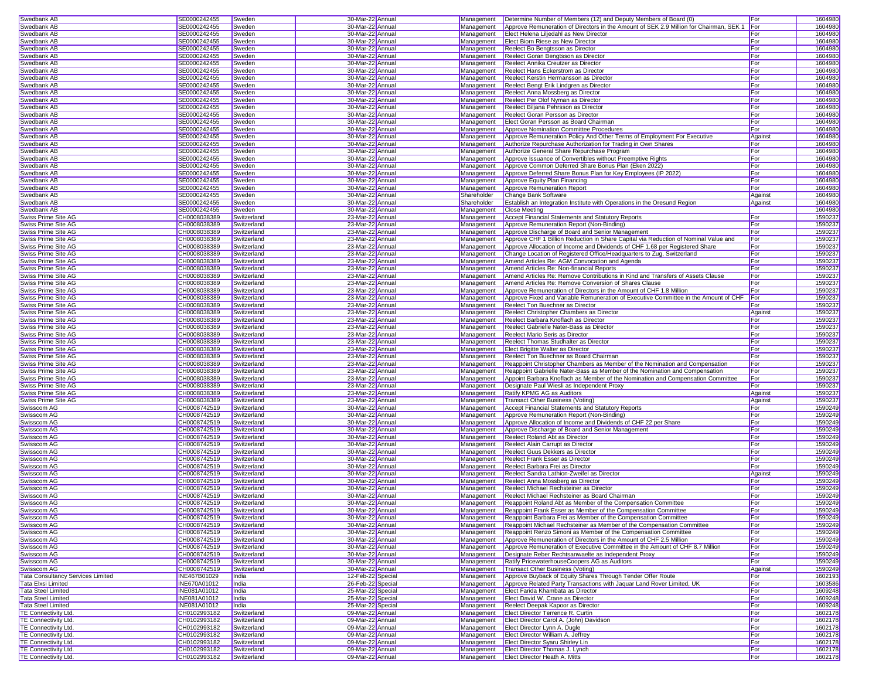| Swedbank AB | SE0000242455 | Sweden | 30-Mar-22 | Annual | Management | Determine Number of Members (12) and Deputy Members of Board (0) | For | 1604980 |
|---|---|---|---|---|---|---|---|---|
| Swedbank AB | SE0000242455 | Sweden | 30-Mar-22 | Annual | Management | Approve Remuneration of Directors in the Amount of SEK 2.9 Million for Chairman, SEK 1 | For | 1604980 |
| Swedbank AB | SE0000242455 | Sweden | 30-Mar-22 | Annual | Management | Elect Helena Liljedahl as New Director | For | 1604980 |
| Swedbank AB | SE0000242455 | Sweden | 30-Mar-22 | Annual | Management | Elect Biorn Riese as New Director | For | 1604980 |
| Swedbank AB | SE0000242455 | Sweden | 30-Mar-22 | Annual | Management | Reelect Bo Bengtsson as Director | For | 1604980 |
| Swedbank AB | SE0000242455 | Sweden | 30-Mar-22 | Annual | Management | Reelect Goran Bengtsson as Director | For | 1604980 |
| Swedbank AB | SE0000242455 | Sweden | 30-Mar-22 | Annual | Management | Reelect Annika Creutzer as Director | For | 1604980 |
| Swedbank AB | SE0000242455 | Sweden | 30-Mar-22 | Annual | Management | Reelect Hans Eckerstrom as Director | For | 1604980 |
| Swedbank AB | SE0000242455 | Sweden | 30-Mar-22 | Annual | Management | Reelect Kerstin Hermansson as Director | For | 1604980 |
| Swedbank AB | SE0000242455 | Sweden | 30-Mar-22 | Annual | Management | Reelect Bengt Erik Lindgren as Director | For | 1604980 |
| Swedbank AB | SE0000242455 | Sweden | 30-Mar-22 | Annual | Management | Reelect Anna Mossberg as Director | For | 1604980 |
| Swedbank AB | SE0000242455 | Sweden | 30-Mar-22 | Annual | Management | Reelect Per Olof Nyman as Director | For | 1604980 |
| Swedbank AB | SE0000242455 | Sweden | 30-Mar-22 | Annual | Management | Reelect Biljana Pehrsson as Director | For | 1604980 |
| Swedbank AB | SE0000242455 | Sweden | 30-Mar-22 | Annual | Management | Reelect Goran Persson as Director | For | 1604980 |
| Swedbank AB | SE0000242455 | Sweden | 30-Mar-22 | Annual | Management | Elect Goran Persson as Board Chairman | For | 1604980 |
| Swedbank AB | SE0000242455 | Sweden | 30-Mar-22 | Annual | Management | Approve Nomination Committee Procedures | For | 1604980 |
| Swedbank AB | SE0000242455 | Sweden | 30-Mar-22 | Annual | Management | Approve Remuneration Policy And Other Terms of Employment For Executive | Against | 1604980 |
| Swedbank AB | SE0000242455 | Sweden | 30-Mar-22 | Annual | Management | Authorize Repurchase Authorization for Trading in Own Shares | For | 1604980 |
| Swedbank AB | SE0000242455 | Sweden | 30-Mar-22 | Annual | Management | Authorize General Share Repurchase Program | For | 1604980 |
| Swedbank AB | SE0000242455 | Sweden | 30-Mar-22 | Annual | Management | Approve Issuance of Convertibles without Preemptive Rights | For | 1604980 |
| Swedbank AB | SE0000242455 | Sweden | 30-Mar-22 | Annual | Management | Approve Common Deferred Share Bonus Plan (Eken 2022) | For | 1604980 |
| Swedbank AB | SE0000242455 | Sweden | 30-Mar-22 | Annual | Management | Approve Deferred Share Bonus Plan for Key Employees (IP 2022) | For | 1604980 |
| Swedbank AB | SE0000242455 | Sweden | 30-Mar-22 | Annual | Management | Approve Equity Plan Financing | For | 1604980 |
| Swedbank AB | SE0000242455 | Sweden | 30-Mar-22 | Annual | Management | Approve Remuneration Report | For | 1604980 |
| Swedbank AB | SE0000242455 | Sweden | 30-Mar-22 | Annual | Shareholder | Change Bank Software | Against | 1604980 |
| Swedbank AB | SE0000242455 | Sweden | 30-Mar-22 | Annual | Shareholder | Establish an Integration Institute with Operations in the Oresund Region | Against | 1604980 |
| Swedbank AB | SE0000242455 | Sweden | 30-Mar-22 | Annual | Management | Close Meeting | | 1604980 |
| Swiss Prime Site AG | CH0008038389 | Switzerland | 23-Mar-22 | Annual | Management | Accept Financial Statements and Statutory Reports | For | 1590237 |
| Swiss Prime Site AG | CH0008038389 | Switzerland | 23-Mar-22 | Annual | Management | Approve Remuneration Report (Non-Binding) | For | 1590237 |
| Swiss Prime Site AG | CH0008038389 | Switzerland | 23-Mar-22 | Annual | Management | Approve Discharge of Board and Senior Management | For | 1590237 |
| Swiss Prime Site AG | CH0008038389 | Switzerland | 23-Mar-22 | Annual | Management | Approve CHF 1 Billion Reduction in Share Capital via Reduction of Nominal Value and | For | 1590237 |
| Swiss Prime Site AG | CH0008038389 | Switzerland | 23-Mar-22 | Annual | Management | Approve Allocation of Income and Dividends of CHF 1.68 per Registered Share | For | 1590237 |
| Swiss Prime Site AG | CH0008038389 | Switzerland | 23-Mar-22 | Annual | Management | Change Location of Registered Office/Headquarters to Zug, Switzerland | For | 1590237 |
| Swiss Prime Site AG | CH0008038389 | Switzerland | 23-Mar-22 | Annual | Management | Amend Articles Re: AGM Convocation and Agenda | For | 1590237 |
| Swiss Prime Site AG | CH0008038389 | Switzerland | 23-Mar-22 | Annual | Management | Amend Articles Re: Non-financial Reports | For | 1590237 |
| Swiss Prime Site AG | CH0008038389 | Switzerland | 23-Mar-22 | Annual | Management | Amend Articles Re: Remove Contributions in Kind and Transfers of Assets Clause | For | 1590237 |
| Swiss Prime Site AG | CH0008038389 | Switzerland | 23-Mar-22 | Annual | Management | Amend Articles Re: Remove Conversion of Shares Clause | For | 1590237 |
| Swiss Prime Site AG | CH0008038389 | Switzerland | 23-Mar-22 | Annual | Management | Approve Remuneration of Directors in the Amount of CHF 1.8 Million | For | 1590237 |
| Swiss Prime Site AG | CH0008038389 | Switzerland | 23-Mar-22 | Annual | Management | Approve Fixed and Variable Remuneration of Executive Committee in the Amount of CHF | For | 1590237 |
| Swiss Prime Site AG | CH0008038389 | Switzerland | 23-Mar-22 | Annual | Management | Reelect Ton Buechner as Director | For | 1590237 |
| Swiss Prime Site AG | CH0008038389 | Switzerland | 23-Mar-22 | Annual | Management | Reelect Christopher Chambers as Director | Against | 1590237 |
| Swiss Prime Site AG | CH0008038389 | Switzerland | 23-Mar-22 | Annual | Management | Reelect Barbara Knoflach as Director | For | 1590237 |
| Swiss Prime Site AG | CH0008038389 | Switzerland | 23-Mar-22 | Annual | Management | Reelect Gabrielle Nater-Bass as Director | For | 1590237 |
| Swiss Prime Site AG | CH0008038389 | Switzerland | 23-Mar-22 | Annual | Management | Reelect Mario Seris as Director | For | 1590237 |
| Swiss Prime Site AG | CH0008038389 | Switzerland | 23-Mar-22 | Annual | Management | Reelect Thomas Studhalter as Director | For | 1590237 |
| Swiss Prime Site AG | CH0008038389 | Switzerland | 23-Mar-22 | Annual | Management | Elect Brigitte Walter as Director | For | 1590237 |
| Swiss Prime Site AG | CH0008038389 | Switzerland | 23-Mar-22 | Annual | Management | Reelect Ton Buechner as Board Chairman | For | 1590237 |
| Swiss Prime Site AG | CH0008038389 | Switzerland | 23-Mar-22 | Annual | Management | Reappoint Christopher Chambers as Member of the Nomination and Compensation | For | 1590237 |
| Swiss Prime Site AG | CH0008038389 | Switzerland | 23-Mar-22 | Annual | Management | Reappoint Gabrielle Nater-Bass as Member of the Nomination and Compensation | For | 1590237 |
| Swiss Prime Site AG | CH0008038389 | Switzerland | 23-Mar-22 | Annual | Management | Appoint Barbara Knoflach as Member of the Nomination and Compensation Committee | For | 1590237 |
| Swiss Prime Site AG | CH0008038389 | Switzerland | 23-Mar-22 | Annual | Management | Designate Paul Wiesli as Independent Proxy | For | 1590237 |
| Swiss Prime Site AG | CH0008038389 | Switzerland | 23-Mar-22 | Annual | Management | Ratify KPMG AG as Auditors | Against | 1590237 |
| Swiss Prime Site AG | CH0008038389 | Switzerland | 23-Mar-22 | Annual | Management | Transact Other Business (Voting) | Against | 1590237 |
| Swisscom AG | CH0008742519 | Switzerland | 30-Mar-22 | Annual | Management | Accept Financial Statements and Statutory Reports | For | 1590249 |
| Swisscom AG | CH0008742519 | Switzerland | 30-Mar-22 | Annual | Management | Approve Remuneration Report (Non-Binding) | For | 1590249 |
| Swisscom AG | CH0008742519 | Switzerland | 30-Mar-22 | Annual | Management | Approve Allocation of Income and Dividends of CHF 22 per Share | For | 1590249 |
| Swisscom AG | CH0008742519 | Switzerland | 30-Mar-22 | Annual | Management | Approve Discharge of Board and Senior Management | For | 1590249 |
| Swisscom AG | CH0008742519 | Switzerland | 30-Mar-22 | Annual | Management | Reelect Roland Abt as Director | For | 1590249 |
| Swisscom AG | CH0008742519 | Switzerland | 30-Mar-22 | Annual | Management | Reelect Alain Carrupt as Director | For | 1590249 |
| Swisscom AG | CH0008742519 | Switzerland | 30-Mar-22 | Annual | Management | Reelect Guus Dekkers as Director | For | 1590249 |
| Swisscom AG | CH0008742519 | Switzerland | 30-Mar-22 | Annual | Management | Reelect Frank Esser as Director | For | 1590249 |
| Swisscom AG | CH0008742519 | Switzerland | 30-Mar-22 | Annual | Management | Reelect Barbara Frei as Director | For | 1590249 |
| Swisscom AG | CH0008742519 | Switzerland | 30-Mar-22 | Annual | Management | Reelect Sandra Lathion-Zweifel as Director | Against | 1590249 |
| Swisscom AG | CH0008742519 | Switzerland | 30-Mar-22 | Annual | Management | Reelect Anna Mossberg as Director | For | 1590249 |
| Swisscom AG | CH0008742519 | Switzerland | 30-Mar-22 | Annual | Management | Reelect Michael Rechsteiner as Director | For | 1590249 |
| Swisscom AG | CH0008742519 | Switzerland | 30-Mar-22 | Annual | Management | Reelect Michael Rechsteiner as Board Chairman | For | 1590249 |
| Swisscom AG | CH0008742519 | Switzerland | 30-Mar-22 | Annual | Management | Reappoint Roland Abt as Member of the Compensation Committee | For | 1590249 |
| Swisscom AG | CH0008742519 | Switzerland | 30-Mar-22 | Annual | Management | Reappoint Frank Esser as Member of the Compensation Committee | For | 1590249 |
| Swisscom AG | CH0008742519 | Switzerland | 30-Mar-22 | Annual | Management | Reappoint Barbara Frei as Member of the Compensation Committee | For | 1590249 |
| Swisscom AG | CH0008742519 | Switzerland | 30-Mar-22 | Annual | Management | Reappoint Michael Rechsteiner as Member of the Compensation Committee | For | 1590249 |
| Swisscom AG | CH0008742519 | Switzerland | 30-Mar-22 | Annual | Management | Reappoint Renzo Simoni as Member of the Compensation Committee | For | 1590249 |
| Swisscom AG | CH0008742519 | Switzerland | 30-Mar-22 | Annual | Management | Approve Remuneration of Directors in the Amount of CHF 2.5 Million | For | 1590249 |
| Swisscom AG | CH0008742519 | Switzerland | 30-Mar-22 | Annual | Management | Approve Remuneration of Executive Committee in the Amount of CHF 8.7 Million | For | 1590249 |
| Swisscom AG | CH0008742519 | Switzerland | 30-Mar-22 | Annual | Management | Designate Reber Rechtsanwaelte as Independent Proxy | For | 1590249 |
| Swisscom AG | CH0008742519 | Switzerland | 30-Mar-22 | Annual | Management | Ratify PricewaterhouseCoopers AG as Auditors | For | 1590249 |
| Swisscom AG | CH0008742519 | Switzerland | 30-Mar-22 | Annual | Management | Transact Other Business (Voting) | Against | 1590249 |
| Tata Consultancy Services Limited | INE467B01029 | India | 12-Feb-22 | Special | Management | Approve Buyback of Equity Shares Through Tender Offer Route | For | 1602193 |
| Tata Elxsi Limited | INE670A01012 | India | 26-Feb-22 | Special | Management | Approve Related Party Transactions with Jaguar Land Rover Limited, UK | For | 1603586 |
| Tata Steel Limited | INE081A01012 | India | 25-Mar-22 | Special | Management | Elect Farida Khambata as Director | For | 1609248 |
| Tata Steel Limited | INE081A01012 | India | 25-Mar-22 | Special | Management | Elect David W. Crane as Director | For | 1609248 |
| Tata Steel Limited | INE081A01012 | India | 25-Mar-22 | Special | Management | Reelect Deepak Kapoor as Director | For | 1609248 |
| TE Connectivity Ltd. | CH0102993182 | Switzerland | 09-Mar-22 | Annual | Management | Elect Director Terrence R. Curtin | For | 1602178 |
| TE Connectivity Ltd. | CH0102993182 | Switzerland | 09-Mar-22 | Annual | Management | Elect Director Carol A. (John) Davidson | For | 1602178 |
| TE Connectivity Ltd. | CH0102993182 | Switzerland | 09-Mar-22 | Annual | Management | Elect Director Lynn A. Dugle | For | 1602178 |
| TE Connectivity Ltd. | CH0102993182 | Switzerland | 09-Mar-22 | Annual | Management | Elect Director William A. Jeffrey | For | 1602178 |
| TE Connectivity Ltd. | CH0102993182 | Switzerland | 09-Mar-22 | Annual | Management | Elect Director Syaru Shirley Lin | For | 1602178 |
| TE Connectivity Ltd. | CH0102993182 | Switzerland | 09-Mar-22 | Annual | Management | Elect Director Thomas J. Lynch | For | 1602178 |
| TE Connectivity Ltd. | CH0102993182 | Switzerland | 09-Mar-22 | Annual | Management | Elect Director Heath A. Mitts | For | 1602178 |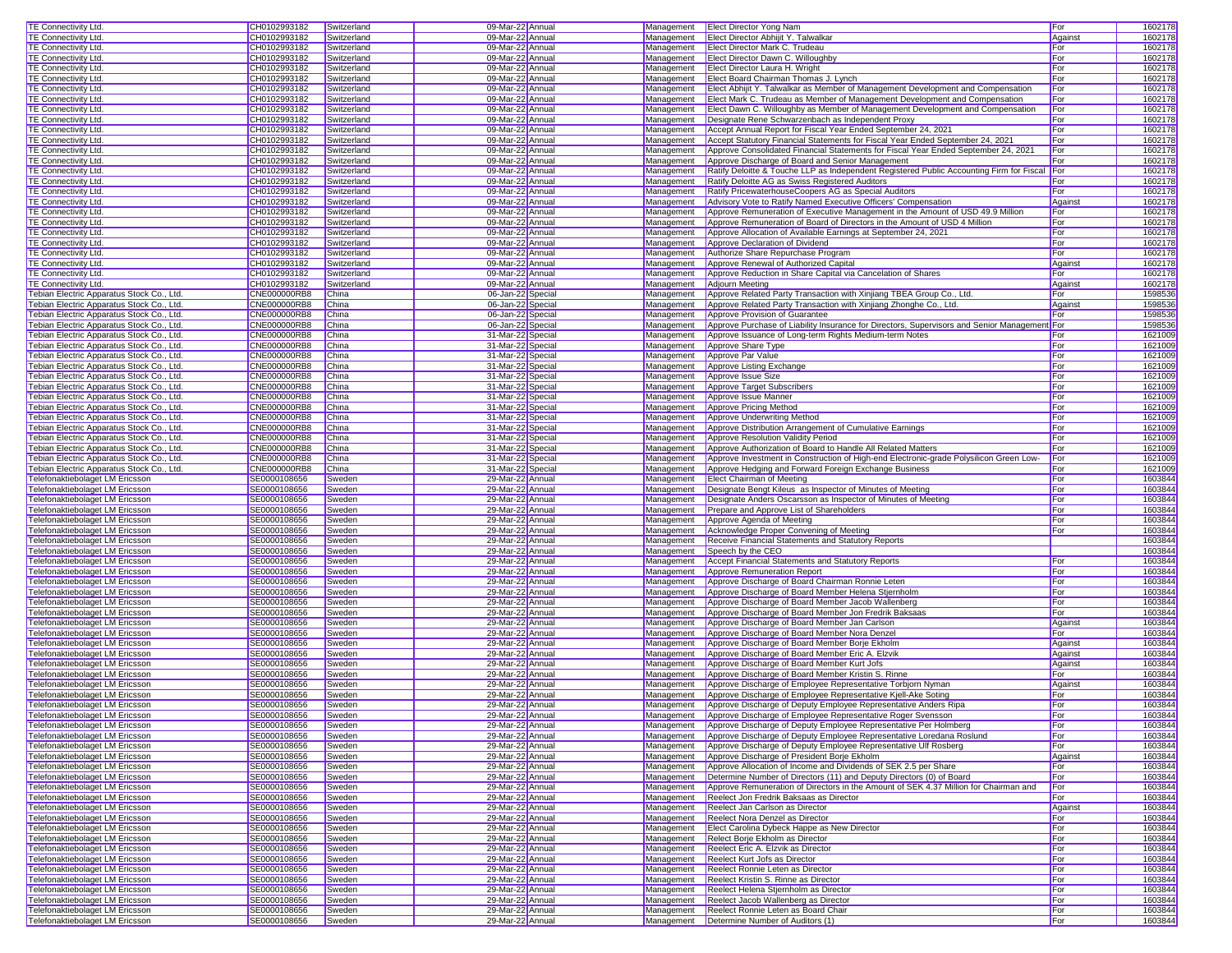| TE Connectivity Ltd. | CH0102993182 | Switzerland | 09-Mar-22 | Annual | Management | Elect Director Yong Nam | For | 1602178 |
|---|---|---|---|---|---|---|---|---|
| TE Connectivity Ltd. | CH0102993182 | Switzerland | 09-Mar-22 | Annual | Management | Elect Director Abhijit Y. Talwalkar | Against | 1602178 |
| TE Connectivity Ltd. | CH0102993182 | Switzerland | 09-Mar-22 | Annual | Management | Elect Director Mark C. Trudeau | For | 1602178 |
| TE Connectivity Ltd. | CH0102993182 | Switzerland | 09-Mar-22 | Annual | Management | Elect Director Dawn C. Willoughby | For | 1602178 |
| TE Connectivity Ltd. | CH0102993182 | Switzerland | 09-Mar-22 | Annual | Management | Elect Director Laura H. Wright | For | 1602178 |
| TE Connectivity Ltd. | CH0102993182 | Switzerland | 09-Mar-22 | Annual | Management | Elect Board Chairman Thomas J. Lynch | For | 1602178 |
| TE Connectivity Ltd. | CH0102993182 | Switzerland | 09-Mar-22 | Annual | Management | Elect Abhijit Y. Talwalkar as Member of Management Development and Compensation | For | 1602178 |
| TE Connectivity Ltd. | CH0102993182 | Switzerland | 09-Mar-22 | Annual | Management | Elect Mark C. Trudeau as Member of Management Development and Compensation | For | 1602178 |
| TE Connectivity Ltd. | CH0102993182 | Switzerland | 09-Mar-22 | Annual | Management | Elect Dawn C. Willoughby as Member of Management Development and Compensation | For | 1602178 |
| TE Connectivity Ltd. | CH0102993182 | Switzerland | 09-Mar-22 | Annual | Management | Designate Rene Schwarzenbach as Independent Proxy | For | 1602178 |
| TE Connectivity Ltd. | CH0102993182 | Switzerland | 09-Mar-22 | Annual | Management | Accept Annual Report for Fiscal Year Ended September 24, 2021 | For | 1602178 |
| TE Connectivity Ltd. | CH0102993182 | Switzerland | 09-Mar-22 | Annual | Management | Accept Statutory Financial Statements for Fiscal Year Ended September 24, 2021 | For | 1602178 |
| TE Connectivity Ltd. | CH0102993182 | Switzerland | 09-Mar-22 | Annual | Management | Approve Consolidated Financial Statements for Fiscal Year Ended September 24, 2021 | For | 1602178 |
| TE Connectivity Ltd. | CH0102993182 | Switzerland | 09-Mar-22 | Annual | Management | Approve Discharge of Board and Senior Management | For | 1602178 |
| TE Connectivity Ltd. | CH0102993182 | Switzerland | 09-Mar-22 | Annual | Management | Ratify Deloitte & Touche LLP as Independent Registered Public Accounting Firm for Fiscal | For | 1602178 |
| TE Connectivity Ltd. | CH0102993182 | Switzerland | 09-Mar-22 | Annual | Management | Ratify Deloitte AG as Swiss Registered Auditors | For | 1602178 |
| TE Connectivity Ltd. | CH0102993182 | Switzerland | 09-Mar-22 | Annual | Management | Ratify PricewaterhouseCoopers AG as Special Auditors | For | 1602178 |
| TE Connectivity Ltd. | CH0102993182 | Switzerland | 09-Mar-22 | Annual | Management | Advisory Vote to Ratify Named Executive Officers' Compensation | Against | 1602178 |
| TE Connectivity Ltd. | CH0102993182 | Switzerland | 09-Mar-22 | Annual | Management | Approve Remuneration of Executive Management in the Amount of USD 49.9 Million | For | 1602178 |
| TE Connectivity Ltd. | CH0102993182 | Switzerland | 09-Mar-22 | Annual | Management | Approve Remuneration of Board of Directors in the Amount of USD 4 Million | For | 1602178 |
| TE Connectivity Ltd. | CH0102993182 | Switzerland | 09-Mar-22 | Annual | Management | Approve Allocation of Available Earnings at September 24, 2021 | For | 1602178 |
| TE Connectivity Ltd. | CH0102993182 | Switzerland | 09-Mar-22 | Annual | Management | Approve Declaration of Dividend | For | 1602178 |
| TE Connectivity Ltd. | CH0102993182 | Switzerland | 09-Mar-22 | Annual | Management | Authorize Share Repurchase Program | For | 1602178 |
| TE Connectivity Ltd. | CH0102993182 | Switzerland | 09-Mar-22 | Annual | Management | Approve Renewal of Authorized Capital | Against | 1602178 |
| TE Connectivity Ltd. | CH0102993182 | Switzerland | 09-Mar-22 | Annual | Management | Approve Reduction in Share Capital via Cancelation of Shares | For | 1602178 |
| TE Connectivity Ltd. | CH0102993182 | Switzerland | 09-Mar-22 | Annual | Management | Adjourn Meeting | Against | 1602178 |
| Tebian Electric Apparatus Stock Co., Ltd. | CNE000000RB8 | China | 06-Jan-22 | Special | Management | Approve Related Party Transaction with Xinjiang TBEA Group Co., Ltd. | For | 1598536 |
| Tebian Electric Apparatus Stock Co., Ltd. | CNE000000RB8 | China | 06-Jan-22 | Special | Management | Approve Related Party Transaction with Xinjiang Zhonghe Co., Ltd. | Against | 1598536 |
| Tebian Electric Apparatus Stock Co., Ltd. | CNE000000RB8 | China | 06-Jan-22 | Special | Management | Approve Provision of Guarantee | For | 1598536 |
| Tebian Electric Apparatus Stock Co., Ltd. | CNE000000RB8 | China | 06-Jan-22 | Special | Management | Approve Purchase of Liability Insurance for Directors, Supervisors and Senior Management | For | 1598536 |
| Tebian Electric Apparatus Stock Co., Ltd. | CNE000000RB8 | China | 31-Mar-22 | Special | Management | Approve Issuance of Long-term Rights Medium-term Notes | For | 1621009 |
| Tebian Electric Apparatus Stock Co., Ltd. | CNE000000RB8 | China | 31-Mar-22 | Special | Management | Approve Share Type | For | 1621009 |
| Tebian Electric Apparatus Stock Co., Ltd. | CNE000000RB8 | China | 31-Mar-22 | Special | Management | Approve Par Value | For | 1621009 |
| Tebian Electric Apparatus Stock Co., Ltd. | CNE000000RB8 | China | 31-Mar-22 | Special | Management | Approve Listing Exchange | For | 1621009 |
| Tebian Electric Apparatus Stock Co., Ltd. | CNE000000RB8 | China | 31-Mar-22 | Special | Management | Approve Issue Size | For | 1621009 |
| Tebian Electric Apparatus Stock Co., Ltd. | CNE000000RB8 | China | 31-Mar-22 | Special | Management | Approve Target Subscribers | For | 1621009 |
| Tebian Electric Apparatus Stock Co., Ltd. | CNE000000RB8 | China | 31-Mar-22 | Special | Management | Approve Issue Manner | For | 1621009 |
| Tebian Electric Apparatus Stock Co., Ltd. | CNE000000RB8 | China | 31-Mar-22 | Special | Management | Approve Pricing Method | For | 1621009 |
| Tebian Electric Apparatus Stock Co., Ltd. | CNE000000RB8 | China | 31-Mar-22 | Special | Management | Approve Underwriting Method | For | 1621009 |
| Tebian Electric Apparatus Stock Co., Ltd. | CNE000000RB8 | China | 31-Mar-22 | Special | Management | Approve Distribution Arrangement of Cumulative Earnings | For | 1621009 |
| Tebian Electric Apparatus Stock Co., Ltd. | CNE000000RB8 | China | 31-Mar-22 | Special | Management | Approve Resolution Validity Period | For | 1621009 |
| Tebian Electric Apparatus Stock Co., Ltd. | CNE000000RB8 | China | 31-Mar-22 | Special | Management | Approve Authorization of Board to Handle All Related Matters | For | 1621009 |
| Tebian Electric Apparatus Stock Co., Ltd. | CNE000000RB8 | China | 31-Mar-22 | Special | Management | Approve Investment in Construction of High-end Electronic-grade Polysilicon Green Low- | For | 1621009 |
| Tebian Electric Apparatus Stock Co., Ltd. | CNE000000RB8 | China | 31-Mar-22 | Special | Management | Approve Hedging and Forward Foreign Exchange Business | For | 1621009 |
| Telefonaktiebolaget LM Ericsson | SE0000108656 | Sweden | 29-Mar-22 | Annual | Management | Elect Chairman of Meeting | For | 1603844 |
| Telefonaktiebolaget LM Ericsson | SE0000108656 | Sweden | 29-Mar-22 | Annual | Management | Designate Bengt Kileus as Inspector of Minutes of Meeting | For | 1603844 |
| Telefonaktiebolaget LM Ericsson | SE0000108656 | Sweden | 29-Mar-22 | Annual | Management | Designate Anders Oscarsson as Inspector of Minutes of Meeting | For | 1603844 |
| Telefonaktiebolaget LM Ericsson | SE0000108656 | Sweden | 29-Mar-22 | Annual | Management | Prepare and Approve List of Shareholders | For | 1603844 |
| Telefonaktiebolaget LM Ericsson | SE0000108656 | Sweden | 29-Mar-22 | Annual | Management | Approve Agenda of Meeting | For | 1603844 |
| Telefonaktiebolaget LM Ericsson | SE0000108656 | Sweden | 29-Mar-22 | Annual | Management | Acknowledge Proper Convening of Meeting | For | 1603844 |
| Telefonaktiebolaget LM Ericsson | SE0000108656 | Sweden | 29-Mar-22 | Annual | Management | Receive Financial Statements and Statutory Reports | | 1603844 |
| Telefonaktiebolaget LM Ericsson | SE0000108656 | Sweden | 29-Mar-22 | Annual | Management | Speech by the CEO | | 1603844 |
| Telefonaktiebolaget LM Ericsson | SE0000108656 | Sweden | 29-Mar-22 | Annual | Management | Accept Financial Statements and Statutory Reports | For | 1603844 |
| Telefonaktiebolaget LM Ericsson | SE0000108656 | Sweden | 29-Mar-22 | Annual | Management | Approve Remuneration Report | For | 1603844 |
| Telefonaktiebolaget LM Ericsson | SE0000108656 | Sweden | 29-Mar-22 | Annual | Management | Approve Discharge of Board Chairman Ronnie Leten | For | 1603844 |
| Telefonaktiebolaget LM Ericsson | SE0000108656 | Sweden | 29-Mar-22 | Annual | Management | Approve Discharge of Board Member Helena Stjernholm | For | 1603844 |
| Telefonaktiebolaget LM Ericsson | SE0000108656 | Sweden | 29-Mar-22 | Annual | Management | Approve Discharge of Board Member Jacob Wallenberg | For | 1603844 |
| Telefonaktiebolaget LM Ericsson | SE0000108656 | Sweden | 29-Mar-22 | Annual | Management | Approve Discharge of Board Member Jon Fredrik Baksaas | For | 1603844 |
| Telefonaktiebolaget LM Ericsson | SE0000108656 | Sweden | 29-Mar-22 | Annual | Management | Approve Discharge of Board Member Jan Carlson | Against | 1603844 |
| Telefonaktiebolaget LM Ericsson | SE0000108656 | Sweden | 29-Mar-22 | Annual | Management | Approve Discharge of Board Member Nora Denzel | For | 1603844 |
| Telefonaktiebolaget LM Ericsson | SE0000108656 | Sweden | 29-Mar-22 | Annual | Management | Approve Discharge of Board Member Borje Ekholm | Against | 1603844 |
| Telefonaktiebolaget LM Ericsson | SE0000108656 | Sweden | 29-Mar-22 | Annual | Management | Approve Discharge of Board Member Eric A. Elzvik | Against | 1603844 |
| Telefonaktiebolaget LM Ericsson | SE0000108656 | Sweden | 29-Mar-22 | Annual | Management | Approve Discharge of Board Member Kurt Jofs | Against | 1603844 |
| Telefonaktiebolaget LM Ericsson | SE0000108656 | Sweden | 29-Mar-22 | Annual | Management | Approve Discharge of Board Member Kristin S. Rinne | For | 1603844 |
| Telefonaktiebolaget LM Ericsson | SE0000108656 | Sweden | 29-Mar-22 | Annual | Management | Approve Discharge of Employee Representative Torbjorn Nyman | Against | 1603844 |
| Telefonaktiebolaget LM Ericsson | SE0000108656 | Sweden | 29-Mar-22 | Annual | Management | Approve Discharge of Employee Representative Kjell-Ake Soting | For | 1603844 |
| Telefonaktiebolaget LM Ericsson | SE0000108656 | Sweden | 29-Mar-22 | Annual | Management | Approve Discharge of Deputy Employee Representative Anders Ripa | For | 1603844 |
| Telefonaktiebolaget LM Ericsson | SE0000108656 | Sweden | 29-Mar-22 | Annual | Management | Approve Discharge of Employee Representative Roger Svensson | For | 1603844 |
| Telefonaktiebolaget LM Ericsson | SE0000108656 | Sweden | 29-Mar-22 | Annual | Management | Approve Discharge of Deputy Employee Representative Per Holmberg | For | 1603844 |
| Telefonaktiebolaget LM Ericsson | SE0000108656 | Sweden | 29-Mar-22 | Annual | Management | Approve Discharge of Deputy Employee Representative Loredana Roslund | For | 1603844 |
| Telefonaktiebolaget LM Ericsson | SE0000108656 | Sweden | 29-Mar-22 | Annual | Management | Approve Discharge of Deputy Employee Representative Ulf Rosberg | For | 1603844 |
| Telefonaktiebolaget LM Ericsson | SE0000108656 | Sweden | 29-Mar-22 | Annual | Management | Approve Discharge of President Borje Ekholm | Against | 1603844 |
| Telefonaktiebolaget LM Ericsson | SE0000108656 | Sweden | 29-Mar-22 | Annual | Management | Approve Allocation of Income and Dividends of SEK 2.5 per Share | For | 1603844 |
| Telefonaktiebolaget LM Ericsson | SE0000108656 | Sweden | 29-Mar-22 | Annual | Management | Determine Number of Directors (11) and Deputy Directors (0) of Board | For | 1603844 |
| Telefonaktiebolaget LM Ericsson | SE0000108656 | Sweden | 29-Mar-22 | Annual | Management | Approve Remuneration of Directors in the Amount of SEK 4.37 Million for Chairman and | For | 1603844 |
| Telefonaktiebolaget LM Ericsson | SE0000108656 | Sweden | 29-Mar-22 | Annual | Management | Reelect Jon Fredrik Baksaas as Director | For | 1603844 |
| Telefonaktiebolaget LM Ericsson | SE0000108656 | Sweden | 29-Mar-22 | Annual | Management | Reelect Jan Carlson as Director | Against | 1603844 |
| Telefonaktiebolaget LM Ericsson | SE0000108656 | Sweden | 29-Mar-22 | Annual | Management | Reelect Nora Denzel as Director | For | 1603844 |
| Telefonaktiebolaget LM Ericsson | SE0000108656 | Sweden | 29-Mar-22 | Annual | Management | Elect Carolina Dybeck Happe as New Director | For | 1603844 |
| Telefonaktiebolaget LM Ericsson | SE0000108656 | Sweden | 29-Mar-22 | Annual | Management | Relect Borje Ekholm as Director | For | 1603844 |
| Telefonaktiebolaget LM Ericsson | SE0000108656 | Sweden | 29-Mar-22 | Annual | Management | Reelect Eric A. Elzvik as Director | For | 1603844 |
| Telefonaktiebolaget LM Ericsson | SE0000108656 | Sweden | 29-Mar-22 | Annual | Management | Reelect Kurt Jofs as Director | For | 1603844 |
| Telefonaktiebolaget LM Ericsson | SE0000108656 | Sweden | 29-Mar-22 | Annual | Management | Reelect Ronnie Leten as Director | For | 1603844 |
| Telefonaktiebolaget LM Ericsson | SE0000108656 | Sweden | 29-Mar-22 | Annual | Management | Reelect Kristin S. Rinne as Director | For | 1603844 |
| Telefonaktiebolaget LM Ericsson | SE0000108656 | Sweden | 29-Mar-22 | Annual | Management | Reelect Helena Stjernholm as Director | For | 1603844 |
| Telefonaktiebolaget LM Ericsson | SE0000108656 | Sweden | 29-Mar-22 | Annual | Management | Reelect Jacob Wallenberg as Director | For | 1603844 |
| Telefonaktiebolaget LM Ericsson | SE0000108656 | Sweden | 29-Mar-22 | Annual | Management | Reelect Ronnie Leten as Board Chair | For | 1603844 |
| Telefonaktiebolaget LM Ericsson | SE0000108656 | Sweden | 29-Mar-22 | Annual | Management | Determine Number of Auditors (1) | For | 1603844 |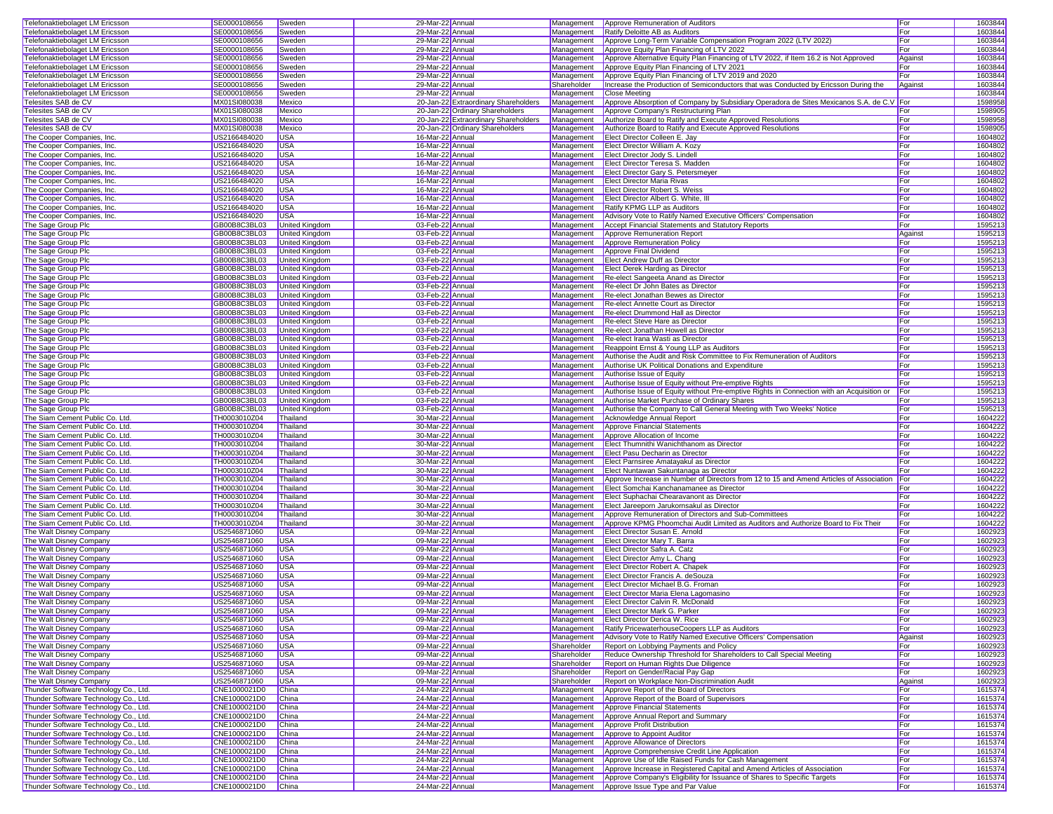| Telefonaktiebolaget LM Ericsson | SE0000108656 | Sweden | 29-Mar-22 | Annual | Management | Approve Remuneration of Auditors | For | 1603844 |
|---|---|---|---|---|---|---|---|---|
| Telefonaktiebolaget LM Ericsson | SE0000108656 | Sweden | 29-Mar-22 | Annual | Management | Ratify Deloitte AB as Auditors | For | 1603844 |
| Telefonaktiebolaget LM Ericsson | SE0000108656 | Sweden | 29-Mar-22 | Annual | Management | Approve Long-Term Variable Compensation Program 2022 (LTV 2022) | For | 1603844 |
| Telefonaktiebolaget LM Ericsson | SE0000108656 | Sweden | 29-Mar-22 | Annual | Management | Approve Equity Plan Financing of LTV 2022 | For | 1603844 |
| Telefonaktiebolaget LM Ericsson | SE0000108656 | Sweden | 29-Mar-22 | Annual | Management | Approve Alternative Equity Plan Financing of LTV 2022, if Item 16.2 is Not Approved | Against | 1603844 |
| Telefonaktiebolaget LM Ericsson | SE0000108656 | Sweden | 29-Mar-22 | Annual | Management | Approve Equity Plan Financing of LTV 2021 | For | 1603844 |
| Telefonaktiebolaget LM Ericsson | SE0000108656 | Sweden | 29-Mar-22 | Annual | Management | Approve Equity Plan Financing of LTV 2019 and 2020 | For | 1603844 |
| Telefonaktiebolaget LM Ericsson | SE0000108656 | Sweden | 29-Mar-22 | Annual | Shareholder | Increase the Production of Semiconductors that was Conducted by Ericsson During the | Against | 1603844 |
| Telefonaktiebolaget LM Ericsson | SE0000108656 | Sweden | 29-Mar-22 | Annual | Management | Close Meeting | | 1603844 |
| Telesites SAB de CV | MX01SI080038 | Mexico | 20-Jan-22 | Extraordinary Shareholders | Management | Approve Absorption of Company by Subsidiary Operadora de Sites Mexicanos S.A. de C.V | For | 1598958 |
| Telesites SAB de CV | MX01SI080038 | Mexico | 20-Jan-22 | Ordinary Shareholders | Management | Approve Company's Restructuring Plan | For | 1598905 |
| Telesites SAB de CV | MX01SI080038 | Mexico | 20-Jan-22 | Extraordinary Shareholders | Management | Authorize Board to Ratify and Execute Approved Resolutions | For | 1598958 |
| Telesites SAB de CV | MX01SI080038 | Mexico | 20-Jan-22 | Ordinary Shareholders | Management | Authorize Board to Ratify and Execute Approved Resolutions | For | 1598905 |
| The Cooper Companies, Inc. | US2166484020 | USA | 16-Mar-22 | Annual | Management | Elect Director Colleen E. Jay | For | 1604802 |
| The Cooper Companies, Inc. | US2166484020 | USA | 16-Mar-22 | Annual | Management | Elect Director William A. Kozy | For | 1604802 |
| The Cooper Companies, Inc. | US2166484020 | USA | 16-Mar-22 | Annual | Management | Elect Director Jody S. Lindell | For | 1604802 |
| The Cooper Companies, Inc. | US2166484020 | USA | 16-Mar-22 | Annual | Management | Elect Director Teresa S. Madden | For | 1604802 |
| The Cooper Companies, Inc. | US2166484020 | USA | 16-Mar-22 | Annual | Management | Elect Director Gary S. Petersmeyer | For | 1604802 |
| The Cooper Companies, Inc. | US2166484020 | USA | 16-Mar-22 | Annual | Management | Elect Director Maria Rivas | For | 1604802 |
| The Cooper Companies, Inc. | US2166484020 | USA | 16-Mar-22 | Annual | Management | Elect Director Robert S. Weiss | For | 1604802 |
| The Cooper Companies, Inc. | US2166484020 | USA | 16-Mar-22 | Annual | Management | Elect Director Albert G. White, III | For | 1604802 |
| The Cooper Companies, Inc. | US2166484020 | USA | 16-Mar-22 | Annual | Management | Ratify KPMG LLP as Auditors | For | 1604802 |
| The Cooper Companies, Inc. | US2166484020 | USA | 16-Mar-22 | Annual | Management | Advisory Vote to Ratify Named Executive Officers' Compensation | For | 1604802 |
| The Sage Group Plc | GB00B8C3BL03 | United Kingdom | 03-Feb-22 | Annual | Management | Accept Financial Statements and Statutory Reports | For | 1595213 |
| The Sage Group Plc | GB00B8C3BL03 | United Kingdom | 03-Feb-22 | Annual | Management | Approve Remuneration Report | Against | 1595213 |
| The Sage Group Plc | GB00B8C3BL03 | United Kingdom | 03-Feb-22 | Annual | Management | Approve Remuneration Policy | For | 1595213 |
| The Sage Group Plc | GB00B8C3BL03 | United Kingdom | 03-Feb-22 | Annual | Management | Approve Final Dividend | For | 1595213 |
| The Sage Group Plc | GB00B8C3BL03 | United Kingdom | 03-Feb-22 | Annual | Management | Elect Andrew Duff as Director | For | 1595213 |
| The Sage Group Plc | GB00B8C3BL03 | United Kingdom | 03-Feb-22 | Annual | Management | Elect Derek Harding as Director | For | 1595213 |
| The Sage Group Plc | GB00B8C3BL03 | United Kingdom | 03-Feb-22 | Annual | Management | Re-elect Sangeeta Anand as Director | For | 1595213 |
| The Sage Group Plc | GB00B8C3BL03 | United Kingdom | 03-Feb-22 | Annual | Management | Re-elect Dr John Bates as Director | For | 1595213 |
| The Sage Group Plc | GB00B8C3BL03 | United Kingdom | 03-Feb-22 | Annual | Management | Re-elect Jonathan Bewes as Director | For | 1595213 |
| The Sage Group Plc | GB00B8C3BL03 | United Kingdom | 03-Feb-22 | Annual | Management | Re-elect Annette Court as Director | For | 1595213 |
| The Sage Group Plc | GB00B8C3BL03 | United Kingdom | 03-Feb-22 | Annual | Management | Re-elect Drummond Hall as Director | For | 1595213 |
| The Sage Group Plc | GB00B8C3BL03 | United Kingdom | 03-Feb-22 | Annual | Management | Re-elect Steve Hare as Director | For | 1595213 |
| The Sage Group Plc | GB00B8C3BL03 | United Kingdom | 03-Feb-22 | Annual | Management | Re-elect Jonathan Howell as Director | For | 1595213 |
| The Sage Group Plc | GB00B8C3BL03 | United Kingdom | 03-Feb-22 | Annual | Management | Re-elect Irana Wasti as Director | For | 1595213 |
| The Sage Group Plc | GB00B8C3BL03 | United Kingdom | 03-Feb-22 | Annual | Management | Reappoint Ernst & Young LLP as Auditors | For | 1595213 |
| The Sage Group Plc | GB00B8C3BL03 | United Kingdom | 03-Feb-22 | Annual | Management | Authorise the Audit and Risk Committee to Fix Remuneration of Auditors | For | 1595213 |
| The Sage Group Plc | GB00B8C3BL03 | United Kingdom | 03-Feb-22 | Annual | Management | Authorise UK Political Donations and Expenditure | For | 1595213 |
| The Sage Group Plc | GB00B8C3BL03 | United Kingdom | 03-Feb-22 | Annual | Management | Authorise Issue of Equity | For | 1595213 |
| The Sage Group Plc | GB00B8C3BL03 | United Kingdom | 03-Feb-22 | Annual | Management | Authorise Issue of Equity without Pre-emptive Rights | For | 1595213 |
| The Sage Group Plc | GB00B8C3BL03 | United Kingdom | 03-Feb-22 | Annual | Management | Authorise Issue of Equity without Pre-emptive Rights in Connection with an Acquisition or | For | 1595213 |
| The Sage Group Plc | GB00B8C3BL03 | United Kingdom | 03-Feb-22 | Annual | Management | Authorise Market Purchase of Ordinary Shares | For | 1595213 |
| The Sage Group Plc | GB00B8C3BL03 | United Kingdom | 03-Feb-22 | Annual | Management | Authorise the Company to Call General Meeting with Two Weeks' Notice | For | 1595213 |
| The Siam Cement Public Co. Ltd. | TH0003010Z04 | Thailand | 30-Mar-22 | Annual | Management | Acknowledge Annual Report | For | 1604222 |
| The Siam Cement Public Co. Ltd. | TH0003010Z04 | Thailand | 30-Mar-22 | Annual | Management | Approve Financial Statements | For | 1604222 |
| The Siam Cement Public Co. Ltd. | TH0003010Z04 | Thailand | 30-Mar-22 | Annual | Management | Approve Allocation of Income | For | 1604222 |
| The Siam Cement Public Co. Ltd. | TH0003010Z04 | Thailand | 30-Mar-22 | Annual | Management | Elect Thumnithi Wanichthanom as Director | For | 1604222 |
| The Siam Cement Public Co. Ltd. | TH0003010Z04 | Thailand | 30-Mar-22 | Annual | Management | Elect Pasu Decharin as Director | For | 1604222 |
| The Siam Cement Public Co. Ltd. | TH0003010Z04 | Thailand | 30-Mar-22 | Annual | Management | Elect Parnsiree Amatayakul as Director | For | 1604222 |
| The Siam Cement Public Co. Ltd. | TH0003010Z04 | Thailand | 30-Mar-22 | Annual | Management | Elect Nuntawan Sakuntanaga as Director | For | 1604222 |
| The Siam Cement Public Co. Ltd. | TH0003010Z04 | Thailand | 30-Mar-22 | Annual | Management | Approve Increase in Number of Directors from 12 to 15 and Amend Articles of Association | For | 1604222 |
| The Siam Cement Public Co. Ltd. | TH0003010Z04 | Thailand | 30-Mar-22 | Annual | Management | Elect Somchai Kanchanamanee as Director | For | 1604222 |
| The Siam Cement Public Co. Ltd. | TH0003010Z04 | Thailand | 30-Mar-22 | Annual | Management | Elect Suphachai Chearavanont as Director | For | 1604222 |
| The Siam Cement Public Co. Ltd. | TH0003010Z04 | Thailand | 30-Mar-22 | Annual | Management | Elect Jareeporn Jarukornsakul as Director | For | 1604222 |
| The Siam Cement Public Co. Ltd. | TH0003010Z04 | Thailand | 30-Mar-22 | Annual | Management | Approve Remuneration of Directors and Sub-Committees | For | 1604222 |
| The Siam Cement Public Co. Ltd. | TH0003010Z04 | Thailand | 30-Mar-22 | Annual | Management | Approve KPMG Phoomchai Audit Limited as Auditors and Authorize Board to Fix Their | For | 1604222 |
| The Walt Disney Company | US2546871060 | USA | 09-Mar-22 | Annual | Management | Elect Director Susan E. Arnold | For | 1602923 |
| The Walt Disney Company | US2546871060 | USA | 09-Mar-22 | Annual | Management | Elect Director Mary T. Barra | For | 1602923 |
| The Walt Disney Company | US2546871060 | USA | 09-Mar-22 | Annual | Management | Elect Director Safra A. Catz | For | 1602923 |
| The Walt Disney Company | US2546871060 | USA | 09-Mar-22 | Annual | Management | Elect Director Amy L. Chang | For | 1602923 |
| The Walt Disney Company | US2546871060 | USA | 09-Mar-22 | Annual | Management | Elect Director Robert A. Chapek | For | 1602923 |
| The Walt Disney Company | US2546871060 | USA | 09-Mar-22 | Annual | Management | Elect Director Francis A. deSouza | For | 1602923 |
| The Walt Disney Company | US2546871060 | USA | 09-Mar-22 | Annual | Management | Elect Director Michael B.G. Froman | For | 1602923 |
| The Walt Disney Company | US2546871060 | USA | 09-Mar-22 | Annual | Management | Elect Director Maria Elena Lagomasino | For | 1602923 |
| The Walt Disney Company | US2546871060 | USA | 09-Mar-22 | Annual | Management | Elect Director Calvin R. McDonald | For | 1602923 |
| The Walt Disney Company | US2546871060 | USA | 09-Mar-22 | Annual | Management | Elect Director Mark G. Parker | For | 1602923 |
| The Walt Disney Company | US2546871060 | USA | 09-Mar-22 | Annual | Management | Elect Director Derica W. Rice | For | 1602923 |
| The Walt Disney Company | US2546871060 | USA | 09-Mar-22 | Annual | Management | Ratify PricewaterhouseCoopers LLP as Auditors | For | 1602923 |
| The Walt Disney Company | US2546871060 | USA | 09-Mar-22 | Annual | Management | Advisory Vote to Ratify Named Executive Officers' Compensation | Against | 1602923 |
| The Walt Disney Company | US2546871060 | USA | 09-Mar-22 | Annual | Shareholder | Report on Lobbying Payments and Policy | For | 1602923 |
| The Walt Disney Company | US2546871060 | USA | 09-Mar-22 | Annual | Shareholder | Reduce Ownership Threshold for Shareholders to Call Special Meeting | For | 1602923 |
| The Walt Disney Company | US2546871060 | USA | 09-Mar-22 | Annual | Shareholder | Report on Human Rights Due Diligence | For | 1602923 |
| The Walt Disney Company | US2546871060 | USA | 09-Mar-22 | Annual | Shareholder | Report on Gender/Racial Pay Gap | For | 1602923 |
| The Walt Disney Company | US2546871060 | USA | 09-Mar-22 | Annual | Shareholder | Report on Workplace Non-Discrimination Audit | Against | 1602923 |
| Thunder Software Technology Co., Ltd. | CNE1000021D0 | China | 24-Mar-22 | Annual | Management | Approve Report of the Board of Directors | For | 1615374 |
| Thunder Software Technology Co., Ltd. | CNE1000021D0 | China | 24-Mar-22 | Annual | Management | Approve Report of the Board of Supervisors | For | 1615374 |
| Thunder Software Technology Co., Ltd. | CNE1000021D0 | China | 24-Mar-22 | Annual | Management | Approve Financial Statements | For | 1615374 |
| Thunder Software Technology Co., Ltd. | CNE1000021D0 | China | 24-Mar-22 | Annual | Management | Approve Annual Report and Summary | For | 1615374 |
| Thunder Software Technology Co., Ltd. | CNE1000021D0 | China | 24-Mar-22 | Annual | Management | Approve Profit Distribution | For | 1615374 |
| Thunder Software Technology Co., Ltd. | CNE1000021D0 | China | 24-Mar-22 | Annual | Management | Approve to Appoint Auditor | For | 1615374 |
| Thunder Software Technology Co., Ltd. | CNE1000021D0 | China | 24-Mar-22 | Annual | Management | Approve Allowance of Directors | For | 1615374 |
| Thunder Software Technology Co., Ltd. | CNE1000021D0 | China | 24-Mar-22 | Annual | Management | Approve Comprehensive Credit Line Application | For | 1615374 |
| Thunder Software Technology Co., Ltd. | CNE1000021D0 | China | 24-Mar-22 | Annual | Management | Approve Use of Idle Raised Funds for Cash Management | For | 1615374 |
| Thunder Software Technology Co., Ltd. | CNE1000021D0 | China | 24-Mar-22 | Annual | Management | Approve Increase in Registered Capital and Amend Articles of Association | For | 1615374 |
| Thunder Software Technology Co., Ltd. | CNE1000021D0 | China | 24-Mar-22 | Annual | Management | Approve Company's Eligibility for Issuance of Shares to Specific Targets | For | 1615374 |
| Thunder Software Technology Co., Ltd. | CNE1000021D0 | China | 24-Mar-22 | Annual | Management | Approve Issue Type and Par Value | For | 1615374 |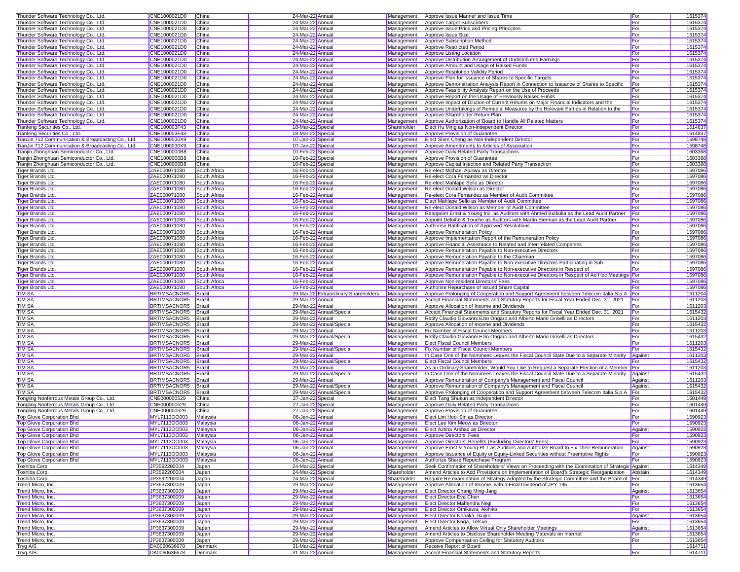| | | | | | | | | |
|---|---|---|---|---|---|---|---|---|
| Thunder Software Technology Co., Ltd. | CNE1000021D0 | China | 24-Mar-22 | Annual | Management | Approve Issue Manner and Issue Time | For | 1615374 |
| Thunder Software Technology Co., Ltd. | CNE1000021D0 | China | 24-Mar-22 | Annual | Management | Approve Target Subscribers | For | 1615374 |
| Thunder Software Technology Co., Ltd. | CNE1000021D0 | China | 24-Mar-22 | Annual | Management | Approve Issue Price and Pricing Principles | For | 1615374 |
| Thunder Software Technology Co., Ltd. | CNE1000021D0 | China | 24-Mar-22 | Annual | Management | Approve Issue Size | For | 1615374 |
| Thunder Software Technology Co., Ltd. | CNE1000021D0 | China | 24-Mar-22 | Annual | Management | Approve Subscription Method | For | 1615374 |
| Thunder Software Technology Co., Ltd. | CNE1000021D0 | China | 24-Mar-22 | Annual | Management | Approve Restricted Period | For | 1615374 |
| Thunder Software Technology Co., Ltd. | CNE1000021D0 | China | 24-Mar-22 | Annual | Management | Approve Listing Location | For | 1615374 |
| Thunder Software Technology Co., Ltd. | CNE1000021D0 | China | 24-Mar-22 | Annual | Management | Approve Distribution Arrangement of Undistributed Earnings | For | 1615374 |
| Thunder Software Technology Co., Ltd. | CNE1000021D0 | China | 24-Mar-22 | Annual | Management | Approve Amount and Usage of Raised Funds | For | 1615374 |
| Thunder Software Technology Co., Ltd. | CNE1000021D0 | China | 24-Mar-22 | Annual | Management | Approve Resolution Validity Period | For | 1615374 |
| Thunder Software Technology Co., Ltd. | CNE1000021D0 | China | 24-Mar-22 | Annual | Management | Approve Plan for Issuance of Shares to Specific Targets | For | 1615374 |
| Thunder Software Technology Co., Ltd. | CNE1000021D0 | China | 24-Mar-22 | Annual | Management | Approve Demonstration Analysis Report in Connection to Issuance of Shares to Specific | For | 1615374 |
| Thunder Software Technology Co., Ltd. | CNE1000021D0 | China | 24-Mar-22 | Annual | Management | Approve Feasibility Analysis Report on the Use of Proceeds | For | 1615374 |
| Thunder Software Technology Co., Ltd. | CNE1000021D0 | China | 24-Mar-22 | Annual | Management | Approve Report on the Usage of Previously Raised Funds | For | 1615374 |
| Thunder Software Technology Co., Ltd. | CNE1000021D0 | China | 24-Mar-22 | Annual | Management | Approve Impact of Dilution of Current Returns on Major Financial Indicators and the | For | 1615374 |
| Thunder Software Technology Co., Ltd. | CNE1000021D0 | China | 24-Mar-22 | Annual | Management | Approve Undertakings of Remedial Measures by the Relevant Parties in Relation to the | For | 1615374 |
| Thunder Software Technology Co., Ltd. | CNE1000021D0 | China | 24-Mar-22 | Annual | Management | Approve Shareholder Return Plan | For | 1615374 |
| Thunder Software Technology Co., Ltd. | CNE1000021D0 | China | 24-Mar-22 | Annual | Management | Approve Authorization of Board to Handle All Related Matters | For | 1615374 |
| Tianfeng Securities Co., Ltd. | CNE100003F43 | China | 18-Mar-22 | Special | Shareholder | Elect Hu Ming as Non-independent Director | For | 1614837 |
| Tianfeng Securities Co., Ltd. | CNE100003F43 | China | 18-Mar-22 | Special | Management | Approve Provision of Guarantee | For | 1614837 |
| TianJin 712 Communication & Broadcasting Co., Ltd. | CNE1000030X9 | China | 07-Jan-22 | Special | Management | Elect Shen Cheng as Non-Independent Director | For | 1598748 |
| TianJin 712 Communication & Broadcasting Co., Ltd. | CNE1000030X9 | China | 07-Jan-22 | Special | Management | Approve Amendments to Articles of Association | For | 1598748 |
| Tianjin Zhonghuan Semiconductor Co., Ltd. | CNE1000000B8 | China | 10-Feb-22 | Special | Management | Approve Daily Related Party Transactions | For | 1603368 |
| Tianjin Zhonghuan Semiconductor Co., Ltd. | CNE1000000B8 | China | 10-Feb-22 | Special | Management | Approve Provision of Guarantee | For | 1603368 |
| Tianjin Zhonghuan Semiconductor Co., Ltd. | CNE1000000B8 | China | 10-Feb-22 | Special | Management | Approve Capital Injection and Related Party Transaction | For | 1603368 |
| Tiger Brands Ltd. | ZAE000071080 | South Africa | 16-Feb-22 | Annual | Management | Re-elect Michael Ajukwu as Director | For | 1597086 |
| Tiger Brands Ltd. | ZAE000071080 | South Africa | 16-Feb-22 | Annual | Management | Re-elect Cora Fernandez as Director | For | 1597086 |
| Tiger Brands Ltd. | ZAE000071080 | South Africa | 16-Feb-22 | Annual | Management | Re-elect Mahlape Sello as Director | For | 1597086 |
| Tiger Brands Ltd. | ZAE000071080 | South Africa | 16-Feb-22 | Annual | Management | Re-elect Donald Wilson as Director | For | 1597086 |
| Tiger Brands Ltd. | ZAE000071080 | South Africa | 16-Feb-22 | Annual | Management | Re-elect Cora Fernandez as Member of Audit Committee | For | 1597086 |
| Tiger Brands Ltd. | ZAE000071080 | South Africa | 16-Feb-22 | Annual | Management | Elect Mahlape Sello as Member of Audit Committee | For | 1597086 |
| Tiger Brands Ltd. | ZAE000071080 | South Africa | 16-Feb-22 | Annual | Management | Re-elect Donald Wilson as Member of Audit Committee | For | 1597086 |
| Tiger Brands Ltd. | ZAE000071080 | South Africa | 16-Feb-22 | Annual | Management | Reappoint Ernst & Young Inc. as Auditors with Ahmed Bulbulia as the Lead Audit Partner | For | 1597086 |
| Tiger Brands Ltd. | ZAE000071080 | South Africa | 16-Feb-22 | Annual | Management | Appoint Deloitte & Touche as Auditors with Martin Bierman as the Lead Audit Partner | For | 1597086 |
| Tiger Brands Ltd. | ZAE000071080 | South Africa | 16-Feb-22 | Annual | Management | Authorise Ratification of Approved Resolutions | For | 1597086 |
| Tiger Brands Ltd. | ZAE000071080 | South Africa | 16-Feb-22 | Annual | Management | Approve Remuneration Policy | For | 1597086 |
| Tiger Brands Ltd. | ZAE000071080 | South Africa | 16-Feb-22 | Annual | Management | Approve Implementation Report of the Remuneration Policy | For | 1597086 |
| Tiger Brands Ltd. | ZAE000071080 | South Africa | 16-Feb-22 | Annual | Management | Approve Financial Assistance to Related and Inter-related Companies | For | 1597086 |
| Tiger Brands Ltd. | ZAE000071080 | South Africa | 16-Feb-22 | Annual | Management | Approve Remuneration Payable to Non-executive Directors | For | 1597086 |
| Tiger Brands Ltd. | ZAE000071080 | South Africa | 16-Feb-22 | Annual | Management | Approve Remuneration Payable to the Chairman | For | 1597086 |
| Tiger Brands Ltd. | ZAE000071080 | South Africa | 16-Feb-22 | Annual | Management | Approve Remuneration Payable to Non-executive Directors Participating in Sub- | For | 1597086 |
| Tiger Brands Ltd. | ZAE000071080 | South Africa | 16-Feb-22 | Annual | Management | Approve Remuneration Payable to Non-executive Directors in Respect of | For | 1597086 |
| Tiger Brands Ltd. | ZAE000071080 | South Africa | 16-Feb-22 | Annual | Management | Approve Remuneration Payable to Non-executive Directors in Respect of Ad Hoc Meetings | For | 1597086 |
| Tiger Brands Ltd. | ZAE000071080 | South Africa | 16-Feb-22 | Annual | Management | Approve Non-resident Directors' Fees | For | 1597086 |
| Tiger Brands Ltd. | ZAE000071080 | South Africa | 16-Feb-22 | Annual | Management | Authorise Repurchase of Issued Share Capital | For | 1597086 |
| TIM SA | BRTIMSACNOR5 | Brazil | 29-Mar-22 | Extraordinary Shareholders | Management | Approve Prolonging of Cooperation and Support Agreement between Telecom Italia S.p.A | For | 1611204 |
| TIM SA | BRTIMSACNOR5 | Brazil | 29-Mar-22 | Annual | Management | Accept Financial Statements and Statutory Reports for Fiscal Year Ended Dec. 31, 2021 | For | 1611203 |
| TIM SA | BRTIMSACNOR5 | Brazil | 29-Mar-22 | Annual | Management | Approve Allocation of Income and Dividends | For | 1611203 |
| TIM SA | BRTIMSACNOR5 | Brazil | 29-Mar-22 | Annual/Special | Management | Accept Financial Statements and Statutory Reports for Fiscal Year Ended Dec. 31, 2021 | For | 1615432 |
| TIM SA | BRTIMSACNOR5 | Brazil | 29-Mar-22 | Annual | Management | Ratify Claudio Giovanni Ezio Ongaro and Alberto Mario Griselli as Directors | For | 1611203 |
| TIM SA | BRTIMSACNOR5 | Brazil | 29-Mar-22 | Annual/Special | Management | Approve Allocation of Income and Dividends | For | 1615432 |
| TIM SA | BRTIMSACNOR5 | Brazil | 29-Mar-22 | Annual | Management | Fix Number of Fiscal Council Members | For | 1611203 |
| TIM SA | BRTIMSACNOR5 | Brazil | 29-Mar-22 | Annual/Special | Management | Ratify Claudio Giovanni Ezio Ongaro and Alberto Mario Griselli as Directors | For | 1615432 |
| TIM SA | BRTIMSACNOR5 | Brazil | 29-Mar-22 | Annual | Management | Elect Fiscal Council Members | For | 1611203 |
| TIM SA | BRTIMSACNOR5 | Brazil | 29-Mar-22 | Annual/Special | Management | Fix Number of Fiscal Council Members | For | 1615432 |
| TIM SA | BRTIMSACNOR5 | Brazil | 29-Mar-22 | Annual | Management | In Case One of the Nominees Leaves the Fiscal Council Slate Due to a Separate Minority | Against | 1611203 |
| TIM SA | BRTIMSACNOR5 | Brazil | 29-Mar-22 | Annual/Special | Management | Elect Fiscal Council Members | For | 1615432 |
| TIM SA | BRTIMSACNOR5 | Brazil | 29-Mar-22 | Annual | Management | As an Ordinary Shareholder, Would You Like to Request a Separate Election of a Member | For | 1611203 |
| TIM SA | BRTIMSACNOR5 | Brazil | 29-Mar-22 | Annual/Special | Management | In Case One of the Nominees Leaves the Fiscal Council Slate Due to a Separate Minority | Against | 1615432 |
| TIM SA | BRTIMSACNOR5 | Brazil | 29-Mar-22 | Annual | Management | Approve Remuneration of Company's Management and Fiscal Council | Against | 1611203 |
| TIM SA | BRTIMSACNOR5 | Brazil | 29-Mar-22 | Annual/Special | Management | Approve Remuneration of Company's Management and Fiscal Council | Against | 1615432 |
| TIM SA | BRTIMSACNOR5 | Brazil | 29-Mar-22 | Annual/Special | Management | Approve Prolonging of Cooperation and Support Agreement between Telecom Italia S.p.A | For | 1615432 |
| Tongling Nonferrous Metals Group Co., Ltd. | CNE000000529 | China | 27-Jan-22 | Special | Management | Elect Tang Shukun as Independent Director | For | 1601449 |
| Tongling Nonferrous Metals Group Co., Ltd. | CNE000000529 | China | 27-Jan-22 | Special | Management | Approve Daily Related Party Transactions | For | 1601449 |
| Tongling Nonferrous Metals Group Co., Ltd. | CNE000000529 | China | 27-Jan-22 | Special | Management | Approve Provision of Guarantee | For | 1601449 |
| Top Glove Corporation Bhd | MYL7113OO003 | Malaysia | 06-Jan-22 | Annual | Management | Elect Lim Hooi Sin as Director | For | 1590923 |
| Top Glove Corporation Bhd | MYL7113OO003 | Malaysia | 06-Jan-22 | Annual | Management | Elect Lee Kim Meow as Director | For | 1590923 |
| Top Glove Corporation Bhd | MYL7113OO003 | Malaysia | 06-Jan-22 | Annual | Management | Elect Azrina Arshad as Director | Against | 1590923 |
| Top Glove Corporation Bhd | MYL7113OO003 | Malaysia | 06-Jan-22 | Annual | Management | Approve Directors' Fees | For | 1590923 |
| Top Glove Corporation Bhd | MYL7113OO003 | Malaysia | 06-Jan-22 | Annual | Management | Approve Directors' Benefits (Excluding Directors' Fees) | For | 1590923 |
| Top Glove Corporation Bhd | MYL7113OO003 | Malaysia | 06-Jan-22 | Annual | Management | Approve Ernst & Young PLT as Auditors and Authorize Board to Fix Their Remuneration | Against | 1590923 |
| Top Glove Corporation Bhd | MYL7113OO003 | Malaysia | 06-Jan-22 | Annual | Management | Approve Issuance of Equity or Equity-Linked Securities without Preemptive Rights | For | 1590923 |
| Top Glove Corporation Bhd | MYL7113OO003 | Malaysia | 06-Jan-22 | Annual | Management | Authorize Share Repurchase Program | For | 1590923 |
| Toshiba Corp. | JP3592200004 | Japan | 24-Mar-22 | Special | Management | Seek Confirmation of Shareholders' Views on Proceeding with the Examination of Strategic | Against | 1614349 |
| Toshiba Corp. | JP3592200004 | Japan | 24-Mar-22 | Special | Shareholder | Amend Articles to Add Provisions on Implementation of Board's Strategic Reorganization | Abstain | 1614349 |
| Toshiba Corp. | JP3592200004 | Japan | 24-Mar-22 | Special | Shareholder | Require Re-examination of Strategy Adopted by the Strategic Committee and the Board of | For | 1614349 |
| Trend Micro, Inc. | JP3637300009 | Japan | 29-Mar-22 | Annual | Management | Approve Allocation of Income, with a Final Dividend of JPY 195 | For | 1613654 |
| Trend Micro, Inc. | JP3637300009 | Japan | 29-Mar-22 | Annual | Management | Elect Director Chang Ming-Jang | Against | 1613654 |
| Trend Micro, Inc. | JP3637300009 | Japan | 29-Mar-22 | Annual | Management | Elect Director Eva Chen | For | 1613654 |
| Trend Micro, Inc. | JP3637300009 | Japan | 29-Mar-22 | Annual | Management | Elect Director Mahendra Negi | For | 1613654 |
| Trend Micro, Inc. | JP3637300009 | Japan | 29-Mar-22 | Annual | Management | Elect Director Omikawa, Akihiko | For | 1613654 |
| Trend Micro, Inc. | JP3637300009 | Japan | 29-Mar-22 | Annual | Management | Elect Director Nonaka, Ikujiro | Against | 1613654 |
| Trend Micro, Inc. | JP3637300009 | Japan | 29-Mar-22 | Annual | Management | Elect Director Koga, Tetsuo | For | 1613654 |
| Trend Micro, Inc. | JP3637300009 | Japan | 29-Mar-22 | Annual | Management | Amend Articles to Allow Virtual Only Shareholder Meetings | Against | 1613654 |
| Trend Micro, Inc. | JP3637300009 | Japan | 29-Mar-22 | Annual | Management | Amend Articles to Disclose Shareholder Meeting Materials on Internet | For | 1613654 |
| Trend Micro, Inc. | JP3637300009 | Japan | 29-Mar-22 | Annual | Management | Approve Compensation Ceiling for Statutory Auditors | For | 1613654 |
| Tryg A/S | DK0060636678 | Denmark | 31-Mar-22 | Annual | Management | Receive Report of Board | | 1614711 |
| Tryg A/S | DK0060636678 | Denmark | 31-Mar-22 | Annual | Management | Accept Financial Statements and Statutory Reports | For | 1614711 |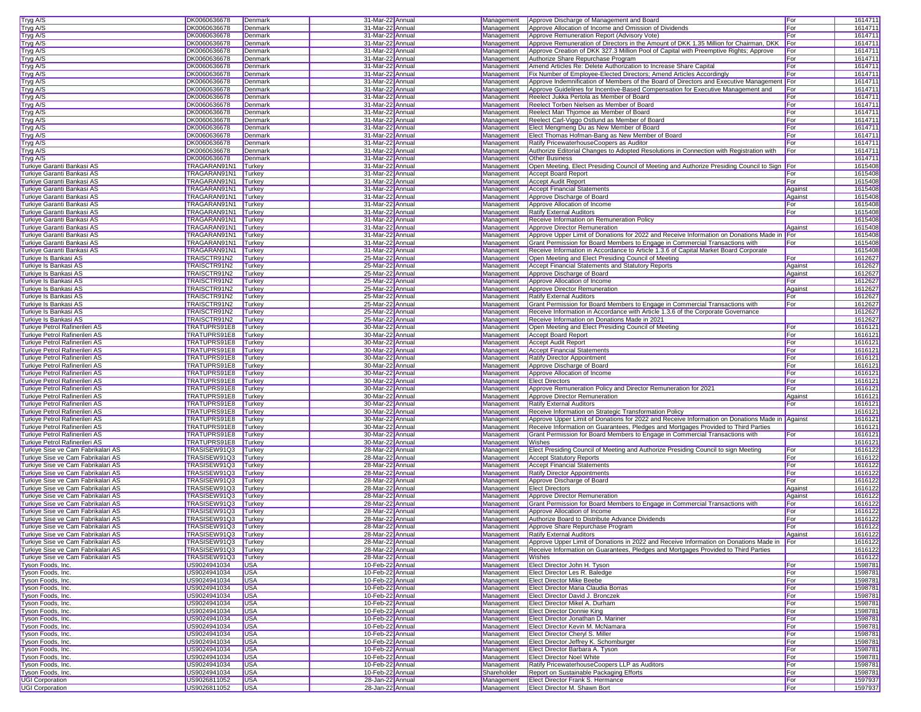| | | | | | | | | |
|---|---|---|---|---|---|---|---|---|
| Tryg A/S | DK0060636678 | Denmark | 31-Mar-22 | Annual | Management | Approve Discharge of Management and Board | For | 1614711 |
| Tryg A/S | DK0060636678 | Denmark | 31-Mar-22 | Annual | Management | Approve Allocation of Income and Omission of Dividends | For | 1614711 |
| Tryg A/S | DK0060636678 | Denmark | 31-Mar-22 | Annual | Management | Approve Remuneration Report (Advisory Vote) | For | 1614711 |
| Tryg A/S | DK0060636678 | Denmark | 31-Mar-22 | Annual | Management | Approve Remuneration of Directors in the Amount of DKK 1.35 Million for Chairman, DKK | For | 1614711 |
| Tryg A/S | DK0060636678 | Denmark | 31-Mar-22 | Annual | Management | Approve Creation of DKK 327.3 Million Pool of Capital with Preemptive Rights; Approve | For | 1614711 |
| Tryg A/S | DK0060636678 | Denmark | 31-Mar-22 | Annual | Management | Authorize Share Repurchase Program | For | 1614711 |
| Tryg A/S | DK0060636678 | Denmark | 31-Mar-22 | Annual | Management | Amend Articles Re: Delete Authorization to Increase Share Capital | For | 1614711 |
| Tryg A/S | DK0060636678 | Denmark | 31-Mar-22 | Annual | Management | Fix Number of Employee-Elected Directors; Amend Articles Accordingly | For | 1614711 |
| Tryg A/S | DK0060636678 | Denmark | 31-Mar-22 | Annual | Management | Approve Indemnification of Members of the Board of Directors and Executive Management | For | 1614711 |
| Tryg A/S | DK0060636678 | Denmark | 31-Mar-22 | Annual | Management | Approve Guidelines for Incentive-Based Compensation for Executive Management and | For | 1614711 |
| Tryg A/S | DK0060636678 | Denmark | 31-Mar-22 | Annual | Management | Reelect Jukka Pertola as Member of Board | For | 1614711 |
| Tryg A/S | DK0060636678 | Denmark | 31-Mar-22 | Annual | Management | Reelect Torben Nielsen as Member of Board | For | 1614711 |
| Tryg A/S | DK0060636678 | Denmark | 31-Mar-22 | Annual | Management | Reelect Mari Thjomoe as Member of Board | For | 1614711 |
| Tryg A/S | DK0060636678 | Denmark | 31-Mar-22 | Annual | Management | Reelect Carl-Viggo Ostlund as Member of Board | For | 1614711 |
| Tryg A/S | DK0060636678 | Denmark | 31-Mar-22 | Annual | Management | Elect Mengmeng Du as New Member of Board | For | 1614711 |
| Tryg A/S | DK0060636678 | Denmark | 31-Mar-22 | Annual | Management | Elect Thomas Hofman-Bang as New Member of Board | For | 1614711 |
| Tryg A/S | DK0060636678 | Denmark | 31-Mar-22 | Annual | Management | Ratify PricewaterhouseCoopers as Auditor | For | 1614711 |
| Tryg A/S | DK0060636678 | Denmark | 31-Mar-22 | Annual | Management | Authorize Editorial Changes to Adopted Resolutions in Connection with Registration with | For | 1614711 |
| Tryg A/S | DK0060636678 | Denmark | 31-Mar-22 | Annual | Management | Other Business | | 1614711 |
| Turkiye Garanti Bankasi AS | TRAGARAN91N1 | Turkey | 31-Mar-22 | Annual | Management | Open Meeting, Elect Presiding Council of Meeting and Authorize Presiding Council to Sign | For | 1615408 |
| Turkiye Garanti Bankasi AS | TRAGARAN91N1 | Turkey | 31-Mar-22 | Annual | Management | Accept Board Report | For | 1615408 |
| Turkiye Garanti Bankasi AS | TRAGARAN91N1 | Turkey | 31-Mar-22 | Annual | Management | Accept Audit Report | For | 1615408 |
| Turkiye Garanti Bankasi AS | TRAGARAN91N1 | Turkey | 31-Mar-22 | Annual | Management | Accept Financial Statements | Against | 1615408 |
| Turkiye Garanti Bankasi AS | TRAGARAN91N1 | Turkey | 31-Mar-22 | Annual | Management | Approve Discharge of Board | Against | 1615408 |
| Turkiye Garanti Bankasi AS | TRAGARAN91N1 | Turkey | 31-Mar-22 | Annual | Management | Approve Allocation of Income | For | 1615408 |
| Turkiye Garanti Bankasi AS | TRAGARAN91N1 | Turkey | 31-Mar-22 | Annual | Management | Ratify External Auditors | For | 1615408 |
| Turkiye Garanti Bankasi AS | TRAGARAN91N1 | Turkey | 31-Mar-22 | Annual | Management | Receive Information on Remuneration Policy | | 1615408 |
| Turkiye Garanti Bankasi AS | TRAGARAN91N1 | Turkey | 31-Mar-22 | Annual | Management | Approve Director Remuneration | Against | 1615408 |
| Turkiye Garanti Bankasi AS | TRAGARAN91N1 | Turkey | 31-Mar-22 | Annual | Management | Approve Upper Limit of Donations for 2022 and Receive Information on Donations Made in | For | 1615408 |
| Turkiye Garanti Bankasi AS | TRAGARAN91N1 | Turkey | 31-Mar-22 | Annual | Management | Grant Permission for Board Members to Engage in Commercial Transactions with | For | 1615408 |
| Turkiye Garanti Bankasi AS | TRAGARAN91N1 | Turkey | 31-Mar-22 | Annual | Management | Receive Information in Accordance to Article 1.3.6 of Capital Market Board Corporate | | 1615408 |
| Turkiye Is Bankasi AS | TRAISCTR91N2 | Turkey | 25-Mar-22 | Annual | Management | Open Meeting and Elect Presiding Council of Meeting | For | 1612627 |
| Turkiye Is Bankasi AS | TRAISCTR91N2 | Turkey | 25-Mar-22 | Annual | Management | Accept Financial Statements and Statutory Reports | Against | 1612627 |
| Turkiye Is Bankasi AS | TRAISCTR91N2 | Turkey | 25-Mar-22 | Annual | Management | Approve Discharge of Board | Against | 1612627 |
| Turkiye Is Bankasi AS | TRAISCTR91N2 | Turkey | 25-Mar-22 | Annual | Management | Approve Allocation of Income | For | 1612627 |
| Turkiye Is Bankasi AS | TRAISCTR91N2 | Turkey | 25-Mar-22 | Annual | Management | Approve Director Remuneration | Against | 1612627 |
| Turkiye Is Bankasi AS | TRAISCTR91N2 | Turkey | 25-Mar-22 | Annual | Management | Ratify External Auditors | For | 1612627 |
| Turkiye Is Bankasi AS | TRAISCTR91N2 | Turkey | 25-Mar-22 | Annual | Management | Grant Permission for Board Members to Engage in Commercial Transactions with | For | 1612627 |
| Turkiye Is Bankasi AS | TRAISCTR91N2 | Turkey | 25-Mar-22 | Annual | Management | Receive Information in Accordance with Article 1.3.6 of the Corporate Governance | | 1612627 |
| Turkiye Is Bankasi AS | TRAISCTR91N2 | Turkey | 25-Mar-22 | Annual | Management | Receive Information on Donations Made in 2021 | | 1612627 |
| Turkiye Petrol Rafinerileri AS | TRATUPRS91E8 | Turkey | 30-Mar-22 | Annual | Management | Open Meeting and Elect Presiding Council of Meeting | For | 1616121 |
| Turkiye Petrol Rafinerileri AS | TRATUPRS91E8 | Turkey | 30-Mar-22 | Annual | Management | Accept Board Report | For | 1616121 |
| Turkiye Petrol Rafinerileri AS | TRATUPRS91E8 | Turkey | 30-Mar-22 | Annual | Management | Accept Audit Report | For | 1616121 |
| Turkiye Petrol Rafinerileri AS | TRATUPRS91E8 | Turkey | 30-Mar-22 | Annual | Management | Accept Financial Statements | For | 1616121 |
| Turkiye Petrol Rafinerileri AS | TRATUPRS91E8 | Turkey | 30-Mar-22 | Annual | Management | Ratify Director Appointment | For | 1616121 |
| Turkiye Petrol Rafinerileri AS | TRATUPRS91E8 | Turkey | 30-Mar-22 | Annual | Management | Approve Discharge of Board | For | 1616121 |
| Turkiye Petrol Rafinerileri AS | TRATUPRS91E8 | Turkey | 30-Mar-22 | Annual | Management | Approve Allocation of Income | For | 1616121 |
| Turkiye Petrol Rafinerileri AS | TRATUPRS91E8 | Turkey | 30-Mar-22 | Annual | Management | Elect Directors | For | 1616121 |
| Turkiye Petrol Rafinerileri AS | TRATUPRS91E8 | Turkey | 30-Mar-22 | Annual | Management | Approve Remuneration Policy and Director Remuneration for 2021 | For | 1616121 |
| Turkiye Petrol Rafinerileri AS | TRATUPRS91E8 | Turkey | 30-Mar-22 | Annual | Management | Approve Director Remuneration | Against | 1616121 |
| Turkiye Petrol Rafinerileri AS | TRATUPRS91E8 | Turkey | 30-Mar-22 | Annual | Management | Ratify External Auditors | For | 1616121 |
| Turkiye Petrol Rafinerileri AS | TRATUPRS91E8 | Turkey | 30-Mar-22 | Annual | Management | Receive Information on Strategic Transformation Policy | | 1616121 |
| Turkiye Petrol Rafinerileri AS | TRATUPRS91E8 | Turkey | 30-Mar-22 | Annual | Management | Approve Upper Limit of Donations for 2022 and Receive Information on Donations Made in | Against | 1616121 |
| Turkiye Petrol Rafinerileri AS | TRATUPRS91E8 | Turkey | 30-Mar-22 | Annual | Management | Receive Information on Guarantees, Pledges and Mortgages Provided to Third Parties | | 1616121 |
| Turkiye Petrol Rafinerileri AS | TRATUPRS91E8 | Turkey | 30-Mar-22 | Annual | Management | Grant Permission for Board Members to Engage in Commercial Transactions with | For | 1616121 |
| Turkiye Petrol Rafinerileri AS | TRATUPRS91E8 | Turkey | 30-Mar-22 | Annual | Management | Wishes | | 1616121 |
| Turkiye Sise ve Cam Fabrikalari AS | TRASISEW91Q3 | Turkey | 28-Mar-22 | Annual | Management | Elect Presiding Council of Meeting and Authorize Presiding Council to sign Meeting | For | 1616122 |
| Turkiye Sise ve Cam Fabrikalari AS | TRASISEW91Q3 | Turkey | 28-Mar-22 | Annual | Management | Accept Statutory Reports | For | 1616122 |
| Turkiye Sise ve Cam Fabrikalari AS | TRASISEW91Q3 | Turkey | 28-Mar-22 | Annual | Management | Accept Financial Statements | For | 1616122 |
| Turkiye Sise ve Cam Fabrikalari AS | TRASISEW91Q3 | Turkey | 28-Mar-22 | Annual | Management | Ratify Director Appointments | For | 1616122 |
| Turkiye Sise ve Cam Fabrikalari AS | TRASISEW91Q3 | Turkey | 28-Mar-22 | Annual | Management | Approve Discharge of Board | For | 1616122 |
| Turkiye Sise ve Cam Fabrikalari AS | TRASISEW91Q3 | Turkey | 28-Mar-22 | Annual | Management | Elect Directors | Against | 1616122 |
| Turkiye Sise ve Cam Fabrikalari AS | TRASISEW91Q3 | Turkey | 28-Mar-22 | Annual | Management | Approve Director Remuneration | Against | 1616122 |
| Turkiye Sise ve Cam Fabrikalari AS | TRASISEW91Q3 | Turkey | 28-Mar-22 | Annual | Management | Grant Permission for Board Members to Engage in Commercial Transactions with | For | 1616122 |
| Turkiye Sise ve Cam Fabrikalari AS | TRASISEW91Q3 | Turkey | 28-Mar-22 | Annual | Management | Approve Allocation of Income | For | 1616122 |
| Turkiye Sise ve Cam Fabrikalari AS | TRASISEW91Q3 | Turkey | 28-Mar-22 | Annual | Management | Authorize Board to Distribute Advance Dividends | For | 1616122 |
| Turkiye Sise ve Cam Fabrikalari AS | TRASISEW91Q3 | Turkey | 28-Mar-22 | Annual | Management | Approve Share Repurchase Program | For | 1616122 |
| Turkiye Sise ve Cam Fabrikalari AS | TRASISEW91Q3 | Turkey | 28-Mar-22 | Annual | Management | Ratify External Auditors | Against | 1616122 |
| Turkiye Sise ve Cam Fabrikalari AS | TRASISEW91Q3 | Turkey | 28-Mar-22 | Annual | Management | Approve Upper Limit of Donations in 2022 and Receive Information on Donations Made in | For | 1616122 |
| Turkiye Sise ve Cam Fabrikalari AS | TRASISEW91Q3 | Turkey | 28-Mar-22 | Annual | Management | Receive Information on Guarantees, Pledges and Mortgages Provided to Third Parties | | 1616122 |
| Turkiye Sise ve Cam Fabrikalari AS | TRASISEW91Q3 | Turkey | 28-Mar-22 | Annual | Management | Wishes | | 1616122 |
| Tyson Foods, Inc. | US9024941034 | USA | 10-Feb-22 | Annual | Management | Elect Director John H. Tyson | For | 1598781 |
| Tyson Foods, Inc. | US9024941034 | USA | 10-Feb-22 | Annual | Management | Elect Director Les R. Baledge | For | 1598781 |
| Tyson Foods, Inc. | US9024941034 | USA | 10-Feb-22 | Annual | Management | Elect Director Mike Beebe | For | 1598781 |
| Tyson Foods, Inc. | US9024941034 | USA | 10-Feb-22 | Annual | Management | Elect Director Maria Claudia Borras | For | 1598781 |
| Tyson Foods, Inc. | US9024941034 | USA | 10-Feb-22 | Annual | Management | Elect Director David J. Bronczek | For | 1598781 |
| Tyson Foods, Inc. | US9024941034 | USA | 10-Feb-22 | Annual | Management | Elect Director Mikel A. Durham | For | 1598781 |
| Tyson Foods, Inc. | US9024941034 | USA | 10-Feb-22 | Annual | Management | Elect Director Donnie King | For | 1598781 |
| Tyson Foods, Inc. | US9024941034 | USA | 10-Feb-22 | Annual | Management | Elect Director Jonathan D. Mariner | For | 1598781 |
| Tyson Foods, Inc. | US9024941034 | USA | 10-Feb-22 | Annual | Management | Elect Director Kevin M. McNamara | For | 1598781 |
| Tyson Foods, Inc. | US9024941034 | USA | 10-Feb-22 | Annual | Management | Elect Director Cheryl S. Miller | For | 1598781 |
| Tyson Foods, Inc. | US9024941034 | USA | 10-Feb-22 | Annual | Management | Elect Director Jeffrey K. Schomburger | For | 1598781 |
| Tyson Foods, Inc. | US9024941034 | USA | 10-Feb-22 | Annual | Management | Elect Director Barbara A. Tyson | For | 1598781 |
| Tyson Foods, Inc. | US9024941034 | USA | 10-Feb-22 | Annual | Management | Elect Director Noel White | For | 1598781 |
| Tyson Foods, Inc. | US9024941034 | USA | 10-Feb-22 | Annual | Management | Ratify PricewaterhouseCoopers LLP as Auditors | For | 1598781 |
| Tyson Foods, Inc. | US9024941034 | USA | 10-Feb-22 | Annual | Shareholder | Report on Sustainable Packaging Efforts | For | 1598781 |
| UGI Corporation | US9026811052 | USA | 28-Jan-22 | Annual | Management | Elect Director Frank S. Hermance | For | 1597937 |
| UGI Corporation | US9026811052 | USA | 28-Jan-22 | Annual | Management | Elect Director M. Shawn Bort | For | 1597937 |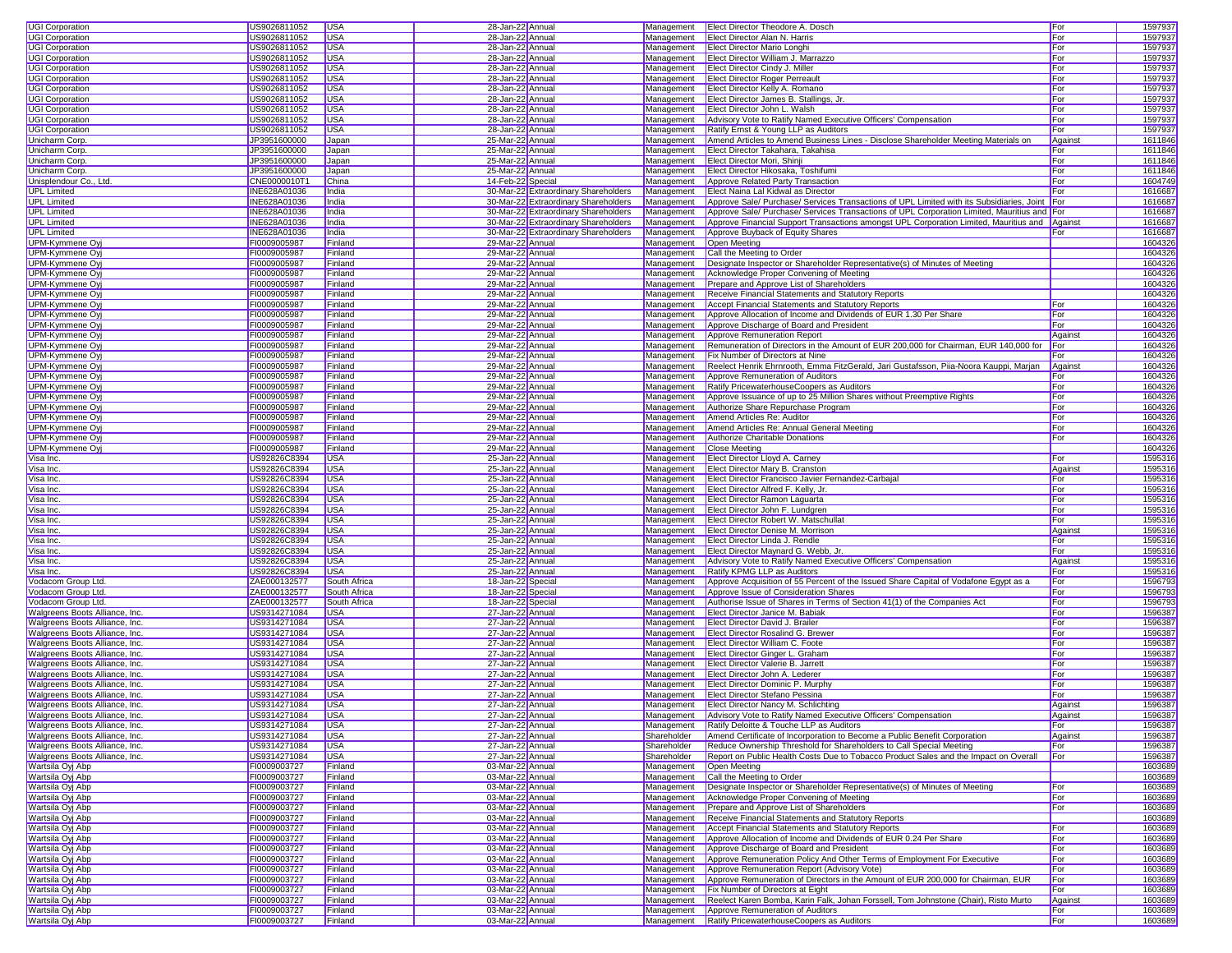| UGI Corporation | US9026811052 | USA | 28-Jan-22 | Annual | Management | Elect Director Theodore A. Dosch | For | 1597937 |
|---|---|---|---|---|---|---|---|---|
| UGI Corporation | US9026811052 | USA | 28-Jan-22 | Annual | Management | Elect Director Alan N. Harris | For | 1597937 |
| UGI Corporation | US9026811052 | USA | 28-Jan-22 | Annual | Management | Elect Director Mario Longhi | For | 1597937 |
| UGI Corporation | US9026811052 | USA | 28-Jan-22 | Annual | Management | Elect Director William J. Marrazzo | For | 1597937 |
| UGI Corporation | US9026811052 | USA | 28-Jan-22 | Annual | Management | Elect Director Cindy J. Miller | For | 1597937 |
| UGI Corporation | US9026811052 | USA | 28-Jan-22 | Annual | Management | Elect Director Roger Perreault | For | 1597937 |
| UGI Corporation | US9026811052 | USA | 28-Jan-22 | Annual | Management | Elect Director Kelly A. Romano | For | 1597937 |
| UGI Corporation | US9026811052 | USA | 28-Jan-22 | Annual | Management | Elect Director James B. Stallings, Jr. | For | 1597937 |
| UGI Corporation | US9026811052 | USA | 28-Jan-22 | Annual | Management | Elect Director John L. Walsh | For | 1597937 |
| UGI Corporation | US9026811052 | USA | 28-Jan-22 | Annual | Management | Advisory Vote to Ratify Named Executive Officers' Compensation | For | 1597937 |
| UGI Corporation | US9026811052 | USA | 28-Jan-22 | Annual | Management | Ratify Ernst & Young LLP as Auditors | For | 1597937 |
| Unicharm Corp. | JP3951600000 | Japan | 25-Mar-22 | Annual | Management | Amend Articles to Amend Business Lines - Disclose Shareholder Meeting Materials on | Against | 1611846 |
| Unicharm Corp. | JP3951600000 | Japan | 25-Mar-22 | Annual | Management | Elect Director Takahara, Takahisa | For | 1611846 |
| Unicharm Corp. | JP3951600000 | Japan | 25-Mar-22 | Annual | Management | Elect Director Mori, Shinji | For | 1611846 |
| Unicharm Corp. | JP3951600000 | Japan | 25-Mar-22 | Annual | Management | Elect Director Hikosaka, Toshifumi | For | 1611846 |
| Unisplendour Co., Ltd. | CNE0000010T1 | China | 14-Feb-22 | Special | Management | Approve Related Party Transaction | For | 1604749 |
| UPL Limited | INE628A01036 | India | 30-Mar-22 | Extraordinary Shareholders | Management | Elect Naina Lal Kidwai as Director | For | 1616687 |
| UPL Limited | INE628A01036 | India | 30-Mar-22 | Extraordinary Shareholders | Management | Approve Sale/ Purchase/ Services Transactions of UPL Limited with its Subsidiaries, Joint | For | 1616687 |
| UPL Limited | INE628A01036 | India | 30-Mar-22 | Extraordinary Shareholders | Management | Approve Sale/ Purchase/ Services Transactions of UPL Corporation Limited, Mauritius and | For | 1616687 |
| UPL Limited | INE628A01036 | India | 30-Mar-22 | Extraordinary Shareholders | Management | Approve Financial Support Transactions amongst UPL Corporation Limited, Mauritius and | Against | 1616687 |
| UPL Limited | INE628A01036 | India | 30-Mar-22 | Extraordinary Shareholders | Management | Approve Buyback of Equity Shares | For | 1616687 |
| UPM-Kymmene Oyj | FI0009005987 | Finland | 29-Mar-22 | Annual | Management | Open Meeting | | 1604326 |
| UPM-Kymmene Oyj | FI0009005987 | Finland | 29-Mar-22 | Annual | Management | Call the Meeting to Order | | 1604326 |
| UPM-Kymmene Oyj | FI0009005987 | Finland | 29-Mar-22 | Annual | Management | Designate Inspector or Shareholder Representative(s) of Minutes of Meeting | | 1604326 |
| UPM-Kymmene Oyj | FI0009005987 | Finland | 29-Mar-22 | Annual | Management | Acknowledge Proper Convening of Meeting | | 1604326 |
| UPM-Kymmene Oyj | FI0009005987 | Finland | 29-Mar-22 | Annual | Management | Prepare and Approve List of Shareholders | | 1604326 |
| UPM-Kymmene Oyj | FI0009005987 | Finland | 29-Mar-22 | Annual | Management | Receive Financial Statements and Statutory Reports | | 1604326 |
| UPM-Kymmene Oyj | FI0009005987 | Finland | 29-Mar-22 | Annual | Management | Accept Financial Statements and Statutory Reports | For | 1604326 |
| UPM-Kymmene Oyj | FI0009005987 | Finland | 29-Mar-22 | Annual | Management | Approve Allocation of Income and Dividends of EUR 1.30 Per Share | For | 1604326 |
| UPM-Kymmene Oyj | FI0009005987 | Finland | 29-Mar-22 | Annual | Management | Approve Discharge of Board and President | For | 1604326 |
| UPM-Kymmene Oyj | FI0009005987 | Finland | 29-Mar-22 | Annual | Management | Approve Remuneration Report | Against | 1604326 |
| UPM-Kymmene Oyj | FI0009005987 | Finland | 29-Mar-22 | Annual | Management | Remuneration of Directors in the Amount of EUR 200,000 for Chairman, EUR 140,000 for | For | 1604326 |
| UPM-Kymmene Oyj | FI0009005987 | Finland | 29-Mar-22 | Annual | Management | Fix Number of Directors at Nine | For | 1604326 |
| UPM-Kymmene Oyj | FI0009005987 | Finland | 29-Mar-22 | Annual | Management | Reelect Henrik Ehrnrooth, Emma FitzGerald, Jari Gustafsson, Piia-Noora Kauppi, Marjan | Against | 1604326 |
| UPM-Kymmene Oyj | FI0009005987 | Finland | 29-Mar-22 | Annual | Management | Approve Remuneration of Auditors | For | 1604326 |
| UPM-Kymmene Oyj | FI0009005987 | Finland | 29-Mar-22 | Annual | Management | Ratify PricewaterhouseCoopers as Auditors | For | 1604326 |
| UPM-Kymmene Oyj | FI0009005987 | Finland | 29-Mar-22 | Annual | Management | Approve Issuance of up to 25 Million Shares without Preemptive Rights | For | 1604326 |
| UPM-Kymmene Oyj | FI0009005987 | Finland | 29-Mar-22 | Annual | Management | Authorize Share Repurchase Program | For | 1604326 |
| UPM-Kymmene Oyj | FI0009005987 | Finland | 29-Mar-22 | Annual | Management | Amend Articles Re: Auditor | For | 1604326 |
| UPM-Kymmene Oyj | FI0009005987 | Finland | 29-Mar-22 | Annual | Management | Amend Articles Re: Annual General Meeting | For | 1604326 |
| UPM-Kymmene Oyj | FI0009005987 | Finland | 29-Mar-22 | Annual | Management | Authorize Charitable Donations | For | 1604326 |
| UPM-Kymmene Oyj | FI0009005987 | Finland | 29-Mar-22 | Annual | Management | Close Meeting | | 1604326 |
| Visa Inc. | US92826C8394 | USA | 25-Jan-22 | Annual | Management | Elect Director Lloyd A. Carney | For | 1595316 |
| Visa Inc. | US92826C8394 | USA | 25-Jan-22 | Annual | Management | Elect Director Mary B. Cranston | Against | 1595316 |
| Visa Inc. | US92826C8394 | USA | 25-Jan-22 | Annual | Management | Elect Director Francisco Javier Fernandez-Carbajal | For | 1595316 |
| Visa Inc. | US92826C8394 | USA | 25-Jan-22 | Annual | Management | Elect Director Alfred F. Kelly, Jr. | For | 1595316 |
| Visa Inc. | US92826C8394 | USA | 25-Jan-22 | Annual | Management | Elect Director Ramon Laguarta | For | 1595316 |
| Visa Inc. | US92826C8394 | USA | 25-Jan-22 | Annual | Management | Elect Director John F. Lundgren | For | 1595316 |
| Visa Inc. | US92826C8394 | USA | 25-Jan-22 | Annual | Management | Elect Director Robert W. Matschullat | For | 1595316 |
| Visa Inc. | US92826C8394 | USA | 25-Jan-22 | Annual | Management | Elect Director Denise M. Morrison | Against | 1595316 |
| Visa Inc. | US92826C8394 | USA | 25-Jan-22 | Annual | Management | Elect Director Linda J. Rendle | For | 1595316 |
| Visa Inc. | US92826C8394 | USA | 25-Jan-22 | Annual | Management | Elect Director Maynard G. Webb, Jr. | For | 1595316 |
| Visa Inc. | US92826C8394 | USA | 25-Jan-22 | Annual | Management | Advisory Vote to Ratify Named Executive Officers' Compensation | Against | 1595316 |
| Visa Inc. | US92826C8394 | USA | 25-Jan-22 | Annual | Management | Ratify KPMG LLP as Auditors | For | 1595316 |
| Vodacom Group Ltd. | ZAE000132577 | South Africa | 18-Jan-22 | Special | Management | Approve Acquisition of 55 Percent of the Issued Share Capital of Vodafone Egypt as a | For | 1596793 |
| Vodacom Group Ltd. | ZAE000132577 | South Africa | 18-Jan-22 | Special | Management | Approve Issue of Consideration Shares | For | 1596793 |
| Vodacom Group Ltd. | ZAE000132577 | South Africa | 18-Jan-22 | Special | Management | Authorise Issue of Shares in Terms of Section 41(1) of the Companies Act | For | 1596793 |
| Walgreens Boots Alliance, Inc. | US9314271084 | USA | 27-Jan-22 | Annual | Management | Elect Director Janice M. Babiak | For | 1596387 |
| Walgreens Boots Alliance, Inc. | US9314271084 | USA | 27-Jan-22 | Annual | Management | Elect Director David J. Brailer | For | 1596387 |
| Walgreens Boots Alliance, Inc. | US9314271084 | USA | 27-Jan-22 | Annual | Management | Elect Director Rosalind G. Brewer | For | 1596387 |
| Walgreens Boots Alliance, Inc. | US9314271084 | USA | 27-Jan-22 | Annual | Management | Elect Director William C. Foote | For | 1596387 |
| Walgreens Boots Alliance, Inc. | US9314271084 | USA | 27-Jan-22 | Annual | Management | Elect Director Ginger L. Graham | For | 1596387 |
| Walgreens Boots Alliance, Inc. | US9314271084 | USA | 27-Jan-22 | Annual | Management | Elect Director Valerie B. Jarrett | For | 1596387 |
| Walgreens Boots Alliance, Inc. | US9314271084 | USA | 27-Jan-22 | Annual | Management | Elect Director John A. Lederer | For | 1596387 |
| Walgreens Boots Alliance, Inc. | US9314271084 | USA | 27-Jan-22 | Annual | Management | Elect Director Dominic P. Murphy | For | 1596387 |
| Walgreens Boots Alliance, Inc. | US9314271084 | USA | 27-Jan-22 | Annual | Management | Elect Director Stefano Pessina | For | 1596387 |
| Walgreens Boots Alliance, Inc. | US9314271084 | USA | 27-Jan-22 | Annual | Management | Elect Director Nancy M. Schlichting | Against | 1596387 |
| Walgreens Boots Alliance, Inc. | US9314271084 | USA | 27-Jan-22 | Annual | Management | Advisory Vote to Ratify Named Executive Officers' Compensation | Against | 1596387 |
| Walgreens Boots Alliance, Inc. | US9314271084 | USA | 27-Jan-22 | Annual | Management | Ratify Deloitte & Touche LLP as Auditors | For | 1596387 |
| Walgreens Boots Alliance, Inc. | US9314271084 | USA | 27-Jan-22 | Annual | Shareholder | Amend Certificate of Incorporation to Become a Public Benefit Corporation | Against | 1596387 |
| Walgreens Boots Alliance, Inc. | US9314271084 | USA | 27-Jan-22 | Annual | Shareholder | Reduce Ownership Threshold for Shareholders to Call Special Meeting | For | 1596387 |
| Walgreens Boots Alliance, Inc. | US9314271084 | USA | 27-Jan-22 | Annual | Shareholder | Report on Public Health Costs Due to Tobacco Product Sales and the Impact on Overall | For | 1596387 |
| Wartsila Oyj Abp | FI0009003727 | Finland | 03-Mar-22 | Annual | Management | Open Meeting | | 1603689 |
| Wartsila Oyj Abp | FI0009003727 | Finland | 03-Mar-22 | Annual | Management | Call the Meeting to Order | | 1603689 |
| Wartsila Oyj Abp | FI0009003727 | Finland | 03-Mar-22 | Annual | Management | Designate Inspector or Shareholder Representative(s) of Minutes of Meeting | For | 1603689 |
| Wartsila Oyj Abp | FI0009003727 | Finland | 03-Mar-22 | Annual | Management | Acknowledge Proper Convening of Meeting | For | 1603689 |
| Wartsila Oyj Abp | FI0009003727 | Finland | 03-Mar-22 | Annual | Management | Prepare and Approve List of Shareholders | For | 1603689 |
| Wartsila Oyj Abp | FI0009003727 | Finland | 03-Mar-22 | Annual | Management | Receive Financial Statements and Statutory Reports | | 1603689 |
| Wartsila Oyj Abp | FI0009003727 | Finland | 03-Mar-22 | Annual | Management | Accept Financial Statements and Statutory Reports | For | 1603689 |
| Wartsila Oyj Abp | FI0009003727 | Finland | 03-Mar-22 | Annual | Management | Approve Allocation of Income and Dividends of EUR 0.24 Per Share | For | 1603689 |
| Wartsila Oyj Abp | FI0009003727 | Finland | 03-Mar-22 | Annual | Management | Approve Discharge of Board and President | For | 1603689 |
| Wartsila Oyj Abp | FI0009003727 | Finland | 03-Mar-22 | Annual | Management | Approve Remuneration Policy And Other Terms of Employment For Executive | For | 1603689 |
| Wartsila Oyj Abp | FI0009003727 | Finland | 03-Mar-22 | Annual | Management | Approve Remuneration Report (Advisory Vote) | For | 1603689 |
| Wartsila Oyj Abp | FI0009003727 | Finland | 03-Mar-22 | Annual | Management | Approve Remuneration of Directors in the Amount of EUR 200,000 for Chairman, EUR | For | 1603689 |
| Wartsila Oyj Abp | FI0009003727 | Finland | 03-Mar-22 | Annual | Management | Fix Number of Directors at Eight | For | 1603689 |
| Wartsila Oyj Abp | FI0009003727 | Finland | 03-Mar-22 | Annual | Management | Reelect Karen Bomba, Karin Falk, Johan Forssell, Tom Johnstone (Chair), Risto Murto | Against | 1603689 |
| Wartsila Oyj Abp | FI0009003727 | Finland | 03-Mar-22 | Annual | Management | Approve Remuneration of Auditors | For | 1603689 |
| Wartsila Oyj Abp | FI0009003727 | Finland | 03-Mar-22 | Annual | Management | Ratify PricewaterhouseCoopers as Auditors | For | 1603689 |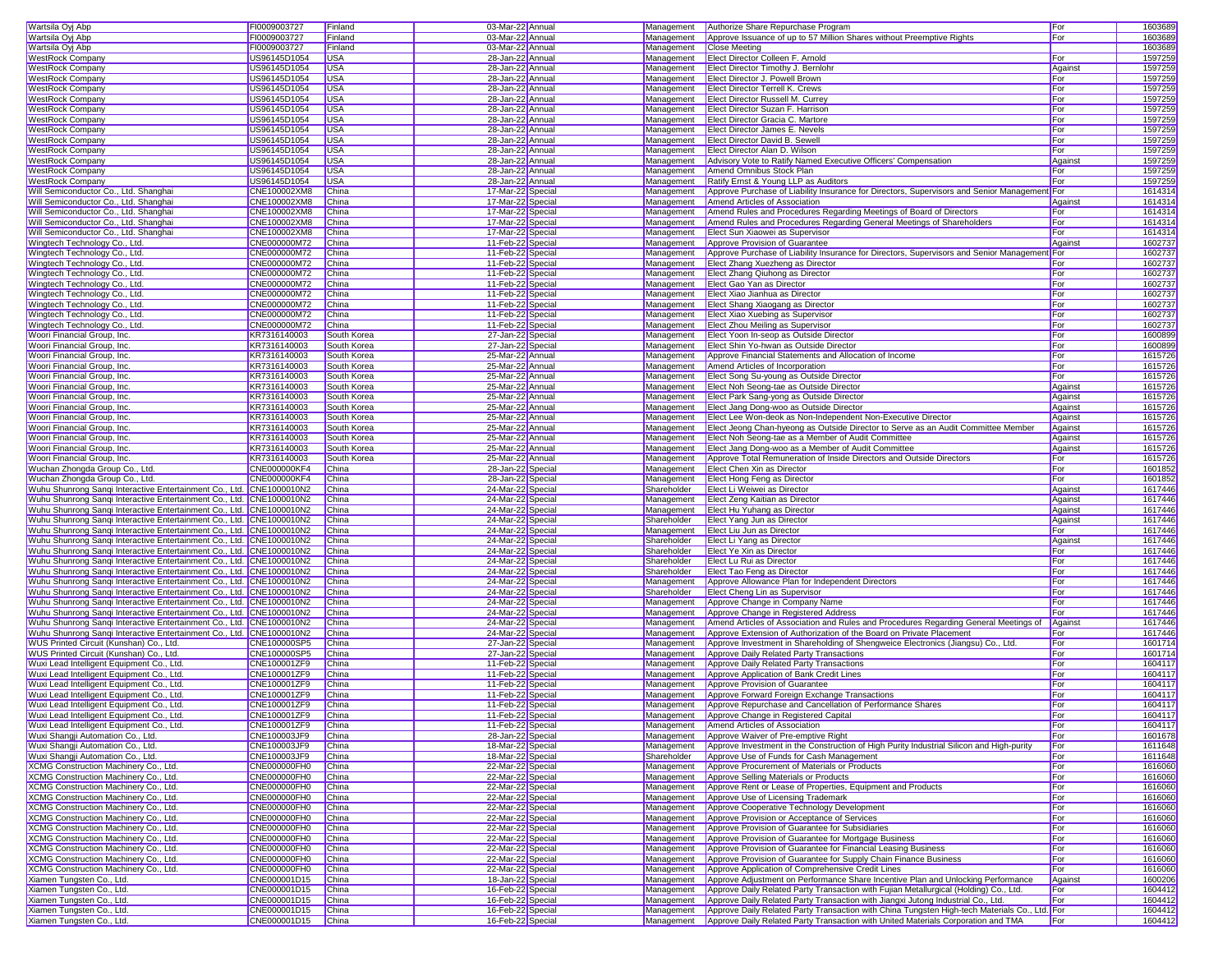| Wartsila Oyj Abp | FI0009003727 | Finland | 03-Mar-22 | Annual | Management | Authorize Share Repurchase Program | For | 1603689 |
|---|---|---|---|---|---|---|---|---|
| Wartsila Oyj Abp | FI0009003727 | Finland | 03-Mar-22 | Annual | Management | Approve Issuance of up to 57 Million Shares without Preemptive Rights | For | 1603689 |
| Wartsila Oyj Abp | FI0009003727 | Finland | 03-Mar-22 | Annual | Management | Close Meeting | | 1603689 |
| WestRock Company | US96145D1054 | USA | 28-Jan-22 | Annual | Management | Elect Director Colleen F. Arnold | For | 1597259 |
| WestRock Company | US96145D1054 | USA | 28-Jan-22 | Annual | Management | Elect Director Timothy J. Bernlohr | Against | 1597259 |
| WestRock Company | US96145D1054 | USA | 28-Jan-22 | Annual | Management | Elect Director J. Powell Brown | For | 1597259 |
| WestRock Company | US96145D1054 | USA | 28-Jan-22 | Annual | Management | Elect Director Terrell K. Crews | For | 1597259 |
| WestRock Company | US96145D1054 | USA | 28-Jan-22 | Annual | Management | Elect Director Russell M. Currey | For | 1597259 |
| WestRock Company | US96145D1054 | USA | 28-Jan-22 | Annual | Management | Elect Director Suzan F. Harrison | For | 1597259 |
| WestRock Company | US96145D1054 | USA | 28-Jan-22 | Annual | Management | Elect Director Gracia C. Martore | For | 1597259 |
| WestRock Company | US96145D1054 | USA | 28-Jan-22 | Annual | Management | Elect Director James E. Nevels | For | 1597259 |
| WestRock Company | US96145D1054 | USA | 28-Jan-22 | Annual | Management | Elect Director David B. Sewell | For | 1597259 |
| WestRock Company | US96145D1054 | USA | 28-Jan-22 | Annual | Management | Elect Director Alan D. Wilson | For | 1597259 |
| WestRock Company | US96145D1054 | USA | 28-Jan-22 | Annual | Management | Advisory Vote to Ratify Named Executive Officers' Compensation | Against | 1597259 |
| WestRock Company | US96145D1054 | USA | 28-Jan-22 | Annual | Management | Amend Omnibus Stock Plan | For | 1597259 |
| WestRock Company | US96145D1054 | USA | 28-Jan-22 | Annual | Management | Ratify Ernst & Young LLP as Auditors | For | 1597259 |
| Will Semiconductor Co., Ltd. Shanghai | CNE100002XM8 | China | 17-Mar-22 | Special | Management | Approve Purchase of Liability Insurance for Directors, Supervisors and Senior Management | For | 1614314 |
| Will Semiconductor Co., Ltd. Shanghai | CNE100002XM8 | China | 17-Mar-22 | Special | Management | Amend Articles of Association | Against | 1614314 |
| Will Semiconductor Co., Ltd. Shanghai | CNE100002XM8 | China | 17-Mar-22 | Special | Management | Amend Rules and Procedures Regarding Meetings of Board of Directors | For | 1614314 |
| Will Semiconductor Co., Ltd. Shanghai | CNE100002XM8 | China | 17-Mar-22 | Special | Management | Amend Rules and Procedures Regarding General Meetings of Shareholders | For | 1614314 |
| Will Semiconductor Co., Ltd. Shanghai | CNE100002XM8 | China | 17-Mar-22 | Special | Management | Elect Sun Xiaowei as Supervisor | For | 1614314 |
| Wingtech Technology Co., Ltd. | CNE000000M72 | China | 11-Feb-22 | Special | Management | Approve Provision of Guarantee | Against | 1602737 |
| Wingtech Technology Co., Ltd. | CNE000000M72 | China | 11-Feb-22 | Special | Management | Approve Purchase of Liability Insurance for Directors, Supervisors and Senior Management | For | 1602737 |
| Wingtech Technology Co., Ltd. | CNE000000M72 | China | 11-Feb-22 | Special | Management | Elect Zhang Xuezheng as Director | For | 1602737 |
| Wingtech Technology Co., Ltd. | CNE000000M72 | China | 11-Feb-22 | Special | Management | Elect Zhang Qiuhong as Director | For | 1602737 |
| Wingtech Technology Co., Ltd. | CNE000000M72 | China | 11-Feb-22 | Special | Management | Elect Gao Yan as Director | For | 1602737 |
| Wingtech Technology Co., Ltd. | CNE000000M72 | China | 11-Feb-22 | Special | Management | Elect Xiao Jianhua as Director | For | 1602737 |
| Wingtech Technology Co., Ltd. | CNE000000M72 | China | 11-Feb-22 | Special | Management | Elect Shang Xiaogang as Director | For | 1602737 |
| Wingtech Technology Co., Ltd. | CNE000000M72 | China | 11-Feb-22 | Special | Management | Elect Xiao Xuebing as Supervisor | For | 1602737 |
| Wingtech Technology Co., Ltd. | CNE000000M72 | China | 11-Feb-22 | Special | Management | Elect Zhou Meiling as Supervisor | For | 1602737 |
| Woori Financial Group, Inc. | KR7316140003 | South Korea | 27-Jan-22 | Special | Management | Elect Yoon In-seop as Outside Director | For | 1600899 |
| Woori Financial Group, Inc. | KR7316140003 | South Korea | 27-Jan-22 | Special | Management | Elect Shin Yo-hwan as Outside Director | For | 1600899 |
| Woori Financial Group, Inc. | KR7316140003 | South Korea | 25-Mar-22 | Annual | Management | Approve Financial Statements and Allocation of Income | For | 1615726 |
| Woori Financial Group, Inc. | KR7316140003 | South Korea | 25-Mar-22 | Annual | Management | Amend Articles of Incorporation | For | 1615726 |
| Woori Financial Group, Inc. | KR7316140003 | South Korea | 25-Mar-22 | Annual | Management | Elect Song Su-young as Outside Director | For | 1615726 |
| Woori Financial Group, Inc. | KR7316140003 | South Korea | 25-Mar-22 | Annual | Management | Elect Noh Seong-tae as Outside Director | Against | 1615726 |
| Woori Financial Group, Inc. | KR7316140003 | South Korea | 25-Mar-22 | Annual | Management | Elect Park Sang-yong as Outside Director | Against | 1615726 |
| Woori Financial Group, Inc. | KR7316140003 | South Korea | 25-Mar-22 | Annual | Management | Elect Jang Dong-woo as Outside Director | Against | 1615726 |
| Woori Financial Group, Inc. | KR7316140003 | South Korea | 25-Mar-22 | Annual | Management | Elect Lee Won-deok as Non-Independent Non-Executive Director | Against | 1615726 |
| Woori Financial Group, Inc. | KR7316140003 | South Korea | 25-Mar-22 | Annual | Management | Elect Jeong Chan-hyeong as Outside Director to Serve as an Audit Committee Member | Against | 1615726 |
| Woori Financial Group, Inc. | KR7316140003 | South Korea | 25-Mar-22 | Annual | Management | Elect Noh Seong-tae as a Member of Audit Committee | Against | 1615726 |
| Woori Financial Group, Inc. | KR7316140003 | South Korea | 25-Mar-22 | Annual | Management | Elect Jang Dong-woo as a Member of Audit Committee | Against | 1615726 |
| Woori Financial Group, Inc. | KR7316140003 | South Korea | 25-Mar-22 | Annual | Management | Approve Total Remuneration of Inside Directors and Outside Directors | For | 1615726 |
| Wuchan Zhongda Group Co., Ltd. | CNE000000KF4 | China | 28-Jan-22 | Special | Management | Elect Chen Xin as Director | For | 1601852 |
| Wuchan Zhongda Group Co., Ltd. | CNE000000KF4 | China | 28-Jan-22 | Special | Management | Elect Hong Feng as Director | For | 1601852 |
| Wuhu Shunrong Sanqi Interactive Entertainment Co., Ltd. | CNE1000010N2 | China | 24-Mar-22 | Special | Shareholder | Elect Li Weiwei as Director | Against | 1617446 |
| Wuhu Shunrong Sanqi Interactive Entertainment Co., Ltd. | CNE1000010N2 | China | 24-Mar-22 | Special | Management | Elect Zeng Kaitian as Director | Against | 1617446 |
| Wuhu Shunrong Sanqi Interactive Entertainment Co., Ltd. | CNE1000010N2 | China | 24-Mar-22 | Special | Management | Elect Hu Yuhang as Director | Against | 1617446 |
| Wuhu Shunrong Sanqi Interactive Entertainment Co., Ltd. | CNE1000010N2 | China | 24-Mar-22 | Special | Shareholder | Elect Yang Jun as Director | Against | 1617446 |
| Wuhu Shunrong Sanqi Interactive Entertainment Co., Ltd. | CNE1000010N2 | China | 24-Mar-22 | Special | Management | Elect Liu Jun as Director | For | 1617446 |
| Wuhu Shunrong Sanqi Interactive Entertainment Co., Ltd. | CNE1000010N2 | China | 24-Mar-22 | Special | Shareholder | Elect Li Yang as Director | Against | 1617446 |
| Wuhu Shunrong Sanqi Interactive Entertainment Co., Ltd. | CNE1000010N2 | China | 24-Mar-22 | Special | Shareholder | Elect Ye Xin as Director | For | 1617446 |
| Wuhu Shunrong Sanqi Interactive Entertainment Co., Ltd. | CNE1000010N2 | China | 24-Mar-22 | Special | Shareholder | Elect Lu Rui as Director | For | 1617446 |
| Wuhu Shunrong Sanqi Interactive Entertainment Co., Ltd. | CNE1000010N2 | China | 24-Mar-22 | Special | Shareholder | Elect Tao Feng as Director | For | 1617446 |
| Wuhu Shunrong Sanqi Interactive Entertainment Co., Ltd. | CNE1000010N2 | China | 24-Mar-22 | Special | Management | Approve Allowance Plan for Independent Directors | For | 1617446 |
| Wuhu Shunrong Sanqi Interactive Entertainment Co., Ltd. | CNE1000010N2 | China | 24-Mar-22 | Special | Shareholder | Elect Cheng Lin as Supervisor | For | 1617446 |
| Wuhu Shunrong Sanqi Interactive Entertainment Co., Ltd. | CNE1000010N2 | China | 24-Mar-22 | Special | Management | Approve Change in Company Name | For | 1617446 |
| Wuhu Shunrong Sanqi Interactive Entertainment Co., Ltd. | CNE1000010N2 | China | 24-Mar-22 | Special | Management | Approve Change in Registered Address | For | 1617446 |
| Wuhu Shunrong Sanqi Interactive Entertainment Co., Ltd. | CNE1000010N2 | China | 24-Mar-22 | Special | Management | Amend Articles of Association and Rules and Procedures Regarding General Meetings of | Against | 1617446 |
| Wuhu Shunrong Sanqi Interactive Entertainment Co., Ltd. | CNE1000010N2 | China | 24-Mar-22 | Special | Management | Approve Extension of Authorization of the Board on Private Placement | For | 1617446 |
| WUS Printed Circuit (Kunshan) Co., Ltd. | CNE100000SP5 | China | 27-Jan-22 | Special | Management | Approve Investment in Shareholding of Shengweice Electronics (Jiangsu) Co., Ltd. | For | 1601714 |
| WUS Printed Circuit (Kunshan) Co., Ltd. | CNE100000SP5 | China | 27-Jan-22 | Special | Management | Approve Daily Related Party Transactions | For | 1601714 |
| Wuxi Lead Intelligent Equipment Co., Ltd. | CNE100001ZF9 | China | 11-Feb-22 | Special | Management | Approve Daily Related Party Transactions | For | 1604117 |
| Wuxi Lead Intelligent Equipment Co., Ltd. | CNE100001ZF9 | China | 11-Feb-22 | Special | Management | Approve Application of Bank Credit Lines | For | 1604117 |
| Wuxi Lead Intelligent Equipment Co., Ltd. | CNE100001ZF9 | China | 11-Feb-22 | Special | Management | Approve Provision of Guarantee | For | 1604117 |
| Wuxi Lead Intelligent Equipment Co., Ltd. | CNE100001ZF9 | China | 11-Feb-22 | Special | Management | Approve Forward Foreign Exchange Transactions | For | 1604117 |
| Wuxi Lead Intelligent Equipment Co., Ltd. | CNE100001ZF9 | China | 11-Feb-22 | Special | Management | Approve Repurchase and Cancellation of Performance Shares | For | 1604117 |
| Wuxi Lead Intelligent Equipment Co., Ltd. | CNE100001ZF9 | China | 11-Feb-22 | Special | Management | Approve Change in Registered Capital | For | 1604117 |
| Wuxi Lead Intelligent Equipment Co., Ltd. | CNE100001ZF9 | China | 11-Feb-22 | Special | Management | Amend Articles of Association | For | 1604117 |
| Wuxi Shangji Automation Co., Ltd. | CNE100003JF9 | China | 28-Jan-22 | Special | Management | Approve Waiver of Pre-emptive Right | For | 1601678 |
| Wuxi Shangji Automation Co., Ltd. | CNE100003JF9 | China | 18-Mar-22 | Special | Management | Approve Investment in the Construction of High Purity Industrial Silicon and High-purity | For | 1611648 |
| Wuxi Shangji Automation Co., Ltd. | CNE100003JF9 | China | 18-Mar-22 | Special | Shareholder | Approve Use of Funds for Cash Management | For | 1611648 |
| XCMG Construction Machinery Co., Ltd. | CNE000000FH0 | China | 22-Mar-22 | Special | Management | Approve Procurement of Materials or Products | For | 1616060 |
| XCMG Construction Machinery Co., Ltd. | CNE000000FH0 | China | 22-Mar-22 | Special | Management | Approve Selling Materials or Products | For | 1616060 |
| XCMG Construction Machinery Co., Ltd. | CNE000000FH0 | China | 22-Mar-22 | Special | Management | Approve Rent or Lease of Properties, Equipment and Products | For | 1616060 |
| XCMG Construction Machinery Co., Ltd. | CNE000000FH0 | China | 22-Mar-22 | Special | Management | Approve Use of Licensing Trademark | For | 1616060 |
| XCMG Construction Machinery Co., Ltd. | CNE000000FH0 | China | 22-Mar-22 | Special | Management | Approve Cooperative Technology Development | For | 1616060 |
| XCMG Construction Machinery Co., Ltd. | CNE000000FH0 | China | 22-Mar-22 | Special | Management | Approve Provision or Acceptance of Services | For | 1616060 |
| XCMG Construction Machinery Co., Ltd. | CNE000000FH0 | China | 22-Mar-22 | Special | Management | Approve Provision of Guarantee for Subsidiaries | For | 1616060 |
| XCMG Construction Machinery Co., Ltd. | CNE000000FH0 | China | 22-Mar-22 | Special | Management | Approve Provision of Guarantee for Mortgage Business | For | 1616060 |
| XCMG Construction Machinery Co., Ltd. | CNE000000FH0 | China | 22-Mar-22 | Special | Management | Approve Provision of Guarantee for Financial Leasing Business | For | 1616060 |
| XCMG Construction Machinery Co., Ltd. | CNE000000FH0 | China | 22-Mar-22 | Special | Management | Approve Provision of Guarantee for Supply Chain Finance Business | For | 1616060 |
| XCMG Construction Machinery Co., Ltd. | CNE000000FH0 | China | 22-Mar-22 | Special | Management | Approve Application of Comprehensive Credit Lines | For | 1616060 |
| Xiamen Tungsten Co., Ltd. | CNE000001D15 | China | 18-Jan-22 | Special | Management | Approve Adjustment on Performance Share Incentive Plan and Unlocking Performance | Against | 1600206 |
| Xiamen Tungsten Co., Ltd. | CNE000001D15 | China | 16-Feb-22 | Special | Management | Approve Daily Related Party Transaction with Fujian Metallurgical (Holding) Co., Ltd. | For | 1604412 |
| Xiamen Tungsten Co., Ltd. | CNE000001D15 | China | 16-Feb-22 | Special | Management | Approve Daily Related Party Transaction with Jiangxi Jutong Industrial Co., Ltd. | For | 1604412 |
| Xiamen Tungsten Co., Ltd. | CNE000001D15 | China | 16-Feb-22 | Special | Management | Approve Daily Related Party Transaction with China Tungsten High-tech Materials Co., Ltd. | For | 1604412 |
| Xiamen Tungsten Co., Ltd. | CNE000001D15 | China | 16-Feb-22 | Special | Management | Approve Daily Related Party Transaction with United Materials Corporation and TMA | For | 1604412 |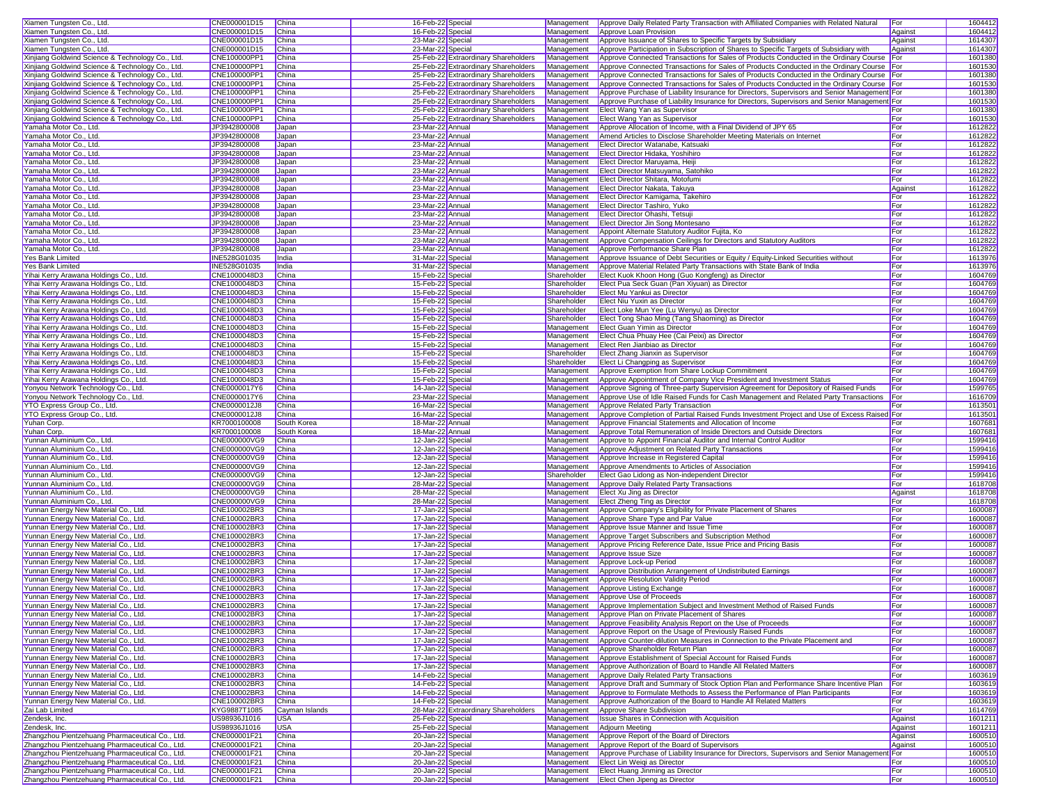| Xiamen Tungsten Co., Ltd. | CNE000001D15 | China | 16-Feb-22 | Special | Management | Approve Daily Related Party Transaction with Affiliated Companies with Related Natural | For | 1604412 |
|---|---|---|---|---|---|---|---|---|
| Xiamen Tungsten Co., Ltd. | CNE000001D15 | China | 16-Feb-22 | Special | Management | Approve Loan Provision | Against | 1604412 |
| Xiamen Tungsten Co., Ltd. | CNE000001D15 | China | 23-Mar-22 | Special | Management | Approve Issuance of Shares to Specific Targets by Subsidiary | Against | 1614307 |
| Xiamen Tungsten Co., Ltd. | CNE000001D15 | China | 23-Mar-22 | Special | Management | Approve Participation in Subscription of Shares to Specific Targets of Subsidiary with | Against | 1614307 |
| Xinjiang Goldwind Science & Technology Co., Ltd. | CNE100000PP1 | China | 25-Feb-22 | Extraordinary Shareholders | Management | Approve Connected Transactions for Sales of Products Conducted in the Ordinary Course | For | 1601380 |
| Xinjiang Goldwind Science & Technology Co., Ltd. | CNE100000PP1 | China | 25-Feb-22 | Extraordinary Shareholders | Management | Approve Connected Transactions for Sales of Products Conducted in the Ordinary Course | For | 1601530 |
| Xinjiang Goldwind Science & Technology Co., Ltd. | CNE100000PP1 | China | 25-Feb-22 | Extraordinary Shareholders | Management | Approve Connected Transactions for Sales of Products Conducted in the Ordinary Course | For | 1601380 |
| Xinjiang Goldwind Science & Technology Co., Ltd. | CNE100000PP1 | China | 25-Feb-22 | Extraordinary Shareholders | Management | Approve Connected Transactions for Sales of Products Conducted in the Ordinary Course | For | 1601530 |
| Xinjiang Goldwind Science & Technology Co., Ltd. | CNE100000PP1 | China | 25-Feb-22 | Extraordinary Shareholders | Management | Approve Purchase of Liability Insurance for Directors, Supervisors and Senior Management | For | 1601380 |
| Xinjiang Goldwind Science & Technology Co., Ltd. | CNE100000PP1 | China | 25-Feb-22 | Extraordinary Shareholders | Management | Approve Purchase of Liability Insurance for Directors, Supervisors and Senior Management | For | 1601530 |
| Xinjiang Goldwind Science & Technology Co., Ltd. | CNE100000PP1 | China | 25-Feb-22 | Extraordinary Shareholders | Management | Elect Wang Yan as Supervisor | For | 1601380 |
| Xinjiang Goldwind Science & Technology Co., Ltd. | CNE100000PP1 | China | 25-Feb-22 | Extraordinary Shareholders | Management | Elect Wang Yan as Supervisor | For | 1601530 |
| Yamaha Motor Co., Ltd. | JP3942800008 | Japan | 23-Mar-22 | Annual | Management | Approve Allocation of Income, with a Final Dividend of JPY 65 | For | 1612822 |
| Yamaha Motor Co., Ltd. | JP3942800008 | Japan | 23-Mar-22 | Annual | Management | Amend Articles to Disclose Shareholder Meeting Materials on Internet | For | 1612822 |
| Yamaha Motor Co., Ltd. | JP3942800008 | Japan | 23-Mar-22 | Annual | Management | Elect Director Watanabe, Katsuaki | For | 1612822 |
| Yamaha Motor Co., Ltd. | JP3942800008 | Japan | 23-Mar-22 | Annual | Management | Elect Director Hidaka, Yoshihiro | For | 1612822 |
| Yamaha Motor Co., Ltd. | JP3942800008 | Japan | 23-Mar-22 | Annual | Management | Elect Director Maruyama, Heiji | For | 1612822 |
| Yamaha Motor Co., Ltd. | JP3942800008 | Japan | 23-Mar-22 | Annual | Management | Elect Director Matsuyama, Satohiko | For | 1612822 |
| Yamaha Motor Co., Ltd. | JP3942800008 | Japan | 23-Mar-22 | Annual | Management | Elect Director Shitara, Motofumi | For | 1612822 |
| Yamaha Motor Co., Ltd. | JP3942800008 | Japan | 23-Mar-22 | Annual | Management | Elect Director Nakata, Takuya | Against | 1612822 |
| Yamaha Motor Co., Ltd. | JP3942800008 | Japan | 23-Mar-22 | Annual | Management | Elect Director Kamigama, Takehiro | For | 1612822 |
| Yamaha Motor Co., Ltd. | JP3942800008 | Japan | 23-Mar-22 | Annual | Management | Elect Director Tashiro, Yuko | For | 1612822 |
| Yamaha Motor Co., Ltd. | JP3942800008 | Japan | 23-Mar-22 | Annual | Management | Elect Director Ohashi, Tetsuji | For | 1612822 |
| Yamaha Motor Co., Ltd. | JP3942800008 | Japan | 23-Mar-22 | Annual | Management | Elect Director Jin Song Montesano | For | 1612822 |
| Yamaha Motor Co., Ltd. | JP3942800008 | Japan | 23-Mar-22 | Annual | Management | Appoint Alternate Statutory Auditor Fujita, Ko | For | 1612822 |
| Yamaha Motor Co., Ltd. | JP3942800008 | Japan | 23-Mar-22 | Annual | Management | Approve Compensation Ceilings for Directors and Statutory Auditors | For | 1612822 |
| Yamaha Motor Co., Ltd. | JP3942800008 | Japan | 23-Mar-22 | Annual | Management | Approve Performance Share Plan | For | 1612822 |
| Yes Bank Limited | INE528G01035 | India | 31-Mar-22 | Special | Management | Approve Issuance of Debt Securities or Equity / Equity-Linked Securities without | For | 1613976 |
| Yes Bank Limited | INE528G01035 | India | 31-Mar-22 | Special | Management | Approve Material Related Party Transactions with State Bank of India | For | 1613976 |
| Yihai Kerry Arawana Holdings Co., Ltd. | CNE1000048D3 | China | 15-Feb-22 | Special | Shareholder | Elect Kuok Khoon Hong (Guo Kongfeng) as Director | For | 1604769 |
| Yihai Kerry Arawana Holdings Co., Ltd. | CNE1000048D3 | China | 15-Feb-22 | Special | Shareholder | Elect Pua Seck Guan (Pan Xiyuan) as Director | For | 1604769 |
| Yihai Kerry Arawana Holdings Co., Ltd. | CNE1000048D3 | China | 15-Feb-22 | Special | Shareholder | Elect Mu Yankui as Director | For | 1604769 |
| Yihai Kerry Arawana Holdings Co., Ltd. | CNE1000048D3 | China | 15-Feb-22 | Special | Shareholder | Elect Niu Yuxin as Director | For | 1604769 |
| Yihai Kerry Arawana Holdings Co., Ltd. | CNE1000048D3 | China | 15-Feb-22 | Special | Shareholder | Elect Loke Mun Yee (Lu Wenyu) as Director | For | 1604769 |
| Yihai Kerry Arawana Holdings Co., Ltd. | CNE1000048D3 | China | 15-Feb-22 | Special | Shareholder | Elect Tong Shao Ming (Tang Shaoming) as Director | For | 1604769 |
| Yihai Kerry Arawana Holdings Co., Ltd. | CNE1000048D3 | China | 15-Feb-22 | Special | Management | Elect Guan Yimin as Director | For | 1604769 |
| Yihai Kerry Arawana Holdings Co., Ltd. | CNE1000048D3 | China | 15-Feb-22 | Special | Management | Elect Chua Phuay Hee (Cai Peixi) as Director | For | 1604769 |
| Yihai Kerry Arawana Holdings Co., Ltd. | CNE1000048D3 | China | 15-Feb-22 | Special | Management | Elect Ren Jianbiao as Director | For | 1604769 |
| Yihai Kerry Arawana Holdings Co., Ltd. | CNE1000048D3 | China | 15-Feb-22 | Special | Shareholder | Elect Zhang Jianxin as Supervisor | For | 1604769 |
| Yihai Kerry Arawana Holdings Co., Ltd. | CNE1000048D3 | China | 15-Feb-22 | Special | Shareholder | Elect Li Changping as Supervisor | For | 1604769 |
| Yihai Kerry Arawana Holdings Co., Ltd. | CNE1000048D3 | China | 15-Feb-22 | Special | Management | Approve Exemption from Share Lockup Commitment | For | 1604769 |
| Yihai Kerry Arawana Holdings Co., Ltd. | CNE1000048D3 | China | 15-Feb-22 | Special | Management | Approve Appointment of Company Vice President and Investment Status | For | 1604769 |
| Yonyou Network Technology Co., Ltd. | CNE0000017Y6 | China | 14-Jan-22 | Special | Management | Approve Signing of Three-party Supervision Agreement for Depository of Raised Funds | For | 1599765 |
| Yonyou Network Technology Co., Ltd. | CNE0000017Y6 | China | 23-Mar-22 | Special | Management | Approve Use of Idle Raised Funds for Cash Management and Related Party Transactions | For | 1616709 |
| YTO Express Group Co., Ltd. | CNE0000012J8 | China | 16-Mar-22 | Special | Management | Approve Related Party Transaction | For | 1613501 |
| YTO Express Group Co., Ltd. | CNE0000012J8 | China | 16-Mar-22 | Special | Management | Approve Completion of Partial Raised Funds Investment Project and Use of Excess Raised | For | 1613501 |
| Yuhan Corp. | KR7000100008 | South Korea | 18-Mar-22 | Annual | Management | Approve Financial Statements and Allocation of Income | For | 1607681 |
| Yuhan Corp. | KR7000100008 | South Korea | 18-Mar-22 | Annual | Management | Approve Total Remuneration of Inside Directors and Outside Directors | For | 1607681 |
| Yunnan Aluminium Co., Ltd. | CNE000000VG9 | China | 12-Jan-22 | Special | Management | Approve to Appoint Financial Auditor and Internal Control Auditor | For | 1599416 |
| Yunnan Aluminium Co., Ltd. | CNE000000VG9 | China | 12-Jan-22 | Special | Management | Approve Adjustment on Related Party Transactions | For | 1599416 |
| Yunnan Aluminium Co., Ltd. | CNE000000VG9 | China | 12-Jan-22 | Special | Management | Approve Increase in Registered Capital | For | 1599416 |
| Yunnan Aluminium Co., Ltd. | CNE000000VG9 | China | 12-Jan-22 | Special | Management | Approve Amendments to Articles of Association | For | 1599416 |
| Yunnan Aluminium Co., Ltd. | CNE000000VG9 | China | 12-Jan-22 | Special | Shareholder | Elect Gao Lidong as Non-independent Director | For | 1599416 |
| Yunnan Aluminium Co., Ltd. | CNE000000VG9 | China | 28-Mar-22 | Special | Management | Approve Daily Related Party Transactions | For | 1618708 |
| Yunnan Aluminium Co., Ltd. | CNE000000VG9 | China | 28-Mar-22 | Special | Management | Elect Xu Jing as Director | Against | 1618708 |
| Yunnan Aluminium Co., Ltd. | CNE000000VG9 | China | 28-Mar-22 | Special | Management | Elect Zheng Ting as Director | For | 1618708 |
| Yunnan Energy New Material Co., Ltd. | CNE100002BR3 | China | 17-Jan-22 | Special | Management | Approve Company's Eligibility for Private Placement of Shares | For | 1600087 |
| Yunnan Energy New Material Co., Ltd. | CNE100002BR3 | China | 17-Jan-22 | Special | Management | Approve Share Type and Par Value | For | 1600087 |
| Yunnan Energy New Material Co., Ltd. | CNE100002BR3 | China | 17-Jan-22 | Special | Management | Approve Issue Manner and Issue Time | For | 1600087 |
| Yunnan Energy New Material Co., Ltd. | CNE100002BR3 | China | 17-Jan-22 | Special | Management | Approve Target Subscribers and Subscription Method | For | 1600087 |
| Yunnan Energy New Material Co., Ltd. | CNE100002BR3 | China | 17-Jan-22 | Special | Management | Approve Pricing Reference Date, Issue Price and Pricing Basis | For | 1600087 |
| Yunnan Energy New Material Co., Ltd. | CNE100002BR3 | China | 17-Jan-22 | Special | Management | Approve Issue Size | For | 1600087 |
| Yunnan Energy New Material Co., Ltd. | CNE100002BR3 | China | 17-Jan-22 | Special | Management | Approve Lock-up Period | For | 1600087 |
| Yunnan Energy New Material Co., Ltd. | CNE100002BR3 | China | 17-Jan-22 | Special | Management | Approve Distribution Arrangement of Undistributed Earnings | For | 1600087 |
| Yunnan Energy New Material Co., Ltd. | CNE100002BR3 | China | 17-Jan-22 | Special | Management | Approve Resolution Validity Period | For | 1600087 |
| Yunnan Energy New Material Co., Ltd. | CNE100002BR3 | China | 17-Jan-22 | Special | Management | Approve Listing Exchange | For | 1600087 |
| Yunnan Energy New Material Co., Ltd. | CNE100002BR3 | China | 17-Jan-22 | Special | Management | Approve Use of Proceeds | For | 1600087 |
| Yunnan Energy New Material Co., Ltd. | CNE100002BR3 | China | 17-Jan-22 | Special | Management | Approve Implementation Subject and Investment Method of Raised Funds | For | 1600087 |
| Yunnan Energy New Material Co., Ltd. | CNE100002BR3 | China | 17-Jan-22 | Special | Management | Approve Plan on Private Placement of Shares | For | 1600087 |
| Yunnan Energy New Material Co., Ltd. | CNE100002BR3 | China | 17-Jan-22 | Special | Management | Approve Feasibility Analysis Report on the Use of Proceeds | For | 1600087 |
| Yunnan Energy New Material Co., Ltd. | CNE100002BR3 | China | 17-Jan-22 | Special | Management | Approve Report on the Usage of Previously Raised Funds | For | 1600087 |
| Yunnan Energy New Material Co., Ltd. | CNE100002BR3 | China | 17-Jan-22 | Special | Management | Approve Counter-dilution Measures in Connection to the Private Placement and | For | 1600087 |
| Yunnan Energy New Material Co., Ltd. | CNE100002BR3 | China | 17-Jan-22 | Special | Management | Approve Shareholder Return Plan | For | 1600087 |
| Yunnan Energy New Material Co., Ltd. | CNE100002BR3 | China | 17-Jan-22 | Special | Management | Approve Establishment of Special Account for Raised Funds | For | 1600087 |
| Yunnan Energy New Material Co., Ltd. | CNE100002BR3 | China | 17-Jan-22 | Special | Management | Approve Authorization of Board to Handle All Related Matters | For | 1600087 |
| Yunnan Energy New Material Co., Ltd. | CNE100002BR3 | China | 14-Feb-22 | Special | Management | Approve Daily Related Party Transactions | For | 1603619 |
| Yunnan Energy New Material Co., Ltd. | CNE100002BR3 | China | 14-Feb-22 | Special | Management | Approve Draft and Summary of Stock Option Plan and Performance Share Incentive Plan | For | 1603619 |
| Yunnan Energy New Material Co., Ltd. | CNE100002BR3 | China | 14-Feb-22 | Special | Management | Approve to Formulate Methods to Assess the Performance of Plan Participants | For | 1603619 |
| Yunnan Energy New Material Co., Ltd. | CNE100002BR3 | China | 14-Feb-22 | Special | Management | Approve Authorization of the Board to Handle All Related Matters | For | 1603619 |
| Zai Lab Limited | KYG9887T1085 | Cayman Islands | 28-Mar-22 | Extraordinary Shareholders | Management | Approve Share Subdivision | For | 1614769 |
| Zendesk, Inc. | US98936J1016 | USA | 25-Feb-22 | Special | Management | Issue Shares in Connection with Acquisition | Against | 1601211 |
| Zendesk, Inc. | US98936J1016 | USA | 25-Feb-22 | Special | Management | Adjourn Meeting | Against | 1601211 |
| Zhangzhou Pientzehuang Pharmaceutical Co., Ltd. | CNE000001F21 | China | 20-Jan-22 | Special | Management | Approve Report of the Board of Directors | Against | 1600510 |
| Zhangzhou Pientzehuang Pharmaceutical Co., Ltd. | CNE000001F21 | China | 20-Jan-22 | Special | Management | Approve Report of the Board of Supervisors | Against | 1600510 |
| Zhangzhou Pientzehuang Pharmaceutical Co., Ltd. | CNE000001F21 | China | 20-Jan-22 | Special | Management | Approve Purchase of Liability Insurance for Directors, Supervisors and Senior Management | For | 1600510 |
| Zhangzhou Pientzehuang Pharmaceutical Co., Ltd. | CNE000001F21 | China | 20-Jan-22 | Special | Management | Elect Lin Weiqi as Director | For | 1600510 |
| Zhangzhou Pientzehuang Pharmaceutical Co., Ltd. | CNE000001F21 | China | 20-Jan-22 | Special | Management | Elect Huang Jinming as Director | For | 1600510 |
| Zhangzhou Pientzehuang Pharmaceutical Co., Ltd. | CNE000001F21 | China | 20-Jan-22 | Special | Management | Elect Chen Jipeng as Director | For | 1600510 |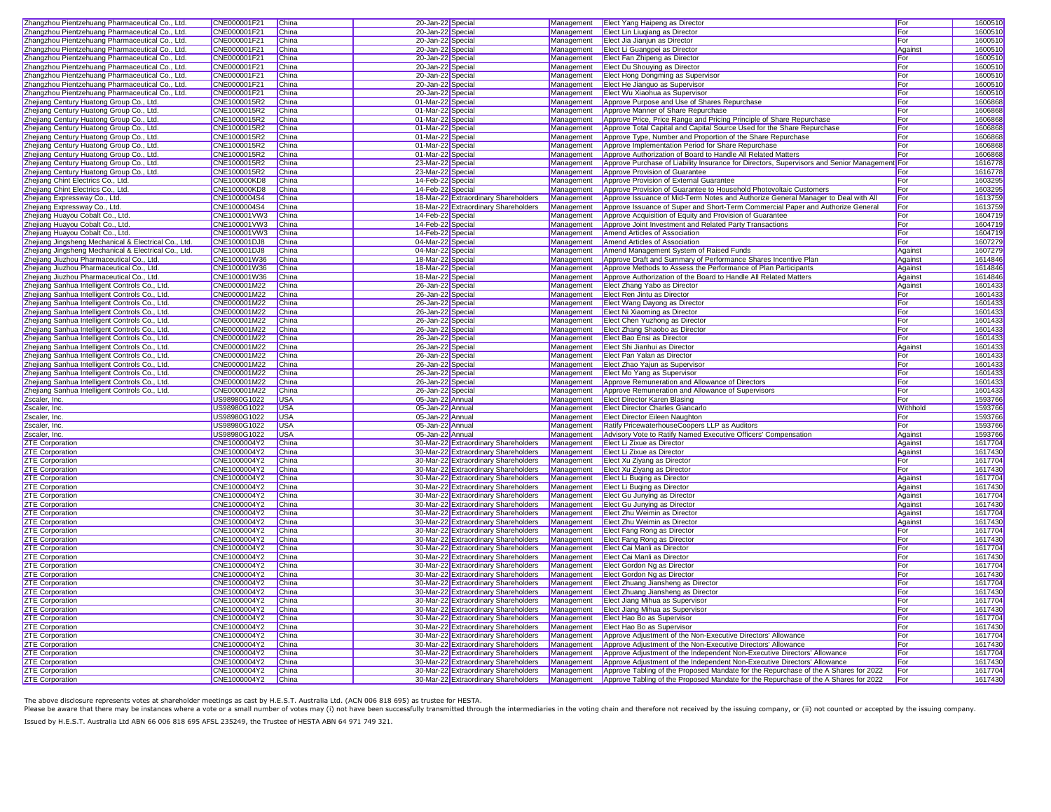| | | | | | | | | |
|---|---|---|---|---|---|---|---|---|
| Zhangzhou Pientzehuang Pharmaceutical Co., Ltd. | CNE000001F21 | China | 20-Jan-22 | Special | Management | Elect Yang Haipeng as Director | For | 1600510 |
| Zhangzhou Pientzehuang Pharmaceutical Co., Ltd. | CNE000001F21 | China | 20-Jan-22 | Special | Management | Elect Lin Liuqiang as Director | For | 1600510 |
| Zhangzhou Pientzehuang Pharmaceutical Co., Ltd. | CNE000001F21 | China | 20-Jan-22 | Special | Management | Elect Jia Jianjun as Director | For | 1600510 |
| Zhangzhou Pientzehuang Pharmaceutical Co., Ltd. | CNE000001F21 | China | 20-Jan-22 | Special | Management | Elect Li Guangpei as Director | Against | 1600510 |
| Zhangzhou Pientzehuang Pharmaceutical Co., Ltd. | CNE000001F21 | China | 20-Jan-22 | Special | Management | Elect Fan Zhipeng as Director | For | 1600510 |
| Zhangzhou Pientzehuang Pharmaceutical Co., Ltd. | CNE000001F21 | China | 20-Jan-22 | Special | Management | Elect Du Shouying as Director | For | 1600510 |
| Zhangzhou Pientzehuang Pharmaceutical Co., Ltd. | CNE000001F21 | China | 20-Jan-22 | Special | Management | Elect Hong Dongming as Supervisor | For | 1600510 |
| Zhangzhou Pientzehuang Pharmaceutical Co., Ltd. | CNE000001F21 | China | 20-Jan-22 | Special | Management | Elect He Jianguo as Supervisor | For | 1600510 |
| Zhangzhou Pientzehuang Pharmaceutical Co., Ltd. | CNE000001F21 | China | 20-Jan-22 | Special | Management | Elect Wu Xiaohua as Supervisor | For | 1600510 |
| Zhejiang Century Huatong Group Co., Ltd. | CNE1000015R2 | China | 01-Mar-22 | Special | Management | Approve Purpose and Use of Shares Repurchase | For | 1606868 |
| Zhejiang Century Huatong Group Co., Ltd. | CNE1000015R2 | China | 01-Mar-22 | Special | Management | Approve Manner of Share Repurchase | For | 1606868 |
| Zhejiang Century Huatong Group Co., Ltd. | CNE1000015R2 | China | 01-Mar-22 | Special | Management | Approve Price, Price Range and Pricing Principle of Share Repurchase | For | 1606868 |
| Zhejiang Century Huatong Group Co., Ltd. | CNE1000015R2 | China | 01-Mar-22 | Special | Management | Approve Total Capital and Capital Source Used for the Share Repurchase | For | 1606868 |
| Zhejiang Century Huatong Group Co., Ltd. | CNE1000015R2 | China | 01-Mar-22 | Special | Management | Approve Type, Number and Proportion of the Share Repurchase | For | 1606868 |
| Zhejiang Century Huatong Group Co., Ltd. | CNE1000015R2 | China | 01-Mar-22 | Special | Management | Approve Implementation Period for Share Repurchase | For | 1606868 |
| Zhejiang Century Huatong Group Co., Ltd. | CNE1000015R2 | China | 01-Mar-22 | Special | Management | Approve Authorization of Board to Handle All Related Matters | For | 1606868 |
| Zhejiang Century Huatong Group Co., Ltd. | CNE1000015R2 | China | 23-Mar-22 | Special | Management | Approve Purchase of Liability Insurance for Directors, Supervisors and Senior Management | For | 1616778 |
| Zhejiang Century Huatong Group Co., Ltd. | CNE1000015R2 | China | 23-Mar-22 | Special | Management | Approve Provision of Guarantee | For | 1616778 |
| Zhejiang Chint Electrics Co., Ltd. | CNE100000KD8 | China | 14-Feb-22 | Special | Management | Approve Provision of External Guarantee | For | 1603295 |
| Zhejiang Chint Electrics Co., Ltd. | CNE100000KD8 | China | 14-Feb-22 | Special | Management | Approve Provision of Guarantee to Household Photovoltaic Customers | For | 1603295 |
| Zhejiang Expressway Co., Ltd. | CNE1000004S4 | China | 18-Mar-22 | Extraordinary Shareholders | Management | Approve Issuance of Mid-Term Notes and Authorize General Manager to Deal with All | For | 1613759 |
| Zhejiang Expressway Co., Ltd. | CNE1000004S4 | China | 18-Mar-22 | Extraordinary Shareholders | Management | Approve Issuance of Super and Short-Term Commercial Paper and Authorize General | For | 1613759 |
| Zhejiang Huayou Cobalt Co., Ltd. | CNE100001VW3 | China | 14-Feb-22 | Special | Management | Approve Acquisition of Equity and Provision of Guarantee | For | 1604719 |
| Zhejiang Huayou Cobalt Co., Ltd. | CNE100001VW3 | China | 14-Feb-22 | Special | Management | Approve Joint Investment and Related Party Transactions | For | 1604719 |
| Zhejiang Huayou Cobalt Co., Ltd. | CNE100001VW3 | China | 14-Feb-22 | Special | Management | Amend Articles of Association | For | 1604719 |
| Zhejiang Jingsheng Mechanical & Electrical Co., Ltd. | CNE100001DJ8 | China | 04-Mar-22 | Special | Management | Amend Articles of Association | For | 1607279 |
| Zhejiang Jingsheng Mechanical & Electrical Co., Ltd. | CNE100001DJ8 | China | 04-Mar-22 | Special | Management | Amend Management System of Raised Funds | Against | 1607279 |
| Zhejiang Jiuzhou Pharmaceutical Co., Ltd. | CNE100001W36 | China | 18-Mar-22 | Special | Management | Approve Draft and Summary of Performance Shares Incentive Plan | Against | 1614846 |
| Zhejiang Jiuzhou Pharmaceutical Co., Ltd. | CNE100001W36 | China | 18-Mar-22 | Special | Management | Approve Methods to Assess the Performance of Plan Participants | Against | 1614846 |
| Zhejiang Jiuzhou Pharmaceutical Co., Ltd. | CNE100001W36 | China | 18-Mar-22 | Special | Management | Approve Authorization of the Board to Handle All Related Matters | Against | 1614846 |
| Zhejiang Sanhua Intelligent Controls Co., Ltd. | CNE000001M22 | China | 26-Jan-22 | Special | Management | Elect Zhang Yabo as Director | Against | 1601433 |
| Zhejiang Sanhua Intelligent Controls Co., Ltd. | CNE000001M22 | China | 26-Jan-22 | Special | Management | Elect Ren Jintu as Director | For | 1601433 |
| Zhejiang Sanhua Intelligent Controls Co., Ltd. | CNE000001M22 | China | 26-Jan-22 | Special | Management | Elect Wang Dayong as Director | For | 1601433 |
| Zhejiang Sanhua Intelligent Controls Co., Ltd. | CNE000001M22 | China | 26-Jan-22 | Special | Management | Elect Ni Xiaoming as Director | For | 1601433 |
| Zhejiang Sanhua Intelligent Controls Co., Ltd. | CNE000001M22 | China | 26-Jan-22 | Special | Management | Elect Chen Yuzhong as Director | For | 1601433 |
| Zhejiang Sanhua Intelligent Controls Co., Ltd. | CNE000001M22 | China | 26-Jan-22 | Special | Management | Elect Zhang Shaobo as Director | For | 1601433 |
| Zhejiang Sanhua Intelligent Controls Co., Ltd. | CNE000001M22 | China | 26-Jan-22 | Special | Management | Elect Bao Ensi as Director | For | 1601433 |
| Zhejiang Sanhua Intelligent Controls Co., Ltd. | CNE000001M22 | China | 26-Jan-22 | Special | Management | Elect Shi Jianhui as Director | Against | 1601433 |
| Zhejiang Sanhua Intelligent Controls Co., Ltd. | CNE000001M22 | China | 26-Jan-22 | Special | Management | Elect Pan Yalan as Director | For | 1601433 |
| Zhejiang Sanhua Intelligent Controls Co., Ltd. | CNE000001M22 | China | 26-Jan-22 | Special | Management | Elect Zhao Yajun as Supervisor | For | 1601433 |
| Zhejiang Sanhua Intelligent Controls Co., Ltd. | CNE000001M22 | China | 26-Jan-22 | Special | Management | Elect Mo Yang as Supervisor | For | 1601433 |
| Zhejiang Sanhua Intelligent Controls Co., Ltd. | CNE000001M22 | China | 26-Jan-22 | Special | Management | Approve Remuneration and Allowance of Directors | For | 1601433 |
| Zhejiang Sanhua Intelligent Controls Co., Ltd. | CNE000001M22 | China | 26-Jan-22 | Special | Management | Approve Remuneration and Allowance of Supervisors | For | 1601433 |
| Zscaler, Inc. | US98980G1022 | USA | 05-Jan-22 | Annual | Management | Elect Director Karen Blasing | For | 1593766 |
| Zscaler, Inc. | US98980G1022 | USA | 05-Jan-22 | Annual | Management | Elect Director Charles Giancarlo | Withhold | 1593766 |
| Zscaler, Inc. | US98980G1022 | USA | 05-Jan-22 | Annual | Management | Elect Director Eileen Naughton | For | 1593766 |
| Zscaler, Inc. | US98980G1022 | USA | 05-Jan-22 | Annual | Management | Ratify PricewaterhouseCoopers LLP as Auditors | For | 1593766 |
| Zscaler, Inc. | US98980G1022 | USA | 05-Jan-22 | Annual | Management | Advisory Vote to Ratify Named Executive Officers' Compensation | Against | 1593766 |
| ZTE Corporation | CNE1000004Y2 | China | 30-Mar-22 | Extraordinary Shareholders | Management | Elect Li Zixue as Director | Against | 1617704 |
| ZTE Corporation | CNE1000004Y2 | China | 30-Mar-22 | Extraordinary Shareholders | Management | Elect Li Zixue as Director | Against | 1617430 |
| ZTE Corporation | CNE1000004Y2 | China | 30-Mar-22 | Extraordinary Shareholders | Management | Elect Xu Ziyang as Director | For | 1617704 |
| ZTE Corporation | CNE1000004Y2 | China | 30-Mar-22 | Extraordinary Shareholders | Management | Elect Xu Ziyang as Director | For | 1617430 |
| ZTE Corporation | CNE1000004Y2 | China | 30-Mar-22 | Extraordinary Shareholders | Management | Elect Li Buqing as Director | Against | 1617704 |
| ZTE Corporation | CNE1000004Y2 | China | 30-Mar-22 | Extraordinary Shareholders | Management | Elect Li Buqing as Director | Against | 1617430 |
| ZTE Corporation | CNE1000004Y2 | China | 30-Mar-22 | Extraordinary Shareholders | Management | Elect Gu Junying as Director | Against | 1617704 |
| ZTE Corporation | CNE1000004Y2 | China | 30-Mar-22 | Extraordinary Shareholders | Management | Elect Gu Junying as Director | Against | 1617430 |
| ZTE Corporation | CNE1000004Y2 | China | 30-Mar-22 | Extraordinary Shareholders | Management | Elect Zhu Weimin as Director | Against | 1617704 |
| ZTE Corporation | CNE1000004Y2 | China | 30-Mar-22 | Extraordinary Shareholders | Management | Elect Zhu Weimin as Director | Against | 1617430 |
| ZTE Corporation | CNE1000004Y2 | China | 30-Mar-22 | Extraordinary Shareholders | Management | Elect Fang Rong as Director | For | 1617704 |
| ZTE Corporation | CNE1000004Y2 | China | 30-Mar-22 | Extraordinary Shareholders | Management | Elect Fang Rong as Director | For | 1617430 |
| ZTE Corporation | CNE1000004Y2 | China | 30-Mar-22 | Extraordinary Shareholders | Management | Elect Cai Manli as Director | For | 1617704 |
| ZTE Corporation | CNE1000004Y2 | China | 30-Mar-22 | Extraordinary Shareholders | Management | Elect Cai Manli as Director | For | 1617430 |
| ZTE Corporation | CNE1000004Y2 | China | 30-Mar-22 | Extraordinary Shareholders | Management | Elect Gordon Ng as Director | For | 1617704 |
| ZTE Corporation | CNE1000004Y2 | China | 30-Mar-22 | Extraordinary Shareholders | Management | Elect Gordon Ng as Director | For | 1617430 |
| ZTE Corporation | CNE1000004Y2 | China | 30-Mar-22 | Extraordinary Shareholders | Management | Elect Zhuang Jiansheng as Director | For | 1617704 |
| ZTE Corporation | CNE1000004Y2 | China | 30-Mar-22 | Extraordinary Shareholders | Management | Elect Zhuang Jiansheng as Director | For | 1617430 |
| ZTE Corporation | CNE1000004Y2 | China | 30-Mar-22 | Extraordinary Shareholders | Management | Elect Jiang Mihua as Supervisor | For | 1617704 |
| ZTE Corporation | CNE1000004Y2 | China | 30-Mar-22 | Extraordinary Shareholders | Management | Elect Jiang Mihua as Supervisor | For | 1617430 |
| ZTE Corporation | CNE1000004Y2 | China | 30-Mar-22 | Extraordinary Shareholders | Management | Elect Hao Bo as Supervisor | For | 1617704 |
| ZTE Corporation | CNE1000004Y2 | China | 30-Mar-22 | Extraordinary Shareholders | Management | Elect Hao Bo as Supervisor | For | 1617430 |
| ZTE Corporation | CNE1000004Y2 | China | 30-Mar-22 | Extraordinary Shareholders | Management | Approve Adjustment of the Non-Executive Directors' Allowance | For | 1617704 |
| ZTE Corporation | CNE1000004Y2 | China | 30-Mar-22 | Extraordinary Shareholders | Management | Approve Adjustment of the Non-Executive Directors' Allowance | For | 1617430 |
| ZTE Corporation | CNE1000004Y2 | China | 30-Mar-22 | Extraordinary Shareholders | Management | Approve Adjustment of the Independent Non-Executive Directors' Allowance | For | 1617704 |
| ZTE Corporation | CNE1000004Y2 | China | 30-Mar-22 | Extraordinary Shareholders | Management | Approve Adjustment of the Independent Non-Executive Directors' Allowance | For | 1617430 |
| ZTE Corporation | CNE1000004Y2 | China | 30-Mar-22 | Extraordinary Shareholders | Management | Approve Tabling of the Proposed Mandate for the Repurchase of the A Shares for 2022 | For | 1617704 |
| ZTE Corporation | CNE1000004Y2 | China | 30-Mar-22 | Extraordinary Shareholders | Management | Approve Tabling of the Proposed Mandate for the Repurchase of the A Shares for 2022 | For | 1617430 |

The above disclosure represents votes at shareholder meetings as cast by H.E.S.T. Australia Ltd. (ACN 006 818 695) as trustee for HESTA.

Please be aware that there may be instances where a vote or a small number of votes may (i) not have been successfully transmitted through the intermediaries in the voting chain and therefore not received by the issuing company, or (ii) not counted or accepted by the issuing company.

Issued by H.E.S.T. Australia Ltd ABN 66 006 818 695 AFSL 235249, the Trustee of HESTA ABN 64 971 749 321.